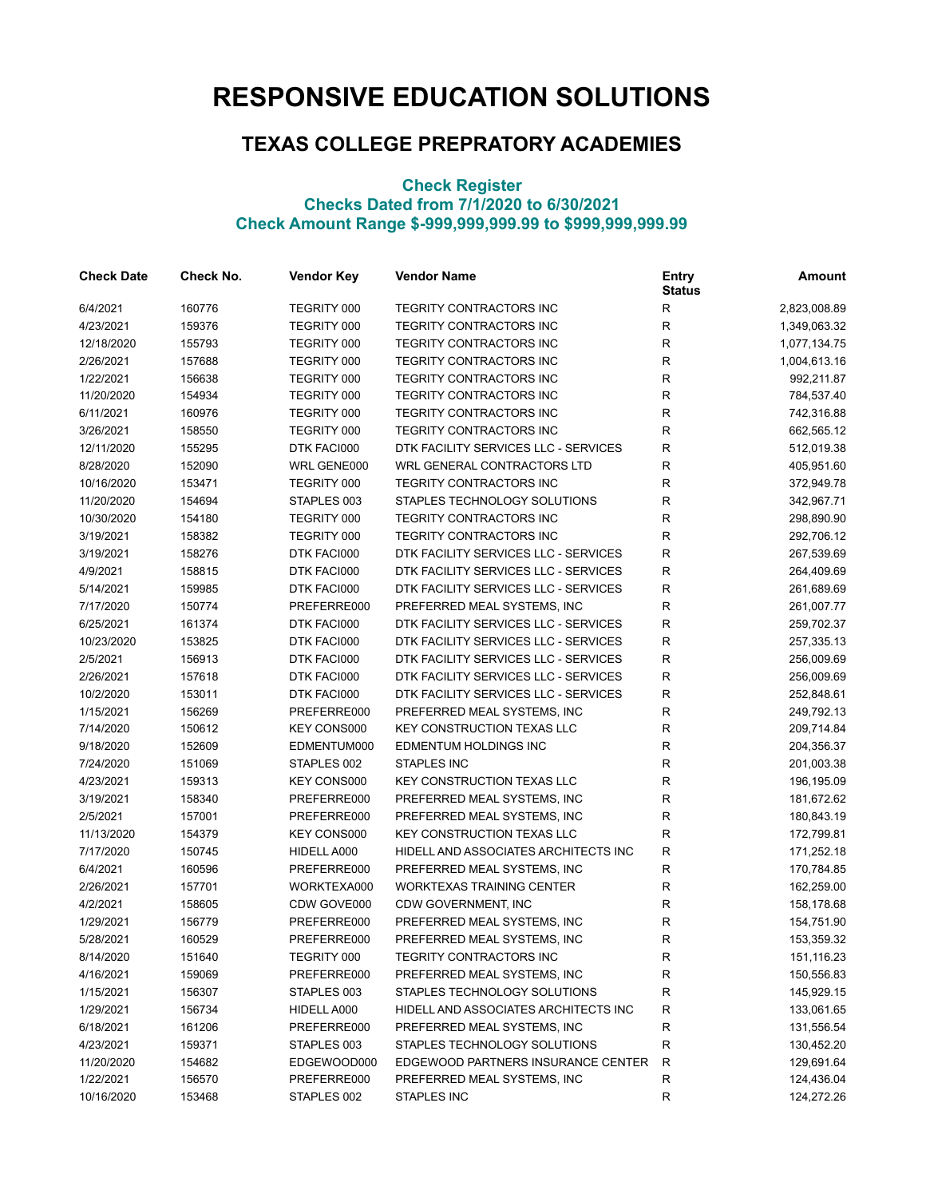# RESPONSIVE EDUCATION SOLUTIONS

## TEXAS COLLEGE PREPRATORY ACADEMIES

### Check Register
### Checks Dated from 7/1/2020 to 6/30/2021
### Check Amount Range $-999,999,999.99 to $999,999,999.99

| Check Date | Check No. | Vendor Key | Vendor Name | Entry Status | Amount |
|---|---|---|---|---|---|
| 6/4/2021 | 160776 | TEGRITY 000 | TEGRITY CONTRACTORS INC | R | 2,823,008.89 |
| 4/23/2021 | 159376 | TEGRITY 000 | TEGRITY CONTRACTORS INC | R | 1,349,063.32 |
| 12/18/2020 | 155793 | TEGRITY 000 | TEGRITY CONTRACTORS INC | R | 1,077,134.75 |
| 2/26/2021 | 157688 | TEGRITY 000 | TEGRITY CONTRACTORS INC | R | 1,004,613.16 |
| 1/22/2021 | 156638 | TEGRITY 000 | TEGRITY CONTRACTORS INC | R | 992,211.87 |
| 11/20/2020 | 154934 | TEGRITY 000 | TEGRITY CONTRACTORS INC | R | 784,537.40 |
| 6/11/2021 | 160976 | TEGRITY 000 | TEGRITY CONTRACTORS INC | R | 742,316.88 |
| 3/26/2021 | 158550 | TEGRITY 000 | TEGRITY CONTRACTORS INC | R | 662,565.12 |
| 12/11/2020 | 155295 | DTK FACI000 | DTK FACILITY SERVICES LLC - SERVICES | R | 512,019.38 |
| 8/28/2020 | 152090 | WRL GENE000 | WRL GENERAL CONTRACTORS LTD | R | 405,951.60 |
| 10/16/2020 | 153471 | TEGRITY 000 | TEGRITY CONTRACTORS INC | R | 372,949.78 |
| 11/20/2020 | 154694 | STAPLES 003 | STAPLES TECHNOLOGY SOLUTIONS | R | 342,967.71 |
| 10/30/2020 | 154180 | TEGRITY 000 | TEGRITY CONTRACTORS INC | R | 298,890.90 |
| 3/19/2021 | 158382 | TEGRITY 000 | TEGRITY CONTRACTORS INC | R | 292,706.12 |
| 3/19/2021 | 158276 | DTK FACI000 | DTK FACILITY SERVICES LLC - SERVICES | R | 267,539.69 |
| 4/9/2021 | 158815 | DTK FACI000 | DTK FACILITY SERVICES LLC - SERVICES | R | 264,409.69 |
| 5/14/2021 | 159985 | DTK FACI000 | DTK FACILITY SERVICES LLC - SERVICES | R | 261,689.69 |
| 7/17/2020 | 150774 | PREFERRE000 | PREFERRED MEAL SYSTEMS, INC | R | 261,007.77 |
| 6/25/2021 | 161374 | DTK FACI000 | DTK FACILITY SERVICES LLC - SERVICES | R | 259,702.37 |
| 10/23/2020 | 153825 | DTK FACI000 | DTK FACILITY SERVICES LLC - SERVICES | R | 257,335.13 |
| 2/5/2021 | 156913 | DTK FACI000 | DTK FACILITY SERVICES LLC - SERVICES | R | 256,009.69 |
| 2/26/2021 | 157618 | DTK FACI000 | DTK FACILITY SERVICES LLC - SERVICES | R | 256,009.69 |
| 10/2/2020 | 153011 | DTK FACI000 | DTK FACILITY SERVICES LLC - SERVICES | R | 252,848.61 |
| 1/15/2021 | 156269 | PREFERRE000 | PREFERRED MEAL SYSTEMS, INC | R | 249,792.13 |
| 7/14/2020 | 150612 | KEY CONS000 | KEY CONSTRUCTION TEXAS LLC | R | 209,714.84 |
| 9/18/2020 | 152609 | EDMENTUM000 | EDMENTUM HOLDINGS INC | R | 204,356.37 |
| 7/24/2020 | 151069 | STAPLES 002 | STAPLES INC | R | 201,003.38 |
| 4/23/2021 | 159313 | KEY CONS000 | KEY CONSTRUCTION TEXAS LLC | R | 196,195.09 |
| 3/19/2021 | 158340 | PREFERRE000 | PREFERRED MEAL SYSTEMS, INC | R | 181,672.62 |
| 2/5/2021 | 157001 | PREFERRE000 | PREFERRED MEAL SYSTEMS, INC | R | 180,843.19 |
| 11/13/2020 | 154379 | KEY CONS000 | KEY CONSTRUCTION TEXAS LLC | R | 172,799.81 |
| 7/17/2020 | 150745 | HIDELL A000 | HIDELL AND ASSOCIATES ARCHITECTS INC | R | 171,252.18 |
| 6/4/2021 | 160596 | PREFERRE000 | PREFERRED MEAL SYSTEMS, INC | R | 170,784.85 |
| 2/26/2021 | 157701 | WORKTEXA000 | WORKTEXAS TRAINING CENTER | R | 162,259.00 |
| 4/2/2021 | 158605 | CDW GOVE000 | CDW GOVERNMENT, INC | R | 158,178.68 |
| 1/29/2021 | 156779 | PREFERRE000 | PREFERRED MEAL SYSTEMS, INC | R | 154,751.90 |
| 5/28/2021 | 160529 | PREFERRE000 | PREFERRED MEAL SYSTEMS, INC | R | 153,359.32 |
| 8/14/2020 | 151640 | TEGRITY 000 | TEGRITY CONTRACTORS INC | R | 151,116.23 |
| 4/16/2021 | 159069 | PREFERRE000 | PREFERRED MEAL SYSTEMS, INC | R | 150,556.83 |
| 1/15/2021 | 156307 | STAPLES 003 | STAPLES TECHNOLOGY SOLUTIONS | R | 145,929.15 |
| 1/29/2021 | 156734 | HIDELL A000 | HIDELL AND ASSOCIATES ARCHITECTS INC | R | 133,061.65 |
| 6/18/2021 | 161206 | PREFERRE000 | PREFERRED MEAL SYSTEMS, INC | R | 131,556.54 |
| 4/23/2021 | 159371 | STAPLES 003 | STAPLES TECHNOLOGY SOLUTIONS | R | 130,452.20 |
| 11/20/2020 | 154682 | EDGEWOOD000 | EDGEWOOD PARTNERS INSURANCE CENTER | R | 129,691.64 |
| 1/22/2021 | 156570 | PREFERRE000 | PREFERRED MEAL SYSTEMS, INC | R | 124,436.04 |
| 10/16/2020 | 153468 | STAPLES 002 | STAPLES INC | R | 124,272.26 |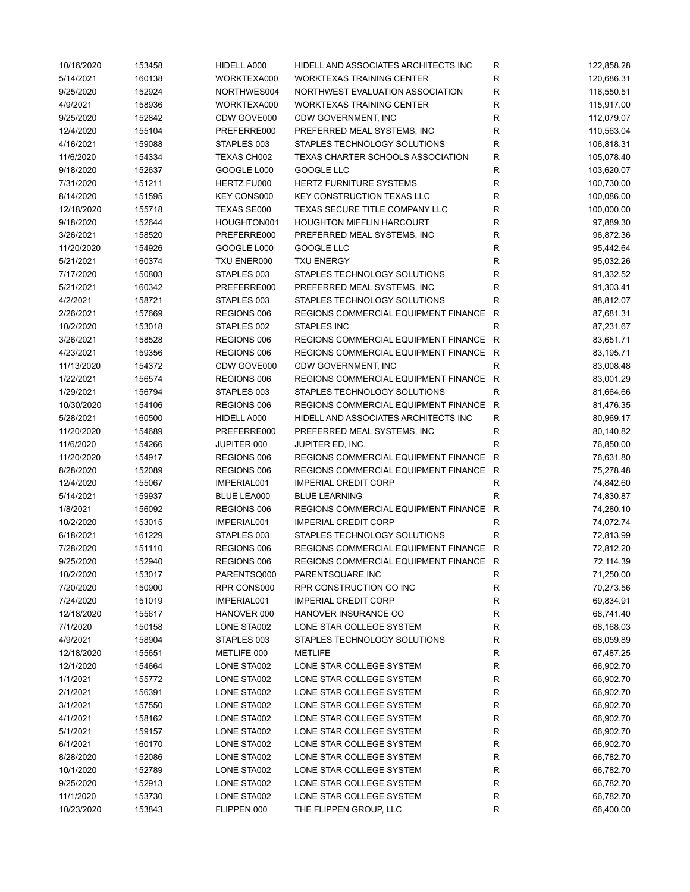| | | | | | |
|---|---|---|---|---|---|
| 10/16/2020 | 153458 | HIDELL A000 | HIDELL AND ASSOCIATES ARCHITECTS INC | R | 122,858.28 |
| 5/14/2021 | 160138 | WORKTEXA000 | WORKTEXAS TRAINING CENTER | R | 120,686.31 |
| 9/25/2020 | 152924 | NORTHWES004 | NORTHWEST EVALUATION ASSOCIATION | R | 116,550.51 |
| 4/9/2021 | 158936 | WORKTEXA000 | WORKTEXAS TRAINING CENTER | R | 115,917.00 |
| 9/25/2020 | 152842 | CDW GOVE000 | CDW GOVERNMENT, INC | R | 112,079.07 |
| 12/4/2020 | 155104 | PREFERRE000 | PREFERRED MEAL SYSTEMS, INC | R | 110,563.04 |
| 4/16/2021 | 159088 | STAPLES 003 | STAPLES TECHNOLOGY SOLUTIONS | R | 106,818.31 |
| 11/6/2020 | 154334 | TEXAS CH002 | TEXAS CHARTER SCHOOLS ASSOCIATION | R | 105,078.40 |
| 9/18/2020 | 152637 | GOOGLE L000 | GOOGLE LLC | R | 103,620.07 |
| 7/31/2020 | 151211 | HERTZ FU000 | HERTZ FURNITURE SYSTEMS | R | 100,730.00 |
| 8/14/2020 | 151595 | KEY CONS000 | KEY CONSTRUCTION TEXAS LLC | R | 100,086.00 |
| 12/18/2020 | 155718 | TEXAS SE000 | TEXAS SECURE TITLE COMPANY LLC | R | 100,000.00 |
| 9/18/2020 | 152644 | HOUGHTON001 | HOUGHTON MIFFLIN HARCOURT | R | 97,889.30 |
| 3/26/2021 | 158520 | PREFERRE000 | PREFERRED MEAL SYSTEMS, INC | R | 96,872.36 |
| 11/20/2020 | 154926 | GOOGLE L000 | GOOGLE LLC | R | 95,442.64 |
| 5/21/2021 | 160374 | TXU ENER000 | TXU ENERGY | R | 95,032.26 |
| 7/17/2020 | 150803 | STAPLES 003 | STAPLES TECHNOLOGY SOLUTIONS | R | 91,332.52 |
| 5/21/2021 | 160342 | PREFERRE000 | PREFERRED MEAL SYSTEMS, INC | R | 91,303.41 |
| 4/2/2021 | 158721 | STAPLES 003 | STAPLES TECHNOLOGY SOLUTIONS | R | 88,812.07 |
| 2/26/2021 | 157669 | REGIONS 006 | REGIONS COMMERCIAL EQUIPMENT FINANCE | R | 87,681.31 |
| 10/2/2020 | 153018 | STAPLES 002 | STAPLES INC | R | 87,231.67 |
| 3/26/2021 | 158528 | REGIONS 006 | REGIONS COMMERCIAL EQUIPMENT FINANCE | R | 83,651.71 |
| 4/23/2021 | 159356 | REGIONS 006 | REGIONS COMMERCIAL EQUIPMENT FINANCE | R | 83,195.71 |
| 11/13/2020 | 154372 | CDW GOVE000 | CDW GOVERNMENT, INC | R | 83,008.48 |
| 1/22/2021 | 156574 | REGIONS 006 | REGIONS COMMERCIAL EQUIPMENT FINANCE | R | 83,001.29 |
| 1/29/2021 | 156794 | STAPLES 003 | STAPLES TECHNOLOGY SOLUTIONS | R | 81,664.66 |
| 10/30/2020 | 154106 | REGIONS 006 | REGIONS COMMERCIAL EQUIPMENT FINANCE | R | 81,476.35 |
| 5/28/2021 | 160500 | HIDELL A000 | HIDELL AND ASSOCIATES ARCHITECTS INC | R | 80,969.17 |
| 11/20/2020 | 154689 | PREFERRE000 | PREFERRED MEAL SYSTEMS, INC | R | 80,140.82 |
| 11/6/2020 | 154266 | JUPITER 000 | JUPITER ED, INC. | R | 76,850.00 |
| 11/20/2020 | 154917 | REGIONS 006 | REGIONS COMMERCIAL EQUIPMENT FINANCE | R | 76,631.80 |
| 8/28/2020 | 152089 | REGIONS 006 | REGIONS COMMERCIAL EQUIPMENT FINANCE | R | 75,278.48 |
| 12/4/2020 | 155067 | IMPERIAL001 | IMPERIAL CREDIT CORP | R | 74,842.60 |
| 5/14/2021 | 159937 | BLUE LEA000 | BLUE LEARNING | R | 74,830.87 |
| 1/8/2021 | 156092 | REGIONS 006 | REGIONS COMMERCIAL EQUIPMENT FINANCE | R | 74,280.10 |
| 10/2/2020 | 153015 | IMPERIAL001 | IMPERIAL CREDIT CORP | R | 74,072.74 |
| 6/18/2021 | 161229 | STAPLES 003 | STAPLES TECHNOLOGY SOLUTIONS | R | 72,813.99 |
| 7/28/2020 | 151110 | REGIONS 006 | REGIONS COMMERCIAL EQUIPMENT FINANCE | R | 72,812.20 |
| 9/25/2020 | 152940 | REGIONS 006 | REGIONS COMMERCIAL EQUIPMENT FINANCE | R | 72,114.39 |
| 10/2/2020 | 153017 | PARENTSQ000 | PARENTSQUARE INC | R | 71,250.00 |
| 7/20/2020 | 150900 | RPR CONS000 | RPR CONSTRUCTION CO INC | R | 70,273.56 |
| 7/24/2020 | 151019 | IMPERIAL001 | IMPERIAL CREDIT CORP | R | 69,834.91 |
| 12/18/2020 | 155617 | HANOVER 000 | HANOVER INSURANCE CO | R | 68,741.40 |
| 7/1/2020 | 150158 | LONE STA002 | LONE STAR COLLEGE SYSTEM | R | 68,168.03 |
| 4/9/2021 | 158904 | STAPLES 003 | STAPLES TECHNOLOGY SOLUTIONS | R | 68,059.89 |
| 12/18/2020 | 155651 | METLIFE 000 | METLIFE | R | 67,487.25 |
| 12/1/2020 | 154664 | LONE STA002 | LONE STAR COLLEGE SYSTEM | R | 66,902.70 |
| 1/1/2021 | 155772 | LONE STA002 | LONE STAR COLLEGE SYSTEM | R | 66,902.70 |
| 2/1/2021 | 156391 | LONE STA002 | LONE STAR COLLEGE SYSTEM | R | 66,902.70 |
| 3/1/2021 | 157550 | LONE STA002 | LONE STAR COLLEGE SYSTEM | R | 66,902.70 |
| 4/1/2021 | 158162 | LONE STA002 | LONE STAR COLLEGE SYSTEM | R | 66,902.70 |
| 5/1/2021 | 159157 | LONE STA002 | LONE STAR COLLEGE SYSTEM | R | 66,902.70 |
| 6/1/2021 | 160170 | LONE STA002 | LONE STAR COLLEGE SYSTEM | R | 66,902.70 |
| 8/28/2020 | 152086 | LONE STA002 | LONE STAR COLLEGE SYSTEM | R | 66,782.70 |
| 10/1/2020 | 152789 | LONE STA002 | LONE STAR COLLEGE SYSTEM | R | 66,782.70 |
| 9/25/2020 | 152913 | LONE STA002 | LONE STAR COLLEGE SYSTEM | R | 66,782.70 |
| 11/1/2020 | 153730 | LONE STA002 | LONE STAR COLLEGE SYSTEM | R | 66,782.70 |
| 10/23/2020 | 153843 | FLIPPEN 000 | THE FLIPPEN GROUP, LLC | R | 66,400.00 |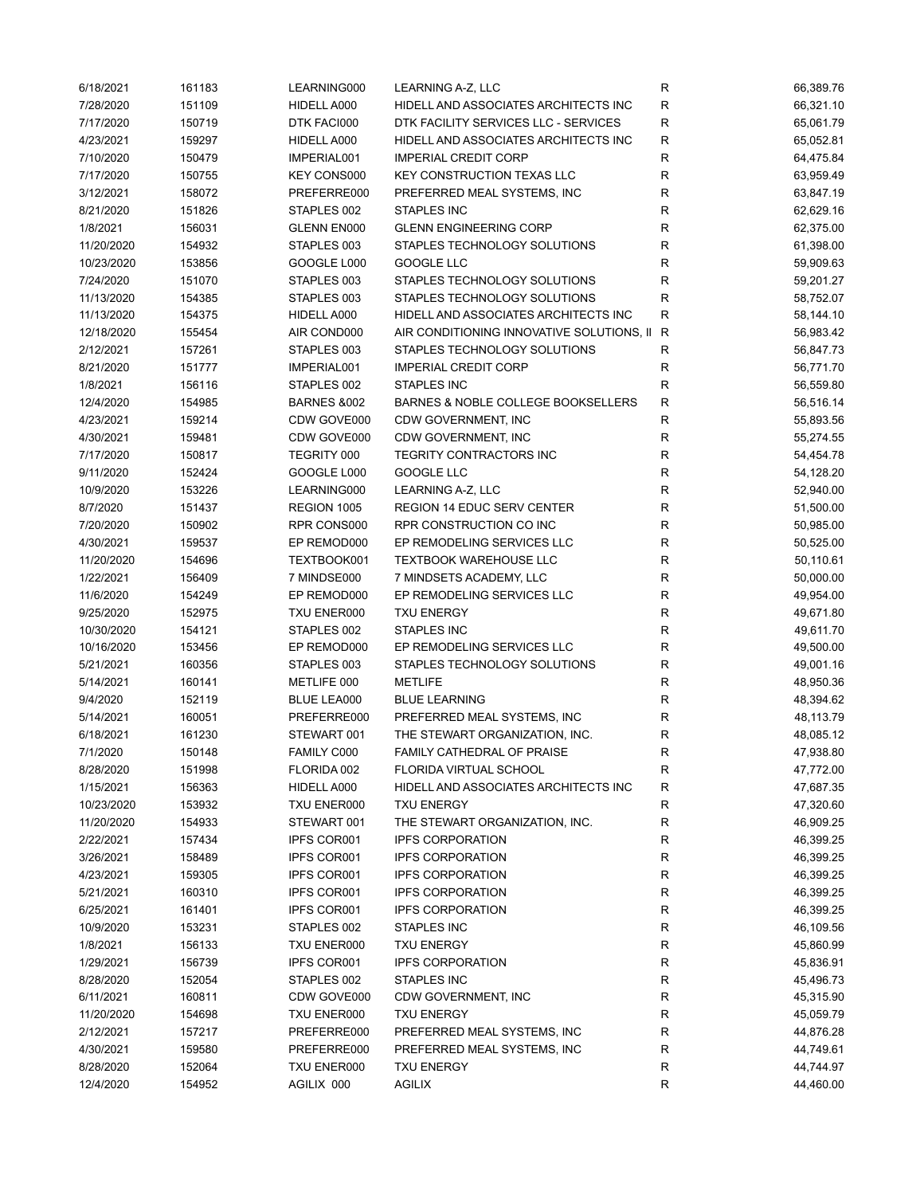| | | | | | |
|---|---|---|---|---|---|
| 6/18/2021 | 161183 | LEARNING000 | LEARNING A-Z, LLC | R | 66,389.76 |
| 7/28/2020 | 151109 | HIDELL A000 | HIDELL AND ASSOCIATES ARCHITECTS INC | R | 66,321.10 |
| 7/17/2020 | 150719 | DTK FACI000 | DTK FACILITY SERVICES LLC - SERVICES | R | 65,061.79 |
| 4/23/2021 | 159297 | HIDELL A000 | HIDELL AND ASSOCIATES ARCHITECTS INC | R | 65,052.81 |
| 7/10/2020 | 150479 | IMPERIAL001 | IMPERIAL CREDIT CORP | R | 64,475.84 |
| 7/17/2020 | 150755 | KEY CONS000 | KEY CONSTRUCTION TEXAS LLC | R | 63,959.49 |
| 3/12/2021 | 158072 | PREFERRE000 | PREFERRED MEAL SYSTEMS, INC | R | 63,847.19 |
| 8/21/2020 | 151826 | STAPLES 002 | STAPLES INC | R | 62,629.16 |
| 1/8/2021 | 156031 | GLENN EN000 | GLENN ENGINEERING CORP | R | 62,375.00 |
| 11/20/2020 | 154932 | STAPLES 003 | STAPLES TECHNOLOGY SOLUTIONS | R | 61,398.00 |
| 10/23/2020 | 153856 | GOOGLE L000 | GOOGLE LLC | R | 59,909.63 |
| 7/24/2020 | 151070 | STAPLES 003 | STAPLES TECHNOLOGY SOLUTIONS | R | 59,201.27 |
| 11/13/2020 | 154385 | STAPLES 003 | STAPLES TECHNOLOGY SOLUTIONS | R | 58,752.07 |
| 11/13/2020 | 154375 | HIDELL A000 | HIDELL AND ASSOCIATES ARCHITECTS INC | R | 58,144.10 |
| 12/18/2020 | 155454 | AIR COND000 | AIR CONDITIONING INNOVATIVE SOLUTIONS, II | R | 56,983.42 |
| 2/12/2021 | 157261 | STAPLES 003 | STAPLES TECHNOLOGY SOLUTIONS | R | 56,847.73 |
| 8/21/2020 | 151777 | IMPERIAL001 | IMPERIAL CREDIT CORP | R | 56,771.70 |
| 1/8/2021 | 156116 | STAPLES 002 | STAPLES INC | R | 56,559.80 |
| 12/4/2020 | 154985 | BARNES &002 | BARNES & NOBLE COLLEGE BOOKSELLERS | R | 56,516.14 |
| 4/23/2021 | 159214 | CDW GOVE000 | CDW GOVERNMENT, INC | R | 55,893.56 |
| 4/30/2021 | 159481 | CDW GOVE000 | CDW GOVERNMENT, INC | R | 55,274.55 |
| 7/17/2020 | 150817 | TEGRITY 000 | TEGRITY CONTRACTORS INC | R | 54,454.78 |
| 9/11/2020 | 152424 | GOOGLE L000 | GOOGLE LLC | R | 54,128.20 |
| 10/9/2020 | 153226 | LEARNING000 | LEARNING A-Z, LLC | R | 52,940.00 |
| 8/7/2020 | 151437 | REGION 1005 | REGION 14 EDUC SERV CENTER | R | 51,500.00 |
| 7/20/2020 | 150902 | RPR CONS000 | RPR CONSTRUCTION CO INC | R | 50,985.00 |
| 4/30/2021 | 159537 | EP REMOD000 | EP REMODELING SERVICES LLC | R | 50,525.00 |
| 11/20/2020 | 154696 | TEXTBOOK001 | TEXTBOOK WAREHOUSE LLC | R | 50,110.61 |
| 1/22/2021 | 156409 | 7 MINDSE000 | 7 MINDSETS ACADEMY, LLC | R | 50,000.00 |
| 11/6/2020 | 154249 | EP REMOD000 | EP REMODELING SERVICES LLC | R | 49,954.00 |
| 9/25/2020 | 152975 | TXU ENER000 | TXU ENERGY | R | 49,671.80 |
| 10/30/2020 | 154121 | STAPLES 002 | STAPLES INC | R | 49,611.70 |
| 10/16/2020 | 153456 | EP REMOD000 | EP REMODELING SERVICES LLC | R | 49,500.00 |
| 5/21/2021 | 160356 | STAPLES 003 | STAPLES TECHNOLOGY SOLUTIONS | R | 49,001.16 |
| 5/14/2021 | 160141 | METLIFE 000 | METLIFE | R | 48,950.36 |
| 9/4/2020 | 152119 | BLUE LEA000 | BLUE LEARNING | R | 48,394.62 |
| 5/14/2021 | 160051 | PREFERRE000 | PREFERRED MEAL SYSTEMS, INC | R | 48,113.79 |
| 6/18/2021 | 161230 | STEWART 001 | THE STEWART ORGANIZATION, INC. | R | 48,085.12 |
| 7/1/2020 | 150148 | FAMILY C000 | FAMILY CATHEDRAL OF PRAISE | R | 47,938.80 |
| 8/28/2020 | 151998 | FLORIDA 002 | FLORIDA VIRTUAL SCHOOL | R | 47,772.00 |
| 1/15/2021 | 156363 | HIDELL A000 | HIDELL AND ASSOCIATES ARCHITECTS INC | R | 47,687.35 |
| 10/23/2020 | 153932 | TXU ENER000 | TXU ENERGY | R | 47,320.60 |
| 11/20/2020 | 154933 | STEWART 001 | THE STEWART ORGANIZATION, INC. | R | 46,909.25 |
| 2/22/2021 | 157434 | IPFS COR001 | IPFS CORPORATION | R | 46,399.25 |
| 3/26/2021 | 158489 | IPFS COR001 | IPFS CORPORATION | R | 46,399.25 |
| 4/23/2021 | 159305 | IPFS COR001 | IPFS CORPORATION | R | 46,399.25 |
| 5/21/2021 | 160310 | IPFS COR001 | IPFS CORPORATION | R | 46,399.25 |
| 6/25/2021 | 161401 | IPFS COR001 | IPFS CORPORATION | R | 46,399.25 |
| 10/9/2020 | 153231 | STAPLES 002 | STAPLES INC | R | 46,109.56 |
| 1/8/2021 | 156133 | TXU ENER000 | TXU ENERGY | R | 45,860.99 |
| 1/29/2021 | 156739 | IPFS COR001 | IPFS CORPORATION | R | 45,836.91 |
| 8/28/2020 | 152054 | STAPLES 002 | STAPLES INC | R | 45,496.73 |
| 6/11/2021 | 160811 | CDW GOVE000 | CDW GOVERNMENT, INC | R | 45,315.90 |
| 11/20/2020 | 154698 | TXU ENER000 | TXU ENERGY | R | 45,059.79 |
| 2/12/2021 | 157217 | PREFERRE000 | PREFERRED MEAL SYSTEMS, INC | R | 44,876.28 |
| 4/30/2021 | 159580 | PREFERRE000 | PREFERRED MEAL SYSTEMS, INC | R | 44,749.61 |
| 8/28/2020 | 152064 | TXU ENER000 | TXU ENERGY | R | 44,744.97 |
| 12/4/2020 | 154952 | AGILIX 000 | AGILIX | R | 44,460.00 |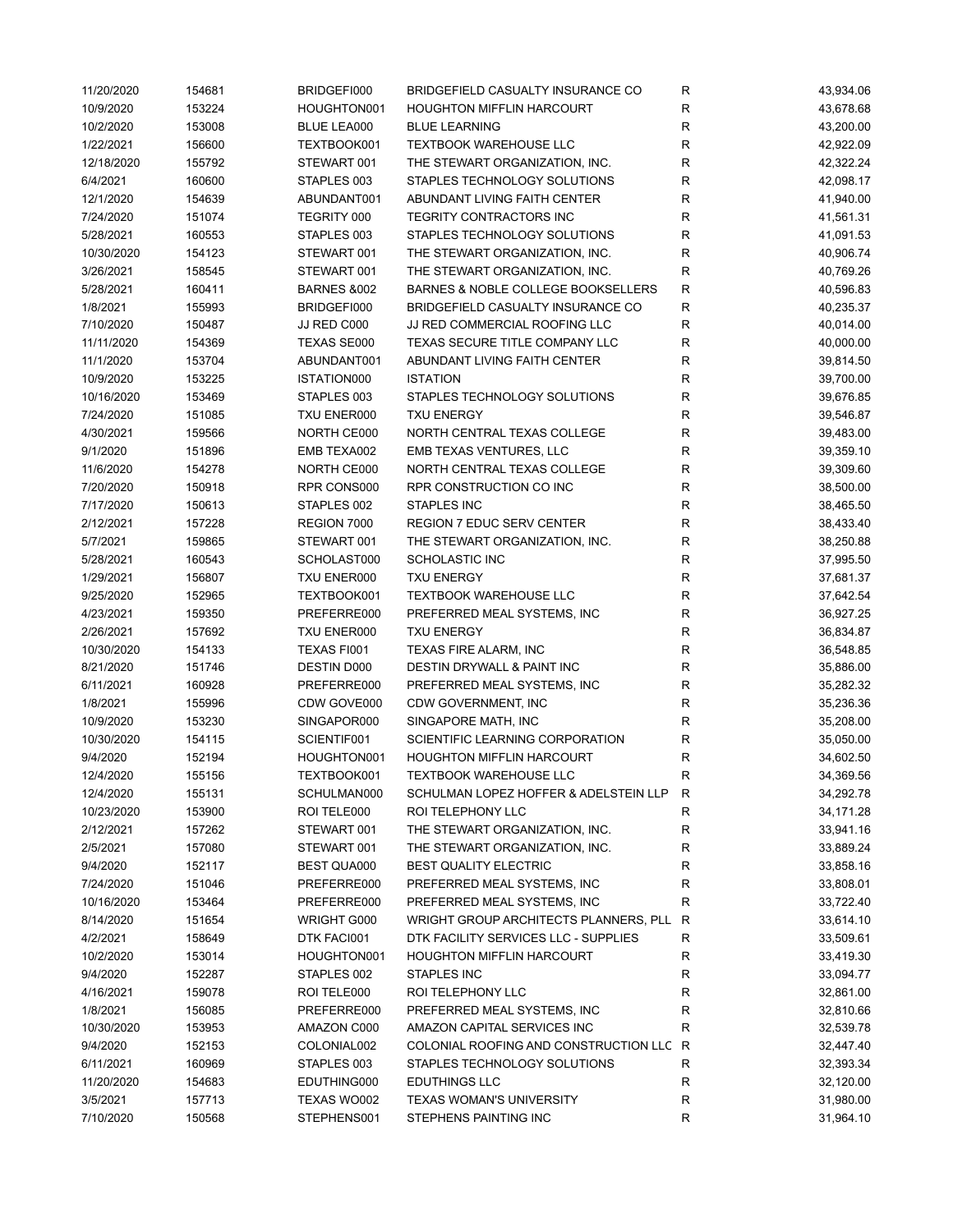| | | | | | |
|---|---|---|---|---|---|
| 11/20/2020 | 154681 | BRIDGEFI000 | BRIDGEFIELD CASUALTY INSURANCE CO | R | 43,934.06 |
| 10/9/2020 | 153224 | HOUGHTON001 | HOUGHTON MIFFLIN HARCOURT | R | 43,678.68 |
| 10/2/2020 | 153008 | BLUE LEA000 | BLUE LEARNING | R | 43,200.00 |
| 1/22/2021 | 156600 | TEXTBOOK001 | TEXTBOOK WAREHOUSE LLC | R | 42,922.09 |
| 12/18/2020 | 155792 | STEWART 001 | THE STEWART ORGANIZATION, INC. | R | 42,322.24 |
| 6/4/2021 | 160600 | STAPLES 003 | STAPLES TECHNOLOGY SOLUTIONS | R | 42,098.17 |
| 12/1/2020 | 154639 | ABUNDANT001 | ABUNDANT LIVING FAITH CENTER | R | 41,940.00 |
| 7/24/2020 | 151074 | TEGRITY 000 | TEGRITY CONTRACTORS INC | R | 41,561.31 |
| 5/28/2021 | 160553 | STAPLES 003 | STAPLES TECHNOLOGY SOLUTIONS | R | 41,091.53 |
| 10/30/2020 | 154123 | STEWART 001 | THE STEWART ORGANIZATION, INC. | R | 40,906.74 |
| 3/26/2021 | 158545 | STEWART 001 | THE STEWART ORGANIZATION, INC. | R | 40,769.26 |
| 5/28/2021 | 160411 | BARNES &002 | BARNES & NOBLE COLLEGE BOOKSELLERS | R | 40,596.83 |
| 1/8/2021 | 155993 | BRIDGEFI000 | BRIDGEFIELD CASUALTY INSURANCE CO | R | 40,235.37 |
| 7/10/2020 | 150487 | JJ RED C000 | JJ RED COMMERCIAL ROOFING LLC | R | 40,014.00 |
| 11/11/2020 | 154369 | TEXAS SE000 | TEXAS SECURE TITLE COMPANY LLC | R | 40,000.00 |
| 11/1/2020 | 153704 | ABUNDANT001 | ABUNDANT LIVING FAITH CENTER | R | 39,814.50 |
| 10/9/2020 | 153225 | ISTATION000 | ISTATION | R | 39,700.00 |
| 10/16/2020 | 153469 | STAPLES 003 | STAPLES TECHNOLOGY SOLUTIONS | R | 39,676.85 |
| 7/24/2020 | 151085 | TXU ENER000 | TXU ENERGY | R | 39,546.87 |
| 4/30/2021 | 159566 | NORTH CE000 | NORTH CENTRAL TEXAS COLLEGE | R | 39,483.00 |
| 9/1/2020 | 151896 | EMB TEXA002 | EMB TEXAS VENTURES, LLC | R | 39,359.10 |
| 11/6/2020 | 154278 | NORTH CE000 | NORTH CENTRAL TEXAS COLLEGE | R | 39,309.60 |
| 7/20/2020 | 150918 | RPR CONS000 | RPR CONSTRUCTION CO INC | R | 38,500.00 |
| 7/17/2020 | 150613 | STAPLES 002 | STAPLES INC | R | 38,465.50 |
| 2/12/2021 | 157228 | REGION 7000 | REGION 7 EDUC SERV CENTER | R | 38,433.40 |
| 5/7/2021 | 159865 | STEWART 001 | THE STEWART ORGANIZATION, INC. | R | 38,250.88 |
| 5/28/2021 | 160543 | SCHOLAST000 | SCHOLASTIC INC | R | 37,995.50 |
| 1/29/2021 | 156807 | TXU ENER000 | TXU ENERGY | R | 37,681.37 |
| 9/25/2020 | 152965 | TEXTBOOK001 | TEXTBOOK WAREHOUSE LLC | R | 37,642.54 |
| 4/23/2021 | 159350 | PREFERRE000 | PREFERRED MEAL SYSTEMS, INC | R | 36,927.25 |
| 2/26/2021 | 157692 | TXU ENER000 | TXU ENERGY | R | 36,834.87 |
| 10/30/2020 | 154133 | TEXAS FI001 | TEXAS FIRE ALARM, INC | R | 36,548.85 |
| 8/21/2020 | 151746 | DESTIN D000 | DESTIN DRYWALL & PAINT INC | R | 35,886.00 |
| 6/11/2021 | 160928 | PREFERRE000 | PREFERRED MEAL SYSTEMS, INC | R | 35,282.32 |
| 1/8/2021 | 155996 | CDW GOVE000 | CDW GOVERNMENT, INC | R | 35,236.36 |
| 10/9/2020 | 153230 | SINGAPOR000 | SINGAPORE MATH, INC | R | 35,208.00 |
| 10/30/2020 | 154115 | SCIENTIF001 | SCIENTIFIC LEARNING CORPORATION | R | 35,050.00 |
| 9/4/2020 | 152194 | HOUGHTON001 | HOUGHTON MIFFLIN HARCOURT | R | 34,602.50 |
| 12/4/2020 | 155156 | TEXTBOOK001 | TEXTBOOK WAREHOUSE LLC | R | 34,369.56 |
| 12/4/2020 | 155131 | SCHULMAN000 | SCHULMAN LOPEZ HOFFER & ADELSTEIN LLP | R | 34,292.78 |
| 10/23/2020 | 153900 | ROI TELE000 | ROI TELEPHONY LLC | R | 34,171.28 |
| 2/12/2021 | 157262 | STEWART 001 | THE STEWART ORGANIZATION, INC. | R | 33,941.16 |
| 2/5/2021 | 157080 | STEWART 001 | THE STEWART ORGANIZATION, INC. | R | 33,889.24 |
| 9/4/2020 | 152117 | BEST QUA000 | BEST QUALITY ELECTRIC | R | 33,858.16 |
| 7/24/2020 | 151046 | PREFERRE000 | PREFERRED MEAL SYSTEMS, INC | R | 33,808.01 |
| 10/16/2020 | 153464 | PREFERRE000 | PREFERRED MEAL SYSTEMS, INC | R | 33,722.40 |
| 8/14/2020 | 151654 | WRIGHT G000 | WRIGHT GROUP ARCHITECTS PLANNERS, PLL | R | 33,614.10 |
| 4/2/2021 | 158649 | DTK FACI001 | DTK FACILITY SERVICES LLC - SUPPLIES | R | 33,509.61 |
| 10/2/2020 | 153014 | HOUGHTON001 | HOUGHTON MIFFLIN HARCOURT | R | 33,419.30 |
| 9/4/2020 | 152287 | STAPLES 002 | STAPLES INC | R | 33,094.77 |
| 4/16/2021 | 159078 | ROI TELE000 | ROI TELEPHONY LLC | R | 32,861.00 |
| 1/8/2021 | 156085 | PREFERRE000 | PREFERRED MEAL SYSTEMS, INC | R | 32,810.66 |
| 10/30/2020 | 153953 | AMAZON C000 | AMAZON CAPITAL SERVICES INC | R | 32,539.78 |
| 9/4/2020 | 152153 | COLONIAL002 | COLONIAL ROOFING AND CONSTRUCTION LLC | R | 32,447.40 |
| 6/11/2021 | 160969 | STAPLES 003 | STAPLES TECHNOLOGY SOLUTIONS | R | 32,393.34 |
| 11/20/2020 | 154683 | EDUTHING000 | EDUTHINGS LLC | R | 32,120.00 |
| 3/5/2021 | 157713 | TEXAS WO002 | TEXAS WOMAN'S UNIVERSITY | R | 31,980.00 |
| 7/10/2020 | 150568 | STEPHENS001 | STEPHENS PAINTING INC | R | 31,964.10 |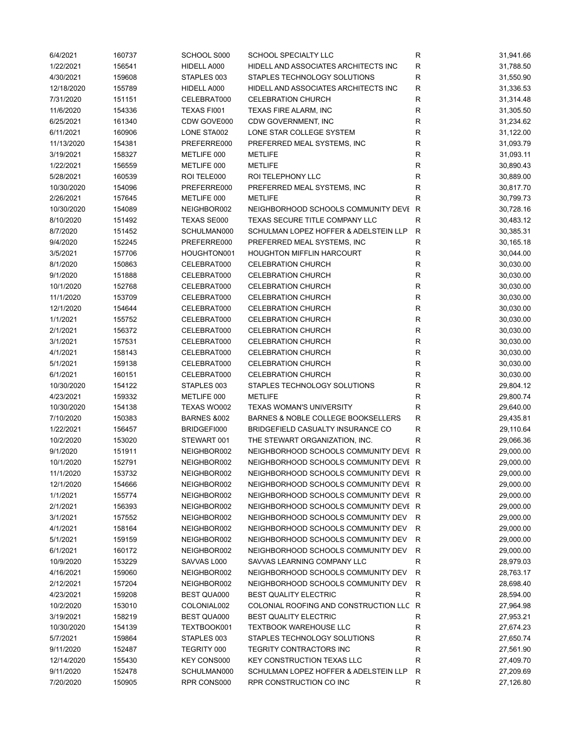| | | | | | |
|---|---|---|---|---|---|
| 6/4/2021 | 160737 | SCHOOL S000 | SCHOOL SPECIALTY LLC | R | 31,941.66 |
| 1/22/2021 | 156541 | HIDELL A000 | HIDELL AND ASSOCIATES ARCHITECTS INC | R | 31,788.50 |
| 4/30/2021 | 159608 | STAPLES 003 | STAPLES TECHNOLOGY SOLUTIONS | R | 31,550.90 |
| 12/18/2020 | 155789 | HIDELL A000 | HIDELL AND ASSOCIATES ARCHITECTS INC | R | 31,336.53 |
| 7/31/2020 | 151151 | CELEBRAT000 | CELEBRATION CHURCH | R | 31,314.48 |
| 11/6/2020 | 154336 | TEXAS FI001 | TEXAS FIRE ALARM, INC | R | 31,305.50 |
| 6/25/2021 | 161340 | CDW GOVE000 | CDW GOVERNMENT, INC | R | 31,234.62 |
| 6/11/2021 | 160906 | LONE STA002 | LONE STAR COLLEGE SYSTEM | R | 31,122.00 |
| 11/13/2020 | 154381 | PREFERRE000 | PREFERRED MEAL SYSTEMS, INC | R | 31,093.79 |
| 3/19/2021 | 158327 | METLIFE 000 | METLIFE | R | 31,093.11 |
| 1/22/2021 | 156559 | METLIFE 000 | METLIFE | R | 30,890.43 |
| 5/28/2021 | 160539 | ROI TELE000 | ROI TELEPHONY LLC | R | 30,889.00 |
| 10/30/2020 | 154096 | PREFERRE000 | PREFERRED MEAL SYSTEMS, INC | R | 30,817.70 |
| 2/26/2021 | 157645 | METLIFE 000 | METLIFE | R | 30,799.73 |
| 10/30/2020 | 154089 | NEIGHBOR002 | NEIGHBORHOOD SCHOOLS COMMUNITY DEVE | R | 30,728.16 |
| 8/10/2020 | 151492 | TEXAS SE000 | TEXAS SECURE TITLE COMPANY LLC | R | 30,483.12 |
| 8/7/2020 | 151452 | SCHULMAN000 | SCHULMAN LOPEZ HOFFER & ADELSTEIN LLP | R | 30,385.31 |
| 9/4/2020 | 152245 | PREFERRE000 | PREFERRED MEAL SYSTEMS, INC | R | 30,165.18 |
| 3/5/2021 | 157706 | HOUGHTON001 | HOUGHTON MIFFLIN HARCOURT | R | 30,044.00 |
| 8/1/2020 | 150863 | CELEBRAT000 | CELEBRATION CHURCH | R | 30,030.00 |
| 9/1/2020 | 151888 | CELEBRAT000 | CELEBRATION CHURCH | R | 30,030.00 |
| 10/1/2020 | 152768 | CELEBRAT000 | CELEBRATION CHURCH | R | 30,030.00 |
| 11/1/2020 | 153709 | CELEBRAT000 | CELEBRATION CHURCH | R | 30,030.00 |
| 12/1/2020 | 154644 | CELEBRAT000 | CELEBRATION CHURCH | R | 30,030.00 |
| 1/1/2021 | 155752 | CELEBRAT000 | CELEBRATION CHURCH | R | 30,030.00 |
| 2/1/2021 | 156372 | CELEBRAT000 | CELEBRATION CHURCH | R | 30,030.00 |
| 3/1/2021 | 157531 | CELEBRAT000 | CELEBRATION CHURCH | R | 30,030.00 |
| 4/1/2021 | 158143 | CELEBRAT000 | CELEBRATION CHURCH | R | 30,030.00 |
| 5/1/2021 | 159138 | CELEBRAT000 | CELEBRATION CHURCH | R | 30,030.00 |
| 6/1/2021 | 160151 | CELEBRAT000 | CELEBRATION CHURCH | R | 30,030.00 |
| 10/30/2020 | 154122 | STAPLES 003 | STAPLES TECHNOLOGY SOLUTIONS | R | 29,804.12 |
| 4/23/2021 | 159332 | METLIFE 000 | METLIFE | R | 29,800.74 |
| 10/30/2020 | 154138 | TEXAS WO002 | TEXAS WOMAN'S UNIVERSITY | R | 29,640.00 |
| 7/10/2020 | 150383 | BARNES &002 | BARNES & NOBLE COLLEGE BOOKSELLERS | R | 29,435.81 |
| 1/22/2021 | 156457 | BRIDGEFI000 | BRIDGEFIELD CASUALTY INSURANCE CO | R | 29,110.64 |
| 10/2/2020 | 153020 | STEWART 001 | THE STEWART ORGANIZATION, INC. | R | 29,066.36 |
| 9/1/2020 | 151911 | NEIGHBOR002 | NEIGHBORHOOD SCHOOLS COMMUNITY DEVE | R | 29,000.00 |
| 10/1/2020 | 152791 | NEIGHBOR002 | NEIGHBORHOOD SCHOOLS COMMUNITY DEVE | R | 29,000.00 |
| 11/1/2020 | 153732 | NEIGHBOR002 | NEIGHBORHOOD SCHOOLS COMMUNITY DEVE | R | 29,000.00 |
| 12/1/2020 | 154666 | NEIGHBOR002 | NEIGHBORHOOD SCHOOLS COMMUNITY DEVE | R | 29,000.00 |
| 1/1/2021 | 155774 | NEIGHBOR002 | NEIGHBORHOOD SCHOOLS COMMUNITY DEVE | R | 29,000.00 |
| 2/1/2021 | 156393 | NEIGHBOR002 | NEIGHBORHOOD SCHOOLS COMMUNITY DEVE | R | 29,000.00 |
| 3/1/2021 | 157552 | NEIGHBOR002 | NEIGHBORHOOD SCHOOLS COMMUNITY DEV | R | 29,000.00 |
| 4/1/2021 | 158164 | NEIGHBOR002 | NEIGHBORHOOD SCHOOLS COMMUNITY DEV | R | 29,000.00 |
| 5/1/2021 | 159159 | NEIGHBOR002 | NEIGHBORHOOD SCHOOLS COMMUNITY DEV | R | 29,000.00 |
| 6/1/2021 | 160172 | NEIGHBOR002 | NEIGHBORHOOD SCHOOLS COMMUNITY DEV | R | 29,000.00 |
| 10/9/2020 | 153229 | SAVVAS L000 | SAVVAS LEARNING COMPANY LLC | R | 28,979.03 |
| 4/16/2021 | 159060 | NEIGHBOR002 | NEIGHBORHOOD SCHOOLS COMMUNITY DEV | R | 28,763.17 |
| 2/12/2021 | 157204 | NEIGHBOR002 | NEIGHBORHOOD SCHOOLS COMMUNITY DEV | R | 28,698.40 |
| 4/23/2021 | 159208 | BEST QUA000 | BEST QUALITY ELECTRIC | R | 28,594.00 |
| 10/2/2020 | 153010 | COLONIAL002 | COLONIAL ROOFING AND CONSTRUCTION LLC | R | 27,964.98 |
| 3/19/2021 | 158219 | BEST QUA000 | BEST QUALITY ELECTRIC | R | 27,953.21 |
| 10/30/2020 | 154139 | TEXTBOOK001 | TEXTBOOK WAREHOUSE LLC | R | 27,674.23 |
| 5/7/2021 | 159864 | STAPLES 003 | STAPLES TECHNOLOGY SOLUTIONS | R | 27,650.74 |
| 9/11/2020 | 152487 | TEGRITY 000 | TEGRITY CONTRACTORS INC | R | 27,561.90 |
| 12/14/2020 | 155430 | KEY CONS000 | KEY CONSTRUCTION TEXAS LLC | R | 27,409.70 |
| 9/11/2020 | 152478 | SCHULMAN000 | SCHULMAN LOPEZ HOFFER & ADELSTEIN LLP | R | 27,209.69 |
| 7/20/2020 | 150905 | RPR CONS000 | RPR CONSTRUCTION CO INC | R | 27,126.80 |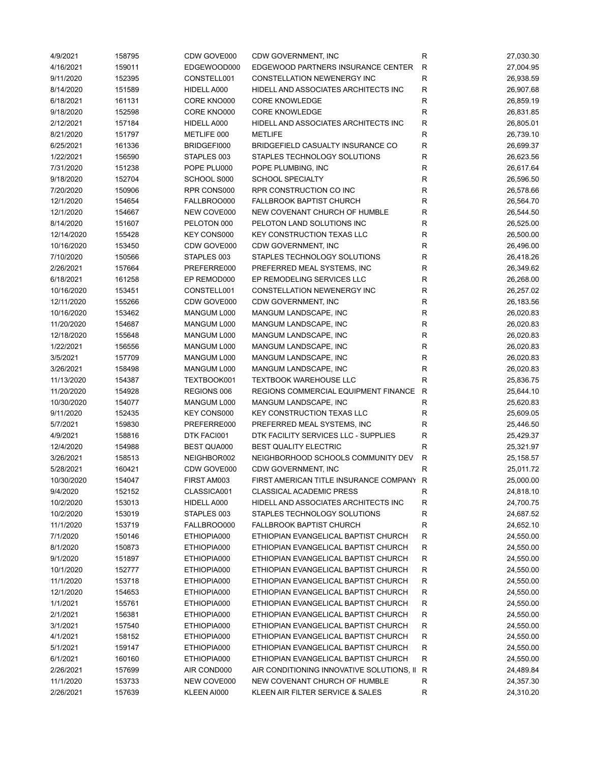| | | | | | |
|---|---|---|---|---|---|
| 4/9/2021 | 158795 | CDW GOVE000 | CDW GOVERNMENT, INC | R | 27,030.30 |
| 4/16/2021 | 159011 | EDGEWOOD000 | EDGEWOOD PARTNERS INSURANCE CENTER | R | 27,004.95 |
| 9/11/2020 | 152395 | CONSTELL001 | CONSTELLATION NEWENERGY INC | R | 26,938.59 |
| 8/14/2020 | 151589 | HIDELL A000 | HIDELL AND ASSOCIATES ARCHITECTS INC | R | 26,907.68 |
| 6/18/2021 | 161131 | CORE KNO000 | CORE KNOWLEDGE | R | 26,859.19 |
| 9/18/2020 | 152598 | CORE KNO000 | CORE KNOWLEDGE | R | 26,831.85 |
| 2/12/2021 | 157184 | HIDELL A000 | HIDELL AND ASSOCIATES ARCHITECTS INC | R | 26,805.01 |
| 8/21/2020 | 151797 | METLIFE 000 | METLIFE | R | 26,739.10 |
| 6/25/2021 | 161336 | BRIDGEFI000 | BRIDGEFIELD CASUALTY INSURANCE CO | R | 26,699.37 |
| 1/22/2021 | 156590 | STAPLES 003 | STAPLES TECHNOLOGY SOLUTIONS | R | 26,623.56 |
| 7/31/2020 | 151238 | POPE PLU000 | POPE PLUMBING, INC | R | 26,617.64 |
| 9/18/2020 | 152704 | SCHOOL S000 | SCHOOL SPECIALTY | R | 26,596.50 |
| 7/20/2020 | 150906 | RPR CONS000 | RPR CONSTRUCTION CO INC | R | 26,578.66 |
| 12/1/2020 | 154654 | FALLBROO000 | FALLBROOK BAPTIST CHURCH | R | 26,564.70 |
| 12/1/2020 | 154667 | NEW COVE000 | NEW COVENANT CHURCH OF HUMBLE | R | 26,544.50 |
| 8/14/2020 | 151607 | PELOTON 000 | PELOTON LAND SOLUTIONS INC | R | 26,525.00 |
| 12/14/2020 | 155428 | KEY CONS000 | KEY CONSTRUCTION TEXAS LLC | R | 26,500.00 |
| 10/16/2020 | 153450 | CDW GOVE000 | CDW GOVERNMENT, INC | R | 26,496.00 |
| 7/10/2020 | 150566 | STAPLES 003 | STAPLES TECHNOLOGY SOLUTIONS | R | 26,418.26 |
| 2/26/2021 | 157664 | PREFERRE000 | PREFERRED MEAL SYSTEMS, INC | R | 26,349.62 |
| 6/18/2021 | 161258 | EP REMOD000 | EP REMODELING SERVICES LLC | R | 26,268.00 |
| 10/16/2020 | 153451 | CONSTELL001 | CONSTELLATION NEWENERGY INC | R | 26,257.02 |
| 12/11/2020 | 155266 | CDW GOVE000 | CDW GOVERNMENT, INC | R | 26,183.56 |
| 10/16/2020 | 153462 | MANGUM L000 | MANGUM LANDSCAPE, INC | R | 26,020.83 |
| 11/20/2020 | 154687 | MANGUM L000 | MANGUM LANDSCAPE, INC | R | 26,020.83 |
| 12/18/2020 | 155648 | MANGUM L000 | MANGUM LANDSCAPE, INC | R | 26,020.83 |
| 1/22/2021 | 156556 | MANGUM L000 | MANGUM LANDSCAPE, INC | R | 26,020.83 |
| 3/5/2021 | 157709 | MANGUM L000 | MANGUM LANDSCAPE, INC | R | 26,020.83 |
| 3/26/2021 | 158498 | MANGUM L000 | MANGUM LANDSCAPE, INC | R | 26,020.83 |
| 11/13/2020 | 154387 | TEXTBOOK001 | TEXTBOOK WAREHOUSE LLC | R | 25,836.75 |
| 11/20/2020 | 154928 | REGIONS 006 | REGIONS COMMERCIAL EQUIPMENT FINANCE | R | 25,644.10 |
| 10/30/2020 | 154077 | MANGUM L000 | MANGUM LANDSCAPE, INC | R | 25,620.83 |
| 9/11/2020 | 152435 | KEY CONS000 | KEY CONSTRUCTION TEXAS LLC | R | 25,609.05 |
| 5/7/2021 | 159830 | PREFERRE000 | PREFERRED MEAL SYSTEMS, INC | R | 25,446.50 |
| 4/9/2021 | 158816 | DTK FACI001 | DTK FACILITY SERVICES LLC - SUPPLIES | R | 25,429.37 |
| 12/4/2020 | 154988 | BEST QUA000 | BEST QUALITY ELECTRIC | R | 25,321.97 |
| 3/26/2021 | 158513 | NEIGHBOR002 | NEIGHBORHOOD SCHOOLS COMMUNITY DEV | R | 25,158.57 |
| 5/28/2021 | 160421 | CDW GOVE000 | CDW GOVERNMENT, INC | R | 25,011.72 |
| 10/30/2020 | 154047 | FIRST AM003 | FIRST AMERICAN TITLE INSURANCE COMPANY | R | 25,000.00 |
| 9/4/2020 | 152152 | CLASSICA001 | CLASSICAL ACADEMIC PRESS | R | 24,818.10 |
| 10/2/2020 | 153013 | HIDELL A000 | HIDELL AND ASSOCIATES ARCHITECTS INC | R | 24,700.75 |
| 10/2/2020 | 153019 | STAPLES 003 | STAPLES TECHNOLOGY SOLUTIONS | R | 24,687.52 |
| 11/1/2020 | 153719 | FALLBROO000 | FALLBROOK BAPTIST CHURCH | R | 24,652.10 |
| 7/1/2020 | 150146 | ETHIOPIA000 | ETHIOPIAN EVANGELICAL BAPTIST CHURCH | R | 24,550.00 |
| 8/1/2020 | 150873 | ETHIOPIA000 | ETHIOPIAN EVANGELICAL BAPTIST CHURCH | R | 24,550.00 |
| 9/1/2020 | 151897 | ETHIOPIA000 | ETHIOPIAN EVANGELICAL BAPTIST CHURCH | R | 24,550.00 |
| 10/1/2020 | 152777 | ETHIOPIA000 | ETHIOPIAN EVANGELICAL BAPTIST CHURCH | R | 24,550.00 |
| 11/1/2020 | 153718 | ETHIOPIA000 | ETHIOPIAN EVANGELICAL BAPTIST CHURCH | R | 24,550.00 |
| 12/1/2020 | 154653 | ETHIOPIA000 | ETHIOPIAN EVANGELICAL BAPTIST CHURCH | R | 24,550.00 |
| 1/1/2021 | 155761 | ETHIOPIA000 | ETHIOPIAN EVANGELICAL BAPTIST CHURCH | R | 24,550.00 |
| 2/1/2021 | 156381 | ETHIOPIA000 | ETHIOPIAN EVANGELICAL BAPTIST CHURCH | R | 24,550.00 |
| 3/1/2021 | 157540 | ETHIOPIA000 | ETHIOPIAN EVANGELICAL BAPTIST CHURCH | R | 24,550.00 |
| 4/1/2021 | 158152 | ETHIOPIA000 | ETHIOPIAN EVANGELICAL BAPTIST CHURCH | R | 24,550.00 |
| 5/1/2021 | 159147 | ETHIOPIA000 | ETHIOPIAN EVANGELICAL BAPTIST CHURCH | R | 24,550.00 |
| 6/1/2021 | 160160 | ETHIOPIA000 | ETHIOPIAN EVANGELICAL BAPTIST CHURCH | R | 24,550.00 |
| 2/26/2021 | 157699 | AIR COND000 | AIR CONDITIONING INNOVATIVE SOLUTIONS, II | R | 24,489.84 |
| 11/1/2020 | 153733 | NEW COVE000 | NEW COVENANT CHURCH OF HUMBLE | R | 24,357.30 |
| 2/26/2021 | 157639 | KLEEN AI000 | KLEEN AIR FILTER SERVICE & SALES | R | 24,310.20 |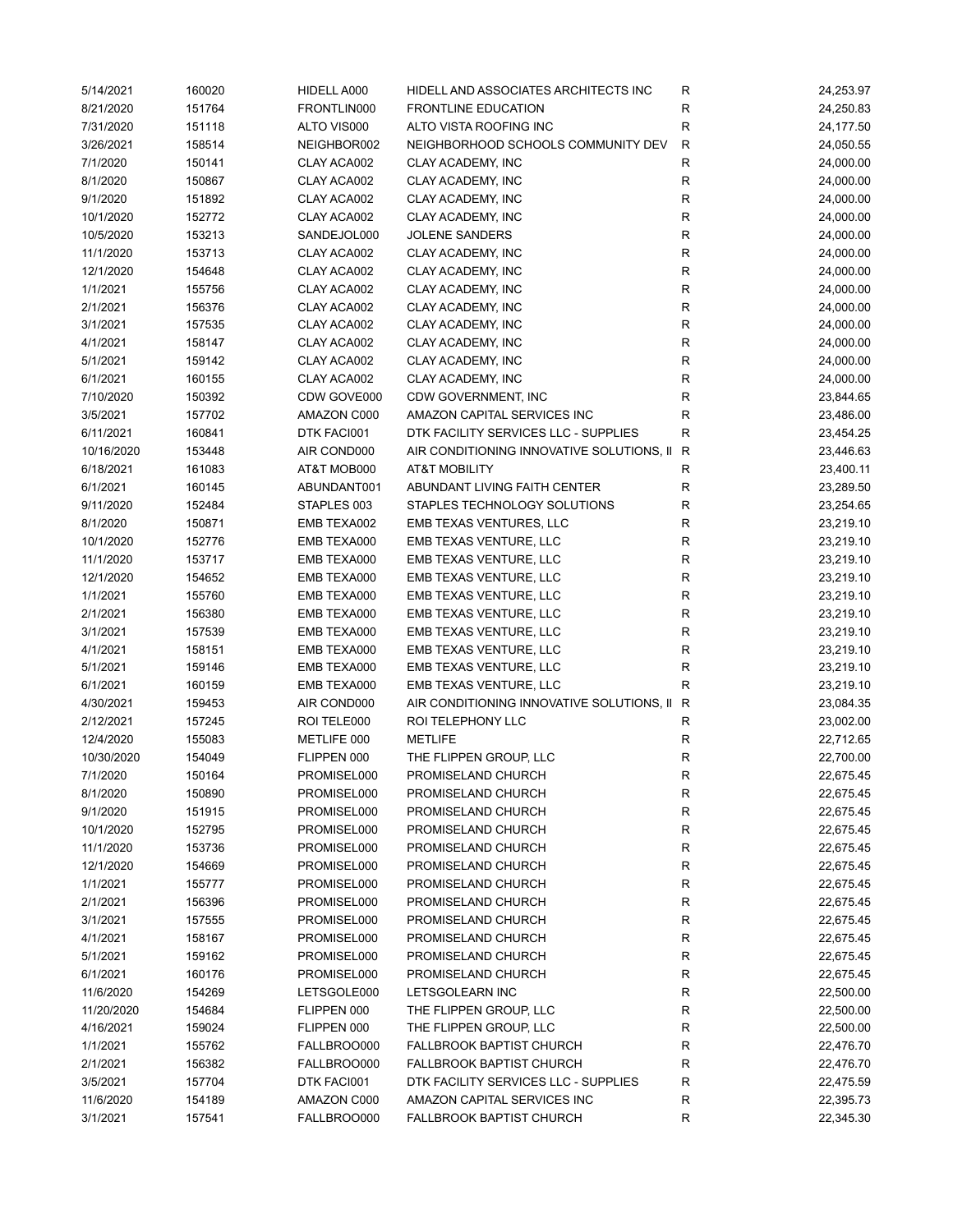| | | | | | |
|---|---|---|---|---|---|
| 5/14/2021 | 160020 | HIDELL A000 | HIDELL AND ASSOCIATES ARCHITECTS INC | R | 24,253.97 |
| 8/21/2020 | 151764 | FRONTLIN000 | FRONTLINE EDUCATION | R | 24,250.83 |
| 7/31/2020 | 151118 | ALTO VIS000 | ALTO VISTA ROOFING INC | R | 24,177.50 |
| 3/26/2021 | 158514 | NEIGHBOR002 | NEIGHBORHOOD SCHOOLS COMMUNITY DEV | R | 24,050.55 |
| 7/1/2020 | 150141 | CLAY ACA002 | CLAY ACADEMY, INC | R | 24,000.00 |
| 8/1/2020 | 150867 | CLAY ACA002 | CLAY ACADEMY, INC | R | 24,000.00 |
| 9/1/2020 | 151892 | CLAY ACA002 | CLAY ACADEMY, INC | R | 24,000.00 |
| 10/1/2020 | 152772 | CLAY ACA002 | CLAY ACADEMY, INC | R | 24,000.00 |
| 10/5/2020 | 153213 | SANDEJOL000 | JOLENE SANDERS | R | 24,000.00 |
| 11/1/2020 | 153713 | CLAY ACA002 | CLAY ACADEMY, INC | R | 24,000.00 |
| 12/1/2020 | 154648 | CLAY ACA002 | CLAY ACADEMY, INC | R | 24,000.00 |
| 1/1/2021 | 155756 | CLAY ACA002 | CLAY ACADEMY, INC | R | 24,000.00 |
| 2/1/2021 | 156376 | CLAY ACA002 | CLAY ACADEMY, INC | R | 24,000.00 |
| 3/1/2021 | 157535 | CLAY ACA002 | CLAY ACADEMY, INC | R | 24,000.00 |
| 4/1/2021 | 158147 | CLAY ACA002 | CLAY ACADEMY, INC | R | 24,000.00 |
| 5/1/2021 | 159142 | CLAY ACA002 | CLAY ACADEMY, INC | R | 24,000.00 |
| 6/1/2021 | 160155 | CLAY ACA002 | CLAY ACADEMY, INC | R | 24,000.00 |
| 7/10/2020 | 150392 | CDW GOVE000 | CDW GOVERNMENT, INC | R | 23,844.65 |
| 3/5/2021 | 157702 | AMAZON C000 | AMAZON CAPITAL SERVICES INC | R | 23,486.00 |
| 6/11/2021 | 160841 | DTK FACI001 | DTK FACILITY SERVICES LLC - SUPPLIES | R | 23,454.25 |
| 10/16/2020 | 153448 | AIR COND000 | AIR CONDITIONING INNOVATIVE SOLUTIONS, II | R | 23,446.63 |
| 6/18/2021 | 161083 | AT&T MOB000 | AT&T MOBILITY | R | 23,400.11 |
| 6/1/2021 | 160145 | ABUNDANT001 | ABUNDANT LIVING FAITH CENTER | R | 23,289.50 |
| 9/11/2020 | 152484 | STAPLES 003 | STAPLES TECHNOLOGY SOLUTIONS | R | 23,254.65 |
| 8/1/2020 | 150871 | EMB TEXA002 | EMB TEXAS VENTURES, LLC | R | 23,219.10 |
| 10/1/2020 | 152776 | EMB TEXA000 | EMB TEXAS VENTURE, LLC | R | 23,219.10 |
| 11/1/2020 | 153717 | EMB TEXA000 | EMB TEXAS VENTURE, LLC | R | 23,219.10 |
| 12/1/2020 | 154652 | EMB TEXA000 | EMB TEXAS VENTURE, LLC | R | 23,219.10 |
| 1/1/2021 | 155760 | EMB TEXA000 | EMB TEXAS VENTURE, LLC | R | 23,219.10 |
| 2/1/2021 | 156380 | EMB TEXA000 | EMB TEXAS VENTURE, LLC | R | 23,219.10 |
| 3/1/2021 | 157539 | EMB TEXA000 | EMB TEXAS VENTURE, LLC | R | 23,219.10 |
| 4/1/2021 | 158151 | EMB TEXA000 | EMB TEXAS VENTURE, LLC | R | 23,219.10 |
| 5/1/2021 | 159146 | EMB TEXA000 | EMB TEXAS VENTURE, LLC | R | 23,219.10 |
| 6/1/2021 | 160159 | EMB TEXA000 | EMB TEXAS VENTURE, LLC | R | 23,219.10 |
| 4/30/2021 | 159453 | AIR COND000 | AIR CONDITIONING INNOVATIVE SOLUTIONS, II | R | 23,084.35 |
| 2/12/2021 | 157245 | ROI TELE000 | ROI TELEPHONY LLC | R | 23,002.00 |
| 12/4/2020 | 155083 | METLIFE 000 | METLIFE | R | 22,712.65 |
| 10/30/2020 | 154049 | FLIPPEN 000 | THE FLIPPEN GROUP, LLC | R | 22,700.00 |
| 7/1/2020 | 150164 | PROMISEL000 | PROMISELAND CHURCH | R | 22,675.45 |
| 8/1/2020 | 150890 | PROMISEL000 | PROMISELAND CHURCH | R | 22,675.45 |
| 9/1/2020 | 151915 | PROMISEL000 | PROMISELAND CHURCH | R | 22,675.45 |
| 10/1/2020 | 152795 | PROMISEL000 | PROMISELAND CHURCH | R | 22,675.45 |
| 11/1/2020 | 153736 | PROMISEL000 | PROMISELAND CHURCH | R | 22,675.45 |
| 12/1/2020 | 154669 | PROMISEL000 | PROMISELAND CHURCH | R | 22,675.45 |
| 1/1/2021 | 155777 | PROMISEL000 | PROMISELAND CHURCH | R | 22,675.45 |
| 2/1/2021 | 156396 | PROMISEL000 | PROMISELAND CHURCH | R | 22,675.45 |
| 3/1/2021 | 157555 | PROMISEL000 | PROMISELAND CHURCH | R | 22,675.45 |
| 4/1/2021 | 158167 | PROMISEL000 | PROMISELAND CHURCH | R | 22,675.45 |
| 5/1/2021 | 159162 | PROMISEL000 | PROMISELAND CHURCH | R | 22,675.45 |
| 6/1/2021 | 160176 | PROMISEL000 | PROMISELAND CHURCH | R | 22,675.45 |
| 11/6/2020 | 154269 | LETSGOLE000 | LETSGOLEARN INC | R | 22,500.00 |
| 11/20/2020 | 154684 | FLIPPEN 000 | THE FLIPPEN GROUP, LLC | R | 22,500.00 |
| 4/16/2021 | 159024 | FLIPPEN 000 | THE FLIPPEN GROUP, LLC | R | 22,500.00 |
| 1/1/2021 | 155762 | FALLBROO000 | FALLBROOK BAPTIST CHURCH | R | 22,476.70 |
| 2/1/2021 | 156382 | FALLBROO000 | FALLBROOK BAPTIST CHURCH | R | 22,476.70 |
| 3/5/2021 | 157704 | DTK FACI001 | DTK FACILITY SERVICES LLC - SUPPLIES | R | 22,475.59 |
| 11/6/2020 | 154189 | AMAZON C000 | AMAZON CAPITAL SERVICES INC | R | 22,395.73 |
| 3/1/2021 | 157541 | FALLBROO000 | FALLBROOK BAPTIST CHURCH | R | 22,345.30 |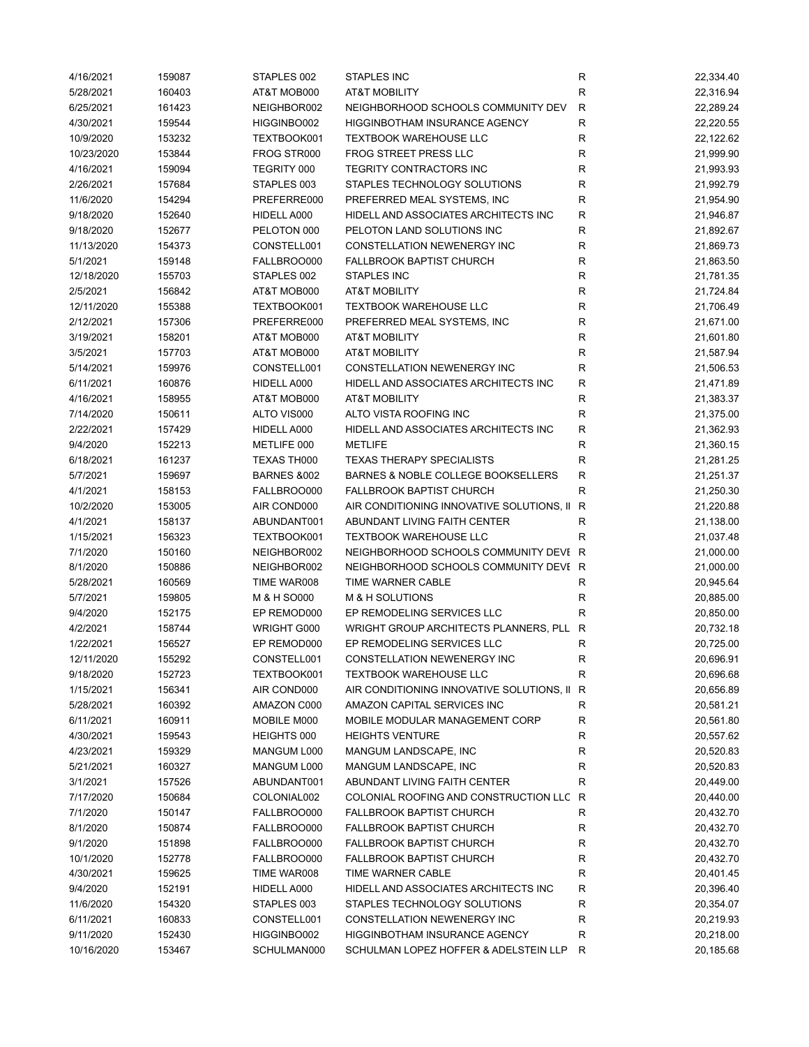| | | | | | |
|---|---|---|---|---|---|
| 4/16/2021 | 159087 | STAPLES 002 | STAPLES INC | R | 22,334.40 |
| 5/28/2021 | 160403 | AT&T MOB000 | AT&T MOBILITY | R | 22,316.94 |
| 6/25/2021 | 161423 | NEIGHBOR002 | NEIGHBORHOOD SCHOOLS COMMUNITY DEV | R | 22,289.24 |
| 4/30/2021 | 159544 | HIGGINBO002 | HIGGINBOTHAM INSURANCE AGENCY | R | 22,220.55 |
| 10/9/2020 | 153232 | TEXTBOOK001 | TEXTBOOK WAREHOUSE LLC | R | 22,122.62 |
| 10/23/2020 | 153844 | FROG STR000 | FROG STREET PRESS LLC | R | 21,999.90 |
| 4/16/2021 | 159094 | TEGRITY 000 | TEGRITY CONTRACTORS INC | R | 21,993.93 |
| 2/26/2021 | 157684 | STAPLES 003 | STAPLES TECHNOLOGY SOLUTIONS | R | 21,992.79 |
| 11/6/2020 | 154294 | PREFERRE000 | PREFERRED MEAL SYSTEMS, INC | R | 21,954.90 |
| 9/18/2020 | 152640 | HIDELL A000 | HIDELL AND ASSOCIATES ARCHITECTS INC | R | 21,946.87 |
| 9/18/2020 | 152677 | PELOTON 000 | PELOTON LAND SOLUTIONS INC | R | 21,892.67 |
| 11/13/2020 | 154373 | CONSTELL001 | CONSTELLATION NEWENERGY INC | R | 21,869.73 |
| 5/1/2021 | 159148 | FALLBROO000 | FALLBROOK BAPTIST CHURCH | R | 21,863.50 |
| 12/18/2020 | 155703 | STAPLES 002 | STAPLES INC | R | 21,781.35 |
| 2/5/2021 | 156842 | AT&T MOB000 | AT&T MOBILITY | R | 21,724.84 |
| 12/11/2020 | 155388 | TEXTBOOK001 | TEXTBOOK WAREHOUSE LLC | R | 21,706.49 |
| 2/12/2021 | 157306 | PREFERRE000 | PREFERRED MEAL SYSTEMS, INC | R | 21,671.00 |
| 3/19/2021 | 158201 | AT&T MOB000 | AT&T MOBILITY | R | 21,601.80 |
| 3/5/2021 | 157703 | AT&T MOB000 | AT&T MOBILITY | R | 21,587.94 |
| 5/14/2021 | 159976 | CONSTELL001 | CONSTELLATION NEWENERGY INC | R | 21,506.53 |
| 6/11/2021 | 160876 | HIDELL A000 | HIDELL AND ASSOCIATES ARCHITECTS INC | R | 21,471.89 |
| 4/16/2021 | 158955 | AT&T MOB000 | AT&T MOBILITY | R | 21,383.37 |
| 7/14/2020 | 150611 | ALTO VIS000 | ALTO VISTA ROOFING INC | R | 21,375.00 |
| 2/22/2021 | 157429 | HIDELL A000 | HIDELL AND ASSOCIATES ARCHITECTS INC | R | 21,362.93 |
| 9/4/2020 | 152213 | METLIFE 000 | METLIFE | R | 21,360.15 |
| 6/18/2021 | 161237 | TEXAS TH000 | TEXAS THERAPY SPECIALISTS | R | 21,281.25 |
| 5/7/2021 | 159697 | BARNES &002 | BARNES & NOBLE COLLEGE BOOKSELLERS | R | 21,251.37 |
| 4/1/2021 | 158153 | FALLBROO000 | FALLBROOK BAPTIST CHURCH | R | 21,250.30 |
| 10/2/2020 | 153005 | AIR COND000 | AIR CONDITIONING INNOVATIVE SOLUTIONS, II | R | 21,220.88 |
| 4/1/2021 | 158137 | ABUNDANT001 | ABUNDANT LIVING FAITH CENTER | R | 21,138.00 |
| 1/15/2021 | 156323 | TEXTBOOK001 | TEXTBOOK WAREHOUSE LLC | R | 21,037.48 |
| 7/1/2020 | 150160 | NEIGHBOR002 | NEIGHBORHOOD SCHOOLS COMMUNITY DEVE | R | 21,000.00 |
| 8/1/2020 | 150886 | NEIGHBOR002 | NEIGHBORHOOD SCHOOLS COMMUNITY DEVE | R | 21,000.00 |
| 5/28/2021 | 160569 | TIME WAR008 | TIME WARNER CABLE | R | 20,945.64 |
| 5/7/2021 | 159805 | M & H SO000 | M & H SOLUTIONS | R | 20,885.00 |
| 9/4/2020 | 152175 | EP REMOD000 | EP REMODELING SERVICES LLC | R | 20,850.00 |
| 4/2/2021 | 158744 | WRIGHT G000 | WRIGHT GROUP ARCHITECTS PLANNERS, PLL | R | 20,732.18 |
| 1/22/2021 | 156527 | EP REMOD000 | EP REMODELING SERVICES LLC | R | 20,725.00 |
| 12/11/2020 | 155292 | CONSTELL001 | CONSTELLATION NEWENERGY INC | R | 20,696.91 |
| 9/18/2020 | 152723 | TEXTBOOK001 | TEXTBOOK WAREHOUSE LLC | R | 20,696.68 |
| 1/15/2021 | 156341 | AIR COND000 | AIR CONDITIONING INNOVATIVE SOLUTIONS, II | R | 20,656.89 |
| 5/28/2021 | 160392 | AMAZON C000 | AMAZON CAPITAL SERVICES INC | R | 20,581.21 |
| 6/11/2021 | 160911 | MOBILE M000 | MOBILE MODULAR MANAGEMENT CORP | R | 20,561.80 |
| 4/30/2021 | 159543 | HEIGHTS 000 | HEIGHTS VENTURE | R | 20,557.62 |
| 4/23/2021 | 159329 | MANGUM L000 | MANGUM LANDSCAPE, INC | R | 20,520.83 |
| 5/21/2021 | 160327 | MANGUM L000 | MANGUM LANDSCAPE, INC | R | 20,520.83 |
| 3/1/2021 | 157526 | ABUNDANT001 | ABUNDANT LIVING FAITH CENTER | R | 20,449.00 |
| 7/17/2020 | 150684 | COLONIAL002 | COLONIAL ROOFING AND CONSTRUCTION LLC | R | 20,440.00 |
| 7/1/2020 | 150147 | FALLBROO000 | FALLBROOK BAPTIST CHURCH | R | 20,432.70 |
| 8/1/2020 | 150874 | FALLBROO000 | FALLBROOK BAPTIST CHURCH | R | 20,432.70 |
| 9/1/2020 | 151898 | FALLBROO000 | FALLBROOK BAPTIST CHURCH | R | 20,432.70 |
| 10/1/2020 | 152778 | FALLBROO000 | FALLBROOK BAPTIST CHURCH | R | 20,432.70 |
| 4/30/2021 | 159625 | TIME WAR008 | TIME WARNER CABLE | R | 20,401.45 |
| 9/4/2020 | 152191 | HIDELL A000 | HIDELL AND ASSOCIATES ARCHITECTS INC | R | 20,396.40 |
| 11/6/2020 | 154320 | STAPLES 003 | STAPLES TECHNOLOGY SOLUTIONS | R | 20,354.07 |
| 6/11/2021 | 160833 | CONSTELL001 | CONSTELLATION NEWENERGY INC | R | 20,219.93 |
| 9/11/2020 | 152430 | HIGGINBO002 | HIGGINBOTHAM INSURANCE AGENCY | R | 20,218.00 |
| 10/16/2020 | 153467 | SCHULMAN000 | SCHULMAN LOPEZ HOFFER & ADELSTEIN LLP | R | 20,185.68 |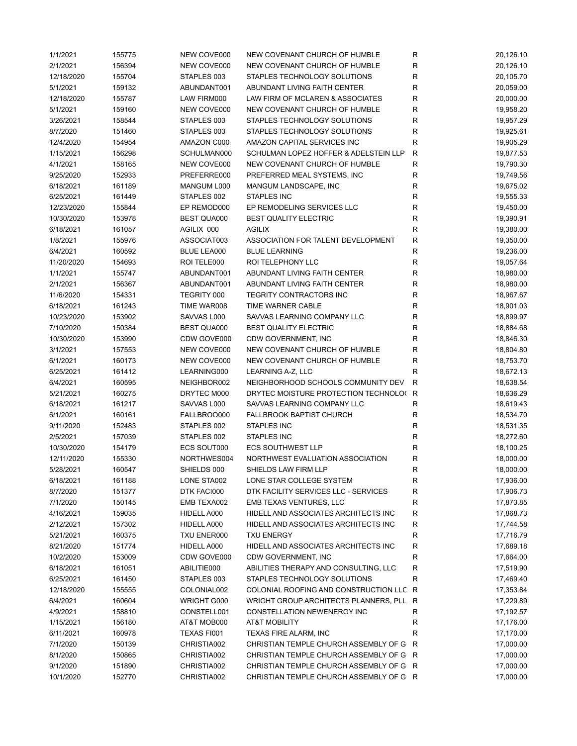| | | | | | |
|---|---|---|---|---|---|
| 1/1/2021 | 155775 | NEW COVE000 | NEW COVENANT CHURCH OF HUMBLE | R | 20,126.10 |
| 2/1/2021 | 156394 | NEW COVE000 | NEW COVENANT CHURCH OF HUMBLE | R | 20,126.10 |
| 12/18/2020 | 155704 | STAPLES 003 | STAPLES TECHNOLOGY SOLUTIONS | R | 20,105.70 |
| 5/1/2021 | 159132 | ABUNDANT001 | ABUNDANT LIVING FAITH CENTER | R | 20,059.00 |
| 12/18/2020 | 155787 | LAW FIRM000 | LAW FIRM OF MCLAREN & ASSOCIATES | R | 20,000.00 |
| 5/1/2021 | 159160 | NEW COVE000 | NEW COVENANT CHURCH OF HUMBLE | R | 19,958.20 |
| 3/26/2021 | 158544 | STAPLES 003 | STAPLES TECHNOLOGY SOLUTIONS | R | 19,957.29 |
| 8/7/2020 | 151460 | STAPLES 003 | STAPLES TECHNOLOGY SOLUTIONS | R | 19,925.61 |
| 12/4/2020 | 154954 | AMAZON C000 | AMAZON CAPITAL SERVICES INC | R | 19,905.29 |
| 1/15/2021 | 156298 | SCHULMAN000 | SCHULMAN LOPEZ HOFFER & ADELSTEIN LLP | R | 19,877.53 |
| 4/1/2021 | 158165 | NEW COVE000 | NEW COVENANT CHURCH OF HUMBLE | R | 19,790.30 |
| 9/25/2020 | 152933 | PREFERRE000 | PREFERRED MEAL SYSTEMS, INC | R | 19,749.56 |
| 6/18/2021 | 161189 | MANGUM L000 | MANGUM LANDSCAPE, INC | R | 19,675.02 |
| 6/25/2021 | 161449 | STAPLES 002 | STAPLES INC | R | 19,555.33 |
| 12/23/2020 | 155844 | EP REMOD000 | EP REMODELING SERVICES LLC | R | 19,450.00 |
| 10/30/2020 | 153978 | BEST QUA000 | BEST QUALITY ELECTRIC | R | 19,390.91 |
| 6/18/2021 | 161057 | AGILIX 000 | AGILIX | R | 19,380.00 |
| 1/8/2021 | 155976 | ASSOCIAT003 | ASSOCIATION FOR TALENT DEVELOPMENT | R | 19,350.00 |
| 6/4/2021 | 160592 | BLUE LEA000 | BLUE LEARNING | R | 19,236.00 |
| 11/20/2020 | 154693 | ROI TELE000 | ROI TELEPHONY LLC | R | 19,057.64 |
| 1/1/2021 | 155747 | ABUNDANT001 | ABUNDANT LIVING FAITH CENTER | R | 18,980.00 |
| 2/1/2021 | 156367 | ABUNDANT001 | ABUNDANT LIVING FAITH CENTER | R | 18,980.00 |
| 11/6/2020 | 154331 | TEGRITY 000 | TEGRITY CONTRACTORS INC | R | 18,967.67 |
| 6/18/2021 | 161243 | TIME WAR008 | TIME WARNER CABLE | R | 18,901.03 |
| 10/23/2020 | 153902 | SAVVAS L000 | SAVVAS LEARNING COMPANY LLC | R | 18,899.97 |
| 7/10/2020 | 150384 | BEST QUA000 | BEST QUALITY ELECTRIC | R | 18,884.68 |
| 10/30/2020 | 153990 | CDW GOVE000 | CDW GOVERNMENT, INC | R | 18,846.30 |
| 3/1/2021 | 157553 | NEW COVE000 | NEW COVENANT CHURCH OF HUMBLE | R | 18,804.80 |
| 6/1/2021 | 160173 | NEW COVE000 | NEW COVENANT CHURCH OF HUMBLE | R | 18,753.70 |
| 6/25/2021 | 161412 | LEARNING000 | LEARNING A-Z, LLC | R | 18,672.13 |
| 6/4/2021 | 160595 | NEIGHBOR002 | NEIGHBORHOOD SCHOOLS COMMUNITY DEV | R | 18,638.54 |
| 5/21/2021 | 160275 | DRYTEC M000 | DRYTEC MOISTURE PROTECTION TECHNOLO( | R | 18,636.29 |
| 6/18/2021 | 161217 | SAVVAS L000 | SAVVAS LEARNING COMPANY LLC | R | 18,619.43 |
| 6/1/2021 | 160161 | FALLBROO000 | FALLBROOK BAPTIST CHURCH | R | 18,534.70 |
| 9/11/2020 | 152483 | STAPLES 002 | STAPLES INC | R | 18,531.35 |
| 2/5/2021 | 157039 | STAPLES 002 | STAPLES INC | R | 18,272.60 |
| 10/30/2020 | 154179 | ECS SOUT000 | ECS SOUTHWEST LLP | R | 18,100.25 |
| 12/11/2020 | 155330 | NORTHWES004 | NORTHWEST EVALUATION ASSOCIATION | R | 18,000.00 |
| 5/28/2021 | 160547 | SHIELDS 000 | SHIELDS LAW FIRM LLP | R | 18,000.00 |
| 6/18/2021 | 161188 | LONE STA002 | LONE STAR COLLEGE SYSTEM | R | 17,936.00 |
| 8/7/2020 | 151377 | DTK FACI000 | DTK FACILITY SERVICES LLC - SERVICES | R | 17,906.73 |
| 7/1/2020 | 150145 | EMB TEXA002 | EMB TEXAS VENTURES, LLC | R | 17,873.85 |
| 4/16/2021 | 159035 | HIDELL A000 | HIDELL AND ASSOCIATES ARCHITECTS INC | R | 17,868.73 |
| 2/12/2021 | 157302 | HIDELL A000 | HIDELL AND ASSOCIATES ARCHITECTS INC | R | 17,744.58 |
| 5/21/2021 | 160375 | TXU ENER000 | TXU ENERGY | R | 17,716.79 |
| 8/21/2020 | 151774 | HIDELL A000 | HIDELL AND ASSOCIATES ARCHITECTS INC | R | 17,689.18 |
| 10/2/2020 | 153009 | CDW GOVE000 | CDW GOVERNMENT, INC | R | 17,664.00 |
| 6/18/2021 | 161051 | ABILITIE000 | ABILITIES THERAPY AND CONSULTING, LLC | R | 17,519.90 |
| 6/25/2021 | 161450 | STAPLES 003 | STAPLES TECHNOLOGY SOLUTIONS | R | 17,469.40 |
| 12/18/2020 | 155555 | COLONIAL002 | COLONIAL ROOFING AND CONSTRUCTION LLC | R | 17,353.84 |
| 6/4/2021 | 160604 | WRIGHT G000 | WRIGHT GROUP ARCHITECTS PLANNERS, PLL | R | 17,229.89 |
| 4/9/2021 | 158810 | CONSTELL001 | CONSTELLATION NEWENERGY INC | R | 17,192.57 |
| 1/15/2021 | 156180 | AT&T MOB000 | AT&T MOBILITY | R | 17,176.00 |
| 6/11/2021 | 160978 | TEXAS FI001 | TEXAS FIRE ALARM, INC | R | 17,170.00 |
| 7/1/2020 | 150139 | CHRISTIA002 | CHRISTIAN TEMPLE CHURCH ASSEMBLY OF G | R | 17,000.00 |
| 8/1/2020 | 150865 | CHRISTIA002 | CHRISTIAN TEMPLE CHURCH ASSEMBLY OF G | R | 17,000.00 |
| 9/1/2020 | 151890 | CHRISTIA002 | CHRISTIAN TEMPLE CHURCH ASSEMBLY OF G | R | 17,000.00 |
| 10/1/2020 | 152770 | CHRISTIA002 | CHRISTIAN TEMPLE CHURCH ASSEMBLY OF G | R | 17,000.00 |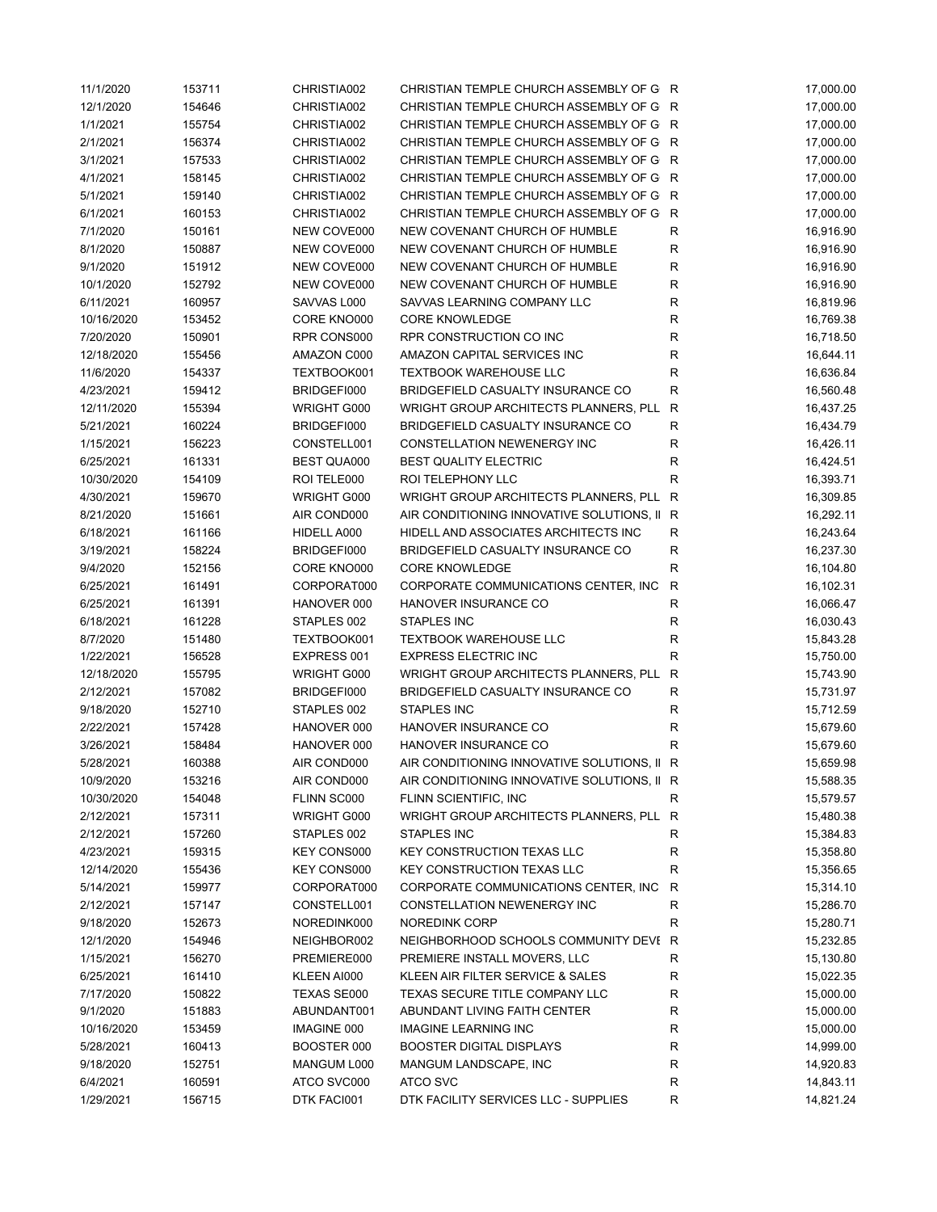| | | | | | |
|---|---|---|---|---|---|
| 11/1/2020 | 153711 | CHRISTIA002 | CHRISTIAN TEMPLE CHURCH ASSEMBLY OF G | R | 17,000.00 |
| 12/1/2020 | 154646 | CHRISTIA002 | CHRISTIAN TEMPLE CHURCH ASSEMBLY OF G | R | 17,000.00 |
| 1/1/2021 | 155754 | CHRISTIA002 | CHRISTIAN TEMPLE CHURCH ASSEMBLY OF G | R | 17,000.00 |
| 2/1/2021 | 156374 | CHRISTIA002 | CHRISTIAN TEMPLE CHURCH ASSEMBLY OF G | R | 17,000.00 |
| 3/1/2021 | 157533 | CHRISTIA002 | CHRISTIAN TEMPLE CHURCH ASSEMBLY OF G | R | 17,000.00 |
| 4/1/2021 | 158145 | CHRISTIA002 | CHRISTIAN TEMPLE CHURCH ASSEMBLY OF G | R | 17,000.00 |
| 5/1/2021 | 159140 | CHRISTIA002 | CHRISTIAN TEMPLE CHURCH ASSEMBLY OF G | R | 17,000.00 |
| 6/1/2021 | 160153 | CHRISTIA002 | CHRISTIAN TEMPLE CHURCH ASSEMBLY OF G | R | 17,000.00 |
| 7/1/2020 | 150161 | NEW COVE000 | NEW COVENANT CHURCH OF HUMBLE | R | 16,916.90 |
| 8/1/2020 | 150887 | NEW COVE000 | NEW COVENANT CHURCH OF HUMBLE | R | 16,916.90 |
| 9/1/2020 | 151912 | NEW COVE000 | NEW COVENANT CHURCH OF HUMBLE | R | 16,916.90 |
| 10/1/2020 | 152792 | NEW COVE000 | NEW COVENANT CHURCH OF HUMBLE | R | 16,916.90 |
| 6/11/2021 | 160957 | SAVVAS L000 | SAVVAS LEARNING COMPANY LLC | R | 16,819.96 |
| 10/16/2020 | 153452 | CORE KNO000 | CORE KNOWLEDGE | R | 16,769.38 |
| 7/20/2020 | 150901 | RPR CONS000 | RPR CONSTRUCTION CO INC | R | 16,718.50 |
| 12/18/2020 | 155456 | AMAZON C000 | AMAZON CAPITAL SERVICES INC | R | 16,644.11 |
| 11/6/2020 | 154337 | TEXTBOOK001 | TEXTBOOK WAREHOUSE LLC | R | 16,636.84 |
| 4/23/2021 | 159412 | BRIDGEFI000 | BRIDGEFIELD CASUALTY INSURANCE CO | R | 16,560.48 |
| 12/11/2020 | 155394 | WRIGHT G000 | WRIGHT GROUP ARCHITECTS PLANNERS, PLL | R | 16,437.25 |
| 5/21/2021 | 160224 | BRIDGEFI000 | BRIDGEFIELD CASUALTY INSURANCE CO | R | 16,434.79 |
| 1/15/2021 | 156223 | CONSTELL001 | CONSTELLATION NEWENERGY INC | R | 16,426.11 |
| 6/25/2021 | 161331 | BEST QUA000 | BEST QUALITY ELECTRIC | R | 16,424.51 |
| 10/30/2020 | 154109 | ROI TELE000 | ROI TELEPHONY LLC | R | 16,393.71 |
| 4/30/2021 | 159670 | WRIGHT G000 | WRIGHT GROUP ARCHITECTS PLANNERS, PLL | R | 16,309.85 |
| 8/21/2020 | 151661 | AIR COND000 | AIR CONDITIONING INNOVATIVE SOLUTIONS, II | R | 16,292.11 |
| 6/18/2021 | 161166 | HIDELL A000 | HIDELL AND ASSOCIATES ARCHITECTS INC | R | 16,243.64 |
| 3/19/2021 | 158224 | BRIDGEFI000 | BRIDGEFIELD CASUALTY INSURANCE CO | R | 16,237.30 |
| 9/4/2020 | 152156 | CORE KNO000 | CORE KNOWLEDGE | R | 16,104.80 |
| 6/25/2021 | 161491 | CORPORAT000 | CORPORATE COMMUNICATIONS CENTER, INC | R | 16,102.31 |
| 6/25/2021 | 161391 | HANOVER 000 | HANOVER INSURANCE CO | R | 16,066.47 |
| 6/18/2021 | 161228 | STAPLES 002 | STAPLES INC | R | 16,030.43 |
| 8/7/2020 | 151480 | TEXTBOOK001 | TEXTBOOK WAREHOUSE LLC | R | 15,843.28 |
| 1/22/2021 | 156528 | EXPRESS 001 | EXPRESS ELECTRIC INC | R | 15,750.00 |
| 12/18/2020 | 155795 | WRIGHT G000 | WRIGHT GROUP ARCHITECTS PLANNERS, PLL | R | 15,743.90 |
| 2/12/2021 | 157082 | BRIDGEFI000 | BRIDGEFIELD CASUALTY INSURANCE CO | R | 15,731.97 |
| 9/18/2020 | 152710 | STAPLES 002 | STAPLES INC | R | 15,712.59 |
| 2/22/2021 | 157428 | HANOVER 000 | HANOVER INSURANCE CO | R | 15,679.60 |
| 3/26/2021 | 158484 | HANOVER 000 | HANOVER INSURANCE CO | R | 15,679.60 |
| 5/28/2021 | 160388 | AIR COND000 | AIR CONDITIONING INNOVATIVE SOLUTIONS, II | R | 15,659.98 |
| 10/9/2020 | 153216 | AIR COND000 | AIR CONDITIONING INNOVATIVE SOLUTIONS, II | R | 15,588.35 |
| 10/30/2020 | 154048 | FLINN SC000 | FLINN SCIENTIFIC, INC | R | 15,579.57 |
| 2/12/2021 | 157311 | WRIGHT G000 | WRIGHT GROUP ARCHITECTS PLANNERS, PLL | R | 15,480.38 |
| 2/12/2021 | 157260 | STAPLES 002 | STAPLES INC | R | 15,384.83 |
| 4/23/2021 | 159315 | KEY CONS000 | KEY CONSTRUCTION TEXAS LLC | R | 15,358.80 |
| 12/14/2020 | 155436 | KEY CONS000 | KEY CONSTRUCTION TEXAS LLC | R | 15,356.65 |
| 5/14/2021 | 159977 | CORPORAT000 | CORPORATE COMMUNICATIONS CENTER, INC | R | 15,314.10 |
| 2/12/2021 | 157147 | CONSTELL001 | CONSTELLATION NEWENERGY INC | R | 15,286.70 |
| 9/18/2020 | 152673 | NOREDINK000 | NOREDINK CORP | R | 15,280.71 |
| 12/1/2020 | 154946 | NEIGHBOR002 | NEIGHBORHOOD SCHOOLS COMMUNITY DEVE | R | 15,232.85 |
| 1/15/2021 | 156270 | PREMIERE000 | PREMIERE INSTALL MOVERS, LLC | R | 15,130.80 |
| 6/25/2021 | 161410 | KLEEN AI000 | KLEEN AIR FILTER SERVICE & SALES | R | 15,022.35 |
| 7/17/2020 | 150822 | TEXAS SE000 | TEXAS SECURE TITLE COMPANY LLC | R | 15,000.00 |
| 9/1/2020 | 151883 | ABUNDANT001 | ABUNDANT LIVING FAITH CENTER | R | 15,000.00 |
| 10/16/2020 | 153459 | IMAGINE 000 | IMAGINE LEARNING INC | R | 15,000.00 |
| 5/28/2021 | 160413 | BOOSTER 000 | BOOSTER DIGITAL DISPLAYS | R | 14,999.00 |
| 9/18/2020 | 152751 | MANGUM L000 | MANGUM LANDSCAPE, INC | R | 14,920.83 |
| 6/4/2021 | 160591 | ATCO SVC000 | ATCO SVC | R | 14,843.11 |
| 1/29/2021 | 156715 | DTK FACI001 | DTK FACILITY SERVICES LLC - SUPPLIES | R | 14,821.24 |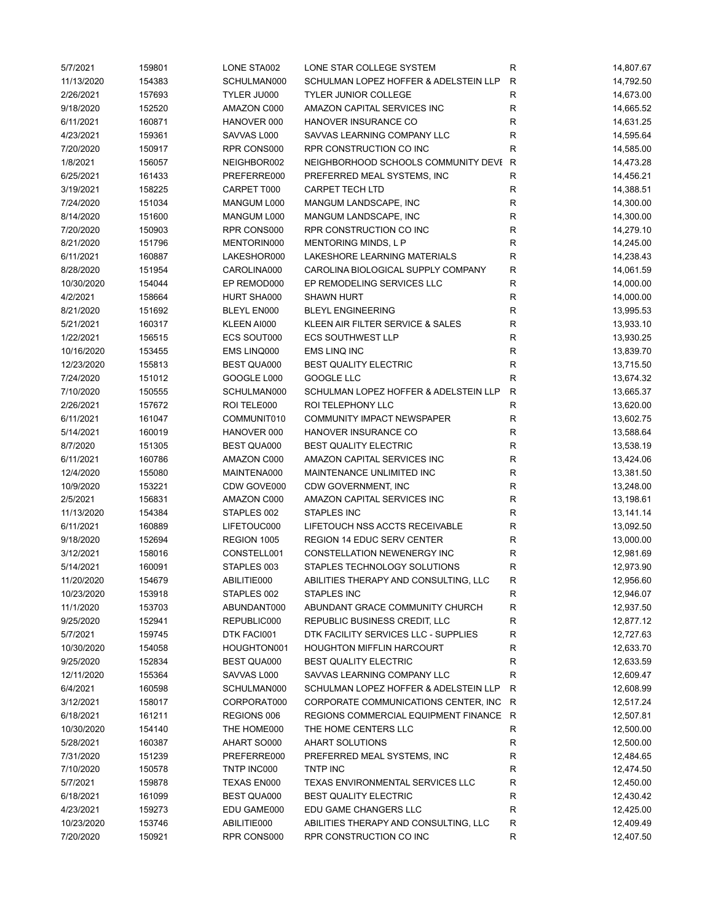| | | | | | |
|---|---|---|---|---|---|
| 5/7/2021 | 159801 | LONE STA002 | LONE STAR COLLEGE SYSTEM | R | 14,807.67 |
| 11/13/2020 | 154383 | SCHULMAN000 | SCHULMAN LOPEZ HOFFER & ADELSTEIN LLP | R | 14,792.50 |
| 2/26/2021 | 157693 | TYLER JU000 | TYLER JUNIOR COLLEGE | R | 14,673.00 |
| 9/18/2020 | 152520 | AMAZON C000 | AMAZON CAPITAL SERVICES INC | R | 14,665.52 |
| 6/11/2021 | 160871 | HANOVER 000 | HANOVER INSURANCE CO | R | 14,631.25 |
| 4/23/2021 | 159361 | SAVVAS L000 | SAVVAS LEARNING COMPANY LLC | R | 14,595.64 |
| 7/20/2020 | 150917 | RPR CONS000 | RPR CONSTRUCTION CO INC | R | 14,585.00 |
| 1/8/2021 | 156057 | NEIGHBOR002 | NEIGHBORHOOD SCHOOLS COMMUNITY DEVE | R | 14,473.28 |
| 6/25/2021 | 161433 | PREFERRE000 | PREFERRED MEAL SYSTEMS, INC | R | 14,456.21 |
| 3/19/2021 | 158225 | CARPET T000 | CARPET TECH LTD | R | 14,388.51 |
| 7/24/2020 | 151034 | MANGUM L000 | MANGUM LANDSCAPE, INC | R | 14,300.00 |
| 8/14/2020 | 151600 | MANGUM L000 | MANGUM LANDSCAPE, INC | R | 14,300.00 |
| 7/20/2020 | 150903 | RPR CONS000 | RPR CONSTRUCTION CO INC | R | 14,279.10 |
| 8/21/2020 | 151796 | MENTORIN000 | MENTORING MINDS, L P | R | 14,245.00 |
| 6/11/2021 | 160887 | LAKESHOR000 | LAKESHORE LEARNING MATERIALS | R | 14,238.43 |
| 8/28/2020 | 151954 | CAROLINA000 | CAROLINA BIOLOGICAL SUPPLY COMPANY | R | 14,061.59 |
| 10/30/2020 | 154044 | EP REMOD000 | EP REMODELING SERVICES LLC | R | 14,000.00 |
| 4/2/2021 | 158664 | HURT SHA000 | SHAWN HURT | R | 14,000.00 |
| 8/21/2020 | 151692 | BLEYL EN000 | BLEYL ENGINEERING | R | 13,995.53 |
| 5/21/2021 | 160317 | KLEEN AI000 | KLEEN AIR FILTER SERVICE & SALES | R | 13,933.10 |
| 1/22/2021 | 156515 | ECS SOUT000 | ECS SOUTHWEST LLP | R | 13,930.25 |
| 10/16/2020 | 153455 | EMS LINQ000 | EMS LINQ INC | R | 13,839.70 |
| 12/23/2020 | 155813 | BEST QUA000 | BEST QUALITY ELECTRIC | R | 13,715.50 |
| 7/24/2020 | 151012 | GOOGLE L000 | GOOGLE LLC | R | 13,674.32 |
| 7/10/2020 | 150555 | SCHULMAN000 | SCHULMAN LOPEZ HOFFER & ADELSTEIN LLP | R | 13,665.37 |
| 2/26/2021 | 157672 | ROI TELE000 | ROI TELEPHONY LLC | R | 13,620.00 |
| 6/11/2021 | 161047 | COMMUNIT010 | COMMUNITY IMPACT NEWSPAPER | R | 13,602.75 |
| 5/14/2021 | 160019 | HANOVER 000 | HANOVER INSURANCE CO | R | 13,588.64 |
| 8/7/2020 | 151305 | BEST QUA000 | BEST QUALITY ELECTRIC | R | 13,538.19 |
| 6/11/2021 | 160786 | AMAZON C000 | AMAZON CAPITAL SERVICES INC | R | 13,424.06 |
| 12/4/2020 | 155080 | MAINTENA000 | MAINTENANCE UNLIMITED INC | R | 13,381.50 |
| 10/9/2020 | 153221 | CDW GOVE000 | CDW GOVERNMENT, INC | R | 13,248.00 |
| 2/5/2021 | 156831 | AMAZON C000 | AMAZON CAPITAL SERVICES INC | R | 13,198.61 |
| 11/13/2020 | 154384 | STAPLES 002 | STAPLES INC | R | 13,141.14 |
| 6/11/2021 | 160889 | LIFETOUC000 | LIFETOUCH NSS ACCTS RECEIVABLE | R | 13,092.50 |
| 9/18/2020 | 152694 | REGION 1005 | REGION 14 EDUC SERV CENTER | R | 13,000.00 |
| 3/12/2021 | 158016 | CONSTELL001 | CONSTELLATION NEWENERGY INC | R | 12,981.69 |
| 5/14/2021 | 160091 | STAPLES 003 | STAPLES TECHNOLOGY SOLUTIONS | R | 12,973.90 |
| 11/20/2020 | 154679 | ABILITIE000 | ABILITIES THERAPY AND CONSULTING, LLC | R | 12,956.60 |
| 10/23/2020 | 153918 | STAPLES 002 | STAPLES INC | R | 12,946.07 |
| 11/1/2020 | 153703 | ABUNDANT000 | ABUNDANT GRACE COMMUNITY CHURCH | R | 12,937.50 |
| 9/25/2020 | 152941 | REPUBLIC000 | REPUBLIC BUSINESS CREDIT, LLC | R | 12,877.12 |
| 5/7/2021 | 159745 | DTK FACI001 | DTK FACILITY SERVICES LLC - SUPPLIES | R | 12,727.63 |
| 10/30/2020 | 154058 | HOUGHTON001 | HOUGHTON MIFFLIN HARCOURT | R | 12,633.70 |
| 9/25/2020 | 152834 | BEST QUA000 | BEST QUALITY ELECTRIC | R | 12,633.59 |
| 12/11/2020 | 155364 | SAVVAS L000 | SAVVAS LEARNING COMPANY LLC | R | 12,609.47 |
| 6/4/2021 | 160598 | SCHULMAN000 | SCHULMAN LOPEZ HOFFER & ADELSTEIN LLP | R | 12,608.99 |
| 3/12/2021 | 158017 | CORPORAT000 | CORPORATE COMMUNICATIONS CENTER, INC | R | 12,517.24 |
| 6/18/2021 | 161211 | REGIONS 006 | REGIONS COMMERCIAL EQUIPMENT FINANCE | R | 12,507.81 |
| 10/30/2020 | 154140 | THE HOME000 | THE HOME CENTERS LLC | R | 12,500.00 |
| 5/28/2021 | 160387 | AHART SO000 | AHART SOLUTIONS | R | 12,500.00 |
| 7/31/2020 | 151239 | PREFERRE000 | PREFERRED MEAL SYSTEMS, INC | R | 12,484.65 |
| 7/10/2020 | 150578 | TNTP INC000 | TNTP INC | R | 12,474.50 |
| 5/7/2021 | 159878 | TEXAS EN000 | TEXAS ENVIRONMENTAL SERVICES LLC | R | 12,450.00 |
| 6/18/2021 | 161099 | BEST QUA000 | BEST QUALITY ELECTRIC | R | 12,430.42 |
| 4/23/2021 | 159273 | EDU GAME000 | EDU GAME CHANGERS LLC | R | 12,425.00 |
| 10/23/2020 | 153746 | ABILITIE000 | ABILITIES THERAPY AND CONSULTING, LLC | R | 12,409.49 |
| 7/20/2020 | 150921 | RPR CONS000 | RPR CONSTRUCTION CO INC | R | 12,407.50 |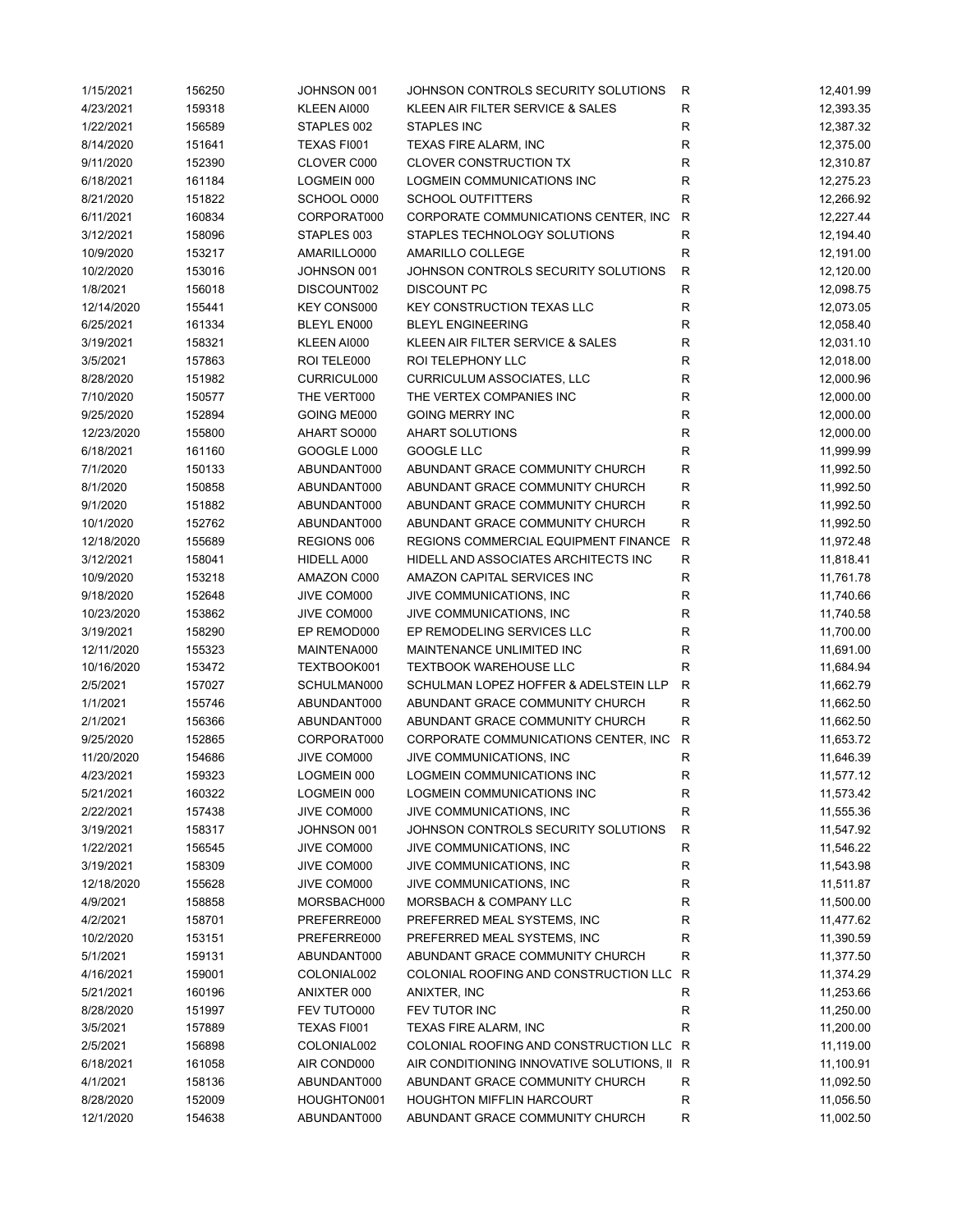| | | | | | |
|---|---|---|---|---|---|
| 1/15/2021 | 156250 | JOHNSON 001 | JOHNSON CONTROLS SECURITY SOLUTIONS | R | 12,401.99 |
| 4/23/2021 | 159318 | KLEEN AI000 | KLEEN AIR FILTER SERVICE & SALES | R | 12,393.35 |
| 1/22/2021 | 156589 | STAPLES 002 | STAPLES INC | R | 12,387.32 |
| 8/14/2020 | 151641 | TEXAS FI001 | TEXAS FIRE ALARM, INC | R | 12,375.00 |
| 9/11/2020 | 152390 | CLOVER C000 | CLOVER CONSTRUCTION TX | R | 12,310.87 |
| 6/18/2021 | 161184 | LOGMEIN 000 | LOGMEIN COMMUNICATIONS INC | R | 12,275.23 |
| 8/21/2020 | 151822 | SCHOOL O000 | SCHOOL OUTFITTERS | R | 12,266.92 |
| 6/11/2021 | 160834 | CORPORAT000 | CORPORATE COMMUNICATIONS CENTER, INC | R | 12,227.44 |
| 3/12/2021 | 158096 | STAPLES 003 | STAPLES TECHNOLOGY SOLUTIONS | R | 12,194.40 |
| 10/9/2020 | 153217 | AMARILLO000 | AMARILLO COLLEGE | R | 12,191.00 |
| 10/2/2020 | 153016 | JOHNSON 001 | JOHNSON CONTROLS SECURITY SOLUTIONS | R | 12,120.00 |
| 1/8/2021 | 156018 | DISCOUNT002 | DISCOUNT PC | R | 12,098.75 |
| 12/14/2020 | 155441 | KEY CONS000 | KEY CONSTRUCTION TEXAS LLC | R | 12,073.05 |
| 6/25/2021 | 161334 | BLEYL EN000 | BLEYL ENGINEERING | R | 12,058.40 |
| 3/19/2021 | 158321 | KLEEN AI000 | KLEEN AIR FILTER SERVICE & SALES | R | 12,031.10 |
| 3/5/2021 | 157863 | ROI TELE000 | ROI TELEPHONY LLC | R | 12,018.00 |
| 8/28/2020 | 151982 | CURRICUL000 | CURRICULUM ASSOCIATES, LLC | R | 12,000.96 |
| 7/10/2020 | 150577 | THE VERT000 | THE VERTEX COMPANIES INC | R | 12,000.00 |
| 9/25/2020 | 152894 | GOING ME000 | GOING MERRY INC | R | 12,000.00 |
| 12/23/2020 | 155800 | AHART SO000 | AHART SOLUTIONS | R | 12,000.00 |
| 6/18/2021 | 161160 | GOOGLE L000 | GOOGLE LLC | R | 11,999.99 |
| 7/1/2020 | 150133 | ABUNDANT000 | ABUNDANT GRACE COMMUNITY CHURCH | R | 11,992.50 |
| 8/1/2020 | 150858 | ABUNDANT000 | ABUNDANT GRACE COMMUNITY CHURCH | R | 11,992.50 |
| 9/1/2020 | 151882 | ABUNDANT000 | ABUNDANT GRACE COMMUNITY CHURCH | R | 11,992.50 |
| 10/1/2020 | 152762 | ABUNDANT000 | ABUNDANT GRACE COMMUNITY CHURCH | R | 11,992.50 |
| 12/18/2020 | 155689 | REGIONS 006 | REGIONS COMMERCIAL EQUIPMENT FINANCE | R | 11,972.48 |
| 3/12/2021 | 158041 | HIDELL A000 | HIDELL AND ASSOCIATES ARCHITECTS INC | R | 11,818.41 |
| 10/9/2020 | 153218 | AMAZON C000 | AMAZON CAPITAL SERVICES INC | R | 11,761.78 |
| 9/18/2020 | 152648 | JIVE COM000 | JIVE COMMUNICATIONS, INC | R | 11,740.66 |
| 10/23/2020 | 153862 | JIVE COM000 | JIVE COMMUNICATIONS, INC | R | 11,740.58 |
| 3/19/2021 | 158290 | EP REMOD000 | EP REMODELING SERVICES LLC | R | 11,700.00 |
| 12/11/2020 | 155323 | MAINTENA000 | MAINTENANCE UNLIMITED INC | R | 11,691.00 |
| 10/16/2020 | 153472 | TEXTBOOK001 | TEXTBOOK WAREHOUSE LLC | R | 11,684.94 |
| 2/5/2021 | 157027 | SCHULMAN000 | SCHULMAN LOPEZ HOFFER & ADELSTEIN LLP | R | 11,662.79 |
| 1/1/2021 | 155746 | ABUNDANT000 | ABUNDANT GRACE COMMUNITY CHURCH | R | 11,662.50 |
| 2/1/2021 | 156366 | ABUNDANT000 | ABUNDANT GRACE COMMUNITY CHURCH | R | 11,662.50 |
| 9/25/2020 | 152865 | CORPORAT000 | CORPORATE COMMUNICATIONS CENTER, INC | R | 11,653.72 |
| 11/20/2020 | 154686 | JIVE COM000 | JIVE COMMUNICATIONS, INC | R | 11,646.39 |
| 4/23/2021 | 159323 | LOGMEIN 000 | LOGMEIN COMMUNICATIONS INC | R | 11,577.12 |
| 5/21/2021 | 160322 | LOGMEIN 000 | LOGMEIN COMMUNICATIONS INC | R | 11,573.42 |
| 2/22/2021 | 157438 | JIVE COM000 | JIVE COMMUNICATIONS, INC | R | 11,555.36 |
| 3/19/2021 | 158317 | JOHNSON 001 | JOHNSON CONTROLS SECURITY SOLUTIONS | R | 11,547.92 |
| 1/22/2021 | 156545 | JIVE COM000 | JIVE COMMUNICATIONS, INC | R | 11,546.22 |
| 3/19/2021 | 158309 | JIVE COM000 | JIVE COMMUNICATIONS, INC | R | 11,543.98 |
| 12/18/2020 | 155628 | JIVE COM000 | JIVE COMMUNICATIONS, INC | R | 11,511.87 |
| 4/9/2021 | 158858 | MORSBACH000 | MORSBACH & COMPANY LLC | R | 11,500.00 |
| 4/2/2021 | 158701 | PREFERRE000 | PREFERRED MEAL SYSTEMS, INC | R | 11,477.62 |
| 10/2/2020 | 153151 | PREFERRE000 | PREFERRED MEAL SYSTEMS, INC | R | 11,390.59 |
| 5/1/2021 | 159131 | ABUNDANT000 | ABUNDANT GRACE COMMUNITY CHURCH | R | 11,377.50 |
| 4/16/2021 | 159001 | COLONIAL002 | COLONIAL ROOFING AND CONSTRUCTION LLC | R | 11,374.29 |
| 5/21/2021 | 160196 | ANIXTER 000 | ANIXTER, INC | R | 11,253.66 |
| 8/28/2020 | 151997 | FEV TUTO000 | FEV TUTOR INC | R | 11,250.00 |
| 3/5/2021 | 157889 | TEXAS FI001 | TEXAS FIRE ALARM, INC | R | 11,200.00 |
| 2/5/2021 | 156898 | COLONIAL002 | COLONIAL ROOFING AND CONSTRUCTION LLC | R | 11,119.00 |
| 6/18/2021 | 161058 | AIR COND000 | AIR CONDITIONING INNOVATIVE SOLUTIONS, II | R | 11,100.91 |
| 4/1/2021 | 158136 | ABUNDANT000 | ABUNDANT GRACE COMMUNITY CHURCH | R | 11,092.50 |
| 8/28/2020 | 152009 | HOUGHTON001 | HOUGHTON MIFFLIN HARCOURT | R | 11,056.50 |
| 12/1/2020 | 154638 | ABUNDANT000 | ABUNDANT GRACE COMMUNITY CHURCH | R | 11,002.50 |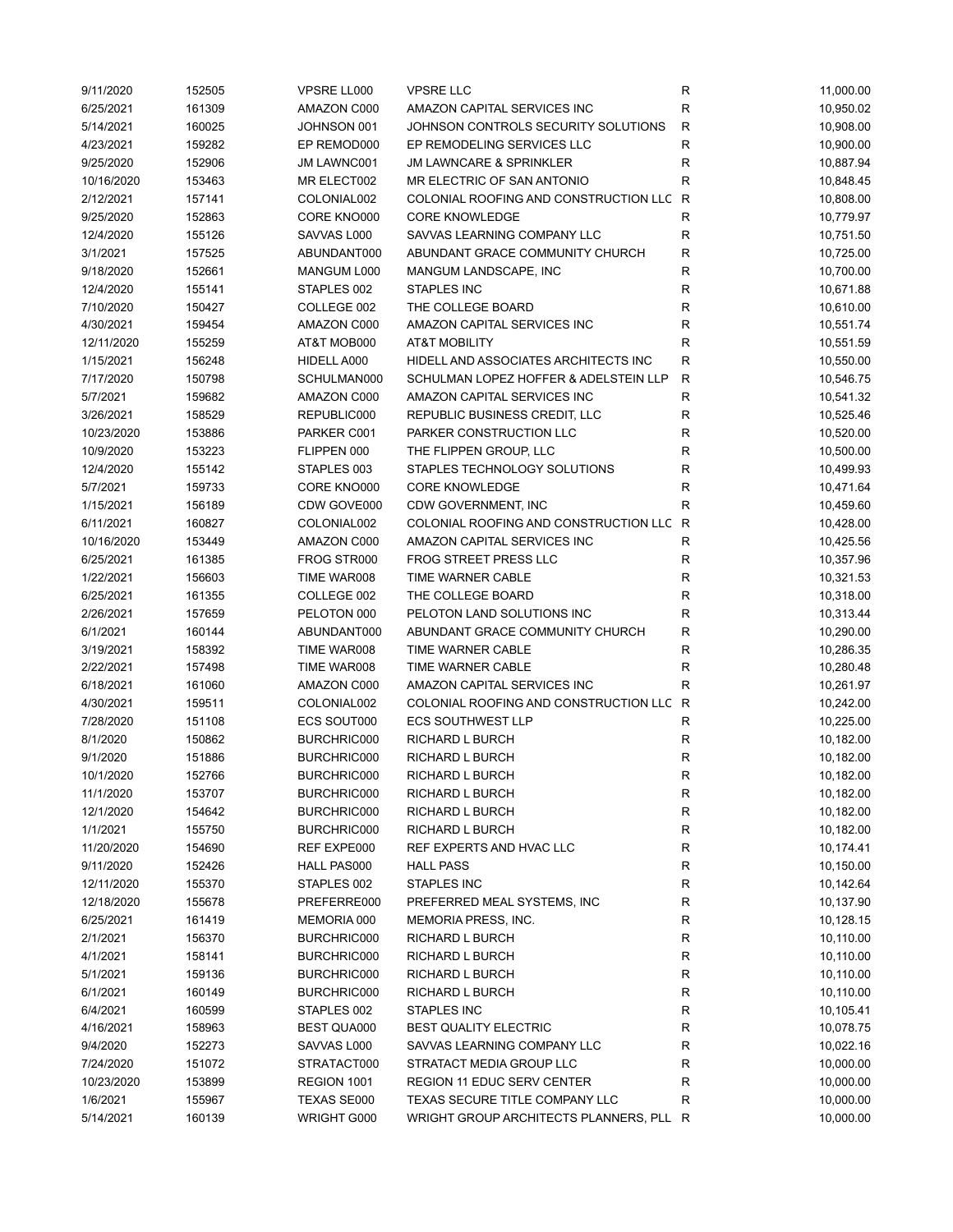| | | | | | |
|---|---|---|---|---|---|
| 9/11/2020 | 152505 | VPSRE LL000 | VPSRE LLC | R | 11,000.00 |
| 6/25/2021 | 161309 | AMAZON C000 | AMAZON CAPITAL SERVICES INC | R | 10,950.02 |
| 5/14/2021 | 160025 | JOHNSON 001 | JOHNSON CONTROLS SECURITY SOLUTIONS | R | 10,908.00 |
| 4/23/2021 | 159282 | EP REMOD000 | EP REMODELING SERVICES LLC | R | 10,900.00 |
| 9/25/2020 | 152906 | JM LAWNC001 | JM LAWNCARE & SPRINKLER | R | 10,887.94 |
| 10/16/2020 | 153463 | MR ELECT002 | MR ELECTRIC OF SAN ANTONIO | R | 10,848.45 |
| 2/12/2021 | 157141 | COLONIAL002 | COLONIAL ROOFING AND CONSTRUCTION LLC | R | 10,808.00 |
| 9/25/2020 | 152863 | CORE KNO000 | CORE KNOWLEDGE | R | 10,779.97 |
| 12/4/2020 | 155126 | SAVVAS L000 | SAVVAS LEARNING COMPANY LLC | R | 10,751.50 |
| 3/1/2021 | 157525 | ABUNDANT000 | ABUNDANT GRACE COMMUNITY CHURCH | R | 10,725.00 |
| 9/18/2020 | 152661 | MANGUM L000 | MANGUM LANDSCAPE, INC | R | 10,700.00 |
| 12/4/2020 | 155141 | STAPLES 002 | STAPLES INC | R | 10,671.88 |
| 7/10/2020 | 150427 | COLLEGE 002 | THE COLLEGE BOARD | R | 10,610.00 |
| 4/30/2021 | 159454 | AMAZON C000 | AMAZON CAPITAL SERVICES INC | R | 10,551.74 |
| 12/11/2020 | 155259 | AT&T MOB000 | AT&T MOBILITY | R | 10,551.59 |
| 1/15/2021 | 156248 | HIDELL A000 | HIDELL AND ASSOCIATES ARCHITECTS INC | R | 10,550.00 |
| 7/17/2020 | 150798 | SCHULMAN000 | SCHULMAN LOPEZ HOFFER & ADELSTEIN LLP | R | 10,546.75 |
| 5/7/2021 | 159682 | AMAZON C000 | AMAZON CAPITAL SERVICES INC | R | 10,541.32 |
| 3/26/2021 | 158529 | REPUBLIC000 | REPUBLIC BUSINESS CREDIT, LLC | R | 10,525.46 |
| 10/23/2020 | 153886 | PARKER C001 | PARKER CONSTRUCTION LLC | R | 10,520.00 |
| 10/9/2020 | 153223 | FLIPPEN 000 | THE FLIPPEN GROUP, LLC | R | 10,500.00 |
| 12/4/2020 | 155142 | STAPLES 003 | STAPLES TECHNOLOGY SOLUTIONS | R | 10,499.93 |
| 5/7/2021 | 159733 | CORE KNO000 | CORE KNOWLEDGE | R | 10,471.64 |
| 1/15/2021 | 156189 | CDW GOVE000 | CDW GOVERNMENT, INC | R | 10,459.60 |
| 6/11/2021 | 160827 | COLONIAL002 | COLONIAL ROOFING AND CONSTRUCTION LLC | R | 10,428.00 |
| 10/16/2020 | 153449 | AMAZON C000 | AMAZON CAPITAL SERVICES INC | R | 10,425.56 |
| 6/25/2021 | 161385 | FROG STR000 | FROG STREET PRESS LLC | R | 10,357.96 |
| 1/22/2021 | 156603 | TIME WAR008 | TIME WARNER CABLE | R | 10,321.53 |
| 6/25/2021 | 161355 | COLLEGE 002 | THE COLLEGE BOARD | R | 10,318.00 |
| 2/26/2021 | 157659 | PELOTON 000 | PELOTON LAND SOLUTIONS INC | R | 10,313.44 |
| 6/1/2021 | 160144 | ABUNDANT000 | ABUNDANT GRACE COMMUNITY CHURCH | R | 10,290.00 |
| 3/19/2021 | 158392 | TIME WAR008 | TIME WARNER CABLE | R | 10,286.35 |
| 2/22/2021 | 157498 | TIME WAR008 | TIME WARNER CABLE | R | 10,280.48 |
| 6/18/2021 | 161060 | AMAZON C000 | AMAZON CAPITAL SERVICES INC | R | 10,261.97 |
| 4/30/2021 | 159511 | COLONIAL002 | COLONIAL ROOFING AND CONSTRUCTION LLC | R | 10,242.00 |
| 7/28/2020 | 151108 | ECS SOUT000 | ECS SOUTHWEST LLP | R | 10,225.00 |
| 8/1/2020 | 150862 | BURCHRIC000 | RICHARD L BURCH | R | 10,182.00 |
| 9/1/2020 | 151886 | BURCHRIC000 | RICHARD L BURCH | R | 10,182.00 |
| 10/1/2020 | 152766 | BURCHRIC000 | RICHARD L BURCH | R | 10,182.00 |
| 11/1/2020 | 153707 | BURCHRIC000 | RICHARD L BURCH | R | 10,182.00 |
| 12/1/2020 | 154642 | BURCHRIC000 | RICHARD L BURCH | R | 10,182.00 |
| 1/1/2021 | 155750 | BURCHRIC000 | RICHARD L BURCH | R | 10,182.00 |
| 11/20/2020 | 154690 | REF EXPE000 | REF EXPERTS AND HVAC LLC | R | 10,174.41 |
| 9/11/2020 | 152426 | HALL PAS000 | HALL PASS | R | 10,150.00 |
| 12/11/2020 | 155370 | STAPLES 002 | STAPLES INC | R | 10,142.64 |
| 12/18/2020 | 155678 | PREFERRE000 | PREFERRED MEAL SYSTEMS, INC | R | 10,137.90 |
| 6/25/2021 | 161419 | MEMORIA 000 | MEMORIA PRESS, INC. | R | 10,128.15 |
| 2/1/2021 | 156370 | BURCHRIC000 | RICHARD L BURCH | R | 10,110.00 |
| 4/1/2021 | 158141 | BURCHRIC000 | RICHARD L BURCH | R | 10,110.00 |
| 5/1/2021 | 159136 | BURCHRIC000 | RICHARD L BURCH | R | 10,110.00 |
| 6/1/2021 | 160149 | BURCHRIC000 | RICHARD L BURCH | R | 10,110.00 |
| 6/4/2021 | 160599 | STAPLES 002 | STAPLES INC | R | 10,105.41 |
| 4/16/2021 | 158963 | BEST QUA000 | BEST QUALITY ELECTRIC | R | 10,078.75 |
| 9/4/2020 | 152273 | SAVVAS L000 | SAVVAS LEARNING COMPANY LLC | R | 10,022.16 |
| 7/24/2020 | 151072 | STRATACT000 | STRATACT MEDIA GROUP LLC | R | 10,000.00 |
| 10/23/2020 | 153899 | REGION 1001 | REGION 11 EDUC SERV CENTER | R | 10,000.00 |
| 1/6/2021 | 155967 | TEXAS SE000 | TEXAS SECURE TITLE COMPANY LLC | R | 10,000.00 |
| 5/14/2021 | 160139 | WRIGHT G000 | WRIGHT GROUP ARCHITECTS PLANNERS, PLL | R | 10,000.00 |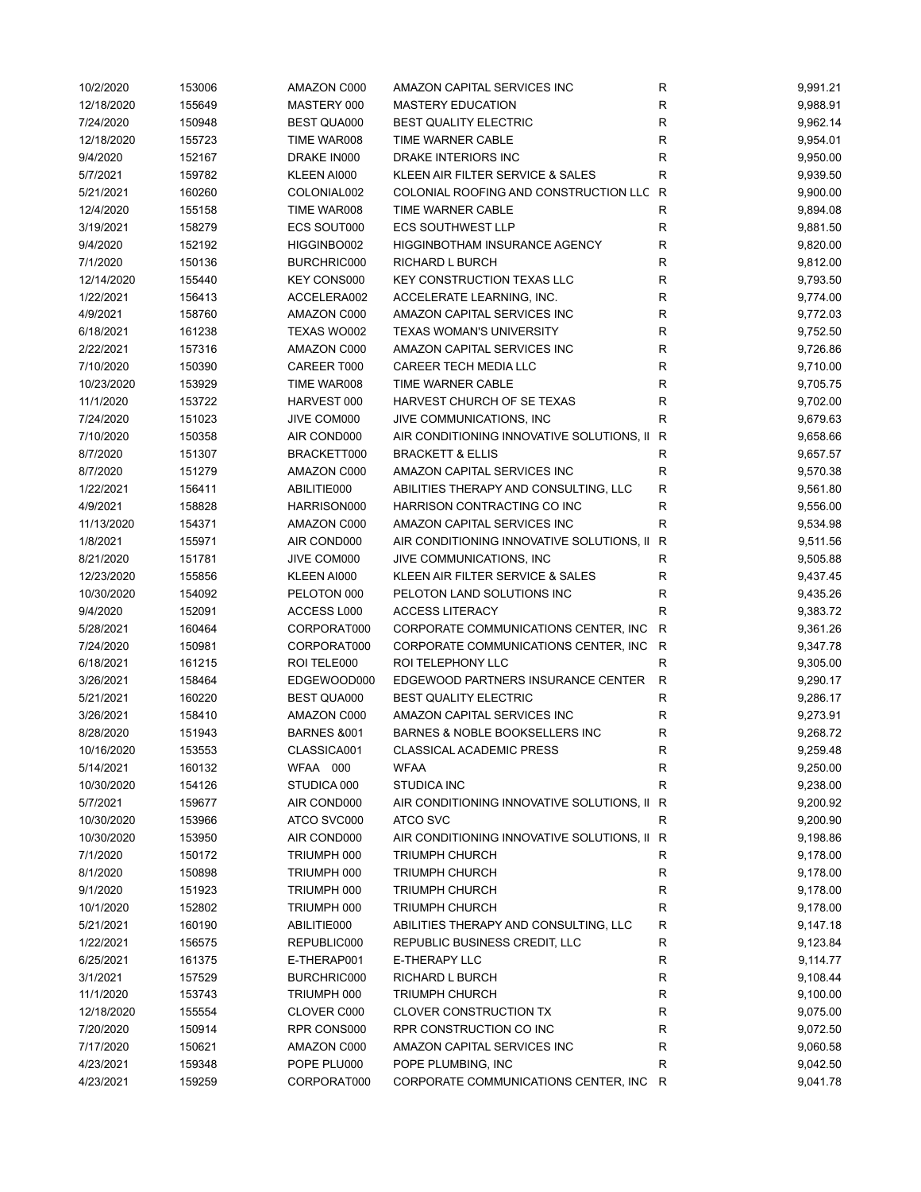| | | | | | |
|---|---|---|---|---|---|
| 10/2/2020 | 153006 | AMAZON C000 | AMAZON CAPITAL SERVICES INC | R | 9,991.21 |
| 12/18/2020 | 155649 | MASTERY 000 | MASTERY EDUCATION | R | 9,988.91 |
| 7/24/2020 | 150948 | BEST QUA000 | BEST QUALITY ELECTRIC | R | 9,962.14 |
| 12/18/2020 | 155723 | TIME WAR008 | TIME WARNER CABLE | R | 9,954.01 |
| 9/4/2020 | 152167 | DRAKE IN000 | DRAKE INTERIORS INC | R | 9,950.00 |
| 5/7/2021 | 159782 | KLEEN AI000 | KLEEN AIR FILTER SERVICE & SALES | R | 9,939.50 |
| 5/21/2021 | 160260 | COLONIAL002 | COLONIAL ROOFING AND CONSTRUCTION LLC | R | 9,900.00 |
| 12/4/2020 | 155158 | TIME WAR008 | TIME WARNER CABLE | R | 9,894.08 |
| 3/19/2021 | 158279 | ECS SOUT000 | ECS SOUTHWEST LLP | R | 9,881.50 |
| 9/4/2020 | 152192 | HIGGINBO002 | HIGGINBOTHAM INSURANCE AGENCY | R | 9,820.00 |
| 7/1/2020 | 150136 | BURCHRIC000 | RICHARD L BURCH | R | 9,812.00 |
| 12/14/2020 | 155440 | KEY CONS000 | KEY CONSTRUCTION TEXAS LLC | R | 9,793.50 |
| 1/22/2021 | 156413 | ACCELERA002 | ACCELERATE LEARNING, INC. | R | 9,774.00 |
| 4/9/2021 | 158760 | AMAZON C000 | AMAZON CAPITAL SERVICES INC | R | 9,772.03 |
| 6/18/2021 | 161238 | TEXAS WO002 | TEXAS WOMAN'S UNIVERSITY | R | 9,752.50 |
| 2/22/2021 | 157316 | AMAZON C000 | AMAZON CAPITAL SERVICES INC | R | 9,726.86 |
| 7/10/2020 | 150390 | CAREER T000 | CAREER TECH MEDIA LLC | R | 9,710.00 |
| 10/23/2020 | 153929 | TIME WAR008 | TIME WARNER CABLE | R | 9,705.75 |
| 11/1/2020 | 153722 | HARVEST 000 | HARVEST CHURCH OF SE TEXAS | R | 9,702.00 |
| 7/24/2020 | 151023 | JIVE COM000 | JIVE COMMUNICATIONS, INC | R | 9,679.63 |
| 7/10/2020 | 150358 | AIR COND000 | AIR CONDITIONING INNOVATIVE SOLUTIONS, II | R | 9,658.66 |
| 8/7/2020 | 151307 | BRACKETT000 | BRACKETT & ELLIS | R | 9,657.57 |
| 8/7/2020 | 151279 | AMAZON C000 | AMAZON CAPITAL SERVICES INC | R | 9,570.38 |
| 1/22/2021 | 156411 | ABILITIE000 | ABILITIES THERAPY AND CONSULTING, LLC | R | 9,561.80 |
| 4/9/2021 | 158828 | HARRISON000 | HARRISON CONTRACTING CO INC | R | 9,556.00 |
| 11/13/2020 | 154371 | AMAZON C000 | AMAZON CAPITAL SERVICES INC | R | 9,534.98 |
| 1/8/2021 | 155971 | AIR COND000 | AIR CONDITIONING INNOVATIVE SOLUTIONS, II | R | 9,511.56 |
| 8/21/2020 | 151781 | JIVE COM000 | JIVE COMMUNICATIONS, INC | R | 9,505.88 |
| 12/23/2020 | 155856 | KLEEN AI000 | KLEEN AIR FILTER SERVICE & SALES | R | 9,437.45 |
| 10/30/2020 | 154092 | PELOTON 000 | PELOTON LAND SOLUTIONS INC | R | 9,435.26 |
| 9/4/2020 | 152091 | ACCESS L000 | ACCESS LITERACY | R | 9,383.72 |
| 5/28/2021 | 160464 | CORPORAT000 | CORPORATE COMMUNICATIONS CENTER, INC | R | 9,361.26 |
| 7/24/2020 | 150981 | CORPORAT000 | CORPORATE COMMUNICATIONS CENTER, INC | R | 9,347.78 |
| 6/18/2021 | 161215 | ROI TELE000 | ROI TELEPHONY LLC | R | 9,305.00 |
| 3/26/2021 | 158464 | EDGEWOOD000 | EDGEWOOD PARTNERS INSURANCE CENTER | R | 9,290.17 |
| 5/21/2021 | 160220 | BEST QUA000 | BEST QUALITY ELECTRIC | R | 9,286.17 |
| 3/26/2021 | 158410 | AMAZON C000 | AMAZON CAPITAL SERVICES INC | R | 9,273.91 |
| 8/28/2020 | 151943 | BARNES &001 | BARNES & NOBLE BOOKSELLERS INC | R | 9,268.72 |
| 10/16/2020 | 153553 | CLASSICA001 | CLASSICAL ACADEMIC PRESS | R | 9,259.48 |
| 5/14/2021 | 160132 | WFAA 000 | WFAA | R | 9,250.00 |
| 10/30/2020 | 154126 | STUDICA 000 | STUDICA INC | R | 9,238.00 |
| 5/7/2021 | 159677 | AIR COND000 | AIR CONDITIONING INNOVATIVE SOLUTIONS, II | R | 9,200.92 |
| 10/30/2020 | 153966 | ATCO SVC000 | ATCO SVC | R | 9,200.90 |
| 10/30/2020 | 153950 | AIR COND000 | AIR CONDITIONING INNOVATIVE SOLUTIONS, II | R | 9,198.86 |
| 7/1/2020 | 150172 | TRIUMPH 000 | TRIUMPH CHURCH | R | 9,178.00 |
| 8/1/2020 | 150898 | TRIUMPH 000 | TRIUMPH CHURCH | R | 9,178.00 |
| 9/1/2020 | 151923 | TRIUMPH 000 | TRIUMPH CHURCH | R | 9,178.00 |
| 10/1/2020 | 152802 | TRIUMPH 000 | TRIUMPH CHURCH | R | 9,178.00 |
| 5/21/2021 | 160190 | ABILITIE000 | ABILITIES THERAPY AND CONSULTING, LLC | R | 9,147.18 |
| 1/22/2021 | 156575 | REPUBLIC000 | REPUBLIC BUSINESS CREDIT, LLC | R | 9,123.84 |
| 6/25/2021 | 161375 | E-THERAP001 | E-THERAPY LLC | R | 9,114.77 |
| 3/1/2021 | 157529 | BURCHRIC000 | RICHARD L BURCH | R | 9,108.44 |
| 11/1/2020 | 153743 | TRIUMPH 000 | TRIUMPH CHURCH | R | 9,100.00 |
| 12/18/2020 | 155554 | CLOVER C000 | CLOVER CONSTRUCTION TX | R | 9,075.00 |
| 7/20/2020 | 150914 | RPR CONS000 | RPR CONSTRUCTION CO INC | R | 9,072.50 |
| 7/17/2020 | 150621 | AMAZON C000 | AMAZON CAPITAL SERVICES INC | R | 9,060.58 |
| 4/23/2021 | 159348 | POPE PLU000 | POPE PLUMBING, INC | R | 9,042.50 |
| 4/23/2021 | 159259 | CORPORAT000 | CORPORATE COMMUNICATIONS CENTER, INC | R | 9,041.78 |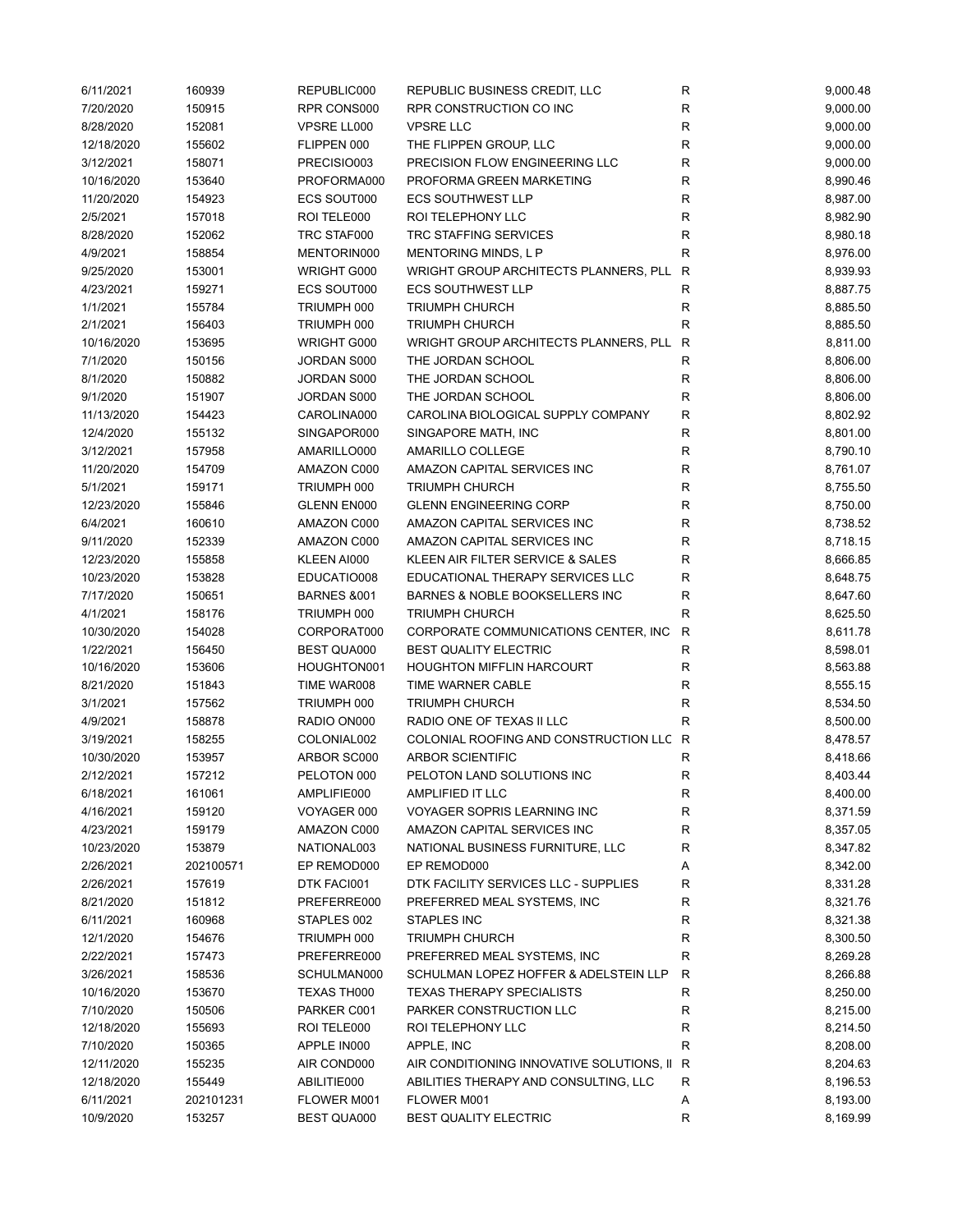| | | | | | |
|---|---|---|---|---|---|
| 6/11/2021 | 160939 | REPUBLIC000 | REPUBLIC BUSINESS CREDIT, LLC | R | 9,000.48 |
| 7/20/2020 | 150915 | RPR CONS000 | RPR CONSTRUCTION CO INC | R | 9,000.00 |
| 8/28/2020 | 152081 | VPSRE LL000 | VPSRE LLC | R | 9,000.00 |
| 12/18/2020 | 155602 | FLIPPEN 000 | THE FLIPPEN GROUP, LLC | R | 9,000.00 |
| 3/12/2021 | 158071 | PRECISIO003 | PRECISION FLOW ENGINEERING LLC | R | 9,000.00 |
| 10/16/2020 | 153640 | PROFORMA000 | PROFORMA GREEN MARKETING | R | 8,990.46 |
| 11/20/2020 | 154923 | ECS SOUT000 | ECS SOUTHWEST LLP | R | 8,987.00 |
| 2/5/2021 | 157018 | ROI TELE000 | ROI TELEPHONY LLC | R | 8,982.90 |
| 8/28/2020 | 152062 | TRC STAF000 | TRC STAFFING SERVICES | R | 8,980.18 |
| 4/9/2021 | 158854 | MENTORIN000 | MENTORING MINDS, L P | R | 8,976.00 |
| 9/25/2020 | 153001 | WRIGHT G000 | WRIGHT GROUP ARCHITECTS PLANNERS, PLL | R | 8,939.93 |
| 4/23/2021 | 159271 | ECS SOUT000 | ECS SOUTHWEST LLP | R | 8,887.75 |
| 1/1/2021 | 155784 | TRIUMPH 000 | TRIUMPH CHURCH | R | 8,885.50 |
| 2/1/2021 | 156403 | TRIUMPH 000 | TRIUMPH CHURCH | R | 8,885.50 |
| 10/16/2020 | 153695 | WRIGHT G000 | WRIGHT GROUP ARCHITECTS PLANNERS, PLL | R | 8,811.00 |
| 7/1/2020 | 150156 | JORDAN S000 | THE JORDAN SCHOOL | R | 8,806.00 |
| 8/1/2020 | 150882 | JORDAN S000 | THE JORDAN SCHOOL | R | 8,806.00 |
| 9/1/2020 | 151907 | JORDAN S000 | THE JORDAN SCHOOL | R | 8,806.00 |
| 11/13/2020 | 154423 | CAROLINA000 | CAROLINA BIOLOGICAL SUPPLY COMPANY | R | 8,802.92 |
| 12/4/2020 | 155132 | SINGAPOR000 | SINGAPORE MATH, INC | R | 8,801.00 |
| 3/12/2021 | 157958 | AMARILLO000 | AMARILLO COLLEGE | R | 8,790.10 |
| 11/20/2020 | 154709 | AMAZON C000 | AMAZON CAPITAL SERVICES INC | R | 8,761.07 |
| 5/1/2021 | 159171 | TRIUMPH 000 | TRIUMPH CHURCH | R | 8,755.50 |
| 12/23/2020 | 155846 | GLENN EN000 | GLENN ENGINEERING CORP | R | 8,750.00 |
| 6/4/2021 | 160610 | AMAZON C000 | AMAZON CAPITAL SERVICES INC | R | 8,738.52 |
| 9/11/2020 | 152339 | AMAZON C000 | AMAZON CAPITAL SERVICES INC | R | 8,718.15 |
| 12/23/2020 | 155858 | KLEEN AI000 | KLEEN AIR FILTER SERVICE & SALES | R | 8,666.85 |
| 10/23/2020 | 153828 | EDUCATIO008 | EDUCATIONAL THERAPY SERVICES LLC | R | 8,648.75 |
| 7/17/2020 | 150651 | BARNES &001 | BARNES & NOBLE BOOKSELLERS INC | R | 8,647.60 |
| 4/1/2021 | 158176 | TRIUMPH 000 | TRIUMPH CHURCH | R | 8,625.50 |
| 10/30/2020 | 154028 | CORPORAT000 | CORPORATE COMMUNICATIONS CENTER, INC | R | 8,611.78 |
| 1/22/2021 | 156450 | BEST QUA000 | BEST QUALITY ELECTRIC | R | 8,598.01 |
| 10/16/2020 | 153606 | HOUGHTON001 | HOUGHTON MIFFLIN HARCOURT | R | 8,563.88 |
| 8/21/2020 | 151843 | TIME WAR008 | TIME WARNER CABLE | R | 8,555.15 |
| 3/1/2021 | 157562 | TRIUMPH 000 | TRIUMPH CHURCH | R | 8,534.50 |
| 4/9/2021 | 158878 | RADIO ON000 | RADIO ONE OF TEXAS II LLC | R | 8,500.00 |
| 3/19/2021 | 158255 | COLONIAL002 | COLONIAL ROOFING AND CONSTRUCTION LLC | R | 8,478.57 |
| 10/30/2020 | 153957 | ARBOR SC000 | ARBOR SCIENTIFIC | R | 8,418.66 |
| 2/12/2021 | 157212 | PELOTON 000 | PELOTON LAND SOLUTIONS INC | R | 8,403.44 |
| 6/18/2021 | 161061 | AMPLIFIE000 | AMPLIFIED IT LLC | R | 8,400.00 |
| 4/16/2021 | 159120 | VOYAGER 000 | VOYAGER SOPRIS LEARNING INC | R | 8,371.59 |
| 4/23/2021 | 159179 | AMAZON C000 | AMAZON CAPITAL SERVICES INC | R | 8,357.05 |
| 10/23/2020 | 153879 | NATIONAL003 | NATIONAL BUSINESS FURNITURE, LLC | R | 8,347.82 |
| 2/26/2021 | 202100571 | EP REMOD000 | EP REMOD000 | A | 8,342.00 |
| 2/26/2021 | 157619 | DTK FACI001 | DTK FACILITY SERVICES LLC - SUPPLIES | R | 8,331.28 |
| 8/21/2020 | 151812 | PREFERRE000 | PREFERRED MEAL SYSTEMS, INC | R | 8,321.76 |
| 6/11/2021 | 160968 | STAPLES 002 | STAPLES INC | R | 8,321.38 |
| 12/1/2020 | 154676 | TRIUMPH 000 | TRIUMPH CHURCH | R | 8,300.50 |
| 2/22/2021 | 157473 | PREFERRE000 | PREFERRED MEAL SYSTEMS, INC | R | 8,269.28 |
| 3/26/2021 | 158536 | SCHULMAN000 | SCHULMAN LOPEZ HOFFER & ADELSTEIN LLP | R | 8,266.88 |
| 10/16/2020 | 153670 | TEXAS TH000 | TEXAS THERAPY SPECIALISTS | R | 8,250.00 |
| 7/10/2020 | 150506 | PARKER C001 | PARKER CONSTRUCTION LLC | R | 8,215.00 |
| 12/18/2020 | 155693 | ROI TELE000 | ROI TELEPHONY LLC | R | 8,214.50 |
| 7/10/2020 | 150365 | APPLE IN000 | APPLE, INC | R | 8,208.00 |
| 12/11/2020 | 155235 | AIR COND000 | AIR CONDITIONING INNOVATIVE SOLUTIONS, II | R | 8,204.63 |
| 12/18/2020 | 155449 | ABILITIE000 | ABILITIES THERAPY AND CONSULTING, LLC | R | 8,196.53 |
| 6/11/2021 | 202101231 | FLOWER M001 | FLOWER M001 | A | 8,193.00 |
| 10/9/2020 | 153257 | BEST QUA000 | BEST QUALITY ELECTRIC | R | 8,169.99 |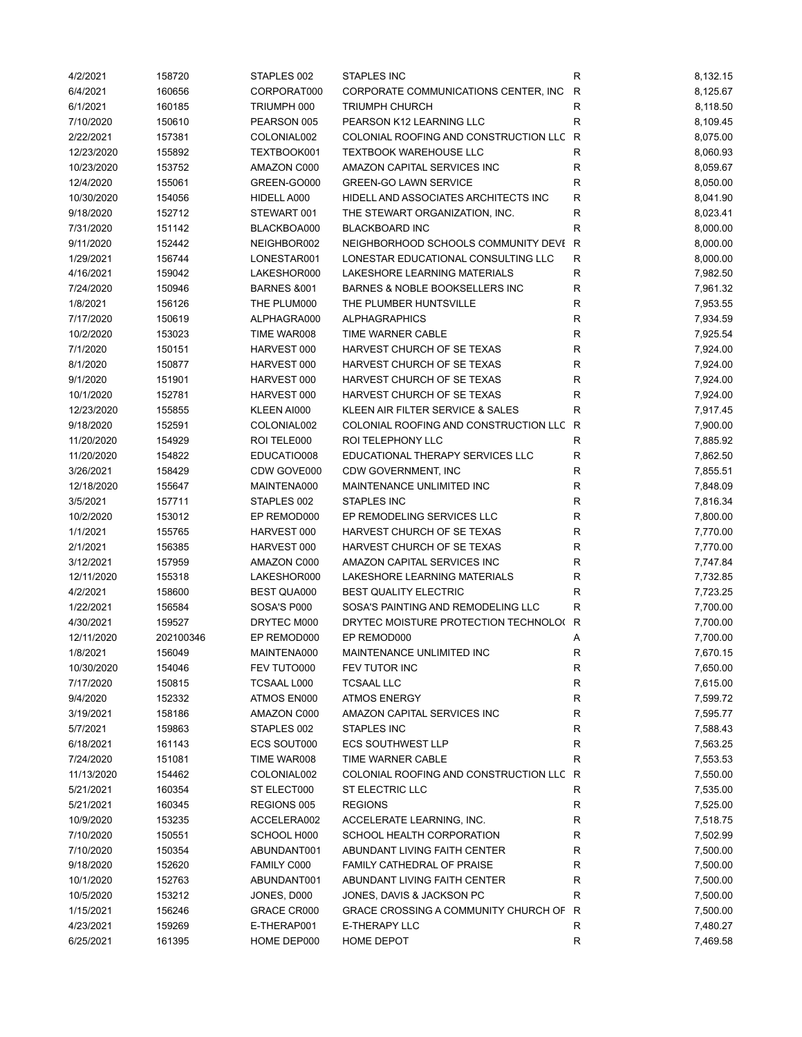| | | | | | |
|---|---|---|---|---|---|
| 4/2/2021 | 158720 | STAPLES 002 | STAPLES INC | R | 8,132.15 |
| 6/4/2021 | 160656 | CORPORAT000 | CORPORATE COMMUNICATIONS CENTER, INC | R | 8,125.67 |
| 6/1/2021 | 160185 | TRIUMPH 000 | TRIUMPH CHURCH | R | 8,118.50 |
| 7/10/2020 | 150610 | PEARSON 005 | PEARSON K12 LEARNING LLC | R | 8,109.45 |
| 2/22/2021 | 157381 | COLONIAL002 | COLONIAL ROOFING AND CONSTRUCTION LLC | R | 8,075.00 |
| 12/23/2020 | 155892 | TEXTBOOK001 | TEXTBOOK WAREHOUSE LLC | R | 8,060.93 |
| 10/23/2020 | 153752 | AMAZON C000 | AMAZON CAPITAL SERVICES INC | R | 8,059.67 |
| 12/4/2020 | 155061 | GREEN-GO000 | GREEN-GO LAWN SERVICE | R | 8,050.00 |
| 10/30/2020 | 154056 | HIDELL A000 | HIDELL AND ASSOCIATES ARCHITECTS INC | R | 8,041.90 |
| 9/18/2020 | 152712 | STEWART 001 | THE STEWART ORGANIZATION, INC. | R | 8,023.41 |
| 7/31/2020 | 151142 | BLACKBOA000 | BLACKBOARD INC | R | 8,000.00 |
| 9/11/2020 | 152442 | NEIGHBOR002 | NEIGHBORHOOD SCHOOLS COMMUNITY DEVE | R | 8,000.00 |
| 1/29/2021 | 156744 | LONESTAR001 | LONESTAR EDUCATIONAL CONSULTING LLC | R | 8,000.00 |
| 4/16/2021 | 159042 | LAKESHOR000 | LAKESHORE LEARNING MATERIALS | R | 7,982.50 |
| 7/24/2020 | 150946 | BARNES &001 | BARNES & NOBLE BOOKSELLERS INC | R | 7,961.32 |
| 1/8/2021 | 156126 | THE PLUM000 | THE PLUMBER HUNTSVILLE | R | 7,953.55 |
| 7/17/2020 | 150619 | ALPHAGRA000 | ALPHAGRAPHICS | R | 7,934.59 |
| 10/2/2020 | 153023 | TIME WAR008 | TIME WARNER CABLE | R | 7,925.54 |
| 7/1/2020 | 150151 | HARVEST 000 | HARVEST CHURCH OF SE TEXAS | R | 7,924.00 |
| 8/1/2020 | 150877 | HARVEST 000 | HARVEST CHURCH OF SE TEXAS | R | 7,924.00 |
| 9/1/2020 | 151901 | HARVEST 000 | HARVEST CHURCH OF SE TEXAS | R | 7,924.00 |
| 10/1/2020 | 152781 | HARVEST 000 | HARVEST CHURCH OF SE TEXAS | R | 7,924.00 |
| 12/23/2020 | 155855 | KLEEN AI000 | KLEEN AIR FILTER SERVICE & SALES | R | 7,917.45 |
| 9/18/2020 | 152591 | COLONIAL002 | COLONIAL ROOFING AND CONSTRUCTION LLC | R | 7,900.00 |
| 11/20/2020 | 154929 | ROI TELE000 | ROI TELEPHONY LLC | R | 7,885.92 |
| 11/20/2020 | 154822 | EDUCATIO008 | EDUCATIONAL THERAPY SERVICES LLC | R | 7,862.50 |
| 3/26/2021 | 158429 | CDW GOVE000 | CDW GOVERNMENT, INC | R | 7,855.51 |
| 12/18/2020 | 155647 | MAINTENA000 | MAINTENANCE UNLIMITED INC | R | 7,848.09 |
| 3/5/2021 | 157711 | STAPLES 002 | STAPLES INC | R | 7,816.34 |
| 10/2/2020 | 153012 | EP REMOD000 | EP REMODELING SERVICES LLC | R | 7,800.00 |
| 1/1/2021 | 155765 | HARVEST 000 | HARVEST CHURCH OF SE TEXAS | R | 7,770.00 |
| 2/1/2021 | 156385 | HARVEST 000 | HARVEST CHURCH OF SE TEXAS | R | 7,770.00 |
| 3/12/2021 | 157959 | AMAZON C000 | AMAZON CAPITAL SERVICES INC | R | 7,747.84 |
| 12/11/2020 | 155318 | LAKESHOR000 | LAKESHORE LEARNING MATERIALS | R | 7,732.85 |
| 4/2/2021 | 158600 | BEST QUA000 | BEST QUALITY ELECTRIC | R | 7,723.25 |
| 1/22/2021 | 156584 | SOSA'S P000 | SOSA'S PAINTING AND REMODELING LLC | R | 7,700.00 |
| 4/30/2021 | 159527 | DRYTEC M000 | DRYTEC MOISTURE PROTECTION TECHNOLO( | R | 7,700.00 |
| 12/11/2020 | 202100346 | EP REMOD000 | EP REMOD000 | A | 7,700.00 |
| 1/8/2021 | 156049 | MAINTENA000 | MAINTENANCE UNLIMITED INC | R | 7,670.15 |
| 10/30/2020 | 154046 | FEV TUTO000 | FEV TUTOR INC | R | 7,650.00 |
| 7/17/2020 | 150815 | TCSAAL L000 | TCSAAL LLC | R | 7,615.00 |
| 9/4/2020 | 152332 | ATMOS EN000 | ATMOS ENERGY | R | 7,599.72 |
| 3/19/2021 | 158186 | AMAZON C000 | AMAZON CAPITAL SERVICES INC | R | 7,595.77 |
| 5/7/2021 | 159863 | STAPLES 002 | STAPLES INC | R | 7,588.43 |
| 6/18/2021 | 161143 | ECS SOUT000 | ECS SOUTHWEST LLP | R | 7,563.25 |
| 7/24/2020 | 151081 | TIME WAR008 | TIME WARNER CABLE | R | 7,553.53 |
| 11/13/2020 | 154462 | COLONIAL002 | COLONIAL ROOFING AND CONSTRUCTION LLC | R | 7,550.00 |
| 5/21/2021 | 160354 | ST ELECT000 | ST ELECTRIC LLC | R | 7,535.00 |
| 5/21/2021 | 160345 | REGIONS 005 | REGIONS | R | 7,525.00 |
| 10/9/2020 | 153235 | ACCELERA002 | ACCELERATE LEARNING, INC. | R | 7,518.75 |
| 7/10/2020 | 150551 | SCHOOL H000 | SCHOOL HEALTH CORPORATION | R | 7,502.99 |
| 7/10/2020 | 150354 | ABUNDANT001 | ABUNDANT LIVING FAITH CENTER | R | 7,500.00 |
| 9/18/2020 | 152620 | FAMILY C000 | FAMILY CATHEDRAL OF PRAISE | R | 7,500.00 |
| 10/1/2020 | 152763 | ABUNDANT001 | ABUNDANT LIVING FAITH CENTER | R | 7,500.00 |
| 10/5/2020 | 153212 | JONES, D000 | JONES, DAVIS & JACKSON PC | R | 7,500.00 |
| 1/15/2021 | 156246 | GRACE CR000 | GRACE CROSSING A COMMUNITY CHURCH OF | R | 7,500.00 |
| 4/23/2021 | 159269 | E-THERAP001 | E-THERAPY LLC | R | 7,480.27 |
| 6/25/2021 | 161395 | HOME DEP000 | HOME DEPOT | R | 7,469.58 |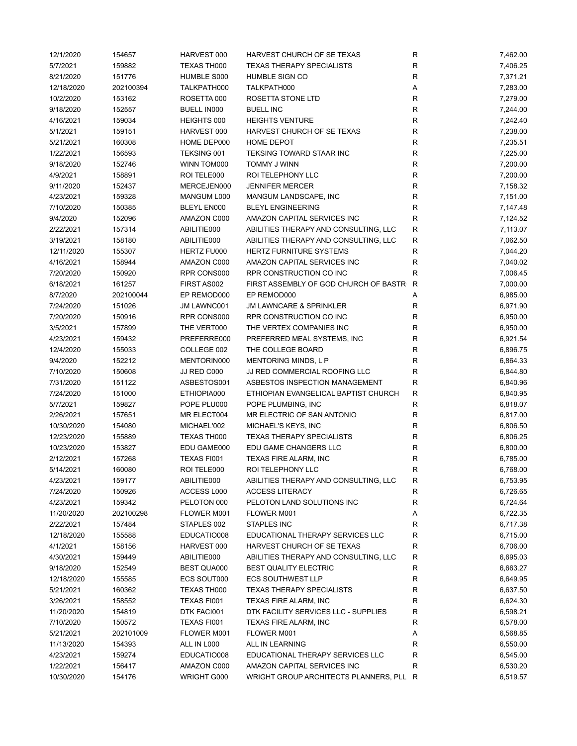| | | | | | |
|---|---|---|---|---|---|
| 12/1/2020 | 154657 | HARVEST 000 | HARVEST CHURCH OF SE TEXAS | R | 7,462.00 |
| 5/7/2021 | 159882 | TEXAS TH000 | TEXAS THERAPY SPECIALISTS | R | 7,406.25 |
| 8/21/2020 | 151776 | HUMBLE S000 | HUMBLE SIGN CO | R | 7,371.21 |
| 12/18/2020 | 202100394 | TALKPATH000 | TALKPATH000 | A | 7,283.00 |
| 10/2/2020 | 153162 | ROSETTA 000 | ROSETTA STONE LTD | R | 7,279.00 |
| 9/18/2020 | 152557 | BUELL IN000 | BUELL INC | R | 7,244.00 |
| 4/16/2021 | 159034 | HEIGHTS 000 | HEIGHTS VENTURE | R | 7,242.40 |
| 5/1/2021 | 159151 | HARVEST 000 | HARVEST CHURCH OF SE TEXAS | R | 7,238.00 |
| 5/21/2021 | 160308 | HOME DEP000 | HOME DEPOT | R | 7,235.51 |
| 1/22/2021 | 156593 | TEKSING 001 | TEKSING TOWARD STAAR INC | R | 7,225.00 |
| 9/18/2020 | 152746 | WINN TOM000 | TOMMY J WINN | R | 7,200.00 |
| 4/9/2021 | 158891 | ROI TELE000 | ROI TELEPHONY LLC | R | 7,200.00 |
| 9/11/2020 | 152437 | MERCEJEN000 | JENNIFER MERCER | R | 7,158.32 |
| 4/23/2021 | 159328 | MANGUM L000 | MANGUM LANDSCAPE, INC | R | 7,151.00 |
| 7/10/2020 | 150385 | BLEYL EN000 | BLEYL ENGINEERING | R | 7,147.48 |
| 9/4/2020 | 152096 | AMAZON C000 | AMAZON CAPITAL SERVICES INC | R | 7,124.52 |
| 2/22/2021 | 157314 | ABILITIE000 | ABILITIES THERAPY AND CONSULTING, LLC | R | 7,113.07 |
| 3/19/2021 | 158180 | ABILITIE000 | ABILITIES THERAPY AND CONSULTING, LLC | R | 7,062.50 |
| 12/11/2020 | 155307 | HERTZ FU000 | HERTZ FURNITURE SYSTEMS | R | 7,044.20 |
| 4/16/2021 | 158944 | AMAZON C000 | AMAZON CAPITAL SERVICES INC | R | 7,040.02 |
| 7/20/2020 | 150920 | RPR CONS000 | RPR CONSTRUCTION CO INC | R | 7,006.45 |
| 6/18/2021 | 161257 | FIRST AS002 | FIRST ASSEMBLY OF GOD CHURCH OF BASTR | R | 7,000.00 |
| 8/7/2020 | 202100044 | EP REMOD000 | EP REMOD000 | A | 6,985.00 |
| 7/24/2020 | 151026 | JM LAWNC001 | JM LAWNCARE & SPRINKLER | R | 6,971.90 |
| 7/20/2020 | 150916 | RPR CONS000 | RPR CONSTRUCTION CO INC | R | 6,950.00 |
| 3/5/2021 | 157899 | THE VERT000 | THE VERTEX COMPANIES INC | R | 6,950.00 |
| 4/23/2021 | 159432 | PREFERRE000 | PREFERRED MEAL SYSTEMS, INC | R | 6,921.54 |
| 12/4/2020 | 155033 | COLLEGE 002 | THE COLLEGE BOARD | R | 6,896.75 |
| 9/4/2020 | 152212 | MENTORIN000 | MENTORING MINDS, L P | R | 6,864.33 |
| 7/10/2020 | 150608 | JJ RED C000 | JJ RED COMMERCIAL ROOFING LLC | R | 6,844.80 |
| 7/31/2020 | 151122 | ASBESTOS001 | ASBESTOS INSPECTION MANAGEMENT | R | 6,840.96 |
| 7/24/2020 | 151000 | ETHIOPIA000 | ETHIOPIAN EVANGELICAL BAPTIST CHURCH | R | 6,840.95 |
| 5/7/2021 | 159827 | POPE PLU000 | POPE PLUMBING, INC | R | 6,818.07 |
| 2/26/2021 | 157651 | MR ELECT004 | MR ELECTRIC OF SAN ANTONIO | R | 6,817.00 |
| 10/30/2020 | 154080 | MICHAEL'002 | MICHAEL'S KEYS, INC | R | 6,806.50 |
| 12/23/2020 | 155889 | TEXAS TH000 | TEXAS THERAPY SPECIALISTS | R | 6,806.25 |
| 10/23/2020 | 153827 | EDU GAME000 | EDU GAME CHANGERS LLC | R | 6,800.00 |
| 2/12/2021 | 157268 | TEXAS FI001 | TEXAS FIRE ALARM, INC | R | 6,785.00 |
| 5/14/2021 | 160080 | ROI TELE000 | ROI TELEPHONY LLC | R | 6,768.00 |
| 4/23/2021 | 159177 | ABILITIE000 | ABILITIES THERAPY AND CONSULTING, LLC | R | 6,753.95 |
| 7/24/2020 | 150926 | ACCESS L000 | ACCESS LITERACY | R | 6,726.65 |
| 4/23/2021 | 159342 | PELOTON 000 | PELOTON LAND SOLUTIONS INC | R | 6,724.64 |
| 11/20/2020 | 202100298 | FLOWER M001 | FLOWER M001 | A | 6,722.35 |
| 2/22/2021 | 157484 | STAPLES 002 | STAPLES INC | R | 6,717.38 |
| 12/18/2020 | 155588 | EDUCATIO008 | EDUCATIONAL THERAPY SERVICES LLC | R | 6,715.00 |
| 4/1/2021 | 158156 | HARVEST 000 | HARVEST CHURCH OF SE TEXAS | R | 6,706.00 |
| 4/30/2021 | 159449 | ABILITIE000 | ABILITIES THERAPY AND CONSULTING, LLC | R | 6,695.03 |
| 9/18/2020 | 152549 | BEST QUA000 | BEST QUALITY ELECTRIC | R | 6,663.27 |
| 12/18/2020 | 155585 | ECS SOUT000 | ECS SOUTHWEST LLP | R | 6,649.95 |
| 5/21/2021 | 160362 | TEXAS TH000 | TEXAS THERAPY SPECIALISTS | R | 6,637.50 |
| 3/26/2021 | 158552 | TEXAS FI001 | TEXAS FIRE ALARM, INC | R | 6,624.30 |
| 11/20/2020 | 154819 | DTK FACI001 | DTK FACILITY SERVICES LLC - SUPPLIES | R | 6,598.21 |
| 7/10/2020 | 150572 | TEXAS FI001 | TEXAS FIRE ALARM, INC | R | 6,578.00 |
| 5/21/2021 | 202101009 | FLOWER M001 | FLOWER M001 | A | 6,568.85 |
| 11/13/2020 | 154393 | ALL IN L000 | ALL IN LEARNING | R | 6,550.00 |
| 4/23/2021 | 159274 | EDUCATIO008 | EDUCATIONAL THERAPY SERVICES LLC | R | 6,545.00 |
| 1/22/2021 | 156417 | AMAZON C000 | AMAZON CAPITAL SERVICES INC | R | 6,530.20 |
| 10/30/2020 | 154176 | WRIGHT G000 | WRIGHT GROUP ARCHITECTS PLANNERS, PLL | R | 6,519.57 |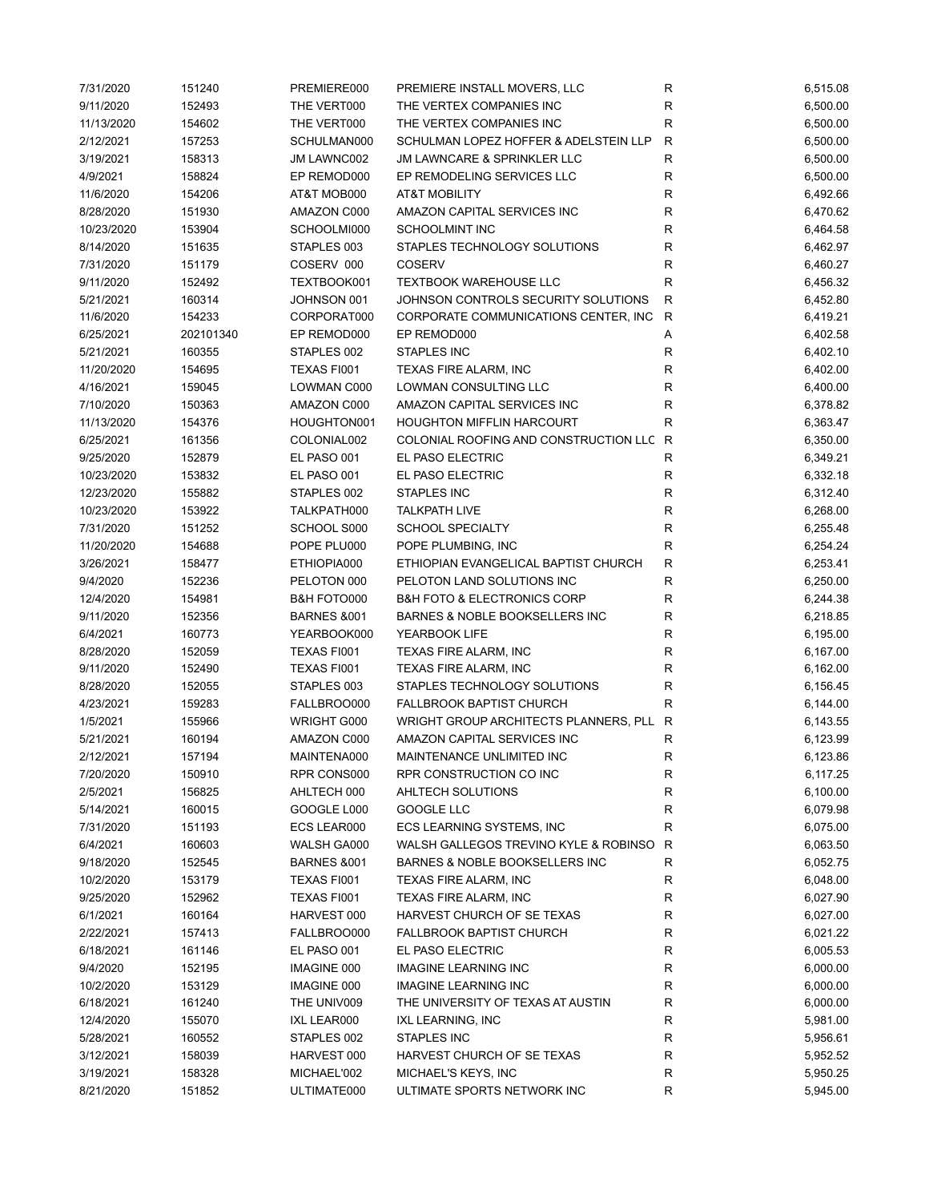| | | | | | |
|---|---|---|---|---|---|
| 7/31/2020 | 151240 | PREMIERE000 | PREMIERE INSTALL MOVERS, LLC | R | 6,515.08 |
| 9/11/2020 | 152493 | THE VERT000 | THE VERTEX COMPANIES INC | R | 6,500.00 |
| 11/13/2020 | 154602 | THE VERT000 | THE VERTEX COMPANIES INC | R | 6,500.00 |
| 2/12/2021 | 157253 | SCHULMAN000 | SCHULMAN LOPEZ HOFFER & ADELSTEIN LLP | R | 6,500.00 |
| 3/19/2021 | 158313 | JM LAWNC002 | JM LAWNCARE & SPRINKLER LLC | R | 6,500.00 |
| 4/9/2021 | 158824 | EP REMOD000 | EP REMODELING SERVICES LLC | R | 6,500.00 |
| 11/6/2020 | 154206 | AT&T MOB000 | AT&T MOBILITY | R | 6,492.66 |
| 8/28/2020 | 151930 | AMAZON C000 | AMAZON CAPITAL SERVICES INC | R | 6,470.62 |
| 10/23/2020 | 153904 | SCHOOLMI000 | SCHOOLMINT INC | R | 6,464.58 |
| 8/14/2020 | 151635 | STAPLES 003 | STAPLES TECHNOLOGY SOLUTIONS | R | 6,462.97 |
| 7/31/2020 | 151179 | COSERV 000 | COSERV | R | 6,460.27 |
| 9/11/2020 | 152492 | TEXTBOOK001 | TEXTBOOK WAREHOUSE LLC | R | 6,456.32 |
| 5/21/2021 | 160314 | JOHNSON 001 | JOHNSON CONTROLS SECURITY SOLUTIONS | R | 6,452.80 |
| 11/6/2020 | 154233 | CORPORAT000 | CORPORATE COMMUNICATIONS CENTER, INC | R | 6,419.21 |
| 6/25/2021 | 202101340 | EP REMOD000 | EP REMOD000 | A | 6,402.58 |
| 5/21/2021 | 160355 | STAPLES 002 | STAPLES INC | R | 6,402.10 |
| 11/20/2020 | 154695 | TEXAS FI001 | TEXAS FIRE ALARM, INC | R | 6,402.00 |
| 4/16/2021 | 159045 | LOWMAN C000 | LOWMAN CONSULTING LLC | R | 6,400.00 |
| 7/10/2020 | 150363 | AMAZON C000 | AMAZON CAPITAL SERVICES INC | R | 6,378.82 |
| 11/13/2020 | 154376 | HOUGHTON001 | HOUGHTON MIFFLIN HARCOURT | R | 6,363.47 |
| 6/25/2021 | 161356 | COLONIAL002 | COLONIAL ROOFING AND CONSTRUCTION LLC | R | 6,350.00 |
| 9/25/2020 | 152879 | EL PASO 001 | EL PASO ELECTRIC | R | 6,349.21 |
| 10/23/2020 | 153832 | EL PASO 001 | EL PASO ELECTRIC | R | 6,332.18 |
| 12/23/2020 | 155882 | STAPLES 002 | STAPLES INC | R | 6,312.40 |
| 10/23/2020 | 153922 | TALKPATH000 | TALKPATH LIVE | R | 6,268.00 |
| 7/31/2020 | 151252 | SCHOOL S000 | SCHOOL SPECIALTY | R | 6,255.48 |
| 11/20/2020 | 154688 | POPE PLU000 | POPE PLUMBING, INC | R | 6,254.24 |
| 3/26/2021 | 158477 | ETHIOPIA000 | ETHIOPIAN EVANGELICAL BAPTIST CHURCH | R | 6,253.41 |
| 9/4/2020 | 152236 | PELOTON 000 | PELOTON LAND SOLUTIONS INC | R | 6,250.00 |
| 12/4/2020 | 154981 | B&H FOTO000 | B&H FOTO & ELECTRONICS CORP | R | 6,244.38 |
| 9/11/2020 | 152356 | BARNES &001 | BARNES & NOBLE BOOKSELLERS INC | R | 6,218.85 |
| 6/4/2021 | 160773 | YEARBOOK000 | YEARBOOK LIFE | R | 6,195.00 |
| 8/28/2020 | 152059 | TEXAS FI001 | TEXAS FIRE ALARM, INC | R | 6,167.00 |
| 9/11/2020 | 152490 | TEXAS FI001 | TEXAS FIRE ALARM, INC | R | 6,162.00 |
| 8/28/2020 | 152055 | STAPLES 003 | STAPLES TECHNOLOGY SOLUTIONS | R | 6,156.45 |
| 4/23/2021 | 159283 | FALLBROO000 | FALLBROOK BAPTIST CHURCH | R | 6,144.00 |
| 1/5/2021 | 155966 | WRIGHT G000 | WRIGHT GROUP ARCHITECTS PLANNERS, PLL | R | 6,143.55 |
| 5/21/2021 | 160194 | AMAZON C000 | AMAZON CAPITAL SERVICES INC | R | 6,123.99 |
| 2/12/2021 | 157194 | MAINTENA000 | MAINTENANCE UNLIMITED INC | R | 6,123.86 |
| 7/20/2020 | 150910 | RPR CONS000 | RPR CONSTRUCTION CO INC | R | 6,117.25 |
| 2/5/2021 | 156825 | AHLTECH 000 | AHLTECH SOLUTIONS | R | 6,100.00 |
| 5/14/2021 | 160015 | GOOGLE L000 | GOOGLE LLC | R | 6,079.98 |
| 7/31/2020 | 151193 | ECS LEAR000 | ECS LEARNING SYSTEMS, INC | R | 6,075.00 |
| 6/4/2021 | 160603 | WALSH GA000 | WALSH GALLEGOS TREVINO KYLE & ROBINSO | R | 6,063.50 |
| 9/18/2020 | 152545 | BARNES &001 | BARNES & NOBLE BOOKSELLERS INC | R | 6,052.75 |
| 10/2/2020 | 153179 | TEXAS FI001 | TEXAS FIRE ALARM, INC | R | 6,048.00 |
| 9/25/2020 | 152962 | TEXAS FI001 | TEXAS FIRE ALARM, INC | R | 6,027.90 |
| 6/1/2021 | 160164 | HARVEST 000 | HARVEST CHURCH OF SE TEXAS | R | 6,027.00 |
| 2/22/2021 | 157413 | FALLBROO000 | FALLBROOK BAPTIST CHURCH | R | 6,021.22 |
| 6/18/2021 | 161146 | EL PASO 001 | EL PASO ELECTRIC | R | 6,005.53 |
| 9/4/2020 | 152195 | IMAGINE 000 | IMAGINE LEARNING INC | R | 6,000.00 |
| 10/2/2020 | 153129 | IMAGINE 000 | IMAGINE LEARNING INC | R | 6,000.00 |
| 6/18/2021 | 161240 | THE UNIV009 | THE UNIVERSITY OF TEXAS AT AUSTIN | R | 6,000.00 |
| 12/4/2020 | 155070 | IXL LEAR000 | IXL LEARNING, INC | R | 5,981.00 |
| 5/28/2021 | 160552 | STAPLES 002 | STAPLES INC | R | 5,956.61 |
| 3/12/2021 | 158039 | HARVEST 000 | HARVEST CHURCH OF SE TEXAS | R | 5,952.52 |
| 3/19/2021 | 158328 | MICHAEL'002 | MICHAEL'S KEYS, INC | R | 5,950.25 |
| 8/21/2020 | 151852 | ULTIMATE000 | ULTIMATE SPORTS NETWORK INC | R | 5,945.00 |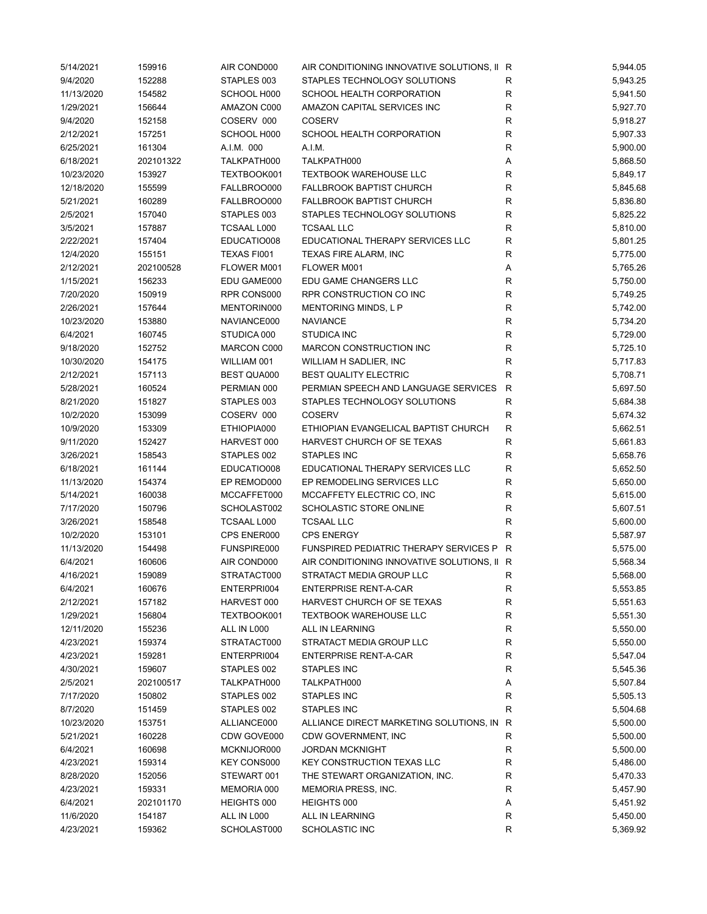| | | | | | |
|---|---|---|---|---|---|
| 5/14/2021 | 159916 | AIR COND000 | AIR CONDITIONING INNOVATIVE SOLUTIONS, II | R | 5,944.05 |
| 9/4/2020 | 152288 | STAPLES 003 | STAPLES TECHNOLOGY SOLUTIONS | R | 5,943.25 |
| 11/13/2020 | 154582 | SCHOOL H000 | SCHOOL HEALTH CORPORATION | R | 5,941.50 |
| 1/29/2021 | 156644 | AMAZON C000 | AMAZON CAPITAL SERVICES INC | R | 5,927.70 |
| 9/4/2020 | 152158 | COSERV 000 | COSERV | R | 5,918.27 |
| 2/12/2021 | 157251 | SCHOOL H000 | SCHOOL HEALTH CORPORATION | R | 5,907.33 |
| 6/25/2021 | 161304 | A.I.M. 000 | A.I.M. | R | 5,900.00 |
| 6/18/2021 | 202101322 | TALKPATH000 | TALKPATH000 | A | 5,868.50 |
| 10/23/2020 | 153927 | TEXTBOOK001 | TEXTBOOK WAREHOUSE LLC | R | 5,849.17 |
| 12/18/2020 | 155599 | FALLBROO000 | FALLBROOK BAPTIST CHURCH | R | 5,845.68 |
| 5/21/2021 | 160289 | FALLBROO000 | FALLBROOK BAPTIST CHURCH | R | 5,836.80 |
| 2/5/2021 | 157040 | STAPLES 003 | STAPLES TECHNOLOGY SOLUTIONS | R | 5,825.22 |
| 3/5/2021 | 157887 | TCSAAL L000 | TCSAAL LLC | R | 5,810.00 |
| 2/22/2021 | 157404 | EDUCATIO008 | EDUCATIONAL THERAPY SERVICES LLC | R | 5,801.25 |
| 12/4/2020 | 155151 | TEXAS FI001 | TEXAS FIRE ALARM, INC | R | 5,775.00 |
| 2/12/2021 | 202100528 | FLOWER M001 | FLOWER M001 | A | 5,765.26 |
| 1/15/2021 | 156233 | EDU GAME000 | EDU GAME CHANGERS LLC | R | 5,750.00 |
| 7/20/2020 | 150919 | RPR CONS000 | RPR CONSTRUCTION CO INC | R | 5,749.25 |
| 2/26/2021 | 157644 | MENTORIN000 | MENTORING MINDS, L P | R | 5,742.00 |
| 10/23/2020 | 153880 | NAVIANCE000 | NAVIANCE | R | 5,734.20 |
| 6/4/2021 | 160745 | STUDICA 000 | STUDICA INC | R | 5,729.00 |
| 9/18/2020 | 152752 | MARCON C000 | MARCON CONSTRUCTION INC | R | 5,725.10 |
| 10/30/2020 | 154175 | WILLIAM 001 | WILLIAM H SADLIER, INC | R | 5,717.83 |
| 2/12/2021 | 157113 | BEST QUA000 | BEST QUALITY ELECTRIC | R | 5,708.71 |
| 5/28/2021 | 160524 | PERMIAN 000 | PERMIAN SPEECH AND LANGUAGE SERVICES | R | 5,697.50 |
| 8/21/2020 | 151827 | STAPLES 003 | STAPLES TECHNOLOGY SOLUTIONS | R | 5,684.38 |
| 10/2/2020 | 153099 | COSERV 000 | COSERV | R | 5,674.32 |
| 10/9/2020 | 153309 | ETHIOPIA000 | ETHIOPIAN EVANGELICAL BAPTIST CHURCH | R | 5,662.51 |
| 9/11/2020 | 152427 | HARVEST 000 | HARVEST CHURCH OF SE TEXAS | R | 5,661.83 |
| 3/26/2021 | 158543 | STAPLES 002 | STAPLES INC | R | 5,658.76 |
| 6/18/2021 | 161144 | EDUCATIO008 | EDUCATIONAL THERAPY SERVICES LLC | R | 5,652.50 |
| 11/13/2020 | 154374 | EP REMOD000 | EP REMODELING SERVICES LLC | R | 5,650.00 |
| 5/14/2021 | 160038 | MCCAFFET000 | MCCAFFETY ELECTRIC CO, INC | R | 5,615.00 |
| 7/17/2020 | 150796 | SCHOLAST002 | SCHOLASTIC STORE ONLINE | R | 5,607.51 |
| 3/26/2021 | 158548 | TCSAAL L000 | TCSAAL LLC | R | 5,600.00 |
| 10/2/2020 | 153101 | CPS ENER000 | CPS ENERGY | R | 5,587.97 |
| 11/13/2020 | 154498 | FUNSPIRE000 | FUNSPIRED PEDIATRIC THERAPY SERVICES P | R | 5,575.00 |
| 6/4/2021 | 160606 | AIR COND000 | AIR CONDITIONING INNOVATIVE SOLUTIONS, II | R | 5,568.34 |
| 4/16/2021 | 159089 | STRATACT000 | STRATACT MEDIA GROUP LLC | R | 5,568.00 |
| 6/4/2021 | 160676 | ENTERPRI004 | ENTERPRISE RENT-A-CAR | R | 5,553.85 |
| 2/12/2021 | 157182 | HARVEST 000 | HARVEST CHURCH OF SE TEXAS | R | 5,551.63 |
| 1/29/2021 | 156804 | TEXTBOOK001 | TEXTBOOK WAREHOUSE LLC | R | 5,551.30 |
| 12/11/2020 | 155236 | ALL IN L000 | ALL IN LEARNING | R | 5,550.00 |
| 4/23/2021 | 159374 | STRATACT000 | STRATACT MEDIA GROUP LLC | R | 5,550.00 |
| 4/23/2021 | 159281 | ENTERPRI004 | ENTERPRISE RENT-A-CAR | R | 5,547.04 |
| 4/30/2021 | 159607 | STAPLES 002 | STAPLES INC | R | 5,545.36 |
| 2/5/2021 | 202100517 | TALKPATH000 | TALKPATH000 | A | 5,507.84 |
| 7/17/2020 | 150802 | STAPLES 002 | STAPLES INC | R | 5,505.13 |
| 8/7/2020 | 151459 | STAPLES 002 | STAPLES INC | R | 5,504.68 |
| 10/23/2020 | 153751 | ALLIANCE000 | ALLIANCE DIRECT MARKETING SOLUTIONS, IN | R | 5,500.00 |
| 5/21/2021 | 160228 | CDW GOVE000 | CDW GOVERNMENT, INC | R | 5,500.00 |
| 6/4/2021 | 160698 | MCKNIJOR000 | JORDAN MCKNIGHT | R | 5,500.00 |
| 4/23/2021 | 159314 | KEY CONS000 | KEY CONSTRUCTION TEXAS LLC | R | 5,486.00 |
| 8/28/2020 | 152056 | STEWART 001 | THE STEWART ORGANIZATION, INC. | R | 5,470.33 |
| 4/23/2021 | 159331 | MEMORIA 000 | MEMORIA PRESS, INC. | R | 5,457.90 |
| 6/4/2021 | 202101170 | HEIGHTS 000 | HEIGHTS 000 | A | 5,451.92 |
| 11/6/2020 | 154187 | ALL IN L000 | ALL IN LEARNING | R | 5,450.00 |
| 4/23/2021 | 159362 | SCHOLAST000 | SCHOLASTIC INC | R | 5,369.92 |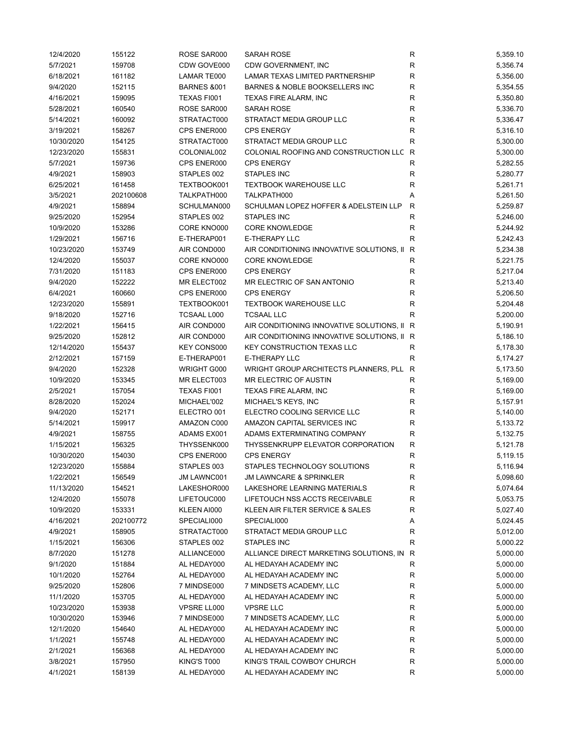| | | | | | |
|---|---|---|---|---|---|
| 12/4/2020 | 155122 | ROSE SAR000 | SARAH ROSE | R | 5,359.10 |
| 5/7/2021 | 159708 | CDW GOVE000 | CDW GOVERNMENT, INC | R | 5,356.74 |
| 6/18/2021 | 161182 | LAMAR TE000 | LAMAR TEXAS LIMITED PARTNERSHIP | R | 5,356.00 |
| 9/4/2020 | 152115 | BARNES &001 | BARNES & NOBLE BOOKSELLERS INC | R | 5,354.55 |
| 4/16/2021 | 159095 | TEXAS FI001 | TEXAS FIRE ALARM, INC | R | 5,350.80 |
| 5/28/2021 | 160540 | ROSE SAR000 | SARAH ROSE | R | 5,336.70 |
| 5/14/2021 | 160092 | STRATACT000 | STRATACT MEDIA GROUP LLC | R | 5,336.47 |
| 3/19/2021 | 158267 | CPS ENER000 | CPS ENERGY | R | 5,316.10 |
| 10/30/2020 | 154125 | STRATACT000 | STRATACT MEDIA GROUP LLC | R | 5,300.00 |
| 12/23/2020 | 155831 | COLONIAL002 | COLONIAL ROOFING AND CONSTRUCTION LLC | R | 5,300.00 |
| 5/7/2021 | 159736 | CPS ENER000 | CPS ENERGY | R | 5,282.55 |
| 4/9/2021 | 158903 | STAPLES 002 | STAPLES INC | R | 5,280.77 |
| 6/25/2021 | 161458 | TEXTBOOK001 | TEXTBOOK WAREHOUSE LLC | R | 5,261.71 |
| 3/5/2021 | 202100608 | TALKPATH000 | TALKPATH000 | A | 5,261.50 |
| 4/9/2021 | 158894 | SCHULMAN000 | SCHULMAN LOPEZ HOFFER & ADELSTEIN LLP | R | 5,259.87 |
| 9/25/2020 | 152954 | STAPLES 002 | STAPLES INC | R | 5,246.00 |
| 10/9/2020 | 153286 | CORE KNO000 | CORE KNOWLEDGE | R | 5,244.92 |
| 1/29/2021 | 156716 | E-THERAP001 | E-THERAPY LLC | R | 5,242.43 |
| 10/23/2020 | 153749 | AIR COND000 | AIR CONDITIONING INNOVATIVE SOLUTIONS, II | R | 5,234.38 |
| 12/4/2020 | 155037 | CORE KNO000 | CORE KNOWLEDGE | R | 5,221.75 |
| 7/31/2020 | 151183 | CPS ENER000 | CPS ENERGY | R | 5,217.04 |
| 9/4/2020 | 152222 | MR ELECT002 | MR ELECTRIC OF SAN ANTONIO | R | 5,213.40 |
| 6/4/2021 | 160660 | CPS ENER000 | CPS ENERGY | R | 5,206.50 |
| 12/23/2020 | 155891 | TEXTBOOK001 | TEXTBOOK WAREHOUSE LLC | R | 5,204.48 |
| 9/18/2020 | 152716 | TCSAAL L000 | TCSAAL LLC | R | 5,200.00 |
| 1/22/2021 | 156415 | AIR COND000 | AIR CONDITIONING INNOVATIVE SOLUTIONS, II | R | 5,190.91 |
| 9/25/2020 | 152812 | AIR COND000 | AIR CONDITIONING INNOVATIVE SOLUTIONS, II | R | 5,186.10 |
| 12/14/2020 | 155437 | KEY CONS000 | KEY CONSTRUCTION TEXAS LLC | R | 5,178.30 |
| 2/12/2021 | 157159 | E-THERAP001 | E-THERAPY LLC | R | 5,174.27 |
| 9/4/2020 | 152328 | WRIGHT G000 | WRIGHT GROUP ARCHITECTS PLANNERS, PLL | R | 5,173.50 |
| 10/9/2020 | 153345 | MR ELECT003 | MR ELECTRIC OF AUSTIN | R | 5,169.00 |
| 2/5/2021 | 157054 | TEXAS FI001 | TEXAS FIRE ALARM, INC | R | 5,169.00 |
| 8/28/2020 | 152024 | MICHAEL'002 | MICHAEL'S KEYS, INC | R | 5,157.91 |
| 9/4/2020 | 152171 | ELECTRO 001 | ELECTRO COOLING SERVICE LLC | R | 5,140.00 |
| 5/14/2021 | 159917 | AMAZON C000 | AMAZON CAPITAL SERVICES INC | R | 5,133.72 |
| 4/9/2021 | 158755 | ADAMS EX001 | ADAMS EXTERMINATING COMPANY | R | 5,132.75 |
| 1/15/2021 | 156325 | THYSSENK000 | THYSSENKRUPP ELEVATOR CORPORATION | R | 5,121.78 |
| 10/30/2020 | 154030 | CPS ENER000 | CPS ENERGY | R | 5,119.15 |
| 12/23/2020 | 155884 | STAPLES 003 | STAPLES TECHNOLOGY SOLUTIONS | R | 5,116.94 |
| 1/22/2021 | 156549 | JM LAWNC001 | JM LAWNCARE & SPRINKLER | R | 5,098.60 |
| 11/13/2020 | 154521 | LAKESHOR000 | LAKESHORE LEARNING MATERIALS | R | 5,074.64 |
| 12/4/2020 | 155078 | LIFETOUC000 | LIFETOUCH NSS ACCTS RECEIVABLE | R | 5,053.75 |
| 10/9/2020 | 153331 | KLEEN AI000 | KLEEN AIR FILTER SERVICE & SALES | R | 5,027.40 |
| 4/16/2021 | 202100772 | SPECIALI000 | SPECIALI000 | A | 5,024.45 |
| 4/9/2021 | 158905 | STRATACT000 | STRATACT MEDIA GROUP LLC | R | 5,012.00 |
| 1/15/2021 | 156306 | STAPLES 002 | STAPLES INC | R | 5,000.22 |
| 8/7/2020 | 151278 | ALLIANCE000 | ALLIANCE DIRECT MARKETING SOLUTIONS, IN | R | 5,000.00 |
| 9/1/2020 | 151884 | AL HEDAY000 | AL HEDAYAH ACADEMY INC | R | 5,000.00 |
| 10/1/2020 | 152764 | AL HEDAY000 | AL HEDAYAH ACADEMY INC | R | 5,000.00 |
| 9/25/2020 | 152806 | 7 MINDSE000 | 7 MINDSETS ACADEMY, LLC | R | 5,000.00 |
| 11/1/2020 | 153705 | AL HEDAY000 | AL HEDAYAH ACADEMY INC | R | 5,000.00 |
| 10/23/2020 | 153938 | VPSRE LL000 | VPSRE LLC | R | 5,000.00 |
| 10/30/2020 | 153946 | 7 MINDSE000 | 7 MINDSETS ACADEMY, LLC | R | 5,000.00 |
| 12/1/2020 | 154640 | AL HEDAY000 | AL HEDAYAH ACADEMY INC | R | 5,000.00 |
| 1/1/2021 | 155748 | AL HEDAY000 | AL HEDAYAH ACADEMY INC | R | 5,000.00 |
| 2/1/2021 | 156368 | AL HEDAY000 | AL HEDAYAH ACADEMY INC | R | 5,000.00 |
| 3/8/2021 | 157950 | KING'S T000 | KING'S TRAIL COWBOY CHURCH | R | 5,000.00 |
| 4/1/2021 | 158139 | AL HEDAY000 | AL HEDAYAH ACADEMY INC | R | 5,000.00 |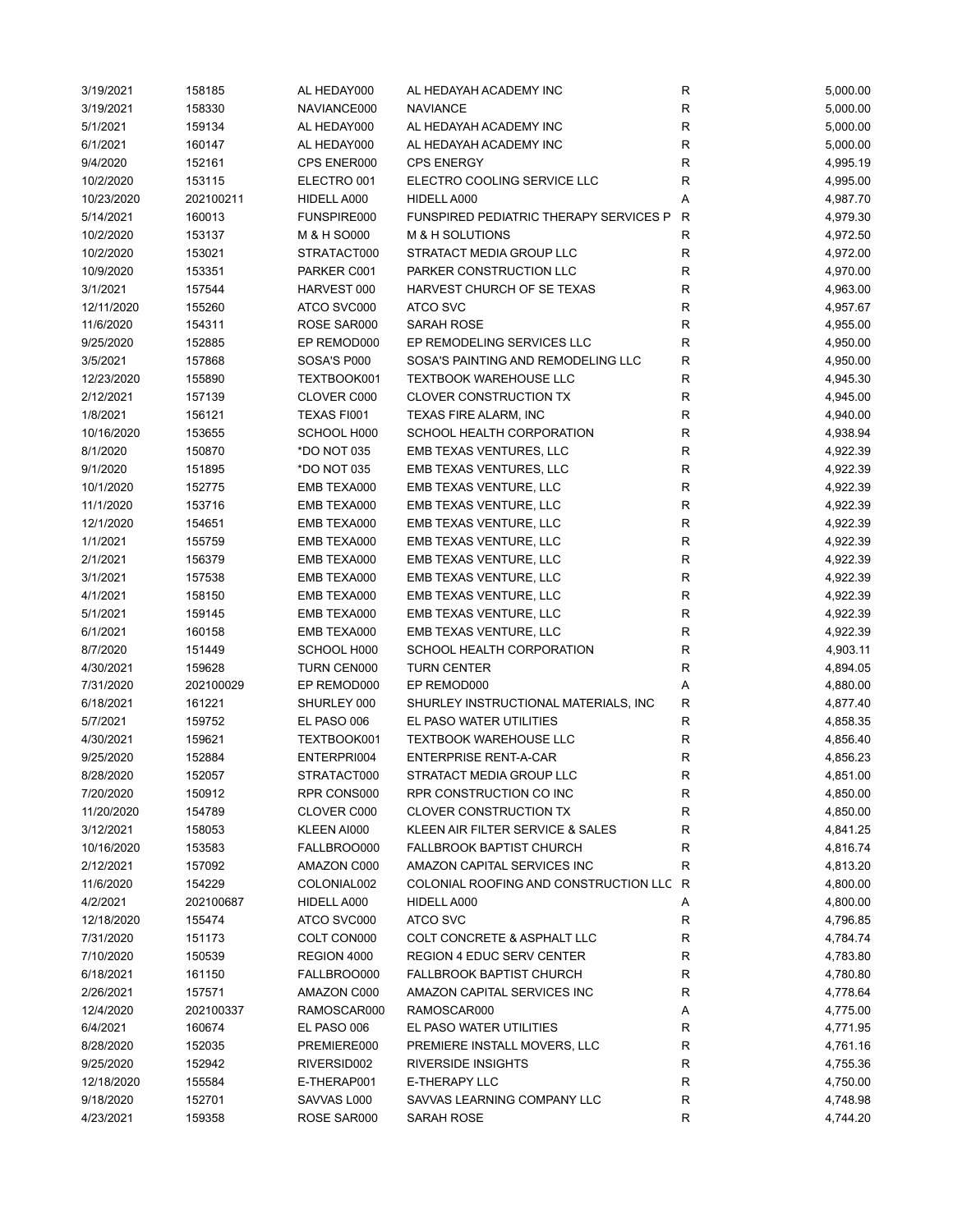| 3/19/2021 | 158185 | AL HEDAY000 | AL HEDAYAH ACADEMY INC | R | 5,000.00 |
|---|---|---|---|---|---|
| 3/19/2021 | 158330 | NAVIANCE000 | NAVIANCE | R | 5,000.00 |
| 5/1/2021 | 159134 | AL HEDAY000 | AL HEDAYAH ACADEMY INC | R | 5,000.00 |
| 6/1/2021 | 160147 | AL HEDAY000 | AL HEDAYAH ACADEMY INC | R | 5,000.00 |
| 9/4/2020 | 152161 | CPS ENER000 | CPS ENERGY | R | 4,995.19 |
| 10/2/2020 | 153115 | ELECTRO 001 | ELECTRO COOLING SERVICE LLC | R | 4,995.00 |
| 10/23/2020 | 202100211 | HIDELL A000 | HIDELL A000 | A | 4,987.70 |
| 5/14/2021 | 160013 | FUNSPIRE000 | FUNSPIRED PEDIATRIC THERAPY SERVICES P | R | 4,979.30 |
| 10/2/2020 | 153137 | M & H SO000 | M & H SOLUTIONS | R | 4,972.50 |
| 10/2/2020 | 153021 | STRATACT000 | STRATACT MEDIA GROUP LLC | R | 4,972.00 |
| 10/9/2020 | 153351 | PARKER C001 | PARKER CONSTRUCTION LLC | R | 4,970.00 |
| 3/1/2021 | 157544 | HARVEST 000 | HARVEST CHURCH OF SE TEXAS | R | 4,963.00 |
| 12/11/2020 | 155260 | ATCO SVC000 | ATCO SVC | R | 4,957.67 |
| 11/6/2020 | 154311 | ROSE SAR000 | SARAH ROSE | R | 4,955.00 |
| 9/25/2020 | 152885 | EP REMOD000 | EP REMODELING SERVICES LLC | R | 4,950.00 |
| 3/5/2021 | 157868 | SOSA'S P000 | SOSA'S PAINTING AND REMODELING LLC | R | 4,950.00 |
| 12/23/2020 | 155890 | TEXTBOOK001 | TEXTBOOK WAREHOUSE LLC | R | 4,945.30 |
| 2/12/2021 | 157139 | CLOVER C000 | CLOVER CONSTRUCTION TX | R | 4,945.00 |
| 1/8/2021 | 156121 | TEXAS FI001 | TEXAS FIRE ALARM, INC | R | 4,940.00 |
| 10/16/2020 | 153655 | SCHOOL H000 | SCHOOL HEALTH CORPORATION | R | 4,938.94 |
| 8/1/2020 | 150870 | *DO NOT 035 | EMB TEXAS VENTURES, LLC | R | 4,922.39 |
| 9/1/2020 | 151895 | *DO NOT 035 | EMB TEXAS VENTURES, LLC | R | 4,922.39 |
| 10/1/2020 | 152775 | EMB TEXA000 | EMB TEXAS VENTURE, LLC | R | 4,922.39 |
| 11/1/2020 | 153716 | EMB TEXA000 | EMB TEXAS VENTURE, LLC | R | 4,922.39 |
| 12/1/2020 | 154651 | EMB TEXA000 | EMB TEXAS VENTURE, LLC | R | 4,922.39 |
| 1/1/2021 | 155759 | EMB TEXA000 | EMB TEXAS VENTURE, LLC | R | 4,922.39 |
| 2/1/2021 | 156379 | EMB TEXA000 | EMB TEXAS VENTURE, LLC | R | 4,922.39 |
| 3/1/2021 | 157538 | EMB TEXA000 | EMB TEXAS VENTURE, LLC | R | 4,922.39 |
| 4/1/2021 | 158150 | EMB TEXA000 | EMB TEXAS VENTURE, LLC | R | 4,922.39 |
| 5/1/2021 | 159145 | EMB TEXA000 | EMB TEXAS VENTURE, LLC | R | 4,922.39 |
| 6/1/2021 | 160158 | EMB TEXA000 | EMB TEXAS VENTURE, LLC | R | 4,922.39 |
| 8/7/2020 | 151449 | SCHOOL H000 | SCHOOL HEALTH CORPORATION | R | 4,903.11 |
| 4/30/2021 | 159628 | TURN CEN000 | TURN CENTER | R | 4,894.05 |
| 7/31/2020 | 202100029 | EP REMOD000 | EP REMOD000 | A | 4,880.00 |
| 6/18/2021 | 161221 | SHURLEY 000 | SHURLEY INSTRUCTIONAL MATERIALS, INC | R | 4,877.40 |
| 5/7/2021 | 159752 | EL PASO 006 | EL PASO WATER UTILITIES | R | 4,858.35 |
| 4/30/2021 | 159621 | TEXTBOOK001 | TEXTBOOK WAREHOUSE LLC | R | 4,856.40 |
| 9/25/2020 | 152884 | ENTERPRI004 | ENTERPRISE RENT-A-CAR | R | 4,856.23 |
| 8/28/2020 | 152057 | STRATACT000 | STRATACT MEDIA GROUP LLC | R | 4,851.00 |
| 7/20/2020 | 150912 | RPR CONS000 | RPR CONSTRUCTION CO INC | R | 4,850.00 |
| 11/20/2020 | 154789 | CLOVER C000 | CLOVER CONSTRUCTION TX | R | 4,850.00 |
| 3/12/2021 | 158053 | KLEEN AI000 | KLEEN AIR FILTER SERVICE & SALES | R | 4,841.25 |
| 10/16/2020 | 153583 | FALLBROO000 | FALLBROOK BAPTIST CHURCH | R | 4,816.74 |
| 2/12/2021 | 157092 | AMAZON C000 | AMAZON CAPITAL SERVICES INC | R | 4,813.20 |
| 11/6/2020 | 154229 | COLONIAL002 | COLONIAL ROOFING AND CONSTRUCTION LLC | R | 4,800.00 |
| 4/2/2021 | 202100687 | HIDELL A000 | HIDELL A000 | A | 4,800.00 |
| 12/18/2020 | 155474 | ATCO SVC000 | ATCO SVC | R | 4,796.85 |
| 7/31/2020 | 151173 | COLT CON000 | COLT CONCRETE & ASPHALT LLC | R | 4,784.74 |
| 7/10/2020 | 150539 | REGION 4000 | REGION 4 EDUC SERV CENTER | R | 4,783.80 |
| 6/18/2021 | 161150 | FALLBROO000 | FALLBROOK BAPTIST CHURCH | R | 4,780.80 |
| 2/26/2021 | 157571 | AMAZON C000 | AMAZON CAPITAL SERVICES INC | R | 4,778.64 |
| 12/4/2020 | 202100337 | RAMOSCAR000 | RAMOSCAR000 | A | 4,775.00 |
| 6/4/2021 | 160674 | EL PASO 006 | EL PASO WATER UTILITIES | R | 4,771.95 |
| 8/28/2020 | 152035 | PREMIERE000 | PREMIERE INSTALL MOVERS, LLC | R | 4,761.16 |
| 9/25/2020 | 152942 | RIVERSID002 | RIVERSIDE INSIGHTS | R | 4,755.36 |
| 12/18/2020 | 155584 | E-THERAP001 | E-THERAPY LLC | R | 4,750.00 |
| 9/18/2020 | 152701 | SAVVAS L000 | SAVVAS LEARNING COMPANY LLC | R | 4,748.98 |
| 4/23/2021 | 159358 | ROSE SAR000 | SARAH ROSE | R | 4,744.20 |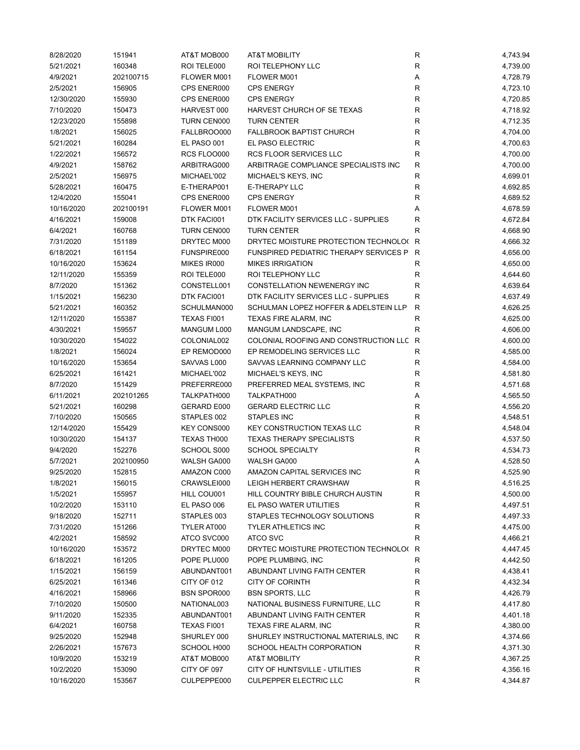| | | | | | |
|---|---|---|---|---|---|
| 8/28/2020 | 151941 | AT&T MOB000 | AT&T MOBILITY | R | 4,743.94 |
| 5/21/2021 | 160348 | ROI TELE000 | ROI TELEPHONY LLC | R | 4,739.00 |
| 4/9/2021 | 202100715 | FLOWER M001 | FLOWER M001 | A | 4,728.79 |
| 2/5/2021 | 156905 | CPS ENER000 | CPS ENERGY | R | 4,723.10 |
| 12/30/2020 | 155930 | CPS ENER000 | CPS ENERGY | R | 4,720.85 |
| 7/10/2020 | 150473 | HARVEST 000 | HARVEST CHURCH OF SE TEXAS | R | 4,718.92 |
| 12/23/2020 | 155898 | TURN CEN000 | TURN CENTER | R | 4,712.35 |
| 1/8/2021 | 156025 | FALLBROO000 | FALLBROOK BAPTIST CHURCH | R | 4,704.00 |
| 5/21/2021 | 160284 | EL PASO 001 | EL PASO ELECTRIC | R | 4,700.63 |
| 1/22/2021 | 156572 | RCS FLOO000 | RCS FLOOR SERVICES LLC | R | 4,700.00 |
| 4/9/2021 | 158762 | ARBITRAG000 | ARBITRAGE COMPLIANCE SPECIALISTS INC | R | 4,700.00 |
| 2/5/2021 | 156975 | MICHAEL'002 | MICHAEL'S KEYS, INC | R | 4,699.01 |
| 5/28/2021 | 160475 | E-THERAP001 | E-THERAPY LLC | R | 4,692.85 |
| 12/4/2020 | 155041 | CPS ENER000 | CPS ENERGY | R | 4,689.52 |
| 10/16/2020 | 202100191 | FLOWER M001 | FLOWER M001 | A | 4,678.59 |
| 4/16/2021 | 159008 | DTK FACI001 | DTK FACILITY SERVICES LLC - SUPPLIES | R | 4,672.84 |
| 6/4/2021 | 160768 | TURN CEN000 | TURN CENTER | R | 4,668.90 |
| 7/31/2020 | 151189 | DRYTEC M000 | DRYTEC MOISTURE PROTECTION TECHNOLO( | R | 4,666.32 |
| 6/18/2021 | 161154 | FUNSPIRE000 | FUNSPIRED PEDIATRIC THERAPY SERVICES P | R | 4,656.00 |
| 10/16/2020 | 153624 | MIKES IR000 | MIKES IRRIGATION | R | 4,650.00 |
| 12/11/2020 | 155359 | ROI TELE000 | ROI TELEPHONY LLC | R | 4,644.60 |
| 8/7/2020 | 151362 | CONSTELL001 | CONSTELLATION NEWENERGY INC | R | 4,639.64 |
| 1/15/2021 | 156230 | DTK FACI001 | DTK FACILITY SERVICES LLC - SUPPLIES | R | 4,637.49 |
| 5/21/2021 | 160352 | SCHULMAN000 | SCHULMAN LOPEZ HOFFER & ADELSTEIN LLP | R | 4,626.25 |
| 12/11/2020 | 155387 | TEXAS FI001 | TEXAS FIRE ALARM, INC | R | 4,625.00 |
| 4/30/2021 | 159557 | MANGUM L000 | MANGUM LANDSCAPE, INC | R | 4,606.00 |
| 10/30/2020 | 154022 | COLONIAL002 | COLONIAL ROOFING AND CONSTRUCTION LLC | R | 4,600.00 |
| 1/8/2021 | 156024 | EP REMOD000 | EP REMODELING SERVICES LLC | R | 4,585.00 |
| 10/16/2020 | 153654 | SAVVAS L000 | SAVVAS LEARNING COMPANY LLC | R | 4,584.00 |
| 6/25/2021 | 161421 | MICHAEL'002 | MICHAEL'S KEYS, INC | R | 4,581.80 |
| 8/7/2020 | 151429 | PREFERRE000 | PREFERRED MEAL SYSTEMS, INC | R | 4,571.68 |
| 6/11/2021 | 202101265 | TALKPATH000 | TALKPATH000 | A | 4,565.50 |
| 5/21/2021 | 160298 | GERARD E000 | GERARD ELECTRIC LLC | R | 4,556.20 |
| 7/10/2020 | 150565 | STAPLES 002 | STAPLES INC | R | 4,548.51 |
| 12/14/2020 | 155429 | KEY CONS000 | KEY CONSTRUCTION TEXAS LLC | R | 4,548.04 |
| 10/30/2020 | 154137 | TEXAS TH000 | TEXAS THERAPY SPECIALISTS | R | 4,537.50 |
| 9/4/2020 | 152276 | SCHOOL S000 | SCHOOL SPECIALTY | R | 4,534.73 |
| 5/7/2021 | 202100950 | WALSH GA000 | WALSH GA000 | A | 4,528.50 |
| 9/25/2020 | 152815 | AMAZON C000 | AMAZON CAPITAL SERVICES INC | R | 4,525.90 |
| 1/8/2021 | 156015 | CRAWSLEI000 | LEIGH HERBERT CRAWSHAW | R | 4,516.25 |
| 1/5/2021 | 155957 | HILL COU001 | HILL COUNTRY BIBLE CHURCH AUSTIN | R | 4,500.00 |
| 10/2/2020 | 153110 | EL PASO 006 | EL PASO WATER UTILITIES | R | 4,497.51 |
| 9/18/2020 | 152711 | STAPLES 003 | STAPLES TECHNOLOGY SOLUTIONS | R | 4,497.33 |
| 7/31/2020 | 151266 | TYLER AT000 | TYLER ATHLETICS INC | R | 4,475.00 |
| 4/2/2021 | 158592 | ATCO SVC000 | ATCO SVC | R | 4,466.21 |
| 10/16/2020 | 153572 | DRYTEC M000 | DRYTEC MOISTURE PROTECTION TECHNOLO( | R | 4,447.45 |
| 6/18/2021 | 161205 | POPE PLU000 | POPE PLUMBING, INC | R | 4,442.50 |
| 1/15/2021 | 156159 | ABUNDANT001 | ABUNDANT LIVING FAITH CENTER | R | 4,438.41 |
| 6/25/2021 | 161346 | CITY OF 012 | CITY OF CORINTH | R | 4,432.34 |
| 4/16/2021 | 158966 | BSN SPOR000 | BSN SPORTS, LLC | R | 4,426.79 |
| 7/10/2020 | 150500 | NATIONAL003 | NATIONAL BUSINESS FURNITURE, LLC | R | 4,417.80 |
| 9/11/2020 | 152335 | ABUNDANT001 | ABUNDANT LIVING FAITH CENTER | R | 4,401.18 |
| 6/4/2021 | 160758 | TEXAS FI001 | TEXAS FIRE ALARM, INC | R | 4,380.00 |
| 9/25/2020 | 152948 | SHURLEY 000 | SHURLEY INSTRUCTIONAL MATERIALS, INC | R | 4,374.66 |
| 2/26/2021 | 157673 | SCHOOL H000 | SCHOOL HEALTH CORPORATION | R | 4,371.30 |
| 10/9/2020 | 153219 | AT&T MOB000 | AT&T MOBILITY | R | 4,367.25 |
| 10/2/2020 | 153090 | CITY OF 097 | CITY OF HUNTSVILLE - UTILITIES | R | 4,356.16 |
| 10/16/2020 | 153567 | CULPEPPE000 | CULPEPPER ELECTRIC LLC | R | 4,344.87 |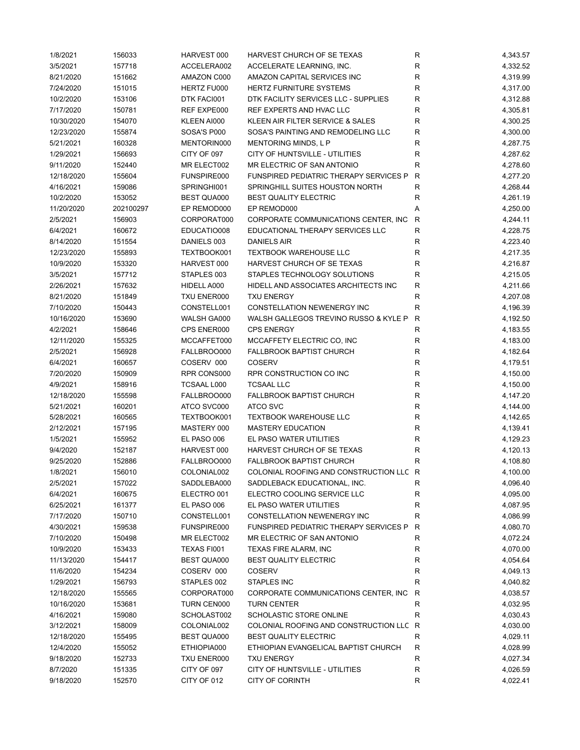| | | | | | |
|---|---|---|---|---|---|
| 1/8/2021 | 156033 | HARVEST 000 | HARVEST CHURCH OF SE TEXAS | R | 4,343.57 |
| 3/5/2021 | 157718 | ACCELERA002 | ACCELERATE LEARNING, INC. | R | 4,332.52 |
| 8/21/2020 | 151662 | AMAZON C000 | AMAZON CAPITAL SERVICES INC | R | 4,319.99 |
| 7/24/2020 | 151015 | HERTZ FU000 | HERTZ FURNITURE SYSTEMS | R | 4,317.00 |
| 10/2/2020 | 153106 | DTK FACI001 | DTK FACILITY SERVICES LLC - SUPPLIES | R | 4,312.88 |
| 7/17/2020 | 150781 | REF EXPE000 | REF EXPERTS AND HVAC LLC | R | 4,305.81 |
| 10/30/2020 | 154070 | KLEEN AI000 | KLEEN AIR FILTER SERVICE & SALES | R | 4,300.25 |
| 12/23/2020 | 155874 | SOSA'S P000 | SOSA'S PAINTING AND REMODELING LLC | R | 4,300.00 |
| 5/21/2021 | 160328 | MENTORIN000 | MENTORING MINDS, L P | R | 4,287.75 |
| 1/29/2021 | 156693 | CITY OF 097 | CITY OF HUNTSVILLE - UTILITIES | R | 4,287.62 |
| 9/11/2020 | 152440 | MR ELECT002 | MR ELECTRIC OF SAN ANTONIO | R | 4,278.60 |
| 12/18/2020 | 155604 | FUNSPIRE000 | FUNSPIRED PEDIATRIC THERAPY SERVICES P | R | 4,277.20 |
| 4/16/2021 | 159086 | SPRINGHI001 | SPRINGHILL SUITES HOUSTON NORTH | R | 4,268.44 |
| 10/2/2020 | 153052 | BEST QUA000 | BEST QUALITY ELECTRIC | R | 4,261.19 |
| 11/20/2020 | 202100297 | EP REMOD000 | EP REMOD000 | A | 4,250.00 |
| 2/5/2021 | 156903 | CORPORAT000 | CORPORATE COMMUNICATIONS CENTER, INC | R | 4,244.11 |
| 6/4/2021 | 160672 | EDUCATIO008 | EDUCATIONAL THERAPY SERVICES LLC | R | 4,228.75 |
| 8/14/2020 | 151554 | DANIELS 003 | DANIELS AIR | R | 4,223.40 |
| 12/23/2020 | 155893 | TEXTBOOK001 | TEXTBOOK WAREHOUSE LLC | R | 4,217.35 |
| 10/9/2020 | 153320 | HARVEST 000 | HARVEST CHURCH OF SE TEXAS | R | 4,216.87 |
| 3/5/2021 | 157712 | STAPLES 003 | STAPLES TECHNOLOGY SOLUTIONS | R | 4,215.05 |
| 2/26/2021 | 157632 | HIDELL A000 | HIDELL AND ASSOCIATES ARCHITECTS INC | R | 4,211.66 |
| 8/21/2020 | 151849 | TXU ENER000 | TXU ENERGY | R | 4,207.08 |
| 7/10/2020 | 150443 | CONSTELL001 | CONSTELLATION NEWENERGY INC | R | 4,196.39 |
| 10/16/2020 | 153690 | WALSH GA000 | WALSH GALLEGOS TREVINO RUSSO & KYLE P | R | 4,192.50 |
| 4/2/2021 | 158646 | CPS ENER000 | CPS ENERGY | R | 4,183.55 |
| 12/11/2020 | 155325 | MCCAFFET000 | MCCAFFETY ELECTRIC CO, INC | R | 4,183.00 |
| 2/5/2021 | 156928 | FALLBROO000 | FALLBROOK BAPTIST CHURCH | R | 4,182.64 |
| 6/4/2021 | 160657 | COSERV 000 | COSERV | R | 4,179.51 |
| 7/20/2020 | 150909 | RPR CONS000 | RPR CONSTRUCTION CO INC | R | 4,150.00 |
| 4/9/2021 | 158916 | TCSAAL L000 | TCSAAL LLC | R | 4,150.00 |
| 12/18/2020 | 155598 | FALLBROO000 | FALLBROOK BAPTIST CHURCH | R | 4,147.20 |
| 5/21/2021 | 160201 | ATCO SVC000 | ATCO SVC | R | 4,144.00 |
| 5/28/2021 | 160565 | TEXTBOOK001 | TEXTBOOK WAREHOUSE LLC | R | 4,142.65 |
| 2/12/2021 | 157195 | MASTERY 000 | MASTERY EDUCATION | R | 4,139.41 |
| 1/5/2021 | 155952 | EL PASO 006 | EL PASO WATER UTILITIES | R | 4,129.23 |
| 9/4/2020 | 152187 | HARVEST 000 | HARVEST CHURCH OF SE TEXAS | R | 4,120.13 |
| 9/25/2020 | 152886 | FALLBROO000 | FALLBROOK BAPTIST CHURCH | R | 4,108.80 |
| 1/8/2021 | 156010 | COLONIAL002 | COLONIAL ROOFING AND CONSTRUCTION LLC | R | 4,100.00 |
| 2/5/2021 | 157022 | SADDLEBA000 | SADDLEBACK EDUCATIONAL, INC. | R | 4,096.40 |
| 6/4/2021 | 160675 | ELECTRO 001 | ELECTRO COOLING SERVICE LLC | R | 4,095.00 |
| 6/25/2021 | 161377 | EL PASO 006 | EL PASO WATER UTILITIES | R | 4,087.95 |
| 7/17/2020 | 150710 | CONSTELL001 | CONSTELLATION NEWENERGY INC | R | 4,086.99 |
| 4/30/2021 | 159538 | FUNSPIRE000 | FUNSPIRED PEDIATRIC THERAPY SERVICES P | R | 4,080.70 |
| 7/10/2020 | 150498 | MR ELECT002 | MR ELECTRIC OF SAN ANTONIO | R | 4,072.24 |
| 10/9/2020 | 153433 | TEXAS FI001 | TEXAS FIRE ALARM, INC | R | 4,070.00 |
| 11/13/2020 | 154417 | BEST QUA000 | BEST QUALITY ELECTRIC | R | 4,054.64 |
| 11/6/2020 | 154234 | COSERV 000 | COSERV | R | 4,049.13 |
| 1/29/2021 | 156793 | STAPLES 002 | STAPLES INC | R | 4,040.82 |
| 12/18/2020 | 155565 | CORPORAT000 | CORPORATE COMMUNICATIONS CENTER, INC | R | 4,038.57 |
| 10/16/2020 | 153681 | TURN CEN000 | TURN CENTER | R | 4,032.95 |
| 4/16/2021 | 159080 | SCHOLAST002 | SCHOLASTIC STORE ONLINE | R | 4,030.43 |
| 3/12/2021 | 158009 | COLONIAL002 | COLONIAL ROOFING AND CONSTRUCTION LLC | R | 4,030.00 |
| 12/18/2020 | 155495 | BEST QUA000 | BEST QUALITY ELECTRIC | R | 4,029.11 |
| 12/4/2020 | 155052 | ETHIOPIA000 | ETHIOPIAN EVANGELICAL BAPTIST CHURCH | R | 4,028.99 |
| 9/18/2020 | 152733 | TXU ENER000 | TXU ENERGY | R | 4,027.34 |
| 8/7/2020 | 151335 | CITY OF 097 | CITY OF HUNTSVILLE - UTILITIES | R | 4,026.59 |
| 9/18/2020 | 152570 | CITY OF 012 | CITY OF CORINTH | R | 4,022.41 |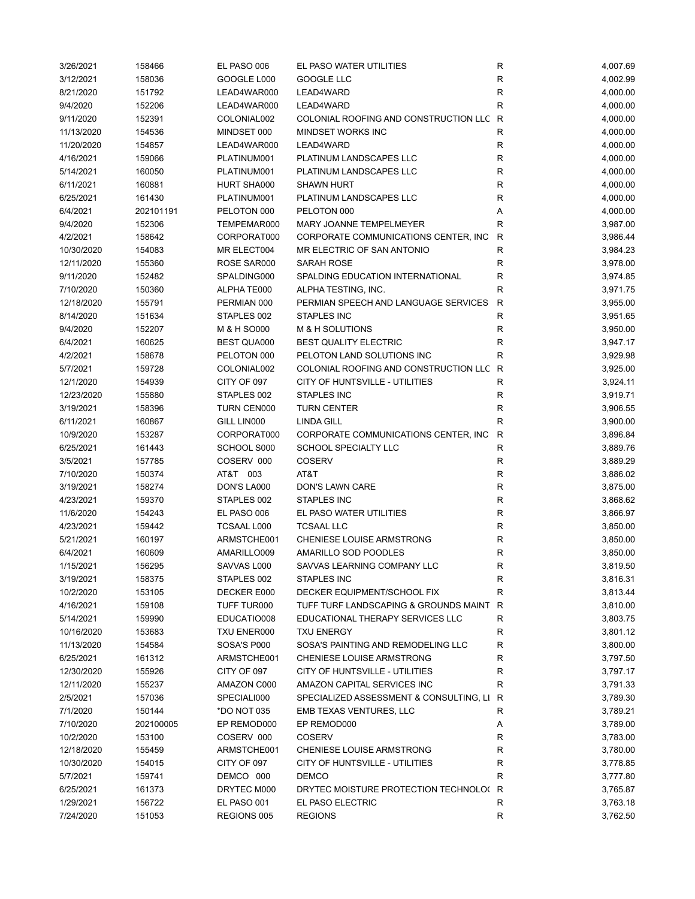| | | | | | |
|---|---|---|---|---|---|
| 3/26/2021 | 158466 | EL PASO 006 | EL PASO WATER UTILITIES | R | 4,007.69 |
| 3/12/2021 | 158036 | GOOGLE L000 | GOOGLE LLC | R | 4,002.99 |
| 8/21/2020 | 151792 | LEAD4WAR000 | LEAD4WARD | R | 4,000.00 |
| 9/4/2020 | 152206 | LEAD4WAR000 | LEAD4WARD | R | 4,000.00 |
| 9/11/2020 | 152391 | COLONIAL002 | COLONIAL ROOFING AND CONSTRUCTION LLC | R | 4,000.00 |
| 11/13/2020 | 154536 | MINDSET 000 | MINDSET WORKS INC | R | 4,000.00 |
| 11/20/2020 | 154857 | LEAD4WAR000 | LEAD4WARD | R | 4,000.00 |
| 4/16/2021 | 159066 | PLATINUM001 | PLATINUM LANDSCAPES LLC | R | 4,000.00 |
| 5/14/2021 | 160050 | PLATINUM001 | PLATINUM LANDSCAPES LLC | R | 4,000.00 |
| 6/11/2021 | 160881 | HURT SHA000 | SHAWN HURT | R | 4,000.00 |
| 6/25/2021 | 161430 | PLATINUM001 | PLATINUM LANDSCAPES LLC | R | 4,000.00 |
| 6/4/2021 | 202101191 | PELOTON 000 | PELOTON 000 | A | 4,000.00 |
| 9/4/2020 | 152306 | TEMPEMAR000 | MARY JOANNE TEMPELMEYER | R | 3,987.00 |
| 4/2/2021 | 158642 | CORPORAT000 | CORPORATE COMMUNICATIONS CENTER, INC | R | 3,986.44 |
| 10/30/2020 | 154083 | MR ELECT004 | MR ELECTRIC OF SAN ANTONIO | R | 3,984.23 |
| 12/11/2020 | 155360 | ROSE SAR000 | SARAH ROSE | R | 3,978.00 |
| 9/11/2020 | 152482 | SPALDING000 | SPALDING EDUCATION INTERNATIONAL | R | 3,974.85 |
| 7/10/2020 | 150360 | ALPHA TE000 | ALPHA TESTING, INC. | R | 3,971.75 |
| 12/18/2020 | 155791 | PERMIAN 000 | PERMIAN SPEECH AND LANGUAGE SERVICES | R | 3,955.00 |
| 8/14/2020 | 151634 | STAPLES 002 | STAPLES INC | R | 3,951.65 |
| 9/4/2020 | 152207 | M & H SO000 | M & H SOLUTIONS | R | 3,950.00 |
| 6/4/2021 | 160625 | BEST QUA000 | BEST QUALITY ELECTRIC | R | 3,947.17 |
| 4/2/2021 | 158678 | PELOTON 000 | PELOTON LAND SOLUTIONS INC | R | 3,929.98 |
| 5/7/2021 | 159728 | COLONIAL002 | COLONIAL ROOFING AND CONSTRUCTION LLC | R | 3,925.00 |
| 12/1/2020 | 154939 | CITY OF 097 | CITY OF HUNTSVILLE - UTILITIES | R | 3,924.11 |
| 12/23/2020 | 155880 | STAPLES 002 | STAPLES INC | R | 3,919.71 |
| 3/19/2021 | 158396 | TURN CEN000 | TURN CENTER | R | 3,906.55 |
| 6/11/2021 | 160867 | GILL LIN000 | LINDA GILL | R | 3,900.00 |
| 10/9/2020 | 153287 | CORPORAT000 | CORPORATE COMMUNICATIONS CENTER, INC | R | 3,896.84 |
| 6/25/2021 | 161443 | SCHOOL S000 | SCHOOL SPECIALTY LLC | R | 3,889.76 |
| 3/5/2021 | 157785 | COSERV 000 | COSERV | R | 3,889.29 |
| 7/10/2020 | 150374 | AT&T 003 | AT&T | R | 3,886.02 |
| 3/19/2021 | 158274 | DON'S LA000 | DON'S LAWN CARE | R | 3,875.00 |
| 4/23/2021 | 159370 | STAPLES 002 | STAPLES INC | R | 3,868.62 |
| 11/6/2020 | 154243 | EL PASO 006 | EL PASO WATER UTILITIES | R | 3,866.97 |
| 4/23/2021 | 159442 | TCSAAL L000 | TCSAAL LLC | R | 3,850.00 |
| 5/21/2021 | 160197 | ARMSTCHE001 | CHENIESE LOUISE ARMSTRONG | R | 3,850.00 |
| 6/4/2021 | 160609 | AMARILLO009 | AMARILLO SOD POODLES | R | 3,850.00 |
| 1/15/2021 | 156295 | SAVVAS L000 | SAVVAS LEARNING COMPANY LLC | R | 3,819.50 |
| 3/19/2021 | 158375 | STAPLES 002 | STAPLES INC | R | 3,816.31 |
| 10/2/2020 | 153105 | DECKER E000 | DECKER EQUIPMENT/SCHOOL FIX | R | 3,813.44 |
| 4/16/2021 | 159108 | TUFF TUR000 | TUFF TURF LANDSCAPING & GROUNDS MAINT | R | 3,810.00 |
| 5/14/2021 | 159990 | EDUCATIO008 | EDUCATIONAL THERAPY SERVICES LLC | R | 3,803.75 |
| 10/16/2020 | 153683 | TXU ENER000 | TXU ENERGY | R | 3,801.12 |
| 11/13/2020 | 154584 | SOSA'S P000 | SOSA'S PAINTING AND REMODELING LLC | R | 3,800.00 |
| 6/25/2021 | 161312 | ARMSTCHE001 | CHENIESE LOUISE ARMSTRONG | R | 3,797.50 |
| 12/30/2020 | 155926 | CITY OF 097 | CITY OF HUNTSVILLE - UTILITIES | R | 3,797.17 |
| 12/11/2020 | 155237 | AMAZON C000 | AMAZON CAPITAL SERVICES INC | R | 3,791.33 |
| 2/5/2021 | 157036 | SPECIALI000 | SPECIALIZED ASSESSMENT & CONSULTING, LI | R | 3,789.30 |
| 7/1/2020 | 150144 | *DO NOT 035 | EMB TEXAS VENTURES, LLC | R | 3,789.21 |
| 7/10/2020 | 202100005 | EP REMOD000 | EP REMOD000 | A | 3,789.00 |
| 10/2/2020 | 153100 | COSERV 000 | COSERV | R | 3,783.00 |
| 12/18/2020 | 155459 | ARMSTCHE001 | CHENIESE LOUISE ARMSTRONG | R | 3,780.00 |
| 10/30/2020 | 154015 | CITY OF 097 | CITY OF HUNTSVILLE - UTILITIES | R | 3,778.85 |
| 5/7/2021 | 159741 | DEMCO 000 | DEMCO | R | 3,777.80 |
| 6/25/2021 | 161373 | DRYTEC M000 | DRYTEC MOISTURE PROTECTION TECHNOLO( | R | 3,765.87 |
| 1/29/2021 | 156722 | EL PASO 001 | EL PASO ELECTRIC | R | 3,763.18 |
| 7/24/2020 | 151053 | REGIONS 005 | REGIONS | R | 3,762.50 |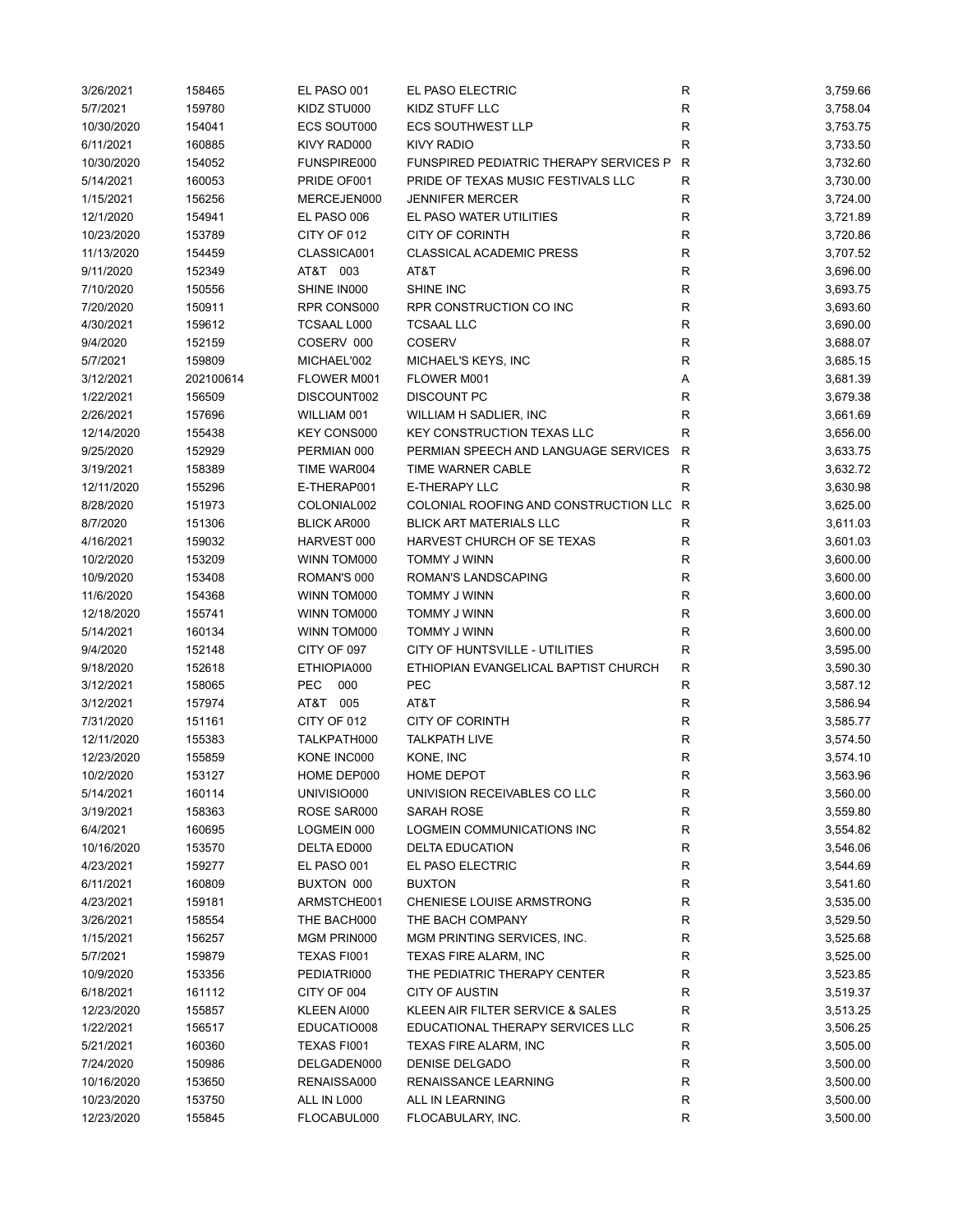| | | | | | |
|---|---|---|---|---|---|
| 3/26/2021 | 158465 | EL PASO 001 | EL PASO ELECTRIC | R | 3,759.66 |
| 5/7/2021 | 159780 | KIDZ STU000 | KIDZ STUFF LLC | R | 3,758.04 |
| 10/30/2020 | 154041 | ECS SOUT000 | ECS SOUTHWEST LLP | R | 3,753.75 |
| 6/11/2021 | 160885 | KIVY RAD000 | KIVY RADIO | R | 3,733.50 |
| 10/30/2020 | 154052 | FUNSPIRE000 | FUNSPIRED PEDIATRIC THERAPY SERVICES P | R | 3,732.60 |
| 5/14/2021 | 160053 | PRIDE OF001 | PRIDE OF TEXAS MUSIC FESTIVALS LLC | R | 3,730.00 |
| 1/15/2021 | 156256 | MERCEJEN000 | JENNIFER MERCER | R | 3,724.00 |
| 12/1/2020 | 154941 | EL PASO 006 | EL PASO WATER UTILITIES | R | 3,721.89 |
| 10/23/2020 | 153789 | CITY OF 012 | CITY OF CORINTH | R | 3,720.86 |
| 11/13/2020 | 154459 | CLASSICA001 | CLASSICAL ACADEMIC PRESS | R | 3,707.52 |
| 9/11/2020 | 152349 | AT&T 003 | AT&T | R | 3,696.00 |
| 7/10/2020 | 150556 | SHINE IN000 | SHINE INC | R | 3,693.75 |
| 7/20/2020 | 150911 | RPR CONS000 | RPR CONSTRUCTION CO INC | R | 3,693.60 |
| 4/30/2021 | 159612 | TCSAAL L000 | TCSAAL LLC | R | 3,690.00 |
| 9/4/2020 | 152159 | COSERV 000 | COSERV | R | 3,688.07 |
| 5/7/2021 | 159809 | MICHAEL'002 | MICHAEL'S KEYS, INC | R | 3,685.15 |
| 3/12/2021 | 202100614 | FLOWER M001 | FLOWER M001 | A | 3,681.39 |
| 1/22/2021 | 156509 | DISCOUNT002 | DISCOUNT PC | R | 3,679.38 |
| 2/26/2021 | 157696 | WILLIAM 001 | WILLIAM H SADLIER, INC | R | 3,661.69 |
| 12/14/2020 | 155438 | KEY CONS000 | KEY CONSTRUCTION TEXAS LLC | R | 3,656.00 |
| 9/25/2020 | 152929 | PERMIAN 000 | PERMIAN SPEECH AND LANGUAGE SERVICES | R | 3,633.75 |
| 3/19/2021 | 158389 | TIME WAR004 | TIME WARNER CABLE | R | 3,632.72 |
| 12/11/2020 | 155296 | E-THERAP001 | E-THERAPY LLC | R | 3,630.98 |
| 8/28/2020 | 151973 | COLONIAL002 | COLONIAL ROOFING AND CONSTRUCTION LLC | R | 3,625.00 |
| 8/7/2020 | 151306 | BLICK AR000 | BLICK ART MATERIALS LLC | R | 3,611.03 |
| 4/16/2021 | 159032 | HARVEST 000 | HARVEST CHURCH OF SE TEXAS | R | 3,601.03 |
| 10/2/2020 | 153209 | WINN TOM000 | TOMMY J WINN | R | 3,600.00 |
| 10/9/2020 | 153408 | ROMAN'S 000 | ROMAN'S LANDSCAPING | R | 3,600.00 |
| 11/6/2020 | 154368 | WINN TOM000 | TOMMY J WINN | R | 3,600.00 |
| 12/18/2020 | 155741 | WINN TOM000 | TOMMY J WINN | R | 3,600.00 |
| 5/14/2021 | 160134 | WINN TOM000 | TOMMY J WINN | R | 3,600.00 |
| 9/4/2020 | 152148 | CITY OF 097 | CITY OF HUNTSVILLE - UTILITIES | R | 3,595.00 |
| 9/18/2020 | 152618 | ETHIOPIA000 | ETHIOPIAN EVANGELICAL BAPTIST CHURCH | R | 3,590.30 |
| 3/12/2021 | 158065 | PEC 000 | PEC | R | 3,587.12 |
| 3/12/2021 | 157974 | AT&T 005 | AT&T | R | 3,586.94 |
| 7/31/2020 | 151161 | CITY OF 012 | CITY OF CORINTH | R | 3,585.77 |
| 12/11/2020 | 155383 | TALKPATH000 | TALKPATH LIVE | R | 3,574.50 |
| 12/23/2020 | 155859 | KONE INC000 | KONE, INC | R | 3,574.10 |
| 10/2/2020 | 153127 | HOME DEP000 | HOME DEPOT | R | 3,563.96 |
| 5/14/2021 | 160114 | UNIVISIO000 | UNIVISION RECEIVABLES CO LLC | R | 3,560.00 |
| 3/19/2021 | 158363 | ROSE SAR000 | SARAH ROSE | R | 3,559.80 |
| 6/4/2021 | 160695 | LOGMEIN 000 | LOGMEIN COMMUNICATIONS INC | R | 3,554.82 |
| 10/16/2020 | 153570 | DELTA ED000 | DELTA EDUCATION | R | 3,546.06 |
| 4/23/2021 | 159277 | EL PASO 001 | EL PASO ELECTRIC | R | 3,544.69 |
| 6/11/2021 | 160809 | BUXTON 000 | BUXTON | R | 3,541.60 |
| 4/23/2021 | 159181 | ARMSTCHE001 | CHENIESE LOUISE ARMSTRONG | R | 3,535.00 |
| 3/26/2021 | 158554 | THE BACH000 | THE BACH COMPANY | R | 3,529.50 |
| 1/15/2021 | 156257 | MGM PRIN000 | MGM PRINTING SERVICES, INC. | R | 3,525.68 |
| 5/7/2021 | 159879 | TEXAS FI001 | TEXAS FIRE ALARM, INC | R | 3,525.00 |
| 10/9/2020 | 153356 | PEDIATRI000 | THE PEDIATRIC THERAPY CENTER | R | 3,523.85 |
| 6/18/2021 | 161112 | CITY OF 004 | CITY OF AUSTIN | R | 3,519.37 |
| 12/23/2020 | 155857 | KLEEN AI000 | KLEEN AIR FILTER SERVICE & SALES | R | 3,513.25 |
| 1/22/2021 | 156517 | EDUCATIO008 | EDUCATIONAL THERAPY SERVICES LLC | R | 3,506.25 |
| 5/21/2021 | 160360 | TEXAS FI001 | TEXAS FIRE ALARM, INC | R | 3,505.00 |
| 7/24/2020 | 150986 | DELGADEN000 | DENISE DELGADO | R | 3,500.00 |
| 10/16/2020 | 153650 | RENAISSA000 | RENAISSANCE LEARNING | R | 3,500.00 |
| 10/23/2020 | 153750 | ALL IN L000 | ALL IN LEARNING | R | 3,500.00 |
| 12/23/2020 | 155845 | FLOCABUL000 | FLOCABULARY, INC. | R | 3,500.00 |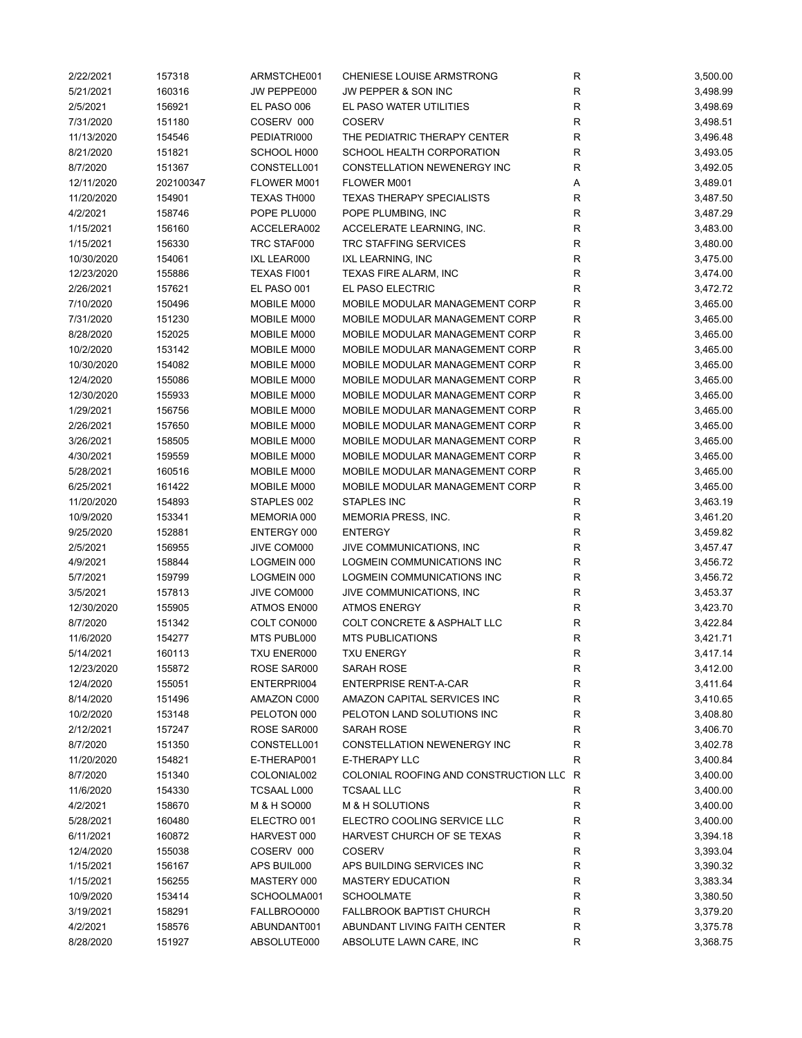| | | | | | |
|---|---|---|---|---|---|
| 2/22/2021 | 157318 | ARMSTCHE001 | CHENIESE LOUISE ARMSTRONG | R | 3,500.00 |
| 5/21/2021 | 160316 | JW PEPPE000 | JW PEPPER & SON INC | R | 3,498.99 |
| 2/5/2021 | 156921 | EL PASO 006 | EL PASO WATER UTILITIES | R | 3,498.69 |
| 7/31/2020 | 151180 | COSERV 000 | COSERV | R | 3,498.51 |
| 11/13/2020 | 154546 | PEDIATRI000 | THE PEDIATRIC THERAPY CENTER | R | 3,496.48 |
| 8/21/2020 | 151821 | SCHOOL H000 | SCHOOL HEALTH CORPORATION | R | 3,493.05 |
| 8/7/2020 | 151367 | CONSTELL001 | CONSTELLATION NEWENERGY INC | R | 3,492.05 |
| 12/11/2020 | 202100347 | FLOWER M001 | FLOWER M001 | A | 3,489.01 |
| 11/20/2020 | 154901 | TEXAS TH000 | TEXAS THERAPY SPECIALISTS | R | 3,487.50 |
| 4/2/2021 | 158746 | POPE PLU000 | POPE PLUMBING, INC | R | 3,487.29 |
| 1/15/2021 | 156160 | ACCELERA002 | ACCELERATE LEARNING, INC. | R | 3,483.00 |
| 1/15/2021 | 156330 | TRC STAF000 | TRC STAFFING SERVICES | R | 3,480.00 |
| 10/30/2020 | 154061 | IXL LEAR000 | IXL LEARNING, INC | R | 3,475.00 |
| 12/23/2020 | 155886 | TEXAS FI001 | TEXAS FIRE ALARM, INC | R | 3,474.00 |
| 2/26/2021 | 157621 | EL PASO 001 | EL PASO ELECTRIC | R | 3,472.72 |
| 7/10/2020 | 150496 | MOBILE M000 | MOBILE MODULAR MANAGEMENT CORP | R | 3,465.00 |
| 7/31/2020 | 151230 | MOBILE M000 | MOBILE MODULAR MANAGEMENT CORP | R | 3,465.00 |
| 8/28/2020 | 152025 | MOBILE M000 | MOBILE MODULAR MANAGEMENT CORP | R | 3,465.00 |
| 10/2/2020 | 153142 | MOBILE M000 | MOBILE MODULAR MANAGEMENT CORP | R | 3,465.00 |
| 10/30/2020 | 154082 | MOBILE M000 | MOBILE MODULAR MANAGEMENT CORP | R | 3,465.00 |
| 12/4/2020 | 155086 | MOBILE M000 | MOBILE MODULAR MANAGEMENT CORP | R | 3,465.00 |
| 12/30/2020 | 155933 | MOBILE M000 | MOBILE MODULAR MANAGEMENT CORP | R | 3,465.00 |
| 1/29/2021 | 156756 | MOBILE M000 | MOBILE MODULAR MANAGEMENT CORP | R | 3,465.00 |
| 2/26/2021 | 157650 | MOBILE M000 | MOBILE MODULAR MANAGEMENT CORP | R | 3,465.00 |
| 3/26/2021 | 158505 | MOBILE M000 | MOBILE MODULAR MANAGEMENT CORP | R | 3,465.00 |
| 4/30/2021 | 159559 | MOBILE M000 | MOBILE MODULAR MANAGEMENT CORP | R | 3,465.00 |
| 5/28/2021 | 160516 | MOBILE M000 | MOBILE MODULAR MANAGEMENT CORP | R | 3,465.00 |
| 6/25/2021 | 161422 | MOBILE M000 | MOBILE MODULAR MANAGEMENT CORP | R | 3,465.00 |
| 11/20/2020 | 154893 | STAPLES 002 | STAPLES INC | R | 3,463.19 |
| 10/9/2020 | 153341 | MEMORIA 000 | MEMORIA PRESS, INC. | R | 3,461.20 |
| 9/25/2020 | 152881 | ENTERGY 000 | ENTERGY | R | 3,459.82 |
| 2/5/2021 | 156955 | JIVE COM000 | JIVE COMMUNICATIONS, INC | R | 3,457.47 |
| 4/9/2021 | 158844 | LOGMEIN 000 | LOGMEIN COMMUNICATIONS INC | R | 3,456.72 |
| 5/7/2021 | 159799 | LOGMEIN 000 | LOGMEIN COMMUNICATIONS INC | R | 3,456.72 |
| 3/5/2021 | 157813 | JIVE COM000 | JIVE COMMUNICATIONS, INC | R | 3,453.37 |
| 12/30/2020 | 155905 | ATMOS EN000 | ATMOS ENERGY | R | 3,423.70 |
| 8/7/2020 | 151342 | COLT CON000 | COLT CONCRETE & ASPHALT LLC | R | 3,422.84 |
| 11/6/2020 | 154277 | MTS PUBL000 | MTS PUBLICATIONS | R | 3,421.71 |
| 5/14/2021 | 160113 | TXU ENER000 | TXU ENERGY | R | 3,417.14 |
| 12/23/2020 | 155872 | ROSE SAR000 | SARAH ROSE | R | 3,412.00 |
| 12/4/2020 | 155051 | ENTERPRI004 | ENTERPRISE RENT-A-CAR | R | 3,411.64 |
| 8/14/2020 | 151496 | AMAZON C000 | AMAZON CAPITAL SERVICES INC | R | 3,410.65 |
| 10/2/2020 | 153148 | PELOTON 000 | PELOTON LAND SOLUTIONS INC | R | 3,408.80 |
| 2/12/2021 | 157247 | ROSE SAR000 | SARAH ROSE | R | 3,406.70 |
| 8/7/2020 | 151350 | CONSTELL001 | CONSTELLATION NEWENERGY INC | R | 3,402.78 |
| 11/20/2020 | 154821 | E-THERAP001 | E-THERAPY LLC | R | 3,400.84 |
| 8/7/2020 | 151340 | COLONIAL002 | COLONIAL ROOFING AND CONSTRUCTION LLC | R | 3,400.00 |
| 11/6/2020 | 154330 | TCSAAL L000 | TCSAAL LLC | R | 3,400.00 |
| 4/2/2021 | 158670 | M & H SO000 | M & H SOLUTIONS | R | 3,400.00 |
| 5/28/2021 | 160480 | ELECTRO 001 | ELECTRO COOLING SERVICE LLC | R | 3,400.00 |
| 6/11/2021 | 160872 | HARVEST 000 | HARVEST CHURCH OF SE TEXAS | R | 3,394.18 |
| 12/4/2020 | 155038 | COSERV 000 | COSERV | R | 3,393.04 |
| 1/15/2021 | 156167 | APS BUIL000 | APS BUILDING SERVICES INC | R | 3,390.32 |
| 1/15/2021 | 156255 | MASTERY 000 | MASTERY EDUCATION | R | 3,383.34 |
| 10/9/2020 | 153414 | SCHOOLMA001 | SCHOOLMATE | R | 3,380.50 |
| 3/19/2021 | 158291 | FALLBROO000 | FALLBROOK BAPTIST CHURCH | R | 3,379.20 |
| 4/2/2021 | 158576 | ABUNDANT001 | ABUNDANT LIVING FAITH CENTER | R | 3,375.78 |
| 8/28/2020 | 151927 | ABSOLUTE000 | ABSOLUTE LAWN CARE, INC | R | 3,368.75 |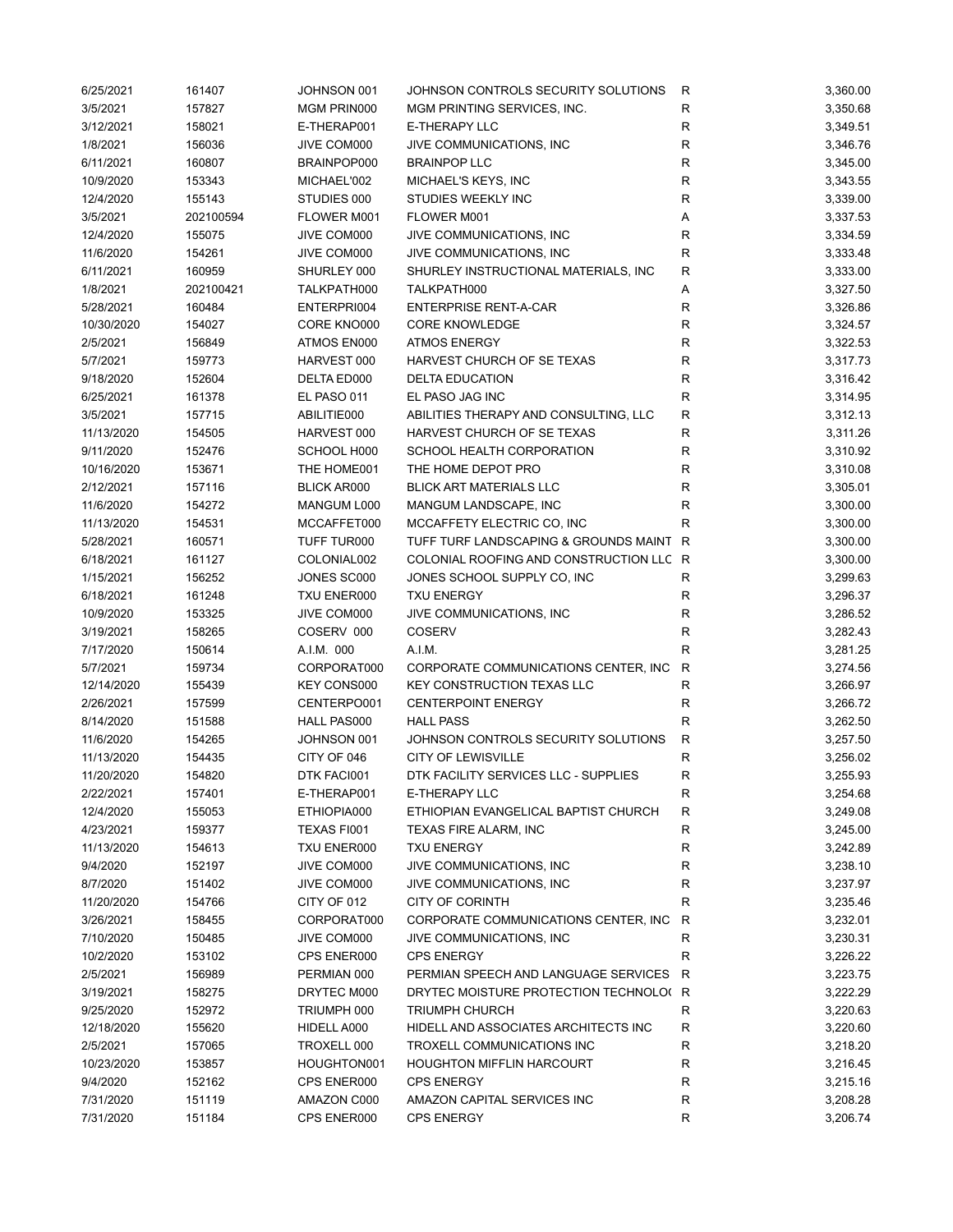| | | | | | |
|---|---|---|---|---|---|
| 6/25/2021 | 161407 | JOHNSON 001 | JOHNSON CONTROLS SECURITY SOLUTIONS | R | 3,360.00 |
| 3/5/2021 | 157827 | MGM PRIN000 | MGM PRINTING SERVICES, INC. | R | 3,350.68 |
| 3/12/2021 | 158021 | E-THERAP001 | E-THERAPY LLC | R | 3,349.51 |
| 1/8/2021 | 156036 | JIVE COM000 | JIVE COMMUNICATIONS, INC | R | 3,346.76 |
| 6/11/2021 | 160807 | BRAINPOP000 | BRAINPOP LLC | R | 3,345.00 |
| 10/9/2020 | 153343 | MICHAEL'002 | MICHAEL'S KEYS, INC | R | 3,343.55 |
| 12/4/2020 | 155143 | STUDIES 000 | STUDIES WEEKLY INC | R | 3,339.00 |
| 3/5/2021 | 202100594 | FLOWER M001 | FLOWER M001 | A | 3,337.53 |
| 12/4/2020 | 155075 | JIVE COM000 | JIVE COMMUNICATIONS, INC | R | 3,334.59 |
| 11/6/2020 | 154261 | JIVE COM000 | JIVE COMMUNICATIONS, INC | R | 3,333.48 |
| 6/11/2021 | 160959 | SHURLEY 000 | SHURLEY INSTRUCTIONAL MATERIALS, INC | R | 3,333.00 |
| 1/8/2021 | 202100421 | TALKPATH000 | TALKPATH000 | A | 3,327.50 |
| 5/28/2021 | 160484 | ENTERPRI004 | ENTERPRISE RENT-A-CAR | R | 3,326.86 |
| 10/30/2020 | 154027 | CORE KNO000 | CORE KNOWLEDGE | R | 3,324.57 |
| 2/5/2021 | 156849 | ATMOS EN000 | ATMOS ENERGY | R | 3,322.53 |
| 5/7/2021 | 159773 | HARVEST 000 | HARVEST CHURCH OF SE TEXAS | R | 3,317.73 |
| 9/18/2020 | 152604 | DELTA ED000 | DELTA EDUCATION | R | 3,316.42 |
| 6/25/2021 | 161378 | EL PASO 011 | EL PASO JAG INC | R | 3,314.95 |
| 3/5/2021 | 157715 | ABILITIE000 | ABILITIES THERAPY AND CONSULTING, LLC | R | 3,312.13 |
| 11/13/2020 | 154505 | HARVEST 000 | HARVEST CHURCH OF SE TEXAS | R | 3,311.26 |
| 9/11/2020 | 152476 | SCHOOL H000 | SCHOOL HEALTH CORPORATION | R | 3,310.92 |
| 10/16/2020 | 153671 | THE HOME001 | THE HOME DEPOT PRO | R | 3,310.08 |
| 2/12/2021 | 157116 | BLICK AR000 | BLICK ART MATERIALS LLC | R | 3,305.01 |
| 11/6/2020 | 154272 | MANGUM L000 | MANGUM LANDSCAPE, INC | R | 3,300.00 |
| 11/13/2020 | 154531 | MCCAFFET000 | MCCAFFETY ELECTRIC CO, INC | R | 3,300.00 |
| 5/28/2021 | 160571 | TUFF TUR000 | TUFF TURF LANDSCAPING & GROUNDS MAINT | R | 3,300.00 |
| 6/18/2021 | 161127 | COLONIAL002 | COLONIAL ROOFING AND CONSTRUCTION LLC | R | 3,300.00 |
| 1/15/2021 | 156252 | JONES SC000 | JONES SCHOOL SUPPLY CO, INC | R | 3,299.63 |
| 6/18/2021 | 161248 | TXU ENER000 | TXU ENERGY | R | 3,296.37 |
| 10/9/2020 | 153325 | JIVE COM000 | JIVE COMMUNICATIONS, INC | R | 3,286.52 |
| 3/19/2021 | 158265 | COSERV 000 | COSERV | R | 3,282.43 |
| 7/17/2020 | 150614 | A.I.M. 000 | A.I.M. | R | 3,281.25 |
| 5/7/2021 | 159734 | CORPORAT000 | CORPORATE COMMUNICATIONS CENTER, INC | R | 3,274.56 |
| 12/14/2020 | 155439 | KEY CONS000 | KEY CONSTRUCTION TEXAS LLC | R | 3,266.97 |
| 2/26/2021 | 157599 | CENTERPO001 | CENTERPOINT ENERGY | R | 3,266.72 |
| 8/14/2020 | 151588 | HALL PAS000 | HALL PASS | R | 3,262.50 |
| 11/6/2020 | 154265 | JOHNSON 001 | JOHNSON CONTROLS SECURITY SOLUTIONS | R | 3,257.50 |
| 11/13/2020 | 154435 | CITY OF 046 | CITY OF LEWISVILLE | R | 3,256.02 |
| 11/20/2020 | 154820 | DTK FACI001 | DTK FACILITY SERVICES LLC - SUPPLIES | R | 3,255.93 |
| 2/22/2021 | 157401 | E-THERAP001 | E-THERAPY LLC | R | 3,254.68 |
| 12/4/2020 | 155053 | ETHIOPIA000 | ETHIOPIAN EVANGELICAL BAPTIST CHURCH | R | 3,249.08 |
| 4/23/2021 | 159377 | TEXAS FI001 | TEXAS FIRE ALARM, INC | R | 3,245.00 |
| 11/13/2020 | 154613 | TXU ENER000 | TXU ENERGY | R | 3,242.89 |
| 9/4/2020 | 152197 | JIVE COM000 | JIVE COMMUNICATIONS, INC | R | 3,238.10 |
| 8/7/2020 | 151402 | JIVE COM000 | JIVE COMMUNICATIONS, INC | R | 3,237.97 |
| 11/20/2020 | 154766 | CITY OF 012 | CITY OF CORINTH | R | 3,235.46 |
| 3/26/2021 | 158455 | CORPORAT000 | CORPORATE COMMUNICATIONS CENTER, INC | R | 3,232.01 |
| 7/10/2020 | 150485 | JIVE COM000 | JIVE COMMUNICATIONS, INC | R | 3,230.31 |
| 10/2/2020 | 153102 | CPS ENER000 | CPS ENERGY | R | 3,226.22 |
| 2/5/2021 | 156989 | PERMIAN 000 | PERMIAN SPEECH AND LANGUAGE SERVICES | R | 3,223.75 |
| 3/19/2021 | 158275 | DRYTEC M000 | DRYTEC MOISTURE PROTECTION TECHNOLO( | R | 3,222.29 |
| 9/25/2020 | 152972 | TRIUMPH 000 | TRIUMPH CHURCH | R | 3,220.63 |
| 12/18/2020 | 155620 | HIDELL A000 | HIDELL AND ASSOCIATES ARCHITECTS INC | R | 3,220.60 |
| 2/5/2021 | 157065 | TROXELL 000 | TROXELL COMMUNICATIONS INC | R | 3,218.20 |
| 10/23/2020 | 153857 | HOUGHTON001 | HOUGHTON MIFFLIN HARCOURT | R | 3,216.45 |
| 9/4/2020 | 152162 | CPS ENER000 | CPS ENERGY | R | 3,215.16 |
| 7/31/2020 | 151119 | AMAZON C000 | AMAZON CAPITAL SERVICES INC | R | 3,208.28 |
| 7/31/2020 | 151184 | CPS ENER000 | CPS ENERGY | R | 3,206.74 |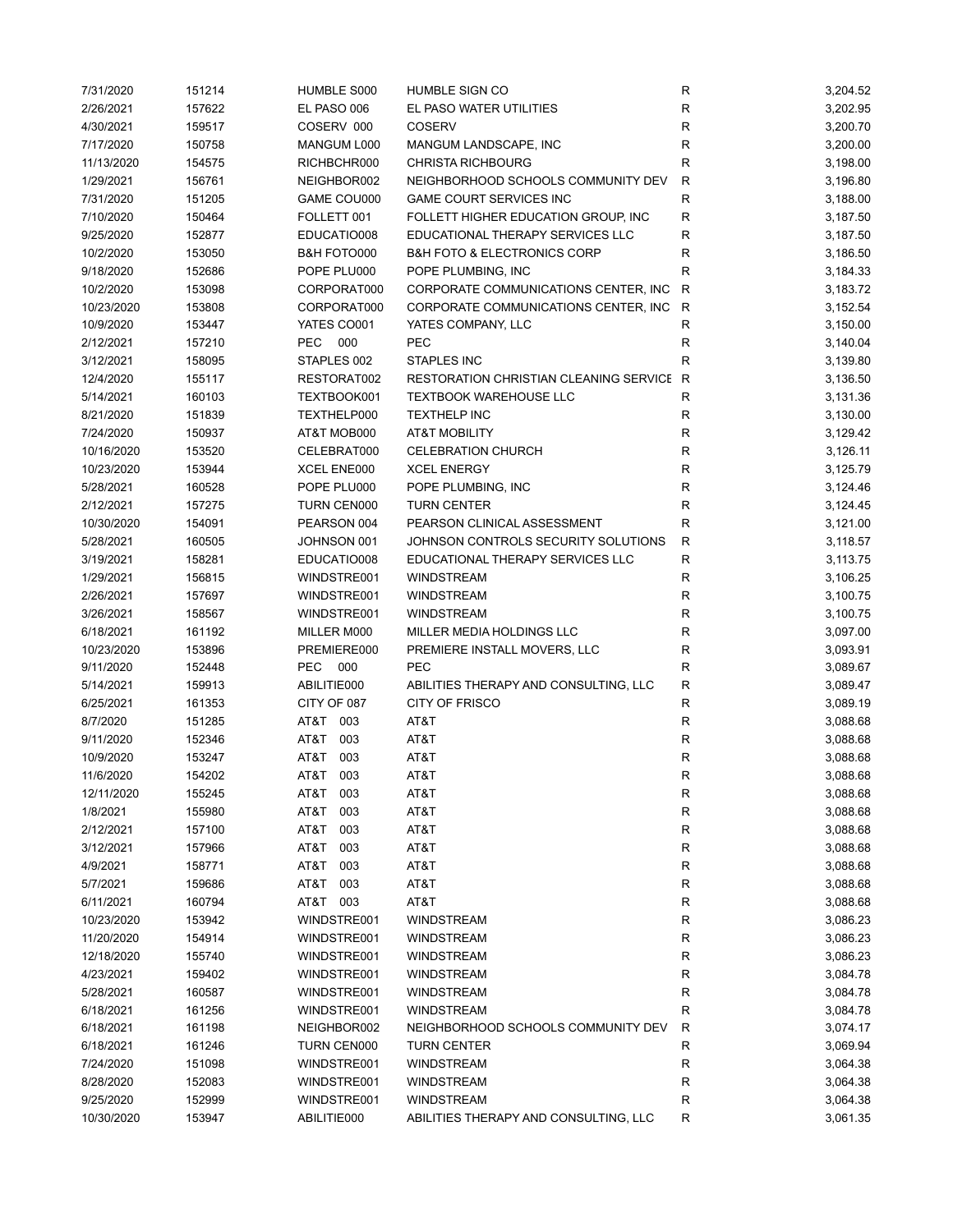| | | | | | |
|---|---|---|---|---|---|
| 7/31/2020 | 151214 | HUMBLE S000 | HUMBLE SIGN CO | R | 3,204.52 |
| 2/26/2021 | 157622 | EL PASO 006 | EL PASO WATER UTILITIES | R | 3,202.95 |
| 4/30/2021 | 159517 | COSERV 000 | COSERV | R | 3,200.70 |
| 7/17/2020 | 150758 | MANGUM L000 | MANGUM LANDSCAPE, INC | R | 3,200.00 |
| 11/13/2020 | 154575 | RICHBCHR000 | CHRISTA RICHBOURG | R | 3,198.00 |
| 1/29/2021 | 156761 | NEIGHBOR002 | NEIGHBORHOOD SCHOOLS COMMUNITY DEV | R | 3,196.80 |
| 7/31/2020 | 151205 | GAME COU000 | GAME COURT SERVICES INC | R | 3,188.00 |
| 7/10/2020 | 150464 | FOLLETT 001 | FOLLETT HIGHER EDUCATION GROUP, INC | R | 3,187.50 |
| 9/25/2020 | 152877 | EDUCATIO008 | EDUCATIONAL THERAPY SERVICES LLC | R | 3,187.50 |
| 10/2/2020 | 153050 | B&H FOTO000 | B&H FOTO & ELECTRONICS CORP | R | 3,186.50 |
| 9/18/2020 | 152686 | POPE PLU000 | POPE PLUMBING, INC | R | 3,184.33 |
| 10/2/2020 | 153098 | CORPORAT000 | CORPORATE COMMUNICATIONS CENTER, INC | R | 3,183.72 |
| 10/23/2020 | 153808 | CORPORAT000 | CORPORATE COMMUNICATIONS CENTER, INC | R | 3,152.54 |
| 10/9/2020 | 153447 | YATES CO001 | YATES COMPANY, LLC | R | 3,150.00 |
| 2/12/2021 | 157210 | PEC 000 | PEC | R | 3,140.04 |
| 3/12/2021 | 158095 | STAPLES 002 | STAPLES INC | R | 3,139.80 |
| 12/4/2020 | 155117 | RESTORAT002 | RESTORATION CHRISTIAN CLEANING SERVICE | R | 3,136.50 |
| 5/14/2021 | 160103 | TEXTBOOK001 | TEXTBOOK WAREHOUSE LLC | R | 3,131.36 |
| 8/21/2020 | 151839 | TEXTHELP000 | TEXTHELP INC | R | 3,130.00 |
| 7/24/2020 | 150937 | AT&T MOB000 | AT&T MOBILITY | R | 3,129.42 |
| 10/16/2020 | 153520 | CELEBRAT000 | CELEBRATION CHURCH | R | 3,126.11 |
| 10/23/2020 | 153944 | XCEL ENE000 | XCEL ENERGY | R | 3,125.79 |
| 5/28/2021 | 160528 | POPE PLU000 | POPE PLUMBING, INC | R | 3,124.46 |
| 2/12/2021 | 157275 | TURN CEN000 | TURN CENTER | R | 3,124.45 |
| 10/30/2020 | 154091 | PEARSON 004 | PEARSON CLINICAL ASSESSMENT | R | 3,121.00 |
| 5/28/2021 | 160505 | JOHNSON 001 | JOHNSON CONTROLS SECURITY SOLUTIONS | R | 3,118.57 |
| 3/19/2021 | 158281 | EDUCATIO008 | EDUCATIONAL THERAPY SERVICES LLC | R | 3,113.75 |
| 1/29/2021 | 156815 | WINDSTRE001 | WINDSTREAM | R | 3,106.25 |
| 2/26/2021 | 157697 | WINDSTRE001 | WINDSTREAM | R | 3,100.75 |
| 3/26/2021 | 158567 | WINDSTRE001 | WINDSTREAM | R | 3,100.75 |
| 6/18/2021 | 161192 | MILLER M000 | MILLER MEDIA HOLDINGS LLC | R | 3,097.00 |
| 10/23/2020 | 153896 | PREMIERE000 | PREMIERE INSTALL MOVERS, LLC | R | 3,093.91 |
| 9/11/2020 | 152448 | PEC 000 | PEC | R | 3,089.67 |
| 5/14/2021 | 159913 | ABILITIE000 | ABILITIES THERAPY AND CONSULTING, LLC | R | 3,089.47 |
| 6/25/2021 | 161353 | CITY OF 087 | CITY OF FRISCO | R | 3,089.19 |
| 8/7/2020 | 151285 | AT&T 003 | AT&T | R | 3,088.68 |
| 9/11/2020 | 152346 | AT&T 003 | AT&T | R | 3,088.68 |
| 10/9/2020 | 153247 | AT&T 003 | AT&T | R | 3,088.68 |
| 11/6/2020 | 154202 | AT&T 003 | AT&T | R | 3,088.68 |
| 12/11/2020 | 155245 | AT&T 003 | AT&T | R | 3,088.68 |
| 1/8/2021 | 155980 | AT&T 003 | AT&T | R | 3,088.68 |
| 2/12/2021 | 157100 | AT&T 003 | AT&T | R | 3,088.68 |
| 3/12/2021 | 157966 | AT&T 003 | AT&T | R | 3,088.68 |
| 4/9/2021 | 158771 | AT&T 003 | AT&T | R | 3,088.68 |
| 5/7/2021 | 159686 | AT&T 003 | AT&T | R | 3,088.68 |
| 6/11/2021 | 160794 | AT&T 003 | AT&T | R | 3,088.68 |
| 10/23/2020 | 153942 | WINDSTRE001 | WINDSTREAM | R | 3,086.23 |
| 11/20/2020 | 154914 | WINDSTRE001 | WINDSTREAM | R | 3,086.23 |
| 12/18/2020 | 155740 | WINDSTRE001 | WINDSTREAM | R | 3,086.23 |
| 4/23/2021 | 159402 | WINDSTRE001 | WINDSTREAM | R | 3,084.78 |
| 5/28/2021 | 160587 | WINDSTRE001 | WINDSTREAM | R | 3,084.78 |
| 6/18/2021 | 161256 | WINDSTRE001 | WINDSTREAM | R | 3,084.78 |
| 6/18/2021 | 161198 | NEIGHBOR002 | NEIGHBORHOOD SCHOOLS COMMUNITY DEV | R | 3,074.17 |
| 6/18/2021 | 161246 | TURN CEN000 | TURN CENTER | R | 3,069.94 |
| 7/24/2020 | 151098 | WINDSTRE001 | WINDSTREAM | R | 3,064.38 |
| 8/28/2020 | 152083 | WINDSTRE001 | WINDSTREAM | R | 3,064.38 |
| 9/25/2020 | 152999 | WINDSTRE001 | WINDSTREAM | R | 3,064.38 |
| 10/30/2020 | 153947 | ABILITIE000 | ABILITIES THERAPY AND CONSULTING, LLC | R | 3,061.35 |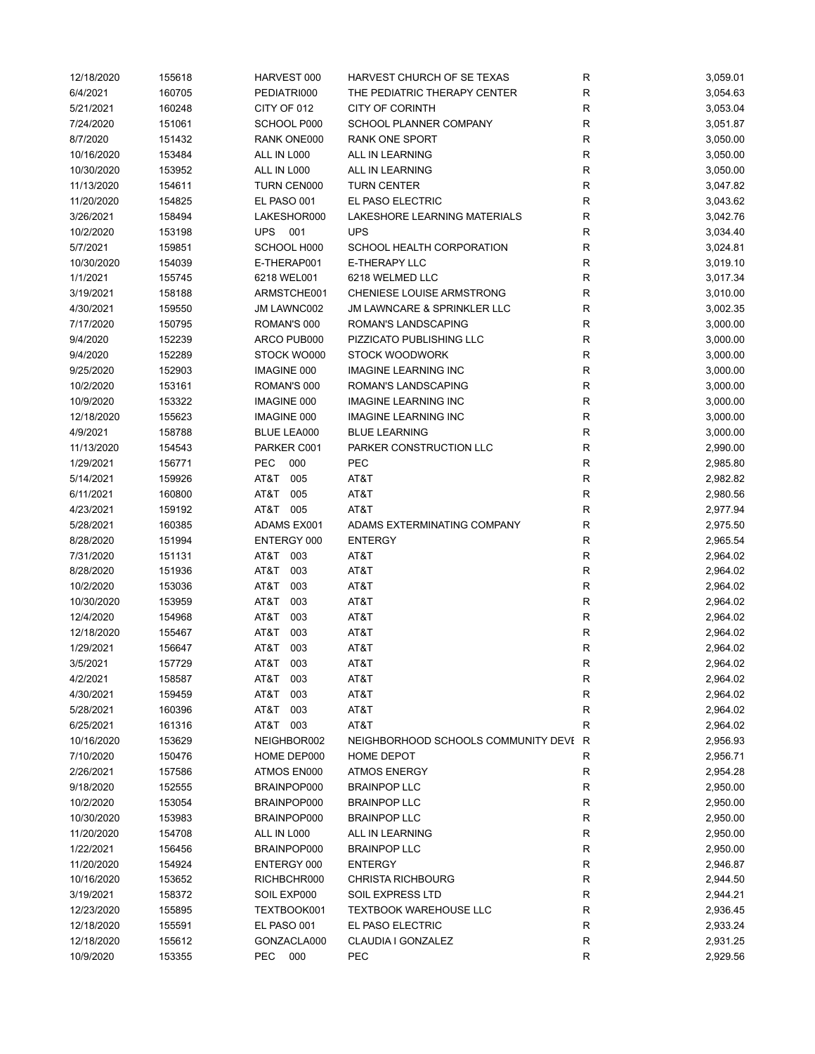| | | | | | |
|---|---|---|---|---|---|
| 12/18/2020 | 155618 | HARVEST 000 | HARVEST CHURCH OF SE TEXAS | R | 3,059.01 |
| 6/4/2021 | 160705 | PEDIATRI000 | THE PEDIATRIC THERAPY CENTER | R | 3,054.63 |
| 5/21/2021 | 160248 | CITY OF 012 | CITY OF CORINTH | R | 3,053.04 |
| 7/24/2020 | 151061 | SCHOOL P000 | SCHOOL PLANNER COMPANY | R | 3,051.87 |
| 8/7/2020 | 151432 | RANK ONE000 | RANK ONE SPORT | R | 3,050.00 |
| 10/16/2020 | 153484 | ALL IN L000 | ALL IN LEARNING | R | 3,050.00 |
| 10/30/2020 | 153952 | ALL IN L000 | ALL IN LEARNING | R | 3,050.00 |
| 11/13/2020 | 154611 | TURN CEN000 | TURN CENTER | R | 3,047.82 |
| 11/20/2020 | 154825 | EL PASO 001 | EL PASO ELECTRIC | R | 3,043.62 |
| 3/26/2021 | 158494 | LAKESHOR000 | LAKESHORE LEARNING MATERIALS | R | 3,042.76 |
| 10/2/2020 | 153198 | UPS 001 | UPS | R | 3,034.40 |
| 5/7/2021 | 159851 | SCHOOL H000 | SCHOOL HEALTH CORPORATION | R | 3,024.81 |
| 10/30/2020 | 154039 | E-THERAP001 | E-THERAPY LLC | R | 3,019.10 |
| 1/1/2021 | 155745 | 6218 WEL001 | 6218 WELMED LLC | R | 3,017.34 |
| 3/19/2021 | 158188 | ARMSTCHE001 | CHENIESE LOUISE ARMSTRONG | R | 3,010.00 |
| 4/30/2021 | 159550 | JM LAWNC002 | JM LAWNCARE & SPRINKLER LLC | R | 3,002.35 |
| 7/17/2020 | 150795 | ROMAN'S 000 | ROMAN'S LANDSCAPING | R | 3,000.00 |
| 9/4/2020 | 152239 | ARCO PUB000 | PIZZICATO PUBLISHING LLC | R | 3,000.00 |
| 9/4/2020 | 152289 | STOCK WO000 | STOCK WOODWORK | R | 3,000.00 |
| 9/25/2020 | 152903 | IMAGINE 000 | IMAGINE LEARNING INC | R | 3,000.00 |
| 10/2/2020 | 153161 | ROMAN'S 000 | ROMAN'S LANDSCAPING | R | 3,000.00 |
| 10/9/2020 | 153322 | IMAGINE 000 | IMAGINE LEARNING INC | R | 3,000.00 |
| 12/18/2020 | 155623 | IMAGINE 000 | IMAGINE LEARNING INC | R | 3,000.00 |
| 4/9/2021 | 158788 | BLUE LEA000 | BLUE LEARNING | R | 3,000.00 |
| 11/13/2020 | 154543 | PARKER C001 | PARKER CONSTRUCTION LLC | R | 2,990.00 |
| 1/29/2021 | 156771 | PEC 000 | PEC | R | 2,985.80 |
| 5/14/2021 | 159926 | AT&T 005 | AT&T | R | 2,982.82 |
| 6/11/2021 | 160800 | AT&T 005 | AT&T | R | 2,980.56 |
| 4/23/2021 | 159192 | AT&T 005 | AT&T | R | 2,977.94 |
| 5/28/2021 | 160385 | ADAMS EX001 | ADAMS EXTERMINATING COMPANY | R | 2,975.50 |
| 8/28/2020 | 151994 | ENTERGY 000 | ENTERGY | R | 2,965.54 |
| 7/31/2020 | 151131 | AT&T 003 | AT&T | R | 2,964.02 |
| 8/28/2020 | 151936 | AT&T 003 | AT&T | R | 2,964.02 |
| 10/2/2020 | 153036 | AT&T 003 | AT&T | R | 2,964.02 |
| 10/30/2020 | 153959 | AT&T 003 | AT&T | R | 2,964.02 |
| 12/4/2020 | 154968 | AT&T 003 | AT&T | R | 2,964.02 |
| 12/18/2020 | 155467 | AT&T 003 | AT&T | R | 2,964.02 |
| 1/29/2021 | 156647 | AT&T 003 | AT&T | R | 2,964.02 |
| 3/5/2021 | 157729 | AT&T 003 | AT&T | R | 2,964.02 |
| 4/2/2021 | 158587 | AT&T 003 | AT&T | R | 2,964.02 |
| 4/30/2021 | 159459 | AT&T 003 | AT&T | R | 2,964.02 |
| 5/28/2021 | 160396 | AT&T 003 | AT&T | R | 2,964.02 |
| 6/25/2021 | 161316 | AT&T 003 | AT&T | R | 2,964.02 |
| 10/16/2020 | 153629 | NEIGHBOR002 | NEIGHBORHOOD SCHOOLS COMMUNITY DEVE | R | 2,956.93 |
| 7/10/2020 | 150476 | HOME DEP000 | HOME DEPOT | R | 2,956.71 |
| 2/26/2021 | 157586 | ATMOS EN000 | ATMOS ENERGY | R | 2,954.28 |
| 9/18/2020 | 152555 | BRAINPOP000 | BRAINPOP LLC | R | 2,950.00 |
| 10/2/2020 | 153054 | BRAINPOP000 | BRAINPOP LLC | R | 2,950.00 |
| 10/30/2020 | 153983 | BRAINPOP000 | BRAINPOP LLC | R | 2,950.00 |
| 11/20/2020 | 154708 | ALL IN L000 | ALL IN LEARNING | R | 2,950.00 |
| 1/22/2021 | 156456 | BRAINPOP000 | BRAINPOP LLC | R | 2,950.00 |
| 11/20/2020 | 154924 | ENTERGY 000 | ENTERGY | R | 2,946.87 |
| 10/16/2020 | 153652 | RICHBCHR000 | CHRISTA RICHBOURG | R | 2,944.50 |
| 3/19/2021 | 158372 | SOIL EXP000 | SOIL EXPRESS LTD | R | 2,944.21 |
| 12/23/2020 | 155895 | TEXTBOOK001 | TEXTBOOK WAREHOUSE LLC | R | 2,936.45 |
| 12/18/2020 | 155591 | EL PASO 001 | EL PASO ELECTRIC | R | 2,933.24 |
| 12/18/2020 | 155612 | GONZACLA000 | CLAUDIA I GONZALEZ | R | 2,931.25 |
| 10/9/2020 | 153355 | PEC 000 | PEC | R | 2,929.56 |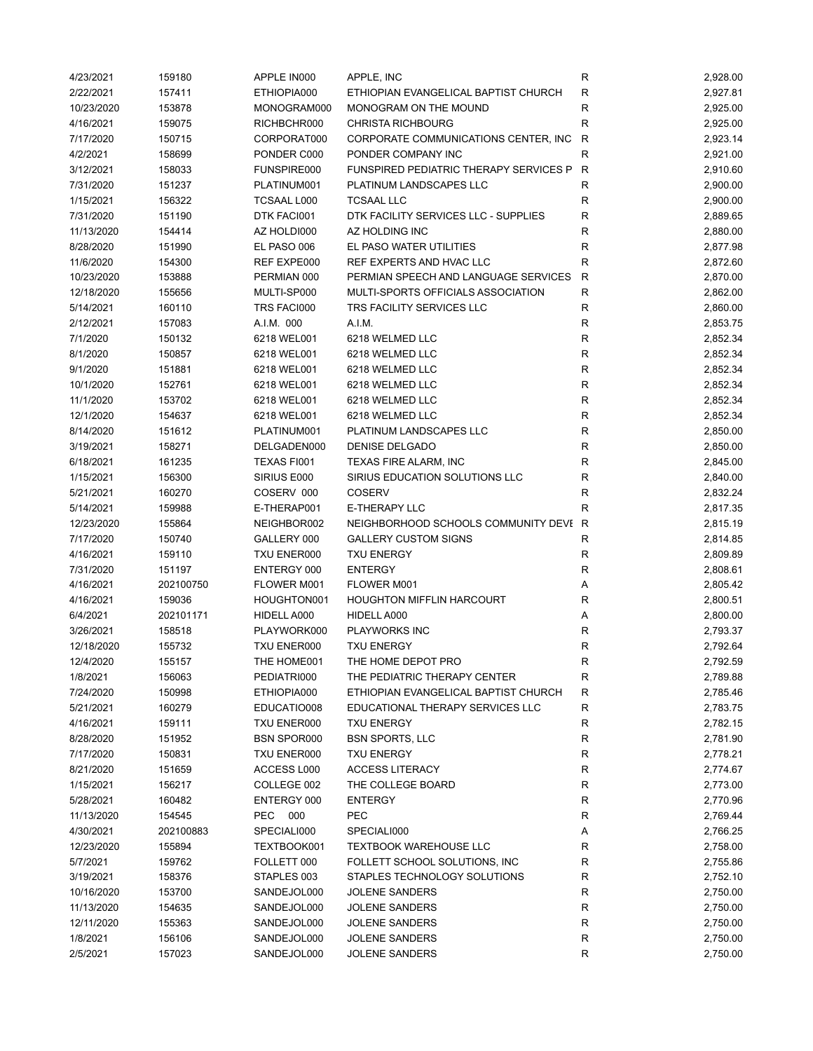| | | | | | |
|---|---|---|---|---|---|
| 4/23/2021 | 159180 | APPLE IN000 | APPLE, INC | R | 2,928.00 |
| 2/22/2021 | 157411 | ETHIOPIA000 | ETHIOPIAN EVANGELICAL BAPTIST CHURCH | R | 2,927.81 |
| 10/23/2020 | 153878 | MONOGRAM000 | MONOGRAM ON THE MOUND | R | 2,925.00 |
| 4/16/2021 | 159075 | RICHBCHR000 | CHRISTA RICHBOURG | R | 2,925.00 |
| 7/17/2020 | 150715 | CORPORAT000 | CORPORATE COMMUNICATIONS CENTER, INC | R | 2,923.14 |
| 4/2/2021 | 158699 | PONDER C000 | PONDER COMPANY INC | R | 2,921.00 |
| 3/12/2021 | 158033 | FUNSPIRE000 | FUNSPIRED PEDIATRIC THERAPY SERVICES P | R | 2,910.60 |
| 7/31/2020 | 151237 | PLATINUM001 | PLATINUM LANDSCAPES LLC | R | 2,900.00 |
| 1/15/2021 | 156322 | TCSAAL L000 | TCSAAL LLC | R | 2,900.00 |
| 7/31/2020 | 151190 | DTK FACI001 | DTK FACILITY SERVICES LLC - SUPPLIES | R | 2,889.65 |
| 11/13/2020 | 154414 | AZ HOLDI000 | AZ HOLDING INC | R | 2,880.00 |
| 8/28/2020 | 151990 | EL PASO 006 | EL PASO WATER UTILITIES | R | 2,877.98 |
| 11/6/2020 | 154300 | REF EXPE000 | REF EXPERTS AND HVAC LLC | R | 2,872.60 |
| 10/23/2020 | 153888 | PERMIAN 000 | PERMIAN SPEECH AND LANGUAGE SERVICES | R | 2,870.00 |
| 12/18/2020 | 155656 | MULTI-SP000 | MULTI-SPORTS OFFICIALS ASSOCIATION | R | 2,862.00 |
| 5/14/2021 | 160110 | TRS FACI000 | TRS FACILITY SERVICES LLC | R | 2,860.00 |
| 2/12/2021 | 157083 | A.I.M. 000 | A.I.M. | R | 2,853.75 |
| 7/1/2020 | 150132 | 6218 WEL001 | 6218 WELMED LLC | R | 2,852.34 |
| 8/1/2020 | 150857 | 6218 WEL001 | 6218 WELMED LLC | R | 2,852.34 |
| 9/1/2020 | 151881 | 6218 WEL001 | 6218 WELMED LLC | R | 2,852.34 |
| 10/1/2020 | 152761 | 6218 WEL001 | 6218 WELMED LLC | R | 2,852.34 |
| 11/1/2020 | 153702 | 6218 WEL001 | 6218 WELMED LLC | R | 2,852.34 |
| 12/1/2020 | 154637 | 6218 WEL001 | 6218 WELMED LLC | R | 2,852.34 |
| 8/14/2020 | 151612 | PLATINUM001 | PLATINUM LANDSCAPES LLC | R | 2,850.00 |
| 3/19/2021 | 158271 | DELGADEN000 | DENISE DELGADO | R | 2,850.00 |
| 6/18/2021 | 161235 | TEXAS FI001 | TEXAS FIRE ALARM, INC | R | 2,845.00 |
| 1/15/2021 | 156300 | SIRIUS E000 | SIRIUS EDUCATION SOLUTIONS LLC | R | 2,840.00 |
| 5/21/2021 | 160270 | COSERV 000 | COSERV | R | 2,832.24 |
| 5/14/2021 | 159988 | E-THERAP001 | E-THERAPY LLC | R | 2,817.35 |
| 12/23/2020 | 155864 | NEIGHBOR002 | NEIGHBORHOOD SCHOOLS COMMUNITY DEVE | R | 2,815.19 |
| 7/17/2020 | 150740 | GALLERY 000 | GALLERY CUSTOM SIGNS | R | 2,814.85 |
| 4/16/2021 | 159110 | TXU ENER000 | TXU ENERGY | R | 2,809.89 |
| 7/31/2020 | 151197 | ENTERGY 000 | ENTERGY | R | 2,808.61 |
| 4/16/2021 | 202100750 | FLOWER M001 | FLOWER M001 | A | 2,805.42 |
| 4/16/2021 | 159036 | HOUGHTON001 | HOUGHTON MIFFLIN HARCOURT | R | 2,800.51 |
| 6/4/2021 | 202101171 | HIDELL A000 | HIDELL A000 | A | 2,800.00 |
| 3/26/2021 | 158518 | PLAYWORK000 | PLAYWORKS INC | R | 2,793.37 |
| 12/18/2020 | 155732 | TXU ENER000 | TXU ENERGY | R | 2,792.64 |
| 12/4/2020 | 155157 | THE HOME001 | THE HOME DEPOT PRO | R | 2,792.59 |
| 1/8/2021 | 156063 | PEDIATRI000 | THE PEDIATRIC THERAPY CENTER | R | 2,789.88 |
| 7/24/2020 | 150998 | ETHIOPIA000 | ETHIOPIAN EVANGELICAL BAPTIST CHURCH | R | 2,785.46 |
| 5/21/2021 | 160279 | EDUCATIO008 | EDUCATIONAL THERAPY SERVICES LLC | R | 2,783.75 |
| 4/16/2021 | 159111 | TXU ENER000 | TXU ENERGY | R | 2,782.15 |
| 8/28/2020 | 151952 | BSN SPOR000 | BSN SPORTS, LLC | R | 2,781.90 |
| 7/17/2020 | 150831 | TXU ENER000 | TXU ENERGY | R | 2,778.21 |
| 8/21/2020 | 151659 | ACCESS L000 | ACCESS LITERACY | R | 2,774.67 |
| 1/15/2021 | 156217 | COLLEGE 002 | THE COLLEGE BOARD | R | 2,773.00 |
| 5/28/2021 | 160482 | ENTERGY 000 | ENTERGY | R | 2,770.96 |
| 11/13/2020 | 154545 | PEC 000 | PEC | R | 2,769.44 |
| 4/30/2021 | 202100883 | SPECIALI000 | SPECIALI000 | A | 2,766.25 |
| 12/23/2020 | 155894 | TEXTBOOK001 | TEXTBOOK WAREHOUSE LLC | R | 2,758.00 |
| 5/7/2021 | 159762 | FOLLETT 000 | FOLLETT SCHOOL SOLUTIONS, INC | R | 2,755.86 |
| 3/19/2021 | 158376 | STAPLES 003 | STAPLES TECHNOLOGY SOLUTIONS | R | 2,752.10 |
| 10/16/2020 | 153700 | SANDEJOL000 | JOLENE SANDERS | R | 2,750.00 |
| 11/13/2020 | 154635 | SANDEJOL000 | JOLENE SANDERS | R | 2,750.00 |
| 12/11/2020 | 155363 | SANDEJOL000 | JOLENE SANDERS | R | 2,750.00 |
| 1/8/2021 | 156106 | SANDEJOL000 | JOLENE SANDERS | R | 2,750.00 |
| 2/5/2021 | 157023 | SANDEJOL000 | JOLENE SANDERS | R | 2,750.00 |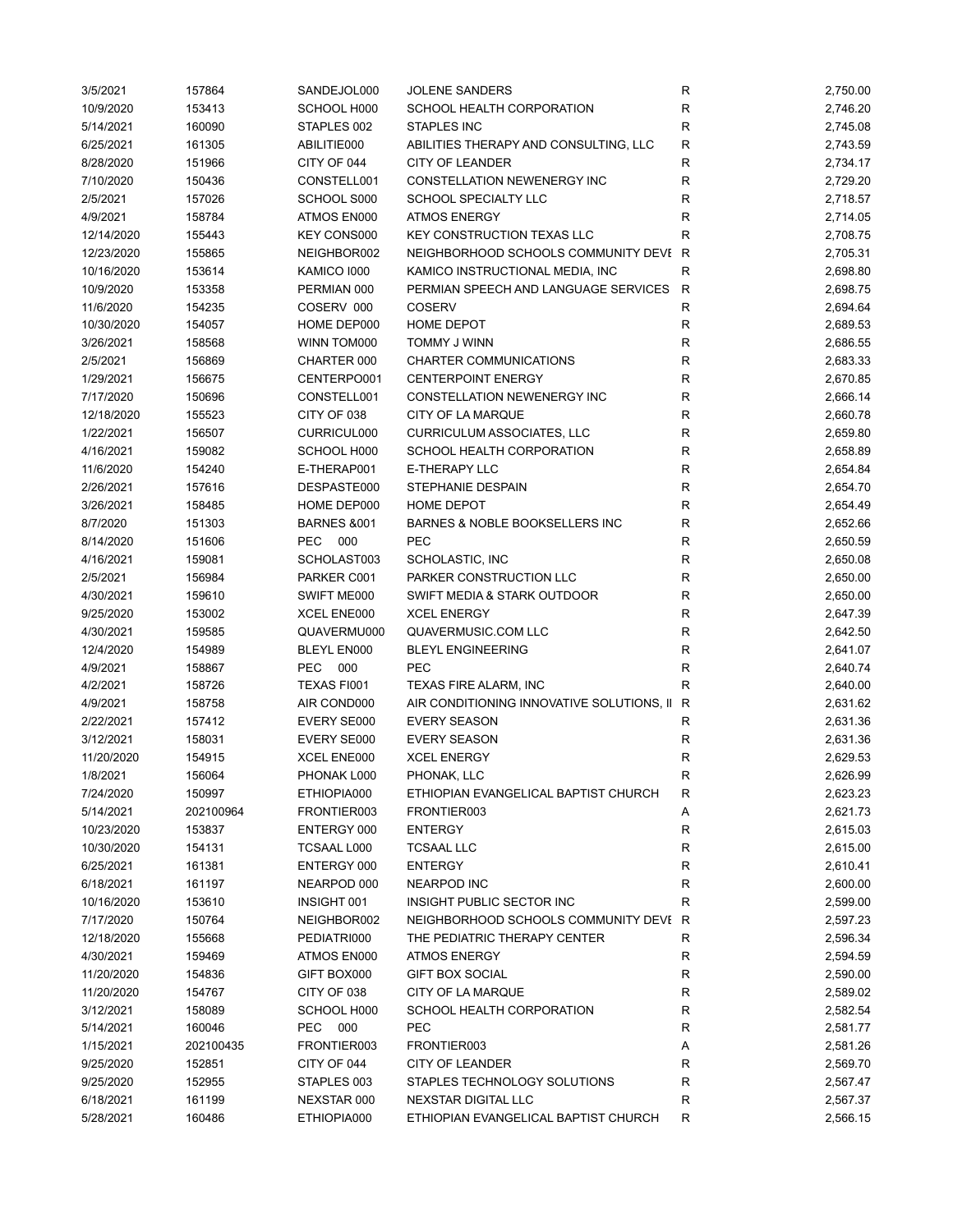| | | | | | |
|---|---|---|---|---|---|
| 3/5/2021 | 157864 | SANDEJOL000 | JOLENE SANDERS | R | 2,750.00 |
| 10/9/2020 | 153413 | SCHOOL H000 | SCHOOL HEALTH CORPORATION | R | 2,746.20 |
| 5/14/2021 | 160090 | STAPLES 002 | STAPLES INC | R | 2,745.08 |
| 6/25/2021 | 161305 | ABILITIE000 | ABILITIES THERAPY AND CONSULTING, LLC | R | 2,743.59 |
| 8/28/2020 | 151966 | CITY OF 044 | CITY OF LEANDER | R | 2,734.17 |
| 7/10/2020 | 150436 | CONSTELL001 | CONSTELLATION NEWENERGY INC | R | 2,729.20 |
| 2/5/2021 | 157026 | SCHOOL S000 | SCHOOL SPECIALTY LLC | R | 2,718.57 |
| 4/9/2021 | 158784 | ATMOS EN000 | ATMOS ENERGY | R | 2,714.05 |
| 12/14/2020 | 155443 | KEY CONS000 | KEY CONSTRUCTION TEXAS LLC | R | 2,708.75 |
| 12/23/2020 | 155865 | NEIGHBOR002 | NEIGHBORHOOD SCHOOLS COMMUNITY DEVE | R | 2,705.31 |
| 10/16/2020 | 153614 | KAMICO I000 | KAMICO INSTRUCTIONAL MEDIA, INC | R | 2,698.80 |
| 10/9/2020 | 153358 | PERMIAN 000 | PERMIAN SPEECH AND LANGUAGE SERVICES | R | 2,698.75 |
| 11/6/2020 | 154235 | COSERV 000 | COSERV | R | 2,694.64 |
| 10/30/2020 | 154057 | HOME DEP000 | HOME DEPOT | R | 2,689.53 |
| 3/26/2021 | 158568 | WINN TOM000 | TOMMY J WINN | R | 2,686.55 |
| 2/5/2021 | 156869 | CHARTER 000 | CHARTER COMMUNICATIONS | R | 2,683.33 |
| 1/29/2021 | 156675 | CENTERPO001 | CENTERPOINT ENERGY | R | 2,670.85 |
| 7/17/2020 | 150696 | CONSTELL001 | CONSTELLATION NEWENERGY INC | R | 2,666.14 |
| 12/18/2020 | 155523 | CITY OF 038 | CITY OF LA MARQUE | R | 2,660.78 |
| 1/22/2021 | 156507 | CURRICUL000 | CURRICULUM ASSOCIATES, LLC | R | 2,659.80 |
| 4/16/2021 | 159082 | SCHOOL H000 | SCHOOL HEALTH CORPORATION | R | 2,658.89 |
| 11/6/2020 | 154240 | E-THERAP001 | E-THERAPY LLC | R | 2,654.84 |
| 2/26/2021 | 157616 | DESPASTE000 | STEPHANIE DESPAIN | R | 2,654.70 |
| 3/26/2021 | 158485 | HOME DEP000 | HOME DEPOT | R | 2,654.49 |
| 8/7/2020 | 151303 | BARNES &001 | BARNES & NOBLE BOOKSELLERS INC | R | 2,652.66 |
| 8/14/2020 | 151606 | PEC 000 | PEC | R | 2,650.59 |
| 4/16/2021 | 159081 | SCHOLAST003 | SCHOLASTIC, INC | R | 2,650.08 |
| 2/5/2021 | 156984 | PARKER C001 | PARKER CONSTRUCTION LLC | R | 2,650.00 |
| 4/30/2021 | 159610 | SWIFT ME000 | SWIFT MEDIA & STARK OUTDOOR | R | 2,650.00 |
| 9/25/2020 | 153002 | XCEL ENE000 | XCEL ENERGY | R | 2,647.39 |
| 4/30/2021 | 159585 | QUAVERMU000 | QUAVERMUSIC.COM LLC | R | 2,642.50 |
| 12/4/2020 | 154989 | BLEYL EN000 | BLEYL ENGINEERING | R | 2,641.07 |
| 4/9/2021 | 158867 | PEC 000 | PEC | R | 2,640.74 |
| 4/2/2021 | 158726 | TEXAS FI001 | TEXAS FIRE ALARM, INC | R | 2,640.00 |
| 4/9/2021 | 158758 | AIR COND000 | AIR CONDITIONING INNOVATIVE SOLUTIONS, II | R | 2,631.62 |
| 2/22/2021 | 157412 | EVERY SE000 | EVERY SEASON | R | 2,631.36 |
| 3/12/2021 | 158031 | EVERY SE000 | EVERY SEASON | R | 2,631.36 |
| 11/20/2020 | 154915 | XCEL ENE000 | XCEL ENERGY | R | 2,629.53 |
| 1/8/2021 | 156064 | PHONAK L000 | PHONAK, LLC | R | 2,626.99 |
| 7/24/2020 | 150997 | ETHIOPIA000 | ETHIOPIAN EVANGELICAL BAPTIST CHURCH | R | 2,623.23 |
| 5/14/2021 | 202100964 | FRONTIER003 | FRONTIER003 | A | 2,621.73 |
| 10/23/2020 | 153837 | ENTERGY 000 | ENTERGY | R | 2,615.03 |
| 10/30/2020 | 154131 | TCSAAL L000 | TCSAAL LLC | R | 2,615.00 |
| 6/25/2021 | 161381 | ENTERGY 000 | ENTERGY | R | 2,610.41 |
| 6/18/2021 | 161197 | NEARPOD 000 | NEARPOD INC | R | 2,600.00 |
| 10/16/2020 | 153610 | INSIGHT 001 | INSIGHT PUBLIC SECTOR INC | R | 2,599.00 |
| 7/17/2020 | 150764 | NEIGHBOR002 | NEIGHBORHOOD SCHOOLS COMMUNITY DEVE | R | 2,597.23 |
| 12/18/2020 | 155668 | PEDIATRI000 | THE PEDIATRIC THERAPY CENTER | R | 2,596.34 |
| 4/30/2021 | 159469 | ATMOS EN000 | ATMOS ENERGY | R | 2,594.59 |
| 11/20/2020 | 154836 | GIFT BOX000 | GIFT BOX SOCIAL | R | 2,590.00 |
| 11/20/2020 | 154767 | CITY OF 038 | CITY OF LA MARQUE | R | 2,589.02 |
| 3/12/2021 | 158089 | SCHOOL H000 | SCHOOL HEALTH CORPORATION | R | 2,582.54 |
| 5/14/2021 | 160046 | PEC 000 | PEC | R | 2,581.77 |
| 1/15/2021 | 202100435 | FRONTIER003 | FRONTIER003 | A | 2,581.26 |
| 9/25/2020 | 152851 | CITY OF 044 | CITY OF LEANDER | R | 2,569.70 |
| 9/25/2020 | 152955 | STAPLES 003 | STAPLES TECHNOLOGY SOLUTIONS | R | 2,567.47 |
| 6/18/2021 | 161199 | NEXSTAR 000 | NEXSTAR DIGITAL LLC | R | 2,567.37 |
| 5/28/2021 | 160486 | ETHIOPIA000 | ETHIOPIAN EVANGELICAL BAPTIST CHURCH | R | 2,566.15 |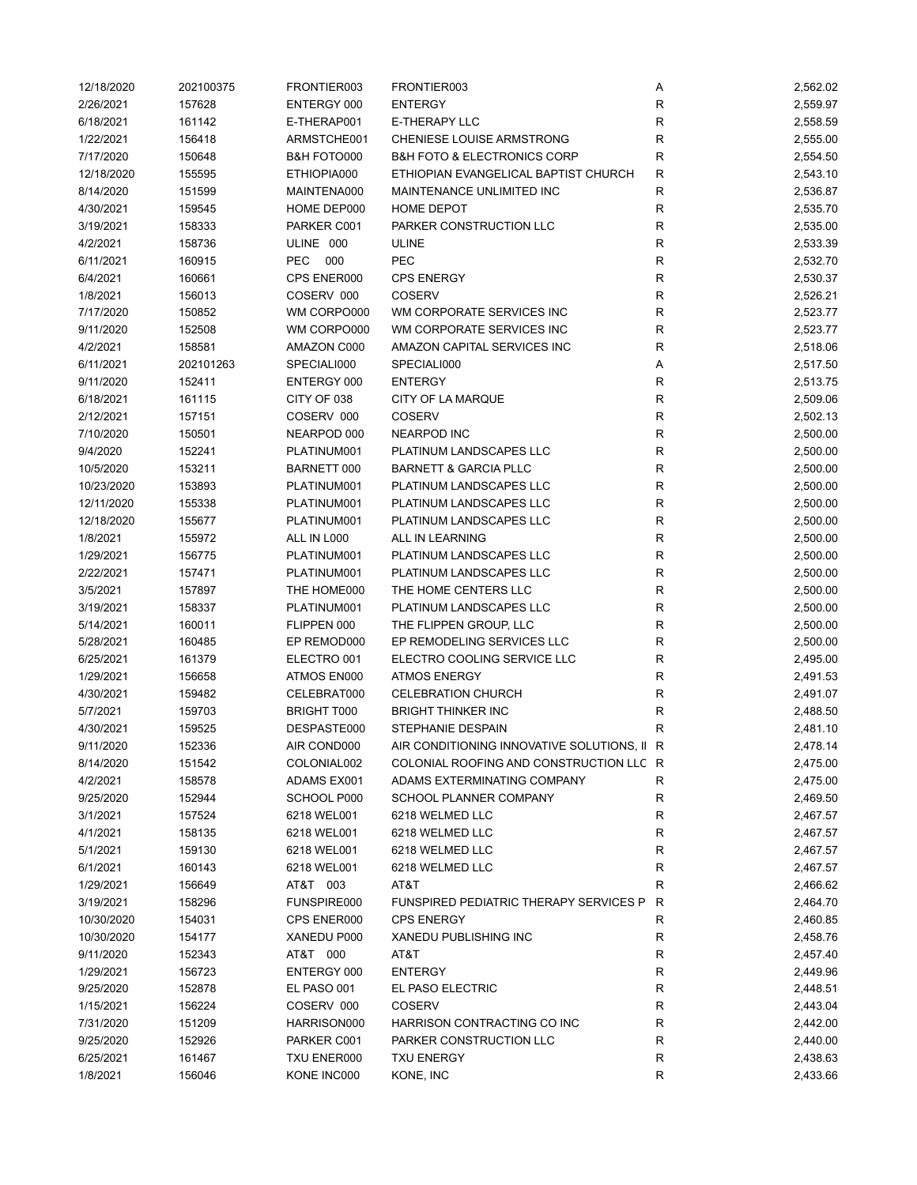| | | | | | |
|---|---|---|---|---|---|
| 12/18/2020 | 202100375 | FRONTIER003 | FRONTIER003 | A | 2,562.02 |
| 2/26/2021 | 157628 | ENTERGY 000 | ENTERGY | R | 2,559.97 |
| 6/18/2021 | 161142 | E-THERAP001 | E-THERAPY LLC | R | 2,558.59 |
| 1/22/2021 | 156418 | ARMSTCHE001 | CHENIESE LOUISE ARMSTRONG | R | 2,555.00 |
| 7/17/2020 | 150648 | B&H FOTO000 | B&H FOTO & ELECTRONICS CORP | R | 2,554.50 |
| 12/18/2020 | 155595 | ETHIOPIA000 | ETHIOPIAN EVANGELICAL BAPTIST CHURCH | R | 2,543.10 |
| 8/14/2020 | 151599 | MAINTENA000 | MAINTENANCE UNLIMITED INC | R | 2,536.87 |
| 4/30/2021 | 159545 | HOME DEP000 | HOME DEPOT | R | 2,535.70 |
| 3/19/2021 | 158333 | PARKER C001 | PARKER CONSTRUCTION LLC | R | 2,535.00 |
| 4/2/2021 | 158736 | ULINE 000 | ULINE | R | 2,533.39 |
| 6/11/2021 | 160915 | PEC 000 | PEC | R | 2,532.70 |
| 6/4/2021 | 160661 | CPS ENER000 | CPS ENERGY | R | 2,530.37 |
| 1/8/2021 | 156013 | COSERV 000 | COSERV | R | 2,526.21 |
| 7/17/2020 | 150852 | WM CORPO000 | WM CORPORATE SERVICES INC | R | 2,523.77 |
| 9/11/2020 | 152508 | WM CORPO000 | WM CORPORATE SERVICES INC | R | 2,523.77 |
| 4/2/2021 | 158581 | AMAZON C000 | AMAZON CAPITAL SERVICES INC | R | 2,518.06 |
| 6/11/2021 | 202101263 | SPECIALI000 | SPECIALI000 | A | 2,517.50 |
| 9/11/2020 | 152411 | ENTERGY 000 | ENTERGY | R | 2,513.75 |
| 6/18/2021 | 161115 | CITY OF 038 | CITY OF LA MARQUE | R | 2,509.06 |
| 2/12/2021 | 157151 | COSERV 000 | COSERV | R | 2,502.13 |
| 7/10/2020 | 150501 | NEARPOD 000 | NEARPOD INC | R | 2,500.00 |
| 9/4/2020 | 152241 | PLATINUM001 | PLATINUM LANDSCAPES LLC | R | 2,500.00 |
| 10/5/2020 | 153211 | BARNETT 000 | BARNETT & GARCIA PLLC | R | 2,500.00 |
| 10/23/2020 | 153893 | PLATINUM001 | PLATINUM LANDSCAPES LLC | R | 2,500.00 |
| 12/11/2020 | 155338 | PLATINUM001 | PLATINUM LANDSCAPES LLC | R | 2,500.00 |
| 12/18/2020 | 155677 | PLATINUM001 | PLATINUM LANDSCAPES LLC | R | 2,500.00 |
| 1/8/2021 | 155972 | ALL IN L000 | ALL IN LEARNING | R | 2,500.00 |
| 1/29/2021 | 156775 | PLATINUM001 | PLATINUM LANDSCAPES LLC | R | 2,500.00 |
| 2/22/2021 | 157471 | PLATINUM001 | PLATINUM LANDSCAPES LLC | R | 2,500.00 |
| 3/5/2021 | 157897 | THE HOME000 | THE HOME CENTERS LLC | R | 2,500.00 |
| 3/19/2021 | 158337 | PLATINUM001 | PLATINUM LANDSCAPES LLC | R | 2,500.00 |
| 5/14/2021 | 160011 | FLIPPEN 000 | THE FLIPPEN GROUP, LLC | R | 2,500.00 |
| 5/28/2021 | 160485 | EP REMOD000 | EP REMODELING SERVICES LLC | R | 2,500.00 |
| 6/25/2021 | 161379 | ELECTRO 001 | ELECTRO COOLING SERVICE LLC | R | 2,495.00 |
| 1/29/2021 | 156658 | ATMOS EN000 | ATMOS ENERGY | R | 2,491.53 |
| 4/30/2021 | 159482 | CELEBRAT000 | CELEBRATION CHURCH | R | 2,491.07 |
| 5/7/2021 | 159703 | BRIGHT T000 | BRIGHT THINKER INC | R | 2,488.50 |
| 4/30/2021 | 159525 | DESPASTE000 | STEPHANIE DESPAIN | R | 2,481.10 |
| 9/11/2020 | 152336 | AIR COND000 | AIR CONDITIONING INNOVATIVE SOLUTIONS, II | R | 2,478.14 |
| 8/14/2020 | 151542 | COLONIAL002 | COLONIAL ROOFING AND CONSTRUCTION LLC | R | 2,475.00 |
| 4/2/2021 | 158578 | ADAMS EX001 | ADAMS EXTERMINATING COMPANY | R | 2,475.00 |
| 9/25/2020 | 152944 | SCHOOL P000 | SCHOOL PLANNER COMPANY | R | 2,469.50 |
| 3/1/2021 | 157524 | 6218 WEL001 | 6218 WELMED LLC | R | 2,467.57 |
| 4/1/2021 | 158135 | 6218 WEL001 | 6218 WELMED LLC | R | 2,467.57 |
| 5/1/2021 | 159130 | 6218 WEL001 | 6218 WELMED LLC | R | 2,467.57 |
| 6/1/2021 | 160143 | 6218 WEL001 | 6218 WELMED LLC | R | 2,467.57 |
| 1/29/2021 | 156649 | AT&T 003 | AT&T | R | 2,466.62 |
| 3/19/2021 | 158296 | FUNSPIRE000 | FUNSPIRED PEDIATRIC THERAPY SERVICES P | R | 2,464.70 |
| 10/30/2020 | 154031 | CPS ENER000 | CPS ENERGY | R | 2,460.85 |
| 10/30/2020 | 154177 | XANEDU P000 | XANEDU PUBLISHING INC | R | 2,458.76 |
| 9/11/2020 | 152343 | AT&T 000 | AT&T | R | 2,457.40 |
| 1/29/2021 | 156723 | ENTERGY 000 | ENTERGY | R | 2,449.96 |
| 9/25/2020 | 152878 | EL PASO 001 | EL PASO ELECTRIC | R | 2,448.51 |
| 1/15/2021 | 156224 | COSERV 000 | COSERV | R | 2,443.04 |
| 7/31/2020 | 151209 | HARRISON000 | HARRISON CONTRACTING CO INC | R | 2,442.00 |
| 9/25/2020 | 152926 | PARKER C001 | PARKER CONSTRUCTION LLC | R | 2,440.00 |
| 6/25/2021 | 161467 | TXU ENER000 | TXU ENERGY | R | 2,438.63 |
| 1/8/2021 | 156046 | KONE INC000 | KONE, INC | R | 2,433.66 |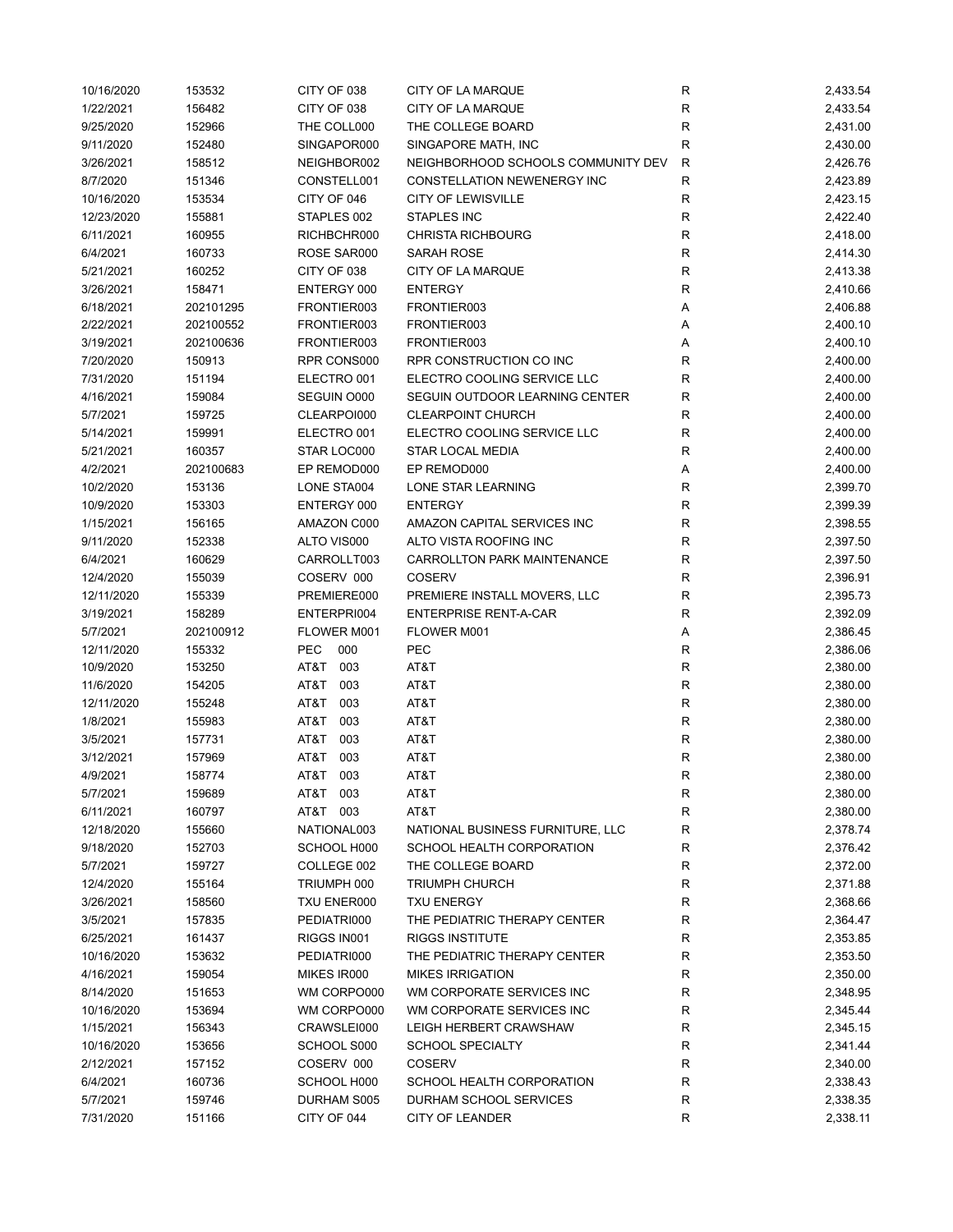| | | | | | |
|---|---|---|---|---|---|
| 10/16/2020 | 153532 | CITY OF 038 | CITY OF LA MARQUE | R | 2,433.54 |
| 1/22/2021 | 156482 | CITY OF 038 | CITY OF LA MARQUE | R | 2,433.54 |
| 9/25/2020 | 152966 | THE COLL000 | THE COLLEGE BOARD | R | 2,431.00 |
| 9/11/2020 | 152480 | SINGAPOR000 | SINGAPORE MATH, INC | R | 2,430.00 |
| 3/26/2021 | 158512 | NEIGHBOR002 | NEIGHBORHOOD SCHOOLS COMMUNITY DEV | R | 2,426.76 |
| 8/7/2020 | 151346 | CONSTELL001 | CONSTELLATION NEWENERGY INC | R | 2,423.89 |
| 10/16/2020 | 153534 | CITY OF 046 | CITY OF LEWISVILLE | R | 2,423.15 |
| 12/23/2020 | 155881 | STAPLES 002 | STAPLES INC | R | 2,422.40 |
| 6/11/2021 | 160955 | RICHBCHR000 | CHRISTA RICHBOURG | R | 2,418.00 |
| 6/4/2021 | 160733 | ROSE SAR000 | SARAH ROSE | R | 2,414.30 |
| 5/21/2021 | 160252 | CITY OF 038 | CITY OF LA MARQUE | R | 2,413.38 |
| 3/26/2021 | 158471 | ENTERGY 000 | ENTERGY | R | 2,410.66 |
| 6/18/2021 | 202101295 | FRONTIER003 | FRONTIER003 | A | 2,406.88 |
| 2/22/2021 | 202100552 | FRONTIER003 | FRONTIER003 | A | 2,400.10 |
| 3/19/2021 | 202100636 | FRONTIER003 | FRONTIER003 | A | 2,400.10 |
| 7/20/2020 | 150913 | RPR CONS000 | RPR CONSTRUCTION CO INC | R | 2,400.00 |
| 7/31/2020 | 151194 | ELECTRO 001 | ELECTRO COOLING SERVICE LLC | R | 2,400.00 |
| 4/16/2021 | 159084 | SEGUIN O000 | SEGUIN OUTDOOR LEARNING CENTER | R | 2,400.00 |
| 5/7/2021 | 159725 | CLEARPOI000 | CLEARPOINT CHURCH | R | 2,400.00 |
| 5/14/2021 | 159991 | ELECTRO 001 | ELECTRO COOLING SERVICE LLC | R | 2,400.00 |
| 5/21/2021 | 160357 | STAR LOC000 | STAR LOCAL MEDIA | R | 2,400.00 |
| 4/2/2021 | 202100683 | EP REMOD000 | EP REMOD000 | A | 2,400.00 |
| 10/2/2020 | 153136 | LONE STA004 | LONE STAR LEARNING | R | 2,399.70 |
| 10/9/2020 | 153303 | ENTERGY 000 | ENTERGY | R | 2,399.39 |
| 1/15/2021 | 156165 | AMAZON C000 | AMAZON CAPITAL SERVICES INC | R | 2,398.55 |
| 9/11/2020 | 152338 | ALTO VIS000 | ALTO VISTA ROOFING INC | R | 2,397.50 |
| 6/4/2021 | 160629 | CARROLLT003 | CARROLLTON PARK MAINTENANCE | R | 2,397.50 |
| 12/4/2020 | 155039 | COSERV 000 | COSERV | R | 2,396.91 |
| 12/11/2020 | 155339 | PREMIERE000 | PREMIERE INSTALL MOVERS, LLC | R | 2,395.73 |
| 3/19/2021 | 158289 | ENTERPRI004 | ENTERPRISE RENT-A-CAR | R | 2,392.09 |
| 5/7/2021 | 202100912 | FLOWER M001 | FLOWER M001 | A | 2,386.45 |
| 12/11/2020 | 155332 | PEC 000 | PEC | R | 2,386.06 |
| 10/9/2020 | 153250 | AT&T 003 | AT&T | R | 2,380.00 |
| 11/6/2020 | 154205 | AT&T 003 | AT&T | R | 2,380.00 |
| 12/11/2020 | 155248 | AT&T 003 | AT&T | R | 2,380.00 |
| 1/8/2021 | 155983 | AT&T 003 | AT&T | R | 2,380.00 |
| 3/5/2021 | 157731 | AT&T 003 | AT&T | R | 2,380.00 |
| 3/12/2021 | 157969 | AT&T 003 | AT&T | R | 2,380.00 |
| 4/9/2021 | 158774 | AT&T 003 | AT&T | R | 2,380.00 |
| 5/7/2021 | 159689 | AT&T 003 | AT&T | R | 2,380.00 |
| 6/11/2021 | 160797 | AT&T 003 | AT&T | R | 2,380.00 |
| 12/18/2020 | 155660 | NATIONAL003 | NATIONAL BUSINESS FURNITURE, LLC | R | 2,378.74 |
| 9/18/2020 | 152703 | SCHOOL H000 | SCHOOL HEALTH CORPORATION | R | 2,376.42 |
| 5/7/2021 | 159727 | COLLEGE 002 | THE COLLEGE BOARD | R | 2,372.00 |
| 12/4/2020 | 155164 | TRIUMPH 000 | TRIUMPH CHURCH | R | 2,371.88 |
| 3/26/2021 | 158560 | TXU ENER000 | TXU ENERGY | R | 2,368.66 |
| 3/5/2021 | 157835 | PEDIATRI000 | THE PEDIATRIC THERAPY CENTER | R | 2,364.47 |
| 6/25/2021 | 161437 | RIGGS IN001 | RIGGS INSTITUTE | R | 2,353.85 |
| 10/16/2020 | 153632 | PEDIATRI000 | THE PEDIATRIC THERAPY CENTER | R | 2,353.50 |
| 4/16/2021 | 159054 | MIKES IR000 | MIKES IRRIGATION | R | 2,350.00 |
| 8/14/2020 | 151653 | WM CORPO000 | WM CORPORATE SERVICES INC | R | 2,348.95 |
| 10/16/2020 | 153694 | WM CORPO000 | WM CORPORATE SERVICES INC | R | 2,345.44 |
| 1/15/2021 | 156343 | CRAWSLEI000 | LEIGH HERBERT CRAWSHAW | R | 2,345.15 |
| 10/16/2020 | 153656 | SCHOOL S000 | SCHOOL SPECIALTY | R | 2,341.44 |
| 2/12/2021 | 157152 | COSERV 000 | COSERV | R | 2,340.00 |
| 6/4/2021 | 160736 | SCHOOL H000 | SCHOOL HEALTH CORPORATION | R | 2,338.43 |
| 5/7/2021 | 159746 | DURHAM S005 | DURHAM SCHOOL SERVICES | R | 2,338.35 |
| 7/31/2020 | 151166 | CITY OF 044 | CITY OF LEANDER | R | 2,338.11 |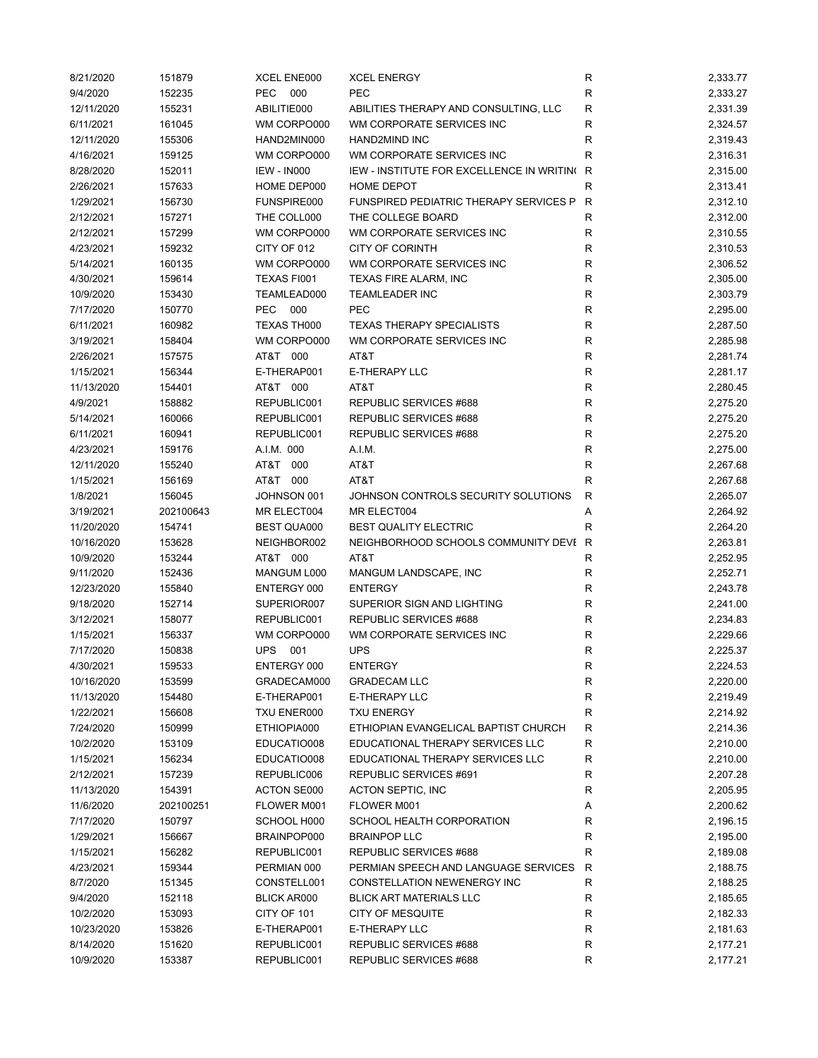| | | | | | |
|---|---|---|---|---|---|
| 8/21/2020 | 151879 | XCEL ENE000 | XCEL ENERGY | R | 2,333.77 |
| 9/4/2020 | 152235 | PEC 000 | PEC | R | 2,333.27 |
| 12/11/2020 | 155231 | ABILITIE000 | ABILITIES THERAPY AND CONSULTING, LLC | R | 2,331.39 |
| 6/11/2021 | 161045 | WM CORPO000 | WM CORPORATE SERVICES INC | R | 2,324.57 |
| 12/11/2020 | 155306 | HAND2MIN000 | HAND2MIND INC | R | 2,319.43 |
| 4/16/2021 | 159125 | WM CORPO000 | WM CORPORATE SERVICES INC | R | 2,316.31 |
| 8/28/2020 | 152011 | IEW - IN000 | IEW - INSTITUTE FOR EXCELLENCE IN WRITIN( | R | 2,315.00 |
| 2/26/2021 | 157633 | HOME DEP000 | HOME DEPOT | R | 2,313.41 |
| 1/29/2021 | 156730 | FUNSPIRE000 | FUNSPIRED PEDIATRIC THERAPY SERVICES P | R | 2,312.10 |
| 2/12/2021 | 157271 | THE COLL000 | THE COLLEGE BOARD | R | 2,312.00 |
| 2/12/2021 | 157299 | WM CORPO000 | WM CORPORATE SERVICES INC | R | 2,310.55 |
| 4/23/2021 | 159232 | CITY OF 012 | CITY OF CORINTH | R | 2,310.53 |
| 5/14/2021 | 160135 | WM CORPO000 | WM CORPORATE SERVICES INC | R | 2,306.52 |
| 4/30/2021 | 159614 | TEXAS FI001 | TEXAS FIRE ALARM, INC | R | 2,305.00 |
| 10/9/2020 | 153430 | TEAMLEAD000 | TEAMLEADER INC | R | 2,303.79 |
| 7/17/2020 | 150770 | PEC 000 | PEC | R | 2,295.00 |
| 6/11/2021 | 160982 | TEXAS TH000 | TEXAS THERAPY SPECIALISTS | R | 2,287.50 |
| 3/19/2021 | 158404 | WM CORPO000 | WM CORPORATE SERVICES INC | R | 2,285.98 |
| 2/26/2021 | 157575 | AT&T 000 | AT&T | R | 2,281.74 |
| 1/15/2021 | 156344 | E-THERAP001 | E-THERAPY LLC | R | 2,281.17 |
| 11/13/2020 | 154401 | AT&T 000 | AT&T | R | 2,280.45 |
| 4/9/2021 | 158882 | REPUBLIC001 | REPUBLIC SERVICES #688 | R | 2,275.20 |
| 5/14/2021 | 160066 | REPUBLIC001 | REPUBLIC SERVICES #688 | R | 2,275.20 |
| 6/11/2021 | 160941 | REPUBLIC001 | REPUBLIC SERVICES #688 | R | 2,275.20 |
| 4/23/2021 | 159176 | A.I.M. 000 | A.I.M. | R | 2,275.00 |
| 12/11/2020 | 155240 | AT&T 000 | AT&T | R | 2,267.68 |
| 1/15/2021 | 156169 | AT&T 000 | AT&T | R | 2,267.68 |
| 1/8/2021 | 156045 | JOHNSON 001 | JOHNSON CONTROLS SECURITY SOLUTIONS | R | 2,265.07 |
| 3/19/2021 | 202100643 | MR ELECT004 | MR ELECT004 | A | 2,264.92 |
| 11/20/2020 | 154741 | BEST QUA000 | BEST QUALITY ELECTRIC | R | 2,264.20 |
| 10/16/2020 | 153628 | NEIGHBOR002 | NEIGHBORHOOD SCHOOLS COMMUNITY DEVE | R | 2,263.81 |
| 10/9/2020 | 153244 | AT&T 000 | AT&T | R | 2,252.95 |
| 9/11/2020 | 152436 | MANGUM L000 | MANGUM LANDSCAPE, INC | R | 2,252.71 |
| 12/23/2020 | 155840 | ENTERGY 000 | ENTERGY | R | 2,243.78 |
| 9/18/2020 | 152714 | SUPERIOR007 | SUPERIOR SIGN AND LIGHTING | R | 2,241.00 |
| 3/12/2021 | 158077 | REPUBLIC001 | REPUBLIC SERVICES #688 | R | 2,234.83 |
| 1/15/2021 | 156337 | WM CORPO000 | WM CORPORATE SERVICES INC | R | 2,229.66 |
| 7/17/2020 | 150838 | UPS 001 | UPS | R | 2,225.37 |
| 4/30/2021 | 159533 | ENTERGY 000 | ENTERGY | R | 2,224.53 |
| 10/16/2020 | 153599 | GRADECAM000 | GRADECAM LLC | R | 2,220.00 |
| 11/13/2020 | 154480 | E-THERAP001 | E-THERAPY LLC | R | 2,219.49 |
| 1/22/2021 | 156608 | TXU ENER000 | TXU ENERGY | R | 2,214.92 |
| 7/24/2020 | 150999 | ETHIOPIA000 | ETHIOPIAN EVANGELICAL BAPTIST CHURCH | R | 2,214.36 |
| 10/2/2020 | 153109 | EDUCATIO008 | EDUCATIONAL THERAPY SERVICES LLC | R | 2,210.00 |
| 1/15/2021 | 156234 | EDUCATIO008 | EDUCATIONAL THERAPY SERVICES LLC | R | 2,210.00 |
| 2/12/2021 | 157239 | REPUBLIC006 | REPUBLIC SERVICES #691 | R | 2,207.28 |
| 11/13/2020 | 154391 | ACTON SE000 | ACTON SEPTIC, INC | R | 2,205.95 |
| 11/6/2020 | 202100251 | FLOWER M001 | FLOWER M001 | A | 2,200.62 |
| 7/17/2020 | 150797 | SCHOOL H000 | SCHOOL HEALTH CORPORATION | R | 2,196.15 |
| 1/29/2021 | 156667 | BRAINPOP000 | BRAINPOP LLC | R | 2,195.00 |
| 1/15/2021 | 156282 | REPUBLIC001 | REPUBLIC SERVICES #688 | R | 2,189.08 |
| 4/23/2021 | 159344 | PERMIAN 000 | PERMIAN SPEECH AND LANGUAGE SERVICES | R | 2,188.75 |
| 8/7/2020 | 151345 | CONSTELL001 | CONSTELLATION NEWENERGY INC | R | 2,188.25 |
| 9/4/2020 | 152118 | BLICK AR000 | BLICK ART MATERIALS LLC | R | 2,185.65 |
| 10/2/2020 | 153093 | CITY OF 101 | CITY OF MESQUITE | R | 2,182.33 |
| 10/23/2020 | 153826 | E-THERAP001 | E-THERAPY LLC | R | 2,181.63 |
| 8/14/2020 | 151620 | REPUBLIC001 | REPUBLIC SERVICES #688 | R | 2,177.21 |
| 10/9/2020 | 153387 | REPUBLIC001 | REPUBLIC SERVICES #688 | R | 2,177.21 |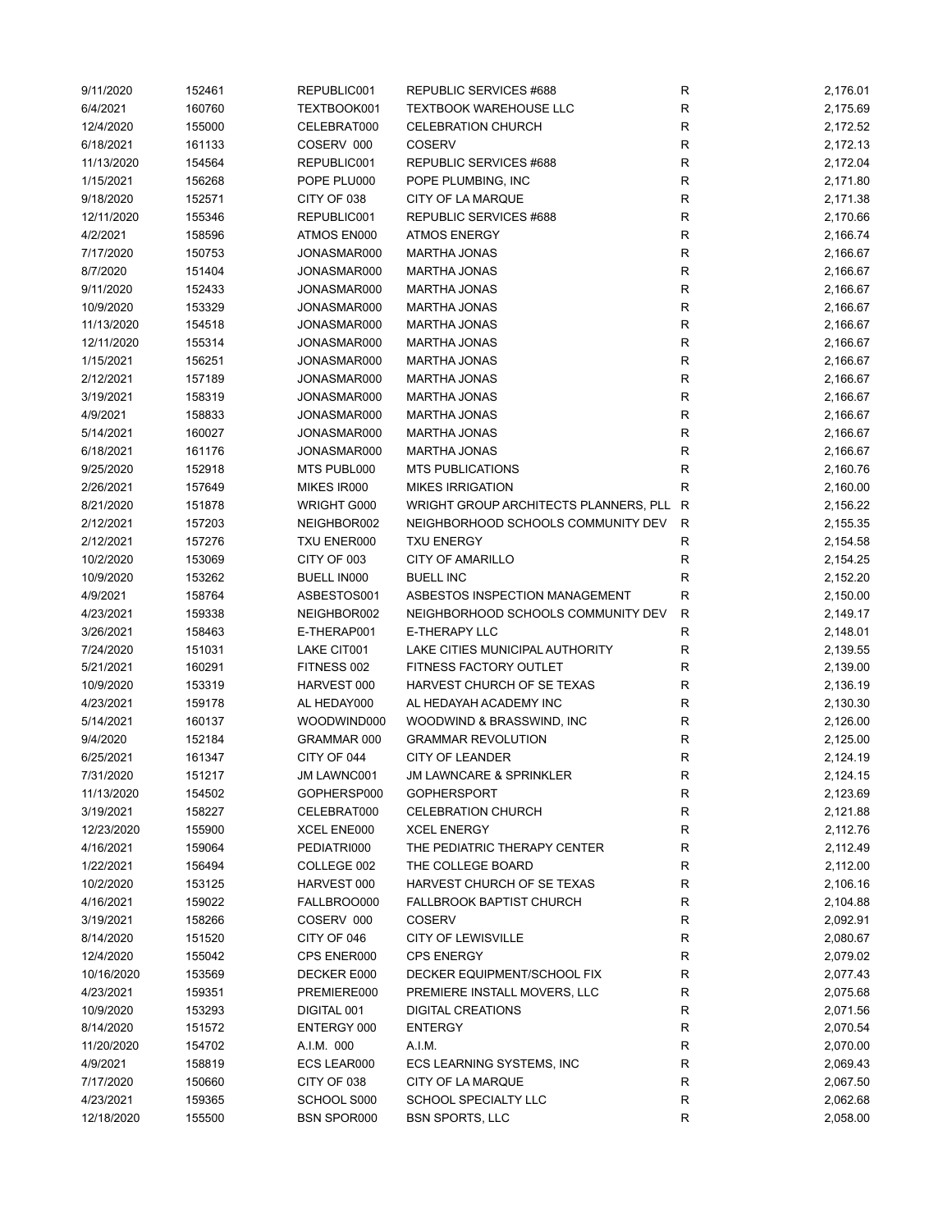| | | | | | |
|---|---|---|---|---|---|
| 9/11/2020 | 152461 | REPUBLIC001 | REPUBLIC SERVICES #688 | R | 2,176.01 |
| 6/4/2021 | 160760 | TEXTBOOK001 | TEXTBOOK WAREHOUSE LLC | R | 2,175.69 |
| 12/4/2020 | 155000 | CELEBRAT000 | CELEBRATION CHURCH | R | 2,172.52 |
| 6/18/2021 | 161133 | COSERV 000 | COSERV | R | 2,172.13 |
| 11/13/2020 | 154564 | REPUBLIC001 | REPUBLIC SERVICES #688 | R | 2,172.04 |
| 1/15/2021 | 156268 | POPE PLU000 | POPE PLUMBING, INC | R | 2,171.80 |
| 9/18/2020 | 152571 | CITY OF 038 | CITY OF LA MARQUE | R | 2,171.38 |
| 12/11/2020 | 155346 | REPUBLIC001 | REPUBLIC SERVICES #688 | R | 2,170.66 |
| 4/2/2021 | 158596 | ATMOS EN000 | ATMOS ENERGY | R | 2,166.74 |
| 7/17/2020 | 150753 | JONASMAR000 | MARTHA JONAS | R | 2,166.67 |
| 8/7/2020 | 151404 | JONASMAR000 | MARTHA JONAS | R | 2,166.67 |
| 9/11/2020 | 152433 | JONASMAR000 | MARTHA JONAS | R | 2,166.67 |
| 10/9/2020 | 153329 | JONASMAR000 | MARTHA JONAS | R | 2,166.67 |
| 11/13/2020 | 154518 | JONASMAR000 | MARTHA JONAS | R | 2,166.67 |
| 12/11/2020 | 155314 | JONASMAR000 | MARTHA JONAS | R | 2,166.67 |
| 1/15/2021 | 156251 | JONASMAR000 | MARTHA JONAS | R | 2,166.67 |
| 2/12/2021 | 157189 | JONASMAR000 | MARTHA JONAS | R | 2,166.67 |
| 3/19/2021 | 158319 | JONASMAR000 | MARTHA JONAS | R | 2,166.67 |
| 4/9/2021 | 158833 | JONASMAR000 | MARTHA JONAS | R | 2,166.67 |
| 5/14/2021 | 160027 | JONASMAR000 | MARTHA JONAS | R | 2,166.67 |
| 6/18/2021 | 161176 | JONASMAR000 | MARTHA JONAS | R | 2,166.67 |
| 9/25/2020 | 152918 | MTS PUBL000 | MTS PUBLICATIONS | R | 2,160.76 |
| 2/26/2021 | 157649 | MIKES IR000 | MIKES IRRIGATION | R | 2,160.00 |
| 8/21/2020 | 151878 | WRIGHT G000 | WRIGHT GROUP ARCHITECTS PLANNERS, PLL | R | 2,156.22 |
| 2/12/2021 | 157203 | NEIGHBOR002 | NEIGHBORHOOD SCHOOLS COMMUNITY DEV | R | 2,155.35 |
| 2/12/2021 | 157276 | TXU ENER000 | TXU ENERGY | R | 2,154.58 |
| 10/2/2020 | 153069 | CITY OF 003 | CITY OF AMARILLO | R | 2,154.25 |
| 10/9/2020 | 153262 | BUELL IN000 | BUELL INC | R | 2,152.20 |
| 4/9/2021 | 158764 | ASBESTOS001 | ASBESTOS INSPECTION MANAGEMENT | R | 2,150.00 |
| 4/23/2021 | 159338 | NEIGHBOR002 | NEIGHBORHOOD SCHOOLS COMMUNITY DEV | R | 2,149.17 |
| 3/26/2021 | 158463 | E-THERAP001 | E-THERAPY LLC | R | 2,148.01 |
| 7/24/2020 | 151031 | LAKE CIT001 | LAKE CITIES MUNICIPAL AUTHORITY | R | 2,139.55 |
| 5/21/2021 | 160291 | FITNESS 002 | FITNESS FACTORY OUTLET | R | 2,139.00 |
| 10/9/2020 | 153319 | HARVEST 000 | HARVEST CHURCH OF SE TEXAS | R | 2,136.19 |
| 4/23/2021 | 159178 | AL HEDAY000 | AL HEDAYAH ACADEMY INC | R | 2,130.30 |
| 5/14/2021 | 160137 | WOODWIND000 | WOODWIND & BRASSWIND, INC | R | 2,126.00 |
| 9/4/2020 | 152184 | GRAMMAR 000 | GRAMMAR REVOLUTION | R | 2,125.00 |
| 6/25/2021 | 161347 | CITY OF 044 | CITY OF LEANDER | R | 2,124.19 |
| 7/31/2020 | 151217 | JM LAWNC001 | JM LAWNCARE & SPRINKLER | R | 2,124.15 |
| 11/13/2020 | 154502 | GOPHERSP000 | GOPHERSPORT | R | 2,123.69 |
| 3/19/2021 | 158227 | CELEBRAT000 | CELEBRATION CHURCH | R | 2,121.88 |
| 12/23/2020 | 155900 | XCEL ENE000 | XCEL ENERGY | R | 2,112.76 |
| 4/16/2021 | 159064 | PEDIATRI000 | THE PEDIATRIC THERAPY CENTER | R | 2,112.49 |
| 1/22/2021 | 156494 | COLLEGE 002 | THE COLLEGE BOARD | R | 2,112.00 |
| 10/2/2020 | 153125 | HARVEST 000 | HARVEST CHURCH OF SE TEXAS | R | 2,106.16 |
| 4/16/2021 | 159022 | FALLBROO000 | FALLBROOK BAPTIST CHURCH | R | 2,104.88 |
| 3/19/2021 | 158266 | COSERV 000 | COSERV | R | 2,092.91 |
| 8/14/2020 | 151520 | CITY OF 046 | CITY OF LEWISVILLE | R | 2,080.67 |
| 12/4/2020 | 155042 | CPS ENER000 | CPS ENERGY | R | 2,079.02 |
| 10/16/2020 | 153569 | DECKER E000 | DECKER EQUIPMENT/SCHOOL FIX | R | 2,077.43 |
| 4/23/2021 | 159351 | PREMIERE000 | PREMIERE INSTALL MOVERS, LLC | R | 2,075.68 |
| 10/9/2020 | 153293 | DIGITAL 001 | DIGITAL CREATIONS | R | 2,071.56 |
| 8/14/2020 | 151572 | ENTERGY 000 | ENTERGY | R | 2,070.54 |
| 11/20/2020 | 154702 | A.I.M. 000 | A.I.M. | R | 2,070.00 |
| 4/9/2021 | 158819 | ECS LEAR000 | ECS LEARNING SYSTEMS, INC | R | 2,069.43 |
| 7/17/2020 | 150660 | CITY OF 038 | CITY OF LA MARQUE | R | 2,067.50 |
| 4/23/2021 | 159365 | SCHOOL S000 | SCHOOL SPECIALTY LLC | R | 2,062.68 |
| 12/18/2020 | 155500 | BSN SPOR000 | BSN SPORTS, LLC | R | 2,058.00 |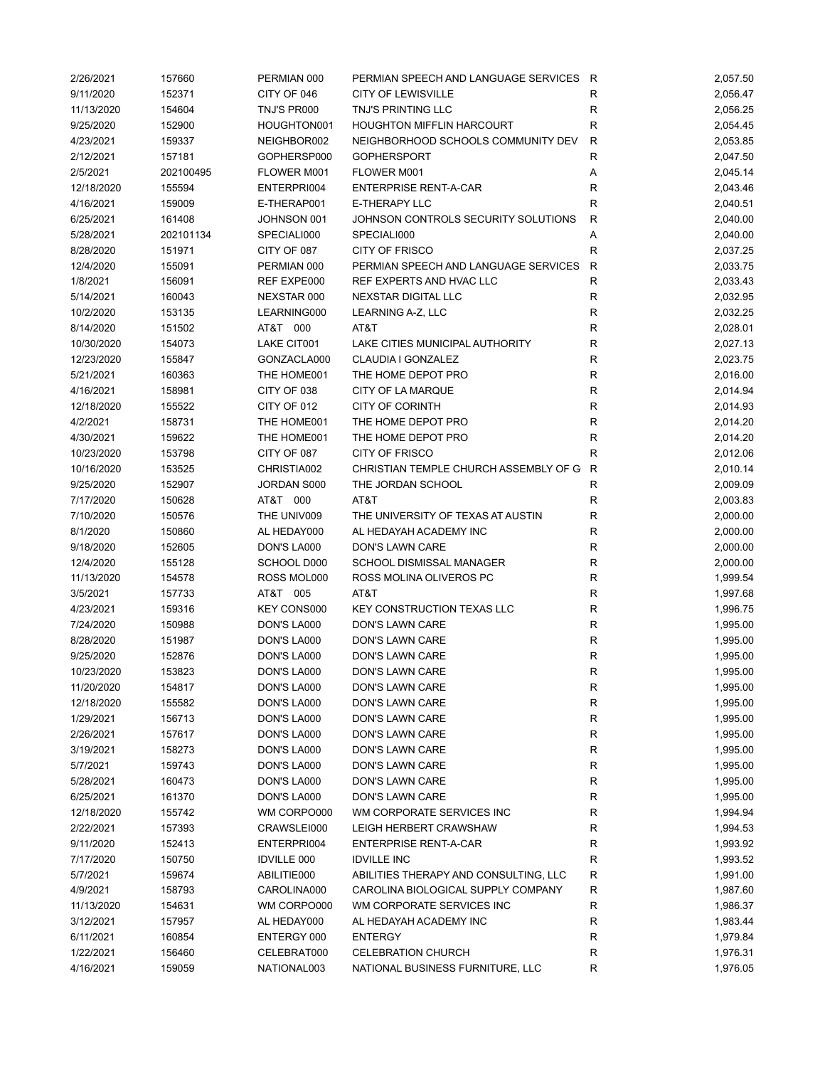| 2/26/2021 | 157660 | PERMIAN 000 | PERMIAN SPEECH AND LANGUAGE SERVICES | R | 2,057.50 |
|---|---|---|---|---|---|
| 9/11/2020 | 152371 | CITY OF 046 | CITY OF LEWISVILLE | R | 2,056.47 |
| 11/13/2020 | 154604 | TNJ'S PR000 | TNJ'S PRINTING LLC | R | 2,056.25 |
| 9/25/2020 | 152900 | HOUGHTON001 | HOUGHTON MIFFLIN HARCOURT | R | 2,054.45 |
| 4/23/2021 | 159337 | NEIGHBOR002 | NEIGHBORHOOD SCHOOLS COMMUNITY DEV | R | 2,053.85 |
| 2/12/2021 | 157181 | GOPHERSP000 | GOPHERSPORT | R | 2,047.50 |
| 2/5/2021 | 202100495 | FLOWER M001 | FLOWER M001 | A | 2,045.14 |
| 12/18/2020 | 155594 | ENTERPRI004 | ENTERPRISE RENT-A-CAR | R | 2,043.46 |
| 4/16/2021 | 159009 | E-THERAP001 | E-THERAPY LLC | R | 2,040.51 |
| 6/25/2021 | 161408 | JOHNSON 001 | JOHNSON CONTROLS SECURITY SOLUTIONS | R | 2,040.00 |
| 5/28/2021 | 202101134 | SPECIALI000 | SPECIALI000 | A | 2,040.00 |
| 8/28/2020 | 151971 | CITY OF 087 | CITY OF FRISCO | R | 2,037.25 |
| 12/4/2020 | 155091 | PERMIAN 000 | PERMIAN SPEECH AND LANGUAGE SERVICES | R | 2,033.75 |
| 1/8/2021 | 156091 | REF EXPE000 | REF EXPERTS AND HVAC LLC | R | 2,033.43 |
| 5/14/2021 | 160043 | NEXSTAR 000 | NEXSTAR DIGITAL LLC | R | 2,032.95 |
| 10/2/2020 | 153135 | LEARNING000 | LEARNING A-Z, LLC | R | 2,032.25 |
| 8/14/2020 | 151502 | AT&T 000 | AT&T | R | 2,028.01 |
| 10/30/2020 | 154073 | LAKE CIT001 | LAKE CITIES MUNICIPAL AUTHORITY | R | 2,027.13 |
| 12/23/2020 | 155847 | GONZACLA000 | CLAUDIA I GONZALEZ | R | 2,023.75 |
| 5/21/2021 | 160363 | THE HOME001 | THE HOME DEPOT PRO | R | 2,016.00 |
| 4/16/2021 | 158981 | CITY OF 038 | CITY OF LA MARQUE | R | 2,014.94 |
| 12/18/2020 | 155522 | CITY OF 012 | CITY OF CORINTH | R | 2,014.93 |
| 4/2/2021 | 158731 | THE HOME001 | THE HOME DEPOT PRO | R | 2,014.20 |
| 4/30/2021 | 159622 | THE HOME001 | THE HOME DEPOT PRO | R | 2,014.20 |
| 10/23/2020 | 153798 | CITY OF 087 | CITY OF FRISCO | R | 2,012.06 |
| 10/16/2020 | 153525 | CHRISTIA002 | CHRISTIAN TEMPLE CHURCH ASSEMBLY OF G | R | 2,010.14 |
| 9/25/2020 | 152907 | JORDAN S000 | THE JORDAN SCHOOL | R | 2,009.09 |
| 7/17/2020 | 150628 | AT&T 000 | AT&T | R | 2,003.83 |
| 7/10/2020 | 150576 | THE UNIV009 | THE UNIVERSITY OF TEXAS AT AUSTIN | R | 2,000.00 |
| 8/1/2020 | 150860 | AL HEDAY000 | AL HEDAYAH ACADEMY INC | R | 2,000.00 |
| 9/18/2020 | 152605 | DON'S LA000 | DON'S LAWN CARE | R | 2,000.00 |
| 12/4/2020 | 155128 | SCHOOL D000 | SCHOOL DISMISSAL MANAGER | R | 2,000.00 |
| 11/13/2020 | 154578 | ROSS MOL000 | ROSS MOLINA OLIVEROS PC | R | 1,999.54 |
| 3/5/2021 | 157733 | AT&T 005 | AT&T | R | 1,997.68 |
| 4/23/2021 | 159316 | KEY CONS000 | KEY CONSTRUCTION TEXAS LLC | R | 1,996.75 |
| 7/24/2020 | 150988 | DON'S LA000 | DON'S LAWN CARE | R | 1,995.00 |
| 8/28/2020 | 151987 | DON'S LA000 | DON'S LAWN CARE | R | 1,995.00 |
| 9/25/2020 | 152876 | DON'S LA000 | DON'S LAWN CARE | R | 1,995.00 |
| 10/23/2020 | 153823 | DON'S LA000 | DON'S LAWN CARE | R | 1,995.00 |
| 11/20/2020 | 154817 | DON'S LA000 | DON'S LAWN CARE | R | 1,995.00 |
| 12/18/2020 | 155582 | DON'S LA000 | DON'S LAWN CARE | R | 1,995.00 |
| 1/29/2021 | 156713 | DON'S LA000 | DON'S LAWN CARE | R | 1,995.00 |
| 2/26/2021 | 157617 | DON'S LA000 | DON'S LAWN CARE | R | 1,995.00 |
| 3/19/2021 | 158273 | DON'S LA000 | DON'S LAWN CARE | R | 1,995.00 |
| 5/7/2021 | 159743 | DON'S LA000 | DON'S LAWN CARE | R | 1,995.00 |
| 5/28/2021 | 160473 | DON'S LA000 | DON'S LAWN CARE | R | 1,995.00 |
| 6/25/2021 | 161370 | DON'S LA000 | DON'S LAWN CARE | R | 1,995.00 |
| 12/18/2020 | 155742 | WM CORPO000 | WM CORPORATE SERVICES INC | R | 1,994.94 |
| 2/22/2021 | 157393 | CRAWSLEI000 | LEIGH HERBERT CRAWSHAW | R | 1,994.53 |
| 9/11/2020 | 152413 | ENTERPRI004 | ENTERPRISE RENT-A-CAR | R | 1,993.92 |
| 7/17/2020 | 150750 | IDVILLE 000 | IDVILLE INC | R | 1,993.52 |
| 5/7/2021 | 159674 | ABILITIE000 | ABILITIES THERAPY AND CONSULTING, LLC | R | 1,991.00 |
| 4/9/2021 | 158793 | CAROLINA000 | CAROLINA BIOLOGICAL SUPPLY COMPANY | R | 1,987.60 |
| 11/13/2020 | 154631 | WM CORPO000 | WM CORPORATE SERVICES INC | R | 1,986.37 |
| 3/12/2021 | 157957 | AL HEDAY000 | AL HEDAYAH ACADEMY INC | R | 1,983.44 |
| 6/11/2021 | 160854 | ENTERGY 000 | ENTERGY | R | 1,979.84 |
| 1/22/2021 | 156460 | CELEBRAT000 | CELEBRATION CHURCH | R | 1,976.31 |
| 4/16/2021 | 159059 | NATIONAL003 | NATIONAL BUSINESS FURNITURE, LLC | R | 1,976.05 |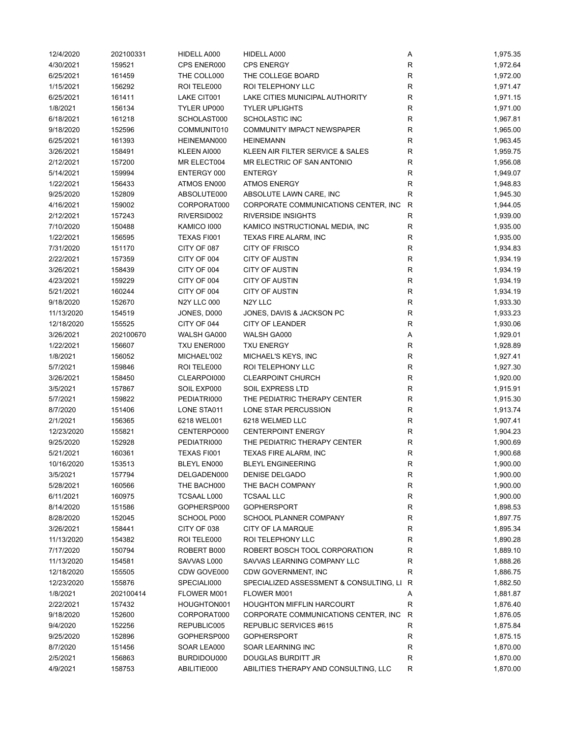| | | | | | |
|---|---|---|---|---|---|
| 12/4/2020 | 202100331 | HIDELL A000 | HIDELL A000 | A | 1,975.35 |
| 4/30/2021 | 159521 | CPS ENER000 | CPS ENERGY | R | 1,972.64 |
| 6/25/2021 | 161459 | THE COLL000 | THE COLLEGE BOARD | R | 1,972.00 |
| 1/15/2021 | 156292 | ROI TELE000 | ROI TELEPHONY LLC | R | 1,971.47 |
| 6/25/2021 | 161411 | LAKE CIT001 | LAKE CITIES MUNICIPAL AUTHORITY | R | 1,971.15 |
| 1/8/2021 | 156134 | TYLER UP000 | TYLER UPLIGHTS | R | 1,971.00 |
| 6/18/2021 | 161218 | SCHOLAST000 | SCHOLASTIC INC | R | 1,967.81 |
| 9/18/2020 | 152596 | COMMUNIT010 | COMMUNITY IMPACT NEWSPAPER | R | 1,965.00 |
| 6/25/2021 | 161393 | HEINEMAN000 | HEINEMANN | R | 1,963.45 |
| 3/26/2021 | 158491 | KLEEN AI000 | KLEEN AIR FILTER SERVICE & SALES | R | 1,959.75 |
| 2/12/2021 | 157200 | MR ELECT004 | MR ELECTRIC OF SAN ANTONIO | R | 1,956.08 |
| 5/14/2021 | 159994 | ENTERGY 000 | ENTERGY | R | 1,949.07 |
| 1/22/2021 | 156433 | ATMOS EN000 | ATMOS ENERGY | R | 1,948.83 |
| 9/25/2020 | 152809 | ABSOLUTE000 | ABSOLUTE LAWN CARE, INC | R | 1,945.30 |
| 4/16/2021 | 159002 | CORPORAT000 | CORPORATE COMMUNICATIONS CENTER, INC | R | 1,944.05 |
| 2/12/2021 | 157243 | RIVERSID002 | RIVERSIDE INSIGHTS | R | 1,939.00 |
| 7/10/2020 | 150488 | KAMICO I000 | KAMICO INSTRUCTIONAL MEDIA, INC | R | 1,935.00 |
| 1/22/2021 | 156595 | TEXAS FI001 | TEXAS FIRE ALARM, INC | R | 1,935.00 |
| 7/31/2020 | 151170 | CITY OF 087 | CITY OF FRISCO | R | 1,934.83 |
| 2/22/2021 | 157359 | CITY OF 004 | CITY OF AUSTIN | R | 1,934.19 |
| 3/26/2021 | 158439 | CITY OF 004 | CITY OF AUSTIN | R | 1,934.19 |
| 4/23/2021 | 159229 | CITY OF 004 | CITY OF AUSTIN | R | 1,934.19 |
| 5/21/2021 | 160244 | CITY OF 004 | CITY OF AUSTIN | R | 1,934.19 |
| 9/18/2020 | 152670 | N2Y LLC 000 | N2Y LLC | R | 1,933.30 |
| 11/13/2020 | 154519 | JONES, D000 | JONES, DAVIS & JACKSON PC | R | 1,933.23 |
| 12/18/2020 | 155525 | CITY OF 044 | CITY OF LEANDER | R | 1,930.06 |
| 3/26/2021 | 202100670 | WALSH GA000 | WALSH GA000 | A | 1,929.01 |
| 1/22/2021 | 156607 | TXU ENER000 | TXU ENERGY | R | 1,928.89 |
| 1/8/2021 | 156052 | MICHAEL'002 | MICHAEL'S KEYS, INC | R | 1,927.41 |
| 5/7/2021 | 159846 | ROI TELE000 | ROI TELEPHONY LLC | R | 1,927.30 |
| 3/26/2021 | 158450 | CLEARPOI000 | CLEARPOINT CHURCH | R | 1,920.00 |
| 3/5/2021 | 157867 | SOIL EXP000 | SOIL EXPRESS LTD | R | 1,915.91 |
| 5/7/2021 | 159822 | PEDIATRI000 | THE PEDIATRIC THERAPY CENTER | R | 1,915.30 |
| 8/7/2020 | 151406 | LONE STA011 | LONE STAR PERCUSSION | R | 1,913.74 |
| 2/1/2021 | 156365 | 6218 WEL001 | 6218 WELMED LLC | R | 1,907.41 |
| 12/23/2020 | 155821 | CENTERPO000 | CENTERPOINT ENERGY | R | 1,904.23 |
| 9/25/2020 | 152928 | PEDIATRI000 | THE PEDIATRIC THERAPY CENTER | R | 1,900.69 |
| 5/21/2021 | 160361 | TEXAS FI001 | TEXAS FIRE ALARM, INC | R | 1,900.68 |
| 10/16/2020 | 153513 | BLEYL EN000 | BLEYL ENGINEERING | R | 1,900.00 |
| 3/5/2021 | 157794 | DELGADEN000 | DENISE DELGADO | R | 1,900.00 |
| 5/28/2021 | 160566 | THE BACH000 | THE BACH COMPANY | R | 1,900.00 |
| 6/11/2021 | 160975 | TCSAAL L000 | TCSAAL LLC | R | 1,900.00 |
| 8/14/2020 | 151586 | GOPHERSP000 | GOPHERSPORT | R | 1,898.53 |
| 8/28/2020 | 152045 | SCHOOL P000 | SCHOOL PLANNER COMPANY | R | 1,897.75 |
| 3/26/2021 | 158441 | CITY OF 038 | CITY OF LA MARQUE | R | 1,895.34 |
| 11/13/2020 | 154382 | ROI TELE000 | ROI TELEPHONY LLC | R | 1,890.28 |
| 7/17/2020 | 150794 | ROBERT B000 | ROBERT BOSCH TOOL CORPORATION | R | 1,889.10 |
| 11/13/2020 | 154581 | SAVVAS L000 | SAVVAS LEARNING COMPANY LLC | R | 1,888.26 |
| 12/18/2020 | 155505 | CDW GOVE000 | CDW GOVERNMENT, INC | R | 1,886.75 |
| 12/23/2020 | 155876 | SPECIALI000 | SPECIALIZED ASSESSMENT & CONSULTING, LI | R | 1,882.50 |
| 1/8/2021 | 202100414 | FLOWER M001 | FLOWER M001 | A | 1,881.87 |
| 2/22/2021 | 157432 | HOUGHTON001 | HOUGHTON MIFFLIN HARCOURT | R | 1,876.40 |
| 9/18/2020 | 152600 | CORPORAT000 | CORPORATE COMMUNICATIONS CENTER, INC | R | 1,876.05 |
| 9/4/2020 | 152256 | REPUBLIC005 | REPUBLIC SERVICES #615 | R | 1,875.84 |
| 9/25/2020 | 152896 | GOPHERSP000 | GOPHERSPORT | R | 1,875.15 |
| 8/7/2020 | 151456 | SOAR LEA000 | SOAR LEARNING INC | R | 1,870.00 |
| 2/5/2021 | 156863 | BURDIDOU000 | DOUGLAS BURDITT JR | R | 1,870.00 |
| 4/9/2021 | 158753 | ABILITIE000 | ABILITIES THERAPY AND CONSULTING, LLC | R | 1,870.00 |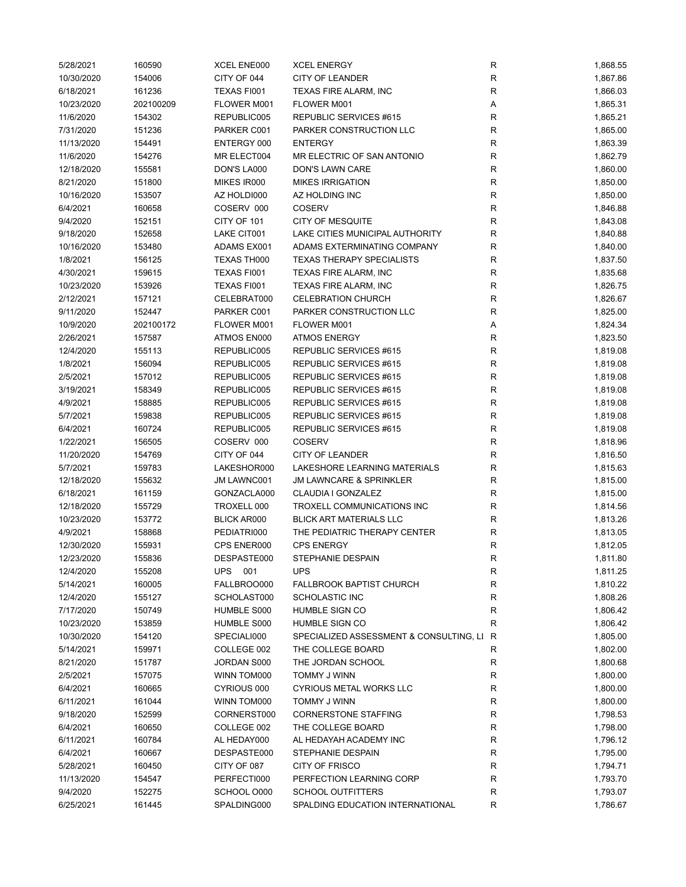| | | | | | |
|---|---|---|---|---|---|
| 5/28/2021 | 160590 | XCEL ENE000 | XCEL ENERGY | R | 1,868.55 |
| 10/30/2020 | 154006 | CITY OF 044 | CITY OF LEANDER | R | 1,867.86 |
| 6/18/2021 | 161236 | TEXAS FI001 | TEXAS FIRE ALARM, INC | R | 1,866.03 |
| 10/23/2020 | 202100209 | FLOWER M001 | FLOWER M001 | A | 1,865.31 |
| 11/6/2020 | 154302 | REPUBLIC005 | REPUBLIC SERVICES #615 | R | 1,865.21 |
| 7/31/2020 | 151236 | PARKER C001 | PARKER CONSTRUCTION LLC | R | 1,865.00 |
| 11/13/2020 | 154491 | ENTERGY 000 | ENTERGY | R | 1,863.39 |
| 11/6/2020 | 154276 | MR ELECT004 | MR ELECTRIC OF SAN ANTONIO | R | 1,862.79 |
| 12/18/2020 | 155581 | DON'S LA000 | DON'S LAWN CARE | R | 1,860.00 |
| 8/21/2020 | 151800 | MIKES IR000 | MIKES IRRIGATION | R | 1,850.00 |
| 10/16/2020 | 153507 | AZ HOLDI000 | AZ HOLDING INC | R | 1,850.00 |
| 6/4/2021 | 160658 | COSERV 000 | COSERV | R | 1,846.88 |
| 9/4/2020 | 152151 | CITY OF 101 | CITY OF MESQUITE | R | 1,843.08 |
| 9/18/2020 | 152658 | LAKE CIT001 | LAKE CITIES MUNICIPAL AUTHORITY | R | 1,840.88 |
| 10/16/2020 | 153480 | ADAMS EX001 | ADAMS EXTERMINATING COMPANY | R | 1,840.00 |
| 1/8/2021 | 156125 | TEXAS TH000 | TEXAS THERAPY SPECIALISTS | R | 1,837.50 |
| 4/30/2021 | 159615 | TEXAS FI001 | TEXAS FIRE ALARM, INC | R | 1,835.68 |
| 10/23/2020 | 153926 | TEXAS FI001 | TEXAS FIRE ALARM, INC | R | 1,826.75 |
| 2/12/2021 | 157121 | CELEBRAT000 | CELEBRATION CHURCH | R | 1,826.67 |
| 9/11/2020 | 152447 | PARKER C001 | PARKER CONSTRUCTION LLC | R | 1,825.00 |
| 10/9/2020 | 202100172 | FLOWER M001 | FLOWER M001 | A | 1,824.34 |
| 2/26/2021 | 157587 | ATMOS EN000 | ATMOS ENERGY | R | 1,823.50 |
| 12/4/2020 | 155113 | REPUBLIC005 | REPUBLIC SERVICES #615 | R | 1,819.08 |
| 1/8/2021 | 156094 | REPUBLIC005 | REPUBLIC SERVICES #615 | R | 1,819.08 |
| 2/5/2021 | 157012 | REPUBLIC005 | REPUBLIC SERVICES #615 | R | 1,819.08 |
| 3/19/2021 | 158349 | REPUBLIC005 | REPUBLIC SERVICES #615 | R | 1,819.08 |
| 4/9/2021 | 158885 | REPUBLIC005 | REPUBLIC SERVICES #615 | R | 1,819.08 |
| 5/7/2021 | 159838 | REPUBLIC005 | REPUBLIC SERVICES #615 | R | 1,819.08 |
| 6/4/2021 | 160724 | REPUBLIC005 | REPUBLIC SERVICES #615 | R | 1,819.08 |
| 1/22/2021 | 156505 | COSERV 000 | COSERV | R | 1,818.96 |
| 11/20/2020 | 154769 | CITY OF 044 | CITY OF LEANDER | R | 1,816.50 |
| 5/7/2021 | 159783 | LAKESHOR000 | LAKESHORE LEARNING MATERIALS | R | 1,815.63 |
| 12/18/2020 | 155632 | JM LAWNC001 | JM LAWNCARE & SPRINKLER | R | 1,815.00 |
| 6/18/2021 | 161159 | GONZACLA000 | CLAUDIA I GONZALEZ | R | 1,815.00 |
| 12/18/2020 | 155729 | TROXELL 000 | TROXELL COMMUNICATIONS INC | R | 1,814.56 |
| 10/23/2020 | 153772 | BLICK AR000 | BLICK ART MATERIALS LLC | R | 1,813.26 |
| 4/9/2021 | 158868 | PEDIATRI000 | THE PEDIATRIC THERAPY CENTER | R | 1,813.05 |
| 12/30/2020 | 155931 | CPS ENER000 | CPS ENERGY | R | 1,812.05 |
| 12/23/2020 | 155836 | DESPASTE000 | STEPHANIE DESPAIN | R | 1,811.80 |
| 12/4/2020 | 155208 | UPS 001 | UPS | R | 1,811.25 |
| 5/14/2021 | 160005 | FALLBROO000 | FALLBROOK BAPTIST CHURCH | R | 1,810.22 |
| 12/4/2020 | 155127 | SCHOLAST000 | SCHOLASTIC INC | R | 1,808.26 |
| 7/17/2020 | 150749 | HUMBLE S000 | HUMBLE SIGN CO | R | 1,806.42 |
| 10/23/2020 | 153859 | HUMBLE S000 | HUMBLE SIGN CO | R | 1,806.42 |
| 10/30/2020 | 154120 | SPECIALI000 | SPECIALIZED ASSESSMENT & CONSULTING, LI | R | 1,805.00 |
| 5/14/2021 | 159971 | COLLEGE 002 | THE COLLEGE BOARD | R | 1,802.00 |
| 8/21/2020 | 151787 | JORDAN S000 | THE JORDAN SCHOOL | R | 1,800.68 |
| 2/5/2021 | 157075 | WINN TOM000 | TOMMY J WINN | R | 1,800.00 |
| 6/4/2021 | 160665 | CYRIOUS 000 | CYRIOUS METAL WORKS LLC | R | 1,800.00 |
| 6/11/2021 | 161044 | WINN TOM000 | TOMMY J WINN | R | 1,800.00 |
| 9/18/2020 | 152599 | CORNERST000 | CORNERSTONE STAFFING | R | 1,798.53 |
| 6/4/2021 | 160650 | COLLEGE 002 | THE COLLEGE BOARD | R | 1,798.00 |
| 6/11/2021 | 160784 | AL HEDAY000 | AL HEDAYAH ACADEMY INC | R | 1,796.12 |
| 6/4/2021 | 160667 | DESPASTE000 | STEPHANIE DESPAIN | R | 1,795.00 |
| 5/28/2021 | 160450 | CITY OF 087 | CITY OF FRISCO | R | 1,794.71 |
| 11/13/2020 | 154547 | PERFECTI000 | PERFECTION LEARNING CORP | R | 1,793.70 |
| 9/4/2020 | 152275 | SCHOOL O000 | SCHOOL OUTFITTERS | R | 1,793.07 |
| 6/25/2021 | 161445 | SPALDING000 | SPALDING EDUCATION INTERNATIONAL | R | 1,786.67 |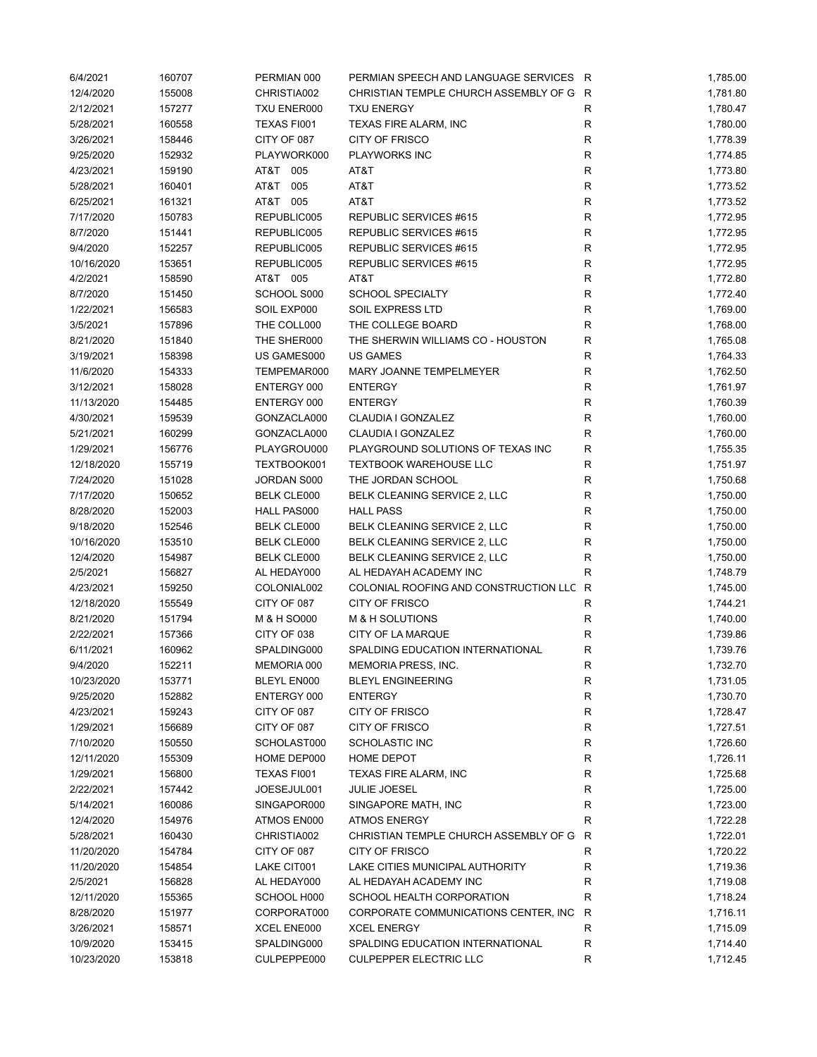| | | | | | |
|---|---|---|---|---|---|
| 6/4/2021 | 160707 | PERMIAN 000 | PERMIAN SPEECH AND LANGUAGE SERVICES | R | 1,785.00 |
| 12/4/2020 | 155008 | CHRISTIA002 | CHRISTIAN TEMPLE CHURCH ASSEMBLY OF G | R | 1,781.80 |
| 2/12/2021 | 157277 | TXU ENER000 | TXU ENERGY | R | 1,780.47 |
| 5/28/2021 | 160558 | TEXAS FI001 | TEXAS FIRE ALARM, INC | R | 1,780.00 |
| 3/26/2021 | 158446 | CITY OF 087 | CITY OF FRISCO | R | 1,778.39 |
| 9/25/2020 | 152932 | PLAYWORK000 | PLAYWORKS INC | R | 1,774.85 |
| 4/23/2021 | 159190 | AT&T 005 | AT&T | R | 1,773.80 |
| 5/28/2021 | 160401 | AT&T 005 | AT&T | R | 1,773.52 |
| 6/25/2021 | 161321 | AT&T 005 | AT&T | R | 1,773.52 |
| 7/17/2020 | 150783 | REPUBLIC005 | REPUBLIC SERVICES #615 | R | 1,772.95 |
| 8/7/2020 | 151441 | REPUBLIC005 | REPUBLIC SERVICES #615 | R | 1,772.95 |
| 9/4/2020 | 152257 | REPUBLIC005 | REPUBLIC SERVICES #615 | R | 1,772.95 |
| 10/16/2020 | 153651 | REPUBLIC005 | REPUBLIC SERVICES #615 | R | 1,772.95 |
| 4/2/2021 | 158590 | AT&T 005 | AT&T | R | 1,772.80 |
| 8/7/2020 | 151450 | SCHOOL S000 | SCHOOL SPECIALTY | R | 1,772.40 |
| 1/22/2021 | 156583 | SOIL EXP000 | SOIL EXPRESS LTD | R | 1,769.00 |
| 3/5/2021 | 157896 | THE COLL000 | THE COLLEGE BOARD | R | 1,768.00 |
| 8/21/2020 | 151840 | THE SHER000 | THE SHERWIN WILLIAMS CO - HOUSTON | R | 1,765.08 |
| 3/19/2021 | 158398 | US GAMES000 | US GAMES | R | 1,764.33 |
| 11/6/2020 | 154333 | TEMPEMAR000 | MARY JOANNE TEMPELMEYER | R | 1,762.50 |
| 3/12/2021 | 158028 | ENTERGY 000 | ENTERGY | R | 1,761.97 |
| 11/13/2020 | 154485 | ENTERGY 000 | ENTERGY | R | 1,760.39 |
| 4/30/2021 | 159539 | GONZACLA000 | CLAUDIA I GONZALEZ | R | 1,760.00 |
| 5/21/2021 | 160299 | GONZACLA000 | CLAUDIA I GONZALEZ | R | 1,760.00 |
| 1/29/2021 | 156776 | PLAYGROU000 | PLAYGROUND SOLUTIONS OF TEXAS INC | R | 1,755.35 |
| 12/18/2020 | 155719 | TEXTBOOK001 | TEXTBOOK WAREHOUSE LLC | R | 1,751.97 |
| 7/24/2020 | 151028 | JORDAN S000 | THE JORDAN SCHOOL | R | 1,750.68 |
| 7/17/2020 | 150652 | BELK CLE000 | BELK CLEANING SERVICE 2, LLC | R | 1,750.00 |
| 8/28/2020 | 152003 | HALL PAS000 | HALL PASS | R | 1,750.00 |
| 9/18/2020 | 152546 | BELK CLE000 | BELK CLEANING SERVICE 2, LLC | R | 1,750.00 |
| 10/16/2020 | 153510 | BELK CLE000 | BELK CLEANING SERVICE 2, LLC | R | 1,750.00 |
| 12/4/2020 | 154987 | BELK CLE000 | BELK CLEANING SERVICE 2, LLC | R | 1,750.00 |
| 2/5/2021 | 156827 | AL HEDAY000 | AL HEDAYAH ACADEMY INC | R | 1,748.79 |
| 4/23/2021 | 159250 | COLONIAL002 | COLONIAL ROOFING AND CONSTRUCTION LLC | R | 1,745.00 |
| 12/18/2020 | 155549 | CITY OF 087 | CITY OF FRISCO | R | 1,744.21 |
| 8/21/2020 | 151794 | M & H SO000 | M & H SOLUTIONS | R | 1,740.00 |
| 2/22/2021 | 157366 | CITY OF 038 | CITY OF LA MARQUE | R | 1,739.86 |
| 6/11/2021 | 160962 | SPALDING000 | SPALDING EDUCATION INTERNATIONAL | R | 1,739.76 |
| 9/4/2020 | 152211 | MEMORIA 000 | MEMORIA PRESS, INC. | R | 1,732.70 |
| 10/23/2020 | 153771 | BLEYL EN000 | BLEYL ENGINEERING | R | 1,731.05 |
| 9/25/2020 | 152882 | ENTERGY 000 | ENTERGY | R | 1,730.70 |
| 4/23/2021 | 159243 | CITY OF 087 | CITY OF FRISCO | R | 1,728.47 |
| 1/29/2021 | 156689 | CITY OF 087 | CITY OF FRISCO | R | 1,727.51 |
| 7/10/2020 | 150550 | SCHOLAST000 | SCHOLASTIC INC | R | 1,726.60 |
| 12/11/2020 | 155309 | HOME DEP000 | HOME DEPOT | R | 1,726.11 |
| 1/29/2021 | 156800 | TEXAS FI001 | TEXAS FIRE ALARM, INC | R | 1,725.68 |
| 2/22/2021 | 157442 | JOESEJUL001 | JULIE JOESEL | R | 1,725.00 |
| 5/14/2021 | 160086 | SINGAPOR000 | SINGAPORE MATH, INC | R | 1,723.00 |
| 12/4/2020 | 154976 | ATMOS EN000 | ATMOS ENERGY | R | 1,722.28 |
| 5/28/2021 | 160430 | CHRISTIA002 | CHRISTIAN TEMPLE CHURCH ASSEMBLY OF G | R | 1,722.01 |
| 11/20/2020 | 154784 | CITY OF 087 | CITY OF FRISCO | R | 1,720.22 |
| 11/20/2020 | 154854 | LAKE CIT001 | LAKE CITIES MUNICIPAL AUTHORITY | R | 1,719.36 |
| 2/5/2021 | 156828 | AL HEDAY000 | AL HEDAYAH ACADEMY INC | R | 1,719.08 |
| 12/11/2020 | 155365 | SCHOOL H000 | SCHOOL HEALTH CORPORATION | R | 1,718.24 |
| 8/28/2020 | 151977 | CORPORAT000 | CORPORATE COMMUNICATIONS CENTER, INC | R | 1,716.11 |
| 3/26/2021 | 158571 | XCEL ENE000 | XCEL ENERGY | R | 1,715.09 |
| 10/9/2020 | 153415 | SPALDING000 | SPALDING EDUCATION INTERNATIONAL | R | 1,714.40 |
| 10/23/2020 | 153818 | CULPEPPE000 | CULPEPPER ELECTRIC LLC | R | 1,712.45 |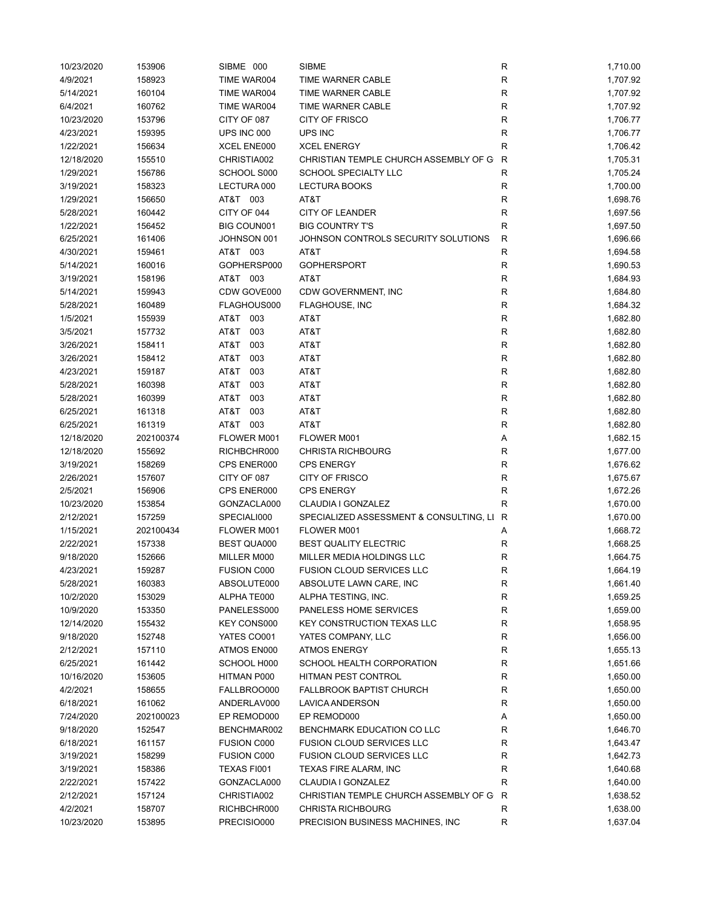| | | | | | |
|---|---|---|---|---|---|
| 10/23/2020 | 153906 | SIBME 000 | SIBME | R | 1,710.00 |
| 4/9/2021 | 158923 | TIME WAR004 | TIME WARNER CABLE | R | 1,707.92 |
| 5/14/2021 | 160104 | TIME WAR004 | TIME WARNER CABLE | R | 1,707.92 |
| 6/4/2021 | 160762 | TIME WAR004 | TIME WARNER CABLE | R | 1,707.92 |
| 10/23/2020 | 153796 | CITY OF 087 | CITY OF FRISCO | R | 1,706.77 |
| 4/23/2021 | 159395 | UPS INC 000 | UPS INC | R | 1,706.77 |
| 1/22/2021 | 156634 | XCEL ENE000 | XCEL ENERGY | R | 1,706.42 |
| 12/18/2020 | 155510 | CHRISTIA002 | CHRISTIAN TEMPLE CHURCH ASSEMBLY OF G | R | 1,705.31 |
| 1/29/2021 | 156786 | SCHOOL S000 | SCHOOL SPECIALTY LLC | R | 1,705.24 |
| 3/19/2021 | 158323 | LECTURA 000 | LECTURA BOOKS | R | 1,700.00 |
| 1/29/2021 | 156650 | AT&T 003 | AT&T | R | 1,698.76 |
| 5/28/2021 | 160442 | CITY OF 044 | CITY OF LEANDER | R | 1,697.56 |
| 1/22/2021 | 156452 | BIG COUN001 | BIG COUNTRY T'S | R | 1,697.50 |
| 6/25/2021 | 161406 | JOHNSON 001 | JOHNSON CONTROLS SECURITY SOLUTIONS | R | 1,696.66 |
| 4/30/2021 | 159461 | AT&T 003 | AT&T | R | 1,694.58 |
| 5/14/2021 | 160016 | GOPHERSP000 | GOPHERSPORT | R | 1,690.53 |
| 3/19/2021 | 158196 | AT&T 003 | AT&T | R | 1,684.93 |
| 5/14/2021 | 159943 | CDW GOVE000 | CDW GOVERNMENT, INC | R | 1,684.80 |
| 5/28/2021 | 160489 | FLAGHOUS000 | FLAGHOUSE, INC | R | 1,684.32 |
| 1/5/2021 | 155939 | AT&T 003 | AT&T | R | 1,682.80 |
| 3/5/2021 | 157732 | AT&T 003 | AT&T | R | 1,682.80 |
| 3/26/2021 | 158411 | AT&T 003 | AT&T | R | 1,682.80 |
| 3/26/2021 | 158412 | AT&T 003 | AT&T | R | 1,682.80 |
| 4/23/2021 | 159187 | AT&T 003 | AT&T | R | 1,682.80 |
| 5/28/2021 | 160398 | AT&T 003 | AT&T | R | 1,682.80 |
| 5/28/2021 | 160399 | AT&T 003 | AT&T | R | 1,682.80 |
| 6/25/2021 | 161318 | AT&T 003 | AT&T | R | 1,682.80 |
| 6/25/2021 | 161319 | AT&T 003 | AT&T | R | 1,682.80 |
| 12/18/2020 | 202100374 | FLOWER M001 | FLOWER M001 | A | 1,682.15 |
| 12/18/2020 | 155692 | RICHBCHR000 | CHRISTA RICHBOURG | R | 1,677.00 |
| 3/19/2021 | 158269 | CPS ENER000 | CPS ENERGY | R | 1,676.62 |
| 2/26/2021 | 157607 | CITY OF 087 | CITY OF FRISCO | R | 1,675.67 |
| 2/5/2021 | 156906 | CPS ENER000 | CPS ENERGY | R | 1,672.26 |
| 10/23/2020 | 153854 | GONZACLA000 | CLAUDIA I GONZALEZ | R | 1,670.00 |
| 2/12/2021 | 157259 | SPECIALI000 | SPECIALIZED ASSESSMENT & CONSULTING, LI | R | 1,670.00 |
| 1/15/2021 | 202100434 | FLOWER M001 | FLOWER M001 | A | 1,668.72 |
| 2/22/2021 | 157338 | BEST QUA000 | BEST QUALITY ELECTRIC | R | 1,668.25 |
| 9/18/2020 | 152666 | MILLER M000 | MILLER MEDIA HOLDINGS LLC | R | 1,664.75 |
| 4/23/2021 | 159287 | FUSION C000 | FUSION CLOUD SERVICES LLC | R | 1,664.19 |
| 5/28/2021 | 160383 | ABSOLUTE000 | ABSOLUTE LAWN CARE, INC | R | 1,661.40 |
| 10/2/2020 | 153029 | ALPHA TE000 | ALPHA TESTING, INC. | R | 1,659.25 |
| 10/9/2020 | 153350 | PANELESS000 | PANELESS HOME SERVICES | R | 1,659.00 |
| 12/14/2020 | 155432 | KEY CONS000 | KEY CONSTRUCTION TEXAS LLC | R | 1,658.95 |
| 9/18/2020 | 152748 | YATES CO001 | YATES COMPANY, LLC | R | 1,656.00 |
| 2/12/2021 | 157110 | ATMOS EN000 | ATMOS ENERGY | R | 1,655.13 |
| 6/25/2021 | 161442 | SCHOOL H000 | SCHOOL HEALTH CORPORATION | R | 1,651.66 |
| 10/16/2020 | 153605 | HITMAN P000 | HITMAN PEST CONTROL | R | 1,650.00 |
| 4/2/2021 | 158655 | FALLBROO000 | FALLBROOK BAPTIST CHURCH | R | 1,650.00 |
| 6/18/2021 | 161062 | ANDERLAV000 | LAVICA ANDERSON | R | 1,650.00 |
| 7/24/2020 | 202100023 | EP REMOD000 | EP REMOD000 | A | 1,650.00 |
| 9/18/2020 | 152547 | BENCHMAR002 | BENCHMARK EDUCATION CO LLC | R | 1,646.70 |
| 6/18/2021 | 161157 | FUSION C000 | FUSION CLOUD SERVICES LLC | R | 1,643.47 |
| 3/19/2021 | 158299 | FUSION C000 | FUSION CLOUD SERVICES LLC | R | 1,642.73 |
| 3/19/2021 | 158386 | TEXAS FI001 | TEXAS FIRE ALARM, INC | R | 1,640.68 |
| 2/22/2021 | 157422 | GONZACLA000 | CLAUDIA I GONZALEZ | R | 1,640.00 |
| 2/12/2021 | 157124 | CHRISTIA002 | CHRISTIAN TEMPLE CHURCH ASSEMBLY OF G | R | 1,638.52 |
| 4/2/2021 | 158707 | RICHBCHR000 | CHRISTA RICHBOURG | R | 1,638.00 |
| 10/23/2020 | 153895 | PRECISIO000 | PRECISION BUSINESS MACHINES, INC | R | 1,637.04 |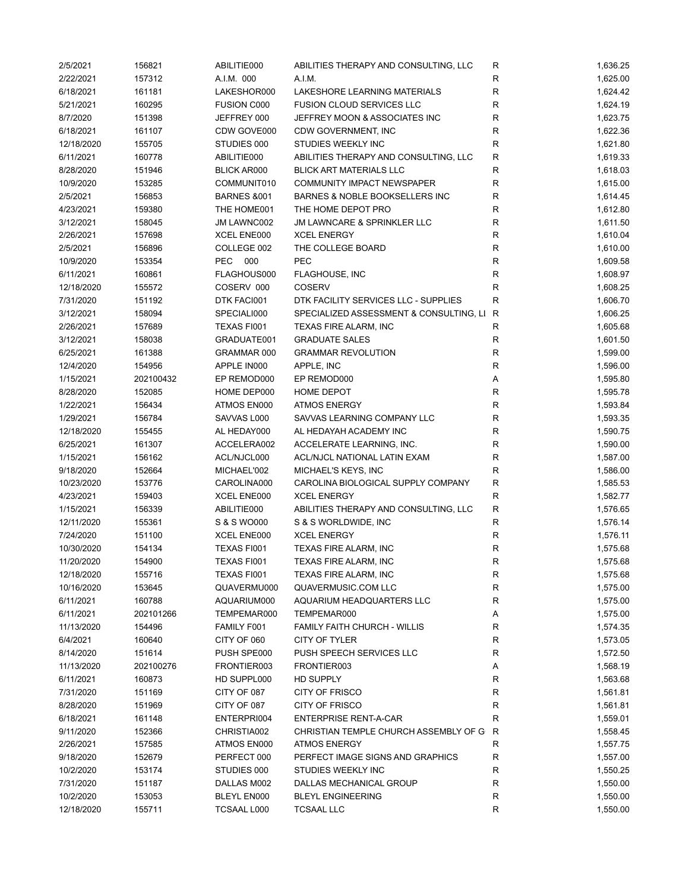| | | | | | |
|---|---|---|---|---|---|
| 2/5/2021 | 156821 | ABILITIE000 | ABILITIES THERAPY AND CONSULTING, LLC | R | 1,636.25 |
| 2/22/2021 | 157312 | A.I.M. 000 | A.I.M. | R | 1,625.00 |
| 6/18/2021 | 161181 | LAKESHOR000 | LAKESHORE LEARNING MATERIALS | R | 1,624.42 |
| 5/21/2021 | 160295 | FUSION C000 | FUSION CLOUD SERVICES LLC | R | 1,624.19 |
| 8/7/2020 | 151398 | JEFFREY 000 | JEFFREY MOON & ASSOCIATES INC | R | 1,623.75 |
| 6/18/2021 | 161107 | CDW GOVE000 | CDW GOVERNMENT, INC | R | 1,622.36 |
| 12/18/2020 | 155705 | STUDIES 000 | STUDIES WEEKLY INC | R | 1,621.80 |
| 6/11/2021 | 160778 | ABILITIE000 | ABILITIES THERAPY AND CONSULTING, LLC | R | 1,619.33 |
| 8/28/2020 | 151946 | BLICK AR000 | BLICK ART MATERIALS LLC | R | 1,618.03 |
| 10/9/2020 | 153285 | COMMUNIT010 | COMMUNITY IMPACT NEWSPAPER | R | 1,615.00 |
| 2/5/2021 | 156853 | BARNES &001 | BARNES & NOBLE BOOKSELLERS INC | R | 1,614.45 |
| 4/23/2021 | 159380 | THE HOME001 | THE HOME DEPOT PRO | R | 1,612.80 |
| 3/12/2021 | 158045 | JM LAWNC002 | JM LAWNCARE & SPRINKLER LLC | R | 1,611.50 |
| 2/26/2021 | 157698 | XCEL ENE000 | XCEL ENERGY | R | 1,610.04 |
| 2/5/2021 | 156896 | COLLEGE 002 | THE COLLEGE BOARD | R | 1,610.00 |
| 10/9/2020 | 153354 | PEC 000 | PEC | R | 1,609.58 |
| 6/11/2021 | 160861 | FLAGHOUS000 | FLAGHOUSE, INC | R | 1,608.97 |
| 12/18/2020 | 155572 | COSERV 000 | COSERV | R | 1,608.25 |
| 7/31/2020 | 151192 | DTK FACI001 | DTK FACILITY SERVICES LLC - SUPPLIES | R | 1,606.70 |
| 3/12/2021 | 158094 | SPECIALI000 | SPECIALIZED ASSESSMENT & CONSULTING, LI | R | 1,606.25 |
| 2/26/2021 | 157689 | TEXAS FI001 | TEXAS FIRE ALARM, INC | R | 1,605.68 |
| 3/12/2021 | 158038 | GRADUATE001 | GRADUATE SALES | R | 1,601.50 |
| 6/25/2021 | 161388 | GRAMMAR 000 | GRAMMAR REVOLUTION | R | 1,599.00 |
| 12/4/2020 | 154956 | APPLE IN000 | APPLE, INC | R | 1,596.00 |
| 1/15/2021 | 202100432 | EP REMOD000 | EP REMOD000 | A | 1,595.80 |
| 8/28/2020 | 152085 | HOME DEP000 | HOME DEPOT | R | 1,595.78 |
| 1/22/2021 | 156434 | ATMOS EN000 | ATMOS ENERGY | R | 1,593.84 |
| 1/29/2021 | 156784 | SAVVAS L000 | SAVVAS LEARNING COMPANY LLC | R | 1,593.35 |
| 12/18/2020 | 155455 | AL HEDAY000 | AL HEDAYAH ACADEMY INC | R | 1,590.75 |
| 6/25/2021 | 161307 | ACCELERA002 | ACCELERATE LEARNING, INC. | R | 1,590.00 |
| 1/15/2021 | 156162 | ACL/NJCL000 | ACL/NJCL NATIONAL LATIN EXAM | R | 1,587.00 |
| 9/18/2020 | 152664 | MICHAEL'002 | MICHAEL'S KEYS, INC | R | 1,586.00 |
| 10/23/2020 | 153776 | CAROLINA000 | CAROLINA BIOLOGICAL SUPPLY COMPANY | R | 1,585.53 |
| 4/23/2021 | 159403 | XCEL ENE000 | XCEL ENERGY | R | 1,582.77 |
| 1/15/2021 | 156339 | ABILITIE000 | ABILITIES THERAPY AND CONSULTING, LLC | R | 1,576.65 |
| 12/11/2020 | 155361 | S & S WO000 | S & S WORLDWIDE, INC | R | 1,576.14 |
| 7/24/2020 | 151100 | XCEL ENE000 | XCEL ENERGY | R | 1,576.11 |
| 10/30/2020 | 154134 | TEXAS FI001 | TEXAS FIRE ALARM, INC | R | 1,575.68 |
| 11/20/2020 | 154900 | TEXAS FI001 | TEXAS FIRE ALARM, INC | R | 1,575.68 |
| 12/18/2020 | 155716 | TEXAS FI001 | TEXAS FIRE ALARM, INC | R | 1,575.68 |
| 10/16/2020 | 153645 | QUAVERMU000 | QUAVERMUSIC.COM LLC | R | 1,575.00 |
| 6/11/2021 | 160788 | AQUARIUM000 | AQUARIUM HEADQUARTERS LLC | R | 1,575.00 |
| 6/11/2021 | 202101266 | TEMPEMAR000 | TEMPEMAR000 | A | 1,575.00 |
| 11/13/2020 | 154496 | FAMILY F001 | FAMILY FAITH CHURCH - WILLIS | R | 1,574.35 |
| 6/4/2021 | 160640 | CITY OF 060 | CITY OF TYLER | R | 1,573.05 |
| 8/14/2020 | 151614 | PUSH SPE000 | PUSH SPEECH SERVICES LLC | R | 1,572.50 |
| 11/13/2020 | 202100276 | FRONTIER003 | FRONTIER003 | A | 1,568.19 |
| 6/11/2021 | 160873 | HD SUPPL000 | HD SUPPLY | R | 1,563.68 |
| 7/31/2020 | 151169 | CITY OF 087 | CITY OF FRISCO | R | 1,561.81 |
| 8/28/2020 | 151969 | CITY OF 087 | CITY OF FRISCO | R | 1,561.81 |
| 6/18/2021 | 161148 | ENTERPRI004 | ENTERPRISE RENT-A-CAR | R | 1,559.01 |
| 9/11/2020 | 152366 | CHRISTIA002 | CHRISTIAN TEMPLE CHURCH ASSEMBLY OF G | R | 1,558.45 |
| 2/26/2021 | 157585 | ATMOS EN000 | ATMOS ENERGY | R | 1,557.75 |
| 9/18/2020 | 152679 | PERFECT 000 | PERFECT IMAGE SIGNS AND GRAPHICS | R | 1,557.00 |
| 10/2/2020 | 153174 | STUDIES 000 | STUDIES WEEKLY INC | R | 1,550.25 |
| 7/31/2020 | 151187 | DALLAS M002 | DALLAS MECHANICAL GROUP | R | 1,550.00 |
| 10/2/2020 | 153053 | BLEYL EN000 | BLEYL ENGINEERING | R | 1,550.00 |
| 12/18/2020 | 155711 | TCSAAL L000 | TCSAAL LLC | R | 1,550.00 |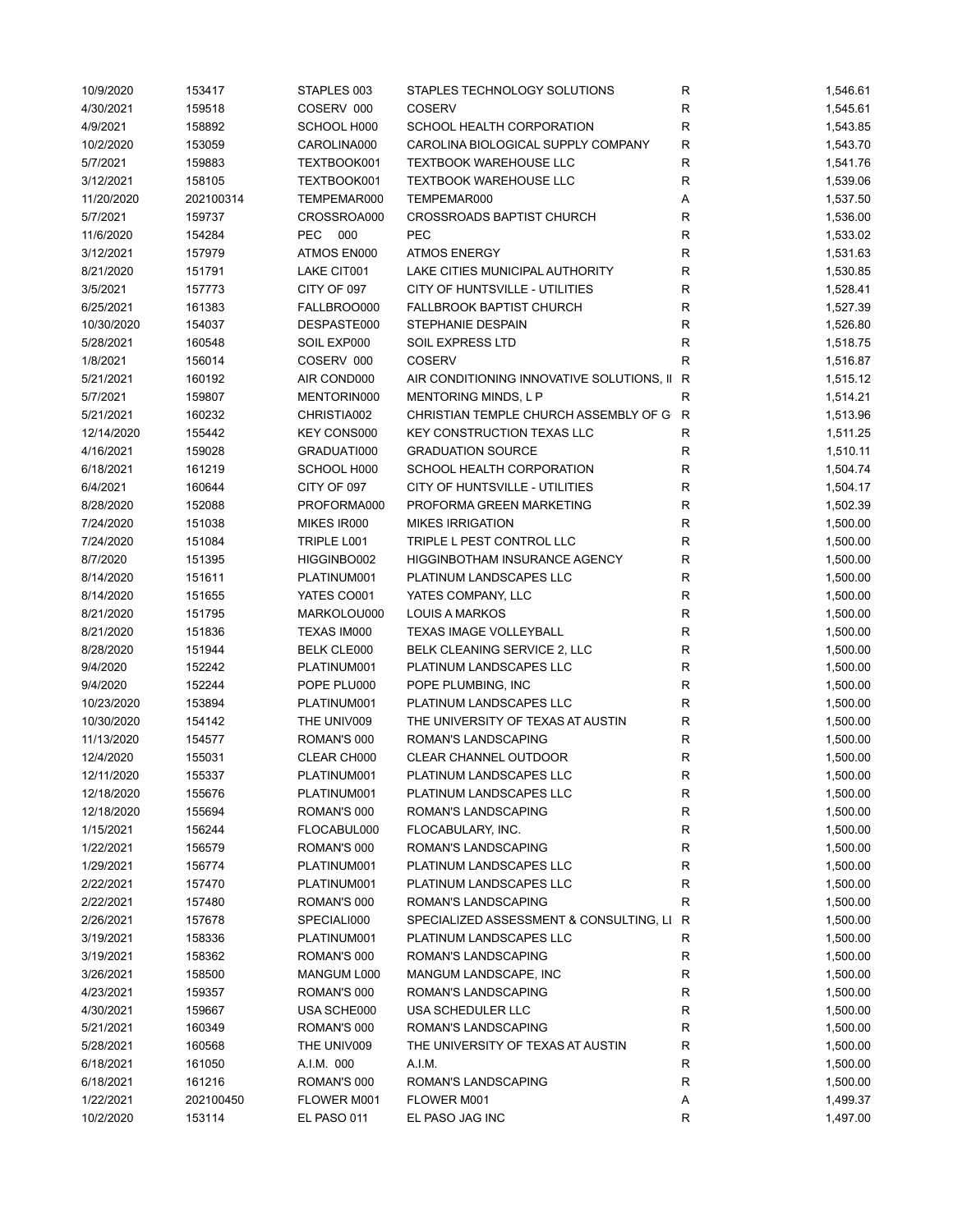| | | | | | |
|---|---|---|---|---|---|
| 10/9/2020 | 153417 | STAPLES 003 | STAPLES TECHNOLOGY SOLUTIONS | R | 1,546.61 |
| 4/30/2021 | 159518 | COSERV 000 | COSERV | R | 1,545.61 |
| 4/9/2021 | 158892 | SCHOOL H000 | SCHOOL HEALTH CORPORATION | R | 1,543.85 |
| 10/2/2020 | 153059 | CAROLINA000 | CAROLINA BIOLOGICAL SUPPLY COMPANY | R | 1,543.70 |
| 5/7/2021 | 159883 | TEXTBOOK001 | TEXTBOOK WAREHOUSE LLC | R | 1,541.76 |
| 3/12/2021 | 158105 | TEXTBOOK001 | TEXTBOOK WAREHOUSE LLC | R | 1,539.06 |
| 11/20/2020 | 202100314 | TEMPEMAR000 | TEMPEMAR000 | A | 1,537.50 |
| 5/7/2021 | 159737 | CROSSROA000 | CROSSROADS BAPTIST CHURCH | R | 1,536.00 |
| 11/6/2020 | 154284 | PEC 000 | PEC | R | 1,533.02 |
| 3/12/2021 | 157979 | ATMOS EN000 | ATMOS ENERGY | R | 1,531.63 |
| 8/21/2020 | 151791 | LAKE CIT001 | LAKE CITIES MUNICIPAL AUTHORITY | R | 1,530.85 |
| 3/5/2021 | 157773 | CITY OF 097 | CITY OF HUNTSVILLE - UTILITIES | R | 1,528.41 |
| 6/25/2021 | 161383 | FALLBROO000 | FALLBROOK BAPTIST CHURCH | R | 1,527.39 |
| 10/30/2020 | 154037 | DESPASTE000 | STEPHANIE DESPAIN | R | 1,526.80 |
| 5/28/2021 | 160548 | SOIL EXP000 | SOIL EXPRESS LTD | R | 1,518.75 |
| 1/8/2021 | 156014 | COSERV 000 | COSERV | R | 1,516.87 |
| 5/21/2021 | 160192 | AIR COND000 | AIR CONDITIONING INNOVATIVE SOLUTIONS, II | R | 1,515.12 |
| 5/7/2021 | 159807 | MENTORIN000 | MENTORING MINDS, L P | R | 1,514.21 |
| 5/21/2021 | 160232 | CHRISTIA002 | CHRISTIAN TEMPLE CHURCH ASSEMBLY OF G | R | 1,513.96 |
| 12/14/2020 | 155442 | KEY CONS000 | KEY CONSTRUCTION TEXAS LLC | R | 1,511.25 |
| 4/16/2021 | 159028 | GRADUATI000 | GRADUATION SOURCE | R | 1,510.11 |
| 6/18/2021 | 161219 | SCHOOL H000 | SCHOOL HEALTH CORPORATION | R | 1,504.74 |
| 6/4/2021 | 160644 | CITY OF 097 | CITY OF HUNTSVILLE - UTILITIES | R | 1,504.17 |
| 8/28/2020 | 152088 | PROFORMA000 | PROFORMA GREEN MARKETING | R | 1,502.39 |
| 7/24/2020 | 151038 | MIKES IR000 | MIKES IRRIGATION | R | 1,500.00 |
| 7/24/2020 | 151084 | TRIPLE L001 | TRIPLE L PEST CONTROL LLC | R | 1,500.00 |
| 8/7/2020 | 151395 | HIGGINBO002 | HIGGINBOTHAM INSURANCE AGENCY | R | 1,500.00 |
| 8/14/2020 | 151611 | PLATINUM001 | PLATINUM LANDSCAPES LLC | R | 1,500.00 |
| 8/14/2020 | 151655 | YATES CO001 | YATES COMPANY, LLC | R | 1,500.00 |
| 8/21/2020 | 151795 | MARKOLOU000 | LOUIS A MARKOS | R | 1,500.00 |
| 8/21/2020 | 151836 | TEXAS IM000 | TEXAS IMAGE VOLLEYBALL | R | 1,500.00 |
| 8/28/2020 | 151944 | BELK CLE000 | BELK CLEANING SERVICE 2, LLC | R | 1,500.00 |
| 9/4/2020 | 152242 | PLATINUM001 | PLATINUM LANDSCAPES LLC | R | 1,500.00 |
| 9/4/2020 | 152244 | POPE PLU000 | POPE PLUMBING, INC | R | 1,500.00 |
| 10/23/2020 | 153894 | PLATINUM001 | PLATINUM LANDSCAPES LLC | R | 1,500.00 |
| 10/30/2020 | 154142 | THE UNIV009 | THE UNIVERSITY OF TEXAS AT AUSTIN | R | 1,500.00 |
| 11/13/2020 | 154577 | ROMAN'S 000 | ROMAN'S LANDSCAPING | R | 1,500.00 |
| 12/4/2020 | 155031 | CLEAR CH000 | CLEAR CHANNEL OUTDOOR | R | 1,500.00 |
| 12/11/2020 | 155337 | PLATINUM001 | PLATINUM LANDSCAPES LLC | R | 1,500.00 |
| 12/18/2020 | 155676 | PLATINUM001 | PLATINUM LANDSCAPES LLC | R | 1,500.00 |
| 12/18/2020 | 155694 | ROMAN'S 000 | ROMAN'S LANDSCAPING | R | 1,500.00 |
| 1/15/2021 | 156244 | FLOCABUL000 | FLOCABULARY, INC. | R | 1,500.00 |
| 1/22/2021 | 156579 | ROMAN'S 000 | ROMAN'S LANDSCAPING | R | 1,500.00 |
| 1/29/2021 | 156774 | PLATINUM001 | PLATINUM LANDSCAPES LLC | R | 1,500.00 |
| 2/22/2021 | 157470 | PLATINUM001 | PLATINUM LANDSCAPES LLC | R | 1,500.00 |
| 2/22/2021 | 157480 | ROMAN'S 000 | ROMAN'S LANDSCAPING | R | 1,500.00 |
| 2/26/2021 | 157678 | SPECIALI000 | SPECIALIZED ASSESSMENT & CONSULTING, LI | R | 1,500.00 |
| 3/19/2021 | 158336 | PLATINUM001 | PLATINUM LANDSCAPES LLC | R | 1,500.00 |
| 3/19/2021 | 158362 | ROMAN'S 000 | ROMAN'S LANDSCAPING | R | 1,500.00 |
| 3/26/2021 | 158500 | MANGUM L000 | MANGUM LANDSCAPE, INC | R | 1,500.00 |
| 4/23/2021 | 159357 | ROMAN'S 000 | ROMAN'S LANDSCAPING | R | 1,500.00 |
| 4/30/2021 | 159667 | USA SCHE000 | USA SCHEDULER LLC | R | 1,500.00 |
| 5/21/2021 | 160349 | ROMAN'S 000 | ROMAN'S LANDSCAPING | R | 1,500.00 |
| 5/28/2021 | 160568 | THE UNIV009 | THE UNIVERSITY OF TEXAS AT AUSTIN | R | 1,500.00 |
| 6/18/2021 | 161050 | A.I.M. 000 | A.I.M. | R | 1,500.00 |
| 6/18/2021 | 161216 | ROMAN'S 000 | ROMAN'S LANDSCAPING | R | 1,500.00 |
| 1/22/2021 | 202100450 | FLOWER M001 | FLOWER M001 | A | 1,499.37 |
| 10/2/2020 | 153114 | EL PASO 011 | EL PASO JAG INC | R | 1,497.00 |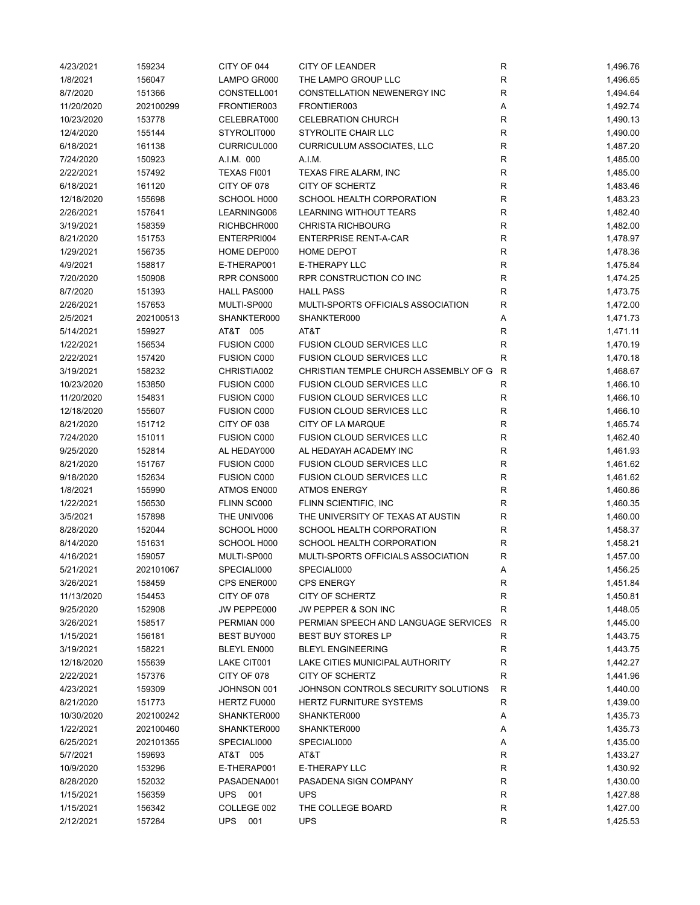| | | | | | |
|---|---|---|---|---|---|
| 4/23/2021 | 159234 | CITY OF 044 | CITY OF LEANDER | R | 1,496.76 |
| 1/8/2021 | 156047 | LAMPO GR000 | THE LAMPO GROUP LLC | R | 1,496.65 |
| 8/7/2020 | 151366 | CONSTELL001 | CONSTELLATION NEWENERGY INC | R | 1,494.64 |
| 11/20/2020 | 202100299 | FRONTIER003 | FRONTIER003 | A | 1,492.74 |
| 10/23/2020 | 153778 | CELEBRAT000 | CELEBRATION CHURCH | R | 1,490.13 |
| 12/4/2020 | 155144 | STYROLIT000 | STYROLITE CHAIR LLC | R | 1,490.00 |
| 6/18/2021 | 161138 | CURRICUL000 | CURRICULUM ASSOCIATES, LLC | R | 1,487.20 |
| 7/24/2020 | 150923 | A.I.M. 000 | A.I.M. | R | 1,485.00 |
| 2/22/2021 | 157492 | TEXAS FI001 | TEXAS FIRE ALARM, INC | R | 1,485.00 |
| 6/18/2021 | 161120 | CITY OF 078 | CITY OF SCHERTZ | R | 1,483.46 |
| 12/18/2020 | 155698 | SCHOOL H000 | SCHOOL HEALTH CORPORATION | R | 1,483.23 |
| 2/26/2021 | 157641 | LEARNING006 | LEARNING WITHOUT TEARS | R | 1,482.40 |
| 3/19/2021 | 158359 | RICHBCHR000 | CHRISTA RICHBOURG | R | 1,482.00 |
| 8/21/2020 | 151753 | ENTERPRI004 | ENTERPRISE RENT-A-CAR | R | 1,478.97 |
| 1/29/2021 | 156735 | HOME DEP000 | HOME DEPOT | R | 1,478.36 |
| 4/9/2021 | 158817 | E-THERAP001 | E-THERAPY LLC | R | 1,475.84 |
| 7/20/2020 | 150908 | RPR CONS000 | RPR CONSTRUCTION CO INC | R | 1,474.25 |
| 8/7/2020 | 151393 | HALL PAS000 | HALL PASS | R | 1,473.75 |
| 2/26/2021 | 157653 | MULTI-SP000 | MULTI-SPORTS OFFICIALS ASSOCIATION | R | 1,472.00 |
| 2/5/2021 | 202100513 | SHANKTER000 | SHANKTER000 | A | 1,471.73 |
| 5/14/2021 | 159927 | AT&T 005 | AT&T | R | 1,471.11 |
| 1/22/2021 | 156534 | FUSION C000 | FUSION CLOUD SERVICES LLC | R | 1,470.19 |
| 2/22/2021 | 157420 | FUSION C000 | FUSION CLOUD SERVICES LLC | R | 1,470.18 |
| 3/19/2021 | 158232 | CHRISTIA002 | CHRISTIAN TEMPLE CHURCH ASSEMBLY OF G | R | 1,468.67 |
| 10/23/2020 | 153850 | FUSION C000 | FUSION CLOUD SERVICES LLC | R | 1,466.10 |
| 11/20/2020 | 154831 | FUSION C000 | FUSION CLOUD SERVICES LLC | R | 1,466.10 |
| 12/18/2020 | 155607 | FUSION C000 | FUSION CLOUD SERVICES LLC | R | 1,466.10 |
| 8/21/2020 | 151712 | CITY OF 038 | CITY OF LA MARQUE | R | 1,465.74 |
| 7/24/2020 | 151011 | FUSION C000 | FUSION CLOUD SERVICES LLC | R | 1,462.40 |
| 9/25/2020 | 152814 | AL HEDAY000 | AL HEDAYAH ACADEMY INC | R | 1,461.93 |
| 8/21/2020 | 151767 | FUSION C000 | FUSION CLOUD SERVICES LLC | R | 1,461.62 |
| 9/18/2020 | 152634 | FUSION C000 | FUSION CLOUD SERVICES LLC | R | 1,461.62 |
| 1/8/2021 | 155990 | ATMOS EN000 | ATMOS ENERGY | R | 1,460.86 |
| 1/22/2021 | 156530 | FLINN SC000 | FLINN SCIENTIFIC, INC | R | 1,460.35 |
| 3/5/2021 | 157898 | THE UNIV006 | THE UNIVERSITY OF TEXAS AT AUSTIN | R | 1,460.00 |
| 8/28/2020 | 152044 | SCHOOL H000 | SCHOOL HEALTH CORPORATION | R | 1,458.37 |
| 8/14/2020 | 151631 | SCHOOL H000 | SCHOOL HEALTH CORPORATION | R | 1,458.21 |
| 4/16/2021 | 159057 | MULTI-SP000 | MULTI-SPORTS OFFICIALS ASSOCIATION | R | 1,457.00 |
| 5/21/2021 | 202101067 | SPECIALI000 | SPECIALI000 | A | 1,456.25 |
| 3/26/2021 | 158459 | CPS ENER000 | CPS ENERGY | R | 1,451.84 |
| 11/13/2020 | 154453 | CITY OF 078 | CITY OF SCHERTZ | R | 1,450.81 |
| 9/25/2020 | 152908 | JW PEPPE000 | JW PEPPER & SON INC | R | 1,448.05 |
| 3/26/2021 | 158517 | PERMIAN 000 | PERMIAN SPEECH AND LANGUAGE SERVICES | R | 1,445.00 |
| 1/15/2021 | 156181 | BEST BUY000 | BEST BUY STORES LP | R | 1,443.75 |
| 3/19/2021 | 158221 | BLEYL EN000 | BLEYL ENGINEERING | R | 1,443.75 |
| 12/18/2020 | 155639 | LAKE CIT001 | LAKE CITIES MUNICIPAL AUTHORITY | R | 1,442.27 |
| 2/22/2021 | 157376 | CITY OF 078 | CITY OF SCHERTZ | R | 1,441.96 |
| 4/23/2021 | 159309 | JOHNSON 001 | JOHNSON CONTROLS SECURITY SOLUTIONS | R | 1,440.00 |
| 8/21/2020 | 151773 | HERTZ FU000 | HERTZ FURNITURE SYSTEMS | R | 1,439.00 |
| 10/30/2020 | 202100242 | SHANKTER000 | SHANKTER000 | A | 1,435.73 |
| 1/22/2021 | 202100460 | SHANKTER000 | SHANKTER000 | A | 1,435.73 |
| 6/25/2021 | 202101355 | SPECIALI000 | SPECIALI000 | A | 1,435.00 |
| 5/7/2021 | 159693 | AT&T 005 | AT&T | R | 1,433.27 |
| 10/9/2020 | 153296 | E-THERAP001 | E-THERAPY LLC | R | 1,430.92 |
| 8/28/2020 | 152032 | PASADENA001 | PASADENA SIGN COMPANY | R | 1,430.00 |
| 1/15/2021 | 156359 | UPS 001 | UPS | R | 1,427.88 |
| 1/15/2021 | 156342 | COLLEGE 002 | THE COLLEGE BOARD | R | 1,427.00 |
| 2/12/2021 | 157284 | UPS 001 | UPS | R | 1,425.53 |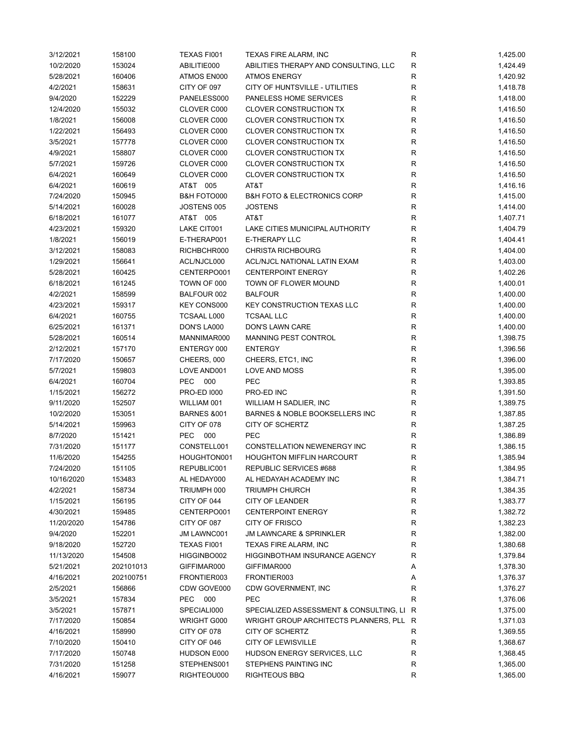| | | | | | |
|---|---|---|---|---|---|
| 3/12/2021 | 158100 | TEXAS FI001 | TEXAS FIRE ALARM, INC | R | 1,425.00 |
| 10/2/2020 | 153024 | ABILITIE000 | ABILITIES THERAPY AND CONSULTING, LLC | R | 1,424.49 |
| 5/28/2021 | 160406 | ATMOS EN000 | ATMOS ENERGY | R | 1,420.92 |
| 4/2/2021 | 158631 | CITY OF 097 | CITY OF HUNTSVILLE - UTILITIES | R | 1,418.78 |
| 9/4/2020 | 152229 | PANELESS000 | PANELESS HOME SERVICES | R | 1,418.00 |
| 12/4/2020 | 155032 | CLOVER C000 | CLOVER CONSTRUCTION TX | R | 1,416.50 |
| 1/8/2021 | 156008 | CLOVER C000 | CLOVER CONSTRUCTION TX | R | 1,416.50 |
| 1/22/2021 | 156493 | CLOVER C000 | CLOVER CONSTRUCTION TX | R | 1,416.50 |
| 3/5/2021 | 157778 | CLOVER C000 | CLOVER CONSTRUCTION TX | R | 1,416.50 |
| 4/9/2021 | 158807 | CLOVER C000 | CLOVER CONSTRUCTION TX | R | 1,416.50 |
| 5/7/2021 | 159726 | CLOVER C000 | CLOVER CONSTRUCTION TX | R | 1,416.50 |
| 6/4/2021 | 160649 | CLOVER C000 | CLOVER CONSTRUCTION TX | R | 1,416.50 |
| 6/4/2021 | 160619 | AT&T 005 | AT&T | R | 1,416.16 |
| 7/24/2020 | 150945 | B&H FOTO000 | B&H FOTO & ELECTRONICS CORP | R | 1,415.00 |
| 5/14/2021 | 160028 | JOSTENS 005 | JOSTENS | R | 1,414.00 |
| 6/18/2021 | 161077 | AT&T 005 | AT&T | R | 1,407.71 |
| 4/23/2021 | 159320 | LAKE CIT001 | LAKE CITIES MUNICIPAL AUTHORITY | R | 1,404.79 |
| 1/8/2021 | 156019 | E-THERAP001 | E-THERAPY LLC | R | 1,404.41 |
| 3/12/2021 | 158083 | RICHBCHR000 | CHRISTA RICHBOURG | R | 1,404.00 |
| 1/29/2021 | 156641 | ACL/NJCL000 | ACL/NJCL NATIONAL LATIN EXAM | R | 1,403.00 |
| 5/28/2021 | 160425 | CENTERPO001 | CENTERPOINT ENERGY | R | 1,402.26 |
| 6/18/2021 | 161245 | TOWN OF 000 | TOWN OF FLOWER MOUND | R | 1,400.01 |
| 4/2/2021 | 158599 | BALFOUR 002 | BALFOUR | R | 1,400.00 |
| 4/23/2021 | 159317 | KEY CONS000 | KEY CONSTRUCTION TEXAS LLC | R | 1,400.00 |
| 6/4/2021 | 160755 | TCSAAL L000 | TCSAAL LLC | R | 1,400.00 |
| 6/25/2021 | 161371 | DON'S LA000 | DON'S LAWN CARE | R | 1,400.00 |
| 5/28/2021 | 160514 | MANNIMAR000 | MANNING PEST CONTROL | R | 1,398.75 |
| 2/12/2021 | 157170 | ENTERGY 000 | ENTERGY | R | 1,396.56 |
| 7/17/2020 | 150657 | CHEERS, 000 | CHEERS, ETC1, INC | R | 1,396.00 |
| 5/7/2021 | 159803 | LOVE AND001 | LOVE AND MOSS | R | 1,395.00 |
| 6/4/2021 | 160704 | PEC 000 | PEC | R | 1,393.85 |
| 1/15/2021 | 156272 | PRO-ED I000 | PRO-ED INC | R | 1,391.50 |
| 9/11/2020 | 152507 | WILLIAM 001 | WILLIAM H SADLIER, INC | R | 1,389.75 |
| 10/2/2020 | 153051 | BARNES &001 | BARNES & NOBLE BOOKSELLERS INC | R | 1,387.85 |
| 5/14/2021 | 159963 | CITY OF 078 | CITY OF SCHERTZ | R | 1,387.25 |
| 8/7/2020 | 151421 | PEC 000 | PEC | R | 1,386.89 |
| 7/31/2020 | 151177 | CONSTELL001 | CONSTELLATION NEWENERGY INC | R | 1,386.15 |
| 11/6/2020 | 154255 | HOUGHTON001 | HOUGHTON MIFFLIN HARCOURT | R | 1,385.94 |
| 7/24/2020 | 151105 | REPUBLIC001 | REPUBLIC SERVICES #688 | R | 1,384.95 |
| 10/16/2020 | 153483 | AL HEDAY000 | AL HEDAYAH ACADEMY INC | R | 1,384.71 |
| 4/2/2021 | 158734 | TRIUMPH 000 | TRIUMPH CHURCH | R | 1,384.35 |
| 1/15/2021 | 156195 | CITY OF 044 | CITY OF LEANDER | R | 1,383.77 |
| 4/30/2021 | 159485 | CENTERPO001 | CENTERPOINT ENERGY | R | 1,382.72 |
| 11/20/2020 | 154786 | CITY OF 087 | CITY OF FRISCO | R | 1,382.23 |
| 9/4/2020 | 152201 | JM LAWNC001 | JM LAWNCARE & SPRINKLER | R | 1,382.00 |
| 9/18/2020 | 152720 | TEXAS FI001 | TEXAS FIRE ALARM, INC | R | 1,380.68 |
| 11/13/2020 | 154508 | HIGGINBO002 | HIGGINBOTHAM INSURANCE AGENCY | R | 1,379.84 |
| 5/21/2021 | 202101013 | GIFFIMAR000 | GIFFIMAR000 | A | 1,378.30 |
| 4/16/2021 | 202100751 | FRONTIER003 | FRONTIER003 | A | 1,376.37 |
| 2/5/2021 | 156866 | CDW GOVE000 | CDW GOVERNMENT, INC | R | 1,376.27 |
| 3/5/2021 | 157834 | PEC 000 | PEC | R | 1,376.06 |
| 3/5/2021 | 157871 | SPECIALI000 | SPECIALIZED ASSESSMENT & CONSULTING, LI | R | 1,375.00 |
| 7/17/2020 | 150854 | WRIGHT G000 | WRIGHT GROUP ARCHITECTS PLANNERS, PLL | R | 1,371.03 |
| 4/16/2021 | 158990 | CITY OF 078 | CITY OF SCHERTZ | R | 1,369.55 |
| 7/10/2020 | 150410 | CITY OF 046 | CITY OF LEWISVILLE | R | 1,368.67 |
| 7/17/2020 | 150748 | HUDSON E000 | HUDSON ENERGY SERVICES, LLC | R | 1,368.45 |
| 7/31/2020 | 151258 | STEPHENS001 | STEPHENS PAINTING INC | R | 1,365.00 |
| 4/16/2021 | 159077 | RIGHTEOU000 | RIGHTEOUS BBQ | R | 1,365.00 |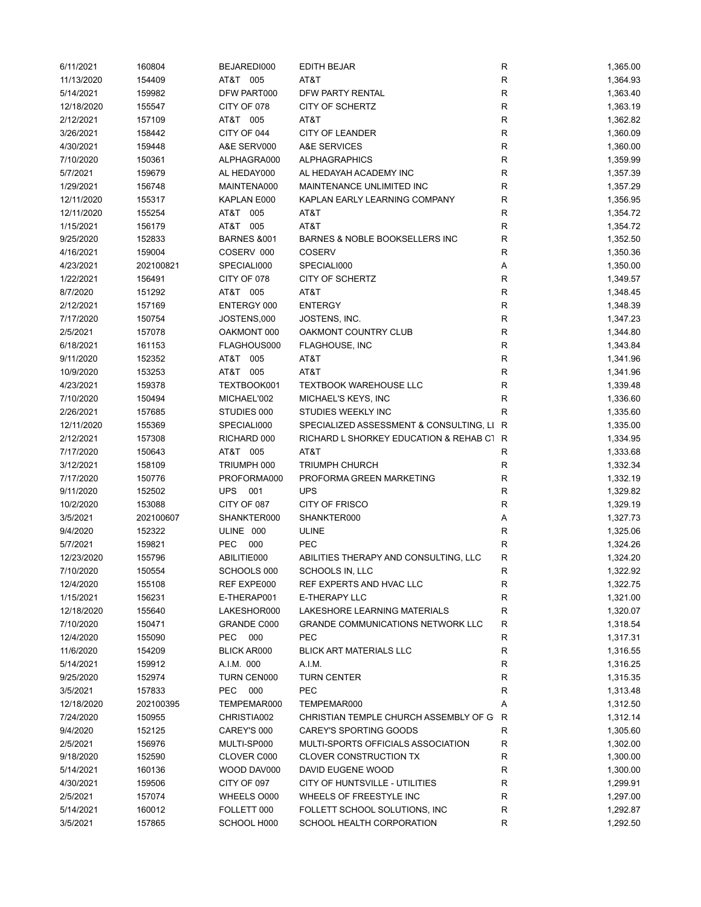| | | | | | |
|---|---|---|---|---|---|
| 6/11/2021 | 160804 | BEJAREDI000 | EDITH BEJAR | R | 1,365.00 |
| 11/13/2020 | 154409 | AT&T 005 | AT&T | R | 1,364.93 |
| 5/14/2021 | 159982 | DFW PART000 | DFW PARTY RENTAL | R | 1,363.40 |
| 12/18/2020 | 155547 | CITY OF 078 | CITY OF SCHERTZ | R | 1,363.19 |
| 2/12/2021 | 157109 | AT&T 005 | AT&T | R | 1,362.82 |
| 3/26/2021 | 158442 | CITY OF 044 | CITY OF LEANDER | R | 1,360.09 |
| 4/30/2021 | 159448 | A&E SERV000 | A&E SERVICES | R | 1,360.00 |
| 7/10/2020 | 150361 | ALPHAGRA000 | ALPHAGRAPHICS | R | 1,359.99 |
| 5/7/2021 | 159679 | AL HEDAY000 | AL HEDAYAH ACADEMY INC | R | 1,357.39 |
| 1/29/2021 | 156748 | MAINTENA000 | MAINTENANCE UNLIMITED INC | R | 1,357.29 |
| 12/11/2020 | 155317 | KAPLAN E000 | KAPLAN EARLY LEARNING COMPANY | R | 1,356.95 |
| 12/11/2020 | 155254 | AT&T 005 | AT&T | R | 1,354.72 |
| 1/15/2021 | 156179 | AT&T 005 | AT&T | R | 1,354.72 |
| 9/25/2020 | 152833 | BARNES &001 | BARNES & NOBLE BOOKSELLERS INC | R | 1,352.50 |
| 4/16/2021 | 159004 | COSERV 000 | COSERV | R | 1,350.36 |
| 4/23/2021 | 202100821 | SPECIALI000 | SPECIALI000 | A | 1,350.00 |
| 1/22/2021 | 156491 | CITY OF 078 | CITY OF SCHERTZ | R | 1,349.57 |
| 8/7/2020 | 151292 | AT&T 005 | AT&T | R | 1,348.45 |
| 2/12/2021 | 157169 | ENTERGY 000 | ENTERGY | R | 1,348.39 |
| 7/17/2020 | 150754 | JOSTENS,000 | JOSTENS, INC. | R | 1,347.23 |
| 2/5/2021 | 157078 | OAKMONT 000 | OAKMONT COUNTRY CLUB | R | 1,344.80 |
| 6/18/2021 | 161153 | FLAGHOUS000 | FLAGHOUSE, INC | R | 1,343.84 |
| 9/11/2020 | 152352 | AT&T 005 | AT&T | R | 1,341.96 |
| 10/9/2020 | 153253 | AT&T 005 | AT&T | R | 1,341.96 |
| 4/23/2021 | 159378 | TEXTBOOK001 | TEXTBOOK WAREHOUSE LLC | R | 1,339.48 |
| 7/10/2020 | 150494 | MICHAEL'002 | MICHAEL'S KEYS, INC | R | 1,336.60 |
| 2/26/2021 | 157685 | STUDIES 000 | STUDIES WEEKLY INC | R | 1,335.60 |
| 12/11/2020 | 155369 | SPECIALI000 | SPECIALIZED ASSESSMENT & CONSULTING, LI | R | 1,335.00 |
| 2/12/2021 | 157308 | RICHARD 000 | RICHARD L SHORKEY EDUCATION & REHAB CT | R | 1,334.95 |
| 7/17/2020 | 150643 | AT&T 005 | AT&T | R | 1,333.68 |
| 3/12/2021 | 158109 | TRIUMPH 000 | TRIUMPH CHURCH | R | 1,332.34 |
| 7/17/2020 | 150776 | PROFORMA000 | PROFORMA GREEN MARKETING | R | 1,332.19 |
| 9/11/2020 | 152502 | UPS 001 | UPS | R | 1,329.82 |
| 10/2/2020 | 153088 | CITY OF 087 | CITY OF FRISCO | R | 1,329.19 |
| 3/5/2021 | 202100607 | SHANKTER000 | SHANKTER000 | A | 1,327.73 |
| 9/4/2020 | 152322 | ULINE 000 | ULINE | R | 1,325.06 |
| 5/7/2021 | 159821 | PEC 000 | PEC | R | 1,324.26 |
| 12/23/2020 | 155796 | ABILITIE000 | ABILITIES THERAPY AND CONSULTING, LLC | R | 1,324.20 |
| 7/10/2020 | 150554 | SCHOOLS 000 | SCHOOLS IN, LLC | R | 1,322.92 |
| 12/4/2020 | 155108 | REF EXPE000 | REF EXPERTS AND HVAC LLC | R | 1,322.75 |
| 1/15/2021 | 156231 | E-THERAP001 | E-THERAPY LLC | R | 1,321.00 |
| 12/18/2020 | 155640 | LAKESHOR000 | LAKESHORE LEARNING MATERIALS | R | 1,320.07 |
| 7/10/2020 | 150471 | GRANDE C000 | GRANDE COMMUNICATIONS NETWORK LLC | R | 1,318.54 |
| 12/4/2020 | 155090 | PEC 000 | PEC | R | 1,317.31 |
| 11/6/2020 | 154209 | BLICK AR000 | BLICK ART MATERIALS LLC | R | 1,316.55 |
| 5/14/2021 | 159912 | A.I.M. 000 | A.I.M. | R | 1,316.25 |
| 9/25/2020 | 152974 | TURN CEN000 | TURN CENTER | R | 1,315.35 |
| 3/5/2021 | 157833 | PEC 000 | PEC | R | 1,313.48 |
| 12/18/2020 | 202100395 | TEMPEMAR000 | TEMPEMAR000 | A | 1,312.50 |
| 7/24/2020 | 150955 | CHRISTIA002 | CHRISTIAN TEMPLE CHURCH ASSEMBLY OF G | R | 1,312.14 |
| 9/4/2020 | 152125 | CAREY'S 000 | CAREY'S SPORTING GOODS | R | 1,305.60 |
| 2/5/2021 | 156976 | MULTI-SP000 | MULTI-SPORTS OFFICIALS ASSOCIATION | R | 1,302.00 |
| 9/18/2020 | 152590 | CLOVER C000 | CLOVER CONSTRUCTION TX | R | 1,300.00 |
| 5/14/2021 | 160136 | WOOD DAV000 | DAVID EUGENE WOOD | R | 1,300.00 |
| 4/30/2021 | 159506 | CITY OF 097 | CITY OF HUNTSVILLE - UTILITIES | R | 1,299.91 |
| 2/5/2021 | 157074 | WHEELS O000 | WHEELS OF FREESTYLE INC | R | 1,297.00 |
| 5/14/2021 | 160012 | FOLLETT 000 | FOLLETT SCHOOL SOLUTIONS, INC | R | 1,292.87 |
| 3/5/2021 | 157865 | SCHOOL H000 | SCHOOL HEALTH CORPORATION | R | 1,292.50 |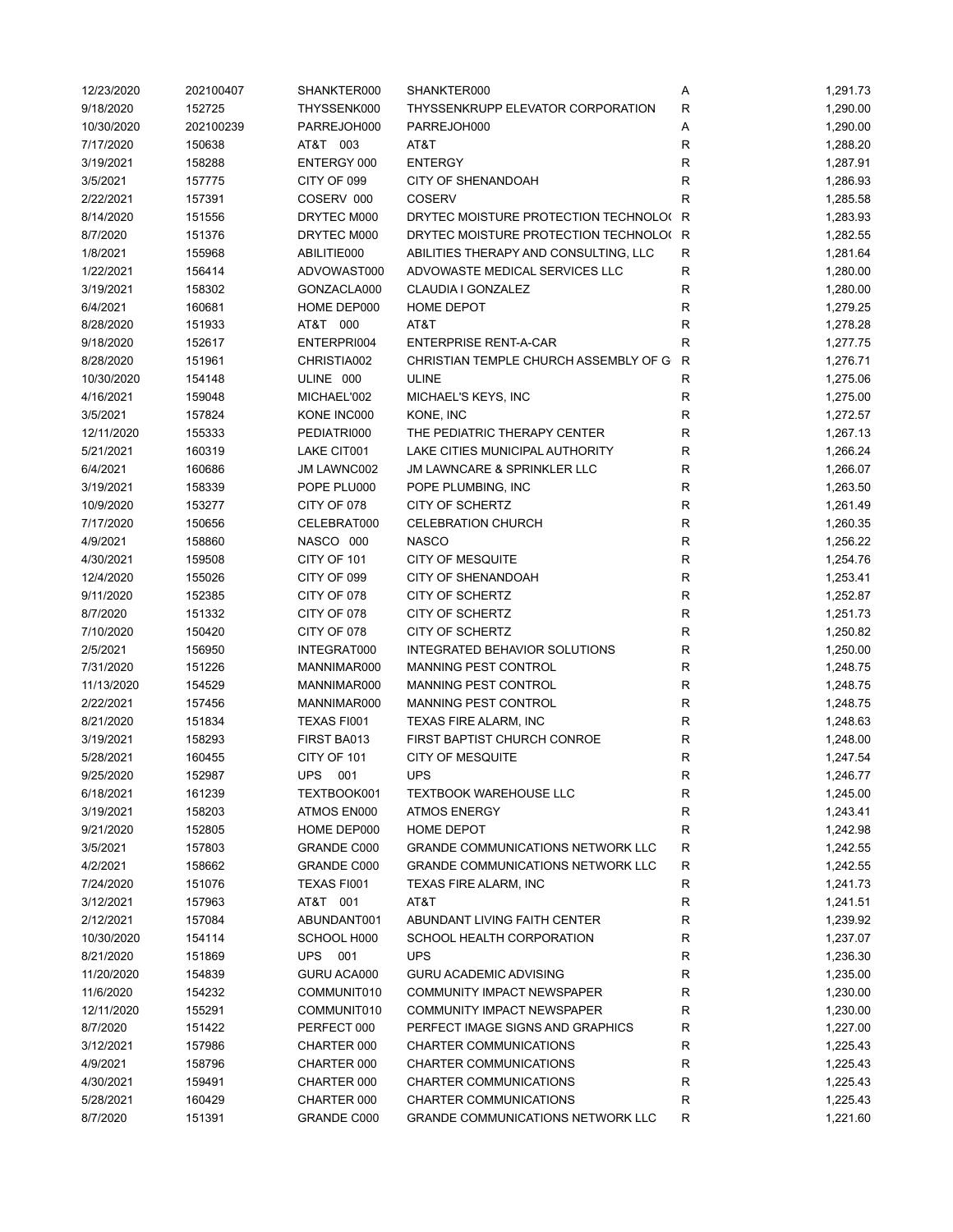| | | | | | |
|---|---|---|---|---|---|
| 12/23/2020 | 202100407 | SHANKTER000 | SHANKTER000 | A | 1,291.73 |
| 9/18/2020 | 152725 | THYSSENK000 | THYSSENKRUPP ELEVATOR CORPORATION | R | 1,290.00 |
| 10/30/2020 | 202100239 | PARREJOH000 | PARREJOH000 | A | 1,290.00 |
| 7/17/2020 | 150638 | AT&T 003 | AT&T | R | 1,288.20 |
| 3/19/2021 | 158288 | ENTERGY 000 | ENTERGY | R | 1,287.91 |
| 3/5/2021 | 157775 | CITY OF 099 | CITY OF SHENANDOAH | R | 1,286.93 |
| 2/22/2021 | 157391 | COSERV 000 | COSERV | R | 1,285.58 |
| 8/14/2020 | 151556 | DRYTEC M000 | DRYTEC MOISTURE PROTECTION TECHNOLO( | R | 1,283.93 |
| 8/7/2020 | 151376 | DRYTEC M000 | DRYTEC MOISTURE PROTECTION TECHNOLO( | R | 1,282.55 |
| 1/8/2021 | 155968 | ABILITIE000 | ABILITIES THERAPY AND CONSULTING, LLC | R | 1,281.64 |
| 1/22/2021 | 156414 | ADVOWAST000 | ADVOWASTE MEDICAL SERVICES LLC | R | 1,280.00 |
| 3/19/2021 | 158302 | GONZACLA000 | CLAUDIA I GONZALEZ | R | 1,280.00 |
| 6/4/2021 | 160681 | HOME DEP000 | HOME DEPOT | R | 1,279.25 |
| 8/28/2020 | 151933 | AT&T 000 | AT&T | R | 1,278.28 |
| 9/18/2020 | 152617 | ENTERPRI004 | ENTERPRISE RENT-A-CAR | R | 1,277.75 |
| 8/28/2020 | 151961 | CHRISTIA002 | CHRISTIAN TEMPLE CHURCH ASSEMBLY OF G | R | 1,276.71 |
| 10/30/2020 | 154148 | ULINE 000 | ULINE | R | 1,275.06 |
| 4/16/2021 | 159048 | MICHAEL'002 | MICHAEL'S KEYS, INC | R | 1,275.00 |
| 3/5/2021 | 157824 | KONE INC000 | KONE, INC | R | 1,272.57 |
| 12/11/2020 | 155333 | PEDIATRI000 | THE PEDIATRIC THERAPY CENTER | R | 1,267.13 |
| 5/21/2021 | 160319 | LAKE CIT001 | LAKE CITIES MUNICIPAL AUTHORITY | R | 1,266.24 |
| 6/4/2021 | 160686 | JM LAWNC002 | JM LAWNCARE & SPRINKLER LLC | R | 1,266.07 |
| 3/19/2021 | 158339 | POPE PLU000 | POPE PLUMBING, INC | R | 1,263.50 |
| 10/9/2020 | 153277 | CITY OF 078 | CITY OF SCHERTZ | R | 1,261.49 |
| 7/17/2020 | 150656 | CELEBRAT000 | CELEBRATION CHURCH | R | 1,260.35 |
| 4/9/2021 | 158860 | NASCO 000 | NASCO | R | 1,256.22 |
| 4/30/2021 | 159508 | CITY OF 101 | CITY OF MESQUITE | R | 1,254.76 |
| 12/4/2020 | 155026 | CITY OF 099 | CITY OF SHENANDOAH | R | 1,253.41 |
| 9/11/2020 | 152385 | CITY OF 078 | CITY OF SCHERTZ | R | 1,252.87 |
| 8/7/2020 | 151332 | CITY OF 078 | CITY OF SCHERTZ | R | 1,251.73 |
| 7/10/2020 | 150420 | CITY OF 078 | CITY OF SCHERTZ | R | 1,250.82 |
| 2/5/2021 | 156950 | INTEGRAT000 | INTEGRATED BEHAVIOR SOLUTIONS | R | 1,250.00 |
| 7/31/2020 | 151226 | MANNIMAR000 | MANNING PEST CONTROL | R | 1,248.75 |
| 11/13/2020 | 154529 | MANNIMAR000 | MANNING PEST CONTROL | R | 1,248.75 |
| 2/22/2021 | 157456 | MANNIMAR000 | MANNING PEST CONTROL | R | 1,248.75 |
| 8/21/2020 | 151834 | TEXAS FI001 | TEXAS FIRE ALARM, INC | R | 1,248.63 |
| 3/19/2021 | 158293 | FIRST BA013 | FIRST BAPTIST CHURCH CONROE | R | 1,248.00 |
| 5/28/2021 | 160455 | CITY OF 101 | CITY OF MESQUITE | R | 1,247.54 |
| 9/25/2020 | 152987 | UPS 001 | UPS | R | 1,246.77 |
| 6/18/2021 | 161239 | TEXTBOOK001 | TEXTBOOK WAREHOUSE LLC | R | 1,245.00 |
| 3/19/2021 | 158203 | ATMOS EN000 | ATMOS ENERGY | R | 1,243.41 |
| 9/21/2020 | 152805 | HOME DEP000 | HOME DEPOT | R | 1,242.98 |
| 3/5/2021 | 157803 | GRANDE C000 | GRANDE COMMUNICATIONS NETWORK LLC | R | 1,242.55 |
| 4/2/2021 | 158662 | GRANDE C000 | GRANDE COMMUNICATIONS NETWORK LLC | R | 1,242.55 |
| 7/24/2020 | 151076 | TEXAS FI001 | TEXAS FIRE ALARM, INC | R | 1,241.73 |
| 3/12/2021 | 157963 | AT&T 001 | AT&T | R | 1,241.51 |
| 2/12/2021 | 157084 | ABUNDANT001 | ABUNDANT LIVING FAITH CENTER | R | 1,239.92 |
| 10/30/2020 | 154114 | SCHOOL H000 | SCHOOL HEALTH CORPORATION | R | 1,237.07 |
| 8/21/2020 | 151869 | UPS 001 | UPS | R | 1,236.30 |
| 11/20/2020 | 154839 | GURU ACA000 | GURU ACADEMIC ADVISING | R | 1,235.00 |
| 11/6/2020 | 154232 | COMMUNIT010 | COMMUNITY IMPACT NEWSPAPER | R | 1,230.00 |
| 12/11/2020 | 155291 | COMMUNIT010 | COMMUNITY IMPACT NEWSPAPER | R | 1,230.00 |
| 8/7/2020 | 151422 | PERFECT 000 | PERFECT IMAGE SIGNS AND GRAPHICS | R | 1,227.00 |
| 3/12/2021 | 157986 | CHARTER 000 | CHARTER COMMUNICATIONS | R | 1,225.43 |
| 4/9/2021 | 158796 | CHARTER 000 | CHARTER COMMUNICATIONS | R | 1,225.43 |
| 4/30/2021 | 159491 | CHARTER 000 | CHARTER COMMUNICATIONS | R | 1,225.43 |
| 5/28/2021 | 160429 | CHARTER 000 | CHARTER COMMUNICATIONS | R | 1,225.43 |
| 8/7/2020 | 151391 | GRANDE C000 | GRANDE COMMUNICATIONS NETWORK LLC | R | 1,221.60 |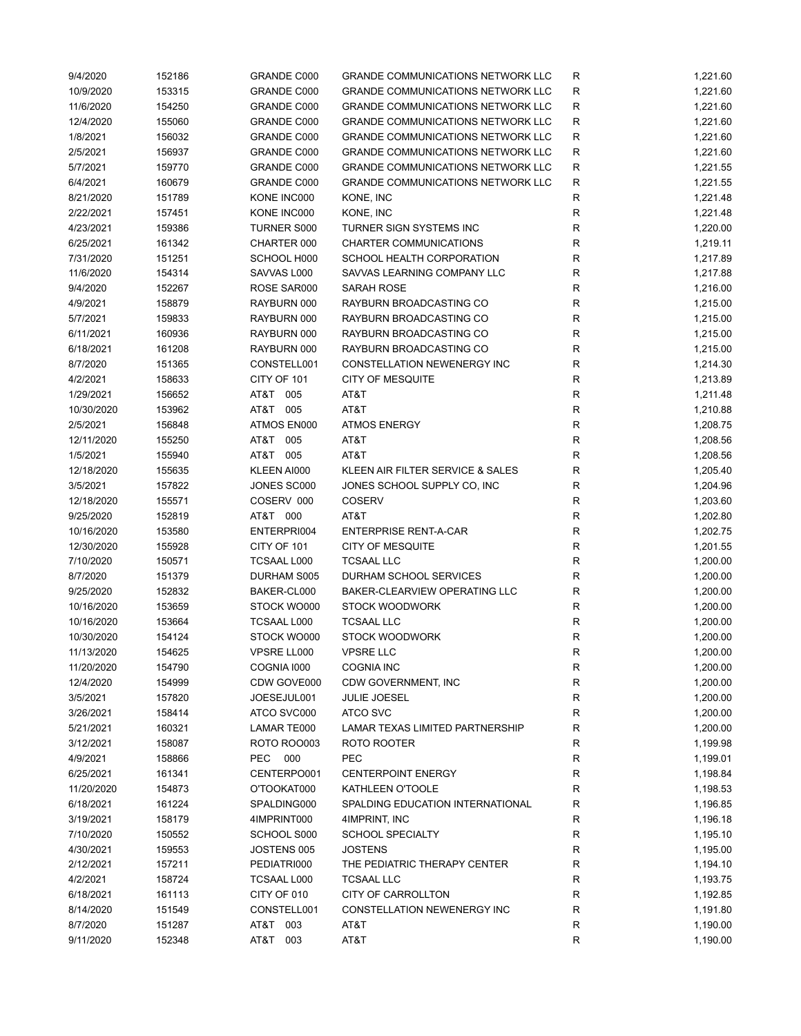| | | | | | |
|---|---|---|---|---|---|
| 9/4/2020 | 152186 | GRANDE C000 | GRANDE COMMUNICATIONS NETWORK LLC | R | 1,221.60 |
| 10/9/2020 | 153315 | GRANDE C000 | GRANDE COMMUNICATIONS NETWORK LLC | R | 1,221.60 |
| 11/6/2020 | 154250 | GRANDE C000 | GRANDE COMMUNICATIONS NETWORK LLC | R | 1,221.60 |
| 12/4/2020 | 155060 | GRANDE C000 | GRANDE COMMUNICATIONS NETWORK LLC | R | 1,221.60 |
| 1/8/2021 | 156032 | GRANDE C000 | GRANDE COMMUNICATIONS NETWORK LLC | R | 1,221.60 |
| 2/5/2021 | 156937 | GRANDE C000 | GRANDE COMMUNICATIONS NETWORK LLC | R | 1,221.60 |
| 5/7/2021 | 159770 | GRANDE C000 | GRANDE COMMUNICATIONS NETWORK LLC | R | 1,221.55 |
| 6/4/2021 | 160679 | GRANDE C000 | GRANDE COMMUNICATIONS NETWORK LLC | R | 1,221.55 |
| 8/21/2020 | 151789 | KONE INC000 | KONE, INC | R | 1,221.48 |
| 2/22/2021 | 157451 | KONE INC000 | KONE, INC | R | 1,221.48 |
| 4/23/2021 | 159386 | TURNER S000 | TURNER SIGN SYSTEMS INC | R | 1,220.00 |
| 6/25/2021 | 161342 | CHARTER 000 | CHARTER COMMUNICATIONS | R | 1,219.11 |
| 7/31/2020 | 151251 | SCHOOL H000 | SCHOOL HEALTH CORPORATION | R | 1,217.89 |
| 11/6/2020 | 154314 | SAVVAS L000 | SAVVAS LEARNING COMPANY LLC | R | 1,217.88 |
| 9/4/2020 | 152267 | ROSE SAR000 | SARAH ROSE | R | 1,216.00 |
| 4/9/2021 | 158879 | RAYBURN 000 | RAYBURN BROADCASTING CO | R | 1,215.00 |
| 5/7/2021 | 159833 | RAYBURN 000 | RAYBURN BROADCASTING CO | R | 1,215.00 |
| 6/11/2021 | 160936 | RAYBURN 000 | RAYBURN BROADCASTING CO | R | 1,215.00 |
| 6/18/2021 | 161208 | RAYBURN 000 | RAYBURN BROADCASTING CO | R | 1,215.00 |
| 8/7/2020 | 151365 | CONSTELL001 | CONSTELLATION NEWENERGY INC | R | 1,214.30 |
| 4/2/2021 | 158633 | CITY OF 101 | CITY OF MESQUITE | R | 1,213.89 |
| 1/29/2021 | 156652 | AT&T 005 | AT&T | R | 1,211.48 |
| 10/30/2020 | 153962 | AT&T 005 | AT&T | R | 1,210.88 |
| 2/5/2021 | 156848 | ATMOS EN000 | ATMOS ENERGY | R | 1,208.75 |
| 12/11/2020 | 155250 | AT&T 005 | AT&T | R | 1,208.56 |
| 1/5/2021 | 155940 | AT&T 005 | AT&T | R | 1,208.56 |
| 12/18/2020 | 155635 | KLEEN AI000 | KLEEN AIR FILTER SERVICE & SALES | R | 1,205.40 |
| 3/5/2021 | 157822 | JONES SC000 | JONES SCHOOL SUPPLY CO, INC | R | 1,204.96 |
| 12/18/2020 | 155571 | COSERV 000 | COSERV | R | 1,203.60 |
| 9/25/2020 | 152819 | AT&T 000 | AT&T | R | 1,202.80 |
| 10/16/2020 | 153580 | ENTERPRI004 | ENTERPRISE RENT-A-CAR | R | 1,202.75 |
| 12/30/2020 | 155928 | CITY OF 101 | CITY OF MESQUITE | R | 1,201.55 |
| 7/10/2020 | 150571 | TCSAAL L000 | TCSAAL LLC | R | 1,200.00 |
| 8/7/2020 | 151379 | DURHAM S005 | DURHAM SCHOOL SERVICES | R | 1,200.00 |
| 9/25/2020 | 152832 | BAKER-CL000 | BAKER-CLEARVIEW OPERATING LLC | R | 1,200.00 |
| 10/16/2020 | 153659 | STOCK WO000 | STOCK WOODWORK | R | 1,200.00 |
| 10/16/2020 | 153664 | TCSAAL L000 | TCSAAL LLC | R | 1,200.00 |
| 10/30/2020 | 154124 | STOCK WO000 | STOCK WOODWORK | R | 1,200.00 |
| 11/13/2020 | 154625 | VPSRE LL000 | VPSRE LLC | R | 1,200.00 |
| 11/20/2020 | 154790 | COGNIA I000 | COGNIA INC | R | 1,200.00 |
| 12/4/2020 | 154999 | CDW GOVE000 | CDW GOVERNMENT, INC | R | 1,200.00 |
| 3/5/2021 | 157820 | JOESEJUL001 | JULIE JOESEL | R | 1,200.00 |
| 3/26/2021 | 158414 | ATCO SVC000 | ATCO SVC | R | 1,200.00 |
| 5/21/2021 | 160321 | LAMAR TE000 | LAMAR TEXAS LIMITED PARTNERSHIP | R | 1,200.00 |
| 3/12/2021 | 158087 | ROTO ROO003 | ROTO ROOTER | R | 1,199.98 |
| 4/9/2021 | 158866 | PEC 000 | PEC | R | 1,199.01 |
| 6/25/2021 | 161341 | CENTERPO001 | CENTERPOINT ENERGY | R | 1,198.84 |
| 11/20/2020 | 154873 | O'TOOKAT000 | KATHLEEN O'TOOLE | R | 1,198.53 |
| 6/18/2021 | 161224 | SPALDING000 | SPALDING EDUCATION INTERNATIONAL | R | 1,196.85 |
| 3/19/2021 | 158179 | 4IMPRINT000 | 4IMPRINT, INC | R | 1,196.18 |
| 7/10/2020 | 150552 | SCHOOL S000 | SCHOOL SPECIALTY | R | 1,195.10 |
| 4/30/2021 | 159553 | JOSTENS 005 | JOSTENS | R | 1,195.00 |
| 2/12/2021 | 157211 | PEDIATRI000 | THE PEDIATRIC THERAPY CENTER | R | 1,194.10 |
| 4/2/2021 | 158724 | TCSAAL L000 | TCSAAL LLC | R | 1,193.75 |
| 6/18/2021 | 161113 | CITY OF 010 | CITY OF CARROLLTON | R | 1,192.85 |
| 8/14/2020 | 151549 | CONSTELL001 | CONSTELLATION NEWENERGY INC | R | 1,191.80 |
| 8/7/2020 | 151287 | AT&T 003 | AT&T | R | 1,190.00 |
| 9/11/2020 | 152348 | AT&T 003 | AT&T | R | 1,190.00 |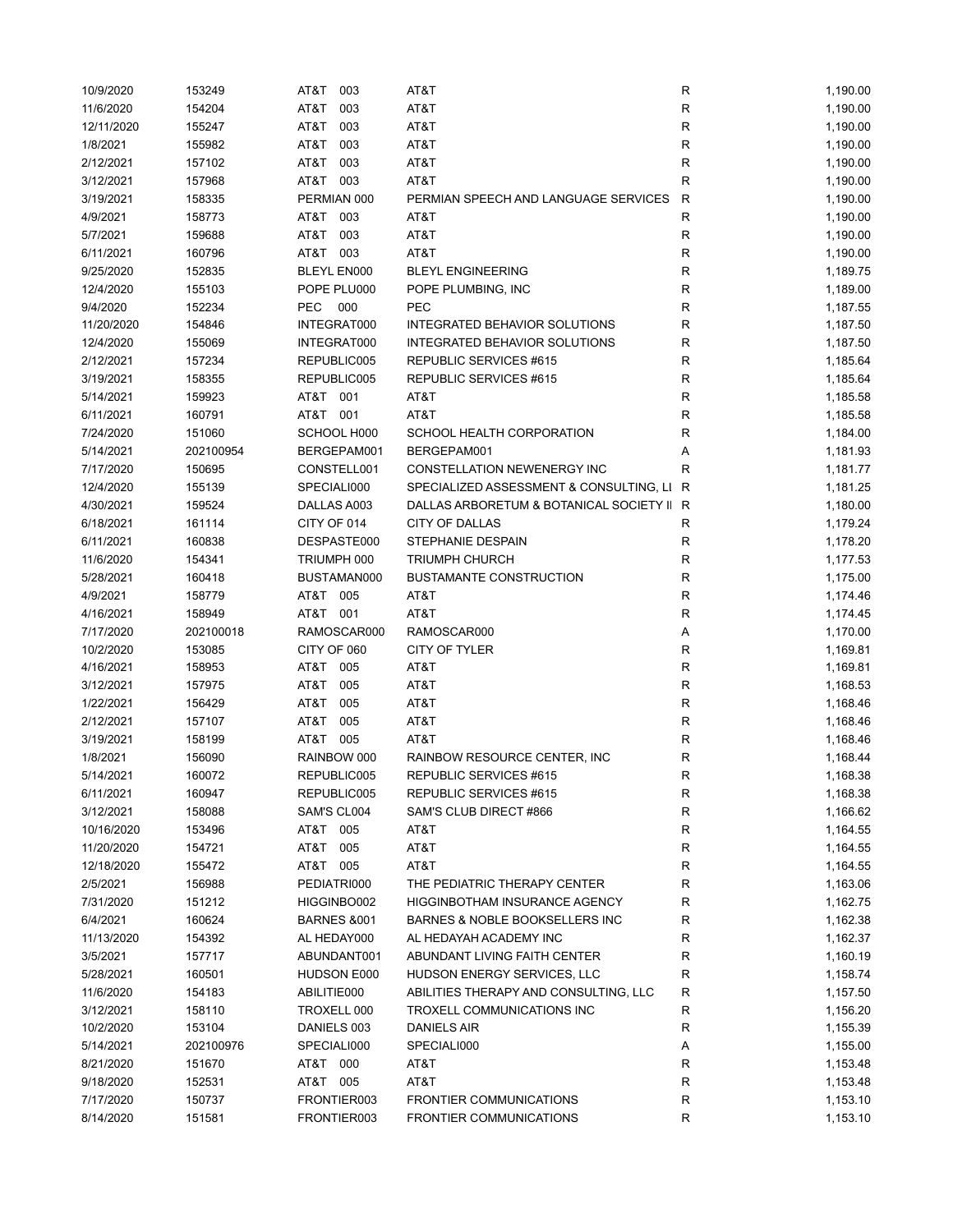| | | | | | |
|---|---|---|---|---|---|
| 10/9/2020 | 153249 | AT&T 003 | AT&T | R | 1,190.00 |
| 11/6/2020 | 154204 | AT&T 003 | AT&T | R | 1,190.00 |
| 12/11/2020 | 155247 | AT&T 003 | AT&T | R | 1,190.00 |
| 1/8/2021 | 155982 | AT&T 003 | AT&T | R | 1,190.00 |
| 2/12/2021 | 157102 | AT&T 003 | AT&T | R | 1,190.00 |
| 3/12/2021 | 157968 | AT&T 003 | AT&T | R | 1,190.00 |
| 3/19/2021 | 158335 | PERMIAN 000 | PERMIAN SPEECH AND LANGUAGE SERVICES | R | 1,190.00 |
| 4/9/2021 | 158773 | AT&T 003 | AT&T | R | 1,190.00 |
| 5/7/2021 | 159688 | AT&T 003 | AT&T | R | 1,190.00 |
| 6/11/2021 | 160796 | AT&T 003 | AT&T | R | 1,190.00 |
| 9/25/2020 | 152835 | BLEYL EN000 | BLEYL ENGINEERING | R | 1,189.75 |
| 12/4/2020 | 155103 | POPE PLU000 | POPE PLUMBING, INC | R | 1,189.00 |
| 9/4/2020 | 152234 | PEC 000 | PEC | R | 1,187.55 |
| 11/20/2020 | 154846 | INTEGRAT000 | INTEGRATED BEHAVIOR SOLUTIONS | R | 1,187.50 |
| 12/4/2020 | 155069 | INTEGRAT000 | INTEGRATED BEHAVIOR SOLUTIONS | R | 1,187.50 |
| 2/12/2021 | 157234 | REPUBLIC005 | REPUBLIC SERVICES #615 | R | 1,185.64 |
| 3/19/2021 | 158355 | REPUBLIC005 | REPUBLIC SERVICES #615 | R | 1,185.64 |
| 5/14/2021 | 159923 | AT&T 001 | AT&T | R | 1,185.58 |
| 6/11/2021 | 160791 | AT&T 001 | AT&T | R | 1,185.58 |
| 7/24/2020 | 151060 | SCHOOL H000 | SCHOOL HEALTH CORPORATION | R | 1,184.00 |
| 5/14/2021 | 202100954 | BERGEPAM001 | BERGEPAM001 | A | 1,181.93 |
| 7/17/2020 | 150695 | CONSTELL001 | CONSTELLATION NEWENERGY INC | R | 1,181.77 |
| 12/4/2020 | 155139 | SPECIALI000 | SPECIALIZED ASSESSMENT & CONSULTING, LI | R | 1,181.25 |
| 4/30/2021 | 159524 | DALLAS A003 | DALLAS ARBORETUM & BOTANICAL SOCIETY II | R | 1,180.00 |
| 6/18/2021 | 161114 | CITY OF 014 | CITY OF DALLAS | R | 1,179.24 |
| 6/11/2021 | 160838 | DESPASTE000 | STEPHANIE DESPAIN | R | 1,178.20 |
| 11/6/2020 | 154341 | TRIUMPH 000 | TRIUMPH CHURCH | R | 1,177.53 |
| 5/28/2021 | 160418 | BUSTAMAN000 | BUSTAMANTE CONSTRUCTION | R | 1,175.00 |
| 4/9/2021 | 158779 | AT&T 005 | AT&T | R | 1,174.46 |
| 4/16/2021 | 158949 | AT&T 001 | AT&T | R | 1,174.45 |
| 7/17/2020 | 202100018 | RAMOSCAR000 | RAMOSCAR000 | A | 1,170.00 |
| 10/2/2020 | 153085 | CITY OF 060 | CITY OF TYLER | R | 1,169.81 |
| 4/16/2021 | 158953 | AT&T 005 | AT&T | R | 1,169.81 |
| 3/12/2021 | 157975 | AT&T 005 | AT&T | R | 1,168.53 |
| 1/22/2021 | 156429 | AT&T 005 | AT&T | R | 1,168.46 |
| 2/12/2021 | 157107 | AT&T 005 | AT&T | R | 1,168.46 |
| 3/19/2021 | 158199 | AT&T 005 | AT&T | R | 1,168.46 |
| 1/8/2021 | 156090 | RAINBOW 000 | RAINBOW RESOURCE CENTER, INC | R | 1,168.44 |
| 5/14/2021 | 160072 | REPUBLIC005 | REPUBLIC SERVICES #615 | R | 1,168.38 |
| 6/11/2021 | 160947 | REPUBLIC005 | REPUBLIC SERVICES #615 | R | 1,168.38 |
| 3/12/2021 | 158088 | SAM'S CL004 | SAM'S CLUB DIRECT #866 | R | 1,166.62 |
| 10/16/2020 | 153496 | AT&T 005 | AT&T | R | 1,164.55 |
| 11/20/2020 | 154721 | AT&T 005 | AT&T | R | 1,164.55 |
| 12/18/2020 | 155472 | AT&T 005 | AT&T | R | 1,164.55 |
| 2/5/2021 | 156988 | PEDIATRI000 | THE PEDIATRIC THERAPY CENTER | R | 1,163.06 |
| 7/31/2020 | 151212 | HIGGINBO002 | HIGGINBOTHAM INSURANCE AGENCY | R | 1,162.75 |
| 6/4/2021 | 160624 | BARNES &001 | BARNES & NOBLE BOOKSELLERS INC | R | 1,162.38 |
| 11/13/2020 | 154392 | AL HEDAY000 | AL HEDAYAH ACADEMY INC | R | 1,162.37 |
| 3/5/2021 | 157717 | ABUNDANT001 | ABUNDANT LIVING FAITH CENTER | R | 1,160.19 |
| 5/28/2021 | 160501 | HUDSON E000 | HUDSON ENERGY SERVICES, LLC | R | 1,158.74 |
| 11/6/2020 | 154183 | ABILITIE000 | ABILITIES THERAPY AND CONSULTING, LLC | R | 1,157.50 |
| 3/12/2021 | 158110 | TROXELL 000 | TROXELL COMMUNICATIONS INC | R | 1,156.20 |
| 10/2/2020 | 153104 | DANIELS 003 | DANIELS AIR | R | 1,155.39 |
| 5/14/2021 | 202100976 | SPECIALI000 | SPECIALI000 | A | 1,155.00 |
| 8/21/2020 | 151670 | AT&T 000 | AT&T | R | 1,153.48 |
| 9/18/2020 | 152531 | AT&T 005 | AT&T | R | 1,153.48 |
| 7/17/2020 | 150737 | FRONTIER003 | FRONTIER COMMUNICATIONS | R | 1,153.10 |
| 8/14/2020 | 151581 | FRONTIER003 | FRONTIER COMMUNICATIONS | R | 1,153.10 |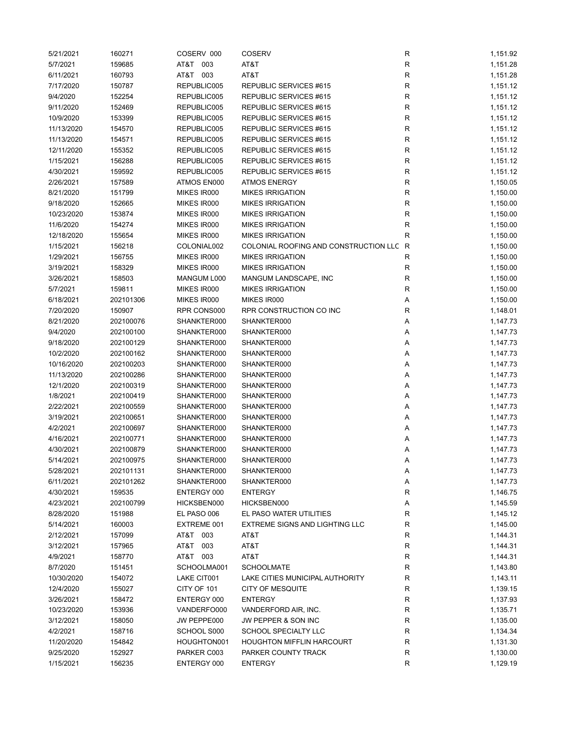| | | | | | |
|---|---|---|---|---|---|
| 5/21/2021 | 160271 | COSERV 000 | COSERV | R | 1,151.92 |
| 5/7/2021 | 159685 | AT&T 003 | AT&T | R | 1,151.28 |
| 6/11/2021 | 160793 | AT&T 003 | AT&T | R | 1,151.28 |
| 7/17/2020 | 150787 | REPUBLIC005 | REPUBLIC SERVICES #615 | R | 1,151.12 |
| 9/4/2020 | 152254 | REPUBLIC005 | REPUBLIC SERVICES #615 | R | 1,151.12 |
| 9/11/2020 | 152469 | REPUBLIC005 | REPUBLIC SERVICES #615 | R | 1,151.12 |
| 10/9/2020 | 153399 | REPUBLIC005 | REPUBLIC SERVICES #615 | R | 1,151.12 |
| 11/13/2020 | 154570 | REPUBLIC005 | REPUBLIC SERVICES #615 | R | 1,151.12 |
| 11/13/2020 | 154571 | REPUBLIC005 | REPUBLIC SERVICES #615 | R | 1,151.12 |
| 12/11/2020 | 155352 | REPUBLIC005 | REPUBLIC SERVICES #615 | R | 1,151.12 |
| 1/15/2021 | 156288 | REPUBLIC005 | REPUBLIC SERVICES #615 | R | 1,151.12 |
| 4/30/2021 | 159592 | REPUBLIC005 | REPUBLIC SERVICES #615 | R | 1,151.12 |
| 2/26/2021 | 157589 | ATMOS EN000 | ATMOS ENERGY | R | 1,150.05 |
| 8/21/2020 | 151799 | MIKES IR000 | MIKES IRRIGATION | R | 1,150.00 |
| 9/18/2020 | 152665 | MIKES IR000 | MIKES IRRIGATION | R | 1,150.00 |
| 10/23/2020 | 153874 | MIKES IR000 | MIKES IRRIGATION | R | 1,150.00 |
| 11/6/2020 | 154274 | MIKES IR000 | MIKES IRRIGATION | R | 1,150.00 |
| 12/18/2020 | 155654 | MIKES IR000 | MIKES IRRIGATION | R | 1,150.00 |
| 1/15/2021 | 156218 | COLONIAL002 | COLONIAL ROOFING AND CONSTRUCTION LLC | R | 1,150.00 |
| 1/29/2021 | 156755 | MIKES IR000 | MIKES IRRIGATION | R | 1,150.00 |
| 3/19/2021 | 158329 | MIKES IR000 | MIKES IRRIGATION | R | 1,150.00 |
| 3/26/2021 | 158503 | MANGUM L000 | MANGUM LANDSCAPE, INC | R | 1,150.00 |
| 5/7/2021 | 159811 | MIKES IR000 | MIKES IRRIGATION | R | 1,150.00 |
| 6/18/2021 | 202101306 | MIKES IR000 | MIKES IR000 | A | 1,150.00 |
| 7/20/2020 | 150907 | RPR CONS000 | RPR CONSTRUCTION CO INC | R | 1,148.01 |
| 8/21/2020 | 202100076 | SHANKTER000 | SHANKTER000 | A | 1,147.73 |
| 9/4/2020 | 202100100 | SHANKTER000 | SHANKTER000 | A | 1,147.73 |
| 9/18/2020 | 202100129 | SHANKTER000 | SHANKTER000 | A | 1,147.73 |
| 10/2/2020 | 202100162 | SHANKTER000 | SHANKTER000 | A | 1,147.73 |
| 10/16/2020 | 202100203 | SHANKTER000 | SHANKTER000 | A | 1,147.73 |
| 11/13/2020 | 202100286 | SHANKTER000 | SHANKTER000 | A | 1,147.73 |
| 12/1/2020 | 202100319 | SHANKTER000 | SHANKTER000 | A | 1,147.73 |
| 1/8/2021 | 202100419 | SHANKTER000 | SHANKTER000 | A | 1,147.73 |
| 2/22/2021 | 202100559 | SHANKTER000 | SHANKTER000 | A | 1,147.73 |
| 3/19/2021 | 202100651 | SHANKTER000 | SHANKTER000 | A | 1,147.73 |
| 4/2/2021 | 202100697 | SHANKTER000 | SHANKTER000 | A | 1,147.73 |
| 4/16/2021 | 202100771 | SHANKTER000 | SHANKTER000 | A | 1,147.73 |
| 4/30/2021 | 202100879 | SHANKTER000 | SHANKTER000 | A | 1,147.73 |
| 5/14/2021 | 202100975 | SHANKTER000 | SHANKTER000 | A | 1,147.73 |
| 5/28/2021 | 202101131 | SHANKTER000 | SHANKTER000 | A | 1,147.73 |
| 6/11/2021 | 202101262 | SHANKTER000 | SHANKTER000 | A | 1,147.73 |
| 4/30/2021 | 159535 | ENTERGY 000 | ENTERGY | R | 1,146.75 |
| 4/23/2021 | 202100799 | HICKSBEN000 | HICKSBEN000 | A | 1,145.59 |
| 8/28/2020 | 151988 | EL PASO 006 | EL PASO WATER UTILITIES | R | 1,145.12 |
| 5/14/2021 | 160003 | EXTREME 001 | EXTREME SIGNS AND LIGHTING LLC | R | 1,145.00 |
| 2/12/2021 | 157099 | AT&T 003 | AT&T | R | 1,144.31 |
| 3/12/2021 | 157965 | AT&T 003 | AT&T | R | 1,144.31 |
| 4/9/2021 | 158770 | AT&T 003 | AT&T | R | 1,144.31 |
| 8/7/2020 | 151451 | SCHOOLMA001 | SCHOOLMATE | R | 1,143.80 |
| 10/30/2020 | 154072 | LAKE CIT001 | LAKE CITIES MUNICIPAL AUTHORITY | R | 1,143.11 |
| 12/4/2020 | 155027 | CITY OF 101 | CITY OF MESQUITE | R | 1,139.15 |
| 3/26/2021 | 158472 | ENTERGY 000 | ENTERGY | R | 1,137.93 |
| 10/23/2020 | 153936 | VANDERFO000 | VANDERFORD AIR, INC. | R | 1,135.71 |
| 3/12/2021 | 158050 | JW PEPPE000 | JW PEPPER & SON INC | R | 1,135.00 |
| 4/2/2021 | 158716 | SCHOOL S000 | SCHOOL SPECIALTY LLC | R | 1,134.34 |
| 11/20/2020 | 154842 | HOUGHTON001 | HOUGHTON MIFFLIN HARCOURT | R | 1,131.30 |
| 9/25/2020 | 152927 | PARKER C003 | PARKER COUNTY TRACK | R | 1,130.00 |
| 1/15/2021 | 156235 | ENTERGY 000 | ENTERGY | R | 1,129.19 |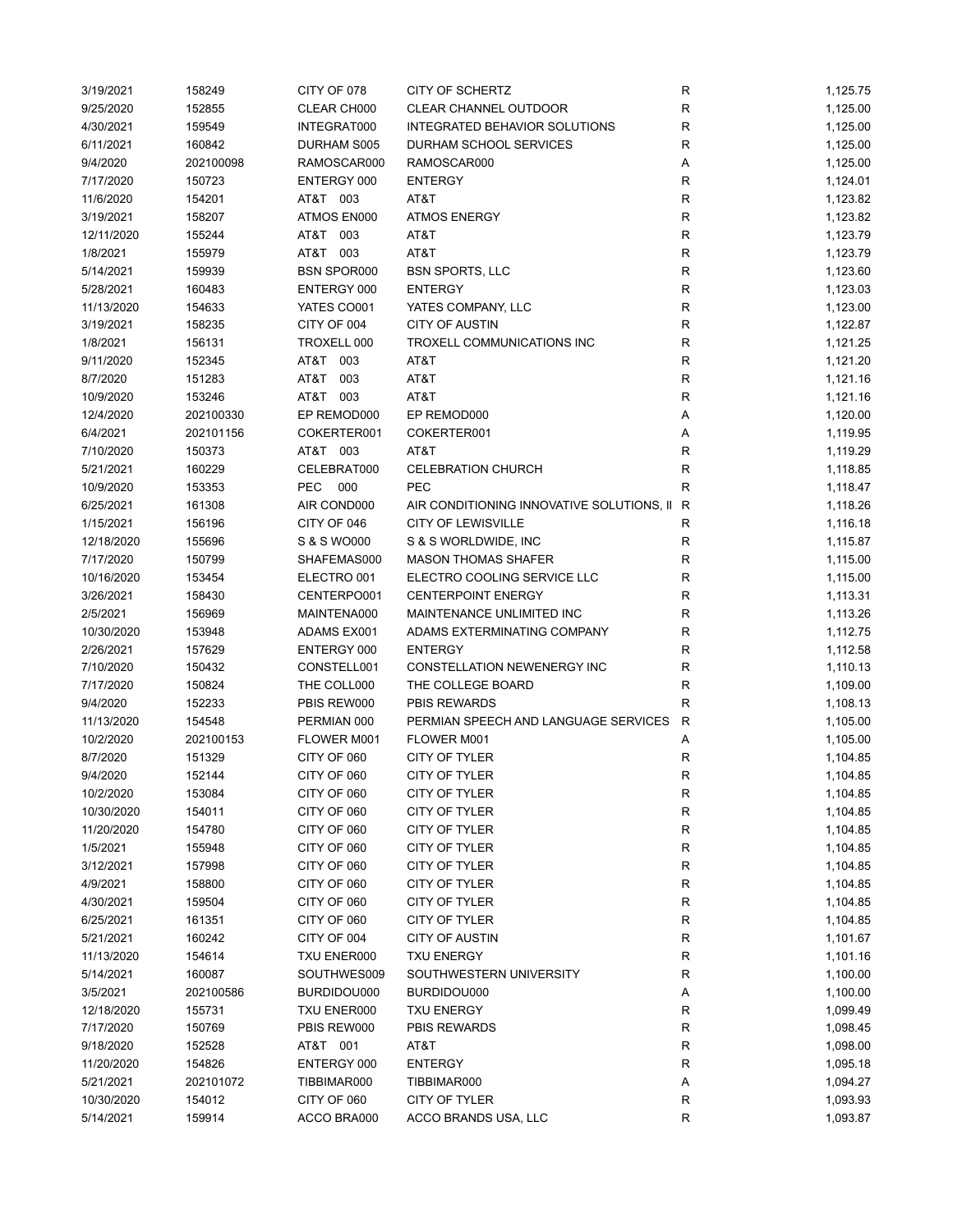| | | | | | |
|---|---|---|---|---|---|
| 3/19/2021 | 158249 | CITY OF 078 | CITY OF SCHERTZ | R | 1,125.75 |
| 9/25/2020 | 152855 | CLEAR CH000 | CLEAR CHANNEL OUTDOOR | R | 1,125.00 |
| 4/30/2021 | 159549 | INTEGRAT000 | INTEGRATED BEHAVIOR SOLUTIONS | R | 1,125.00 |
| 6/11/2021 | 160842 | DURHAM S005 | DURHAM SCHOOL SERVICES | R | 1,125.00 |
| 9/4/2020 | 202100098 | RAMOSCAR000 | RAMOSCAR000 | A | 1,125.00 |
| 7/17/2020 | 150723 | ENTERGY 000 | ENTERGY | R | 1,124.01 |
| 11/6/2020 | 154201 | AT&T 003 | AT&T | R | 1,123.82 |
| 3/19/2021 | 158207 | ATMOS EN000 | ATMOS ENERGY | R | 1,123.82 |
| 12/11/2020 | 155244 | AT&T 003 | AT&T | R | 1,123.79 |
| 1/8/2021 | 155979 | AT&T 003 | AT&T | R | 1,123.79 |
| 5/14/2021 | 159939 | BSN SPOR000 | BSN SPORTS, LLC | R | 1,123.60 |
| 5/28/2021 | 160483 | ENTERGY 000 | ENTERGY | R | 1,123.03 |
| 11/13/2020 | 154633 | YATES CO001 | YATES COMPANY, LLC | R | 1,123.00 |
| 3/19/2021 | 158235 | CITY OF 004 | CITY OF AUSTIN | R | 1,122.87 |
| 1/8/2021 | 156131 | TROXELL 000 | TROXELL COMMUNICATIONS INC | R | 1,121.25 |
| 9/11/2020 | 152345 | AT&T 003 | AT&T | R | 1,121.20 |
| 8/7/2020 | 151283 | AT&T 003 | AT&T | R | 1,121.16 |
| 10/9/2020 | 153246 | AT&T 003 | AT&T | R | 1,121.16 |
| 12/4/2020 | 202100330 | EP REMOD000 | EP REMOD000 | A | 1,120.00 |
| 6/4/2021 | 202101156 | COKERTER001 | COKERTER001 | A | 1,119.95 |
| 7/10/2020 | 150373 | AT&T 003 | AT&T | R | 1,119.29 |
| 5/21/2021 | 160229 | CELEBRAT000 | CELEBRATION CHURCH | R | 1,118.85 |
| 10/9/2020 | 153353 | PEC 000 | PEC | R | 1,118.47 |
| 6/25/2021 | 161308 | AIR COND000 | AIR CONDITIONING INNOVATIVE SOLUTIONS, II | R | 1,118.26 |
| 1/15/2021 | 156196 | CITY OF 046 | CITY OF LEWISVILLE | R | 1,116.18 |
| 12/18/2020 | 155696 | S & S WO000 | S & S WORLDWIDE, INC | R | 1,115.87 |
| 7/17/2020 | 150799 | SHAFEMAS000 | MASON THOMAS SHAFER | R | 1,115.00 |
| 10/16/2020 | 153454 | ELECTRO 001 | ELECTRO COOLING SERVICE LLC | R | 1,115.00 |
| 3/26/2021 | 158430 | CENTERPO001 | CENTERPOINT ENERGY | R | 1,113.31 |
| 2/5/2021 | 156969 | MAINTENA000 | MAINTENANCE UNLIMITED INC | R | 1,113.26 |
| 10/30/2020 | 153948 | ADAMS EX001 | ADAMS EXTERMINATING COMPANY | R | 1,112.75 |
| 2/26/2021 | 157629 | ENTERGY 000 | ENTERGY | R | 1,112.58 |
| 7/10/2020 | 150432 | CONSTELL001 | CONSTELLATION NEWENERGY INC | R | 1,110.13 |
| 7/17/2020 | 150824 | THE COLL000 | THE COLLEGE BOARD | R | 1,109.00 |
| 9/4/2020 | 152233 | PBIS REW000 | PBIS REWARDS | R | 1,108.13 |
| 11/13/2020 | 154548 | PERMIAN 000 | PERMIAN SPEECH AND LANGUAGE SERVICES | R | 1,105.00 |
| 10/2/2020 | 202100153 | FLOWER M001 | FLOWER M001 | A | 1,105.00 |
| 8/7/2020 | 151329 | CITY OF 060 | CITY OF TYLER | R | 1,104.85 |
| 9/4/2020 | 152144 | CITY OF 060 | CITY OF TYLER | R | 1,104.85 |
| 10/2/2020 | 153084 | CITY OF 060 | CITY OF TYLER | R | 1,104.85 |
| 10/30/2020 | 154011 | CITY OF 060 | CITY OF TYLER | R | 1,104.85 |
| 11/20/2020 | 154780 | CITY OF 060 | CITY OF TYLER | R | 1,104.85 |
| 1/5/2021 | 155948 | CITY OF 060 | CITY OF TYLER | R | 1,104.85 |
| 3/12/2021 | 157998 | CITY OF 060 | CITY OF TYLER | R | 1,104.85 |
| 4/9/2021 | 158800 | CITY OF 060 | CITY OF TYLER | R | 1,104.85 |
| 4/30/2021 | 159504 | CITY OF 060 | CITY OF TYLER | R | 1,104.85 |
| 6/25/2021 | 161351 | CITY OF 060 | CITY OF TYLER | R | 1,104.85 |
| 5/21/2021 | 160242 | CITY OF 004 | CITY OF AUSTIN | R | 1,101.67 |
| 11/13/2020 | 154614 | TXU ENER000 | TXU ENERGY | R | 1,101.16 |
| 5/14/2021 | 160087 | SOUTHWES009 | SOUTHWESTERN UNIVERSITY | R | 1,100.00 |
| 3/5/2021 | 202100586 | BURDIDOU000 | BURDIDOU000 | A | 1,100.00 |
| 12/18/2020 | 155731 | TXU ENER000 | TXU ENERGY | R | 1,099.49 |
| 7/17/2020 | 150769 | PBIS REW000 | PBIS REWARDS | R | 1,098.45 |
| 9/18/2020 | 152528 | AT&T 001 | AT&T | R | 1,098.00 |
| 11/20/2020 | 154826 | ENTERGY 000 | ENTERGY | R | 1,095.18 |
| 5/21/2021 | 202101072 | TIBBIMAR000 | TIBBIMAR000 | A | 1,094.27 |
| 10/30/2020 | 154012 | CITY OF 060 | CITY OF TYLER | R | 1,093.93 |
| 5/14/2021 | 159914 | ACCO BRA000 | ACCO BRANDS USA, LLC | R | 1,093.87 |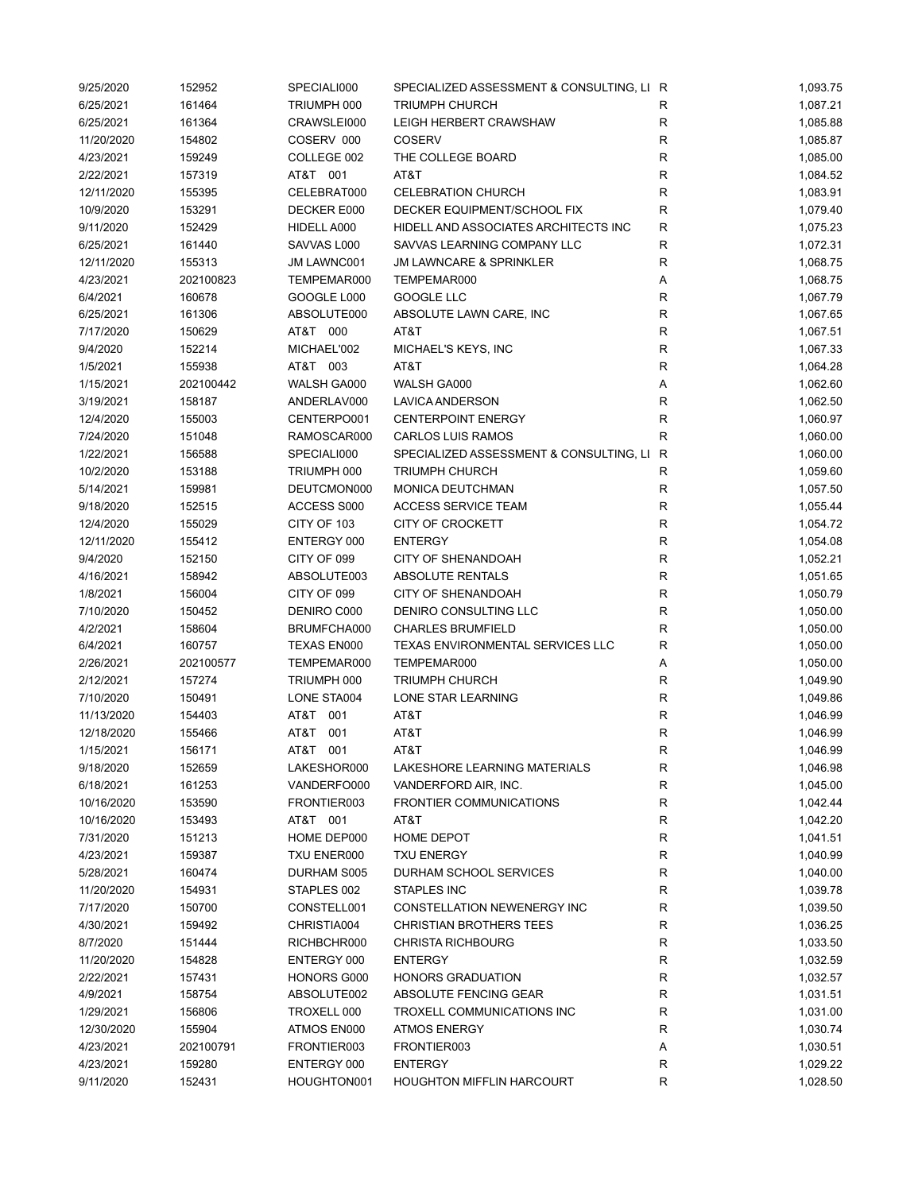| | | | | | |
|---|---|---|---|---|---|
| 9/25/2020 | 152952 | SPECIALI000 | SPECIALIZED ASSESSMENT & CONSULTING, LI | R | 1,093.75 |
| 6/25/2021 | 161464 | TRIUMPH 000 | TRIUMPH CHURCH | R | 1,087.21 |
| 6/25/2021 | 161364 | CRAWSLEI000 | LEIGH HERBERT CRAWSHAW | R | 1,085.88 |
| 11/20/2020 | 154802 | COSERV 000 | COSERV | R | 1,085.87 |
| 4/23/2021 | 159249 | COLLEGE 002 | THE COLLEGE BOARD | R | 1,085.00 |
| 2/22/2021 | 157319 | AT&T 001 | AT&T | R | 1,084.52 |
| 12/11/2020 | 155395 | CELEBRAT000 | CELEBRATION CHURCH | R | 1,083.91 |
| 10/9/2020 | 153291 | DECKER E000 | DECKER EQUIPMENT/SCHOOL FIX | R | 1,079.40 |
| 9/11/2020 | 152429 | HIDELL A000 | HIDELL AND ASSOCIATES ARCHITECTS INC | R | 1,075.23 |
| 6/25/2021 | 161440 | SAVVAS L000 | SAVVAS LEARNING COMPANY LLC | R | 1,072.31 |
| 12/11/2020 | 155313 | JM LAWNC001 | JM LAWNCARE & SPRINKLER | R | 1,068.75 |
| 4/23/2021 | 202100823 | TEMPEMAR000 | TEMPEMAR000 | A | 1,068.75 |
| 6/4/2021 | 160678 | GOOGLE L000 | GOOGLE LLC | R | 1,067.79 |
| 6/25/2021 | 161306 | ABSOLUTE000 | ABSOLUTE LAWN CARE, INC | R | 1,067.65 |
| 7/17/2020 | 150629 | AT&T 000 | AT&T | R | 1,067.51 |
| 9/4/2020 | 152214 | MICHAEL'002 | MICHAEL'S KEYS, INC | R | 1,067.33 |
| 1/5/2021 | 155938 | AT&T 003 | AT&T | R | 1,064.28 |
| 1/15/2021 | 202100442 | WALSH GA000 | WALSH GA000 | A | 1,062.60 |
| 3/19/2021 | 158187 | ANDERLAV000 | LAVICA ANDERSON | R | 1,062.50 |
| 12/4/2020 | 155003 | CENTERPO001 | CENTERPOINT ENERGY | R | 1,060.97 |
| 7/24/2020 | 151048 | RAMOSCAR000 | CARLOS LUIS RAMOS | R | 1,060.00 |
| 1/22/2021 | 156588 | SPECIALI000 | SPECIALIZED ASSESSMENT & CONSULTING, LI | R | 1,060.00 |
| 10/2/2020 | 153188 | TRIUMPH 000 | TRIUMPH CHURCH | R | 1,059.60 |
| 5/14/2021 | 159981 | DEUTCMON000 | MONICA DEUTCHMAN | R | 1,057.50 |
| 9/18/2020 | 152515 | ACCESS S000 | ACCESS SERVICE TEAM | R | 1,055.44 |
| 12/4/2020 | 155029 | CITY OF 103 | CITY OF CROCKETT | R | 1,054.72 |
| 12/11/2020 | 155412 | ENTERGY 000 | ENTERGY | R | 1,054.08 |
| 9/4/2020 | 152150 | CITY OF 099 | CITY OF SHENANDOAH | R | 1,052.21 |
| 4/16/2021 | 158942 | ABSOLUTE003 | ABSOLUTE RENTALS | R | 1,051.65 |
| 1/8/2021 | 156004 | CITY OF 099 | CITY OF SHENANDOAH | R | 1,050.79 |
| 7/10/2020 | 150452 | DENIRO C000 | DENIRO CONSULTING LLC | R | 1,050.00 |
| 4/2/2021 | 158604 | BRUMFCHA000 | CHARLES BRUMFIELD | R | 1,050.00 |
| 6/4/2021 | 160757 | TEXAS EN000 | TEXAS ENVIRONMENTAL SERVICES LLC | R | 1,050.00 |
| 2/26/2021 | 202100577 | TEMPEMAR000 | TEMPEMAR000 | A | 1,050.00 |
| 2/12/2021 | 157274 | TRIUMPH 000 | TRIUMPH CHURCH | R | 1,049.90 |
| 7/10/2020 | 150491 | LONE STA004 | LONE STAR LEARNING | R | 1,049.86 |
| 11/13/2020 | 154403 | AT&T 001 | AT&T | R | 1,046.99 |
| 12/18/2020 | 155466 | AT&T 001 | AT&T | R | 1,046.99 |
| 1/15/2021 | 156171 | AT&T 001 | AT&T | R | 1,046.99 |
| 9/18/2020 | 152659 | LAKESHOR000 | LAKESHORE LEARNING MATERIALS | R | 1,046.98 |
| 6/18/2021 | 161253 | VANDERFO000 | VANDERFORD AIR, INC. | R | 1,045.00 |
| 10/16/2020 | 153590 | FRONTIER003 | FRONTIER COMMUNICATIONS | R | 1,042.44 |
| 10/16/2020 | 153493 | AT&T 001 | AT&T | R | 1,042.20 |
| 7/31/2020 | 151213 | HOME DEP000 | HOME DEPOT | R | 1,041.51 |
| 4/23/2021 | 159387 | TXU ENER000 | TXU ENERGY | R | 1,040.99 |
| 5/28/2021 | 160474 | DURHAM S005 | DURHAM SCHOOL SERVICES | R | 1,040.00 |
| 11/20/2020 | 154931 | STAPLES 002 | STAPLES INC | R | 1,039.78 |
| 7/17/2020 | 150700 | CONSTELL001 | CONSTELLATION NEWENERGY INC | R | 1,039.50 |
| 4/30/2021 | 159492 | CHRISTIA004 | CHRISTIAN BROTHERS TEES | R | 1,036.25 |
| 8/7/2020 | 151444 | RICHBCHR000 | CHRISTA RICHBOURG | R | 1,033.50 |
| 11/20/2020 | 154828 | ENTERGY 000 | ENTERGY | R | 1,032.59 |
| 2/22/2021 | 157431 | HONORS G000 | HONORS GRADUATION | R | 1,032.57 |
| 4/9/2021 | 158754 | ABSOLUTE002 | ABSOLUTE FENCING GEAR | R | 1,031.51 |
| 1/29/2021 | 156806 | TROXELL 000 | TROXELL COMMUNICATIONS INC | R | 1,031.00 |
| 12/30/2020 | 155904 | ATMOS EN000 | ATMOS ENERGY | R | 1,030.74 |
| 4/23/2021 | 202100791 | FRONTIER003 | FRONTIER003 | A | 1,030.51 |
| 4/23/2021 | 159280 | ENTERGY 000 | ENTERGY | R | 1,029.22 |
| 9/11/2020 | 152431 | HOUGHTON001 | HOUGHTON MIFFLIN HARCOURT | R | 1,028.50 |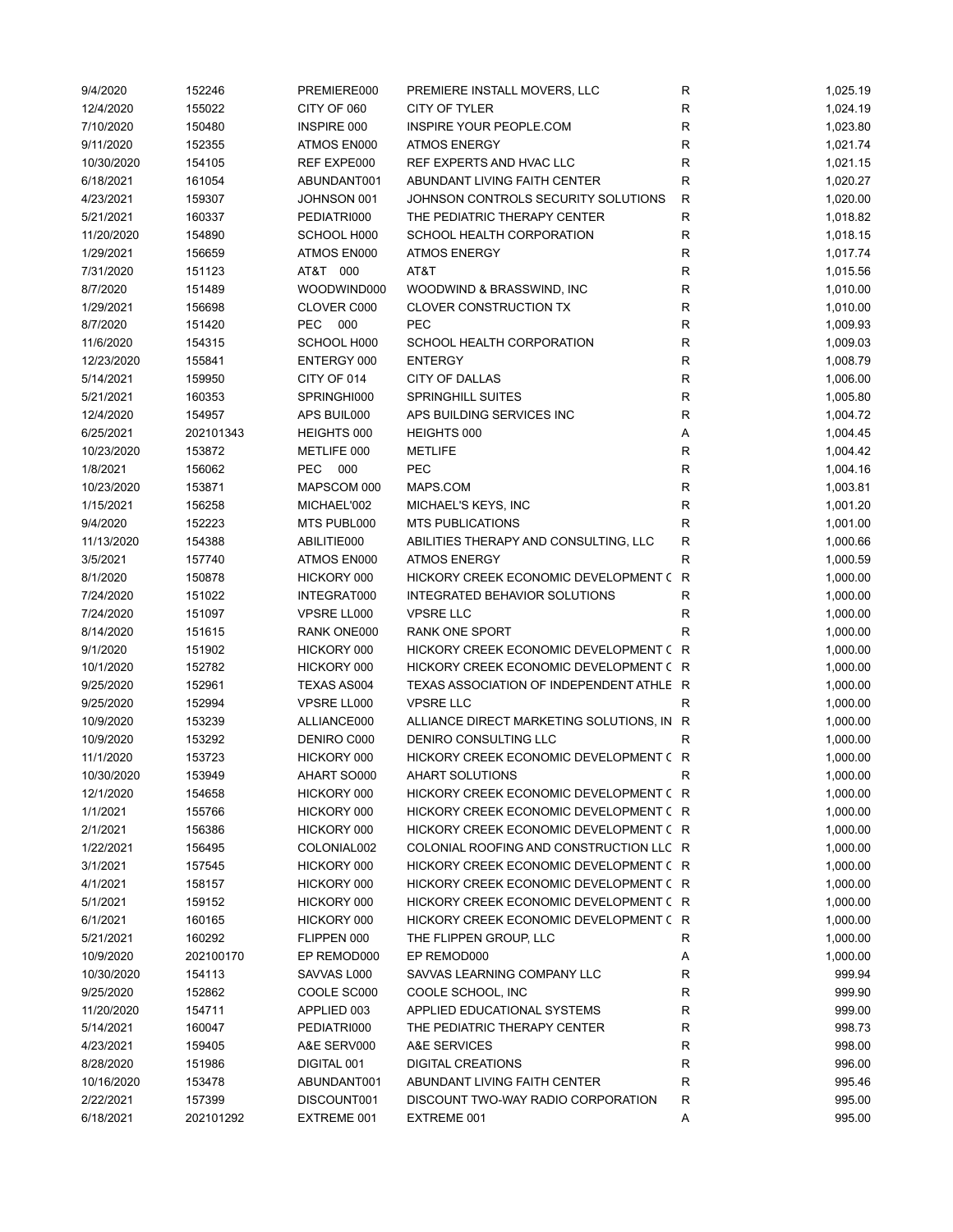| | | | | | |
|---|---|---|---|---|---|
| 9/4/2020 | 152246 | PREMIERE000 | PREMIERE INSTALL MOVERS, LLC | R | 1,025.19 |
| 12/4/2020 | 155022 | CITY OF 060 | CITY OF TYLER | R | 1,024.19 |
| 7/10/2020 | 150480 | INSPIRE 000 | INSPIRE YOUR PEOPLE.COM | R | 1,023.80 |
| 9/11/2020 | 152355 | ATMOS EN000 | ATMOS ENERGY | R | 1,021.74 |
| 10/30/2020 | 154105 | REF EXPE000 | REF EXPERTS AND HVAC LLC | R | 1,021.15 |
| 6/18/2021 | 161054 | ABUNDANT001 | ABUNDANT LIVING FAITH CENTER | R | 1,020.27 |
| 4/23/2021 | 159307 | JOHNSON 001 | JOHNSON CONTROLS SECURITY SOLUTIONS | R | 1,020.00 |
| 5/21/2021 | 160337 | PEDIATRI000 | THE PEDIATRIC THERAPY CENTER | R | 1,018.82 |
| 11/20/2020 | 154890 | SCHOOL H000 | SCHOOL HEALTH CORPORATION | R | 1,018.15 |
| 1/29/2021 | 156659 | ATMOS EN000 | ATMOS ENERGY | R | 1,017.74 |
| 7/31/2020 | 151123 | AT&T 000 | AT&T | R | 1,015.56 |
| 8/7/2020 | 151489 | WOODWIND000 | WOODWIND & BRASSWIND, INC | R | 1,010.00 |
| 1/29/2021 | 156698 | CLOVER C000 | CLOVER CONSTRUCTION TX | R | 1,010.00 |
| 8/7/2020 | 151420 | PEC 000 | PEC | R | 1,009.93 |
| 11/6/2020 | 154315 | SCHOOL H000 | SCHOOL HEALTH CORPORATION | R | 1,009.03 |
| 12/23/2020 | 155841 | ENTERGY 000 | ENTERGY | R | 1,008.79 |
| 5/14/2021 | 159950 | CITY OF 014 | CITY OF DALLAS | R | 1,006.00 |
| 5/21/2021 | 160353 | SPRINGHI000 | SPRINGHILL SUITES | R | 1,005.80 |
| 12/4/2020 | 154957 | APS BUIL000 | APS BUILDING SERVICES INC | R | 1,004.72 |
| 6/25/2021 | 202101343 | HEIGHTS 000 | HEIGHTS 000 | A | 1,004.45 |
| 10/23/2020 | 153872 | METLIFE 000 | METLIFE | R | 1,004.42 |
| 1/8/2021 | 156062 | PEC 000 | PEC | R | 1,004.16 |
| 10/23/2020 | 153871 | MAPSCOM 000 | MAPS.COM | R | 1,003.81 |
| 1/15/2021 | 156258 | MICHAEL'002 | MICHAEL'S KEYS, INC | R | 1,001.20 |
| 9/4/2020 | 152223 | MTS PUBL000 | MTS PUBLICATIONS | R | 1,001.00 |
| 11/13/2020 | 154388 | ABILITIE000 | ABILITIES THERAPY AND CONSULTING, LLC | R | 1,000.66 |
| 3/5/2021 | 157740 | ATMOS EN000 | ATMOS ENERGY | R | 1,000.59 |
| 8/1/2020 | 150878 | HICKORY 000 | HICKORY CREEK ECONOMIC DEVELOPMENT C | R | 1,000.00 |
| 7/24/2020 | 151022 | INTEGRAT000 | INTEGRATED BEHAVIOR SOLUTIONS | R | 1,000.00 |
| 7/24/2020 | 151097 | VPSRE LL000 | VPSRE LLC | R | 1,000.00 |
| 8/14/2020 | 151615 | RANK ONE000 | RANK ONE SPORT | R | 1,000.00 |
| 9/1/2020 | 151902 | HICKORY 000 | HICKORY CREEK ECONOMIC DEVELOPMENT C | R | 1,000.00 |
| 10/1/2020 | 152782 | HICKORY 000 | HICKORY CREEK ECONOMIC DEVELOPMENT C | R | 1,000.00 |
| 9/25/2020 | 152961 | TEXAS AS004 | TEXAS ASSOCIATION OF INDEPENDENT ATHLE | R | 1,000.00 |
| 9/25/2020 | 152994 | VPSRE LL000 | VPSRE LLC | R | 1,000.00 |
| 10/9/2020 | 153239 | ALLIANCE000 | ALLIANCE DIRECT MARKETING SOLUTIONS, IN | R | 1,000.00 |
| 10/9/2020 | 153292 | DENIRO C000 | DENIRO CONSULTING LLC | R | 1,000.00 |
| 11/1/2020 | 153723 | HICKORY 000 | HICKORY CREEK ECONOMIC DEVELOPMENT C | R | 1,000.00 |
| 10/30/2020 | 153949 | AHART SO000 | AHART SOLUTIONS | R | 1,000.00 |
| 12/1/2020 | 154658 | HICKORY 000 | HICKORY CREEK ECONOMIC DEVELOPMENT C | R | 1,000.00 |
| 1/1/2021 | 155766 | HICKORY 000 | HICKORY CREEK ECONOMIC DEVELOPMENT C | R | 1,000.00 |
| 2/1/2021 | 156386 | HICKORY 000 | HICKORY CREEK ECONOMIC DEVELOPMENT C | R | 1,000.00 |
| 1/22/2021 | 156495 | COLONIAL002 | COLONIAL ROOFING AND CONSTRUCTION LLC | R | 1,000.00 |
| 3/1/2021 | 157545 | HICKORY 000 | HICKORY CREEK ECONOMIC DEVELOPMENT C | R | 1,000.00 |
| 4/1/2021 | 158157 | HICKORY 000 | HICKORY CREEK ECONOMIC DEVELOPMENT C | R | 1,000.00 |
| 5/1/2021 | 159152 | HICKORY 000 | HICKORY CREEK ECONOMIC DEVELOPMENT C | R | 1,000.00 |
| 6/1/2021 | 160165 | HICKORY 000 | HICKORY CREEK ECONOMIC DEVELOPMENT C | R | 1,000.00 |
| 5/21/2021 | 160292 | FLIPPEN 000 | THE FLIPPEN GROUP, LLC | R | 1,000.00 |
| 10/9/2020 | 202100170 | EP REMOD000 | EP REMOD000 | A | 1,000.00 |
| 10/30/2020 | 154113 | SAVVAS L000 | SAVVAS LEARNING COMPANY LLC | R | 999.94 |
| 9/25/2020 | 152862 | COOLE SC000 | COOLE SCHOOL, INC | R | 999.90 |
| 11/20/2020 | 154711 | APPLIED 003 | APPLIED EDUCATIONAL SYSTEMS | R | 999.00 |
| 5/14/2021 | 160047 | PEDIATRI000 | THE PEDIATRIC THERAPY CENTER | R | 998.73 |
| 4/23/2021 | 159405 | A&E SERV000 | A&E SERVICES | R | 998.00 |
| 8/28/2020 | 151986 | DIGITAL 001 | DIGITAL CREATIONS | R | 996.00 |
| 10/16/2020 | 153478 | ABUNDANT001 | ABUNDANT LIVING FAITH CENTER | R | 995.46 |
| 2/22/2021 | 157399 | DISCOUNT001 | DISCOUNT TWO-WAY RADIO CORPORATION | R | 995.00 |
| 6/18/2021 | 202101292 | EXTREME 001 | EXTREME 001 | A | 995.00 |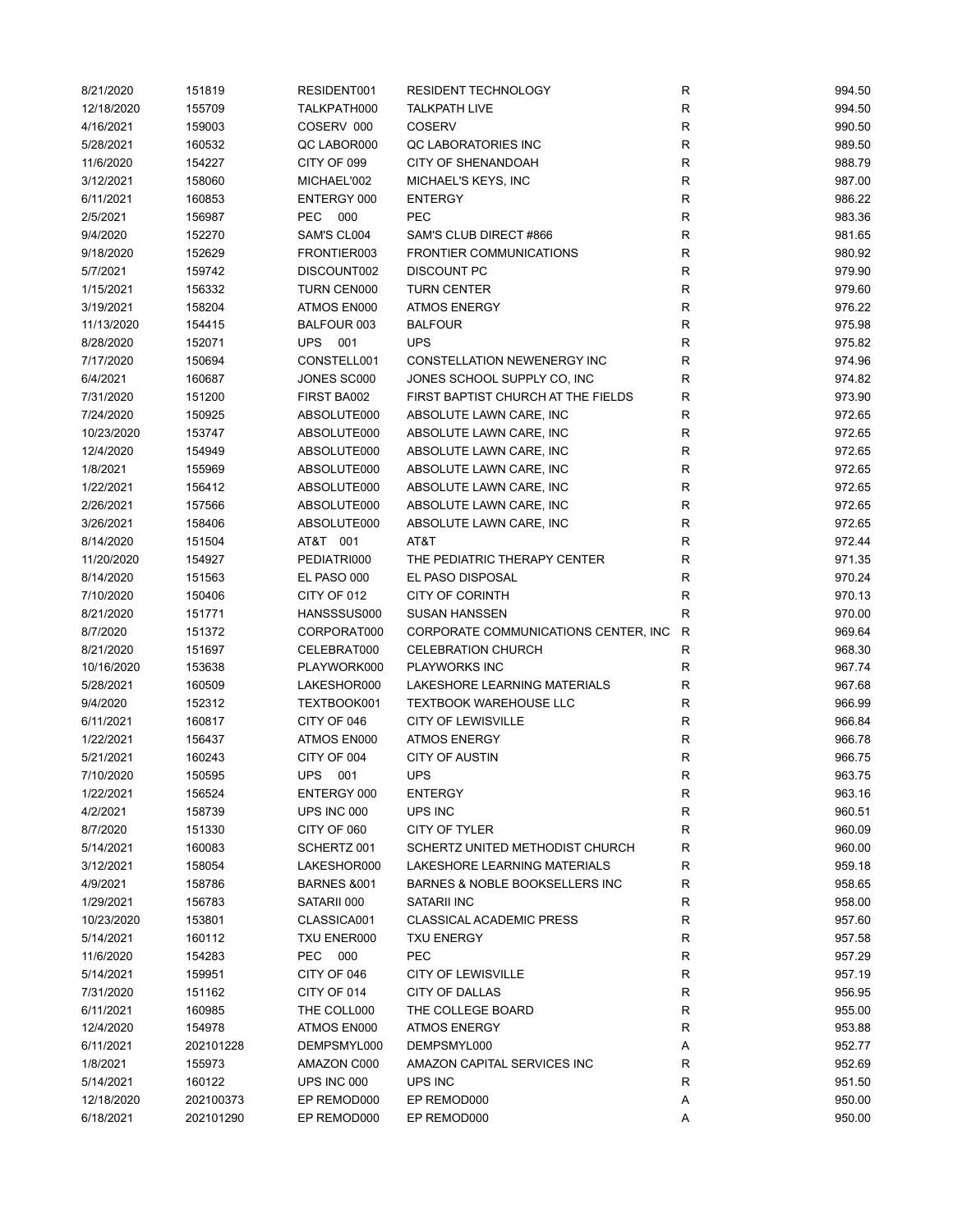| | | | | | |
|---|---|---|---|---|---|
| 8/21/2020 | 151819 | RESIDENT001 | RESIDENT TECHNOLOGY | R | 994.50 |
| 12/18/2020 | 155709 | TALKPATH000 | TALKPATH LIVE | R | 994.50 |
| 4/16/2021 | 159003 | COSERV 000 | COSERV | R | 990.50 |
| 5/28/2021 | 160532 | QC LABOR000 | QC LABORATORIES INC | R | 989.50 |
| 11/6/2020 | 154227 | CITY OF 099 | CITY OF SHENANDOAH | R | 988.79 |
| 3/12/2021 | 158060 | MICHAEL'002 | MICHAEL'S KEYS, INC | R | 987.00 |
| 6/11/2021 | 160853 | ENTERGY 000 | ENTERGY | R | 986.22 |
| 2/5/2021 | 156987 | PEC 000 | PEC | R | 983.36 |
| 9/4/2020 | 152270 | SAM'S CL004 | SAM'S CLUB DIRECT #866 | R | 981.65 |
| 9/18/2020 | 152629 | FRONTIER003 | FRONTIER COMMUNICATIONS | R | 980.92 |
| 5/7/2021 | 159742 | DISCOUNT002 | DISCOUNT PC | R | 979.90 |
| 1/15/2021 | 156332 | TURN CEN000 | TURN CENTER | R | 979.60 |
| 3/19/2021 | 158204 | ATMOS EN000 | ATMOS ENERGY | R | 976.22 |
| 11/13/2020 | 154415 | BALFOUR 003 | BALFOUR | R | 975.98 |
| 8/28/2020 | 152071 | UPS 001 | UPS | R | 975.82 |
| 7/17/2020 | 150694 | CONSTELL001 | CONSTELLATION NEWENERGY INC | R | 974.96 |
| 6/4/2021 | 160687 | JONES SC000 | JONES SCHOOL SUPPLY CO, INC | R | 974.82 |
| 7/31/2020 | 151200 | FIRST BA002 | FIRST BAPTIST CHURCH AT THE FIELDS | R | 973.90 |
| 7/24/2020 | 150925 | ABSOLUTE000 | ABSOLUTE LAWN CARE, INC | R | 972.65 |
| 10/23/2020 | 153747 | ABSOLUTE000 | ABSOLUTE LAWN CARE, INC | R | 972.65 |
| 12/4/2020 | 154949 | ABSOLUTE000 | ABSOLUTE LAWN CARE, INC | R | 972.65 |
| 1/8/2021 | 155969 | ABSOLUTE000 | ABSOLUTE LAWN CARE, INC | R | 972.65 |
| 1/22/2021 | 156412 | ABSOLUTE000 | ABSOLUTE LAWN CARE, INC | R | 972.65 |
| 2/26/2021 | 157566 | ABSOLUTE000 | ABSOLUTE LAWN CARE, INC | R | 972.65 |
| 3/26/2021 | 158406 | ABSOLUTE000 | ABSOLUTE LAWN CARE, INC | R | 972.65 |
| 8/14/2020 | 151504 | AT&T 001 | AT&T | R | 972.44 |
| 11/20/2020 | 154927 | PEDIATRI000 | THE PEDIATRIC THERAPY CENTER | R | 971.35 |
| 8/14/2020 | 151563 | EL PASO 000 | EL PASO DISPOSAL | R | 970.24 |
| 7/10/2020 | 150406 | CITY OF 012 | CITY OF CORINTH | R | 970.13 |
| 8/21/2020 | 151771 | HANSSSUS000 | SUSAN HANSSEN | R | 970.00 |
| 8/7/2020 | 151372 | CORPORAT000 | CORPORATE COMMUNICATIONS CENTER, INC | R | 969.64 |
| 8/21/2020 | 151697 | CELEBRAT000 | CELEBRATION CHURCH | R | 968.30 |
| 10/16/2020 | 153638 | PLAYWORK000 | PLAYWORKS INC | R | 967.74 |
| 5/28/2021 | 160509 | LAKESHOR000 | LAKESHORE LEARNING MATERIALS | R | 967.68 |
| 9/4/2020 | 152312 | TEXTBOOK001 | TEXTBOOK WAREHOUSE LLC | R | 966.99 |
| 6/11/2021 | 160817 | CITY OF 046 | CITY OF LEWISVILLE | R | 966.84 |
| 1/22/2021 | 156437 | ATMOS EN000 | ATMOS ENERGY | R | 966.78 |
| 5/21/2021 | 160243 | CITY OF 004 | CITY OF AUSTIN | R | 966.75 |
| 7/10/2020 | 150595 | UPS 001 | UPS | R | 963.75 |
| 1/22/2021 | 156524 | ENTERGY 000 | ENTERGY | R | 963.16 |
| 4/2/2021 | 158739 | UPS INC 000 | UPS INC | R | 960.51 |
| 8/7/2020 | 151330 | CITY OF 060 | CITY OF TYLER | R | 960.09 |
| 5/14/2021 | 160083 | SCHERTZ 001 | SCHERTZ UNITED METHODIST CHURCH | R | 960.00 |
| 3/12/2021 | 158054 | LAKESHOR000 | LAKESHORE LEARNING MATERIALS | R | 959.18 |
| 4/9/2021 | 158786 | BARNES &001 | BARNES & NOBLE BOOKSELLERS INC | R | 958.65 |
| 1/29/2021 | 156783 | SATARII 000 | SATARII INC | R | 958.00 |
| 10/23/2020 | 153801 | CLASSICA001 | CLASSICAL ACADEMIC PRESS | R | 957.60 |
| 5/14/2021 | 160112 | TXU ENER000 | TXU ENERGY | R | 957.58 |
| 11/6/2020 | 154283 | PEC 000 | PEC | R | 957.29 |
| 5/14/2021 | 159951 | CITY OF 046 | CITY OF LEWISVILLE | R | 957.19 |
| 7/31/2020 | 151162 | CITY OF 014 | CITY OF DALLAS | R | 956.95 |
| 6/11/2021 | 160985 | THE COLL000 | THE COLLEGE BOARD | R | 955.00 |
| 12/4/2020 | 154978 | ATMOS EN000 | ATMOS ENERGY | R | 953.88 |
| 6/11/2021 | 202101228 | DEMPSMYL000 | DEMPSMYL000 | A | 952.77 |
| 1/8/2021 | 155973 | AMAZON C000 | AMAZON CAPITAL SERVICES INC | R | 952.69 |
| 5/14/2021 | 160122 | UPS INC 000 | UPS INC | R | 951.50 |
| 12/18/2020 | 202100373 | EP REMOD000 | EP REMOD000 | A | 950.00 |
| 6/18/2021 | 202101290 | EP REMOD000 | EP REMOD000 | A | 950.00 |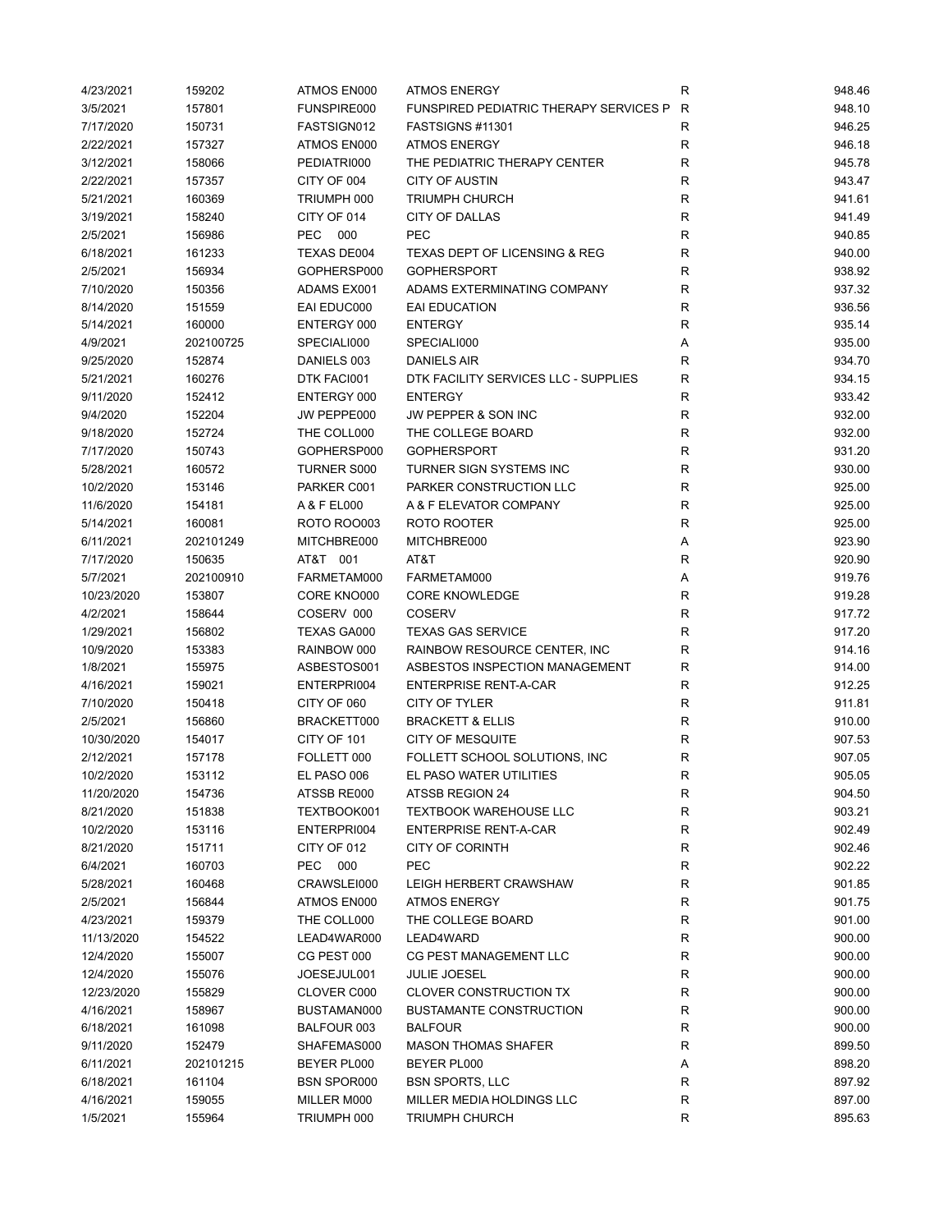| | | | | | |
|---|---|---|---|---|---|
| 4/23/2021 | 159202 | ATMOS EN000 | ATMOS ENERGY | R | 948.46 |
| 3/5/2021 | 157801 | FUNSPIRE000 | FUNSPIRED PEDIATRIC THERAPY SERVICES P | R | 948.10 |
| 7/17/2020 | 150731 | FASTSIGN012 | FASTSIGNS #11301 | R | 946.25 |
| 2/22/2021 | 157327 | ATMOS EN000 | ATMOS ENERGY | R | 946.18 |
| 3/12/2021 | 158066 | PEDIATRI000 | THE PEDIATRIC THERAPY CENTER | R | 945.78 |
| 2/22/2021 | 157357 | CITY OF 004 | CITY OF AUSTIN | R | 943.47 |
| 5/21/2021 | 160369 | TRIUMPH 000 | TRIUMPH CHURCH | R | 941.61 |
| 3/19/2021 | 158240 | CITY OF 014 | CITY OF DALLAS | R | 941.49 |
| 2/5/2021 | 156986 | PEC 000 | PEC | R | 940.85 |
| 6/18/2021 | 161233 | TEXAS DE004 | TEXAS DEPT OF LICENSING & REG | R | 940.00 |
| 2/5/2021 | 156934 | GOPHERSP000 | GOPHERSPORT | R | 938.92 |
| 7/10/2020 | 150356 | ADAMS EX001 | ADAMS EXTERMINATING COMPANY | R | 937.32 |
| 8/14/2020 | 151559 | EAI EDUC000 | EAI EDUCATION | R | 936.56 |
| 5/14/2021 | 160000 | ENTERGY 000 | ENTERGY | R | 935.14 |
| 4/9/2021 | 202100725 | SPECIALI000 | SPECIALI000 | A | 935.00 |
| 9/25/2020 | 152874 | DANIELS 003 | DANIELS AIR | R | 934.70 |
| 5/21/2021 | 160276 | DTK FACI001 | DTK FACILITY SERVICES LLC - SUPPLIES | R | 934.15 |
| 9/11/2020 | 152412 | ENTERGY 000 | ENTERGY | R | 933.42 |
| 9/4/2020 | 152204 | JW PEPPE000 | JW PEPPER & SON INC | R | 932.00 |
| 9/18/2020 | 152724 | THE COLL000 | THE COLLEGE BOARD | R | 932.00 |
| 7/17/2020 | 150743 | GOPHERSP000 | GOPHERSPORT | R | 931.20 |
| 5/28/2021 | 160572 | TURNER S000 | TURNER SIGN SYSTEMS INC | R | 930.00 |
| 10/2/2020 | 153146 | PARKER C001 | PARKER CONSTRUCTION LLC | R | 925.00 |
| 11/6/2020 | 154181 | A & F EL000 | A & F ELEVATOR COMPANY | R | 925.00 |
| 5/14/2021 | 160081 | ROTO ROO003 | ROTO ROOTER | R | 925.00 |
| 6/11/2021 | 202101249 | MITCHBRE000 | MITCHBRE000 | A | 923.90 |
| 7/17/2020 | 150635 | AT&T 001 | AT&T | R | 920.90 |
| 5/7/2021 | 202100910 | FARMETAM000 | FARMETAM000 | A | 919.76 |
| 10/23/2020 | 153807 | CORE KNO000 | CORE KNOWLEDGE | R | 919.28 |
| 4/2/2021 | 158644 | COSERV 000 | COSERV | R | 917.72 |
| 1/29/2021 | 156802 | TEXAS GA000 | TEXAS GAS SERVICE | R | 917.20 |
| 10/9/2020 | 153383 | RAINBOW 000 | RAINBOW RESOURCE CENTER, INC | R | 914.16 |
| 1/8/2021 | 155975 | ASBESTOS001 | ASBESTOS INSPECTION MANAGEMENT | R | 914.00 |
| 4/16/2021 | 159021 | ENTERPRI004 | ENTERPRISE RENT-A-CAR | R | 912.25 |
| 7/10/2020 | 150418 | CITY OF 060 | CITY OF TYLER | R | 911.81 |
| 2/5/2021 | 156860 | BRACKETT000 | BRACKETT & ELLIS | R | 910.00 |
| 10/30/2020 | 154017 | CITY OF 101 | CITY OF MESQUITE | R | 907.53 |
| 2/12/2021 | 157178 | FOLLETT 000 | FOLLETT SCHOOL SOLUTIONS, INC | R | 907.05 |
| 10/2/2020 | 153112 | EL PASO 006 | EL PASO WATER UTILITIES | R | 905.05 |
| 11/20/2020 | 154736 | ATSSB RE000 | ATSSB REGION 24 | R | 904.50 |
| 8/21/2020 | 151838 | TEXTBOOK001 | TEXTBOOK WAREHOUSE LLC | R | 903.21 |
| 10/2/2020 | 153116 | ENTERPRI004 | ENTERPRISE RENT-A-CAR | R | 902.49 |
| 8/21/2020 | 151711 | CITY OF 012 | CITY OF CORINTH | R | 902.46 |
| 6/4/2021 | 160703 | PEC 000 | PEC | R | 902.22 |
| 5/28/2021 | 160468 | CRAWSLEI000 | LEIGH HERBERT CRAWSHAW | R | 901.85 |
| 2/5/2021 | 156844 | ATMOS EN000 | ATMOS ENERGY | R | 901.75 |
| 4/23/2021 | 159379 | THE COLL000 | THE COLLEGE BOARD | R | 901.00 |
| 11/13/2020 | 154522 | LEAD4WAR000 | LEAD4WARD | R | 900.00 |
| 12/4/2020 | 155007 | CG PEST 000 | CG PEST MANAGEMENT LLC | R | 900.00 |
| 12/4/2020 | 155076 | JOESEJUL001 | JULIE JOESEL | R | 900.00 |
| 12/23/2020 | 155829 | CLOVER C000 | CLOVER CONSTRUCTION TX | R | 900.00 |
| 4/16/2021 | 158967 | BUSTAMAN000 | BUSTAMANTE CONSTRUCTION | R | 900.00 |
| 6/18/2021 | 161098 | BALFOUR 003 | BALFOUR | R | 900.00 |
| 9/11/2020 | 152479 | SHAFEMAS000 | MASON THOMAS SHAFER | R | 899.50 |
| 6/11/2021 | 202101215 | BEYER PL000 | BEYER PL000 | A | 898.20 |
| 6/18/2021 | 161104 | BSN SPOR000 | BSN SPORTS, LLC | R | 897.92 |
| 4/16/2021 | 159055 | MILLER M000 | MILLER MEDIA HOLDINGS LLC | R | 897.00 |
| 1/5/2021 | 155964 | TRIUMPH 000 | TRIUMPH CHURCH | R | 895.63 |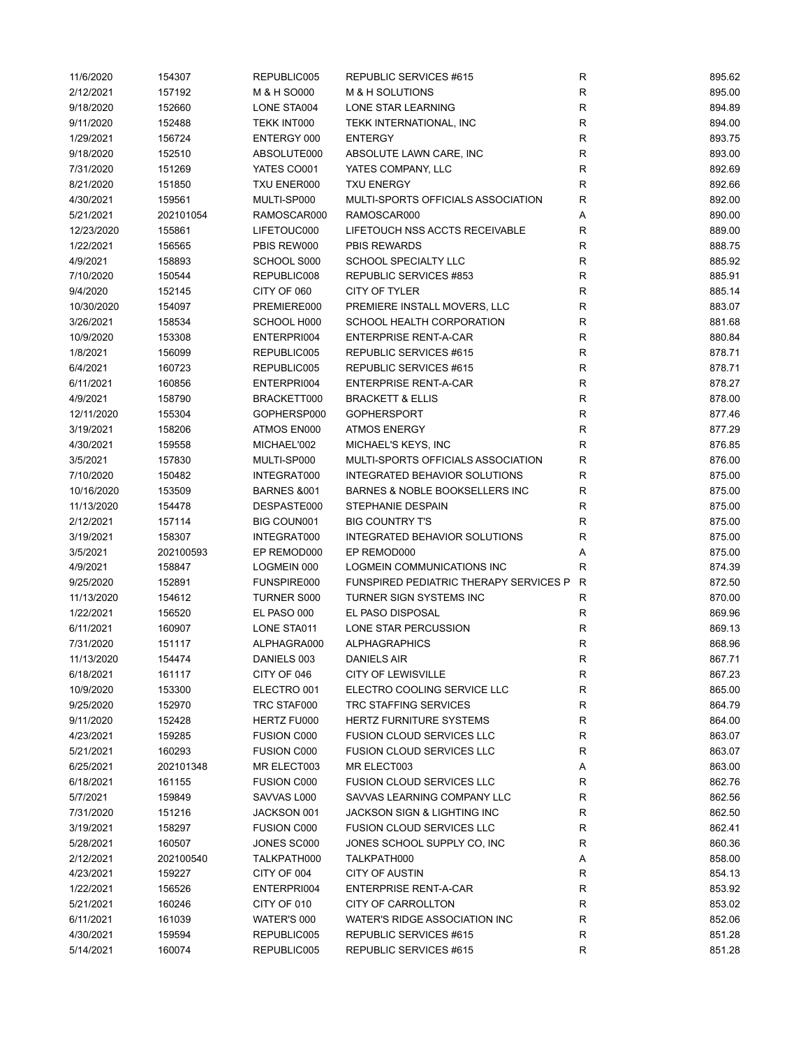| | | | | | |
|---|---|---|---|---|---|
| 11/6/2020 | 154307 | REPUBLIC005 | REPUBLIC SERVICES #615 | R | 895.62 |
| 2/12/2021 | 157192 | M & H SO000 | M & H SOLUTIONS | R | 895.00 |
| 9/18/2020 | 152660 | LONE STA004 | LONE STAR LEARNING | R | 894.89 |
| 9/11/2020 | 152488 | TEKK INT000 | TEKK INTERNATIONAL, INC | R | 894.00 |
| 1/29/2021 | 156724 | ENTERGY 000 | ENTERGY | R | 893.75 |
| 9/18/2020 | 152510 | ABSOLUTE000 | ABSOLUTE LAWN CARE, INC | R | 893.00 |
| 7/31/2020 | 151269 | YATES CO001 | YATES COMPANY, LLC | R | 892.69 |
| 8/21/2020 | 151850 | TXU ENER000 | TXU ENERGY | R | 892.66 |
| 4/30/2021 | 159561 | MULTI-SP000 | MULTI-SPORTS OFFICIALS ASSOCIATION | R | 892.00 |
| 5/21/2021 | 202101054 | RAMOSCAR000 | RAMOSCAR000 | A | 890.00 |
| 12/23/2020 | 155861 | LIFETOUC000 | LIFETOUCH NSS ACCTS RECEIVABLE | R | 889.00 |
| 1/22/2021 | 156565 | PBIS REW000 | PBIS REWARDS | R | 888.75 |
| 4/9/2021 | 158893 | SCHOOL S000 | SCHOOL SPECIALTY LLC | R | 885.92 |
| 7/10/2020 | 150544 | REPUBLIC008 | REPUBLIC SERVICES #853 | R | 885.91 |
| 9/4/2020 | 152145 | CITY OF 060 | CITY OF TYLER | R | 885.14 |
| 10/30/2020 | 154097 | PREMIERE000 | PREMIERE INSTALL MOVERS, LLC | R | 883.07 |
| 3/26/2021 | 158534 | SCHOOL H000 | SCHOOL HEALTH CORPORATION | R | 881.68 |
| 10/9/2020 | 153308 | ENTERPRI004 | ENTERPRISE RENT-A-CAR | R | 880.84 |
| 1/8/2021 | 156099 | REPUBLIC005 | REPUBLIC SERVICES #615 | R | 878.71 |
| 6/4/2021 | 160723 | REPUBLIC005 | REPUBLIC SERVICES #615 | R | 878.71 |
| 6/11/2021 | 160856 | ENTERPRI004 | ENTERPRISE RENT-A-CAR | R | 878.27 |
| 4/9/2021 | 158790 | BRACKETT000 | BRACKETT & ELLIS | R | 878.00 |
| 12/11/2020 | 155304 | GOPHERSP000 | GOPHERSPORT | R | 877.46 |
| 3/19/2021 | 158206 | ATMOS EN000 | ATMOS ENERGY | R | 877.29 |
| 4/30/2021 | 159558 | MICHAEL'002 | MICHAEL'S KEYS, INC | R | 876.85 |
| 3/5/2021 | 157830 | MULTI-SP000 | MULTI-SPORTS OFFICIALS ASSOCIATION | R | 876.00 |
| 7/10/2020 | 150482 | INTEGRAT000 | INTEGRATED BEHAVIOR SOLUTIONS | R | 875.00 |
| 10/16/2020 | 153509 | BARNES &001 | BARNES & NOBLE BOOKSELLERS INC | R | 875.00 |
| 11/13/2020 | 154478 | DESPASTE000 | STEPHANIE DESPAIN | R | 875.00 |
| 2/12/2021 | 157114 | BIG COUN001 | BIG COUNTRY T'S | R | 875.00 |
| 3/19/2021 | 158307 | INTEGRAT000 | INTEGRATED BEHAVIOR SOLUTIONS | R | 875.00 |
| 3/5/2021 | 202100593 | EP REMOD000 | EP REMOD000 | A | 875.00 |
| 4/9/2021 | 158847 | LOGMEIN 000 | LOGMEIN COMMUNICATIONS INC | R | 874.39 |
| 9/25/2020 | 152891 | FUNSPIRE000 | FUNSPIRED PEDIATRIC THERAPY SERVICES P | R | 872.50 |
| 11/13/2020 | 154612 | TURNER S000 | TURNER SIGN SYSTEMS INC | R | 870.00 |
| 1/22/2021 | 156520 | EL PASO 000 | EL PASO DISPOSAL | R | 869.96 |
| 6/11/2021 | 160907 | LONE STA011 | LONE STAR PERCUSSION | R | 869.13 |
| 7/31/2020 | 151117 | ALPHAGRA000 | ALPHAGRAPHICS | R | 868.96 |
| 11/13/2020 | 154474 | DANIELS 003 | DANIELS AIR | R | 867.71 |
| 6/18/2021 | 161117 | CITY OF 046 | CITY OF LEWISVILLE | R | 867.23 |
| 10/9/2020 | 153300 | ELECTRO 001 | ELECTRO COOLING SERVICE LLC | R | 865.00 |
| 9/25/2020 | 152970 | TRC STAF000 | TRC STAFFING SERVICES | R | 864.79 |
| 9/11/2020 | 152428 | HERTZ FU000 | HERTZ FURNITURE SYSTEMS | R | 864.00 |
| 4/23/2021 | 159285 | FUSION C000 | FUSION CLOUD SERVICES LLC | R | 863.07 |
| 5/21/2021 | 160293 | FUSION C000 | FUSION CLOUD SERVICES LLC | R | 863.07 |
| 6/25/2021 | 202101348 | MR ELECT003 | MR ELECT003 | A | 863.00 |
| 6/18/2021 | 161155 | FUSION C000 | FUSION CLOUD SERVICES LLC | R | 862.76 |
| 5/7/2021 | 159849 | SAVVAS L000 | SAVVAS LEARNING COMPANY LLC | R | 862.56 |
| 7/31/2020 | 151216 | JACKSON 001 | JACKSON SIGN & LIGHTING INC | R | 862.50 |
| 3/19/2021 | 158297 | FUSION C000 | FUSION CLOUD SERVICES LLC | R | 862.41 |
| 5/28/2021 | 160507 | JONES SC000 | JONES SCHOOL SUPPLY CO, INC | R | 860.36 |
| 2/12/2021 | 202100540 | TALKPATH000 | TALKPATH000 | A | 858.00 |
| 4/23/2021 | 159227 | CITY OF 004 | CITY OF AUSTIN | R | 854.13 |
| 1/22/2021 | 156526 | ENTERPRI004 | ENTERPRISE RENT-A-CAR | R | 853.92 |
| 5/21/2021 | 160246 | CITY OF 010 | CITY OF CARROLLTON | R | 853.02 |
| 6/11/2021 | 161039 | WATER'S 000 | WATER'S RIDGE ASSOCIATION INC | R | 852.06 |
| 4/30/2021 | 159594 | REPUBLIC005 | REPUBLIC SERVICES #615 | R | 851.28 |
| 5/14/2021 | 160074 | REPUBLIC005 | REPUBLIC SERVICES #615 | R | 851.28 |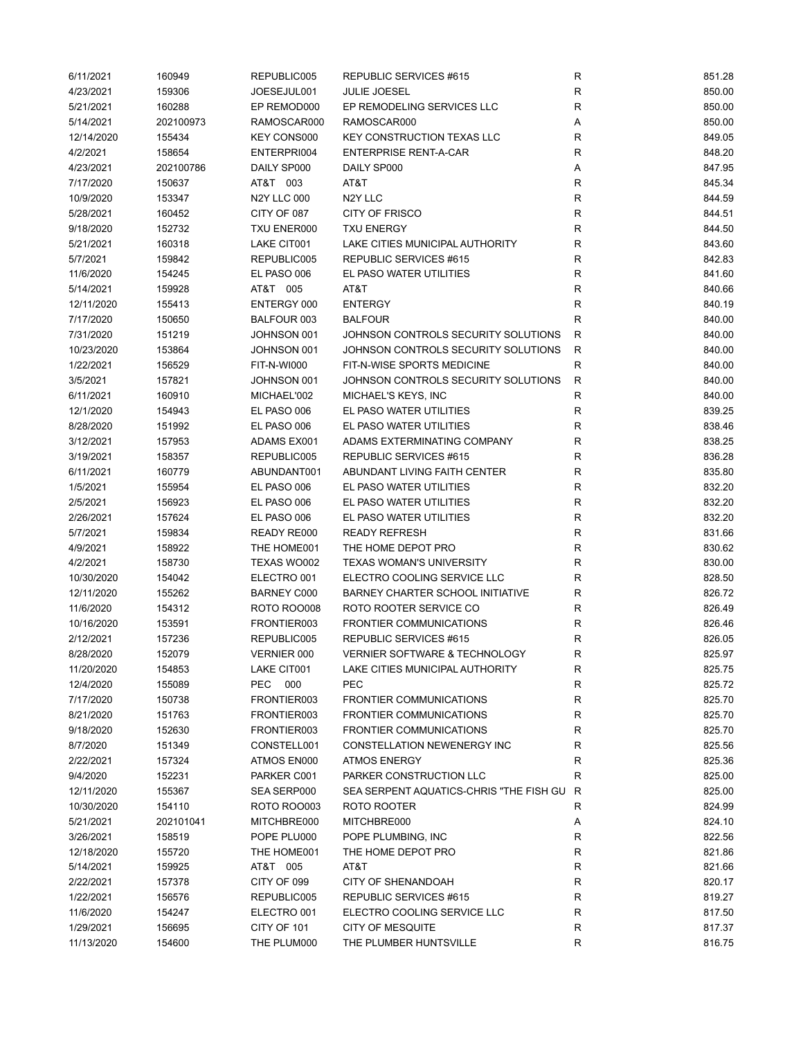| | | | | | |
|---|---|---|---|---|---|
| 6/11/2021 | 160949 | REPUBLIC005 | REPUBLIC SERVICES #615 | R | 851.28 |
| 4/23/2021 | 159306 | JOESEJUL001 | JULIE JOESEL | R | 850.00 |
| 5/21/2021 | 160288 | EP REMOD000 | EP REMODELING SERVICES LLC | R | 850.00 |
| 5/14/2021 | 202100973 | RAMOSCAR000 | RAMOSCAR000 | A | 850.00 |
| 12/14/2020 | 155434 | KEY CONS000 | KEY CONSTRUCTION TEXAS LLC | R | 849.05 |
| 4/2/2021 | 158654 | ENTERPRI004 | ENTERPRISE RENT-A-CAR | R | 848.20 |
| 4/23/2021 | 202100786 | DAILY SP000 | DAILY SP000 | A | 847.95 |
| 7/17/2020 | 150637 | AT&T 003 | AT&T | R | 845.34 |
| 10/9/2020 | 153347 | N2Y LLC 000 | N2Y LLC | R | 844.59 |
| 5/28/2021 | 160452 | CITY OF 087 | CITY OF FRISCO | R | 844.51 |
| 9/18/2020 | 152732 | TXU ENER000 | TXU ENERGY | R | 844.50 |
| 5/21/2021 | 160318 | LAKE CIT001 | LAKE CITIES MUNICIPAL AUTHORITY | R | 843.60 |
| 5/7/2021 | 159842 | REPUBLIC005 | REPUBLIC SERVICES #615 | R | 842.83 |
| 11/6/2020 | 154245 | EL PASO 006 | EL PASO WATER UTILITIES | R | 841.60 |
| 5/14/2021 | 159928 | AT&T 005 | AT&T | R | 840.66 |
| 12/11/2020 | 155413 | ENTERGY 000 | ENTERGY | R | 840.19 |
| 7/17/2020 | 150650 | BALFOUR 003 | BALFOUR | R | 840.00 |
| 7/31/2020 | 151219 | JOHNSON 001 | JOHNSON CONTROLS SECURITY SOLUTIONS | R | 840.00 |
| 10/23/2020 | 153864 | JOHNSON 001 | JOHNSON CONTROLS SECURITY SOLUTIONS | R | 840.00 |
| 1/22/2021 | 156529 | FIT-N-WI000 | FIT-N-WISE SPORTS MEDICINE | R | 840.00 |
| 3/5/2021 | 157821 | JOHNSON 001 | JOHNSON CONTROLS SECURITY SOLUTIONS | R | 840.00 |
| 6/11/2021 | 160910 | MICHAEL'002 | MICHAEL'S KEYS, INC | R | 840.00 |
| 12/1/2020 | 154943 | EL PASO 006 | EL PASO WATER UTILITIES | R | 839.25 |
| 8/28/2020 | 151992 | EL PASO 006 | EL PASO WATER UTILITIES | R | 838.46 |
| 3/12/2021 | 157953 | ADAMS EX001 | ADAMS EXTERMINATING COMPANY | R | 838.25 |
| 3/19/2021 | 158357 | REPUBLIC005 | REPUBLIC SERVICES #615 | R | 836.28 |
| 6/11/2021 | 160779 | ABUNDANT001 | ABUNDANT LIVING FAITH CENTER | R | 835.80 |
| 1/5/2021 | 155954 | EL PASO 006 | EL PASO WATER UTILITIES | R | 832.20 |
| 2/5/2021 | 156923 | EL PASO 006 | EL PASO WATER UTILITIES | R | 832.20 |
| 2/26/2021 | 157624 | EL PASO 006 | EL PASO WATER UTILITIES | R | 832.20 |
| 5/7/2021 | 159834 | READY RE000 | READY REFRESH | R | 831.66 |
| 4/9/2021 | 158922 | THE HOME001 | THE HOME DEPOT PRO | R | 830.62 |
| 4/2/2021 | 158730 | TEXAS WO002 | TEXAS WOMAN'S UNIVERSITY | R | 830.00 |
| 10/30/2020 | 154042 | ELECTRO 001 | ELECTRO COOLING SERVICE LLC | R | 828.50 |
| 12/11/2020 | 155262 | BARNEY C000 | BARNEY CHARTER SCHOOL INITIATIVE | R | 826.72 |
| 11/6/2020 | 154312 | ROTO ROO008 | ROTO ROOTER SERVICE CO | R | 826.49 |
| 10/16/2020 | 153591 | FRONTIER003 | FRONTIER COMMUNICATIONS | R | 826.46 |
| 2/12/2021 | 157236 | REPUBLIC005 | REPUBLIC SERVICES #615 | R | 826.05 |
| 8/28/2020 | 152079 | VERNIER 000 | VERNIER SOFTWARE & TECHNOLOGY | R | 825.97 |
| 11/20/2020 | 154853 | LAKE CIT001 | LAKE CITIES MUNICIPAL AUTHORITY | R | 825.75 |
| 12/4/2020 | 155089 | PEC 000 | PEC | R | 825.72 |
| 7/17/2020 | 150738 | FRONTIER003 | FRONTIER COMMUNICATIONS | R | 825.70 |
| 8/21/2020 | 151763 | FRONTIER003 | FRONTIER COMMUNICATIONS | R | 825.70 |
| 9/18/2020 | 152630 | FRONTIER003 | FRONTIER COMMUNICATIONS | R | 825.70 |
| 8/7/2020 | 151349 | CONSTELL001 | CONSTELLATION NEWENERGY INC | R | 825.56 |
| 2/22/2021 | 157324 | ATMOS EN000 | ATMOS ENERGY | R | 825.36 |
| 9/4/2020 | 152231 | PARKER C001 | PARKER CONSTRUCTION LLC | R | 825.00 |
| 12/11/2020 | 155367 | SEA SERP000 | SEA SERPENT AQUATICS-CHRIS "THE FISH GU | R | 825.00 |
| 10/30/2020 | 154110 | ROTO ROO003 | ROTO ROOTER | R | 824.99 |
| 5/21/2021 | 202101041 | MITCHBRE000 | MITCHBRE000 | A | 824.10 |
| 3/26/2021 | 158519 | POPE PLU000 | POPE PLUMBING, INC | R | 822.56 |
| 12/18/2020 | 155720 | THE HOME001 | THE HOME DEPOT PRO | R | 821.86 |
| 5/14/2021 | 159925 | AT&T 005 | AT&T | R | 821.66 |
| 2/22/2021 | 157378 | CITY OF 099 | CITY OF SHENANDOAH | R | 820.17 |
| 1/22/2021 | 156576 | REPUBLIC005 | REPUBLIC SERVICES #615 | R | 819.27 |
| 11/6/2020 | 154247 | ELECTRO 001 | ELECTRO COOLING SERVICE LLC | R | 817.50 |
| 1/29/2021 | 156695 | CITY OF 101 | CITY OF MESQUITE | R | 817.37 |
| 11/13/2020 | 154600 | THE PLUM000 | THE PLUMBER HUNTSVILLE | R | 816.75 |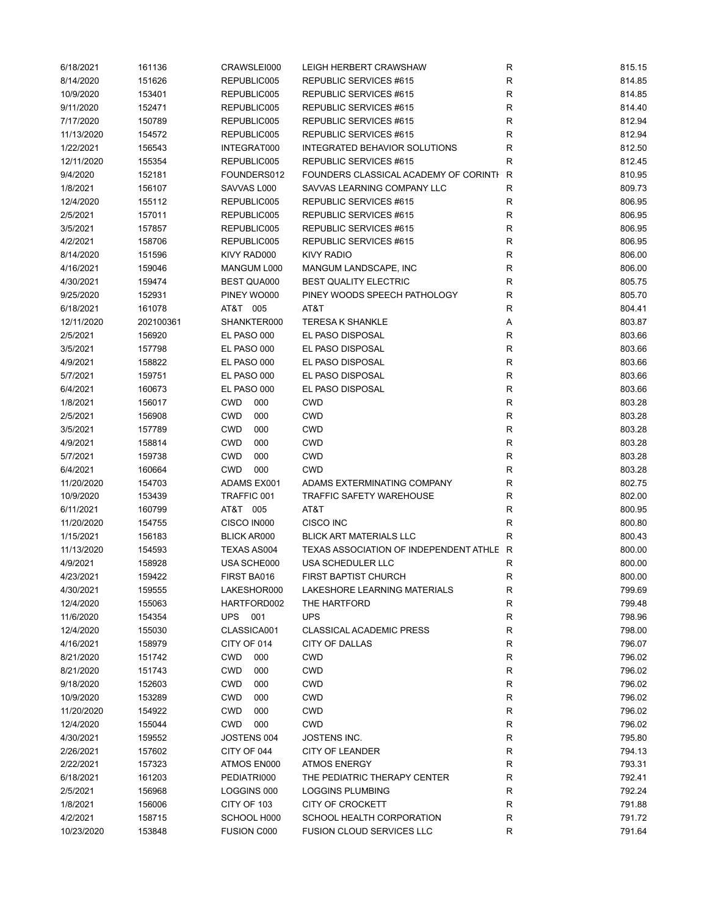| | | | | | |
|---|---|---|---|---|---|
| 6/18/2021 | 161136 | CRAWSLEI000 | LEIGH HERBERT CRAWSHAW | R | 815.15 |
| 8/14/2020 | 151626 | REPUBLIC005 | REPUBLIC SERVICES #615 | R | 814.85 |
| 10/9/2020 | 153401 | REPUBLIC005 | REPUBLIC SERVICES #615 | R | 814.85 |
| 9/11/2020 | 152471 | REPUBLIC005 | REPUBLIC SERVICES #615 | R | 814.40 |
| 7/17/2020 | 150789 | REPUBLIC005 | REPUBLIC SERVICES #615 | R | 812.94 |
| 11/13/2020 | 154572 | REPUBLIC005 | REPUBLIC SERVICES #615 | R | 812.94 |
| 1/22/2021 | 156543 | INTEGRAT000 | INTEGRATED BEHAVIOR SOLUTIONS | R | 812.50 |
| 12/11/2020 | 155354 | REPUBLIC005 | REPUBLIC SERVICES #615 | R | 812.45 |
| 9/4/2020 | 152181 | FOUNDERS012 | FOUNDERS CLASSICAL ACADEMY OF CORINTH | R | 810.95 |
| 1/8/2021 | 156107 | SAVVAS L000 | SAVVAS LEARNING COMPANY LLC | R | 809.73 |
| 12/4/2020 | 155112 | REPUBLIC005 | REPUBLIC SERVICES #615 | R | 806.95 |
| 2/5/2021 | 157011 | REPUBLIC005 | REPUBLIC SERVICES #615 | R | 806.95 |
| 3/5/2021 | 157857 | REPUBLIC005 | REPUBLIC SERVICES #615 | R | 806.95 |
| 4/2/2021 | 158706 | REPUBLIC005 | REPUBLIC SERVICES #615 | R | 806.95 |
| 8/14/2020 | 151596 | KIVY RAD000 | KIVY RADIO | R | 806.00 |
| 4/16/2021 | 159046 | MANGUM L000 | MANGUM LANDSCAPE, INC | R | 806.00 |
| 4/30/2021 | 159474 | BEST QUA000 | BEST QUALITY ELECTRIC | R | 805.75 |
| 9/25/2020 | 152931 | PINEY WO000 | PINEY WOODS SPEECH PATHOLOGY | R | 805.70 |
| 6/18/2021 | 161078 | AT&T 005 | AT&T | R | 804.41 |
| 12/11/2020 | 202100361 | SHANKTER000 | TERESA K SHANKLE | A | 803.87 |
| 2/5/2021 | 156920 | EL PASO 000 | EL PASO DISPOSAL | R | 803.66 |
| 3/5/2021 | 157798 | EL PASO 000 | EL PASO DISPOSAL | R | 803.66 |
| 4/9/2021 | 158822 | EL PASO 000 | EL PASO DISPOSAL | R | 803.66 |
| 5/7/2021 | 159751 | EL PASO 000 | EL PASO DISPOSAL | R | 803.66 |
| 6/4/2021 | 160673 | EL PASO 000 | EL PASO DISPOSAL | R | 803.66 |
| 1/8/2021 | 156017 | CWD 000 | CWD | R | 803.28 |
| 2/5/2021 | 156908 | CWD 000 | CWD | R | 803.28 |
| 3/5/2021 | 157789 | CWD 000 | CWD | R | 803.28 |
| 4/9/2021 | 158814 | CWD 000 | CWD | R | 803.28 |
| 5/7/2021 | 159738 | CWD 000 | CWD | R | 803.28 |
| 6/4/2021 | 160664 | CWD 000 | CWD | R | 803.28 |
| 11/20/2020 | 154703 | ADAMS EX001 | ADAMS EXTERMINATING COMPANY | R | 802.75 |
| 10/9/2020 | 153439 | TRAFFIC 001 | TRAFFIC SAFETY WAREHOUSE | R | 802.00 |
| 6/11/2021 | 160799 | AT&T 005 | AT&T | R | 800.95 |
| 11/20/2020 | 154755 | CISCO IN000 | CISCO INC | R | 800.80 |
| 1/15/2021 | 156183 | BLICK AR000 | BLICK ART MATERIALS LLC | R | 800.43 |
| 11/13/2020 | 154593 | TEXAS AS004 | TEXAS ASSOCIATION OF INDEPENDENT ATHLE | R | 800.00 |
| 4/9/2021 | 158928 | USA SCHE000 | USA SCHEDULER LLC | R | 800.00 |
| 4/23/2021 | 159422 | FIRST BA016 | FIRST BAPTIST CHURCH | R | 800.00 |
| 4/30/2021 | 159555 | LAKESHOR000 | LAKESHORE LEARNING MATERIALS | R | 799.69 |
| 12/4/2020 | 155063 | HARTFORD002 | THE HARTFORD | R | 799.48 |
| 11/6/2020 | 154354 | UPS 001 | UPS | R | 798.96 |
| 12/4/2020 | 155030 | CLASSICA001 | CLASSICAL ACADEMIC PRESS | R | 798.00 |
| 4/16/2021 | 158979 | CITY OF 014 | CITY OF DALLAS | R | 796.07 |
| 8/21/2020 | 151742 | CWD 000 | CWD | R | 796.02 |
| 8/21/2020 | 151743 | CWD 000 | CWD | R | 796.02 |
| 9/18/2020 | 152603 | CWD 000 | CWD | R | 796.02 |
| 10/9/2020 | 153289 | CWD 000 | CWD | R | 796.02 |
| 11/20/2020 | 154922 | CWD 000 | CWD | R | 796.02 |
| 12/4/2020 | 155044 | CWD 000 | CWD | R | 796.02 |
| 4/30/2021 | 159552 | JOSTENS 004 | JOSTENS INC. | R | 795.80 |
| 2/26/2021 | 157602 | CITY OF 044 | CITY OF LEANDER | R | 794.13 |
| 2/22/2021 | 157323 | ATMOS EN000 | ATMOS ENERGY | R | 793.31 |
| 6/18/2021 | 161203 | PEDIATRI000 | THE PEDIATRIC THERAPY CENTER | R | 792.41 |
| 2/5/2021 | 156968 | LOGGINS 000 | LOGGINS PLUMBING | R | 792.24 |
| 1/8/2021 | 156006 | CITY OF 103 | CITY OF CROCKETT | R | 791.88 |
| 4/2/2021 | 158715 | SCHOOL H000 | SCHOOL HEALTH CORPORATION | R | 791.72 |
| 10/23/2020 | 153848 | FUSION C000 | FUSION CLOUD SERVICES LLC | R | 791.64 |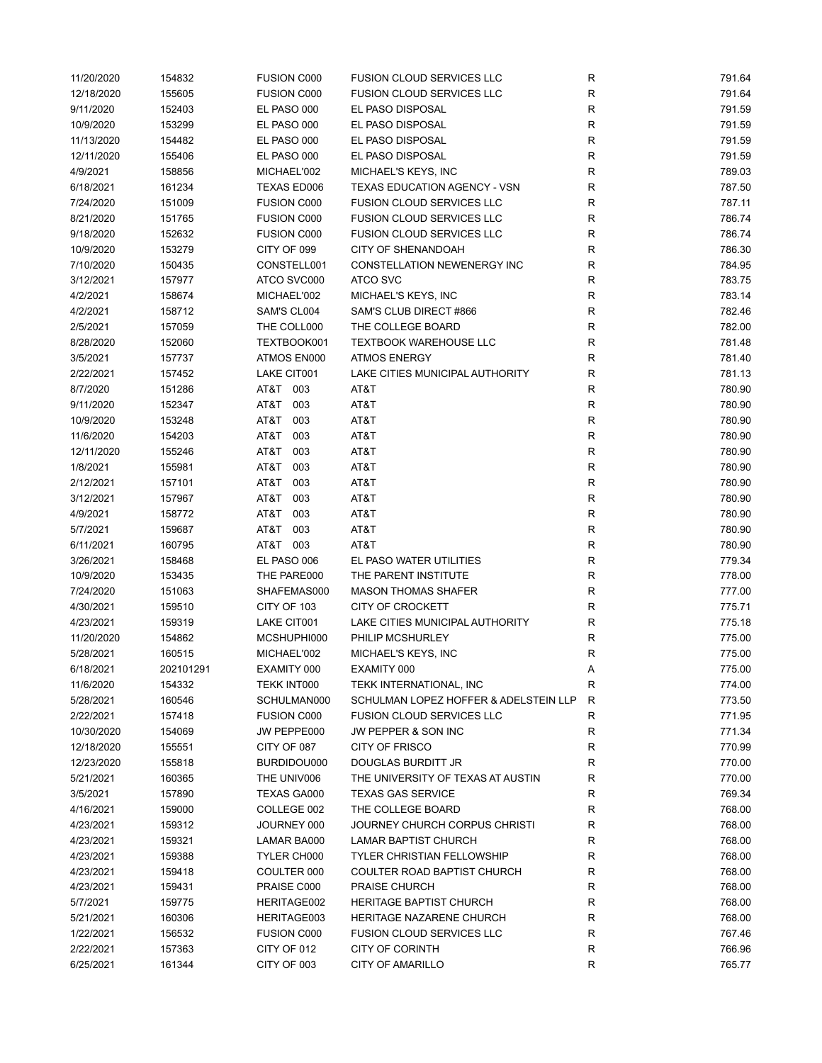| | | | | | |
|---|---|---|---|---|---|
| 11/20/2020 | 154832 | FUSION C000 | FUSION CLOUD SERVICES LLC | R | 791.64 |
| 12/18/2020 | 155605 | FUSION C000 | FUSION CLOUD SERVICES LLC | R | 791.64 |
| 9/11/2020 | 152403 | EL PASO 000 | EL PASO DISPOSAL | R | 791.59 |
| 10/9/2020 | 153299 | EL PASO 000 | EL PASO DISPOSAL | R | 791.59 |
| 11/13/2020 | 154482 | EL PASO 000 | EL PASO DISPOSAL | R | 791.59 |
| 12/11/2020 | 155406 | EL PASO 000 | EL PASO DISPOSAL | R | 791.59 |
| 4/9/2021 | 158856 | MICHAEL'002 | MICHAEL'S KEYS, INC | R | 789.03 |
| 6/18/2021 | 161234 | TEXAS ED006 | TEXAS EDUCATION AGENCY - VSN | R | 787.50 |
| 7/24/2020 | 151009 | FUSION C000 | FUSION CLOUD SERVICES LLC | R | 787.11 |
| 8/21/2020 | 151765 | FUSION C000 | FUSION CLOUD SERVICES LLC | R | 786.74 |
| 9/18/2020 | 152632 | FUSION C000 | FUSION CLOUD SERVICES LLC | R | 786.74 |
| 10/9/2020 | 153279 | CITY OF 099 | CITY OF SHENANDOAH | R | 786.30 |
| 7/10/2020 | 150435 | CONSTELL001 | CONSTELLATION NEWENERGY INC | R | 784.95 |
| 3/12/2021 | 157977 | ATCO SVC000 | ATCO SVC | R | 783.75 |
| 4/2/2021 | 158674 | MICHAEL'002 | MICHAEL'S KEYS, INC | R | 783.14 |
| 4/2/2021 | 158712 | SAM'S CL004 | SAM'S CLUB DIRECT #866 | R | 782.46 |
| 2/5/2021 | 157059 | THE COLL000 | THE COLLEGE BOARD | R | 782.00 |
| 8/28/2020 | 152060 | TEXTBOOK001 | TEXTBOOK WAREHOUSE LLC | R | 781.48 |
| 3/5/2021 | 157737 | ATMOS EN000 | ATMOS ENERGY | R | 781.40 |
| 2/22/2021 | 157452 | LAKE CIT001 | LAKE CITIES MUNICIPAL AUTHORITY | R | 781.13 |
| 8/7/2020 | 151286 | AT&T 003 | AT&T | R | 780.90 |
| 9/11/2020 | 152347 | AT&T 003 | AT&T | R | 780.90 |
| 10/9/2020 | 153248 | AT&T 003 | AT&T | R | 780.90 |
| 11/6/2020 | 154203 | AT&T 003 | AT&T | R | 780.90 |
| 12/11/2020 | 155246 | AT&T 003 | AT&T | R | 780.90 |
| 1/8/2021 | 155981 | AT&T 003 | AT&T | R | 780.90 |
| 2/12/2021 | 157101 | AT&T 003 | AT&T | R | 780.90 |
| 3/12/2021 | 157967 | AT&T 003 | AT&T | R | 780.90 |
| 4/9/2021 | 158772 | AT&T 003 | AT&T | R | 780.90 |
| 5/7/2021 | 159687 | AT&T 003 | AT&T | R | 780.90 |
| 6/11/2021 | 160795 | AT&T 003 | AT&T | R | 780.90 |
| 3/26/2021 | 158468 | EL PASO 006 | EL PASO WATER UTILITIES | R | 779.34 |
| 10/9/2020 | 153435 | THE PARE000 | THE PARENT INSTITUTE | R | 778.00 |
| 7/24/2020 | 151063 | SHAFEMAS000 | MASON THOMAS SHAFER | R | 777.00 |
| 4/30/2021 | 159510 | CITY OF 103 | CITY OF CROCKETT | R | 775.71 |
| 4/23/2021 | 159319 | LAKE CIT001 | LAKE CITIES MUNICIPAL AUTHORITY | R | 775.18 |
| 11/20/2020 | 154862 | MCSHUPHI000 | PHILIP MCSHURLEY | R | 775.00 |
| 5/28/2021 | 160515 | MICHAEL'002 | MICHAEL'S KEYS, INC | R | 775.00 |
| 6/18/2021 | 202101291 | EXAMITY 000 | EXAMITY 000 | A | 775.00 |
| 11/6/2020 | 154332 | TEKK INT000 | TEKK INTERNATIONAL, INC | R | 774.00 |
| 5/28/2021 | 160546 | SCHULMAN000 | SCHULMAN LOPEZ HOFFER & ADELSTEIN LLP | R | 773.50 |
| 2/22/2021 | 157418 | FUSION C000 | FUSION CLOUD SERVICES LLC | R | 771.95 |
| 10/30/2020 | 154069 | JW PEPPE000 | JW PEPPER & SON INC | R | 771.34 |
| 12/18/2020 | 155551 | CITY OF 087 | CITY OF FRISCO | R | 770.99 |
| 12/23/2020 | 155818 | BURDIDOU000 | DOUGLAS BURDITT JR | R | 770.00 |
| 5/21/2021 | 160365 | THE UNIV006 | THE UNIVERSITY OF TEXAS AT AUSTIN | R | 770.00 |
| 3/5/2021 | 157890 | TEXAS GA000 | TEXAS GAS SERVICE | R | 769.34 |
| 4/16/2021 | 159000 | COLLEGE 002 | THE COLLEGE BOARD | R | 768.00 |
| 4/23/2021 | 159312 | JOURNEY 000 | JOURNEY CHURCH CORPUS CHRISTI | R | 768.00 |
| 4/23/2021 | 159321 | LAMAR BA000 | LAMAR BAPTIST CHURCH | R | 768.00 |
| 4/23/2021 | 159388 | TYLER CH000 | TYLER CHRISTIAN FELLOWSHIP | R | 768.00 |
| 4/23/2021 | 159418 | COULTER 000 | COULTER ROAD BAPTIST CHURCH | R | 768.00 |
| 4/23/2021 | 159431 | PRAISE C000 | PRAISE CHURCH | R | 768.00 |
| 5/7/2021 | 159775 | HERITAGE002 | HERITAGE BAPTIST CHURCH | R | 768.00 |
| 5/21/2021 | 160306 | HERITAGE003 | HERITAGE NAZARENE CHURCH | R | 768.00 |
| 1/22/2021 | 156532 | FUSION C000 | FUSION CLOUD SERVICES LLC | R | 767.46 |
| 2/22/2021 | 157363 | CITY OF 012 | CITY OF CORINTH | R | 766.96 |
| 6/25/2021 | 161344 | CITY OF 003 | CITY OF AMARILLO | R | 765.77 |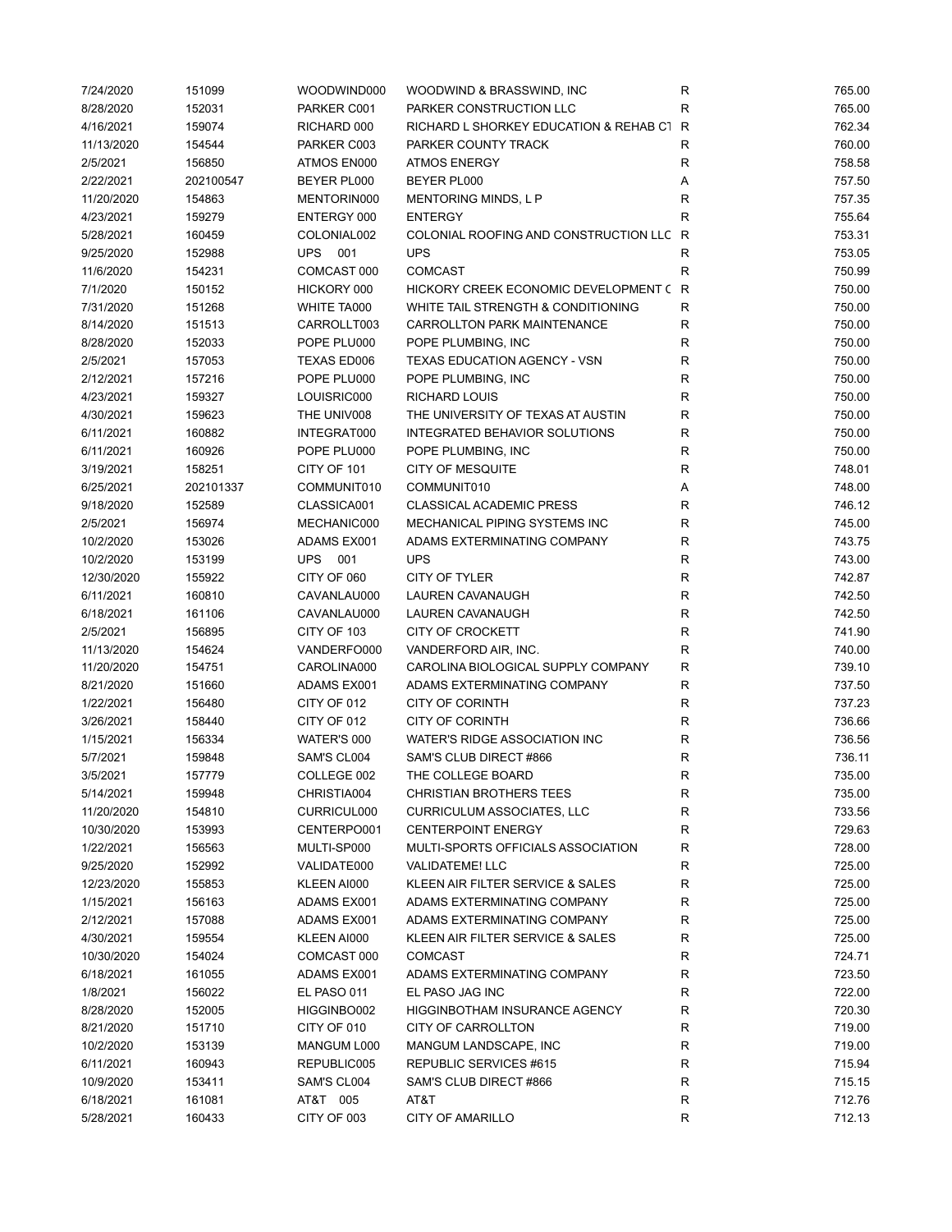| | | | | | |
|---|---|---|---|---|---|
| 7/24/2020 | 151099 | WOODWIND000 | WOODWIND & BRASSWIND, INC | R | 765.00 |
| 8/28/2020 | 152031 | PARKER C001 | PARKER CONSTRUCTION LLC | R | 765.00 |
| 4/16/2021 | 159074 | RICHARD 000 | RICHARD L SHORKEY EDUCATION & REHAB CT | R | 762.34 |
| 11/13/2020 | 154544 | PARKER C003 | PARKER COUNTY TRACK | R | 760.00 |
| 2/5/2021 | 156850 | ATMOS EN000 | ATMOS ENERGY | R | 758.58 |
| 2/22/2021 | 202100547 | BEYER PL000 | BEYER PL000 | A | 757.50 |
| 11/20/2020 | 154863 | MENTORIN000 | MENTORING MINDS, L P | R | 757.35 |
| 4/23/2021 | 159279 | ENTERGY 000 | ENTERGY | R | 755.64 |
| 5/28/2021 | 160459 | COLONIAL002 | COLONIAL ROOFING AND CONSTRUCTION LLC | R | 753.31 |
| 9/25/2020 | 152988 | UPS 001 | UPS | R | 753.05 |
| 11/6/2020 | 154231 | COMCAST 000 | COMCAST | R | 750.99 |
| 7/1/2020 | 150152 | HICKORY 000 | HICKORY CREEK ECONOMIC DEVELOPMENT C | R | 750.00 |
| 7/31/2020 | 151268 | WHITE TA000 | WHITE TAIL STRENGTH & CONDITIONING | R | 750.00 |
| 8/14/2020 | 151513 | CARROLLT003 | CARROLLTON PARK MAINTENANCE | R | 750.00 |
| 8/28/2020 | 152033 | POPE PLU000 | POPE PLUMBING, INC | R | 750.00 |
| 2/5/2021 | 157053 | TEXAS ED006 | TEXAS EDUCATION AGENCY - VSN | R | 750.00 |
| 2/12/2021 | 157216 | POPE PLU000 | POPE PLUMBING, INC | R | 750.00 |
| 4/23/2021 | 159327 | LOUISRIC000 | RICHARD LOUIS | R | 750.00 |
| 4/30/2021 | 159623 | THE UNIV008 | THE UNIVERSITY OF TEXAS AT AUSTIN | R | 750.00 |
| 6/11/2021 | 160882 | INTEGRAT000 | INTEGRATED BEHAVIOR SOLUTIONS | R | 750.00 |
| 6/11/2021 | 160926 | POPE PLU000 | POPE PLUMBING, INC | R | 750.00 |
| 3/19/2021 | 158251 | CITY OF 101 | CITY OF MESQUITE | R | 748.01 |
| 6/25/2021 | 202101337 | COMMUNIT010 | COMMUNIT010 | A | 748.00 |
| 9/18/2020 | 152589 | CLASSICA001 | CLASSICAL ACADEMIC PRESS | R | 746.12 |
| 2/5/2021 | 156974 | MECHANIC000 | MECHANICAL PIPING SYSTEMS INC | R | 745.00 |
| 10/2/2020 | 153026 | ADAMS EX001 | ADAMS EXTERMINATING COMPANY | R | 743.75 |
| 10/2/2020 | 153199 | UPS 001 | UPS | R | 743.00 |
| 12/30/2020 | 155922 | CITY OF 060 | CITY OF TYLER | R | 742.87 |
| 6/11/2021 | 160810 | CAVANLAU000 | LAUREN CAVANAUGH | R | 742.50 |
| 6/18/2021 | 161106 | CAVANLAU000 | LAUREN CAVANAUGH | R | 742.50 |
| 2/5/2021 | 156895 | CITY OF 103 | CITY OF CROCKETT | R | 741.90 |
| 11/13/2020 | 154624 | VANDERFO000 | VANDERFORD AIR, INC. | R | 740.00 |
| 11/20/2020 | 154751 | CAROLINA000 | CAROLINA BIOLOGICAL SUPPLY COMPANY | R | 739.10 |
| 8/21/2020 | 151660 | ADAMS EX001 | ADAMS EXTERMINATING COMPANY | R | 737.50 |
| 1/22/2021 | 156480 | CITY OF 012 | CITY OF CORINTH | R | 737.23 |
| 3/26/2021 | 158440 | CITY OF 012 | CITY OF CORINTH | R | 736.66 |
| 1/15/2021 | 156334 | WATER'S 000 | WATER'S RIDGE ASSOCIATION INC | R | 736.56 |
| 5/7/2021 | 159848 | SAM'S CL004 | SAM'S CLUB DIRECT #866 | R | 736.11 |
| 3/5/2021 | 157779 | COLLEGE 002 | THE COLLEGE BOARD | R | 735.00 |
| 5/14/2021 | 159948 | CHRISTIA004 | CHRISTIAN BROTHERS TEES | R | 735.00 |
| 11/20/2020 | 154810 | CURRICUL000 | CURRICULUM ASSOCIATES, LLC | R | 733.56 |
| 10/30/2020 | 153993 | CENTERPO001 | CENTERPOINT ENERGY | R | 729.63 |
| 1/22/2021 | 156563 | MULTI-SP000 | MULTI-SPORTS OFFICIALS ASSOCIATION | R | 728.00 |
| 9/25/2020 | 152992 | VALIDATE000 | VALIDATEME! LLC | R | 725.00 |
| 12/23/2020 | 155853 | KLEEN AI000 | KLEEN AIR FILTER SERVICE & SALES | R | 725.00 |
| 1/15/2021 | 156163 | ADAMS EX001 | ADAMS EXTERMINATING COMPANY | R | 725.00 |
| 2/12/2021 | 157088 | ADAMS EX001 | ADAMS EXTERMINATING COMPANY | R | 725.00 |
| 4/30/2021 | 159554 | KLEEN AI000 | KLEEN AIR FILTER SERVICE & SALES | R | 725.00 |
| 10/30/2020 | 154024 | COMCAST 000 | COMCAST | R | 724.71 |
| 6/18/2021 | 161055 | ADAMS EX001 | ADAMS EXTERMINATING COMPANY | R | 723.50 |
| 1/8/2021 | 156022 | EL PASO 011 | EL PASO JAG INC | R | 722.00 |
| 8/28/2020 | 152005 | HIGGINBO002 | HIGGINBOTHAM INSURANCE AGENCY | R | 720.30 |
| 8/21/2020 | 151710 | CITY OF 010 | CITY OF CARROLLTON | R | 719.00 |
| 10/2/2020 | 153139 | MANGUM L000 | MANGUM LANDSCAPE, INC | R | 719.00 |
| 6/11/2021 | 160943 | REPUBLIC005 | REPUBLIC SERVICES #615 | R | 715.94 |
| 10/9/2020 | 153411 | SAM'S CL004 | SAM'S CLUB DIRECT #866 | R | 715.15 |
| 6/18/2021 | 161081 | AT&T 005 | AT&T | R | 712.76 |
| 5/28/2021 | 160433 | CITY OF 003 | CITY OF AMARILLO | R | 712.13 |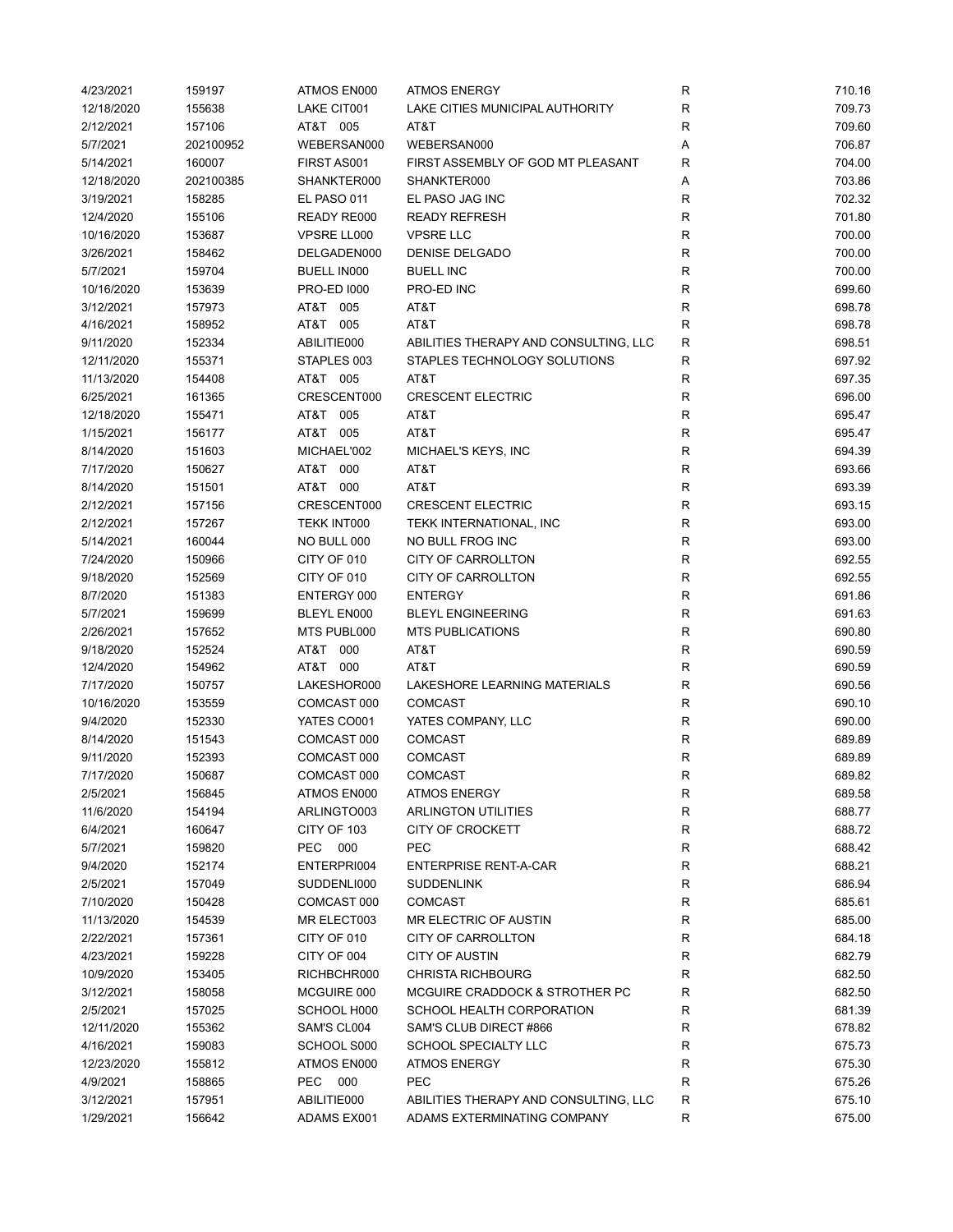| | | | | | |
|---|---|---|---|---|---|
| 4/23/2021 | 159197 | ATMOS EN000 | ATMOS ENERGY | R | 710.16 |
| 12/18/2020 | 155638 | LAKE CIT001 | LAKE CITIES MUNICIPAL AUTHORITY | R | 709.73 |
| 2/12/2021 | 157106 | AT&T 005 | AT&T | R | 709.60 |
| 5/7/2021 | 202100952 | WEBERSAN000 | WEBERSAN000 | A | 706.87 |
| 5/14/2021 | 160007 | FIRST AS001 | FIRST ASSEMBLY OF GOD MT PLEASANT | R | 704.00 |
| 12/18/2020 | 202100385 | SHANKTER000 | SHANKTER000 | A | 703.86 |
| 3/19/2021 | 158285 | EL PASO 011 | EL PASO JAG INC | R | 702.32 |
| 12/4/2020 | 155106 | READY RE000 | READY REFRESH | R | 701.80 |
| 10/16/2020 | 153687 | VPSRE LL000 | VPSRE LLC | R | 700.00 |
| 3/26/2021 | 158462 | DELGADEN000 | DENISE DELGADO | R | 700.00 |
| 5/7/2021 | 159704 | BUELL IN000 | BUELL INC | R | 700.00 |
| 10/16/2020 | 153639 | PRO-ED I000 | PRO-ED INC | R | 699.60 |
| 3/12/2021 | 157973 | AT&T 005 | AT&T | R | 698.78 |
| 4/16/2021 | 158952 | AT&T 005 | AT&T | R | 698.78 |
| 9/11/2020 | 152334 | ABILITIE000 | ABILITIES THERAPY AND CONSULTING, LLC | R | 698.51 |
| 12/11/2020 | 155371 | STAPLES 003 | STAPLES TECHNOLOGY SOLUTIONS | R | 697.92 |
| 11/13/2020 | 154408 | AT&T 005 | AT&T | R | 697.35 |
| 6/25/2021 | 161365 | CRESCENT000 | CRESCENT ELECTRIC | R | 696.00 |
| 12/18/2020 | 155471 | AT&T 005 | AT&T | R | 695.47 |
| 1/15/2021 | 156177 | AT&T 005 | AT&T | R | 695.47 |
| 8/14/2020 | 151603 | MICHAEL'002 | MICHAEL'S KEYS, INC | R | 694.39 |
| 7/17/2020 | 150627 | AT&T 000 | AT&T | R | 693.66 |
| 8/14/2020 | 151501 | AT&T 000 | AT&T | R | 693.39 |
| 2/12/2021 | 157156 | CRESCENT000 | CRESCENT ELECTRIC | R | 693.15 |
| 2/12/2021 | 157267 | TEKK INT000 | TEKK INTERNATIONAL, INC | R | 693.00 |
| 5/14/2021 | 160044 | NO BULL 000 | NO BULL FROG INC | R | 693.00 |
| 7/24/2020 | 150966 | CITY OF 010 | CITY OF CARROLLTON | R | 692.55 |
| 9/18/2020 | 152569 | CITY OF 010 | CITY OF CARROLLTON | R | 692.55 |
| 8/7/2020 | 151383 | ENTERGY 000 | ENTERGY | R | 691.86 |
| 5/7/2021 | 159699 | BLEYL EN000 | BLEYL ENGINEERING | R | 691.63 |
| 2/26/2021 | 157652 | MTS PUBL000 | MTS PUBLICATIONS | R | 690.80 |
| 9/18/2020 | 152524 | AT&T 000 | AT&T | R | 690.59 |
| 12/4/2020 | 154962 | AT&T 000 | AT&T | R | 690.59 |
| 7/17/2020 | 150757 | LAKESHOR000 | LAKESHORE LEARNING MATERIALS | R | 690.56 |
| 10/16/2020 | 153559 | COMCAST 000 | COMCAST | R | 690.10 |
| 9/4/2020 | 152330 | YATES CO001 | YATES COMPANY, LLC | R | 690.00 |
| 8/14/2020 | 151543 | COMCAST 000 | COMCAST | R | 689.89 |
| 9/11/2020 | 152393 | COMCAST 000 | COMCAST | R | 689.89 |
| 7/17/2020 | 150687 | COMCAST 000 | COMCAST | R | 689.82 |
| 2/5/2021 | 156845 | ATMOS EN000 | ATMOS ENERGY | R | 689.58 |
| 11/6/2020 | 154194 | ARLINGTO003 | ARLINGTON UTILITIES | R | 688.77 |
| 6/4/2021 | 160647 | CITY OF 103 | CITY OF CROCKETT | R | 688.72 |
| 5/7/2021 | 159820 | PEC 000 | PEC | R | 688.42 |
| 9/4/2020 | 152174 | ENTERPRI004 | ENTERPRISE RENT-A-CAR | R | 688.21 |
| 2/5/2021 | 157049 | SUDDENLI000 | SUDDENLINK | R | 686.94 |
| 7/10/2020 | 150428 | COMCAST 000 | COMCAST | R | 685.61 |
| 11/13/2020 | 154539 | MR ELECT003 | MR ELECTRIC OF AUSTIN | R | 685.00 |
| 2/22/2021 | 157361 | CITY OF 010 | CITY OF CARROLLTON | R | 684.18 |
| 4/23/2021 | 159228 | CITY OF 004 | CITY OF AUSTIN | R | 682.79 |
| 10/9/2020 | 153405 | RICHBCHR000 | CHRISTA RICHBOURG | R | 682.50 |
| 3/12/2021 | 158058 | MCGUIRE 000 | MCGUIRE CRADDOCK & STROTHER PC | R | 682.50 |
| 2/5/2021 | 157025 | SCHOOL H000 | SCHOOL HEALTH CORPORATION | R | 681.39 |
| 12/11/2020 | 155362 | SAM'S CL004 | SAM'S CLUB DIRECT #866 | R | 678.82 |
| 4/16/2021 | 159083 | SCHOOL S000 | SCHOOL SPECIALTY LLC | R | 675.73 |
| 12/23/2020 | 155812 | ATMOS EN000 | ATMOS ENERGY | R | 675.30 |
| 4/9/2021 | 158865 | PEC 000 | PEC | R | 675.26 |
| 3/12/2021 | 157951 | ABILITIE000 | ABILITIES THERAPY AND CONSULTING, LLC | R | 675.10 |
| 1/29/2021 | 156642 | ADAMS EX001 | ADAMS EXTERMINATING COMPANY | R | 675.00 |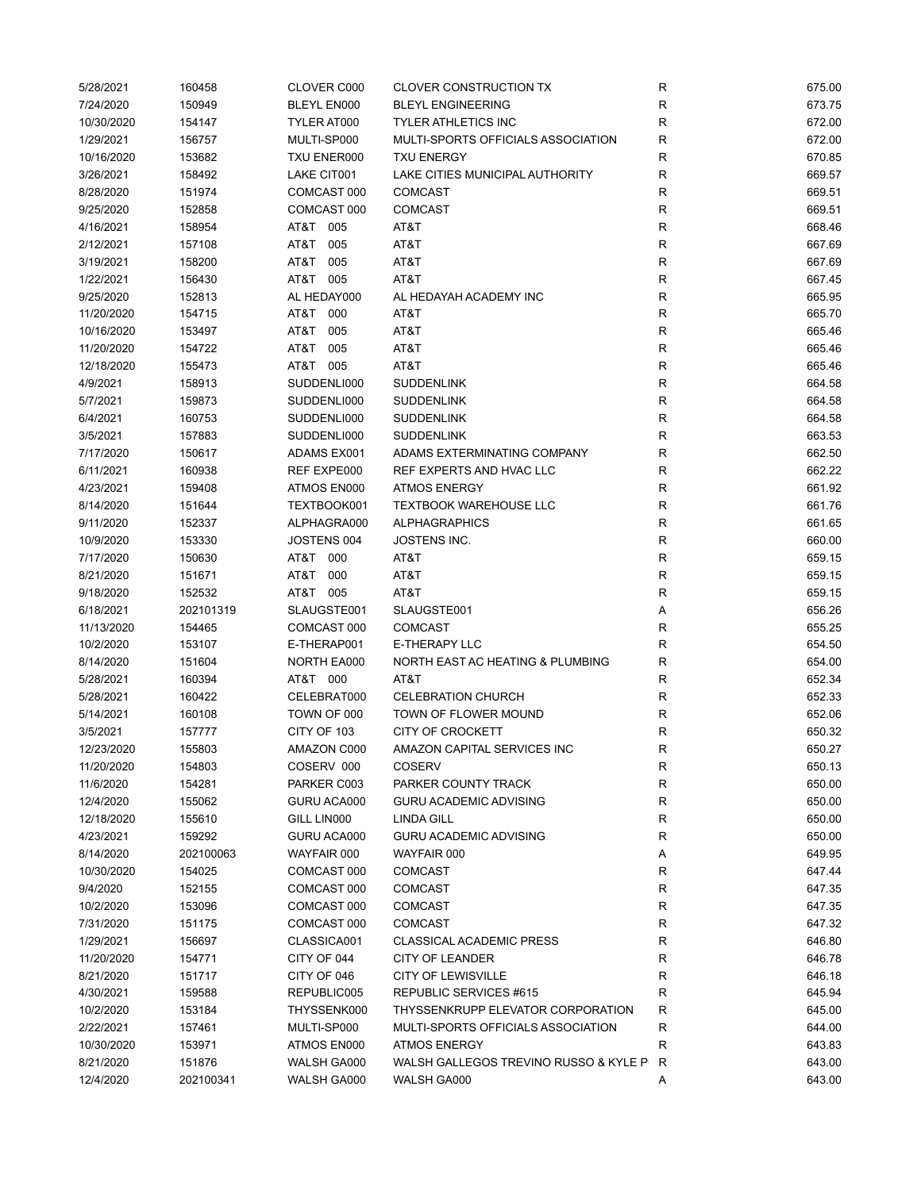| | | | | | |
|---|---|---|---|---|---|
| 5/28/2021 | 160458 | CLOVER C000 | CLOVER CONSTRUCTION TX | R | 675.00 |
| 7/24/2020 | 150949 | BLEYL EN000 | BLEYL ENGINEERING | R | 673.75 |
| 10/30/2020 | 154147 | TYLER AT000 | TYLER ATHLETICS INC | R | 672.00 |
| 1/29/2021 | 156757 | MULTI-SP000 | MULTI-SPORTS OFFICIALS ASSOCIATION | R | 672.00 |
| 10/16/2020 | 153682 | TXU ENER000 | TXU ENERGY | R | 670.85 |
| 3/26/2021 | 158492 | LAKE CIT001 | LAKE CITIES MUNICIPAL AUTHORITY | R | 669.57 |
| 8/28/2020 | 151974 | COMCAST 000 | COMCAST | R | 669.51 |
| 9/25/2020 | 152858 | COMCAST 000 | COMCAST | R | 669.51 |
| 4/16/2021 | 158954 | AT&T 005 | AT&T | R | 668.46 |
| 2/12/2021 | 157108 | AT&T 005 | AT&T | R | 667.69 |
| 3/19/2021 | 158200 | AT&T 005 | AT&T | R | 667.69 |
| 1/22/2021 | 156430 | AT&T 005 | AT&T | R | 667.45 |
| 9/25/2020 | 152813 | AL HEDAY000 | AL HEDAYAH ACADEMY INC | R | 665.95 |
| 11/20/2020 | 154715 | AT&T 000 | AT&T | R | 665.70 |
| 10/16/2020 | 153497 | AT&T 005 | AT&T | R | 665.46 |
| 11/20/2020 | 154722 | AT&T 005 | AT&T | R | 665.46 |
| 12/18/2020 | 155473 | AT&T 005 | AT&T | R | 665.46 |
| 4/9/2021 | 158913 | SUDDENLI000 | SUDDENLINK | R | 664.58 |
| 5/7/2021 | 159873 | SUDDENLI000 | SUDDENLINK | R | 664.58 |
| 6/4/2021 | 160753 | SUDDENLI000 | SUDDENLINK | R | 664.58 |
| 3/5/2021 | 157883 | SUDDENLI000 | SUDDENLINK | R | 663.53 |
| 7/17/2020 | 150617 | ADAMS EX001 | ADAMS EXTERMINATING COMPANY | R | 662.50 |
| 6/11/2021 | 160938 | REF EXPE000 | REF EXPERTS AND HVAC LLC | R | 662.22 |
| 4/23/2021 | 159408 | ATMOS EN000 | ATMOS ENERGY | R | 661.92 |
| 8/14/2020 | 151644 | TEXTBOOK001 | TEXTBOOK WAREHOUSE LLC | R | 661.76 |
| 9/11/2020 | 152337 | ALPHAGRA000 | ALPHAGRAPHICS | R | 661.65 |
| 10/9/2020 | 153330 | JOSTENS 004 | JOSTENS INC. | R | 660.00 |
| 7/17/2020 | 150630 | AT&T 000 | AT&T | R | 659.15 |
| 8/21/2020 | 151671 | AT&T 000 | AT&T | R | 659.15 |
| 9/18/2020 | 152532 | AT&T 005 | AT&T | R | 659.15 |
| 6/18/2021 | 202101319 | SLAUGSTE001 | SLAUGSTE001 | A | 656.26 |
| 11/13/2020 | 154465 | COMCAST 000 | COMCAST | R | 655.25 |
| 10/2/2020 | 153107 | E-THERAP001 | E-THERAPY LLC | R | 654.50 |
| 8/14/2020 | 151604 | NORTH EA000 | NORTH EAST AC HEATING & PLUMBING | R | 654.00 |
| 5/28/2021 | 160394 | AT&T 000 | AT&T | R | 652.34 |
| 5/28/2021 | 160422 | CELEBRAT000 | CELEBRATION CHURCH | R | 652.33 |
| 5/14/2021 | 160108 | TOWN OF 000 | TOWN OF FLOWER MOUND | R | 652.06 |
| 3/5/2021 | 157777 | CITY OF 103 | CITY OF CROCKETT | R | 650.32 |
| 12/23/2020 | 155803 | AMAZON C000 | AMAZON CAPITAL SERVICES INC | R | 650.27 |
| 11/20/2020 | 154803 | COSERV 000 | COSERV | R | 650.13 |
| 11/6/2020 | 154281 | PARKER C003 | PARKER COUNTY TRACK | R | 650.00 |
| 12/4/2020 | 155062 | GURU ACA000 | GURU ACADEMIC ADVISING | R | 650.00 |
| 12/18/2020 | 155610 | GILL LIN000 | LINDA GILL | R | 650.00 |
| 4/23/2021 | 159292 | GURU ACA000 | GURU ACADEMIC ADVISING | R | 650.00 |
| 8/14/2020 | 202100063 | WAYFAIR 000 | WAYFAIR 000 | A | 649.95 |
| 10/30/2020 | 154025 | COMCAST 000 | COMCAST | R | 647.44 |
| 9/4/2020 | 152155 | COMCAST 000 | COMCAST | R | 647.35 |
| 10/2/2020 | 153096 | COMCAST 000 | COMCAST | R | 647.35 |
| 7/31/2020 | 151175 | COMCAST 000 | COMCAST | R | 647.32 |
| 1/29/2021 | 156697 | CLASSICA001 | CLASSICAL ACADEMIC PRESS | R | 646.80 |
| 11/20/2020 | 154771 | CITY OF 044 | CITY OF LEANDER | R | 646.78 |
| 8/21/2020 | 151717 | CITY OF 046 | CITY OF LEWISVILLE | R | 646.18 |
| 4/30/2021 | 159588 | REPUBLIC005 | REPUBLIC SERVICES #615 | R | 645.94 |
| 10/2/2020 | 153184 | THYSSENK000 | THYSSENKRUPP ELEVATOR CORPORATION | R | 645.00 |
| 2/22/2021 | 157461 | MULTI-SP000 | MULTI-SPORTS OFFICIALS ASSOCIATION | R | 644.00 |
| 10/30/2020 | 153971 | ATMOS EN000 | ATMOS ENERGY | R | 643.83 |
| 8/21/2020 | 151876 | WALSH GA000 | WALSH GALLEGOS TREVINO RUSSO & KYLE P | R | 643.00 |
| 12/4/2020 | 202100341 | WALSH GA000 | WALSH GA000 | A | 643.00 |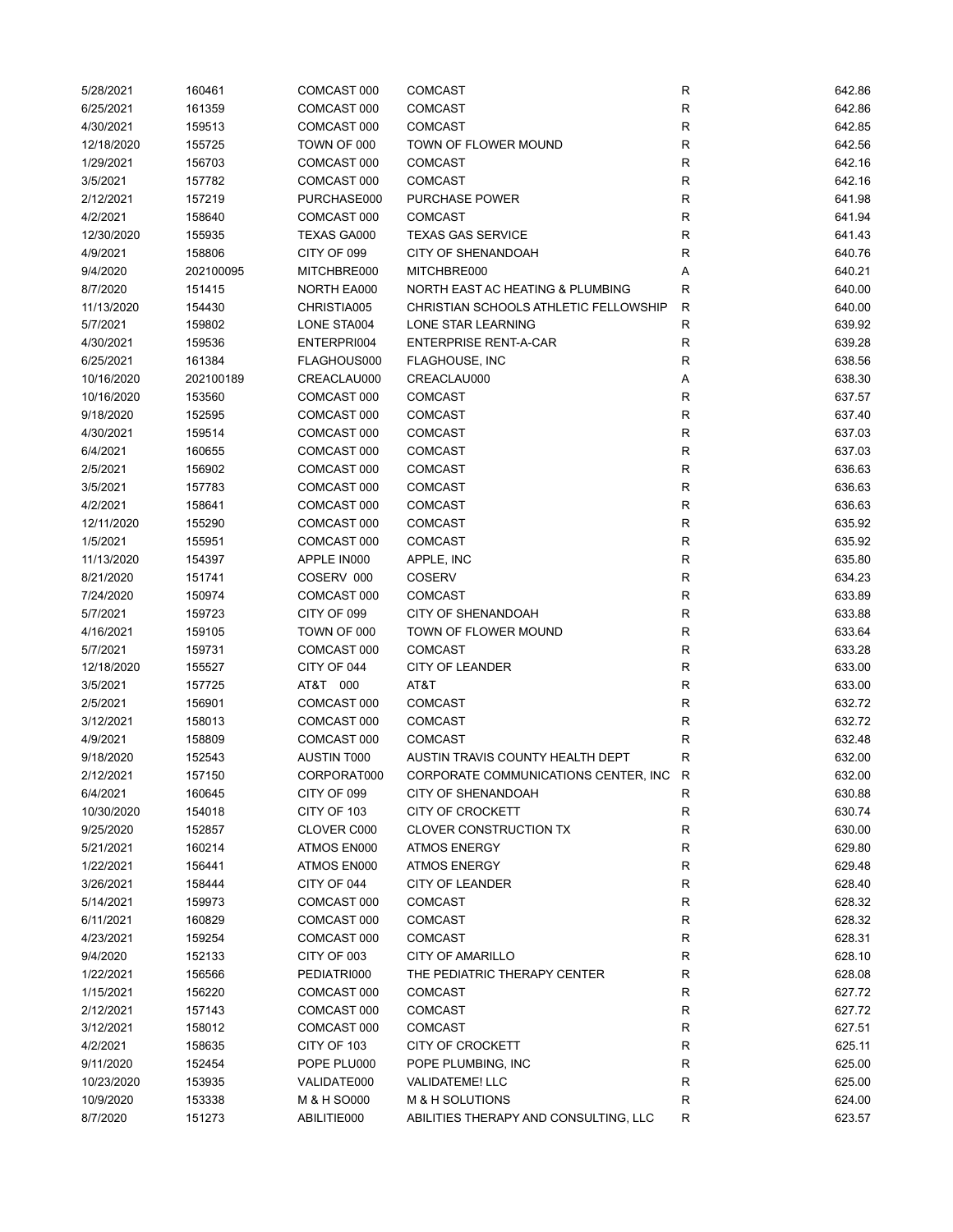| | | | | | |
|---|---|---|---|---|---|
| 5/28/2021 | 160461 | COMCAST 000 | COMCAST | R | 642.86 |
| 6/25/2021 | 161359 | COMCAST 000 | COMCAST | R | 642.86 |
| 4/30/2021 | 159513 | COMCAST 000 | COMCAST | R | 642.85 |
| 12/18/2020 | 155725 | TOWN OF 000 | TOWN OF FLOWER MOUND | R | 642.56 |
| 1/29/2021 | 156703 | COMCAST 000 | COMCAST | R | 642.16 |
| 3/5/2021 | 157782 | COMCAST 000 | COMCAST | R | 642.16 |
| 2/12/2021 | 157219 | PURCHASE000 | PURCHASE POWER | R | 641.98 |
| 4/2/2021 | 158640 | COMCAST 000 | COMCAST | R | 641.94 |
| 12/30/2020 | 155935 | TEXAS GA000 | TEXAS GAS SERVICE | R | 641.43 |
| 4/9/2021 | 158806 | CITY OF 099 | CITY OF SHENANDOAH | R | 640.76 |
| 9/4/2020 | 202100095 | MITCHBRE000 | MITCHBRE000 | A | 640.21 |
| 8/7/2020 | 151415 | NORTH EA000 | NORTH EAST AC HEATING & PLUMBING | R | 640.00 |
| 11/13/2020 | 154430 | CHRISTIA005 | CHRISTIAN SCHOOLS ATHLETIC FELLOWSHIP | R | 640.00 |
| 5/7/2021 | 159802 | LONE STA004 | LONE STAR LEARNING | R | 639.92 |
| 4/30/2021 | 159536 | ENTERPRI004 | ENTERPRISE RENT-A-CAR | R | 639.28 |
| 6/25/2021 | 161384 | FLAGHOUS000 | FLAGHOUSE, INC | R | 638.56 |
| 10/16/2020 | 202100189 | CREACLAU000 | CREACLAU000 | A | 638.30 |
| 10/16/2020 | 153560 | COMCAST 000 | COMCAST | R | 637.57 |
| 9/18/2020 | 152595 | COMCAST 000 | COMCAST | R | 637.40 |
| 4/30/2021 | 159514 | COMCAST 000 | COMCAST | R | 637.03 |
| 6/4/2021 | 160655 | COMCAST 000 | COMCAST | R | 637.03 |
| 2/5/2021 | 156902 | COMCAST 000 | COMCAST | R | 636.63 |
| 3/5/2021 | 157783 | COMCAST 000 | COMCAST | R | 636.63 |
| 4/2/2021 | 158641 | COMCAST 000 | COMCAST | R | 636.63 |
| 12/11/2020 | 155290 | COMCAST 000 | COMCAST | R | 635.92 |
| 1/5/2021 | 155951 | COMCAST 000 | COMCAST | R | 635.92 |
| 11/13/2020 | 154397 | APPLE IN000 | APPLE, INC | R | 635.80 |
| 8/21/2020 | 151741 | COSERV 000 | COSERV | R | 634.23 |
| 7/24/2020 | 150974 | COMCAST 000 | COMCAST | R | 633.89 |
| 5/7/2021 | 159723 | CITY OF 099 | CITY OF SHENANDOAH | R | 633.88 |
| 4/16/2021 | 159105 | TOWN OF 000 | TOWN OF FLOWER MOUND | R | 633.64 |
| 5/7/2021 | 159731 | COMCAST 000 | COMCAST | R | 633.28 |
| 12/18/2020 | 155527 | CITY OF 044 | CITY OF LEANDER | R | 633.00 |
| 3/5/2021 | 157725 | AT&T 000 | AT&T | R | 633.00 |
| 2/5/2021 | 156901 | COMCAST 000 | COMCAST | R | 632.72 |
| 3/12/2021 | 158013 | COMCAST 000 | COMCAST | R | 632.72 |
| 4/9/2021 | 158809 | COMCAST 000 | COMCAST | R | 632.48 |
| 9/18/2020 | 152543 | AUSTIN T000 | AUSTIN TRAVIS COUNTY HEALTH DEPT | R | 632.00 |
| 2/12/2021 | 157150 | CORPORAT000 | CORPORATE COMMUNICATIONS CENTER, INC | R | 632.00 |
| 6/4/2021 | 160645 | CITY OF 099 | CITY OF SHENANDOAH | R | 630.88 |
| 10/30/2020 | 154018 | CITY OF 103 | CITY OF CROCKETT | R | 630.74 |
| 9/25/2020 | 152857 | CLOVER C000 | CLOVER CONSTRUCTION TX | R | 630.00 |
| 5/21/2021 | 160214 | ATMOS EN000 | ATMOS ENERGY | R | 629.80 |
| 1/22/2021 | 156441 | ATMOS EN000 | ATMOS ENERGY | R | 629.48 |
| 3/26/2021 | 158444 | CITY OF 044 | CITY OF LEANDER | R | 628.40 |
| 5/14/2021 | 159973 | COMCAST 000 | COMCAST | R | 628.32 |
| 6/11/2021 | 160829 | COMCAST 000 | COMCAST | R | 628.32 |
| 4/23/2021 | 159254 | COMCAST 000 | COMCAST | R | 628.31 |
| 9/4/2020 | 152133 | CITY OF 003 | CITY OF AMARILLO | R | 628.10 |
| 1/22/2021 | 156566 | PEDIATRI000 | THE PEDIATRIC THERAPY CENTER | R | 628.08 |
| 1/15/2021 | 156220 | COMCAST 000 | COMCAST | R | 627.72 |
| 2/12/2021 | 157143 | COMCAST 000 | COMCAST | R | 627.72 |
| 3/12/2021 | 158012 | COMCAST 000 | COMCAST | R | 627.51 |
| 4/2/2021 | 158635 | CITY OF 103 | CITY OF CROCKETT | R | 625.11 |
| 9/11/2020 | 152454 | POPE PLU000 | POPE PLUMBING, INC | R | 625.00 |
| 10/23/2020 | 153935 | VALIDATE000 | VALIDATEME! LLC | R | 625.00 |
| 10/9/2020 | 153338 | M & H SO000 | M & H SOLUTIONS | R | 624.00 |
| 8/7/2020 | 151273 | ABILITIE000 | ABILITIES THERAPY AND CONSULTING, LLC | R | 623.57 |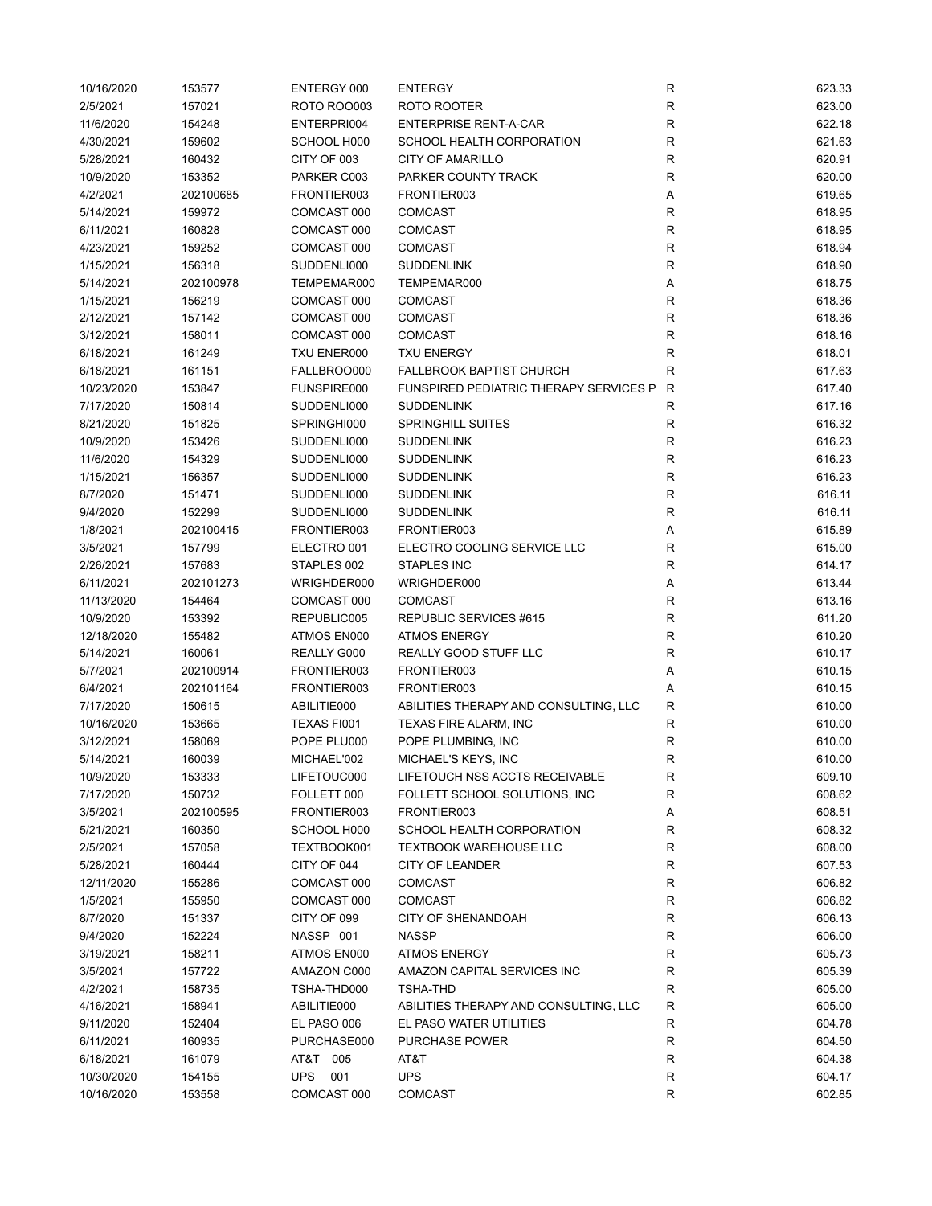| | | | | | |
|---|---|---|---|---|---|
| 10/16/2020 | 153577 | ENTERGY 000 | ENTERGY | R | 623.33 |
| 2/5/2021 | 157021 | ROTO ROO003 | ROTO ROOTER | R | 623.00 |
| 11/6/2020 | 154248 | ENTERPRI004 | ENTERPRISE RENT-A-CAR | R | 622.18 |
| 4/30/2021 | 159602 | SCHOOL H000 | SCHOOL HEALTH CORPORATION | R | 621.63 |
| 5/28/2021 | 160432 | CITY OF 003 | CITY OF AMARILLO | R | 620.91 |
| 10/9/2020 | 153352 | PARKER C003 | PARKER COUNTY TRACK | R | 620.00 |
| 4/2/2021 | 202100685 | FRONTIER003 | FRONTIER003 | A | 619.65 |
| 5/14/2021 | 159972 | COMCAST 000 | COMCAST | R | 618.95 |
| 6/11/2021 | 160828 | COMCAST 000 | COMCAST | R | 618.95 |
| 4/23/2021 | 159252 | COMCAST 000 | COMCAST | R | 618.94 |
| 1/15/2021 | 156318 | SUDDENLI000 | SUDDENLINK | R | 618.90 |
| 5/14/2021 | 202100978 | TEMPEMAR000 | TEMPEMAR000 | A | 618.75 |
| 1/15/2021 | 156219 | COMCAST 000 | COMCAST | R | 618.36 |
| 2/12/2021 | 157142 | COMCAST 000 | COMCAST | R | 618.36 |
| 3/12/2021 | 158011 | COMCAST 000 | COMCAST | R | 618.16 |
| 6/18/2021 | 161249 | TXU ENER000 | TXU ENERGY | R | 618.01 |
| 6/18/2021 | 161151 | FALLBROO000 | FALLBROOK BAPTIST CHURCH | R | 617.63 |
| 10/23/2020 | 153847 | FUNSPIRE000 | FUNSPIRED PEDIATRIC THERAPY SERVICES P | R | 617.40 |
| 7/17/2020 | 150814 | SUDDENLI000 | SUDDENLINK | R | 617.16 |
| 8/21/2020 | 151825 | SPRINGHI000 | SPRINGHILL SUITES | R | 616.32 |
| 10/9/2020 | 153426 | SUDDENLI000 | SUDDENLINK | R | 616.23 |
| 11/6/2020 | 154329 | SUDDENLI000 | SUDDENLINK | R | 616.23 |
| 1/15/2021 | 156357 | SUDDENLI000 | SUDDENLINK | R | 616.23 |
| 8/7/2020 | 151471 | SUDDENLI000 | SUDDENLINK | R | 616.11 |
| 9/4/2020 | 152299 | SUDDENLI000 | SUDDENLINK | R | 616.11 |
| 1/8/2021 | 202100415 | FRONTIER003 | FRONTIER003 | A | 615.89 |
| 3/5/2021 | 157799 | ELECTRO 001 | ELECTRO COOLING SERVICE LLC | R | 615.00 |
| 2/26/2021 | 157683 | STAPLES 002 | STAPLES INC | R | 614.17 |
| 6/11/2021 | 202101273 | WRIGHDER000 | WRIGHDER000 | A | 613.44 |
| 11/13/2020 | 154464 | COMCAST 000 | COMCAST | R | 613.16 |
| 10/9/2020 | 153392 | REPUBLIC005 | REPUBLIC SERVICES #615 | R | 611.20 |
| 12/18/2020 | 155482 | ATMOS EN000 | ATMOS ENERGY | R | 610.20 |
| 5/14/2021 | 160061 | REALLY G000 | REALLY GOOD STUFF LLC | R | 610.17 |
| 5/7/2021 | 202100914 | FRONTIER003 | FRONTIER003 | A | 610.15 |
| 6/4/2021 | 202101164 | FRONTIER003 | FRONTIER003 | A | 610.15 |
| 7/17/2020 | 150615 | ABILITIE000 | ABILITIES THERAPY AND CONSULTING, LLC | R | 610.00 |
| 10/16/2020 | 153665 | TEXAS FI001 | TEXAS FIRE ALARM, INC | R | 610.00 |
| 3/12/2021 | 158069 | POPE PLU000 | POPE PLUMBING, INC | R | 610.00 |
| 5/14/2021 | 160039 | MICHAEL'002 | MICHAEL'S KEYS, INC | R | 610.00 |
| 10/9/2020 | 153333 | LIFETOUC000 | LIFETOUCH NSS ACCTS RECEIVABLE | R | 609.10 |
| 7/17/2020 | 150732 | FOLLETT 000 | FOLLETT SCHOOL SOLUTIONS, INC | R | 608.62 |
| 3/5/2021 | 202100595 | FRONTIER003 | FRONTIER003 | A | 608.51 |
| 5/21/2021 | 160350 | SCHOOL H000 | SCHOOL HEALTH CORPORATION | R | 608.32 |
| 2/5/2021 | 157058 | TEXTBOOK001 | TEXTBOOK WAREHOUSE LLC | R | 608.00 |
| 5/28/2021 | 160444 | CITY OF 044 | CITY OF LEANDER | R | 607.53 |
| 12/11/2020 | 155286 | COMCAST 000 | COMCAST | R | 606.82 |
| 1/5/2021 | 155950 | COMCAST 000 | COMCAST | R | 606.82 |
| 8/7/2020 | 151337 | CITY OF 099 | CITY OF SHENANDOAH | R | 606.13 |
| 9/4/2020 | 152224 | NASSP 001 | NASSP | R | 606.00 |
| 3/19/2021 | 158211 | ATMOS EN000 | ATMOS ENERGY | R | 605.73 |
| 3/5/2021 | 157722 | AMAZON C000 | AMAZON CAPITAL SERVICES INC | R | 605.39 |
| 4/2/2021 | 158735 | TSHA-THD000 | TSHA-THD | R | 605.00 |
| 4/16/2021 | 158941 | ABILITIE000 | ABILITIES THERAPY AND CONSULTING, LLC | R | 605.00 |
| 9/11/2020 | 152404 | EL PASO 006 | EL PASO WATER UTILITIES | R | 604.78 |
| 6/11/2021 | 160935 | PURCHASE000 | PURCHASE POWER | R | 604.50 |
| 6/18/2021 | 161079 | AT&T 005 | AT&T | R | 604.38 |
| 10/30/2020 | 154155 | UPS 001 | UPS | R | 604.17 |
| 10/16/2020 | 153558 | COMCAST 000 | COMCAST | R | 602.85 |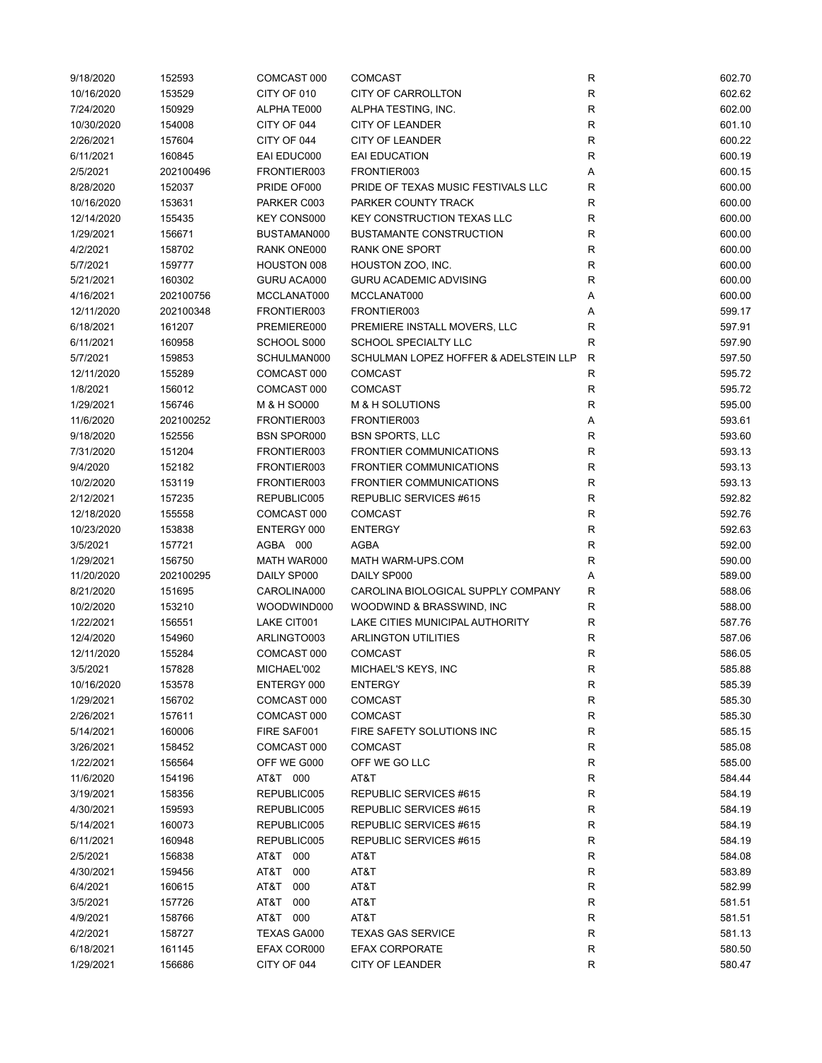| | | | | | |
|---|---|---|---|---|---|
| 9/18/2020 | 152593 | COMCAST 000 | COMCAST | R | 602.70 |
| 10/16/2020 | 153529 | CITY OF 010 | CITY OF CARROLLTON | R | 602.62 |
| 7/24/2020 | 150929 | ALPHA TE000 | ALPHA TESTING, INC. | R | 602.00 |
| 10/30/2020 | 154008 | CITY OF 044 | CITY OF LEANDER | R | 601.10 |
| 2/26/2021 | 157604 | CITY OF 044 | CITY OF LEANDER | R | 600.22 |
| 6/11/2021 | 160845 | EAI EDUC000 | EAI EDUCATION | R | 600.19 |
| 2/5/2021 | 202100496 | FRONTIER003 | FRONTIER003 | A | 600.15 |
| 8/28/2020 | 152037 | PRIDE OF000 | PRIDE OF TEXAS MUSIC FESTIVALS LLC | R | 600.00 |
| 10/16/2020 | 153631 | PARKER C003 | PARKER COUNTY TRACK | R | 600.00 |
| 12/14/2020 | 155435 | KEY CONS000 | KEY CONSTRUCTION TEXAS LLC | R | 600.00 |
| 1/29/2021 | 156671 | BUSTAMAN000 | BUSTAMANTE CONSTRUCTION | R | 600.00 |
| 4/2/2021 | 158702 | RANK ONE000 | RANK ONE SPORT | R | 600.00 |
| 5/7/2021 | 159777 | HOUSTON 008 | HOUSTON ZOO, INC. | R | 600.00 |
| 5/21/2021 | 160302 | GURU ACA000 | GURU ACADEMIC ADVISING | R | 600.00 |
| 4/16/2021 | 202100756 | MCCLANAT000 | MCCLANAT000 | A | 600.00 |
| 12/11/2020 | 202100348 | FRONTIER003 | FRONTIER003 | A | 599.17 |
| 6/18/2021 | 161207 | PREMIERE000 | PREMIERE INSTALL MOVERS, LLC | R | 597.91 |
| 6/11/2021 | 160958 | SCHOOL S000 | SCHOOL SPECIALTY LLC | R | 597.90 |
| 5/7/2021 | 159853 | SCHULMAN000 | SCHULMAN LOPEZ HOFFER & ADELSTEIN LLP | R | 597.50 |
| 12/11/2020 | 155289 | COMCAST 000 | COMCAST | R | 595.72 |
| 1/8/2021 | 156012 | COMCAST 000 | COMCAST | R | 595.72 |
| 1/29/2021 | 156746 | M & H SO000 | M & H SOLUTIONS | R | 595.00 |
| 11/6/2020 | 202100252 | FRONTIER003 | FRONTIER003 | A | 593.61 |
| 9/18/2020 | 152556 | BSN SPOR000 | BSN SPORTS, LLC | R | 593.60 |
| 7/31/2020 | 151204 | FRONTIER003 | FRONTIER COMMUNICATIONS | R | 593.13 |
| 9/4/2020 | 152182 | FRONTIER003 | FRONTIER COMMUNICATIONS | R | 593.13 |
| 10/2/2020 | 153119 | FRONTIER003 | FRONTIER COMMUNICATIONS | R | 593.13 |
| 2/12/2021 | 157235 | REPUBLIC005 | REPUBLIC SERVICES #615 | R | 592.82 |
| 12/18/2020 | 155558 | COMCAST 000 | COMCAST | R | 592.76 |
| 10/23/2020 | 153838 | ENTERGY 000 | ENTERGY | R | 592.63 |
| 3/5/2021 | 157721 | AGBA 000 | AGBA | R | 592.00 |
| 1/29/2021 | 156750 | MATH WAR000 | MATH WARM-UPS.COM | R | 590.00 |
| 11/20/2020 | 202100295 | DAILY SP000 | DAILY SP000 | A | 589.00 |
| 8/21/2020 | 151695 | CAROLINA000 | CAROLINA BIOLOGICAL SUPPLY COMPANY | R | 588.06 |
| 10/2/2020 | 153210 | WOODWIND000 | WOODWIND & BRASSWIND, INC | R | 588.00 |
| 1/22/2021 | 156551 | LAKE CIT001 | LAKE CITIES MUNICIPAL AUTHORITY | R | 587.76 |
| 12/4/2020 | 154960 | ARLINGTO003 | ARLINGTON UTILITIES | R | 587.06 |
| 12/11/2020 | 155284 | COMCAST 000 | COMCAST | R | 586.05 |
| 3/5/2021 | 157828 | MICHAEL'002 | MICHAEL'S KEYS, INC | R | 585.88 |
| 10/16/2020 | 153578 | ENTERGY 000 | ENTERGY | R | 585.39 |
| 1/29/2021 | 156702 | COMCAST 000 | COMCAST | R | 585.30 |
| 2/26/2021 | 157611 | COMCAST 000 | COMCAST | R | 585.30 |
| 5/14/2021 | 160006 | FIRE SAF001 | FIRE SAFETY SOLUTIONS INC | R | 585.15 |
| 3/26/2021 | 158452 | COMCAST 000 | COMCAST | R | 585.08 |
| 1/22/2021 | 156564 | OFF WE G000 | OFF WE GO LLC | R | 585.00 |
| 11/6/2020 | 154196 | AT&T 000 | AT&T | R | 584.44 |
| 3/19/2021 | 158356 | REPUBLIC005 | REPUBLIC SERVICES #615 | R | 584.19 |
| 4/30/2021 | 159593 | REPUBLIC005 | REPUBLIC SERVICES #615 | R | 584.19 |
| 5/14/2021 | 160073 | REPUBLIC005 | REPUBLIC SERVICES #615 | R | 584.19 |
| 6/11/2021 | 160948 | REPUBLIC005 | REPUBLIC SERVICES #615 | R | 584.19 |
| 2/5/2021 | 156838 | AT&T 000 | AT&T | R | 584.08 |
| 4/30/2021 | 159456 | AT&T 000 | AT&T | R | 583.89 |
| 6/4/2021 | 160615 | AT&T 000 | AT&T | R | 582.99 |
| 3/5/2021 | 157726 | AT&T 000 | AT&T | R | 581.51 |
| 4/9/2021 | 158766 | AT&T 000 | AT&T | R | 581.51 |
| 4/2/2021 | 158727 | TEXAS GA000 | TEXAS GAS SERVICE | R | 581.13 |
| 6/18/2021 | 161145 | EFAX COR000 | EFAX CORPORATE | R | 580.50 |
| 1/29/2021 | 156686 | CITY OF 044 | CITY OF LEANDER | R | 580.47 |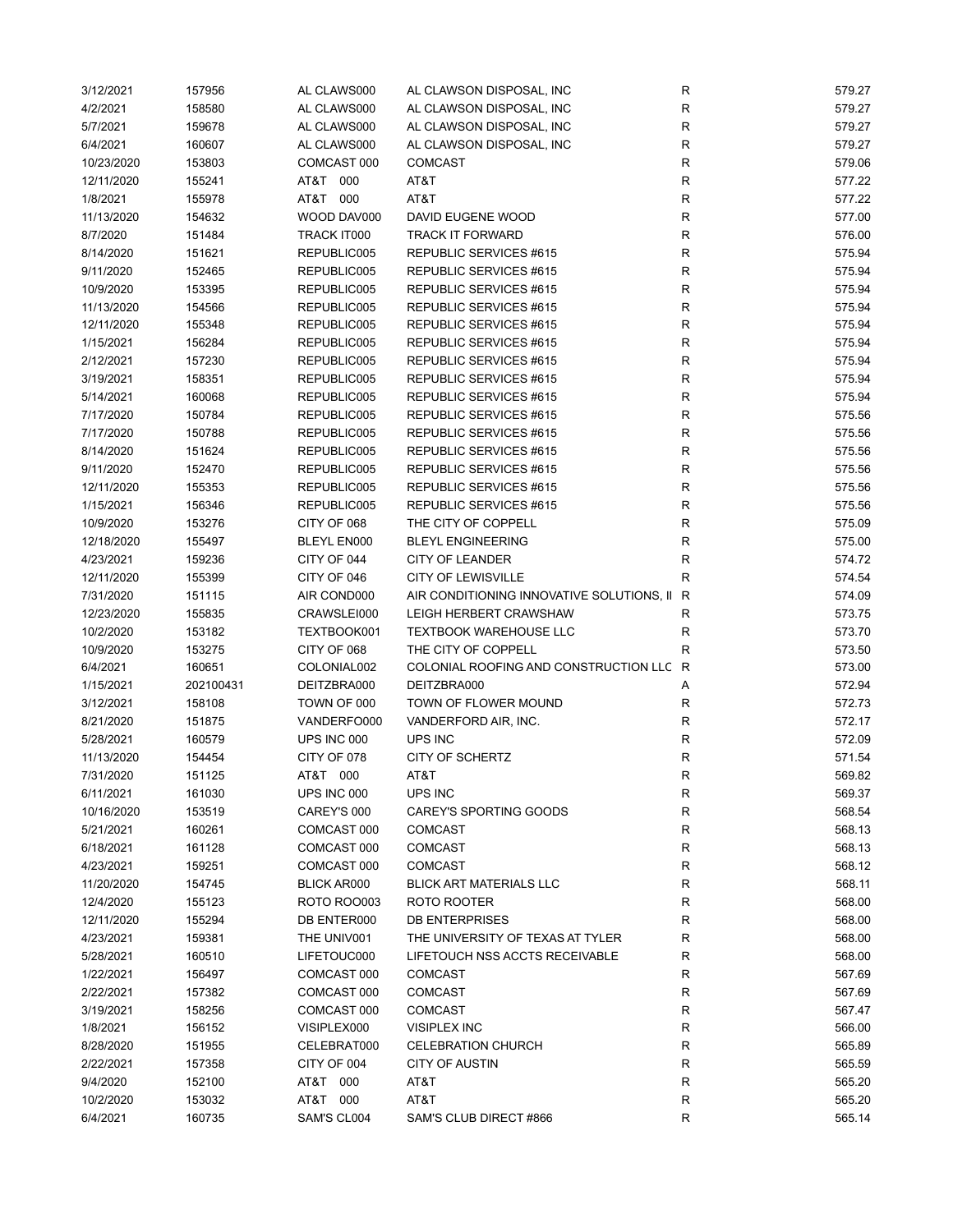| | | | | | |
|---|---|---|---|---|---|
| 3/12/2021 | 157956 | AL CLAWS000 | AL CLAWSON DISPOSAL, INC | R | 579.27 |
| 4/2/2021 | 158580 | AL CLAWS000 | AL CLAWSON DISPOSAL, INC | R | 579.27 |
| 5/7/2021 | 159678 | AL CLAWS000 | AL CLAWSON DISPOSAL, INC | R | 579.27 |
| 6/4/2021 | 160607 | AL CLAWS000 | AL CLAWSON DISPOSAL, INC | R | 579.27 |
| 10/23/2020 | 153803 | COMCAST 000 | COMCAST | R | 579.06 |
| 12/11/2020 | 155241 | AT&T 000 | AT&T | R | 577.22 |
| 1/8/2021 | 155978 | AT&T 000 | AT&T | R | 577.22 |
| 11/13/2020 | 154632 | WOOD DAV000 | DAVID EUGENE WOOD | R | 577.00 |
| 8/7/2020 | 151484 | TRACK IT000 | TRACK IT FORWARD | R | 576.00 |
| 8/14/2020 | 151621 | REPUBLIC005 | REPUBLIC SERVICES #615 | R | 575.94 |
| 9/11/2020 | 152465 | REPUBLIC005 | REPUBLIC SERVICES #615 | R | 575.94 |
| 10/9/2020 | 153395 | REPUBLIC005 | REPUBLIC SERVICES #615 | R | 575.94 |
| 11/13/2020 | 154566 | REPUBLIC005 | REPUBLIC SERVICES #615 | R | 575.94 |
| 12/11/2020 | 155348 | REPUBLIC005 | REPUBLIC SERVICES #615 | R | 575.94 |
| 1/15/2021 | 156284 | REPUBLIC005 | REPUBLIC SERVICES #615 | R | 575.94 |
| 2/12/2021 | 157230 | REPUBLIC005 | REPUBLIC SERVICES #615 | R | 575.94 |
| 3/19/2021 | 158351 | REPUBLIC005 | REPUBLIC SERVICES #615 | R | 575.94 |
| 5/14/2021 | 160068 | REPUBLIC005 | REPUBLIC SERVICES #615 | R | 575.94 |
| 7/17/2020 | 150784 | REPUBLIC005 | REPUBLIC SERVICES #615 | R | 575.56 |
| 7/17/2020 | 150788 | REPUBLIC005 | REPUBLIC SERVICES #615 | R | 575.56 |
| 8/14/2020 | 151624 | REPUBLIC005 | REPUBLIC SERVICES #615 | R | 575.56 |
| 9/11/2020 | 152470 | REPUBLIC005 | REPUBLIC SERVICES #615 | R | 575.56 |
| 12/11/2020 | 155353 | REPUBLIC005 | REPUBLIC SERVICES #615 | R | 575.56 |
| 1/15/2021 | 156346 | REPUBLIC005 | REPUBLIC SERVICES #615 | R | 575.56 |
| 10/9/2020 | 153276 | CITY OF 068 | THE CITY OF COPPELL | R | 575.09 |
| 12/18/2020 | 155497 | BLEYL EN000 | BLEYL ENGINEERING | R | 575.00 |
| 4/23/2021 | 159236 | CITY OF 044 | CITY OF LEANDER | R | 574.72 |
| 12/11/2020 | 155399 | CITY OF 046 | CITY OF LEWISVILLE | R | 574.54 |
| 7/31/2020 | 151115 | AIR COND000 | AIR CONDITIONING INNOVATIVE SOLUTIONS, II | R | 574.09 |
| 12/23/2020 | 155835 | CRAWSLEI000 | LEIGH HERBERT CRAWSHAW | R | 573.75 |
| 10/2/2020 | 153182 | TEXTBOOK001 | TEXTBOOK WAREHOUSE LLC | R | 573.70 |
| 10/9/2020 | 153275 | CITY OF 068 | THE CITY OF COPPELL | R | 573.50 |
| 6/4/2021 | 160651 | COLONIAL002 | COLONIAL ROOFING AND CONSTRUCTION LLC | R | 573.00 |
| 1/15/2021 | 202100431 | DEITZBRA000 | DEITZBRA000 | A | 572.94 |
| 3/12/2021 | 158108 | TOWN OF 000 | TOWN OF FLOWER MOUND | R | 572.73 |
| 8/21/2020 | 151875 | VANDERFO000 | VANDERFORD AIR, INC. | R | 572.17 |
| 5/28/2021 | 160579 | UPS INC 000 | UPS INC | R | 572.09 |
| 11/13/2020 | 154454 | CITY OF 078 | CITY OF SCHERTZ | R | 571.54 |
| 7/31/2020 | 151125 | AT&T 000 | AT&T | R | 569.82 |
| 6/11/2021 | 161030 | UPS INC 000 | UPS INC | R | 569.37 |
| 10/16/2020 | 153519 | CAREY'S 000 | CAREY'S SPORTING GOODS | R | 568.54 |
| 5/21/2021 | 160261 | COMCAST 000 | COMCAST | R | 568.13 |
| 6/18/2021 | 161128 | COMCAST 000 | COMCAST | R | 568.13 |
| 4/23/2021 | 159251 | COMCAST 000 | COMCAST | R | 568.12 |
| 11/20/2020 | 154745 | BLICK AR000 | BLICK ART MATERIALS LLC | R | 568.11 |
| 12/4/2020 | 155123 | ROTO ROO003 | ROTO ROOTER | R | 568.00 |
| 12/11/2020 | 155294 | DB ENTER000 | DB ENTERPRISES | R | 568.00 |
| 4/23/2021 | 159381 | THE UNIV001 | THE UNIVERSITY OF TEXAS AT TYLER | R | 568.00 |
| 5/28/2021 | 160510 | LIFETOUC000 | LIFETOUCH NSS ACCTS RECEIVABLE | R | 568.00 |
| 1/22/2021 | 156497 | COMCAST 000 | COMCAST | R | 567.69 |
| 2/22/2021 | 157382 | COMCAST 000 | COMCAST | R | 567.69 |
| 3/19/2021 | 158256 | COMCAST 000 | COMCAST | R | 567.47 |
| 1/8/2021 | 156152 | VISIPLEX000 | VISIPLEX INC | R | 566.00 |
| 8/28/2020 | 151955 | CELEBRAT000 | CELEBRATION CHURCH | R | 565.89 |
| 2/22/2021 | 157358 | CITY OF 004 | CITY OF AUSTIN | R | 565.59 |
| 9/4/2020 | 152100 | AT&T 000 | AT&T | R | 565.20 |
| 10/2/2020 | 153032 | AT&T 000 | AT&T | R | 565.20 |
| 6/4/2021 | 160735 | SAM'S CL004 | SAM'S CLUB DIRECT #866 | R | 565.14 |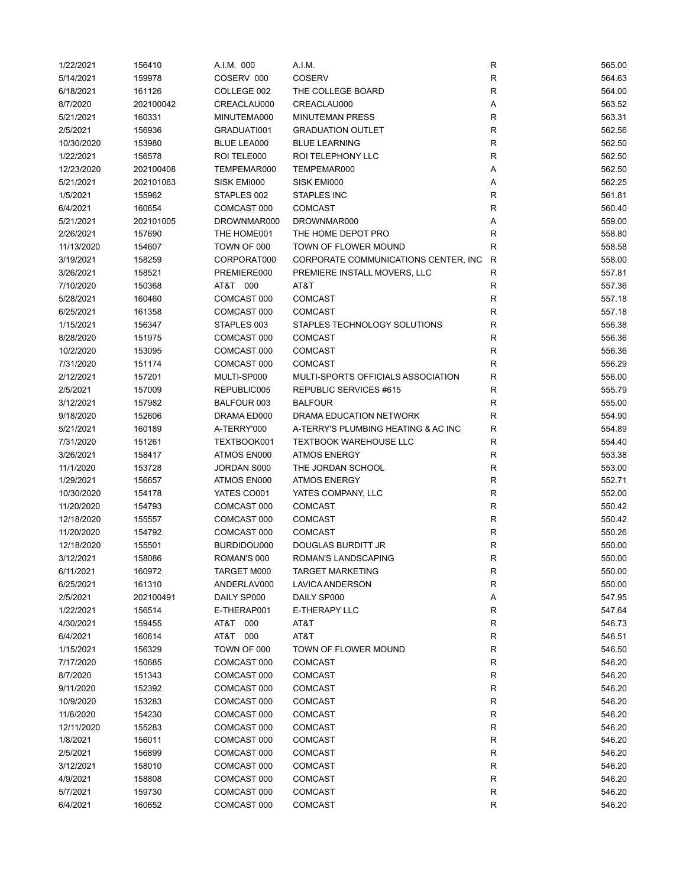| | | | | | |
|---|---|---|---|---|---|
| 1/22/2021 | 156410 | A.I.M. 000 | A.I.M. | R | 565.00 |
| 5/14/2021 | 159978 | COSERV 000 | COSERV | R | 564.63 |
| 6/18/2021 | 161126 | COLLEGE 002 | THE COLLEGE BOARD | R | 564.00 |
| 8/7/2020 | 202100042 | CREACLAU000 | CREACLAU000 | A | 563.52 |
| 5/21/2021 | 160331 | MINUTEMA000 | MINUTEMAN PRESS | R | 563.31 |
| 2/5/2021 | 156936 | GRADUATI001 | GRADUATION OUTLET | R | 562.56 |
| 10/30/2020 | 153980 | BLUE LEA000 | BLUE LEARNING | R | 562.50 |
| 1/22/2021 | 156578 | ROI TELE000 | ROI TELEPHONY LLC | R | 562.50 |
| 12/23/2020 | 202100408 | TEMPEMAR000 | TEMPEMAR000 | A | 562.50 |
| 5/21/2021 | 202101063 | SISK EMI000 | SISK EMI000 | A | 562.25 |
| 1/5/2021 | 155962 | STAPLES 002 | STAPLES INC | R | 561.81 |
| 6/4/2021 | 160654 | COMCAST 000 | COMCAST | R | 560.40 |
| 5/21/2021 | 202101005 | DROWNMAR000 | DROWNMAR000 | A | 559.00 |
| 2/26/2021 | 157690 | THE HOME001 | THE HOME DEPOT PRO | R | 558.80 |
| 11/13/2020 | 154607 | TOWN OF 000 | TOWN OF FLOWER MOUND | R | 558.58 |
| 3/19/2021 | 158259 | CORPORAT000 | CORPORATE COMMUNICATIONS CENTER, INC | R | 558.00 |
| 3/26/2021 | 158521 | PREMIERE000 | PREMIERE INSTALL MOVERS, LLC | R | 557.81 |
| 7/10/2020 | 150368 | AT&T 000 | AT&T | R | 557.36 |
| 5/28/2021 | 160460 | COMCAST 000 | COMCAST | R | 557.18 |
| 6/25/2021 | 161358 | COMCAST 000 | COMCAST | R | 557.18 |
| 1/15/2021 | 156347 | STAPLES 003 | STAPLES TECHNOLOGY SOLUTIONS | R | 556.38 |
| 8/28/2020 | 151975 | COMCAST 000 | COMCAST | R | 556.36 |
| 10/2/2020 | 153095 | COMCAST 000 | COMCAST | R | 556.36 |
| 7/31/2020 | 151174 | COMCAST 000 | COMCAST | R | 556.29 |
| 2/12/2021 | 157201 | MULTI-SP000 | MULTI-SPORTS OFFICIALS ASSOCIATION | R | 556.00 |
| 2/5/2021 | 157009 | REPUBLIC005 | REPUBLIC SERVICES #615 | R | 555.79 |
| 3/12/2021 | 157982 | BALFOUR 003 | BALFOUR | R | 555.00 |
| 9/18/2020 | 152606 | DRAMA ED000 | DRAMA EDUCATION NETWORK | R | 554.90 |
| 5/21/2021 | 160189 | A-TERRY'000 | A-TERRY'S PLUMBING HEATING & AC INC | R | 554.89 |
| 7/31/2020 | 151261 | TEXTBOOK001 | TEXTBOOK WAREHOUSE LLC | R | 554.40 |
| 3/26/2021 | 158417 | ATMOS EN000 | ATMOS ENERGY | R | 553.38 |
| 11/1/2020 | 153728 | JORDAN S000 | THE JORDAN SCHOOL | R | 553.00 |
| 1/29/2021 | 156657 | ATMOS EN000 | ATMOS ENERGY | R | 552.71 |
| 10/30/2020 | 154178 | YATES CO001 | YATES COMPANY, LLC | R | 552.00 |
| 11/20/2020 | 154793 | COMCAST 000 | COMCAST | R | 550.42 |
| 12/18/2020 | 155557 | COMCAST 000 | COMCAST | R | 550.42 |
| 11/20/2020 | 154792 | COMCAST 000 | COMCAST | R | 550.26 |
| 12/18/2020 | 155501 | BURDIDOU000 | DOUGLAS BURDITT JR | R | 550.00 |
| 3/12/2021 | 158086 | ROMAN'S 000 | ROMAN'S LANDSCAPING | R | 550.00 |
| 6/11/2021 | 160972 | TARGET M000 | TARGET MARKETING | R | 550.00 |
| 6/25/2021 | 161310 | ANDERLAV000 | LAVICA ANDERSON | R | 550.00 |
| 2/5/2021 | 202100491 | DAILY SP000 | DAILY SP000 | A | 547.95 |
| 1/22/2021 | 156514 | E-THERAP001 | E-THERAPY LLC | R | 547.64 |
| 4/30/2021 | 159455 | AT&T 000 | AT&T | R | 546.73 |
| 6/4/2021 | 160614 | AT&T 000 | AT&T | R | 546.51 |
| 1/15/2021 | 156329 | TOWN OF 000 | TOWN OF FLOWER MOUND | R | 546.50 |
| 7/17/2020 | 150685 | COMCAST 000 | COMCAST | R | 546.20 |
| 8/7/2020 | 151343 | COMCAST 000 | COMCAST | R | 546.20 |
| 9/11/2020 | 152392 | COMCAST 000 | COMCAST | R | 546.20 |
| 10/9/2020 | 153283 | COMCAST 000 | COMCAST | R | 546.20 |
| 11/6/2020 | 154230 | COMCAST 000 | COMCAST | R | 546.20 |
| 12/11/2020 | 155283 | COMCAST 000 | COMCAST | R | 546.20 |
| 1/8/2021 | 156011 | COMCAST 000 | COMCAST | R | 546.20 |
| 2/5/2021 | 156899 | COMCAST 000 | COMCAST | R | 546.20 |
| 3/12/2021 | 158010 | COMCAST 000 | COMCAST | R | 546.20 |
| 4/9/2021 | 158808 | COMCAST 000 | COMCAST | R | 546.20 |
| 5/7/2021 | 159730 | COMCAST 000 | COMCAST | R | 546.20 |
| 6/4/2021 | 160652 | COMCAST 000 | COMCAST | R | 546.20 |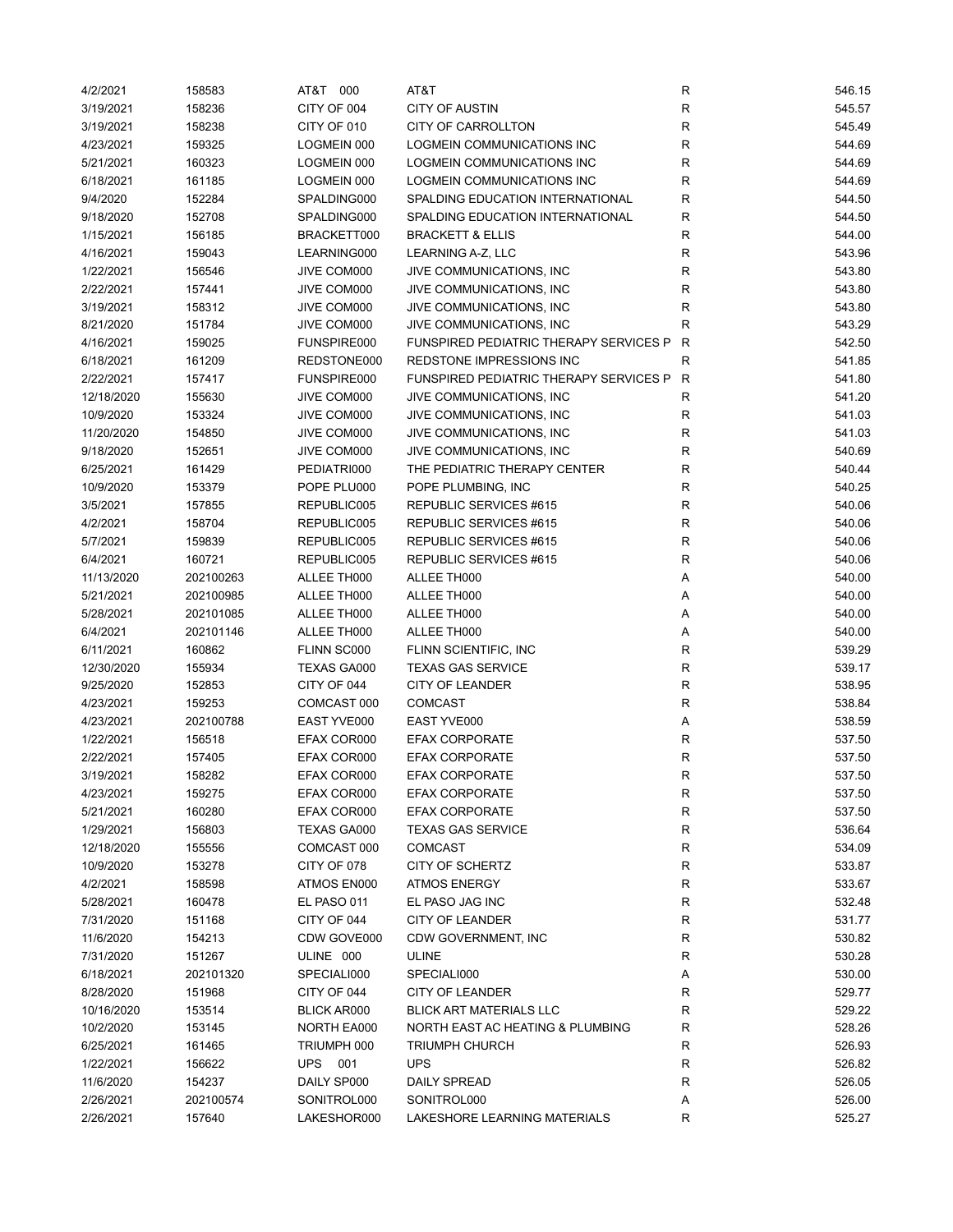| | | | | | |
|---|---|---|---|---|---|
| 4/2/2021 | 158583 | AT&T 000 | AT&T | R | 546.15 |
| 3/19/2021 | 158236 | CITY OF 004 | CITY OF AUSTIN | R | 545.57 |
| 3/19/2021 | 158238 | CITY OF 010 | CITY OF CARROLLTON | R | 545.49 |
| 4/23/2021 | 159325 | LOGMEIN 000 | LOGMEIN COMMUNICATIONS INC | R | 544.69 |
| 5/21/2021 | 160323 | LOGMEIN 000 | LOGMEIN COMMUNICATIONS INC | R | 544.69 |
| 6/18/2021 | 161185 | LOGMEIN 000 | LOGMEIN COMMUNICATIONS INC | R | 544.69 |
| 9/4/2020 | 152284 | SPALDING000 | SPALDING EDUCATION INTERNATIONAL | R | 544.50 |
| 9/18/2020 | 152708 | SPALDING000 | SPALDING EDUCATION INTERNATIONAL | R | 544.50 |
| 1/15/2021 | 156185 | BRACKETT000 | BRACKETT & ELLIS | R | 544.00 |
| 4/16/2021 | 159043 | LEARNING000 | LEARNING A-Z, LLC | R | 543.96 |
| 1/22/2021 | 156546 | JIVE COM000 | JIVE COMMUNICATIONS, INC | R | 543.80 |
| 2/22/2021 | 157441 | JIVE COM000 | JIVE COMMUNICATIONS, INC | R | 543.80 |
| 3/19/2021 | 158312 | JIVE COM000 | JIVE COMMUNICATIONS, INC | R | 543.80 |
| 8/21/2020 | 151784 | JIVE COM000 | JIVE COMMUNICATIONS, INC | R | 543.29 |
| 4/16/2021 | 159025 | FUNSPIRE000 | FUNSPIRED PEDIATRIC THERAPY SERVICES P | R | 542.50 |
| 6/18/2021 | 161209 | REDSTONE000 | REDSTONE IMPRESSIONS INC | R | 541.85 |
| 2/22/2021 | 157417 | FUNSPIRE000 | FUNSPIRED PEDIATRIC THERAPY SERVICES P | R | 541.80 |
| 12/18/2020 | 155630 | JIVE COM000 | JIVE COMMUNICATIONS, INC | R | 541.20 |
| 10/9/2020 | 153324 | JIVE COM000 | JIVE COMMUNICATIONS, INC | R | 541.03 |
| 11/20/2020 | 154850 | JIVE COM000 | JIVE COMMUNICATIONS, INC | R | 541.03 |
| 9/18/2020 | 152651 | JIVE COM000 | JIVE COMMUNICATIONS, INC | R | 540.69 |
| 6/25/2021 | 161429 | PEDIATRI000 | THE PEDIATRIC THERAPY CENTER | R | 540.44 |
| 10/9/2020 | 153379 | POPE PLU000 | POPE PLUMBING, INC | R | 540.25 |
| 3/5/2021 | 157855 | REPUBLIC005 | REPUBLIC SERVICES #615 | R | 540.06 |
| 4/2/2021 | 158704 | REPUBLIC005 | REPUBLIC SERVICES #615 | R | 540.06 |
| 5/7/2021 | 159839 | REPUBLIC005 | REPUBLIC SERVICES #615 | R | 540.06 |
| 6/4/2021 | 160721 | REPUBLIC005 | REPUBLIC SERVICES #615 | R | 540.06 |
| 11/13/2020 | 202100263 | ALLEE TH000 | ALLEE TH000 | A | 540.00 |
| 5/21/2021 | 202100985 | ALLEE TH000 | ALLEE TH000 | A | 540.00 |
| 5/28/2021 | 202101085 | ALLEE TH000 | ALLEE TH000 | A | 540.00 |
| 6/4/2021 | 202101146 | ALLEE TH000 | ALLEE TH000 | A | 540.00 |
| 6/11/2021 | 160862 | FLINN SC000 | FLINN SCIENTIFIC, INC | R | 539.29 |
| 12/30/2020 | 155934 | TEXAS GA000 | TEXAS GAS SERVICE | R | 539.17 |
| 9/25/2020 | 152853 | CITY OF 044 | CITY OF LEANDER | R | 538.95 |
| 4/23/2021 | 159253 | COMCAST 000 | COMCAST | R | 538.84 |
| 4/23/2021 | 202100788 | EAST YVE000 | EAST YVE000 | A | 538.59 |
| 1/22/2021 | 156518 | EFAX COR000 | EFAX CORPORATE | R | 537.50 |
| 2/22/2021 | 157405 | EFAX COR000 | EFAX CORPORATE | R | 537.50 |
| 3/19/2021 | 158282 | EFAX COR000 | EFAX CORPORATE | R | 537.50 |
| 4/23/2021 | 159275 | EFAX COR000 | EFAX CORPORATE | R | 537.50 |
| 5/21/2021 | 160280 | EFAX COR000 | EFAX CORPORATE | R | 537.50 |
| 1/29/2021 | 156803 | TEXAS GA000 | TEXAS GAS SERVICE | R | 536.64 |
| 12/18/2020 | 155556 | COMCAST 000 | COMCAST | R | 534.09 |
| 10/9/2020 | 153278 | CITY OF 078 | CITY OF SCHERTZ | R | 533.87 |
| 4/2/2021 | 158598 | ATMOS EN000 | ATMOS ENERGY | R | 533.67 |
| 5/28/2021 | 160478 | EL PASO 011 | EL PASO JAG INC | R | 532.48 |
| 7/31/2020 | 151168 | CITY OF 044 | CITY OF LEANDER | R | 531.77 |
| 11/6/2020 | 154213 | CDW GOVE000 | CDW GOVERNMENT, INC | R | 530.82 |
| 7/31/2020 | 151267 | ULINE 000 | ULINE | R | 530.28 |
| 6/18/2021 | 202101320 | SPECIALI000 | SPECIALI000 | A | 530.00 |
| 8/28/2020 | 151968 | CITY OF 044 | CITY OF LEANDER | R | 529.77 |
| 10/16/2020 | 153514 | BLICK AR000 | BLICK ART MATERIALS LLC | R | 529.22 |
| 10/2/2020 | 153145 | NORTH EA000 | NORTH EAST AC HEATING & PLUMBING | R | 528.26 |
| 6/25/2021 | 161465 | TRIUMPH 000 | TRIUMPH CHURCH | R | 526.93 |
| 1/22/2021 | 156622 | UPS 001 | UPS | R | 526.82 |
| 11/6/2020 | 154237 | DAILY SP000 | DAILY SPREAD | R | 526.05 |
| 2/26/2021 | 202100574 | SONITROL000 | SONITROL000 | A | 526.00 |
| 2/26/2021 | 157640 | LAKESHOR000 | LAKESHORE LEARNING MATERIALS | R | 525.27 |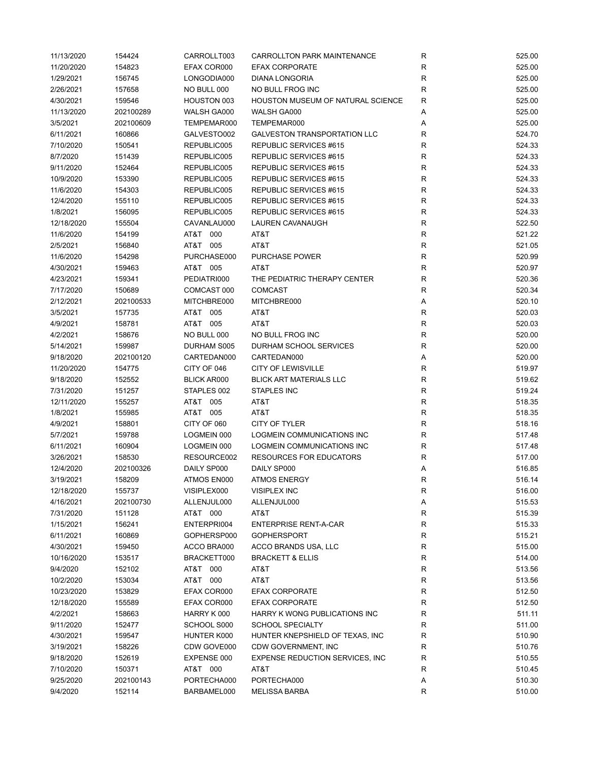| | | | | | |
|---|---|---|---|---|---|
| 11/13/2020 | 154424 | CARROLLT003 | CARROLLTON PARK MAINTENANCE | R | 525.00 |
| 11/20/2020 | 154823 | EFAX COR000 | EFAX CORPORATE | R | 525.00 |
| 1/29/2021 | 156745 | LONGODIA000 | DIANA LONGORIA | R | 525.00 |
| 2/26/2021 | 157658 | NO BULL 000 | NO BULL FROG INC | R | 525.00 |
| 4/30/2021 | 159546 | HOUSTON 003 | HOUSTON MUSEUM OF NATURAL SCIENCE | R | 525.00 |
| 11/13/2020 | 202100289 | WALSH GA000 | WALSH GA000 | A | 525.00 |
| 3/5/2021 | 202100609 | TEMPEMAR000 | TEMPEMAR000 | A | 525.00 |
| 6/11/2021 | 160866 | GALVESTO002 | GALVESTON TRANSPORTATION LLC | R | 524.70 |
| 7/10/2020 | 150541 | REPUBLIC005 | REPUBLIC SERVICES #615 | R | 524.33 |
| 8/7/2020 | 151439 | REPUBLIC005 | REPUBLIC SERVICES #615 | R | 524.33 |
| 9/11/2020 | 152464 | REPUBLIC005 | REPUBLIC SERVICES #615 | R | 524.33 |
| 10/9/2020 | 153390 | REPUBLIC005 | REPUBLIC SERVICES #615 | R | 524.33 |
| 11/6/2020 | 154303 | REPUBLIC005 | REPUBLIC SERVICES #615 | R | 524.33 |
| 12/4/2020 | 155110 | REPUBLIC005 | REPUBLIC SERVICES #615 | R | 524.33 |
| 1/8/2021 | 156095 | REPUBLIC005 | REPUBLIC SERVICES #615 | R | 524.33 |
| 12/18/2020 | 155504 | CAVANLAU000 | LAUREN CAVANAUGH | R | 522.50 |
| 11/6/2020 | 154199 | AT&T 000 | AT&T | R | 521.22 |
| 2/5/2021 | 156840 | AT&T 005 | AT&T | R | 521.05 |
| 11/6/2020 | 154298 | PURCHASE000 | PURCHASE POWER | R | 520.99 |
| 4/30/2021 | 159463 | AT&T 005 | AT&T | R | 520.97 |
| 4/23/2021 | 159341 | PEDIATRI000 | THE PEDIATRIC THERAPY CENTER | R | 520.36 |
| 7/17/2020 | 150689 | COMCAST 000 | COMCAST | R | 520.34 |
| 2/12/2021 | 202100533 | MITCHBRE000 | MITCHBRE000 | A | 520.10 |
| 3/5/2021 | 157735 | AT&T 005 | AT&T | R | 520.03 |
| 4/9/2021 | 158781 | AT&T 005 | AT&T | R | 520.03 |
| 4/2/2021 | 158676 | NO BULL 000 | NO BULL FROG INC | R | 520.00 |
| 5/14/2021 | 159987 | DURHAM S005 | DURHAM SCHOOL SERVICES | R | 520.00 |
| 9/18/2020 | 202100120 | CARTEDAN000 | CARTEDAN000 | A | 520.00 |
| 11/20/2020 | 154775 | CITY OF 046 | CITY OF LEWISVILLE | R | 519.97 |
| 9/18/2020 | 152552 | BLICK AR000 | BLICK ART MATERIALS LLC | R | 519.62 |
| 7/31/2020 | 151257 | STAPLES 002 | STAPLES INC | R | 519.24 |
| 12/11/2020 | 155257 | AT&T 005 | AT&T | R | 518.35 |
| 1/8/2021 | 155985 | AT&T 005 | AT&T | R | 518.35 |
| 4/9/2021 | 158801 | CITY OF 060 | CITY OF TYLER | R | 518.16 |
| 5/7/2021 | 159788 | LOGMEIN 000 | LOGMEIN COMMUNICATIONS INC | R | 517.48 |
| 6/11/2021 | 160904 | LOGMEIN 000 | LOGMEIN COMMUNICATIONS INC | R | 517.48 |
| 3/26/2021 | 158530 | RESOURCE002 | RESOURCES FOR EDUCATORS | R | 517.00 |
| 12/4/2020 | 202100326 | DAILY SP000 | DAILY SP000 | A | 516.85 |
| 3/19/2021 | 158209 | ATMOS EN000 | ATMOS ENERGY | R | 516.14 |
| 12/18/2020 | 155737 | VISIPLEX000 | VISIPLEX INC | R | 516.00 |
| 4/16/2021 | 202100730 | ALLENJUL000 | ALLENJUL000 | A | 515.53 |
| 7/31/2020 | 151128 | AT&T 000 | AT&T | R | 515.39 |
| 1/15/2021 | 156241 | ENTERPRI004 | ENTERPRISE RENT-A-CAR | R | 515.33 |
| 6/11/2021 | 160869 | GOPHERSP000 | GOPHERSPORT | R | 515.21 |
| 4/30/2021 | 159450 | ACCO BRA000 | ACCO BRANDS USA, LLC | R | 515.00 |
| 10/16/2020 | 153517 | BRACKETT000 | BRACKETT & ELLIS | R | 514.00 |
| 9/4/2020 | 152102 | AT&T 000 | AT&T | R | 513.56 |
| 10/2/2020 | 153034 | AT&T 000 | AT&T | R | 513.56 |
| 10/23/2020 | 153829 | EFAX COR000 | EFAX CORPORATE | R | 512.50 |
| 12/18/2020 | 155589 | EFAX COR000 | EFAX CORPORATE | R | 512.50 |
| 4/2/2021 | 158663 | HARRY K 000 | HARRY K WONG PUBLICATIONS INC | R | 511.11 |
| 9/11/2020 | 152477 | SCHOOL S000 | SCHOOL SPECIALTY | R | 511.00 |
| 4/30/2021 | 159547 | HUNTER K000 | HUNTER KNEPSHIELD OF TEXAS, INC | R | 510.90 |
| 3/19/2021 | 158226 | CDW GOVE000 | CDW GOVERNMENT, INC | R | 510.76 |
| 9/18/2020 | 152619 | EXPENSE 000 | EXPENSE REDUCTION SERVICES, INC | R | 510.55 |
| 7/10/2020 | 150371 | AT&T 000 | AT&T | R | 510.45 |
| 9/25/2020 | 202100143 | PORTECHA000 | PORTECHA000 | A | 510.30 |
| 9/4/2020 | 152114 | BARBAMEL000 | MELISSA BARBA | R | 510.00 |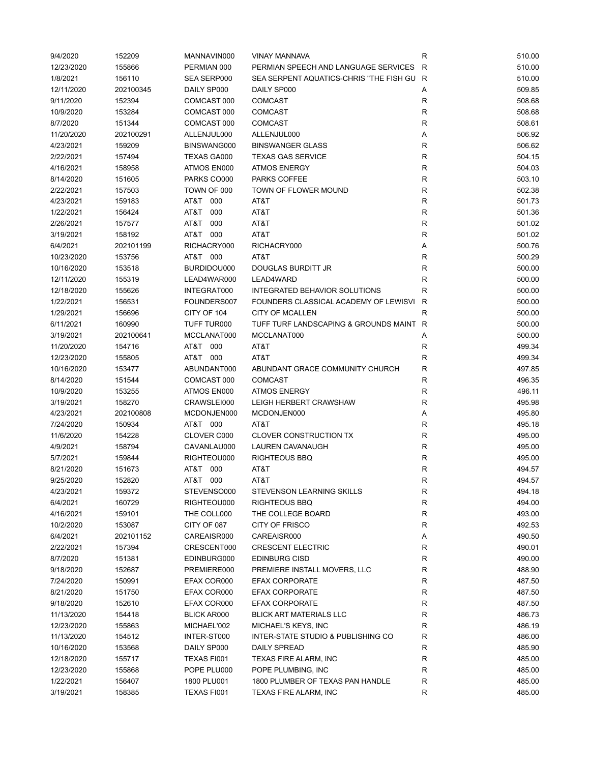| | | | | | |
|---|---|---|---|---|---|
| 9/4/2020 | 152209 | MANNAVIN000 | VINAY MANNAVA | R | 510.00 |
| 12/23/2020 | 155866 | PERMIAN 000 | PERMIAN SPEECH AND LANGUAGE SERVICES | R | 510.00 |
| 1/8/2021 | 156110 | SEA SERP000 | SEA SERPENT AQUATICS-CHRIS "THE FISH GU | R | 510.00 |
| 12/11/2020 | 202100345 | DAILY SP000 | DAILY SP000 | A | 509.85 |
| 9/11/2020 | 152394 | COMCAST 000 | COMCAST | R | 508.68 |
| 10/9/2020 | 153284 | COMCAST 000 | COMCAST | R | 508.68 |
| 8/7/2020 | 151344 | COMCAST 000 | COMCAST | R | 508.61 |
| 11/20/2020 | 202100291 | ALLENJUL000 | ALLENJUL000 | A | 506.92 |
| 4/23/2021 | 159209 | BINSWANG000 | BINSWANGER GLASS | R | 506.62 |
| 2/22/2021 | 157494 | TEXAS GA000 | TEXAS GAS SERVICE | R | 504.15 |
| 4/16/2021 | 158958 | ATMOS EN000 | ATMOS ENERGY | R | 504.03 |
| 8/14/2020 | 151605 | PARKS CO000 | PARKS COFFEE | R | 503.10 |
| 2/22/2021 | 157503 | TOWN OF 000 | TOWN OF FLOWER MOUND | R | 502.38 |
| 4/23/2021 | 159183 | AT&T 000 | AT&T | R | 501.73 |
| 1/22/2021 | 156424 | AT&T 000 | AT&T | R | 501.36 |
| 2/26/2021 | 157577 | AT&T 000 | AT&T | R | 501.02 |
| 3/19/2021 | 158192 | AT&T 000 | AT&T | R | 501.02 |
| 6/4/2021 | 202101199 | RICHACRY000 | RICHACRY000 | A | 500.76 |
| 10/23/2020 | 153756 | AT&T 000 | AT&T | R | 500.29 |
| 10/16/2020 | 153518 | BURDIDOU000 | DOUGLAS BURDITT JR | R | 500.00 |
| 12/11/2020 | 155319 | LEAD4WAR000 | LEAD4WARD | R | 500.00 |
| 12/18/2020 | 155626 | INTEGRAT000 | INTEGRATED BEHAVIOR SOLUTIONS | R | 500.00 |
| 1/22/2021 | 156531 | FOUNDERS007 | FOUNDERS CLASSICAL ACADEMY OF LEWISVI | R | 500.00 |
| 1/29/2021 | 156696 | CITY OF 104 | CITY OF MCALLEN | R | 500.00 |
| 6/11/2021 | 160990 | TUFF TUR000 | TUFF TURF LANDSCAPING & GROUNDS MAINT | R | 500.00 |
| 3/19/2021 | 202100641 | MCCLANAT000 | MCCLANAT000 | A | 500.00 |
| 11/20/2020 | 154716 | AT&T 000 | AT&T | R | 499.34 |
| 12/23/2020 | 155805 | AT&T 000 | AT&T | R | 499.34 |
| 10/16/2020 | 153477 | ABUNDANT000 | ABUNDANT GRACE COMMUNITY CHURCH | R | 497.85 |
| 8/14/2020 | 151544 | COMCAST 000 | COMCAST | R | 496.35 |
| 10/9/2020 | 153255 | ATMOS EN000 | ATMOS ENERGY | R | 496.11 |
| 3/19/2021 | 158270 | CRAWSLEI000 | LEIGH HERBERT CRAWSHAW | R | 495.98 |
| 4/23/2021 | 202100808 | MCDONJEN000 | MCDONJEN000 | A | 495.80 |
| 7/24/2020 | 150934 | AT&T 000 | AT&T | R | 495.18 |
| 11/6/2020 | 154228 | CLOVER C000 | CLOVER CONSTRUCTION TX | R | 495.00 |
| 4/9/2021 | 158794 | CAVANLAU000 | LAUREN CAVANAUGH | R | 495.00 |
| 5/7/2021 | 159844 | RIGHTEOU000 | RIGHTEOUS BBQ | R | 495.00 |
| 8/21/2020 | 151673 | AT&T 000 | AT&T | R | 494.57 |
| 9/25/2020 | 152820 | AT&T 000 | AT&T | R | 494.57 |
| 4/23/2021 | 159372 | STEVENSO000 | STEVENSON LEARNING SKILLS | R | 494.18 |
| 6/4/2021 | 160729 | RIGHTEOU000 | RIGHTEOUS BBQ | R | 494.00 |
| 4/16/2021 | 159101 | THE COLL000 | THE COLLEGE BOARD | R | 493.00 |
| 10/2/2020 | 153087 | CITY OF 087 | CITY OF FRISCO | R | 492.53 |
| 6/4/2021 | 202101152 | CAREAISR000 | CAREAISR000 | A | 490.50 |
| 2/22/2021 | 157394 | CRESCENT000 | CRESCENT ELECTRIC | R | 490.01 |
| 8/7/2020 | 151381 | EDINBURG000 | EDINBURG CISD | R | 490.00 |
| 9/18/2020 | 152687 | PREMIERE000 | PREMIERE INSTALL MOVERS, LLC | R | 488.90 |
| 7/24/2020 | 150991 | EFAX COR000 | EFAX CORPORATE | R | 487.50 |
| 8/21/2020 | 151750 | EFAX COR000 | EFAX CORPORATE | R | 487.50 |
| 9/18/2020 | 152610 | EFAX COR000 | EFAX CORPORATE | R | 487.50 |
| 11/13/2020 | 154418 | BLICK AR000 | BLICK ART MATERIALS LLC | R | 486.73 |
| 12/23/2020 | 155863 | MICHAEL'002 | MICHAEL'S KEYS, INC | R | 486.19 |
| 11/13/2020 | 154512 | INTER-ST000 | INTER-STATE STUDIO & PUBLISHING CO | R | 486.00 |
| 10/16/2020 | 153568 | DAILY SP000 | DAILY SPREAD | R | 485.90 |
| 12/18/2020 | 155717 | TEXAS FI001 | TEXAS FIRE ALARM, INC | R | 485.00 |
| 12/23/2020 | 155868 | POPE PLU000 | POPE PLUMBING, INC | R | 485.00 |
| 1/22/2021 | 156407 | 1800 PLU001 | 1800 PLUMBER OF TEXAS PAN HANDLE | R | 485.00 |
| 3/19/2021 | 158385 | TEXAS FI001 | TEXAS FIRE ALARM, INC | R | 485.00 |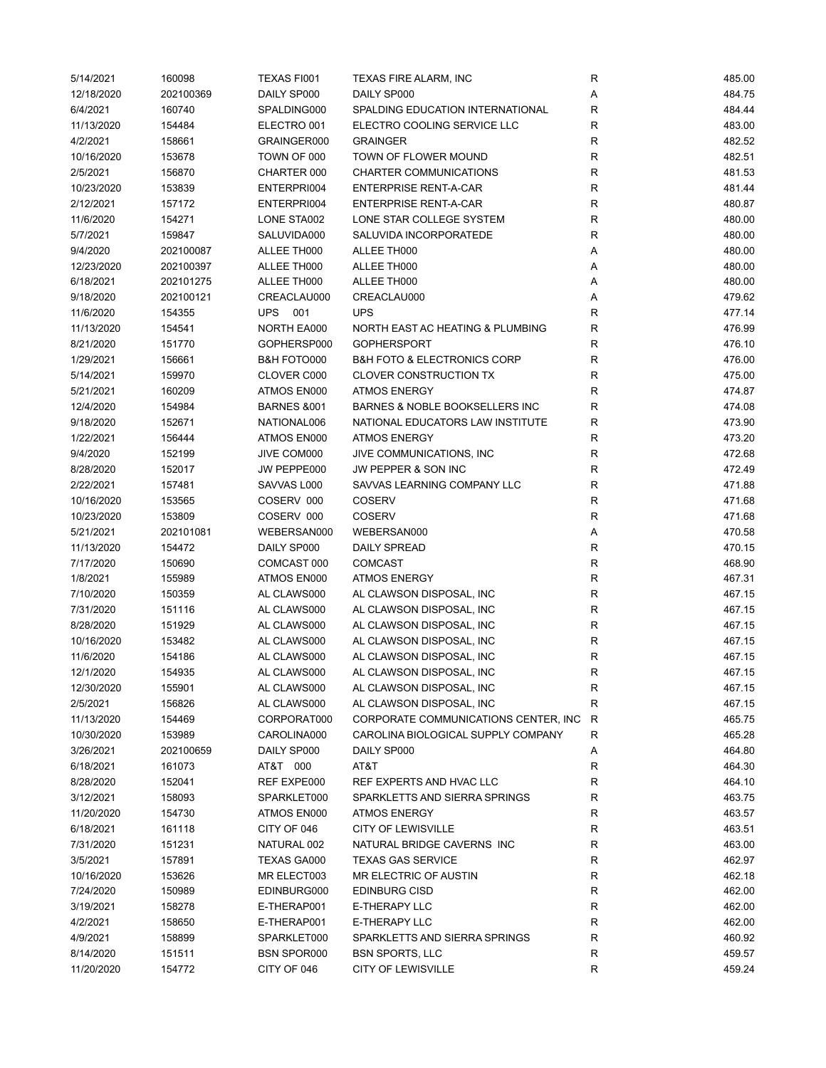| | | | | | |
|---|---|---|---|---|---|
| 5/14/2021 | 160098 | TEXAS FI001 | TEXAS FIRE ALARM, INC | R | 485.00 |
| 12/18/2020 | 202100369 | DAILY SP000 | DAILY SP000 | A | 484.75 |
| 6/4/2021 | 160740 | SPALDING000 | SPALDING EDUCATION INTERNATIONAL | R | 484.44 |
| 11/13/2020 | 154484 | ELECTRO 001 | ELECTRO COOLING SERVICE LLC | R | 483.00 |
| 4/2/2021 | 158661 | GRAINGER000 | GRAINGER | R | 482.52 |
| 10/16/2020 | 153678 | TOWN OF 000 | TOWN OF FLOWER MOUND | R | 482.51 |
| 2/5/2021 | 156870 | CHARTER 000 | CHARTER COMMUNICATIONS | R | 481.53 |
| 10/23/2020 | 153839 | ENTERPRI004 | ENTERPRISE RENT-A-CAR | R | 481.44 |
| 2/12/2021 | 157172 | ENTERPRI004 | ENTERPRISE RENT-A-CAR | R | 480.87 |
| 11/6/2020 | 154271 | LONE STA002 | LONE STAR COLLEGE SYSTEM | R | 480.00 |
| 5/7/2021 | 159847 | SALUVIDA000 | SALUVIDA INCORPORATEDE | R | 480.00 |
| 9/4/2020 | 202100087 | ALLEE TH000 | ALLEE TH000 | A | 480.00 |
| 12/23/2020 | 202100397 | ALLEE TH000 | ALLEE TH000 | A | 480.00 |
| 6/18/2021 | 202101275 | ALLEE TH000 | ALLEE TH000 | A | 480.00 |
| 9/18/2020 | 202100121 | CREACLAU000 | CREACLAU000 | A | 479.62 |
| 11/6/2020 | 154355 | UPS 001 | UPS | R | 477.14 |
| 11/13/2020 | 154541 | NORTH EA000 | NORTH EAST AC HEATING & PLUMBING | R | 476.99 |
| 8/21/2020 | 151770 | GOPHERSP000 | GOPHERSPORT | R | 476.10 |
| 1/29/2021 | 156661 | B&H FOTO000 | B&H FOTO & ELECTRONICS CORP | R | 476.00 |
| 5/14/2021 | 159970 | CLOVER C000 | CLOVER CONSTRUCTION TX | R | 475.00 |
| 5/21/2021 | 160209 | ATMOS EN000 | ATMOS ENERGY | R | 474.87 |
| 12/4/2020 | 154984 | BARNES &001 | BARNES & NOBLE BOOKSELLERS INC | R | 474.08 |
| 9/18/2020 | 152671 | NATIONAL006 | NATIONAL EDUCATORS LAW INSTITUTE | R | 473.90 |
| 1/22/2021 | 156444 | ATMOS EN000 | ATMOS ENERGY | R | 473.20 |
| 9/4/2020 | 152199 | JIVE COM000 | JIVE COMMUNICATIONS, INC | R | 472.68 |
| 8/28/2020 | 152017 | JW PEPPE000 | JW PEPPER & SON INC | R | 472.49 |
| 2/22/2021 | 157481 | SAVVAS L000 | SAVVAS LEARNING COMPANY LLC | R | 471.88 |
| 10/16/2020 | 153565 | COSERV 000 | COSERV | R | 471.68 |
| 10/23/2020 | 153809 | COSERV 000 | COSERV | R | 471.68 |
| 5/21/2021 | 202101081 | WEBERSAN000 | WEBERSAN000 | A | 470.58 |
| 11/13/2020 | 154472 | DAILY SP000 | DAILY SPREAD | R | 470.15 |
| 7/17/2020 | 150690 | COMCAST 000 | COMCAST | R | 468.90 |
| 1/8/2021 | 155989 | ATMOS EN000 | ATMOS ENERGY | R | 467.31 |
| 7/10/2020 | 150359 | AL CLAWS000 | AL CLAWSON DISPOSAL, INC | R | 467.15 |
| 7/31/2020 | 151116 | AL CLAWS000 | AL CLAWSON DISPOSAL, INC | R | 467.15 |
| 8/28/2020 | 151929 | AL CLAWS000 | AL CLAWSON DISPOSAL, INC | R | 467.15 |
| 10/16/2020 | 153482 | AL CLAWS000 | AL CLAWSON DISPOSAL, INC | R | 467.15 |
| 11/6/2020 | 154186 | AL CLAWS000 | AL CLAWSON DISPOSAL, INC | R | 467.15 |
| 12/1/2020 | 154935 | AL CLAWS000 | AL CLAWSON DISPOSAL, INC | R | 467.15 |
| 12/30/2020 | 155901 | AL CLAWS000 | AL CLAWSON DISPOSAL, INC | R | 467.15 |
| 2/5/2021 | 156826 | AL CLAWS000 | AL CLAWSON DISPOSAL, INC | R | 467.15 |
| 11/13/2020 | 154469 | CORPORAT000 | CORPORATE COMMUNICATIONS CENTER, INC | R | 465.75 |
| 10/30/2020 | 153989 | CAROLINA000 | CAROLINA BIOLOGICAL SUPPLY COMPANY | R | 465.28 |
| 3/26/2021 | 202100659 | DAILY SP000 | DAILY SP000 | A | 464.80 |
| 6/18/2021 | 161073 | AT&T 000 | AT&T | R | 464.30 |
| 8/28/2020 | 152041 | REF EXPE000 | REF EXPERTS AND HVAC LLC | R | 464.10 |
| 3/12/2021 | 158093 | SPARKLET000 | SPARKLETTS AND SIERRA SPRINGS | R | 463.75 |
| 11/20/2020 | 154730 | ATMOS EN000 | ATMOS ENERGY | R | 463.57 |
| 6/18/2021 | 161118 | CITY OF 046 | CITY OF LEWISVILLE | R | 463.51 |
| 7/31/2020 | 151231 | NATURAL 002 | NATURAL BRIDGE CAVERNS INC | R | 463.00 |
| 3/5/2021 | 157891 | TEXAS GA000 | TEXAS GAS SERVICE | R | 462.97 |
| 10/16/2020 | 153626 | MR ELECT003 | MR ELECTRIC OF AUSTIN | R | 462.18 |
| 7/24/2020 | 150989 | EDINBURG000 | EDINBURG CISD | R | 462.00 |
| 3/19/2021 | 158278 | E-THERAP001 | E-THERAPY LLC | R | 462.00 |
| 4/2/2021 | 158650 | E-THERAP001 | E-THERAPY LLC | R | 462.00 |
| 4/9/2021 | 158899 | SPARKLET000 | SPARKLETTS AND SIERRA SPRINGS | R | 460.92 |
| 8/14/2020 | 151511 | BSN SPOR000 | BSN SPORTS, LLC | R | 459.57 |
| 11/20/2020 | 154772 | CITY OF 046 | CITY OF LEWISVILLE | R | 459.24 |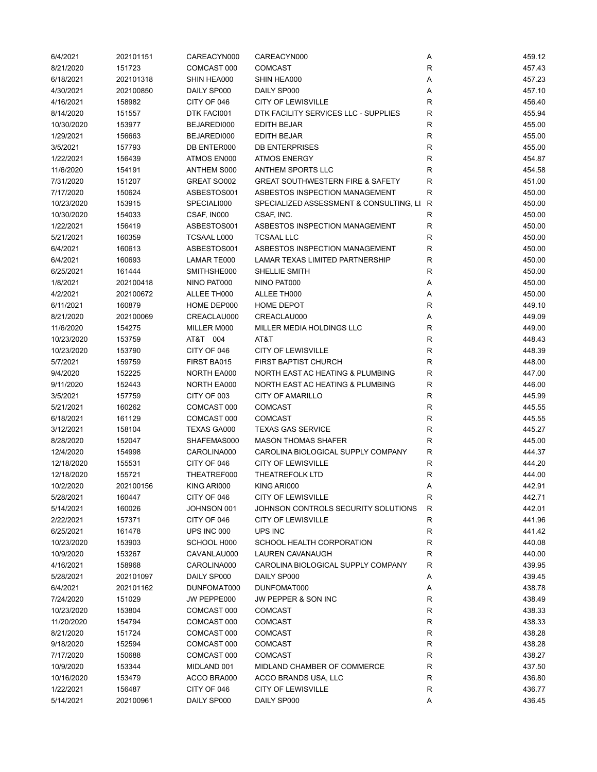| | | | | | |
|---|---|---|---|---|---|
| 6/4/2021 | 202101151 | CAREACYN000 | CAREACYN000 | A | 459.12 |
| 8/21/2020 | 151723 | COMCAST 000 | COMCAST | R | 457.43 |
| 6/18/2021 | 202101318 | SHIN HEA000 | SHIN HEA000 | A | 457.23 |
| 4/30/2021 | 202100850 | DAILY SP000 | DAILY SP000 | A | 457.10 |
| 4/16/2021 | 158982 | CITY OF 046 | CITY OF LEWISVILLE | R | 456.40 |
| 8/14/2020 | 151557 | DTK FACI001 | DTK FACILITY SERVICES LLC - SUPPLIES | R | 455.94 |
| 10/30/2020 | 153977 | BEJAREDI000 | EDITH BEJAR | R | 455.00 |
| 1/29/2021 | 156663 | BEJAREDI000 | EDITH BEJAR | R | 455.00 |
| 3/5/2021 | 157793 | DB ENTER000 | DB ENTERPRISES | R | 455.00 |
| 1/22/2021 | 156439 | ATMOS EN000 | ATMOS ENERGY | R | 454.87 |
| 11/6/2020 | 154191 | ANTHEM S000 | ANTHEM SPORTS LLC | R | 454.58 |
| 7/31/2020 | 151207 | GREAT SO002 | GREAT SOUTHWESTERN FIRE & SAFETY | R | 451.00 |
| 7/17/2020 | 150624 | ASBESTOS001 | ASBESTOS INSPECTION MANAGEMENT | R | 450.00 |
| 10/23/2020 | 153915 | SPECIALI000 | SPECIALIZED ASSESSMENT & CONSULTING, LI | R | 450.00 |
| 10/30/2020 | 154033 | CSAF, IN000 | CSAF, INC. | R | 450.00 |
| 1/22/2021 | 156419 | ASBESTOS001 | ASBESTOS INSPECTION MANAGEMENT | R | 450.00 |
| 5/21/2021 | 160359 | TCSAAL L000 | TCSAAL LLC | R | 450.00 |
| 6/4/2021 | 160613 | ASBESTOS001 | ASBESTOS INSPECTION MANAGEMENT | R | 450.00 |
| 6/4/2021 | 160693 | LAMAR TE000 | LAMAR TEXAS LIMITED PARTNERSHIP | R | 450.00 |
| 6/25/2021 | 161444 | SMITHSHE000 | SHELLIE SMITH | R | 450.00 |
| 1/8/2021 | 202100418 | NINO PAT000 | NINO PAT000 | A | 450.00 |
| 4/2/2021 | 202100672 | ALLEE TH000 | ALLEE TH000 | A | 450.00 |
| 6/11/2021 | 160879 | HOME DEP000 | HOME DEPOT | R | 449.10 |
| 8/21/2020 | 202100069 | CREACLAU000 | CREACLAU000 | A | 449.09 |
| 11/6/2020 | 154275 | MILLER M000 | MILLER MEDIA HOLDINGS LLC | R | 449.00 |
| 10/23/2020 | 153759 | AT&T 004 | AT&T | R | 448.43 |
| 10/23/2020 | 153790 | CITY OF 046 | CITY OF LEWISVILLE | R | 448.39 |
| 5/7/2021 | 159759 | FIRST BA015 | FIRST BAPTIST CHURCH | R | 448.00 |
| 9/4/2020 | 152225 | NORTH EA000 | NORTH EAST AC HEATING & PLUMBING | R | 447.00 |
| 9/11/2020 | 152443 | NORTH EA000 | NORTH EAST AC HEATING & PLUMBING | R | 446.00 |
| 3/5/2021 | 157759 | CITY OF 003 | CITY OF AMARILLO | R | 445.99 |
| 5/21/2021 | 160262 | COMCAST 000 | COMCAST | R | 445.55 |
| 6/18/2021 | 161129 | COMCAST 000 | COMCAST | R | 445.55 |
| 3/12/2021 | 158104 | TEXAS GA000 | TEXAS GAS SERVICE | R | 445.27 |
| 8/28/2020 | 152047 | SHAFEMAS000 | MASON THOMAS SHAFER | R | 445.00 |
| 12/4/2020 | 154998 | CAROLINA000 | CAROLINA BIOLOGICAL SUPPLY COMPANY | R | 444.37 |
| 12/18/2020 | 155531 | CITY OF 046 | CITY OF LEWISVILLE | R | 444.20 |
| 12/18/2020 | 155721 | THEATREF000 | THEATREFOLK LTD | R | 444.00 |
| 10/2/2020 | 202100156 | KING ARI000 | KING ARI000 | A | 442.91 |
| 5/28/2021 | 160447 | CITY OF 046 | CITY OF LEWISVILLE | R | 442.71 |
| 5/14/2021 | 160026 | JOHNSON 001 | JOHNSON CONTROLS SECURITY SOLUTIONS | R | 442.01 |
| 2/22/2021 | 157371 | CITY OF 046 | CITY OF LEWISVILLE | R | 441.96 |
| 6/25/2021 | 161478 | UPS INC 000 | UPS INC | R | 441.42 |
| 10/23/2020 | 153903 | SCHOOL H000 | SCHOOL HEALTH CORPORATION | R | 440.08 |
| 10/9/2020 | 153267 | CAVANLAU000 | LAUREN CAVANAUGH | R | 440.00 |
| 4/16/2021 | 158968 | CAROLINA000 | CAROLINA BIOLOGICAL SUPPLY COMPANY | R | 439.95 |
| 5/28/2021 | 202101097 | DAILY SP000 | DAILY SP000 | A | 439.45 |
| 6/4/2021 | 202101162 | DUNFOMAT000 | DUNFOMAT000 | A | 438.78 |
| 7/24/2020 | 151029 | JW PEPPE000 | JW PEPPER & SON INC | R | 438.49 |
| 10/23/2020 | 153804 | COMCAST 000 | COMCAST | R | 438.33 |
| 11/20/2020 | 154794 | COMCAST 000 | COMCAST | R | 438.33 |
| 8/21/2020 | 151724 | COMCAST 000 | COMCAST | R | 438.28 |
| 9/18/2020 | 152594 | COMCAST 000 | COMCAST | R | 438.28 |
| 7/17/2020 | 150688 | COMCAST 000 | COMCAST | R | 438.27 |
| 10/9/2020 | 153344 | MIDLAND 001 | MIDLAND CHAMBER OF COMMERCE | R | 437.50 |
| 10/16/2020 | 153479 | ACCO BRA000 | ACCO BRANDS USA, LLC | R | 436.80 |
| 1/22/2021 | 156487 | CITY OF 046 | CITY OF LEWISVILLE | R | 436.77 |
| 5/14/2021 | 202100961 | DAILY SP000 | DAILY SP000 | A | 436.45 |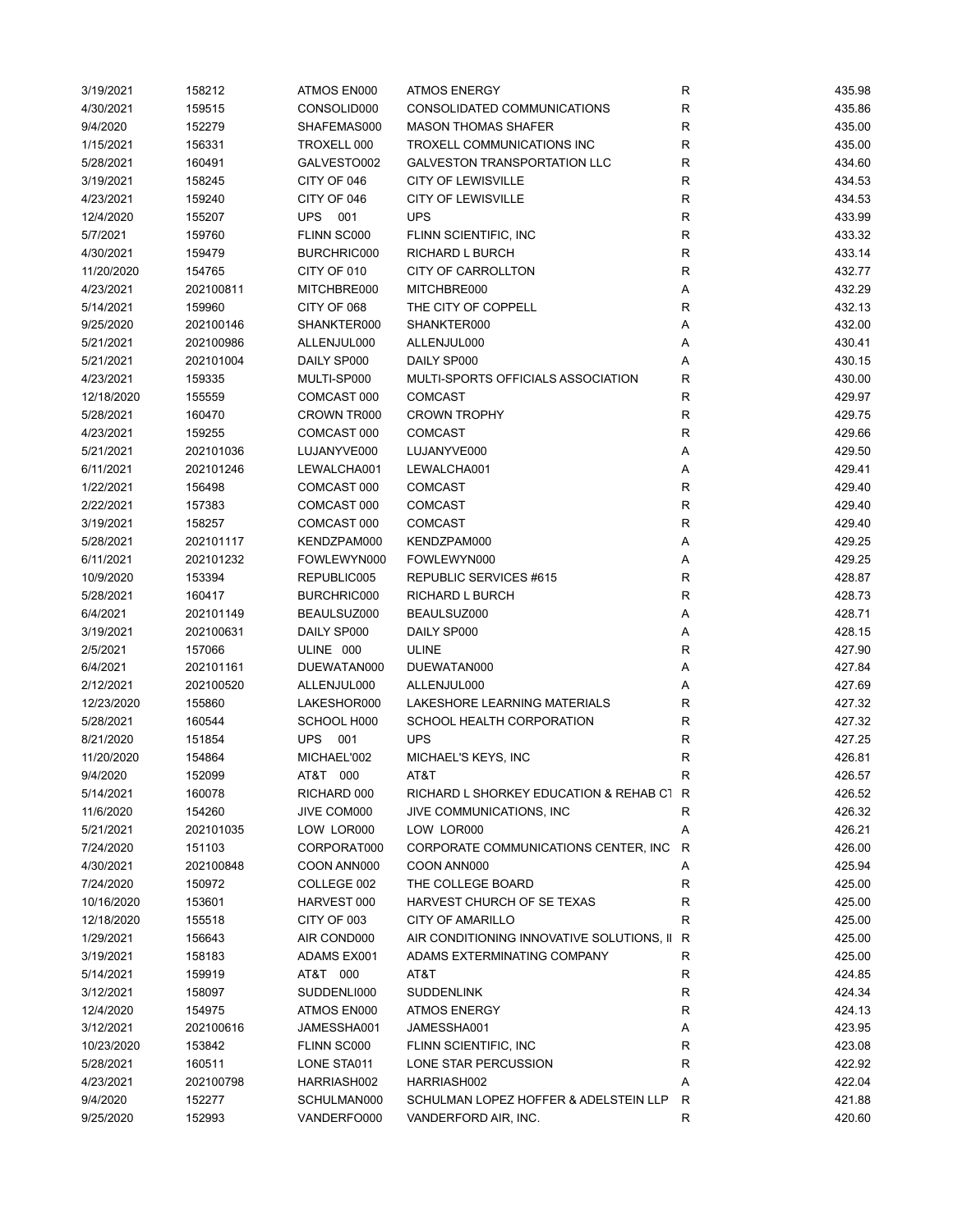| | | | | | |
|---|---|---|---|---|---|
| 3/19/2021 | 158212 | ATMOS EN000 | ATMOS ENERGY | R | 435.98 |
| 4/30/2021 | 159515 | CONSOLID000 | CONSOLIDATED COMMUNICATIONS | R | 435.86 |
| 9/4/2020 | 152279 | SHAFEMAS000 | MASON THOMAS SHAFER | R | 435.00 |
| 1/15/2021 | 156331 | TROXELL 000 | TROXELL COMMUNICATIONS INC | R | 435.00 |
| 5/28/2021 | 160491 | GALVESTO002 | GALVESTON TRANSPORTATION LLC | R | 434.60 |
| 3/19/2021 | 158245 | CITY OF 046 | CITY OF LEWISVILLE | R | 434.53 |
| 4/23/2021 | 159240 | CITY OF 046 | CITY OF LEWISVILLE | R | 434.53 |
| 12/4/2020 | 155207 | UPS 001 | UPS | R | 433.99 |
| 5/7/2021 | 159760 | FLINN SC000 | FLINN SCIENTIFIC, INC | R | 433.32 |
| 4/30/2021 | 159479 | BURCHRIC000 | RICHARD L BURCH | R | 433.14 |
| 11/20/2020 | 154765 | CITY OF 010 | CITY OF CARROLLTON | R | 432.77 |
| 4/23/2021 | 202100811 | MITCHBRE000 | MITCHBRE000 | A | 432.29 |
| 5/14/2021 | 159960 | CITY OF 068 | THE CITY OF COPPELL | R | 432.13 |
| 9/25/2020 | 202100146 | SHANKTER000 | SHANKTER000 | A | 432.00 |
| 5/21/2021 | 202100986 | ALLENJUL000 | ALLENJUL000 | A | 430.41 |
| 5/21/2021 | 202101004 | DAILY SP000 | DAILY SP000 | A | 430.15 |
| 4/23/2021 | 159335 | MULTI-SP000 | MULTI-SPORTS OFFICIALS ASSOCIATION | R | 430.00 |
| 12/18/2020 | 155559 | COMCAST 000 | COMCAST | R | 429.97 |
| 5/28/2021 | 160470 | CROWN TR000 | CROWN TROPHY | R | 429.75 |
| 4/23/2021 | 159255 | COMCAST 000 | COMCAST | R | 429.66 |
| 5/21/2021 | 202101036 | LUJANYVE000 | LUJANYVE000 | A | 429.50 |
| 6/11/2021 | 202101246 | LEWALCHA001 | LEWALCHA001 | A | 429.41 |
| 1/22/2021 | 156498 | COMCAST 000 | COMCAST | R | 429.40 |
| 2/22/2021 | 157383 | COMCAST 000 | COMCAST | R | 429.40 |
| 3/19/2021 | 158257 | COMCAST 000 | COMCAST | R | 429.40 |
| 5/28/2021 | 202101117 | KENDZPAM000 | KENDZPAM000 | A | 429.25 |
| 6/11/2021 | 202101232 | FOWLEWYN000 | FOWLEWYN000 | A | 429.25 |
| 10/9/2020 | 153394 | REPUBLIC005 | REPUBLIC SERVICES #615 | R | 428.87 |
| 5/28/2021 | 160417 | BURCHRIC000 | RICHARD L BURCH | R | 428.73 |
| 6/4/2021 | 202101149 | BEAULSUZ000 | BEAULSUZ000 | A | 428.71 |
| 3/19/2021 | 202100631 | DAILY SP000 | DAILY SP000 | A | 428.15 |
| 2/5/2021 | 157066 | ULINE 000 | ULINE | R | 427.90 |
| 6/4/2021 | 202101161 | DUEWATAN000 | DUEWATAN000 | A | 427.84 |
| 2/12/2021 | 202100520 | ALLENJUL000 | ALLENJUL000 | A | 427.69 |
| 12/23/2020 | 155860 | LAKESHOR000 | LAKESHORE LEARNING MATERIALS | R | 427.32 |
| 5/28/2021 | 160544 | SCHOOL H000 | SCHOOL HEALTH CORPORATION | R | 427.32 |
| 8/21/2020 | 151854 | UPS 001 | UPS | R | 427.25 |
| 11/20/2020 | 154864 | MICHAEL'002 | MICHAEL'S KEYS, INC | R | 426.81 |
| 9/4/2020 | 152099 | AT&T 000 | AT&T | R | 426.57 |
| 5/14/2021 | 160078 | RICHARD 000 | RICHARD L SHORKEY EDUCATION & REHAB CT | R | 426.52 |
| 11/6/2020 | 154260 | JIVE COM000 | JIVE COMMUNICATIONS, INC | R | 426.32 |
| 5/21/2021 | 202101035 | LOW LOR000 | LOW LOR000 | A | 426.21 |
| 7/24/2020 | 151103 | CORPORAT000 | CORPORATE COMMUNICATIONS CENTER, INC | R | 426.00 |
| 4/30/2021 | 202100848 | COON ANN000 | COON ANN000 | A | 425.94 |
| 7/24/2020 | 150972 | COLLEGE 002 | THE COLLEGE BOARD | R | 425.00 |
| 10/16/2020 | 153601 | HARVEST 000 | HARVEST CHURCH OF SE TEXAS | R | 425.00 |
| 12/18/2020 | 155518 | CITY OF 003 | CITY OF AMARILLO | R | 425.00 |
| 1/29/2021 | 156643 | AIR COND000 | AIR CONDITIONING INNOVATIVE SOLUTIONS, II | R | 425.00 |
| 3/19/2021 | 158183 | ADAMS EX001 | ADAMS EXTERMINATING COMPANY | R | 425.00 |
| 5/14/2021 | 159919 | AT&T 000 | AT&T | R | 424.85 |
| 3/12/2021 | 158097 | SUDDENLI000 | SUDDENLINK | R | 424.34 |
| 12/4/2020 | 154975 | ATMOS EN000 | ATMOS ENERGY | R | 424.13 |
| 3/12/2021 | 202100616 | JAMESSHA001 | JAMESSHA001 | A | 423.95 |
| 10/23/2020 | 153842 | FLINN SC000 | FLINN SCIENTIFIC, INC | R | 423.08 |
| 5/28/2021 | 160511 | LONE STA011 | LONE STAR PERCUSSION | R | 422.92 |
| 4/23/2021 | 202100798 | HARRIASH002 | HARRIASH002 | A | 422.04 |
| 9/4/2020 | 152277 | SCHULMAN000 | SCHULMAN LOPEZ HOFFER & ADELSTEIN LLP | R | 421.88 |
| 9/25/2020 | 152993 | VANDERFO000 | VANDERFORD AIR, INC. | R | 420.60 |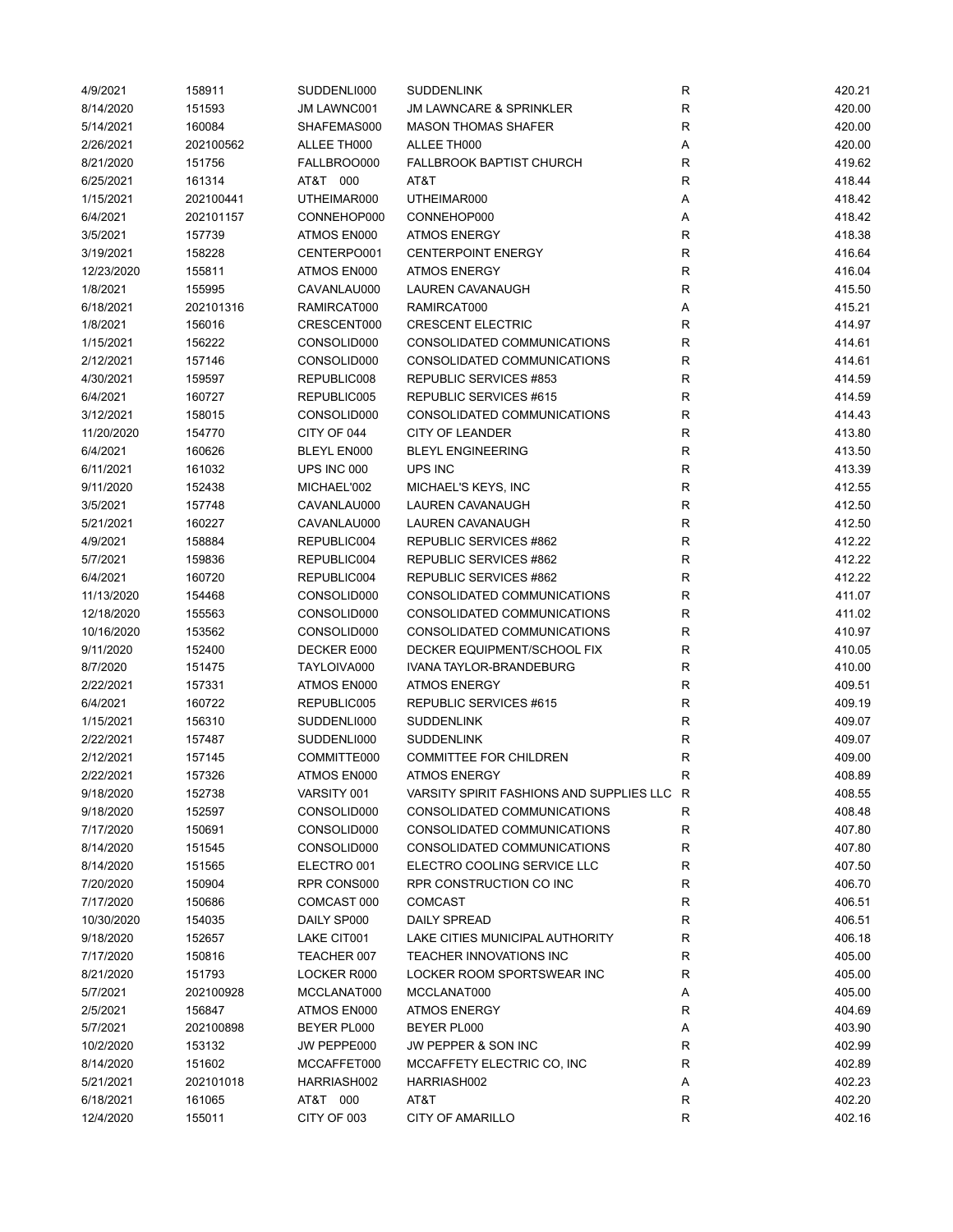| | | | | | |
|---|---|---|---|---|---|
| 4/9/2021 | 158911 | SUDDENLI000 | SUDDENLINK | R | 420.21 |
| 8/14/2020 | 151593 | JM LAWNC001 | JM LAWNCARE & SPRINKLER | R | 420.00 |
| 5/14/2021 | 160084 | SHAFEMAS000 | MASON THOMAS SHAFER | R | 420.00 |
| 2/26/2021 | 202100562 | ALLEE TH000 | ALLEE TH000 | A | 420.00 |
| 8/21/2020 | 151756 | FALLBROO000 | FALLBROOK BAPTIST CHURCH | R | 419.62 |
| 6/25/2021 | 161314 | AT&T 000 | AT&T | R | 418.44 |
| 1/15/2021 | 202100441 | UTHEIMAR000 | UTHEIMAR000 | A | 418.42 |
| 6/4/2021 | 202101157 | CONNEHOP000 | CONNEHOP000 | A | 418.42 |
| 3/5/2021 | 157739 | ATMOS EN000 | ATMOS ENERGY | R | 418.38 |
| 3/19/2021 | 158228 | CENTERPO001 | CENTERPOINT ENERGY | R | 416.64 |
| 12/23/2020 | 155811 | ATMOS EN000 | ATMOS ENERGY | R | 416.04 |
| 1/8/2021 | 155995 | CAVANLAU000 | LAUREN CAVANAUGH | R | 415.50 |
| 6/18/2021 | 202101316 | RAMIRCAT000 | RAMIRCAT000 | A | 415.21 |
| 1/8/2021 | 156016 | CRESCENT000 | CRESCENT ELECTRIC | R | 414.97 |
| 1/15/2021 | 156222 | CONSOLID000 | CONSOLIDATED COMMUNICATIONS | R | 414.61 |
| 2/12/2021 | 157146 | CONSOLID000 | CONSOLIDATED COMMUNICATIONS | R | 414.61 |
| 4/30/2021 | 159597 | REPUBLIC008 | REPUBLIC SERVICES #853 | R | 414.59 |
| 6/4/2021 | 160727 | REPUBLIC005 | REPUBLIC SERVICES #615 | R | 414.59 |
| 3/12/2021 | 158015 | CONSOLID000 | CONSOLIDATED COMMUNICATIONS | R | 414.43 |
| 11/20/2020 | 154770 | CITY OF 044 | CITY OF LEANDER | R | 413.80 |
| 6/4/2021 | 160626 | BLEYL EN000 | BLEYL ENGINEERING | R | 413.50 |
| 6/11/2021 | 161032 | UPS INC 000 | UPS INC | R | 413.39 |
| 9/11/2020 | 152438 | MICHAEL'002 | MICHAEL'S KEYS, INC | R | 412.55 |
| 3/5/2021 | 157748 | CAVANLAU000 | LAUREN CAVANAUGH | R | 412.50 |
| 5/21/2021 | 160227 | CAVANLAU000 | LAUREN CAVANAUGH | R | 412.50 |
| 4/9/2021 | 158884 | REPUBLIC004 | REPUBLIC SERVICES #862 | R | 412.22 |
| 5/7/2021 | 159836 | REPUBLIC004 | REPUBLIC SERVICES #862 | R | 412.22 |
| 6/4/2021 | 160720 | REPUBLIC004 | REPUBLIC SERVICES #862 | R | 412.22 |
| 11/13/2020 | 154468 | CONSOLID000 | CONSOLIDATED COMMUNICATIONS | R | 411.07 |
| 12/18/2020 | 155563 | CONSOLID000 | CONSOLIDATED COMMUNICATIONS | R | 411.02 |
| 10/16/2020 | 153562 | CONSOLID000 | CONSOLIDATED COMMUNICATIONS | R | 410.97 |
| 9/11/2020 | 152400 | DECKER E000 | DECKER EQUIPMENT/SCHOOL FIX | R | 410.05 |
| 8/7/2020 | 151475 | TAYLOIVA000 | IVANA TAYLOR-BRANDEBURG | R | 410.00 |
| 2/22/2021 | 157331 | ATMOS EN000 | ATMOS ENERGY | R | 409.51 |
| 6/4/2021 | 160722 | REPUBLIC005 | REPUBLIC SERVICES #615 | R | 409.19 |
| 1/15/2021 | 156310 | SUDDENLI000 | SUDDENLINK | R | 409.07 |
| 2/22/2021 | 157487 | SUDDENLI000 | SUDDENLINK | R | 409.07 |
| 2/12/2021 | 157145 | COMMITTE000 | COMMITTEE FOR CHILDREN | R | 409.00 |
| 2/22/2021 | 157326 | ATMOS EN000 | ATMOS ENERGY | R | 408.89 |
| 9/18/2020 | 152738 | VARSITY 001 | VARSITY SPIRIT FASHIONS AND SUPPLIES LLC | R | 408.55 |
| 9/18/2020 | 152597 | CONSOLID000 | CONSOLIDATED COMMUNICATIONS | R | 408.48 |
| 7/17/2020 | 150691 | CONSOLID000 | CONSOLIDATED COMMUNICATIONS | R | 407.80 |
| 8/14/2020 | 151545 | CONSOLID000 | CONSOLIDATED COMMUNICATIONS | R | 407.80 |
| 8/14/2020 | 151565 | ELECTRO 001 | ELECTRO COOLING SERVICE LLC | R | 407.50 |
| 7/20/2020 | 150904 | RPR CONS000 | RPR CONSTRUCTION CO INC | R | 406.70 |
| 7/17/2020 | 150686 | COMCAST 000 | COMCAST | R | 406.51 |
| 10/30/2020 | 154035 | DAILY SP000 | DAILY SPREAD | R | 406.51 |
| 9/18/2020 | 152657 | LAKE CIT001 | LAKE CITIES MUNICIPAL AUTHORITY | R | 406.18 |
| 7/17/2020 | 150816 | TEACHER 007 | TEACHER INNOVATIONS INC | R | 405.00 |
| 8/21/2020 | 151793 | LOCKER R000 | LOCKER ROOM SPORTSWEAR INC | R | 405.00 |
| 5/7/2021 | 202100928 | MCCLANAT000 | MCCLANAT000 | A | 405.00 |
| 2/5/2021 | 156847 | ATMOS EN000 | ATMOS ENERGY | R | 404.69 |
| 5/7/2021 | 202100898 | BEYER PL000 | BEYER PL000 | A | 403.90 |
| 10/2/2020 | 153132 | JW PEPPE000 | JW PEPPER & SON INC | R | 402.99 |
| 8/14/2020 | 151602 | MCCAFFET000 | MCCAFFETY ELECTRIC CO, INC | R | 402.89 |
| 5/21/2021 | 202101018 | HARRIASH002 | HARRIASH002 | A | 402.23 |
| 6/18/2021 | 161065 | AT&T 000 | AT&T | R | 402.20 |
| 12/4/2020 | 155011 | CITY OF 003 | CITY OF AMARILLO | R | 402.16 |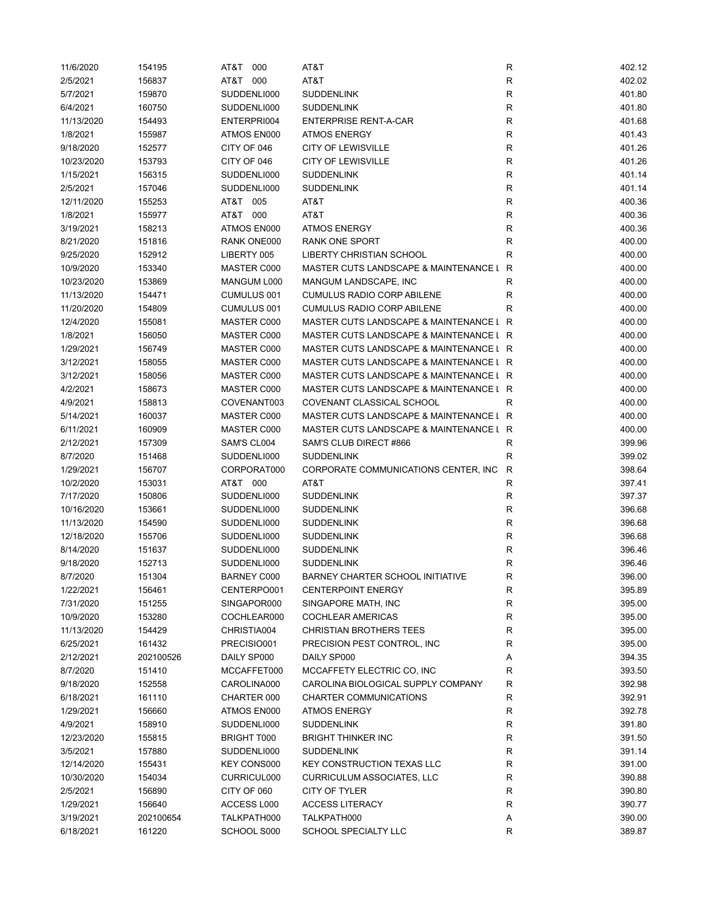| | | | | | |
|---|---|---|---|---|---|
| 11/6/2020 | 154195 | AT&T 000 | AT&T | R | 402.12 |
| 2/5/2021 | 156837 | AT&T 000 | AT&T | R | 402.02 |
| 5/7/2021 | 159870 | SUDDENLI000 | SUDDENLINK | R | 401.80 |
| 6/4/2021 | 160750 | SUDDENLI000 | SUDDENLINK | R | 401.80 |
| 11/13/2020 | 154493 | ENTERPRI004 | ENTERPRISE RENT-A-CAR | R | 401.68 |
| 1/8/2021 | 155987 | ATMOS EN000 | ATMOS ENERGY | R | 401.43 |
| 9/18/2020 | 152577 | CITY OF 046 | CITY OF LEWISVILLE | R | 401.26 |
| 10/23/2020 | 153793 | CITY OF 046 | CITY OF LEWISVILLE | R | 401.26 |
| 1/15/2021 | 156315 | SUDDENLI000 | SUDDENLINK | R | 401.14 |
| 2/5/2021 | 157046 | SUDDENLI000 | SUDDENLINK | R | 401.14 |
| 12/11/2020 | 155253 | AT&T 005 | AT&T | R | 400.36 |
| 1/8/2021 | 155977 | AT&T 000 | AT&T | R | 400.36 |
| 3/19/2021 | 158213 | ATMOS EN000 | ATMOS ENERGY | R | 400.36 |
| 8/21/2020 | 151816 | RANK ONE000 | RANK ONE SPORT | R | 400.00 |
| 9/25/2020 | 152912 | LIBERTY 005 | LIBERTY CHRISTIAN SCHOOL | R | 400.00 |
| 10/9/2020 | 153340 | MASTER C000 | MASTER CUTS LANDSCAPE & MAINTENANCE L | R | 400.00 |
| 10/23/2020 | 153869 | MANGUM L000 | MANGUM LANDSCAPE, INC | R | 400.00 |
| 11/13/2020 | 154471 | CUMULUS 001 | CUMULUS RADIO CORP ABILENE | R | 400.00 |
| 11/20/2020 | 154809 | CUMULUS 001 | CUMULUS RADIO CORP ABILENE | R | 400.00 |
| 12/4/2020 | 155081 | MASTER C000 | MASTER CUTS LANDSCAPE & MAINTENANCE L | R | 400.00 |
| 1/8/2021 | 156050 | MASTER C000 | MASTER CUTS LANDSCAPE & MAINTENANCE L | R | 400.00 |
| 1/29/2021 | 156749 | MASTER C000 | MASTER CUTS LANDSCAPE & MAINTENANCE L | R | 400.00 |
| 3/12/2021 | 158055 | MASTER C000 | MASTER CUTS LANDSCAPE & MAINTENANCE L | R | 400.00 |
| 3/12/2021 | 158056 | MASTER C000 | MASTER CUTS LANDSCAPE & MAINTENANCE L | R | 400.00 |
| 4/2/2021 | 158673 | MASTER C000 | MASTER CUTS LANDSCAPE & MAINTENANCE L | R | 400.00 |
| 4/9/2021 | 158813 | COVENANT003 | COVENANT CLASSICAL SCHOOL | R | 400.00 |
| 5/14/2021 | 160037 | MASTER C000 | MASTER CUTS LANDSCAPE & MAINTENANCE L | R | 400.00 |
| 6/11/2021 | 160909 | MASTER C000 | MASTER CUTS LANDSCAPE & MAINTENANCE L | R | 400.00 |
| 2/12/2021 | 157309 | SAM'S CL004 | SAM'S CLUB DIRECT #866 | R | 399.96 |
| 8/7/2020 | 151468 | SUDDENLI000 | SUDDENLINK | R | 399.02 |
| 1/29/2021 | 156707 | CORPORAT000 | CORPORATE COMMUNICATIONS CENTER, INC | R | 398.64 |
| 10/2/2020 | 153031 | AT&T 000 | AT&T | R | 397.41 |
| 7/17/2020 | 150806 | SUDDENLI000 | SUDDENLINK | R | 397.37 |
| 10/16/2020 | 153661 | SUDDENLI000 | SUDDENLINK | R | 396.68 |
| 11/13/2020 | 154590 | SUDDENLI000 | SUDDENLINK | R | 396.68 |
| 12/18/2020 | 155706 | SUDDENLI000 | SUDDENLINK | R | 396.68 |
| 8/14/2020 | 151637 | SUDDENLI000 | SUDDENLINK | R | 396.46 |
| 9/18/2020 | 152713 | SUDDENLI000 | SUDDENLINK | R | 396.46 |
| 8/7/2020 | 151304 | BARNEY C000 | BARNEY CHARTER SCHOOL INITIATIVE | R | 396.00 |
| 1/22/2021 | 156461 | CENTERPO001 | CENTERPOINT ENERGY | R | 395.89 |
| 7/31/2020 | 151255 | SINGAPOR000 | SINGAPORE MATH, INC | R | 395.00 |
| 10/9/2020 | 153280 | COCHLEAR000 | COCHLEAR AMERICAS | R | 395.00 |
| 11/13/2020 | 154429 | CHRISTIA004 | CHRISTIAN BROTHERS TEES | R | 395.00 |
| 6/25/2021 | 161432 | PRECISIO001 | PRECISION PEST CONTROL, INC | R | 395.00 |
| 2/12/2021 | 202100526 | DAILY SP000 | DAILY SP000 | A | 394.35 |
| 8/7/2020 | 151410 | MCCAFFET000 | MCCAFFETY ELECTRIC CO, INC | R | 393.50 |
| 9/18/2020 | 152558 | CAROLINA000 | CAROLINA BIOLOGICAL SUPPLY COMPANY | R | 392.98 |
| 6/18/2021 | 161110 | CHARTER 000 | CHARTER COMMUNICATIONS | R | 392.91 |
| 1/29/2021 | 156660 | ATMOS EN000 | ATMOS ENERGY | R | 392.78 |
| 4/9/2021 | 158910 | SUDDENLI000 | SUDDENLINK | R | 391.80 |
| 12/23/2020 | 155815 | BRIGHT T000 | BRIGHT THINKER INC | R | 391.50 |
| 3/5/2021 | 157880 | SUDDENLI000 | SUDDENLINK | R | 391.14 |
| 12/14/2020 | 155431 | KEY CONS000 | KEY CONSTRUCTION TEXAS LLC | R | 391.00 |
| 10/30/2020 | 154034 | CURRICUL000 | CURRICULUM ASSOCIATES, LLC | R | 390.88 |
| 2/5/2021 | 156890 | CITY OF 060 | CITY OF TYLER | R | 390.80 |
| 1/29/2021 | 156640 | ACCESS L000 | ACCESS LITERACY | R | 390.77 |
| 3/19/2021 | 202100654 | TALKPATH000 | TALKPATH000 | A | 390.00 |
| 6/18/2021 | 161220 | SCHOOL S000 | SCHOOL SPECIALTY LLC | R | 389.87 |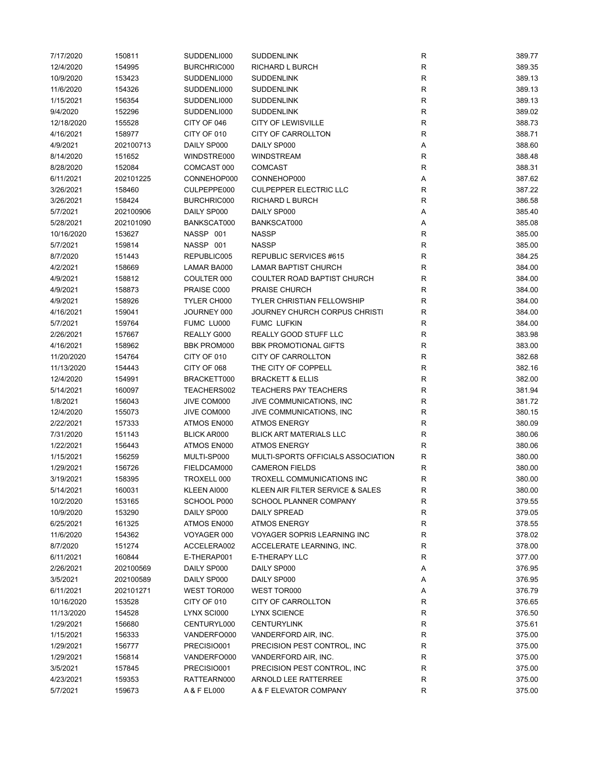| | | | | | |
|---|---|---|---|---|---|
| 7/17/2020 | 150811 | SUDDENLI000 | SUDDENLINK | R | 389.77 |
| 12/4/2020 | 154995 | BURCHRIC000 | RICHARD L BURCH | R | 389.35 |
| 10/9/2020 | 153423 | SUDDENLI000 | SUDDENLINK | R | 389.13 |
| 11/6/2020 | 154326 | SUDDENLI000 | SUDDENLINK | R | 389.13 |
| 1/15/2021 | 156354 | SUDDENLI000 | SUDDENLINK | R | 389.13 |
| 9/4/2020 | 152296 | SUDDENLI000 | SUDDENLINK | R | 389.02 |
| 12/18/2020 | 155528 | CITY OF 046 | CITY OF LEWISVILLE | R | 388.73 |
| 4/16/2021 | 158977 | CITY OF 010 | CITY OF CARROLLTON | R | 388.71 |
| 4/9/2021 | 202100713 | DAILY SP000 | DAILY SP000 | A | 388.60 |
| 8/14/2020 | 151652 | WINDSTRE000 | WINDSTREAM | R | 388.48 |
| 8/28/2020 | 152084 | COMCAST 000 | COMCAST | R | 388.31 |
| 6/11/2021 | 202101225 | CONNEHOP000 | CONNEHOP000 | A | 387.62 |
| 3/26/2021 | 158460 | CULPEPPE000 | CULPEPPER ELECTRIC LLC | R | 387.22 |
| 3/26/2021 | 158424 | BURCHRIC000 | RICHARD L BURCH | R | 386.58 |
| 5/7/2021 | 202100906 | DAILY SP000 | DAILY SP000 | A | 385.40 |
| 5/28/2021 | 202101090 | BANKSCAT000 | BANKSCAT000 | A | 385.08 |
| 10/16/2020 | 153627 | NASSP 001 | NASSP | R | 385.00 |
| 5/7/2021 | 159814 | NASSP 001 | NASSP | R | 385.00 |
| 8/7/2020 | 151443 | REPUBLIC005 | REPUBLIC SERVICES #615 | R | 384.25 |
| 4/2/2021 | 158669 | LAMAR BA000 | LAMAR BAPTIST CHURCH | R | 384.00 |
| 4/9/2021 | 158812 | COULTER 000 | COULTER ROAD BAPTIST CHURCH | R | 384.00 |
| 4/9/2021 | 158873 | PRAISE C000 | PRAISE CHURCH | R | 384.00 |
| 4/9/2021 | 158926 | TYLER CH000 | TYLER CHRISTIAN FELLOWSHIP | R | 384.00 |
| 4/16/2021 | 159041 | JOURNEY 000 | JOURNEY CHURCH CORPUS CHRISTI | R | 384.00 |
| 5/7/2021 | 159764 | FUMC LU000 | FUMC LUFKIN | R | 384.00 |
| 2/26/2021 | 157667 | REALLY G000 | REALLY GOOD STUFF LLC | R | 383.98 |
| 4/16/2021 | 158962 | BBK PROM000 | BBK PROMOTIONAL GIFTS | R | 383.00 |
| 11/20/2020 | 154764 | CITY OF 010 | CITY OF CARROLLTON | R | 382.68 |
| 11/13/2020 | 154443 | CITY OF 068 | THE CITY OF COPPELL | R | 382.16 |
| 12/4/2020 | 154991 | BRACKETT000 | BRACKETT & ELLIS | R | 382.00 |
| 5/14/2021 | 160097 | TEACHERS002 | TEACHERS PAY TEACHERS | R | 381.94 |
| 1/8/2021 | 156043 | JIVE COM000 | JIVE COMMUNICATIONS, INC | R | 381.72 |
| 12/4/2020 | 155073 | JIVE COM000 | JIVE COMMUNICATIONS, INC | R | 380.15 |
| 2/22/2021 | 157333 | ATMOS EN000 | ATMOS ENERGY | R | 380.09 |
| 7/31/2020 | 151143 | BLICK AR000 | BLICK ART MATERIALS LLC | R | 380.06 |
| 1/22/2021 | 156443 | ATMOS EN000 | ATMOS ENERGY | R | 380.06 |
| 1/15/2021 | 156259 | MULTI-SP000 | MULTI-SPORTS OFFICIALS ASSOCIATION | R | 380.00 |
| 1/29/2021 | 156726 | FIELDCAM000 | CAMERON FIELDS | R | 380.00 |
| 3/19/2021 | 158395 | TROXELL 000 | TROXELL COMMUNICATIONS INC | R | 380.00 |
| 5/14/2021 | 160031 | KLEEN AI000 | KLEEN AIR FILTER SERVICE & SALES | R | 380.00 |
| 10/2/2020 | 153165 | SCHOOL P000 | SCHOOL PLANNER COMPANY | R | 379.55 |
| 10/9/2020 | 153290 | DAILY SP000 | DAILY SPREAD | R | 379.05 |
| 6/25/2021 | 161325 | ATMOS EN000 | ATMOS ENERGY | R | 378.55 |
| 11/6/2020 | 154362 | VOYAGER 000 | VOYAGER SOPRIS LEARNING INC | R | 378.02 |
| 8/7/2020 | 151274 | ACCELERA002 | ACCELERATE LEARNING, INC. | R | 378.00 |
| 6/11/2021 | 160844 | E-THERAP001 | E-THERAPY LLC | R | 377.00 |
| 2/26/2021 | 202100569 | DAILY SP000 | DAILY SP000 | A | 376.95 |
| 3/5/2021 | 202100589 | DAILY SP000 | DAILY SP000 | A | 376.95 |
| 6/11/2021 | 202101271 | WEST TOR000 | WEST TOR000 | A | 376.79 |
| 10/16/2020 | 153528 | CITY OF 010 | CITY OF CARROLLTON | R | 376.65 |
| 11/13/2020 | 154528 | LYNX SCI000 | LYNX SCIENCE | R | 376.50 |
| 1/29/2021 | 156680 | CENTURYL000 | CENTURYLINK | R | 375.61 |
| 1/15/2021 | 156333 | VANDERFO000 | VANDERFORD AIR, INC. | R | 375.00 |
| 1/29/2021 | 156777 | PRECISIO001 | PRECISION PEST CONTROL, INC | R | 375.00 |
| 1/29/2021 | 156814 | VANDERFO000 | VANDERFORD AIR, INC. | R | 375.00 |
| 3/5/2021 | 157845 | PRECISIO001 | PRECISION PEST CONTROL, INC | R | 375.00 |
| 4/23/2021 | 159353 | RATTEARN000 | ARNOLD LEE RATTERREE | R | 375.00 |
| 5/7/2021 | 159673 | A & F EL000 | A & F ELEVATOR COMPANY | R | 375.00 |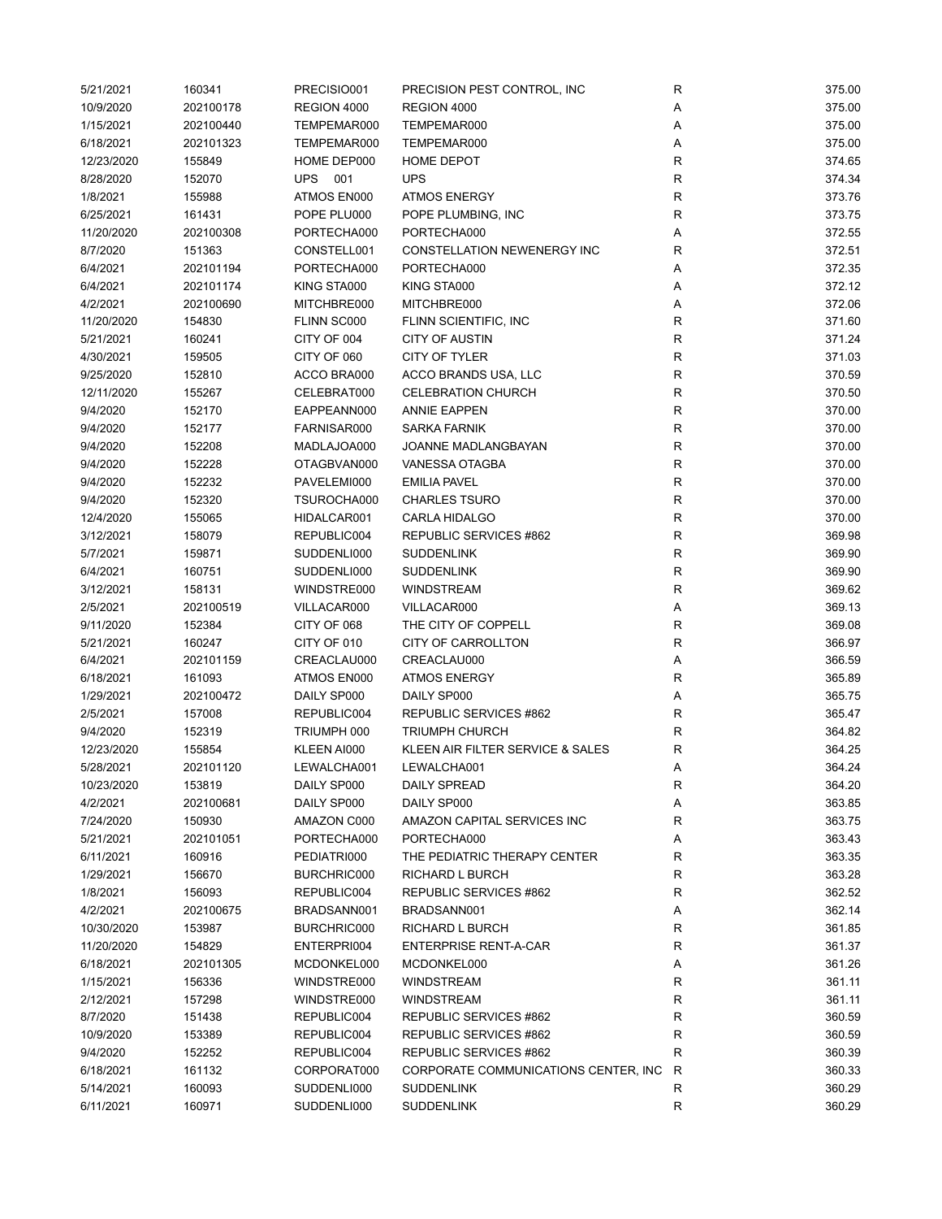| | | | | | |
|---|---|---|---|---|---|
| 5/21/2021 | 160341 | PRECISIO001 | PRECISION PEST CONTROL, INC | R | 375.00 |
| 10/9/2020 | 202100178 | REGION 4000 | REGION 4000 | A | 375.00 |
| 1/15/2021 | 202100440 | TEMPEMAR000 | TEMPEMAR000 | A | 375.00 |
| 6/18/2021 | 202101323 | TEMPEMAR000 | TEMPEMAR000 | A | 375.00 |
| 12/23/2020 | 155849 | HOME DEP000 | HOME DEPOT | R | 374.65 |
| 8/28/2020 | 152070 | UPS 001 | UPS | R | 374.34 |
| 1/8/2021 | 155988 | ATMOS EN000 | ATMOS ENERGY | R | 373.76 |
| 6/25/2021 | 161431 | POPE PLU000 | POPE PLUMBING, INC | R | 373.75 |
| 11/20/2020 | 202100308 | PORTECHA000 | PORTECHA000 | A | 372.55 |
| 8/7/2020 | 151363 | CONSTELL001 | CONSTELLATION NEWENERGY INC | R | 372.51 |
| 6/4/2021 | 202101194 | PORTECHA000 | PORTECHA000 | A | 372.35 |
| 6/4/2021 | 202101174 | KING STA000 | KING STA000 | A | 372.12 |
| 4/2/2021 | 202100690 | MITCHBRE000 | MITCHBRE000 | A | 372.06 |
| 11/20/2020 | 154830 | FLINN SC000 | FLINN SCIENTIFIC, INC | R | 371.60 |
| 5/21/2021 | 160241 | CITY OF 004 | CITY OF AUSTIN | R | 371.24 |
| 4/30/2021 | 159505 | CITY OF 060 | CITY OF TYLER | R | 371.03 |
| 9/25/2020 | 152810 | ACCO BRA000 | ACCO BRANDS USA, LLC | R | 370.59 |
| 12/11/2020 | 155267 | CELEBRAT000 | CELEBRATION CHURCH | R | 370.50 |
| 9/4/2020 | 152170 | EAPPEANN000 | ANNIE EAPPEN | R | 370.00 |
| 9/4/2020 | 152177 | FARNISAR000 | SARKA FARNIK | R | 370.00 |
| 9/4/2020 | 152208 | MADLAJOA000 | JOANNE MADLANGBAYAN | R | 370.00 |
| 9/4/2020 | 152228 | OTAGBVAN000 | VANESSA OTAGBA | R | 370.00 |
| 9/4/2020 | 152232 | PAVELEMI000 | EMILIA PAVEL | R | 370.00 |
| 9/4/2020 | 152320 | TSUROCHA000 | CHARLES TSURO | R | 370.00 |
| 12/4/2020 | 155065 | HIDALCAR001 | CARLA HIDALGO | R | 370.00 |
| 3/12/2021 | 158079 | REPUBLIC004 | REPUBLIC SERVICES #862 | R | 369.98 |
| 5/7/2021 | 159871 | SUDDENLI000 | SUDDENLINK | R | 369.90 |
| 6/4/2021 | 160751 | SUDDENLI000 | SUDDENLINK | R | 369.90 |
| 3/12/2021 | 158131 | WINDSTRE000 | WINDSTREAM | R | 369.62 |
| 2/5/2021 | 202100519 | VILLACAR000 | VILLACAR000 | A | 369.13 |
| 9/11/2020 | 152384 | CITY OF 068 | THE CITY OF COPPELL | R | 369.08 |
| 5/21/2021 | 160247 | CITY OF 010 | CITY OF CARROLLTON | R | 366.97 |
| 6/4/2021 | 202101159 | CREACLAU000 | CREACLAU000 | A | 366.59 |
| 6/18/2021 | 161093 | ATMOS EN000 | ATMOS ENERGY | R | 365.89 |
| 1/29/2021 | 202100472 | DAILY SP000 | DAILY SP000 | A | 365.75 |
| 2/5/2021 | 157008 | REPUBLIC004 | REPUBLIC SERVICES #862 | R | 365.47 |
| 9/4/2020 | 152319 | TRIUMPH 000 | TRIUMPH CHURCH | R | 364.82 |
| 12/23/2020 | 155854 | KLEEN AI000 | KLEEN AIR FILTER SERVICE & SALES | R | 364.25 |
| 5/28/2021 | 202101120 | LEWALCHA001 | LEWALCHA001 | A | 364.24 |
| 10/23/2020 | 153819 | DAILY SP000 | DAILY SPREAD | R | 364.20 |
| 4/2/2021 | 202100681 | DAILY SP000 | DAILY SP000 | A | 363.85 |
| 7/24/2020 | 150930 | AMAZON C000 | AMAZON CAPITAL SERVICES INC | R | 363.75 |
| 5/21/2021 | 202101051 | PORTECHA000 | PORTECHA000 | A | 363.43 |
| 6/11/2021 | 160916 | PEDIATRI000 | THE PEDIATRIC THERAPY CENTER | R | 363.35 |
| 1/29/2021 | 156670 | BURCHRIC000 | RICHARD L BURCH | R | 363.28 |
| 1/8/2021 | 156093 | REPUBLIC004 | REPUBLIC SERVICES #862 | R | 362.52 |
| 4/2/2021 | 202100675 | BRADSANN001 | BRADSANN001 | A | 362.14 |
| 10/30/2020 | 153987 | BURCHRIC000 | RICHARD L BURCH | R | 361.85 |
| 11/20/2020 | 154829 | ENTERPRI004 | ENTERPRISE RENT-A-CAR | R | 361.37 |
| 6/18/2021 | 202101305 | MCDONKEL000 | MCDONKEL000 | A | 361.26 |
| 1/15/2021 | 156336 | WINDSTRE000 | WINDSTREAM | R | 361.11 |
| 2/12/2021 | 157298 | WINDSTRE000 | WINDSTREAM | R | 361.11 |
| 8/7/2020 | 151438 | REPUBLIC004 | REPUBLIC SERVICES #862 | R | 360.59 |
| 10/9/2020 | 153389 | REPUBLIC004 | REPUBLIC SERVICES #862 | R | 360.59 |
| 9/4/2020 | 152252 | REPUBLIC004 | REPUBLIC SERVICES #862 | R | 360.39 |
| 6/18/2021 | 161132 | CORPORAT000 | CORPORATE COMMUNICATIONS CENTER, INC | R | 360.33 |
| 5/14/2021 | 160093 | SUDDENLI000 | SUDDENLINK | R | 360.29 |
| 6/11/2021 | 160971 | SUDDENLI000 | SUDDENLINK | R | 360.29 |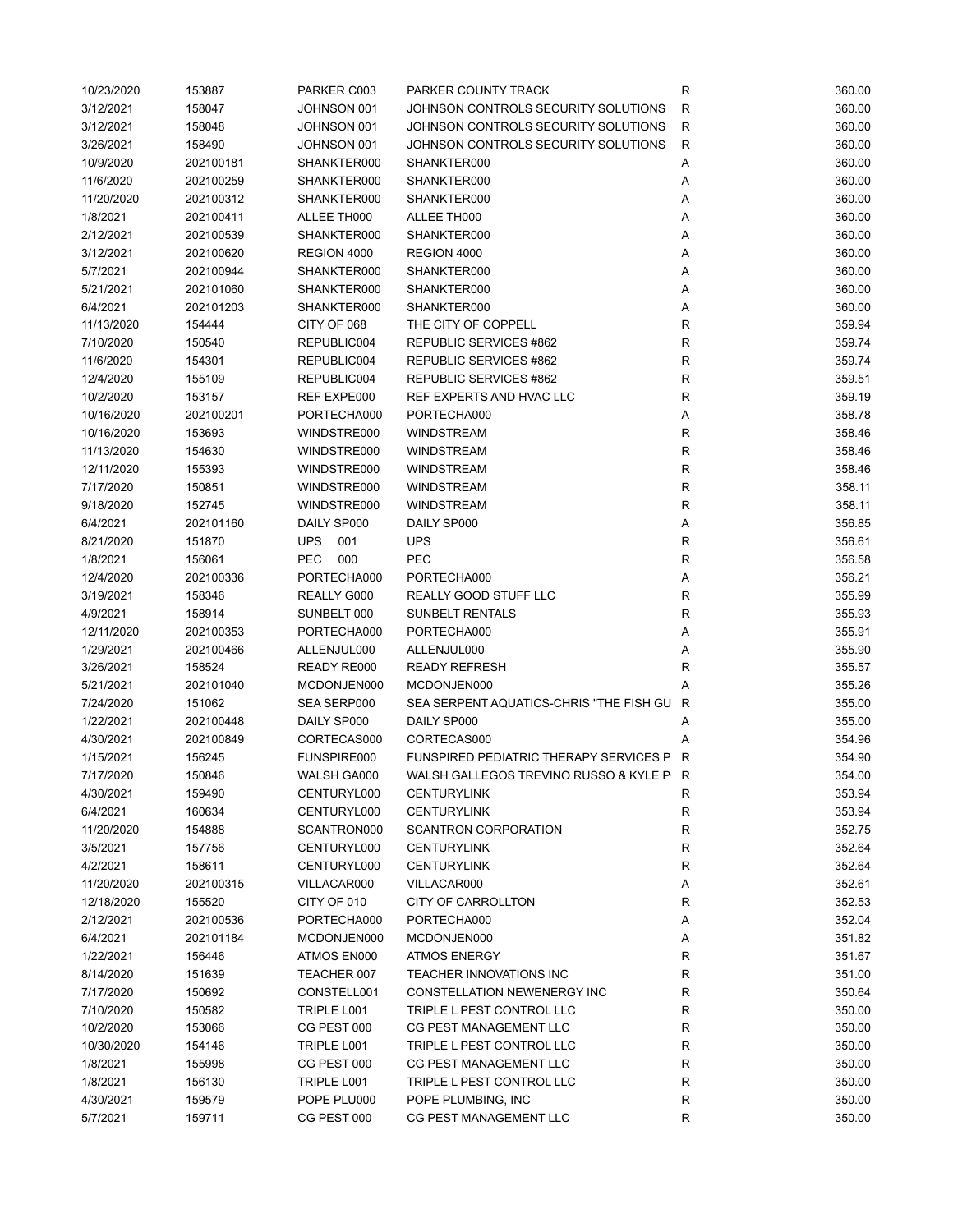| | | | | | |
|---|---|---|---|---|---|
| 10/23/2020 | 153887 | PARKER C003 | PARKER COUNTY TRACK | R | 360.00 |
| 3/12/2021 | 158047 | JOHNSON 001 | JOHNSON CONTROLS SECURITY SOLUTIONS | R | 360.00 |
| 3/12/2021 | 158048 | JOHNSON 001 | JOHNSON CONTROLS SECURITY SOLUTIONS | R | 360.00 |
| 3/26/2021 | 158490 | JOHNSON 001 | JOHNSON CONTROLS SECURITY SOLUTIONS | R | 360.00 |
| 10/9/2020 | 202100181 | SHANKTER000 | SHANKTER000 | A | 360.00 |
| 11/6/2020 | 202100259 | SHANKTER000 | SHANKTER000 | A | 360.00 |
| 11/20/2020 | 202100312 | SHANKTER000 | SHANKTER000 | A | 360.00 |
| 1/8/2021 | 202100411 | ALLEE TH000 | ALLEE TH000 | A | 360.00 |
| 2/12/2021 | 202100539 | SHANKTER000 | SHANKTER000 | A | 360.00 |
| 3/12/2021 | 202100620 | REGION 4000 | REGION 4000 | A | 360.00 |
| 5/7/2021 | 202100944 | SHANKTER000 | SHANKTER000 | A | 360.00 |
| 5/21/2021 | 202101060 | SHANKTER000 | SHANKTER000 | A | 360.00 |
| 6/4/2021 | 202101203 | SHANKTER000 | SHANKTER000 | A | 360.00 |
| 11/13/2020 | 154444 | CITY OF 068 | THE CITY OF COPPELL | R | 359.94 |
| 7/10/2020 | 150540 | REPUBLIC004 | REPUBLIC SERVICES #862 | R | 359.74 |
| 11/6/2020 | 154301 | REPUBLIC004 | REPUBLIC SERVICES #862 | R | 359.74 |
| 12/4/2020 | 155109 | REPUBLIC004 | REPUBLIC SERVICES #862 | R | 359.51 |
| 10/2/2020 | 153157 | REF EXPE000 | REF EXPERTS AND HVAC LLC | R | 359.19 |
| 10/16/2020 | 202100201 | PORTECHA000 | PORTECHA000 | A | 358.78 |
| 10/16/2020 | 153693 | WINDSTRE000 | WINDSTREAM | R | 358.46 |
| 11/13/2020 | 154630 | WINDSTRE000 | WINDSTREAM | R | 358.46 |
| 12/11/2020 | 155393 | WINDSTRE000 | WINDSTREAM | R | 358.46 |
| 7/17/2020 | 150851 | WINDSTRE000 | WINDSTREAM | R | 358.11 |
| 9/18/2020 | 152745 | WINDSTRE000 | WINDSTREAM | R | 358.11 |
| 6/4/2021 | 202101160 | DAILY SP000 | DAILY SP000 | A | 356.85 |
| 8/21/2020 | 151870 | UPS 001 | UPS | R | 356.61 |
| 1/8/2021 | 156061 | PEC 000 | PEC | R | 356.58 |
| 12/4/2020 | 202100336 | PORTECHA000 | PORTECHA000 | A | 356.21 |
| 3/19/2021 | 158346 | REALLY G000 | REALLY GOOD STUFF LLC | R | 355.99 |
| 4/9/2021 | 158914 | SUNBELT 000 | SUNBELT RENTALS | R | 355.93 |
| 12/11/2020 | 202100353 | PORTECHA000 | PORTECHA000 | A | 355.91 |
| 1/29/2021 | 202100466 | ALLENJUL000 | ALLENJUL000 | A | 355.90 |
| 3/26/2021 | 158524 | READY RE000 | READY REFRESH | R | 355.57 |
| 5/21/2021 | 202101040 | MCDONJEN000 | MCDONJEN000 | A | 355.26 |
| 7/24/2020 | 151062 | SEA SERP000 | SEA SERPENT AQUATICS-CHRIS "THE FISH GU | R | 355.00 |
| 1/22/2021 | 202100448 | DAILY SP000 | DAILY SP000 | A | 355.00 |
| 4/30/2021 | 202100849 | CORTECAS000 | CORTECAS000 | A | 354.96 |
| 1/15/2021 | 156245 | FUNSPIRE000 | FUNSPIRED PEDIATRIC THERAPY SERVICES P | R | 354.90 |
| 7/17/2020 | 150846 | WALSH GA000 | WALSH GALLEGOS TREVINO RUSSO & KYLE P | R | 354.00 |
| 4/30/2021 | 159490 | CENTURYL000 | CENTURYLINK | R | 353.94 |
| 6/4/2021 | 160634 | CENTURYL000 | CENTURYLINK | R | 353.94 |
| 11/20/2020 | 154888 | SCANTRON000 | SCANTRON CORPORATION | R | 352.75 |
| 3/5/2021 | 157756 | CENTURYL000 | CENTURYLINK | R | 352.64 |
| 4/2/2021 | 158611 | CENTURYL000 | CENTURYLINK | R | 352.64 |
| 11/20/2020 | 202100315 | VILLACAR000 | VILLACAR000 | A | 352.61 |
| 12/18/2020 | 155520 | CITY OF 010 | CITY OF CARROLLTON | R | 352.53 |
| 2/12/2021 | 202100536 | PORTECHA000 | PORTECHA000 | A | 352.04 |
| 6/4/2021 | 202101184 | MCDONJEN000 | MCDONJEN000 | A | 351.82 |
| 1/22/2021 | 156446 | ATMOS EN000 | ATMOS ENERGY | R | 351.67 |
| 8/14/2020 | 151639 | TEACHER 007 | TEACHER INNOVATIONS INC | R | 351.00 |
| 7/17/2020 | 150692 | CONSTELL001 | CONSTELLATION NEWENERGY INC | R | 350.64 |
| 7/10/2020 | 150582 | TRIPLE L001 | TRIPLE L PEST CONTROL LLC | R | 350.00 |
| 10/2/2020 | 153066 | CG PEST 000 | CG PEST MANAGEMENT LLC | R | 350.00 |
| 10/30/2020 | 154146 | TRIPLE L001 | TRIPLE L PEST CONTROL LLC | R | 350.00 |
| 1/8/2021 | 155998 | CG PEST 000 | CG PEST MANAGEMENT LLC | R | 350.00 |
| 1/8/2021 | 156130 | TRIPLE L001 | TRIPLE L PEST CONTROL LLC | R | 350.00 |
| 4/30/2021 | 159579 | POPE PLU000 | POPE PLUMBING, INC | R | 350.00 |
| 5/7/2021 | 159711 | CG PEST 000 | CG PEST MANAGEMENT LLC | R | 350.00 |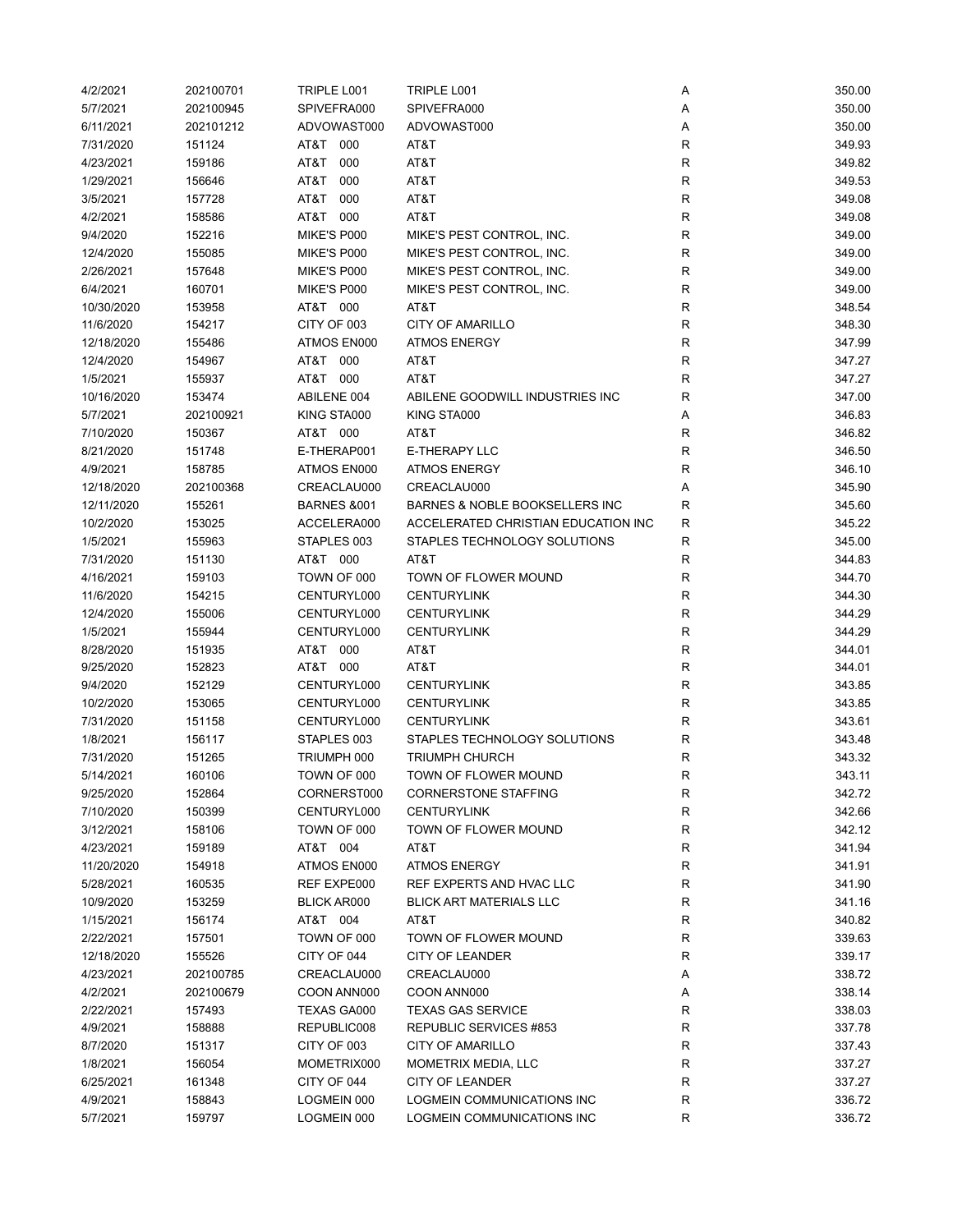| | | | | | |
|---|---|---|---|---|---|
| 4/2/2021 | 202100701 | TRIPLE L001 | TRIPLE L001 | A | 350.00 |
| 5/7/2021 | 202100945 | SPIVEFRA000 | SPIVEFRA000 | A | 350.00 |
| 6/11/2021 | 202101212 | ADVOWAST000 | ADVOWAST000 | A | 350.00 |
| 7/31/2020 | 151124 | AT&T 000 | AT&T | R | 349.93 |
| 4/23/2021 | 159186 | AT&T 000 | AT&T | R | 349.82 |
| 1/29/2021 | 156646 | AT&T 000 | AT&T | R | 349.53 |
| 3/5/2021 | 157728 | AT&T 000 | AT&T | R | 349.08 |
| 4/2/2021 | 158586 | AT&T 000 | AT&T | R | 349.08 |
| 9/4/2020 | 152216 | MIKE'S P000 | MIKE'S PEST CONTROL, INC. | R | 349.00 |
| 12/4/2020 | 155085 | MIKE'S P000 | MIKE'S PEST CONTROL, INC. | R | 349.00 |
| 2/26/2021 | 157648 | MIKE'S P000 | MIKE'S PEST CONTROL, INC. | R | 349.00 |
| 6/4/2021 | 160701 | MIKE'S P000 | MIKE'S PEST CONTROL, INC. | R | 349.00 |
| 10/30/2020 | 153958 | AT&T 000 | AT&T | R | 348.54 |
| 11/6/2020 | 154217 | CITY OF 003 | CITY OF AMARILLO | R | 348.30 |
| 12/18/2020 | 155486 | ATMOS EN000 | ATMOS ENERGY | R | 347.99 |
| 12/4/2020 | 154967 | AT&T 000 | AT&T | R | 347.27 |
| 1/5/2021 | 155937 | AT&T 000 | AT&T | R | 347.27 |
| 10/16/2020 | 153474 | ABILENE 004 | ABILENE GOODWILL INDUSTRIES INC | R | 347.00 |
| 5/7/2021 | 202100921 | KING STA000 | KING STA000 | A | 346.83 |
| 7/10/2020 | 150367 | AT&T 000 | AT&T | R | 346.82 |
| 8/21/2020 | 151748 | E-THERAP001 | E-THERAPY LLC | R | 346.50 |
| 4/9/2021 | 158785 | ATMOS EN000 | ATMOS ENERGY | R | 346.10 |
| 12/18/2020 | 202100368 | CREACLAU000 | CREACLAU000 | A | 345.90 |
| 12/11/2020 | 155261 | BARNES &001 | BARNES & NOBLE BOOKSELLERS INC | R | 345.60 |
| 10/2/2020 | 153025 | ACCELERA000 | ACCELERATED CHRISTIAN EDUCATION INC | R | 345.22 |
| 1/5/2021 | 155963 | STAPLES 003 | STAPLES TECHNOLOGY SOLUTIONS | R | 345.00 |
| 7/31/2020 | 151130 | AT&T 000 | AT&T | R | 344.83 |
| 4/16/2021 | 159103 | TOWN OF 000 | TOWN OF FLOWER MOUND | R | 344.70 |
| 11/6/2020 | 154215 | CENTURYL000 | CENTURYLINK | R | 344.30 |
| 12/4/2020 | 155006 | CENTURYL000 | CENTURYLINK | R | 344.29 |
| 1/5/2021 | 155944 | CENTURYL000 | CENTURYLINK | R | 344.29 |
| 8/28/2020 | 151935 | AT&T 000 | AT&T | R | 344.01 |
| 9/25/2020 | 152823 | AT&T 000 | AT&T | R | 344.01 |
| 9/4/2020 | 152129 | CENTURYL000 | CENTURYLINK | R | 343.85 |
| 10/2/2020 | 153065 | CENTURYL000 | CENTURYLINK | R | 343.85 |
| 7/31/2020 | 151158 | CENTURYL000 | CENTURYLINK | R | 343.61 |
| 1/8/2021 | 156117 | STAPLES 003 | STAPLES TECHNOLOGY SOLUTIONS | R | 343.48 |
| 7/31/2020 | 151265 | TRIUMPH 000 | TRIUMPH CHURCH | R | 343.32 |
| 5/14/2021 | 160106 | TOWN OF 000 | TOWN OF FLOWER MOUND | R | 343.11 |
| 9/25/2020 | 152864 | CORNERST000 | CORNERSTONE STAFFING | R | 342.72 |
| 7/10/2020 | 150399 | CENTURYL000 | CENTURYLINK | R | 342.66 |
| 3/12/2021 | 158106 | TOWN OF 000 | TOWN OF FLOWER MOUND | R | 342.12 |
| 4/23/2021 | 159189 | AT&T 004 | AT&T | R | 341.94 |
| 11/20/2020 | 154918 | ATMOS EN000 | ATMOS ENERGY | R | 341.91 |
| 5/28/2021 | 160535 | REF EXPE000 | REF EXPERTS AND HVAC LLC | R | 341.90 |
| 10/9/2020 | 153259 | BLICK AR000 | BLICK ART MATERIALS LLC | R | 341.16 |
| 1/15/2021 | 156174 | AT&T 004 | AT&T | R | 340.82 |
| 2/22/2021 | 157501 | TOWN OF 000 | TOWN OF FLOWER MOUND | R | 339.63 |
| 12/18/2020 | 155526 | CITY OF 044 | CITY OF LEANDER | R | 339.17 |
| 4/23/2021 | 202100785 | CREACLAU000 | CREACLAU000 | A | 338.72 |
| 4/2/2021 | 202100679 | COON ANN000 | COON ANN000 | A | 338.14 |
| 2/22/2021 | 157493 | TEXAS GA000 | TEXAS GAS SERVICE | R | 338.03 |
| 4/9/2021 | 158888 | REPUBLIC008 | REPUBLIC SERVICES #853 | R | 337.78 |
| 8/7/2020 | 151317 | CITY OF 003 | CITY OF AMARILLO | R | 337.43 |
| 1/8/2021 | 156054 | MOMETRIX000 | MOMETRIX MEDIA, LLC | R | 337.27 |
| 6/25/2021 | 161348 | CITY OF 044 | CITY OF LEANDER | R | 337.27 |
| 4/9/2021 | 158843 | LOGMEIN 000 | LOGMEIN COMMUNICATIONS INC | R | 336.72 |
| 5/7/2021 | 159797 | LOGMEIN 000 | LOGMEIN COMMUNICATIONS INC | R | 336.72 |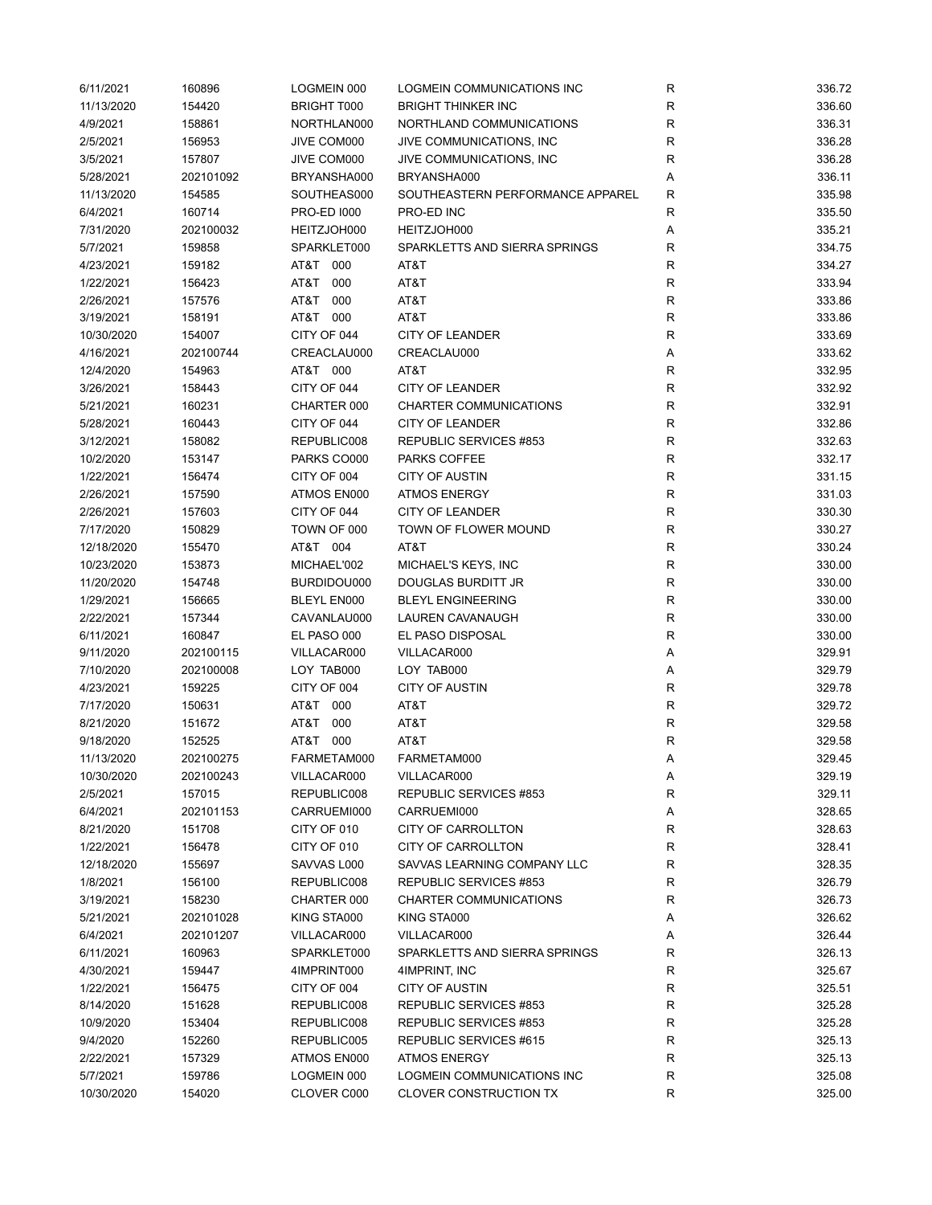| | | | | | |
|---|---|---|---|---|---|
| 6/11/2021 | 160896 | LOGMEIN 000 | LOGMEIN COMMUNICATIONS INC | R | 336.72 |
| 11/13/2020 | 154420 | BRIGHT T000 | BRIGHT THINKER INC | R | 336.60 |
| 4/9/2021 | 158861 | NORTHLAN000 | NORTHLAND COMMUNICATIONS | R | 336.31 |
| 2/5/2021 | 156953 | JIVE COM000 | JIVE COMMUNICATIONS, INC | R | 336.28 |
| 3/5/2021 | 157807 | JIVE COM000 | JIVE COMMUNICATIONS, INC | R | 336.28 |
| 5/28/2021 | 202101092 | BRYANSHA000 | BRYANSHA000 | A | 336.11 |
| 11/13/2020 | 154585 | SOUTHEAS000 | SOUTHEASTERN PERFORMANCE APPAREL | R | 335.98 |
| 6/4/2021 | 160714 | PRO-ED I000 | PRO-ED INC | R | 335.50 |
| 7/31/2020 | 202100032 | HEITZJOH000 | HEITZJOH000 | A | 335.21 |
| 5/7/2021 | 159858 | SPARKLET000 | SPARKLETTS AND SIERRA SPRINGS | R | 334.75 |
| 4/23/2021 | 159182 | AT&T 000 | AT&T | R | 334.27 |
| 1/22/2021 | 156423 | AT&T 000 | AT&T | R | 333.94 |
| 2/26/2021 | 157576 | AT&T 000 | AT&T | R | 333.86 |
| 3/19/2021 | 158191 | AT&T 000 | AT&T | R | 333.86 |
| 10/30/2020 | 154007 | CITY OF 044 | CITY OF LEANDER | R | 333.69 |
| 4/16/2021 | 202100744 | CREACLAU000 | CREACLAU000 | A | 333.62 |
| 12/4/2020 | 154963 | AT&T 000 | AT&T | R | 332.95 |
| 3/26/2021 | 158443 | CITY OF 044 | CITY OF LEANDER | R | 332.92 |
| 5/21/2021 | 160231 | CHARTER 000 | CHARTER COMMUNICATIONS | R | 332.91 |
| 5/28/2021 | 160443 | CITY OF 044 | CITY OF LEANDER | R | 332.86 |
| 3/12/2021 | 158082 | REPUBLIC008 | REPUBLIC SERVICES #853 | R | 332.63 |
| 10/2/2020 | 153147 | PARKS CO000 | PARKS COFFEE | R | 332.17 |
| 1/22/2021 | 156474 | CITY OF 004 | CITY OF AUSTIN | R | 331.15 |
| 2/26/2021 | 157590 | ATMOS EN000 | ATMOS ENERGY | R | 331.03 |
| 2/26/2021 | 157603 | CITY OF 044 | CITY OF LEANDER | R | 330.30 |
| 7/17/2020 | 150829 | TOWN OF 000 | TOWN OF FLOWER MOUND | R | 330.27 |
| 12/18/2020 | 155470 | AT&T 004 | AT&T | R | 330.24 |
| 10/23/2020 | 153873 | MICHAEL'002 | MICHAEL'S KEYS, INC | R | 330.00 |
| 11/20/2020 | 154748 | BURDIDOU000 | DOUGLAS BURDITT JR | R | 330.00 |
| 1/29/2021 | 156665 | BLEYL EN000 | BLEYL ENGINEERING | R | 330.00 |
| 2/22/2021 | 157344 | CAVANLAU000 | LAUREN CAVANAUGH | R | 330.00 |
| 6/11/2021 | 160847 | EL PASO 000 | EL PASO DISPOSAL | R | 330.00 |
| 9/11/2020 | 202100115 | VILLACAR000 | VILLACAR000 | A | 329.91 |
| 7/10/2020 | 202100008 | LOY TAB000 | LOY TAB000 | A | 329.79 |
| 4/23/2021 | 159225 | CITY OF 004 | CITY OF AUSTIN | R | 329.78 |
| 7/17/2020 | 150631 | AT&T 000 | AT&T | R | 329.72 |
| 8/21/2020 | 151672 | AT&T 000 | AT&T | R | 329.58 |
| 9/18/2020 | 152525 | AT&T 000 | AT&T | R | 329.58 |
| 11/13/2020 | 202100275 | FARMETAM000 | FARMETAM000 | A | 329.45 |
| 10/30/2020 | 202100243 | VILLACAR000 | VILLACAR000 | A | 329.19 |
| 2/5/2021 | 157015 | REPUBLIC008 | REPUBLIC SERVICES #853 | R | 329.11 |
| 6/4/2021 | 202101153 | CARRUEMI000 | CARRUEMI000 | A | 328.65 |
| 8/21/2020 | 151708 | CITY OF 010 | CITY OF CARROLLTON | R | 328.63 |
| 1/22/2021 | 156478 | CITY OF 010 | CITY OF CARROLLTON | R | 328.41 |
| 12/18/2020 | 155697 | SAVVAS L000 | SAVVAS LEARNING COMPANY LLC | R | 328.35 |
| 1/8/2021 | 156100 | REPUBLIC008 | REPUBLIC SERVICES #853 | R | 326.79 |
| 3/19/2021 | 158230 | CHARTER 000 | CHARTER COMMUNICATIONS | R | 326.73 |
| 5/21/2021 | 202101028 | KING STA000 | KING STA000 | A | 326.62 |
| 6/4/2021 | 202101207 | VILLACAR000 | VILLACAR000 | A | 326.44 |
| 6/11/2021 | 160963 | SPARKLET000 | SPARKLETTS AND SIERRA SPRINGS | R | 326.13 |
| 4/30/2021 | 159447 | 4IMPRINT000 | 4IMPRINT, INC | R | 325.67 |
| 1/22/2021 | 156475 | CITY OF 004 | CITY OF AUSTIN | R | 325.51 |
| 8/14/2020 | 151628 | REPUBLIC008 | REPUBLIC SERVICES #853 | R | 325.28 |
| 10/9/2020 | 153404 | REPUBLIC008 | REPUBLIC SERVICES #853 | R | 325.28 |
| 9/4/2020 | 152260 | REPUBLIC005 | REPUBLIC SERVICES #615 | R | 325.13 |
| 2/22/2021 | 157329 | ATMOS EN000 | ATMOS ENERGY | R | 325.13 |
| 5/7/2021 | 159786 | LOGMEIN 000 | LOGMEIN COMMUNICATIONS INC | R | 325.08 |
| 10/30/2020 | 154020 | CLOVER C000 | CLOVER CONSTRUCTION TX | R | 325.00 |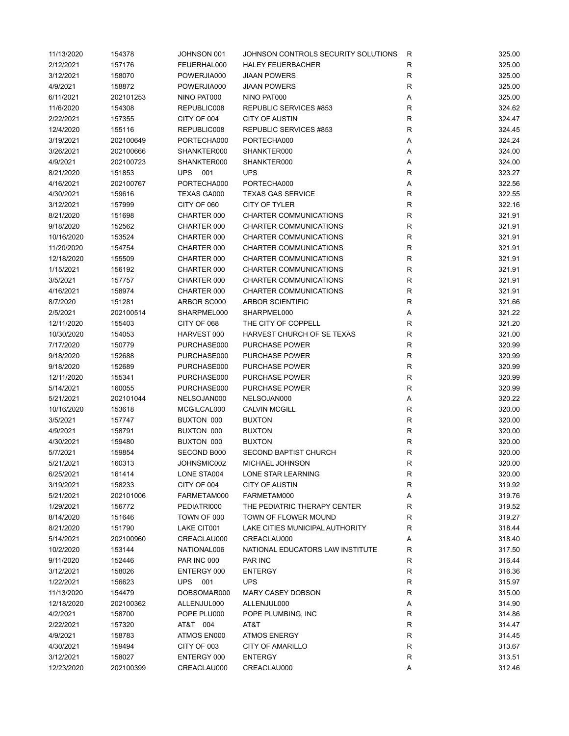| | | | | | |
|---|---|---|---|---|---|
| 11/13/2020 | 154378 | JOHNSON 001 | JOHNSON CONTROLS SECURITY SOLUTIONS | R | 325.00 |
| 2/12/2021 | 157176 | FEUERHAL000 | HALEY FEUERBACHER | R | 325.00 |
| 3/12/2021 | 158070 | POWERJIA000 | JIAAN POWERS | R | 325.00 |
| 4/9/2021 | 158872 | POWERJIA000 | JIAAN POWERS | R | 325.00 |
| 6/11/2021 | 202101253 | NINO PAT000 | NINO PAT000 | A | 325.00 |
| 11/6/2020 | 154308 | REPUBLIC008 | REPUBLIC SERVICES #853 | R | 324.62 |
| 2/22/2021 | 157355 | CITY OF 004 | CITY OF AUSTIN | R | 324.47 |
| 12/4/2020 | 155116 | REPUBLIC008 | REPUBLIC SERVICES #853 | R | 324.45 |
| 3/19/2021 | 202100649 | PORTECHA000 | PORTECHA000 | A | 324.24 |
| 3/26/2021 | 202100666 | SHANKTER000 | SHANKTER000 | A | 324.00 |
| 4/9/2021 | 202100723 | SHANKTER000 | SHANKTER000 | A | 324.00 |
| 8/21/2020 | 151853 | UPS 001 | UPS | R | 323.27 |
| 4/16/2021 | 202100767 | PORTECHA000 | PORTECHA000 | A | 322.56 |
| 4/30/2021 | 159616 | TEXAS GA000 | TEXAS GAS SERVICE | R | 322.55 |
| 3/12/2021 | 157999 | CITY OF 060 | CITY OF TYLER | R | 322.16 |
| 8/21/2020 | 151698 | CHARTER 000 | CHARTER COMMUNICATIONS | R | 321.91 |
| 9/18/2020 | 152562 | CHARTER 000 | CHARTER COMMUNICATIONS | R | 321.91 |
| 10/16/2020 | 153524 | CHARTER 000 | CHARTER COMMUNICATIONS | R | 321.91 |
| 11/20/2020 | 154754 | CHARTER 000 | CHARTER COMMUNICATIONS | R | 321.91 |
| 12/18/2020 | 155509 | CHARTER 000 | CHARTER COMMUNICATIONS | R | 321.91 |
| 1/15/2021 | 156192 | CHARTER 000 | CHARTER COMMUNICATIONS | R | 321.91 |
| 3/5/2021 | 157757 | CHARTER 000 | CHARTER COMMUNICATIONS | R | 321.91 |
| 4/16/2021 | 158974 | CHARTER 000 | CHARTER COMMUNICATIONS | R | 321.91 |
| 8/7/2020 | 151281 | ARBOR SC000 | ARBOR SCIENTIFIC | R | 321.66 |
| 2/5/2021 | 202100514 | SHARPMEL000 | SHARPMEL000 | A | 321.22 |
| 12/11/2020 | 155403 | CITY OF 068 | THE CITY OF COPPELL | R | 321.20 |
| 10/30/2020 | 154053 | HARVEST 000 | HARVEST CHURCH OF SE TEXAS | R | 321.00 |
| 7/17/2020 | 150779 | PURCHASE000 | PURCHASE POWER | R | 320.99 |
| 9/18/2020 | 152688 | PURCHASE000 | PURCHASE POWER | R | 320.99 |
| 9/18/2020 | 152689 | PURCHASE000 | PURCHASE POWER | R | 320.99 |
| 12/11/2020 | 155341 | PURCHASE000 | PURCHASE POWER | R | 320.99 |
| 5/14/2021 | 160055 | PURCHASE000 | PURCHASE POWER | R | 320.99 |
| 5/21/2021 | 202101044 | NELSOJAN000 | NELSOJAN000 | A | 320.22 |
| 10/16/2020 | 153618 | MCGILCAL000 | CALVIN MCGILL | R | 320.00 |
| 3/5/2021 | 157747 | BUXTON 000 | BUXTON | R | 320.00 |
| 4/9/2021 | 158791 | BUXTON 000 | BUXTON | R | 320.00 |
| 4/30/2021 | 159480 | BUXTON 000 | BUXTON | R | 320.00 |
| 5/7/2021 | 159854 | SECOND B000 | SECOND BAPTIST CHURCH | R | 320.00 |
| 5/21/2021 | 160313 | JOHNSMIC002 | MICHAEL JOHNSON | R | 320.00 |
| 6/25/2021 | 161414 | LONE STA004 | LONE STAR LEARNING | R | 320.00 |
| 3/19/2021 | 158233 | CITY OF 004 | CITY OF AUSTIN | R | 319.92 |
| 5/21/2021 | 202101006 | FARMETAM000 | FARMETAM000 | A | 319.76 |
| 1/29/2021 | 156772 | PEDIATRI000 | THE PEDIATRIC THERAPY CENTER | R | 319.52 |
| 8/14/2020 | 151646 | TOWN OF 000 | TOWN OF FLOWER MOUND | R | 319.27 |
| 8/21/2020 | 151790 | LAKE CIT001 | LAKE CITIES MUNICIPAL AUTHORITY | R | 318.44 |
| 5/14/2021 | 202100960 | CREACLAU000 | CREACLAU000 | A | 318.40 |
| 10/2/2020 | 153144 | NATIONAL006 | NATIONAL EDUCATORS LAW INSTITUTE | R | 317.50 |
| 9/11/2020 | 152446 | PAR INC 000 | PAR INC | R | 316.44 |
| 3/12/2021 | 158026 | ENTERGY 000 | ENTERGY | R | 316.36 |
| 1/22/2021 | 156623 | UPS 001 | UPS | R | 315.97 |
| 11/13/2020 | 154479 | DOBSOMAR000 | MARY CASEY DOBSON | R | 315.00 |
| 12/18/2020 | 202100362 | ALLENJUL000 | ALLENJUL000 | A | 314.90 |
| 4/2/2021 | 158700 | POPE PLU000 | POPE PLUMBING, INC | R | 314.86 |
| 2/22/2021 | 157320 | AT&T 004 | AT&T | R | 314.47 |
| 4/9/2021 | 158783 | ATMOS EN000 | ATMOS ENERGY | R | 314.45 |
| 4/30/2021 | 159494 | CITY OF 003 | CITY OF AMARILLO | R | 313.67 |
| 3/12/2021 | 158027 | ENTERGY 000 | ENTERGY | R | 313.51 |
| 12/23/2020 | 202100399 | CREACLAU000 | CREACLAU000 | A | 312.46 |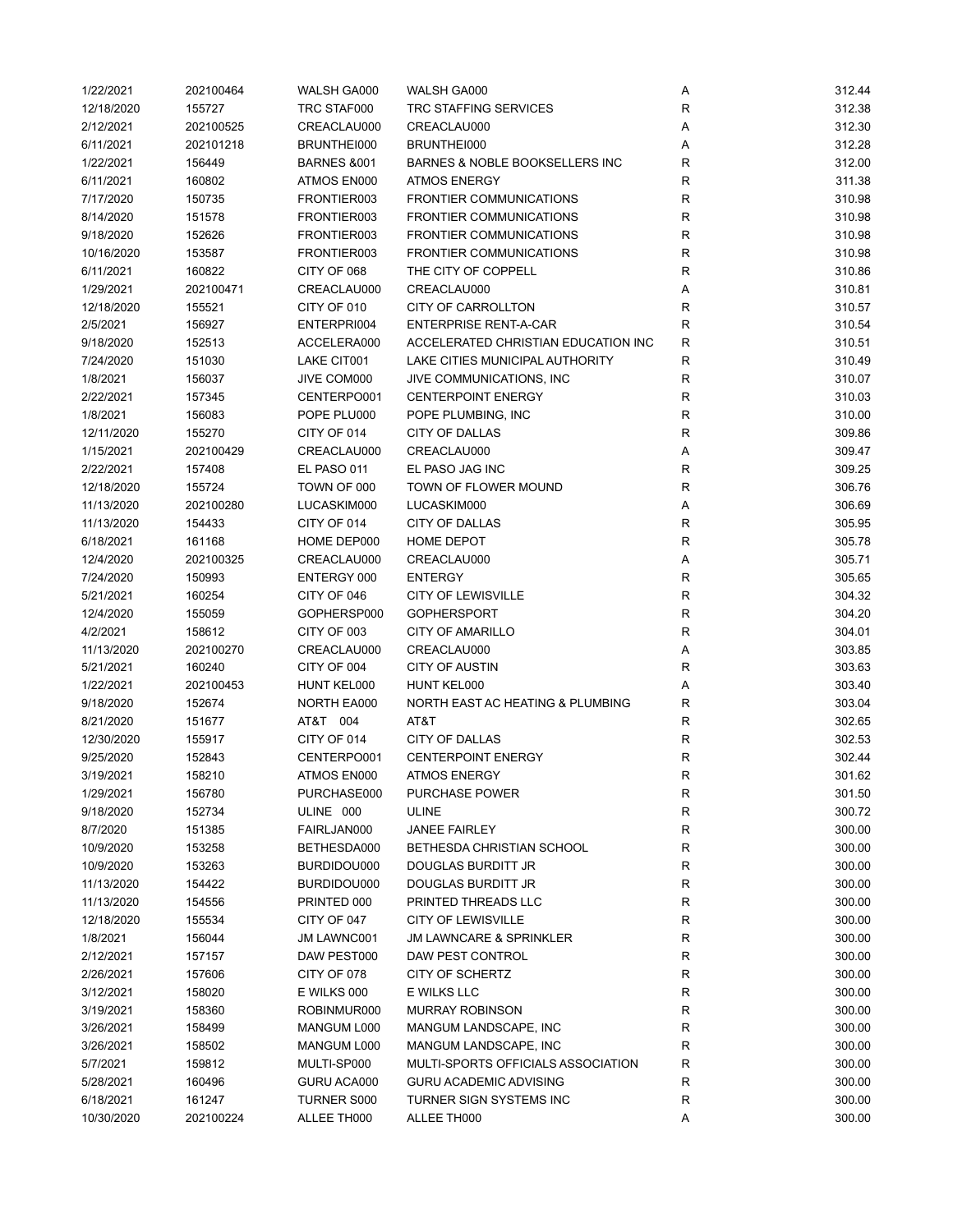| | | | | | |
|---|---|---|---|---|---|
| 1/22/2021 | 202100464 | WALSH GA000 | WALSH GA000 | A | 312.44 |
| 12/18/2020 | 155727 | TRC STAF000 | TRC STAFFING SERVICES | R | 312.38 |
| 2/12/2021 | 202100525 | CREACLAU000 | CREACLAU000 | A | 312.30 |
| 6/11/2021 | 202101218 | BRUNTHEI000 | BRUNTHEI000 | A | 312.28 |
| 1/22/2021 | 156449 | BARNES &001 | BARNES & NOBLE BOOKSELLERS INC | R | 312.00 |
| 6/11/2021 | 160802 | ATMOS EN000 | ATMOS ENERGY | R | 311.38 |
| 7/17/2020 | 150735 | FRONTIER003 | FRONTIER COMMUNICATIONS | R | 310.98 |
| 8/14/2020 | 151578 | FRONTIER003 | FRONTIER COMMUNICATIONS | R | 310.98 |
| 9/18/2020 | 152626 | FRONTIER003 | FRONTIER COMMUNICATIONS | R | 310.98 |
| 10/16/2020 | 153587 | FRONTIER003 | FRONTIER COMMUNICATIONS | R | 310.98 |
| 6/11/2021 | 160822 | CITY OF 068 | THE CITY OF COPPELL | R | 310.86 |
| 1/29/2021 | 202100471 | CREACLAU000 | CREACLAU000 | A | 310.81 |
| 12/18/2020 | 155521 | CITY OF 010 | CITY OF CARROLLTON | R | 310.57 |
| 2/5/2021 | 156927 | ENTERPRI004 | ENTERPRISE RENT-A-CAR | R | 310.54 |
| 9/18/2020 | 152513 | ACCELERA000 | ACCELERATED CHRISTIAN EDUCATION INC | R | 310.51 |
| 7/24/2020 | 151030 | LAKE CIT001 | LAKE CITIES MUNICIPAL AUTHORITY | R | 310.49 |
| 1/8/2021 | 156037 | JIVE COM000 | JIVE COMMUNICATIONS, INC | R | 310.07 |
| 2/22/2021 | 157345 | CENTERPO001 | CENTERPOINT ENERGY | R | 310.03 |
| 1/8/2021 | 156083 | POPE PLU000 | POPE PLUMBING, INC | R | 310.00 |
| 12/11/2020 | 155270 | CITY OF 014 | CITY OF DALLAS | R | 309.86 |
| 1/15/2021 | 202100429 | CREACLAU000 | CREACLAU000 | A | 309.47 |
| 2/22/2021 | 157408 | EL PASO 011 | EL PASO JAG INC | R | 309.25 |
| 12/18/2020 | 155724 | TOWN OF 000 | TOWN OF FLOWER MOUND | R | 306.76 |
| 11/13/2020 | 202100280 | LUCASKIM000 | LUCASKIM000 | A | 306.69 |
| 11/13/2020 | 154433 | CITY OF 014 | CITY OF DALLAS | R | 305.95 |
| 6/18/2021 | 161168 | HOME DEP000 | HOME DEPOT | R | 305.78 |
| 12/4/2020 | 202100325 | CREACLAU000 | CREACLAU000 | A | 305.71 |
| 7/24/2020 | 150993 | ENTERGY 000 | ENTERGY | R | 305.65 |
| 5/21/2021 | 160254 | CITY OF 046 | CITY OF LEWISVILLE | R | 304.32 |
| 12/4/2020 | 155059 | GOPHERSP000 | GOPHERSPORT | R | 304.20 |
| 4/2/2021 | 158612 | CITY OF 003 | CITY OF AMARILLO | R | 304.01 |
| 11/13/2020 | 202100270 | CREACLAU000 | CREACLAU000 | A | 303.85 |
| 5/21/2021 | 160240 | CITY OF 004 | CITY OF AUSTIN | R | 303.63 |
| 1/22/2021 | 202100453 | HUNT KEL000 | HUNT KEL000 | A | 303.40 |
| 9/18/2020 | 152674 | NORTH EA000 | NORTH EAST AC HEATING & PLUMBING | R | 303.04 |
| 8/21/2020 | 151677 | AT&T 004 | AT&T | R | 302.65 |
| 12/30/2020 | 155917 | CITY OF 014 | CITY OF DALLAS | R | 302.53 |
| 9/25/2020 | 152843 | CENTERPO001 | CENTERPOINT ENERGY | R | 302.44 |
| 3/19/2021 | 158210 | ATMOS EN000 | ATMOS ENERGY | R | 301.62 |
| 1/29/2021 | 156780 | PURCHASE000 | PURCHASE POWER | R | 301.50 |
| 9/18/2020 | 152734 | ULINE 000 | ULINE | R | 300.72 |
| 8/7/2020 | 151385 | FAIRLJAN000 | JANEE FAIRLEY | R | 300.00 |
| 10/9/2020 | 153258 | BETHESDA000 | BETHESDA CHRISTIAN SCHOOL | R | 300.00 |
| 10/9/2020 | 153263 | BURDIDOU000 | DOUGLAS BURDITT JR | R | 300.00 |
| 11/13/2020 | 154422 | BURDIDOU000 | DOUGLAS BURDITT JR | R | 300.00 |
| 11/13/2020 | 154556 | PRINTED 000 | PRINTED THREADS LLC | R | 300.00 |
| 12/18/2020 | 155534 | CITY OF 047 | CITY OF LEWISVILLE | R | 300.00 |
| 1/8/2021 | 156044 | JM LAWNC001 | JM LAWNCARE & SPRINKLER | R | 300.00 |
| 2/12/2021 | 157157 | DAW PEST000 | DAW PEST CONTROL | R | 300.00 |
| 2/26/2021 | 157606 | CITY OF 078 | CITY OF SCHERTZ | R | 300.00 |
| 3/12/2021 | 158020 | E WILKS 000 | E WILKS LLC | R | 300.00 |
| 3/19/2021 | 158360 | ROBINMUR000 | MURRAY ROBINSON | R | 300.00 |
| 3/26/2021 | 158499 | MANGUM L000 | MANGUM LANDSCAPE, INC | R | 300.00 |
| 3/26/2021 | 158502 | MANGUM L000 | MANGUM LANDSCAPE, INC | R | 300.00 |
| 5/7/2021 | 159812 | MULTI-SP000 | MULTI-SPORTS OFFICIALS ASSOCIATION | R | 300.00 |
| 5/28/2021 | 160496 | GURU ACA000 | GURU ACADEMIC ADVISING | R | 300.00 |
| 6/18/2021 | 161247 | TURNER S000 | TURNER SIGN SYSTEMS INC | R | 300.00 |
| 10/30/2020 | 202100224 | ALLEE TH000 | ALLEE TH000 | A | 300.00 |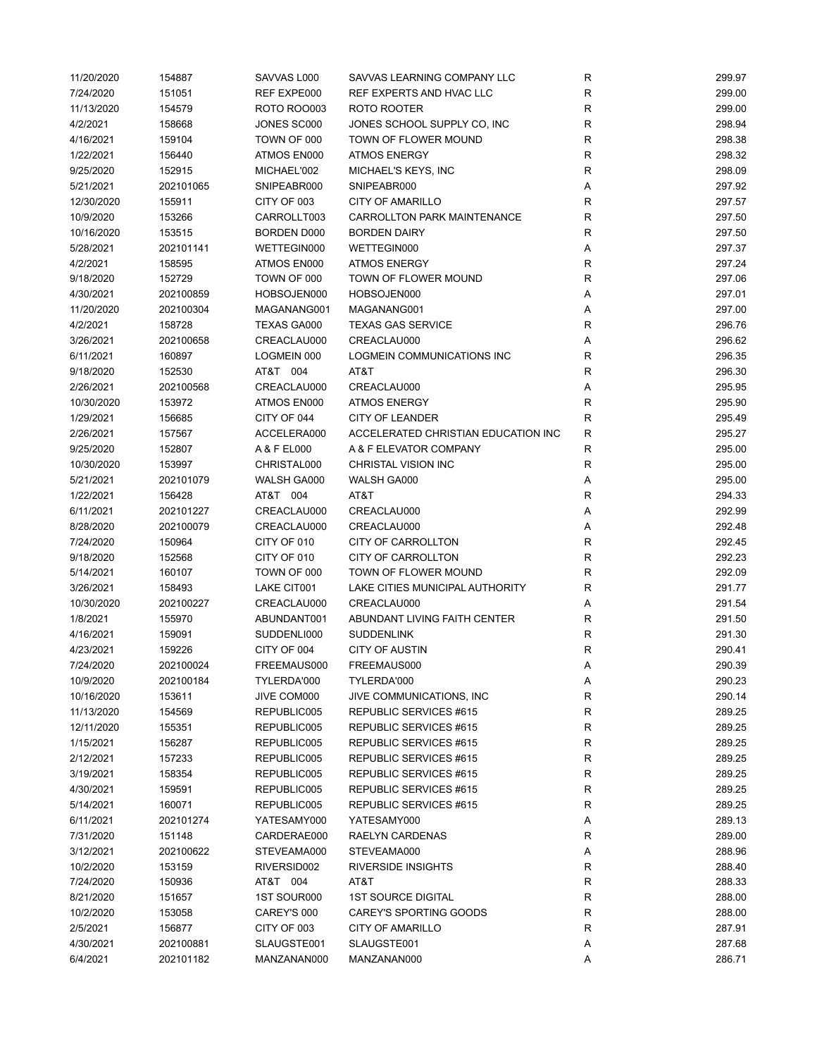| | | | | | |
|---|---|---|---|---|---|
| 11/20/2020 | 154887 | SAVVAS L000 | SAVVAS LEARNING COMPANY LLC | R | 299.97 |
| 7/24/2020 | 151051 | REF EXPE000 | REF EXPERTS AND HVAC LLC | R | 299.00 |
| 11/13/2020 | 154579 | ROTO ROO003 | ROTO ROOTER | R | 299.00 |
| 4/2/2021 | 158668 | JONES SC000 | JONES SCHOOL SUPPLY CO, INC | R | 298.94 |
| 4/16/2021 | 159104 | TOWN OF 000 | TOWN OF FLOWER MOUND | R | 298.38 |
| 1/22/2021 | 156440 | ATMOS EN000 | ATMOS ENERGY | R | 298.32 |
| 9/25/2020 | 152915 | MICHAEL'002 | MICHAEL'S KEYS, INC | R | 298.09 |
| 5/21/2021 | 202101065 | SNIPEABR000 | SNIPEABR000 | A | 297.92 |
| 12/30/2020 | 155911 | CITY OF 003 | CITY OF AMARILLO | R | 297.57 |
| 10/9/2020 | 153266 | CARROLLT003 | CARROLLTON PARK MAINTENANCE | R | 297.50 |
| 10/16/2020 | 153515 | BORDEN D000 | BORDEN DAIRY | R | 297.50 |
| 5/28/2021 | 202101141 | WETTEGIN000 | WETTEGIN000 | A | 297.37 |
| 4/2/2021 | 158595 | ATMOS EN000 | ATMOS ENERGY | R | 297.24 |
| 9/18/2020 | 152729 | TOWN OF 000 | TOWN OF FLOWER MOUND | R | 297.06 |
| 4/30/2021 | 202100859 | HOBSOJEN000 | HOBSOJEN000 | A | 297.01 |
| 11/20/2020 | 202100304 | MAGANANG001 | MAGANANG001 | A | 297.00 |
| 4/2/2021 | 158728 | TEXAS GA000 | TEXAS GAS SERVICE | R | 296.76 |
| 3/26/2021 | 202100658 | CREACLAU000 | CREACLAU000 | A | 296.62 |
| 6/11/2021 | 160897 | LOGMEIN 000 | LOGMEIN COMMUNICATIONS INC | R | 296.35 |
| 9/18/2020 | 152530 | AT&T 004 | AT&T | R | 296.30 |
| 2/26/2021 | 202100568 | CREACLAU000 | CREACLAU000 | A | 295.95 |
| 10/30/2020 | 153972 | ATMOS EN000 | ATMOS ENERGY | R | 295.90 |
| 1/29/2021 | 156685 | CITY OF 044 | CITY OF LEANDER | R | 295.49 |
| 2/26/2021 | 157567 | ACCELERA000 | ACCELERATED CHRISTIAN EDUCATION INC | R | 295.27 |
| 9/25/2020 | 152807 | A & F EL000 | A & F ELEVATOR COMPANY | R | 295.00 |
| 10/30/2020 | 153997 | CHRISTAL000 | CHRISTAL VISION INC | R | 295.00 |
| 5/21/2021 | 202101079 | WALSH GA000 | WALSH GA000 | A | 295.00 |
| 1/22/2021 | 156428 | AT&T 004 | AT&T | R | 294.33 |
| 6/11/2021 | 202101227 | CREACLAU000 | CREACLAU000 | A | 292.99 |
| 8/28/2020 | 202100079 | CREACLAU000 | CREACLAU000 | A | 292.48 |
| 7/24/2020 | 150964 | CITY OF 010 | CITY OF CARROLLTON | R | 292.45 |
| 9/18/2020 | 152568 | CITY OF 010 | CITY OF CARROLLTON | R | 292.23 |
| 5/14/2021 | 160107 | TOWN OF 000 | TOWN OF FLOWER MOUND | R | 292.09 |
| 3/26/2021 | 158493 | LAKE CIT001 | LAKE CITIES MUNICIPAL AUTHORITY | R | 291.77 |
| 10/30/2020 | 202100227 | CREACLAU000 | CREACLAU000 | A | 291.54 |
| 1/8/2021 | 155970 | ABUNDANT001 | ABUNDANT LIVING FAITH CENTER | R | 291.50 |
| 4/16/2021 | 159091 | SUDDENLI000 | SUDDENLINK | R | 291.30 |
| 4/23/2021 | 159226 | CITY OF 004 | CITY OF AUSTIN | R | 290.41 |
| 7/24/2020 | 202100024 | FREEMAUS000 | FREEMAUS000 | A | 290.39 |
| 10/9/2020 | 202100184 | TYLERDA'000 | TYLERDA'000 | A | 290.23 |
| 10/16/2020 | 153611 | JIVE COM000 | JIVE COMMUNICATIONS, INC | R | 290.14 |
| 11/13/2020 | 154569 | REPUBLIC005 | REPUBLIC SERVICES #615 | R | 289.25 |
| 12/11/2020 | 155351 | REPUBLIC005 | REPUBLIC SERVICES #615 | R | 289.25 |
| 1/15/2021 | 156287 | REPUBLIC005 | REPUBLIC SERVICES #615 | R | 289.25 |
| 2/12/2021 | 157233 | REPUBLIC005 | REPUBLIC SERVICES #615 | R | 289.25 |
| 3/19/2021 | 158354 | REPUBLIC005 | REPUBLIC SERVICES #615 | R | 289.25 |
| 4/30/2021 | 159591 | REPUBLIC005 | REPUBLIC SERVICES #615 | R | 289.25 |
| 5/14/2021 | 160071 | REPUBLIC005 | REPUBLIC SERVICES #615 | R | 289.25 |
| 6/11/2021 | 202101274 | YATESAMY000 | YATESAMY000 | A | 289.13 |
| 7/31/2020 | 151148 | CARDERAE000 | RAELYN CARDENAS | R | 289.00 |
| 3/12/2021 | 202100622 | STEVEAMA000 | STEVEAMA000 | A | 288.96 |
| 10/2/2020 | 153159 | RIVERSID002 | RIVERSIDE INSIGHTS | R | 288.40 |
| 7/24/2020 | 150936 | AT&T 004 | AT&T | R | 288.33 |
| 8/21/2020 | 151657 | 1ST SOUR000 | 1ST SOURCE DIGITAL | R | 288.00 |
| 10/2/2020 | 153058 | CAREY'S 000 | CAREY'S SPORTING GOODS | R | 288.00 |
| 2/5/2021 | 156877 | CITY OF 003 | CITY OF AMARILLO | R | 287.91 |
| 4/30/2021 | 202100881 | SLAUGSTE001 | SLAUGSTE001 | A | 287.68 |
| 6/4/2021 | 202101182 | MANZANAN000 | MANZANAN000 | A | 286.71 |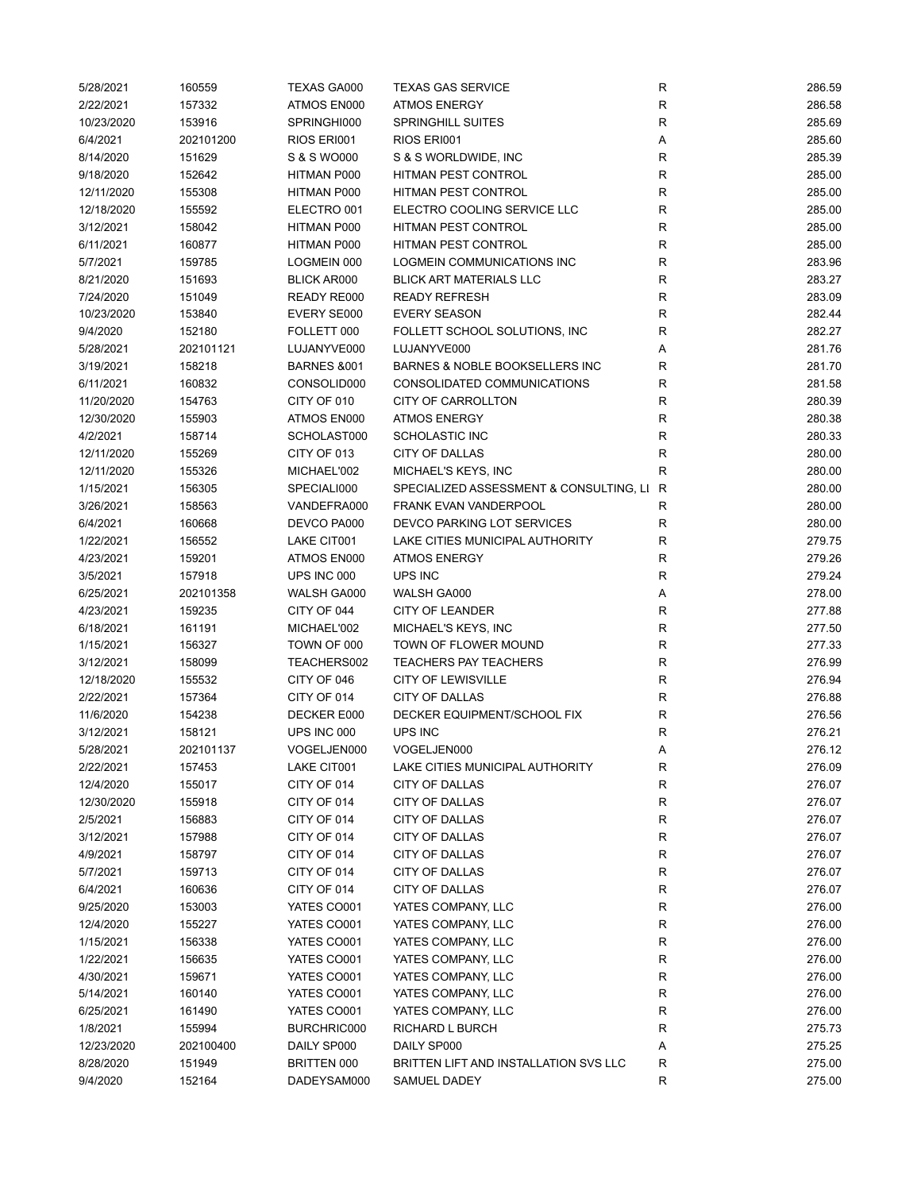| | | | | | |
|---|---|---|---|---|---|
| 5/28/2021 | 160559 | TEXAS GA000 | TEXAS GAS SERVICE | R | 286.59 |
| 2/22/2021 | 157332 | ATMOS EN000 | ATMOS ENERGY | R | 286.58 |
| 10/23/2020 | 153916 | SPRINGHI000 | SPRINGHILL SUITES | R | 285.69 |
| 6/4/2021 | 202101200 | RIOS ERI001 | RIOS ERI001 | A | 285.60 |
| 8/14/2020 | 151629 | S & S WO000 | S & S WORLDWIDE, INC | R | 285.39 |
| 9/18/2020 | 152642 | HITMAN P000 | HITMAN PEST CONTROL | R | 285.00 |
| 12/11/2020 | 155308 | HITMAN P000 | HITMAN PEST CONTROL | R | 285.00 |
| 12/18/2020 | 155592 | ELECTRO 001 | ELECTRO COOLING SERVICE LLC | R | 285.00 |
| 3/12/2021 | 158042 | HITMAN P000 | HITMAN PEST CONTROL | R | 285.00 |
| 6/11/2021 | 160877 | HITMAN P000 | HITMAN PEST CONTROL | R | 285.00 |
| 5/7/2021 | 159785 | LOGMEIN 000 | LOGMEIN COMMUNICATIONS INC | R | 283.96 |
| 8/21/2020 | 151693 | BLICK AR000 | BLICK ART MATERIALS LLC | R | 283.27 |
| 7/24/2020 | 151049 | READY RE000 | READY REFRESH | R | 283.09 |
| 10/23/2020 | 153840 | EVERY SE000 | EVERY SEASON | R | 282.44 |
| 9/4/2020 | 152180 | FOLLETT 000 | FOLLETT SCHOOL SOLUTIONS, INC | R | 282.27 |
| 5/28/2021 | 202101121 | LUJANYVE000 | LUJANYVE000 | A | 281.76 |
| 3/19/2021 | 158218 | BARNES &001 | BARNES & NOBLE BOOKSELLERS INC | R | 281.70 |
| 6/11/2021 | 160832 | CONSOLID000 | CONSOLIDATED COMMUNICATIONS | R | 281.58 |
| 11/20/2020 | 154763 | CITY OF 010 | CITY OF CARROLLTON | R | 280.39 |
| 12/30/2020 | 155903 | ATMOS EN000 | ATMOS ENERGY | R | 280.38 |
| 4/2/2021 | 158714 | SCHOLAST000 | SCHOLASTIC INC | R | 280.33 |
| 12/11/2020 | 155269 | CITY OF 013 | CITY OF DALLAS | R | 280.00 |
| 12/11/2020 | 155326 | MICHAEL'002 | MICHAEL'S KEYS, INC | R | 280.00 |
| 1/15/2021 | 156305 | SPECIALI000 | SPECIALIZED ASSESSMENT & CONSULTING, LI | R | 280.00 |
| 3/26/2021 | 158563 | VANDEFRA000 | FRANK EVAN VANDERPOOL | R | 280.00 |
| 6/4/2021 | 160668 | DEVCO PA000 | DEVCO PARKING LOT SERVICES | R | 280.00 |
| 1/22/2021 | 156552 | LAKE CIT001 | LAKE CITIES MUNICIPAL AUTHORITY | R | 279.75 |
| 4/23/2021 | 159201 | ATMOS EN000 | ATMOS ENERGY | R | 279.26 |
| 3/5/2021 | 157918 | UPS INC 000 | UPS INC | R | 279.24 |
| 6/25/2021 | 202101358 | WALSH GA000 | WALSH GA000 | A | 278.00 |
| 4/23/2021 | 159235 | CITY OF 044 | CITY OF LEANDER | R | 277.88 |
| 6/18/2021 | 161191 | MICHAEL'002 | MICHAEL'S KEYS, INC | R | 277.50 |
| 1/15/2021 | 156327 | TOWN OF 000 | TOWN OF FLOWER MOUND | R | 277.33 |
| 3/12/2021 | 158099 | TEACHERS002 | TEACHERS PAY TEACHERS | R | 276.99 |
| 12/18/2020 | 155532 | CITY OF 046 | CITY OF LEWISVILLE | R | 276.94 |
| 2/22/2021 | 157364 | CITY OF 014 | CITY OF DALLAS | R | 276.88 |
| 11/6/2020 | 154238 | DECKER E000 | DECKER EQUIPMENT/SCHOOL FIX | R | 276.56 |
| 3/12/2021 | 158121 | UPS INC 000 | UPS INC | R | 276.21 |
| 5/28/2021 | 202101137 | VOGELJEN000 | VOGELJEN000 | A | 276.12 |
| 2/22/2021 | 157453 | LAKE CIT001 | LAKE CITIES MUNICIPAL AUTHORITY | R | 276.09 |
| 12/4/2020 | 155017 | CITY OF 014 | CITY OF DALLAS | R | 276.07 |
| 12/30/2020 | 155918 | CITY OF 014 | CITY OF DALLAS | R | 276.07 |
| 2/5/2021 | 156883 | CITY OF 014 | CITY OF DALLAS | R | 276.07 |
| 3/12/2021 | 157988 | CITY OF 014 | CITY OF DALLAS | R | 276.07 |
| 4/9/2021 | 158797 | CITY OF 014 | CITY OF DALLAS | R | 276.07 |
| 5/7/2021 | 159713 | CITY OF 014 | CITY OF DALLAS | R | 276.07 |
| 6/4/2021 | 160636 | CITY OF 014 | CITY OF DALLAS | R | 276.07 |
| 9/25/2020 | 153003 | YATES CO001 | YATES COMPANY, LLC | R | 276.00 |
| 12/4/2020 | 155227 | YATES CO001 | YATES COMPANY, LLC | R | 276.00 |
| 1/15/2021 | 156338 | YATES CO001 | YATES COMPANY, LLC | R | 276.00 |
| 1/22/2021 | 156635 | YATES CO001 | YATES COMPANY, LLC | R | 276.00 |
| 4/30/2021 | 159671 | YATES CO001 | YATES COMPANY, LLC | R | 276.00 |
| 5/14/2021 | 160140 | YATES CO001 | YATES COMPANY, LLC | R | 276.00 |
| 6/25/2021 | 161490 | YATES CO001 | YATES COMPANY, LLC | R | 276.00 |
| 1/8/2021 | 155994 | BURCHRIC000 | RICHARD L BURCH | R | 275.73 |
| 12/23/2020 | 202100400 | DAILY SP000 | DAILY SP000 | A | 275.25 |
| 8/28/2020 | 151949 | BRITTEN 000 | BRITTEN LIFT AND INSTALLATION SVS LLC | R | 275.00 |
| 9/4/2020 | 152164 | DADEYSAM000 | SAMUEL DADEY | R | 275.00 |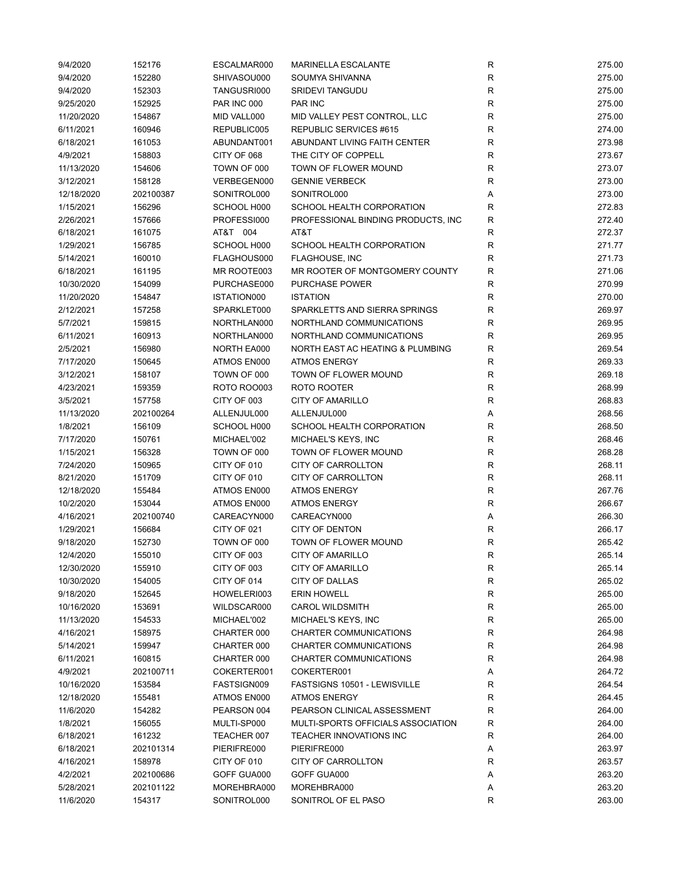| | | | | | |
|---|---|---|---|---|---|
| 9/4/2020 | 152176 | ESCALMAR000 | MARINELLA ESCALANTE | R | 275.00 |
| 9/4/2020 | 152280 | SHIVASOU000 | SOUMYA SHIVANNA | R | 275.00 |
| 9/4/2020 | 152303 | TANGUSRI000 | SRIDEVI TANGUDU | R | 275.00 |
| 9/25/2020 | 152925 | PAR INC 000 | PAR INC | R | 275.00 |
| 11/20/2020 | 154867 | MID VALL000 | MID VALLEY PEST CONTROL, LLC | R | 275.00 |
| 6/11/2021 | 160946 | REPUBLIC005 | REPUBLIC SERVICES #615 | R | 274.00 |
| 6/18/2021 | 161053 | ABUNDANT001 | ABUNDANT LIVING FAITH CENTER | R | 273.98 |
| 4/9/2021 | 158803 | CITY OF 068 | THE CITY OF COPPELL | R | 273.67 |
| 11/13/2020 | 154606 | TOWN OF 000 | TOWN OF FLOWER MOUND | R | 273.07 |
| 3/12/2021 | 158128 | VERBEGEN000 | GENNIE VERBECK | R | 273.00 |
| 12/18/2020 | 202100387 | SONITROL000 | SONITROL000 | A | 273.00 |
| 1/15/2021 | 156296 | SCHOOL H000 | SCHOOL HEALTH CORPORATION | R | 272.83 |
| 2/26/2021 | 157666 | PROFESSI000 | PROFESSIONAL BINDING PRODUCTS, INC | R | 272.40 |
| 6/18/2021 | 161075 | AT&T 004 | AT&T | R | 272.37 |
| 1/29/2021 | 156785 | SCHOOL H000 | SCHOOL HEALTH CORPORATION | R | 271.77 |
| 5/14/2021 | 160010 | FLAGHOUS000 | FLAGHOUSE, INC | R | 271.73 |
| 6/18/2021 | 161195 | MR ROOTE003 | MR ROOTER OF MONTGOMERY COUNTY | R | 271.06 |
| 10/30/2020 | 154099 | PURCHASE000 | PURCHASE POWER | R | 270.99 |
| 11/20/2020 | 154847 | ISTATION000 | ISTATION | R | 270.00 |
| 2/12/2021 | 157258 | SPARKLET000 | SPARKLETTS AND SIERRA SPRINGS | R | 269.97 |
| 5/7/2021 | 159815 | NORTHLAN000 | NORTHLAND COMMUNICATIONS | R | 269.95 |
| 6/11/2021 | 160913 | NORTHLAN000 | NORTHLAND COMMUNICATIONS | R | 269.95 |
| 2/5/2021 | 156980 | NORTH EA000 | NORTH EAST AC HEATING & PLUMBING | R | 269.54 |
| 7/17/2020 | 150645 | ATMOS EN000 | ATMOS ENERGY | R | 269.33 |
| 3/12/2021 | 158107 | TOWN OF 000 | TOWN OF FLOWER MOUND | R | 269.18 |
| 4/23/2021 | 159359 | ROTO ROO003 | ROTO ROOTER | R | 268.99 |
| 3/5/2021 | 157758 | CITY OF 003 | CITY OF AMARILLO | R | 268.83 |
| 11/13/2020 | 202100264 | ALLENJUL000 | ALLENJUL000 | A | 268.56 |
| 1/8/2021 | 156109 | SCHOOL H000 | SCHOOL HEALTH CORPORATION | R | 268.50 |
| 7/17/2020 | 150761 | MICHAEL'002 | MICHAEL'S KEYS, INC | R | 268.46 |
| 1/15/2021 | 156328 | TOWN OF 000 | TOWN OF FLOWER MOUND | R | 268.28 |
| 7/24/2020 | 150965 | CITY OF 010 | CITY OF CARROLLTON | R | 268.11 |
| 8/21/2020 | 151709 | CITY OF 010 | CITY OF CARROLLTON | R | 268.11 |
| 12/18/2020 | 155484 | ATMOS EN000 | ATMOS ENERGY | R | 267.76 |
| 10/2/2020 | 153044 | ATMOS EN000 | ATMOS ENERGY | R | 266.67 |
| 4/16/2021 | 202100740 | CAREACYN000 | CAREACYN000 | A | 266.30 |
| 1/29/2021 | 156684 | CITY OF 021 | CITY OF DENTON | R | 266.17 |
| 9/18/2020 | 152730 | TOWN OF 000 | TOWN OF FLOWER MOUND | R | 265.42 |
| 12/4/2020 | 155010 | CITY OF 003 | CITY OF AMARILLO | R | 265.14 |
| 12/30/2020 | 155910 | CITY OF 003 | CITY OF AMARILLO | R | 265.14 |
| 10/30/2020 | 154005 | CITY OF 014 | CITY OF DALLAS | R | 265.02 |
| 9/18/2020 | 152645 | HOWELERI003 | ERIN HOWELL | R | 265.00 |
| 10/16/2020 | 153691 | WILDSCAR000 | CAROL WILDSMITH | R | 265.00 |
| 11/13/2020 | 154533 | MICHAEL'002 | MICHAEL'S KEYS, INC | R | 265.00 |
| 4/16/2021 | 158975 | CHARTER 000 | CHARTER COMMUNICATIONS | R | 264.98 |
| 5/14/2021 | 159947 | CHARTER 000 | CHARTER COMMUNICATIONS | R | 264.98 |
| 6/11/2021 | 160815 | CHARTER 000 | CHARTER COMMUNICATIONS | R | 264.98 |
| 4/9/2021 | 202100711 | COKERTER001 | COKERTER001 | A | 264.72 |
| 10/16/2020 | 153584 | FASTSIGN009 | FASTSIGNS 10501 - LEWISVILLE | R | 264.54 |
| 12/18/2020 | 155481 | ATMOS EN000 | ATMOS ENERGY | R | 264.45 |
| 11/6/2020 | 154282 | PEARSON 004 | PEARSON CLINICAL ASSESSMENT | R | 264.00 |
| 1/8/2021 | 156055 | MULTI-SP000 | MULTI-SPORTS OFFICIALS ASSOCIATION | R | 264.00 |
| 6/18/2021 | 161232 | TEACHER 007 | TEACHER INNOVATIONS INC | R | 264.00 |
| 6/18/2021 | 202101314 | PIERIFRE000 | PIERIFRE000 | A | 263.97 |
| 4/16/2021 | 158978 | CITY OF 010 | CITY OF CARROLLTON | R | 263.57 |
| 4/2/2021 | 202100686 | GOFF GUA000 | GOFF GUA000 | A | 263.20 |
| 5/28/2021 | 202101122 | MOREHBRA000 | MOREHBRA000 | A | 263.20 |
| 11/6/2020 | 154317 | SONITROL000 | SONITROL OF EL PASO | R | 263.00 |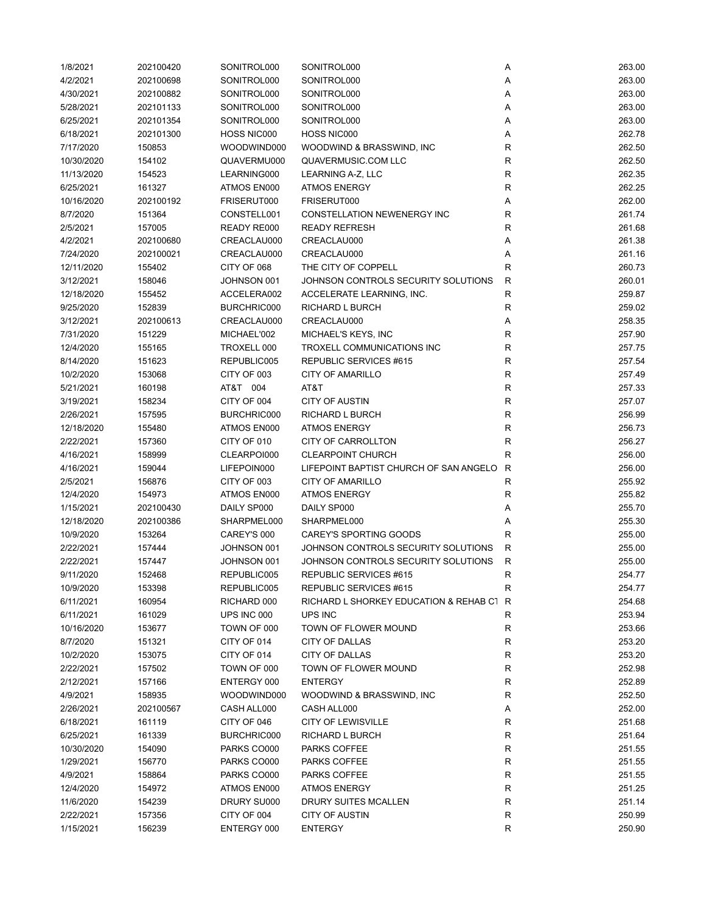| | | | | | |
|---|---|---|---|---|---|
| 1/8/2021 | 202100420 | SONITROL000 | SONITROL000 | A | 263.00 |
| 4/2/2021 | 202100698 | SONITROL000 | SONITROL000 | A | 263.00 |
| 4/30/2021 | 202100882 | SONITROL000 | SONITROL000 | A | 263.00 |
| 5/28/2021 | 202101133 | SONITROL000 | SONITROL000 | A | 263.00 |
| 6/25/2021 | 202101354 | SONITROL000 | SONITROL000 | A | 263.00 |
| 6/18/2021 | 202101300 | HOSS NIC000 | HOSS NIC000 | A | 262.78 |
| 7/17/2020 | 150853 | WOODWIND000 | WOODWIND & BRASSWIND, INC | R | 262.50 |
| 10/30/2020 | 154102 | QUAVERMU000 | QUAVERMUSIC.COM LLC | R | 262.50 |
| 11/13/2020 | 154523 | LEARNING000 | LEARNING A-Z, LLC | R | 262.35 |
| 6/25/2021 | 161327 | ATMOS EN000 | ATMOS ENERGY | R | 262.25 |
| 10/16/2020 | 202100192 | FRISERUT000 | FRISERUT000 | A | 262.00 |
| 8/7/2020 | 151364 | CONSTELL001 | CONSTELLATION NEWENERGY INC | R | 261.74 |
| 2/5/2021 | 157005 | READY RE000 | READY REFRESH | R | 261.68 |
| 4/2/2021 | 202100680 | CREACLAU000 | CREACLAU000 | A | 261.38 |
| 7/24/2020 | 202100021 | CREACLAU000 | CREACLAU000 | A | 261.16 |
| 12/11/2020 | 155402 | CITY OF 068 | THE CITY OF COPPELL | R | 260.73 |
| 3/12/2021 | 158046 | JOHNSON 001 | JOHNSON CONTROLS SECURITY SOLUTIONS | R | 260.01 |
| 12/18/2020 | 155452 | ACCELERA002 | ACCELERATE LEARNING, INC. | R | 259.87 |
| 9/25/2020 | 152839 | BURCHRIC000 | RICHARD L BURCH | R | 259.02 |
| 3/12/2021 | 202100613 | CREACLAU000 | CREACLAU000 | A | 258.35 |
| 7/31/2020 | 151229 | MICHAEL'002 | MICHAEL'S KEYS, INC | R | 257.90 |
| 12/4/2020 | 155165 | TROXELL 000 | TROXELL COMMUNICATIONS INC | R | 257.75 |
| 8/14/2020 | 151623 | REPUBLIC005 | REPUBLIC SERVICES #615 | R | 257.54 |
| 10/2/2020 | 153068 | CITY OF 003 | CITY OF AMARILLO | R | 257.49 |
| 5/21/2021 | 160198 | AT&T 004 | AT&T | R | 257.33 |
| 3/19/2021 | 158234 | CITY OF 004 | CITY OF AUSTIN | R | 257.07 |
| 2/26/2021 | 157595 | BURCHRIC000 | RICHARD L BURCH | R | 256.99 |
| 12/18/2020 | 155480 | ATMOS EN000 | ATMOS ENERGY | R | 256.73 |
| 2/22/2021 | 157360 | CITY OF 010 | CITY OF CARROLLTON | R | 256.27 |
| 4/16/2021 | 158999 | CLEARPOI000 | CLEARPOINT CHURCH | R | 256.00 |
| 4/16/2021 | 159044 | LIFEPOIN000 | LIFEPOINT BAPTIST CHURCH OF SAN ANGELO | R | 256.00 |
| 2/5/2021 | 156876 | CITY OF 003 | CITY OF AMARILLO | R | 255.92 |
| 12/4/2020 | 154973 | ATMOS EN000 | ATMOS ENERGY | R | 255.82 |
| 1/15/2021 | 202100430 | DAILY SP000 | DAILY SP000 | A | 255.70 |
| 12/18/2020 | 202100386 | SHARPMEL000 | SHARPMEL000 | A | 255.30 |
| 10/9/2020 | 153264 | CAREY'S 000 | CAREY'S SPORTING GOODS | R | 255.00 |
| 2/22/2021 | 157444 | JOHNSON 001 | JOHNSON CONTROLS SECURITY SOLUTIONS | R | 255.00 |
| 2/22/2021 | 157447 | JOHNSON 001 | JOHNSON CONTROLS SECURITY SOLUTIONS | R | 255.00 |
| 9/11/2020 | 152468 | REPUBLIC005 | REPUBLIC SERVICES #615 | R | 254.77 |
| 10/9/2020 | 153398 | REPUBLIC005 | REPUBLIC SERVICES #615 | R | 254.77 |
| 6/11/2021 | 160954 | RICHARD 000 | RICHARD L SHORKEY EDUCATION & REHAB CT | R | 254.68 |
| 6/11/2021 | 161029 | UPS INC 000 | UPS INC | R | 253.94 |
| 10/16/2020 | 153677 | TOWN OF 000 | TOWN OF FLOWER MOUND | R | 253.66 |
| 8/7/2020 | 151321 | CITY OF 014 | CITY OF DALLAS | R | 253.20 |
| 10/2/2020 | 153075 | CITY OF 014 | CITY OF DALLAS | R | 253.20 |
| 2/22/2021 | 157502 | TOWN OF 000 | TOWN OF FLOWER MOUND | R | 252.98 |
| 2/12/2021 | 157166 | ENTERGY 000 | ENTERGY | R | 252.89 |
| 4/9/2021 | 158935 | WOODWIND000 | WOODWIND & BRASSWIND, INC | R | 252.50 |
| 2/26/2021 | 202100567 | CASH ALL000 | CASH ALL000 | A | 252.00 |
| 6/18/2021 | 161119 | CITY OF 046 | CITY OF LEWISVILLE | R | 251.68 |
| 6/25/2021 | 161339 | BURCHRIC000 | RICHARD L BURCH | R | 251.64 |
| 10/30/2020 | 154090 | PARKS CO000 | PARKS COFFEE | R | 251.55 |
| 1/29/2021 | 156770 | PARKS CO000 | PARKS COFFEE | R | 251.55 |
| 4/9/2021 | 158864 | PARKS CO000 | PARKS COFFEE | R | 251.55 |
| 12/4/2020 | 154972 | ATMOS EN000 | ATMOS ENERGY | R | 251.25 |
| 11/6/2020 | 154239 | DRURY SU000 | DRURY SUITES MCALLEN | R | 251.14 |
| 2/22/2021 | 157356 | CITY OF 004 | CITY OF AUSTIN | R | 250.99 |
| 1/15/2021 | 156239 | ENTERGY 000 | ENTERGY | R | 250.90 |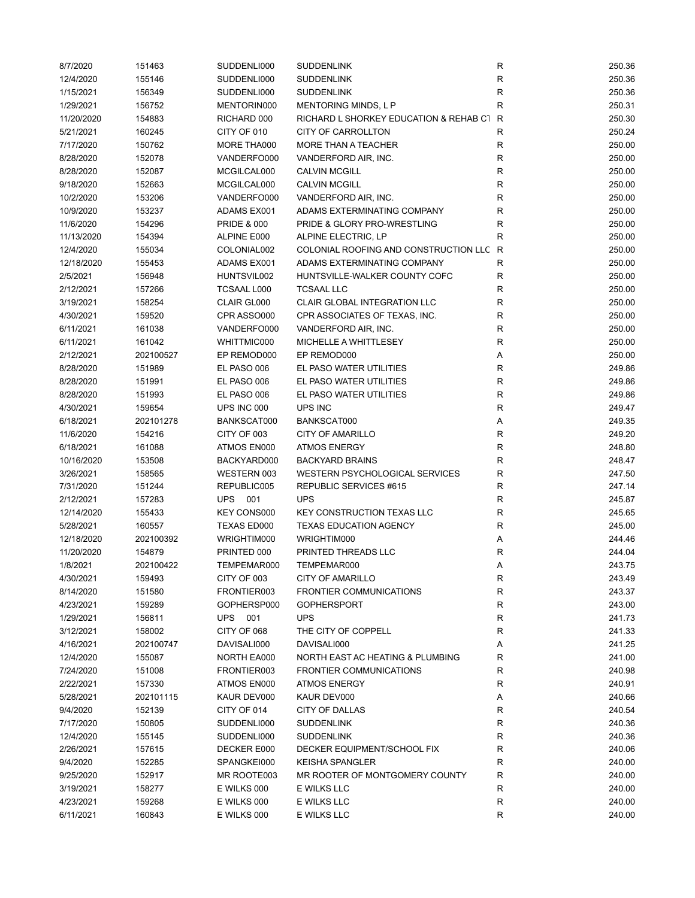| | | | | | |
|---|---|---|---|---|---|
| 8/7/2020 | 151463 | SUDDENLI000 | SUDDENLINK | R | 250.36 |
| 12/4/2020 | 155146 | SUDDENLI000 | SUDDENLINK | R | 250.36 |
| 1/15/2021 | 156349 | SUDDENLI000 | SUDDENLINK | R | 250.36 |
| 1/29/2021 | 156752 | MENTORIN000 | MENTORING MINDS, L P | R | 250.31 |
| 11/20/2020 | 154883 | RICHARD 000 | RICHARD L SHORKEY EDUCATION & REHAB CT | R | 250.30 |
| 5/21/2021 | 160245 | CITY OF 010 | CITY OF CARROLLTON | R | 250.24 |
| 7/17/2020 | 150762 | MORE THA000 | MORE THAN A TEACHER | R | 250.00 |
| 8/28/2020 | 152078 | VANDERFO000 | VANDERFORD AIR, INC. | R | 250.00 |
| 8/28/2020 | 152087 | MCGILCAL000 | CALVIN MCGILL | R | 250.00 |
| 9/18/2020 | 152663 | MCGILCAL000 | CALVIN MCGILL | R | 250.00 |
| 10/2/2020 | 153206 | VANDERFO000 | VANDERFORD AIR, INC. | R | 250.00 |
| 10/9/2020 | 153237 | ADAMS EX001 | ADAMS EXTERMINATING COMPANY | R | 250.00 |
| 11/6/2020 | 154296 | PRIDE & 000 | PRIDE & GLORY PRO-WRESTLING | R | 250.00 |
| 11/13/2020 | 154394 | ALPINE E000 | ALPINE ELECTRIC, LP | R | 250.00 |
| 12/4/2020 | 155034 | COLONIAL002 | COLONIAL ROOFING AND CONSTRUCTION LLC | R | 250.00 |
| 12/18/2020 | 155453 | ADAMS EX001 | ADAMS EXTERMINATING COMPANY | R | 250.00 |
| 2/5/2021 | 156948 | HUNTSVIL002 | HUNTSVILLE-WALKER COUNTY COFC | R | 250.00 |
| 2/12/2021 | 157266 | TCSAAL L000 | TCSAAL LLC | R | 250.00 |
| 3/19/2021 | 158254 | CLAIR GL000 | CLAIR GLOBAL INTEGRATION LLC | R | 250.00 |
| 4/30/2021 | 159520 | CPR ASSO000 | CPR ASSOCIATES OF TEXAS, INC. | R | 250.00 |
| 6/11/2021 | 161038 | VANDERFO000 | VANDERFORD AIR, INC. | R | 250.00 |
| 6/11/2021 | 161042 | WHITTMIC000 | MICHELLE A WHITTLESEY | R | 250.00 |
| 2/12/2021 | 202100527 | EP REMOD000 | EP REMOD000 | A | 250.00 |
| 8/28/2020 | 151989 | EL PASO 006 | EL PASO WATER UTILITIES | R | 249.86 |
| 8/28/2020 | 151991 | EL PASO 006 | EL PASO WATER UTILITIES | R | 249.86 |
| 8/28/2020 | 151993 | EL PASO 006 | EL PASO WATER UTILITIES | R | 249.86 |
| 4/30/2021 | 159654 | UPS INC 000 | UPS INC | R | 249.47 |
| 6/18/2021 | 202101278 | BANKSCAT000 | BANKSCAT000 | A | 249.35 |
| 11/6/2020 | 154216 | CITY OF 003 | CITY OF AMARILLO | R | 249.20 |
| 6/18/2021 | 161088 | ATMOS EN000 | ATMOS ENERGY | R | 248.80 |
| 10/16/2020 | 153508 | BACKYARD000 | BACKYARD BRAINS | R | 248.47 |
| 3/26/2021 | 158565 | WESTERN 003 | WESTERN PSYCHOLOGICAL SERVICES | R | 247.50 |
| 7/31/2020 | 151244 | REPUBLIC005 | REPUBLIC SERVICES #615 | R | 247.14 |
| 2/12/2021 | 157283 | UPS 001 | UPS | R | 245.87 |
| 12/14/2020 | 155433 | KEY CONS000 | KEY CONSTRUCTION TEXAS LLC | R | 245.65 |
| 5/28/2021 | 160557 | TEXAS ED000 | TEXAS EDUCATION AGENCY | R | 245.00 |
| 12/18/2020 | 202100392 | WRIGHTIM000 | WRIGHTIM000 | A | 244.46 |
| 11/20/2020 | 154879 | PRINTED 000 | PRINTED THREADS LLC | R | 244.04 |
| 1/8/2021 | 202100422 | TEMPEMAR000 | TEMPEMAR000 | A | 243.75 |
| 4/30/2021 | 159493 | CITY OF 003 | CITY OF AMARILLO | R | 243.49 |
| 8/14/2020 | 151580 | FRONTIER003 | FRONTIER COMMUNICATIONS | R | 243.37 |
| 4/23/2021 | 159289 | GOPHERSP000 | GOPHERSPORT | R | 243.00 |
| 1/29/2021 | 156811 | UPS 001 | UPS | R | 241.73 |
| 3/12/2021 | 158002 | CITY OF 068 | THE CITY OF COPPELL | R | 241.33 |
| 4/16/2021 | 202100747 | DAVISALI000 | DAVISALI000 | A | 241.25 |
| 12/4/2020 | 155087 | NORTH EA000 | NORTH EAST AC HEATING & PLUMBING | R | 241.00 |
| 7/24/2020 | 151008 | FRONTIER003 | FRONTIER COMMUNICATIONS | R | 240.98 |
| 2/22/2021 | 157330 | ATMOS EN000 | ATMOS ENERGY | R | 240.91 |
| 5/28/2021 | 202101115 | KAUR DEV000 | KAUR DEV000 | A | 240.66 |
| 9/4/2020 | 152139 | CITY OF 014 | CITY OF DALLAS | R | 240.54 |
| 7/17/2020 | 150805 | SUDDENLI000 | SUDDENLINK | R | 240.36 |
| 12/4/2020 | 155145 | SUDDENLI000 | SUDDENLINK | R | 240.36 |
| 2/26/2021 | 157615 | DECKER E000 | DECKER EQUIPMENT/SCHOOL FIX | R | 240.06 |
| 9/4/2020 | 152285 | SPANGKEI000 | KEISHA SPANGLER | R | 240.00 |
| 9/25/2020 | 152917 | MR ROOTE003 | MR ROOTER OF MONTGOMERY COUNTY | R | 240.00 |
| 3/19/2021 | 158277 | E WILKS 000 | E WILKS LLC | R | 240.00 |
| 4/23/2021 | 159268 | E WILKS 000 | E WILKS LLC | R | 240.00 |
| 6/11/2021 | 160843 | E WILKS 000 | E WILKS LLC | R | 240.00 |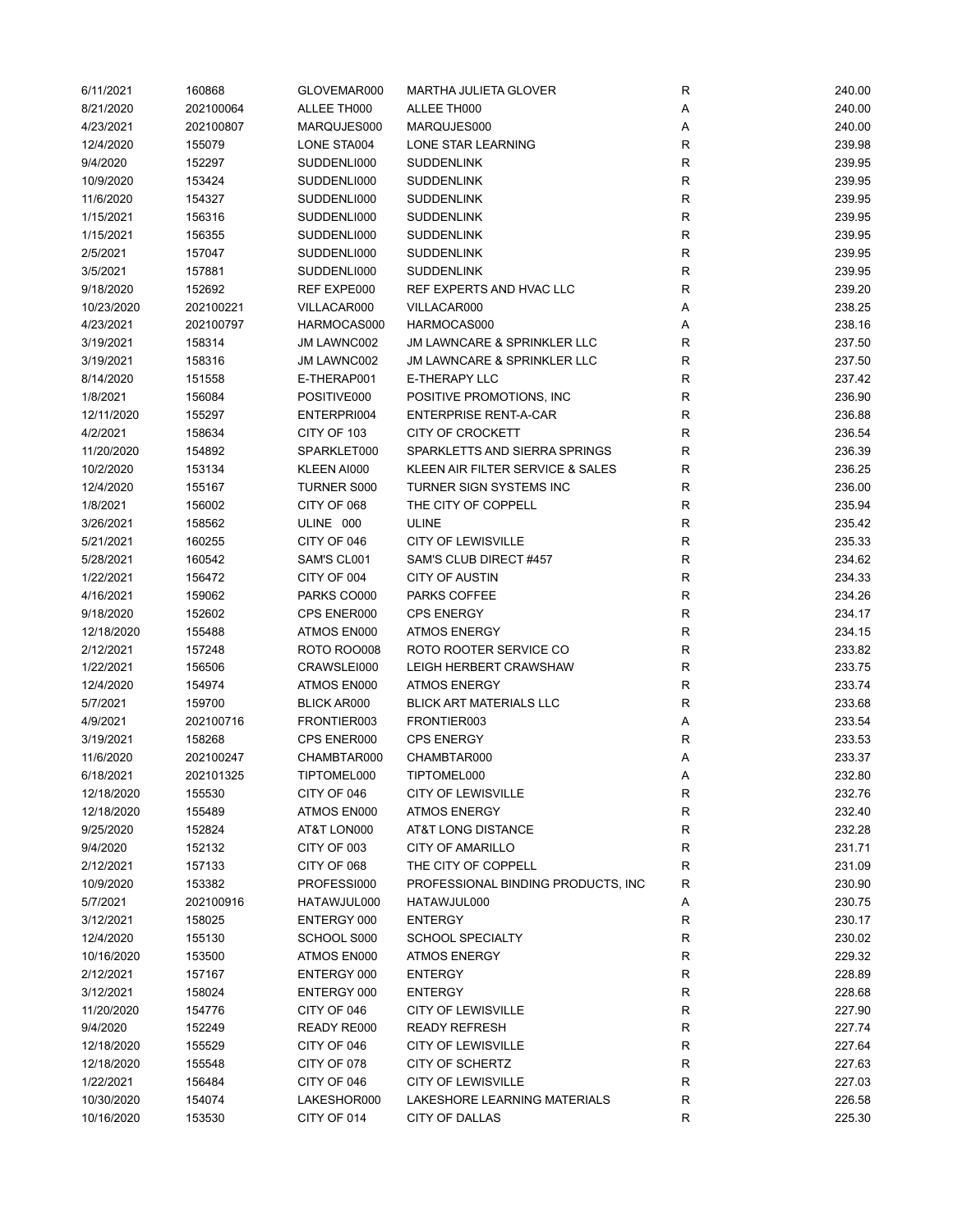| | | | | | |
|---|---|---|---|---|---|
| 6/11/2021 | 160868 | GLOVEMAR000 | MARTHA JULIETA GLOVER | R | 240.00 |
| 8/21/2020 | 202100064 | ALLEE TH000 | ALLEE TH000 | A | 240.00 |
| 4/23/2021 | 202100807 | MARQUJES000 | MARQUJES000 | A | 240.00 |
| 12/4/2020 | 155079 | LONE STA004 | LONE STAR LEARNING | R | 239.98 |
| 9/4/2020 | 152297 | SUDDENLI000 | SUDDENLINK | R | 239.95 |
| 10/9/2020 | 153424 | SUDDENLI000 | SUDDENLINK | R | 239.95 |
| 11/6/2020 | 154327 | SUDDENLI000 | SUDDENLINK | R | 239.95 |
| 1/15/2021 | 156316 | SUDDENLI000 | SUDDENLINK | R | 239.95 |
| 1/15/2021 | 156355 | SUDDENLI000 | SUDDENLINK | R | 239.95 |
| 2/5/2021 | 157047 | SUDDENLI000 | SUDDENLINK | R | 239.95 |
| 3/5/2021 | 157881 | SUDDENLI000 | SUDDENLINK | R | 239.95 |
| 9/18/2020 | 152692 | REF EXPE000 | REF EXPERTS AND HVAC LLC | R | 239.20 |
| 10/23/2020 | 202100221 | VILLACAR000 | VILLACAR000 | A | 238.25 |
| 4/23/2021 | 202100797 | HARMOCAS000 | HARMOCAS000 | A | 238.16 |
| 3/19/2021 | 158314 | JM LAWNC002 | JM LAWNCARE & SPRINKLER LLC | R | 237.50 |
| 3/19/2021 | 158316 | JM LAWNC002 | JM LAWNCARE & SPRINKLER LLC | R | 237.50 |
| 8/14/2020 | 151558 | E-THERAP001 | E-THERAPY LLC | R | 237.42 |
| 1/8/2021 | 156084 | POSITIVE000 | POSITIVE PROMOTIONS, INC | R | 236.90 |
| 12/11/2020 | 155297 | ENTERPRI004 | ENTERPRISE RENT-A-CAR | R | 236.88 |
| 4/2/2021 | 158634 | CITY OF 103 | CITY OF CROCKETT | R | 236.54 |
| 11/20/2020 | 154892 | SPARKLET000 | SPARKLETTS AND SIERRA SPRINGS | R | 236.39 |
| 10/2/2020 | 153134 | KLEEN AI000 | KLEEN AIR FILTER SERVICE & SALES | R | 236.25 |
| 12/4/2020 | 155167 | TURNER S000 | TURNER SIGN SYSTEMS INC | R | 236.00 |
| 1/8/2021 | 156002 | CITY OF 068 | THE CITY OF COPPELL | R | 235.94 |
| 3/26/2021 | 158562 | ULINE 000 | ULINE | R | 235.42 |
| 5/21/2021 | 160255 | CITY OF 046 | CITY OF LEWISVILLE | R | 235.33 |
| 5/28/2021 | 160542 | SAM'S CL001 | SAM'S CLUB DIRECT #457 | R | 234.62 |
| 1/22/2021 | 156472 | CITY OF 004 | CITY OF AUSTIN | R | 234.33 |
| 4/16/2021 | 159062 | PARKS CO000 | PARKS COFFEE | R | 234.26 |
| 9/18/2020 | 152602 | CPS ENER000 | CPS ENERGY | R | 234.17 |
| 12/18/2020 | 155488 | ATMOS EN000 | ATMOS ENERGY | R | 234.15 |
| 2/12/2021 | 157248 | ROTO ROO008 | ROTO ROOTER SERVICE CO | R | 233.82 |
| 1/22/2021 | 156506 | CRAWSLEI000 | LEIGH HERBERT CRAWSHAW | R | 233.75 |
| 12/4/2020 | 154974 | ATMOS EN000 | ATMOS ENERGY | R | 233.74 |
| 5/7/2021 | 159700 | BLICK AR000 | BLICK ART MATERIALS LLC | R | 233.68 |
| 4/9/2021 | 202100716 | FRONTIER003 | FRONTIER003 | A | 233.54 |
| 3/19/2021 | 158268 | CPS ENER000 | CPS ENERGY | R | 233.53 |
| 11/6/2020 | 202100247 | CHAMBTAR000 | CHAMBTAR000 | A | 233.37 |
| 6/18/2021 | 202101325 | TIPTOMEL000 | TIPTOMEL000 | A | 232.80 |
| 12/18/2020 | 155530 | CITY OF 046 | CITY OF LEWISVILLE | R | 232.76 |
| 12/18/2020 | 155489 | ATMOS EN000 | ATMOS ENERGY | R | 232.40 |
| 9/25/2020 | 152824 | AT&T LON000 | AT&T LONG DISTANCE | R | 232.28 |
| 9/4/2020 | 152132 | CITY OF 003 | CITY OF AMARILLO | R | 231.71 |
| 2/12/2021 | 157133 | CITY OF 068 | THE CITY OF COPPELL | R | 231.09 |
| 10/9/2020 | 153382 | PROFESSI000 | PROFESSIONAL BINDING PRODUCTS, INC | R | 230.90 |
| 5/7/2021 | 202100916 | HATAWJUL000 | HATAWJUL000 | A | 230.75 |
| 3/12/2021 | 158025 | ENTERGY 000 | ENTERGY | R | 230.17 |
| 12/4/2020 | 155130 | SCHOOL S000 | SCHOOL SPECIALTY | R | 230.02 |
| 10/16/2020 | 153500 | ATMOS EN000 | ATMOS ENERGY | R | 229.32 |
| 2/12/2021 | 157167 | ENTERGY 000 | ENTERGY | R | 228.89 |
| 3/12/2021 | 158024 | ENTERGY 000 | ENTERGY | R | 228.68 |
| 11/20/2020 | 154776 | CITY OF 046 | CITY OF LEWISVILLE | R | 227.90 |
| 9/4/2020 | 152249 | READY RE000 | READY REFRESH | R | 227.74 |
| 12/18/2020 | 155529 | CITY OF 046 | CITY OF LEWISVILLE | R | 227.64 |
| 12/18/2020 | 155548 | CITY OF 078 | CITY OF SCHERTZ | R | 227.63 |
| 1/22/2021 | 156484 | CITY OF 046 | CITY OF LEWISVILLE | R | 227.03 |
| 10/30/2020 | 154074 | LAKESHOR000 | LAKESHORE LEARNING MATERIALS | R | 226.58 |
| 10/16/2020 | 153530 | CITY OF 014 | CITY OF DALLAS | R | 225.30 |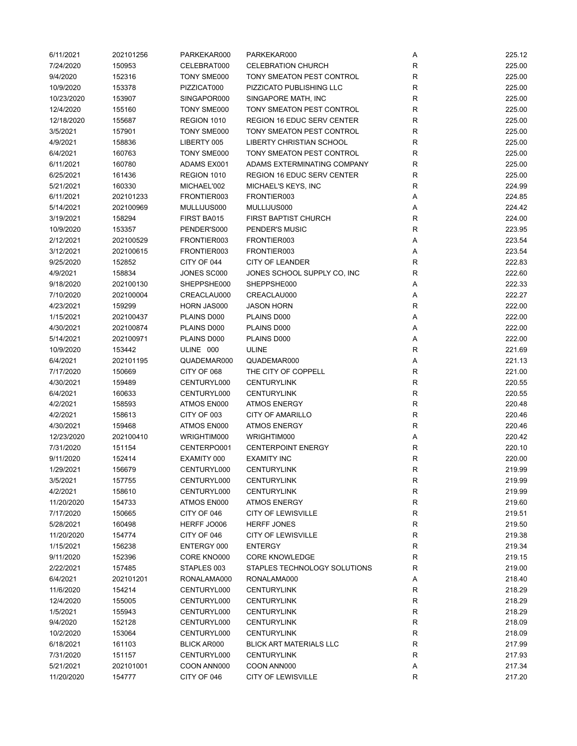| | | | | | |
|---|---|---|---|---|---|
| 6/11/2021 | 202101256 | PARKEKAR000 | PARKEKAR000 | A | 225.12 |
| 7/24/2020 | 150953 | CELEBRAT000 | CELEBRATION CHURCH | R | 225.00 |
| 9/4/2020 | 152316 | TONY SME000 | TONY SMEATON PEST CONTROL | R | 225.00 |
| 10/9/2020 | 153378 | PIZZICAT000 | PIZZICATO PUBLISHING LLC | R | 225.00 |
| 10/23/2020 | 153907 | SINGAPOR000 | SINGAPORE MATH, INC | R | 225.00 |
| 12/4/2020 | 155160 | TONY SME000 | TONY SMEATON PEST CONTROL | R | 225.00 |
| 12/18/2020 | 155687 | REGION 1010 | REGION 16 EDUC SERV CENTER | R | 225.00 |
| 3/5/2021 | 157901 | TONY SME000 | TONY SMEATON PEST CONTROL | R | 225.00 |
| 4/9/2021 | 158836 | LIBERTY 005 | LIBERTY CHRISTIAN SCHOOL | R | 225.00 |
| 6/4/2021 | 160763 | TONY SME000 | TONY SMEATON PEST CONTROL | R | 225.00 |
| 6/11/2021 | 160780 | ADAMS EX001 | ADAMS EXTERMINATING COMPANY | R | 225.00 |
| 6/25/2021 | 161436 | REGION 1010 | REGION 16 EDUC SERV CENTER | R | 225.00 |
| 5/21/2021 | 160330 | MICHAEL'002 | MICHAEL'S KEYS, INC | R | 224.99 |
| 6/11/2021 | 202101233 | FRONTIER003 | FRONTIER003 | A | 224.85 |
| 5/14/2021 | 202100969 | MULLIJUS000 | MULLIJUS000 | A | 224.42 |
| 3/19/2021 | 158294 | FIRST BA015 | FIRST BAPTIST CHURCH | R | 224.00 |
| 10/9/2020 | 153357 | PENDER'S000 | PENDER'S MUSIC | R | 223.95 |
| 2/12/2021 | 202100529 | FRONTIER003 | FRONTIER003 | A | 223.54 |
| 3/12/2021 | 202100615 | FRONTIER003 | FRONTIER003 | A | 223.54 |
| 9/25/2020 | 152852 | CITY OF 044 | CITY OF LEANDER | R | 222.83 |
| 4/9/2021 | 158834 | JONES SC000 | JONES SCHOOL SUPPLY CO, INC | R | 222.60 |
| 9/18/2020 | 202100130 | SHEPPSHE000 | SHEPPSHE000 | A | 222.33 |
| 7/10/2020 | 202100004 | CREACLAU000 | CREACLAU000 | A | 222.27 |
| 4/23/2021 | 159299 | HORN JAS000 | JASON HORN | R | 222.00 |
| 1/15/2021 | 202100437 | PLAINS D000 | PLAINS D000 | A | 222.00 |
| 4/30/2021 | 202100874 | PLAINS D000 | PLAINS D000 | A | 222.00 |
| 5/14/2021 | 202100971 | PLAINS D000 | PLAINS D000 | A | 222.00 |
| 10/9/2020 | 153442 | ULINE 000 | ULINE | R | 221.69 |
| 6/4/2021 | 202101195 | QUADEMAR000 | QUADEMAR000 | A | 221.13 |
| 7/17/2020 | 150669 | CITY OF 068 | THE CITY OF COPPELL | R | 221.00 |
| 4/30/2021 | 159489 | CENTURYL000 | CENTURYLINK | R | 220.55 |
| 6/4/2021 | 160633 | CENTURYL000 | CENTURYLINK | R | 220.55 |
| 4/2/2021 | 158593 | ATMOS EN000 | ATMOS ENERGY | R | 220.48 |
| 4/2/2021 | 158613 | CITY OF 003 | CITY OF AMARILLO | R | 220.46 |
| 4/30/2021 | 159468 | ATMOS EN000 | ATMOS ENERGY | R | 220.46 |
| 12/23/2020 | 202100410 | WRIGHTIM000 | WRIGHTIM000 | A | 220.42 |
| 7/31/2020 | 151154 | CENTERPO001 | CENTERPOINT ENERGY | R | 220.10 |
| 9/11/2020 | 152414 | EXAMITY 000 | EXAMITY INC | R | 220.00 |
| 1/29/2021 | 156679 | CENTURYL000 | CENTURYLINK | R | 219.99 |
| 3/5/2021 | 157755 | CENTURYL000 | CENTURYLINK | R | 219.99 |
| 4/2/2021 | 158610 | CENTURYL000 | CENTURYLINK | R | 219.99 |
| 11/20/2020 | 154733 | ATMOS EN000 | ATMOS ENERGY | R | 219.60 |
| 7/17/2020 | 150665 | CITY OF 046 | CITY OF LEWISVILLE | R | 219.51 |
| 5/28/2021 | 160498 | HERFF JO006 | HERFF JONES | R | 219.50 |
| 11/20/2020 | 154774 | CITY OF 046 | CITY OF LEWISVILLE | R | 219.38 |
| 1/15/2021 | 156238 | ENTERGY 000 | ENTERGY | R | 219.34 |
| 9/11/2020 | 152396 | CORE KNO000 | CORE KNOWLEDGE | R | 219.15 |
| 2/22/2021 | 157485 | STAPLES 003 | STAPLES TECHNOLOGY SOLUTIONS | R | 219.00 |
| 6/4/2021 | 202101201 | RONALAMA000 | RONALAMA000 | A | 218.40 |
| 11/6/2020 | 154214 | CENTURYL000 | CENTURYLINK | R | 218.29 |
| 12/4/2020 | 155005 | CENTURYL000 | CENTURYLINK | R | 218.29 |
| 1/5/2021 | 155943 | CENTURYL000 | CENTURYLINK | R | 218.29 |
| 9/4/2020 | 152128 | CENTURYL000 | CENTURYLINK | R | 218.09 |
| 10/2/2020 | 153064 | CENTURYL000 | CENTURYLINK | R | 218.09 |
| 6/18/2021 | 161103 | BLICK AR000 | BLICK ART MATERIALS LLC | R | 217.99 |
| 7/31/2020 | 151157 | CENTURYL000 | CENTURYLINK | R | 217.93 |
| 5/21/2021 | 202101001 | COON ANN000 | COON ANN000 | A | 217.34 |
| 11/20/2020 | 154777 | CITY OF 046 | CITY OF LEWISVILLE | R | 217.20 |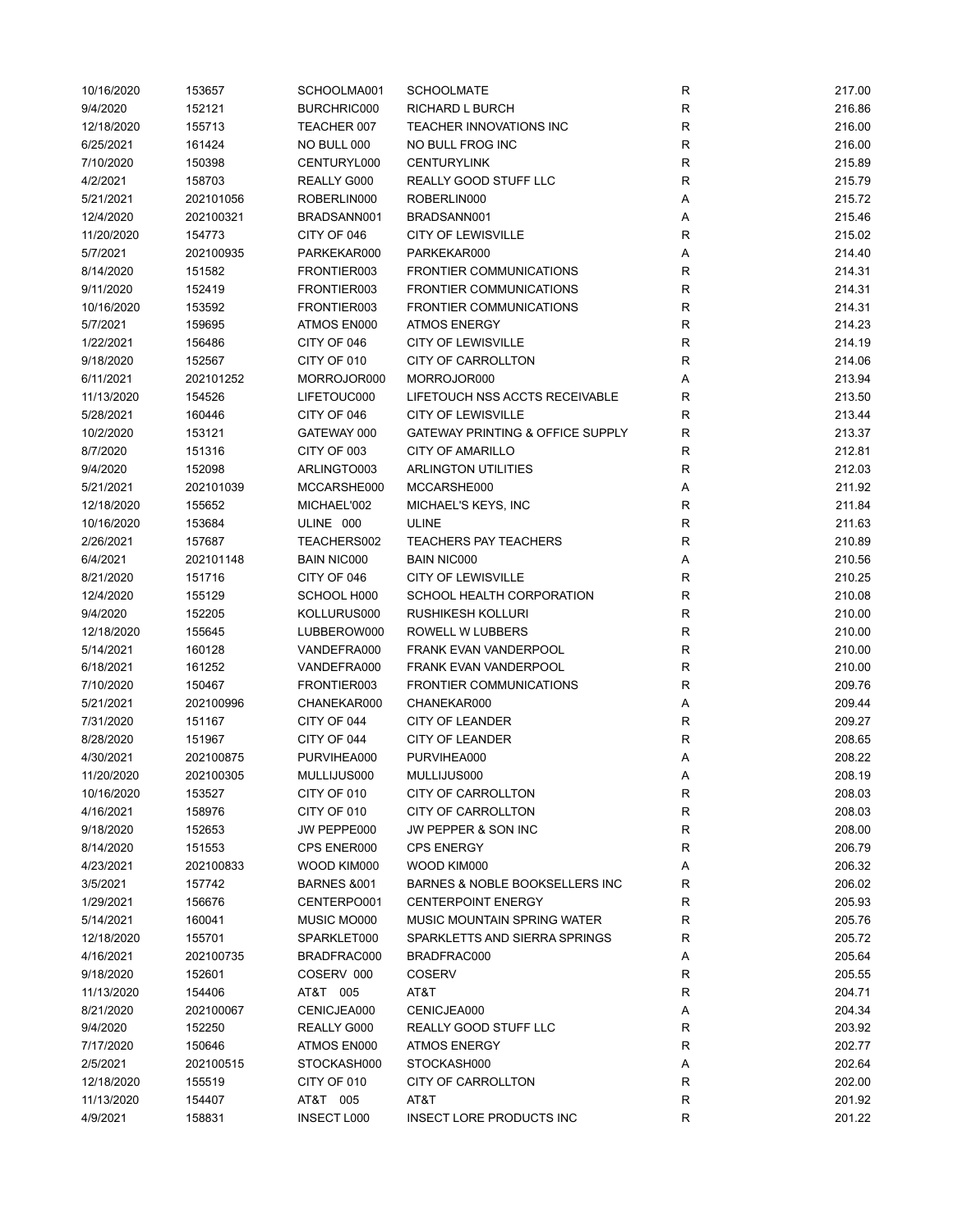| | | | | | |
|---|---|---|---|---|---|
| 10/16/2020 | 153657 | SCHOOLMA001 | SCHOOLMATE | R | 217.00 |
| 9/4/2020 | 152121 | BURCHRIC000 | RICHARD L BURCH | R | 216.86 |
| 12/18/2020 | 155713 | TEACHER 007 | TEACHER INNOVATIONS INC | R | 216.00 |
| 6/25/2021 | 161424 | NO BULL 000 | NO BULL FROG INC | R | 216.00 |
| 7/10/2020 | 150398 | CENTURYL000 | CENTURYLINK | R | 215.89 |
| 4/2/2021 | 158703 | REALLY G000 | REALLY GOOD STUFF LLC | R | 215.79 |
| 5/21/2021 | 202101056 | ROBERLIN000 | ROBERLIN000 | A | 215.72 |
| 12/4/2020 | 202100321 | BRADSANN001 | BRADSANN001 | A | 215.46 |
| 11/20/2020 | 154773 | CITY OF 046 | CITY OF LEWISVILLE | R | 215.02 |
| 5/7/2021 | 202100935 | PARKEKAR000 | PARKEKAR000 | A | 214.40 |
| 8/14/2020 | 151582 | FRONTIER003 | FRONTIER COMMUNICATIONS | R | 214.31 |
| 9/11/2020 | 152419 | FRONTIER003 | FRONTIER COMMUNICATIONS | R | 214.31 |
| 10/16/2020 | 153592 | FRONTIER003 | FRONTIER COMMUNICATIONS | R | 214.31 |
| 5/7/2021 | 159695 | ATMOS EN000 | ATMOS ENERGY | R | 214.23 |
| 1/22/2021 | 156486 | CITY OF 046 | CITY OF LEWISVILLE | R | 214.19 |
| 9/18/2020 | 152567 | CITY OF 010 | CITY OF CARROLLTON | R | 214.06 |
| 6/11/2021 | 202101252 | MORROJOR000 | MORROJOR000 | A | 213.94 |
| 11/13/2020 | 154526 | LIFETOUC000 | LIFETOUCH NSS ACCTS RECEIVABLE | R | 213.50 |
| 5/28/2021 | 160446 | CITY OF 046 | CITY OF LEWISVILLE | R | 213.44 |
| 10/2/2020 | 153121 | GATEWAY 000 | GATEWAY PRINTING & OFFICE SUPPLY | R | 213.37 |
| 8/7/2020 | 151316 | CITY OF 003 | CITY OF AMARILLO | R | 212.81 |
| 9/4/2020 | 152098 | ARLINGTO003 | ARLINGTON UTILITIES | R | 212.03 |
| 5/21/2021 | 202101039 | MCCARSHE000 | MCCARSHE000 | A | 211.92 |
| 12/18/2020 | 155652 | MICHAEL'002 | MICHAEL'S KEYS, INC | R | 211.84 |
| 10/16/2020 | 153684 | ULINE 000 | ULINE | R | 211.63 |
| 2/26/2021 | 157687 | TEACHERS002 | TEACHERS PAY TEACHERS | R | 210.89 |
| 6/4/2021 | 202101148 | BAIN NIC000 | BAIN NIC000 | A | 210.56 |
| 8/21/2020 | 151716 | CITY OF 046 | CITY OF LEWISVILLE | R | 210.25 |
| 12/4/2020 | 155129 | SCHOOL H000 | SCHOOL HEALTH CORPORATION | R | 210.08 |
| 9/4/2020 | 152205 | KOLLURUS000 | RUSHIKESH KOLLURI | R | 210.00 |
| 12/18/2020 | 155645 | LUBBEROW000 | ROWELL W LUBBERS | R | 210.00 |
| 5/14/2021 | 160128 | VANDEFRA000 | FRANK EVAN VANDERPOOL | R | 210.00 |
| 6/18/2021 | 161252 | VANDEFRA000 | FRANK EVAN VANDERPOOL | R | 210.00 |
| 7/10/2020 | 150467 | FRONTIER003 | FRONTIER COMMUNICATIONS | R | 209.76 |
| 5/21/2021 | 202100996 | CHANEKAR000 | CHANEKAR000 | A | 209.44 |
| 7/31/2020 | 151167 | CITY OF 044 | CITY OF LEANDER | R | 209.27 |
| 8/28/2020 | 151967 | CITY OF 044 | CITY OF LEANDER | R | 208.65 |
| 4/30/2021 | 202100875 | PURVIHEA000 | PURVIHEA000 | A | 208.22 |
| 11/20/2020 | 202100305 | MULLIJUS000 | MULLIJUS000 | A | 208.19 |
| 10/16/2020 | 153527 | CITY OF 010 | CITY OF CARROLLTON | R | 208.03 |
| 4/16/2021 | 158976 | CITY OF 010 | CITY OF CARROLLTON | R | 208.03 |
| 9/18/2020 | 152653 | JW PEPPE000 | JW PEPPER & SON INC | R | 208.00 |
| 8/14/2020 | 151553 | CPS ENER000 | CPS ENERGY | R | 206.79 |
| 4/23/2021 | 202100833 | WOOD KIM000 | WOOD KIM000 | A | 206.32 |
| 3/5/2021 | 157742 | BARNES &001 | BARNES & NOBLE BOOKSELLERS INC | R | 206.02 |
| 1/29/2021 | 156676 | CENTERPO001 | CENTERPOINT ENERGY | R | 205.93 |
| 5/14/2021 | 160041 | MUSIC MO000 | MUSIC MOUNTAIN SPRING WATER | R | 205.76 |
| 12/18/2020 | 155701 | SPARKLET000 | SPARKLETTS AND SIERRA SPRINGS | R | 205.72 |
| 4/16/2021 | 202100735 | BRADFRAC000 | BRADFRAC000 | A | 205.64 |
| 9/18/2020 | 152601 | COSERV 000 | COSERV | R | 205.55 |
| 11/13/2020 | 154406 | AT&T 005 | AT&T | R | 204.71 |
| 8/21/2020 | 202100067 | CENICJEA000 | CENICJEA000 | A | 204.34 |
| 9/4/2020 | 152250 | REALLY G000 | REALLY GOOD STUFF LLC | R | 203.92 |
| 7/17/2020 | 150646 | ATMOS EN000 | ATMOS ENERGY | R | 202.77 |
| 2/5/2021 | 202100515 | STOCKASH000 | STOCKASH000 | A | 202.64 |
| 12/18/2020 | 155519 | CITY OF 010 | CITY OF CARROLLTON | R | 202.00 |
| 11/13/2020 | 154407 | AT&T 005 | AT&T | R | 201.92 |
| 4/9/2021 | 158831 | INSECT L000 | INSECT LORE PRODUCTS INC | R | 201.22 |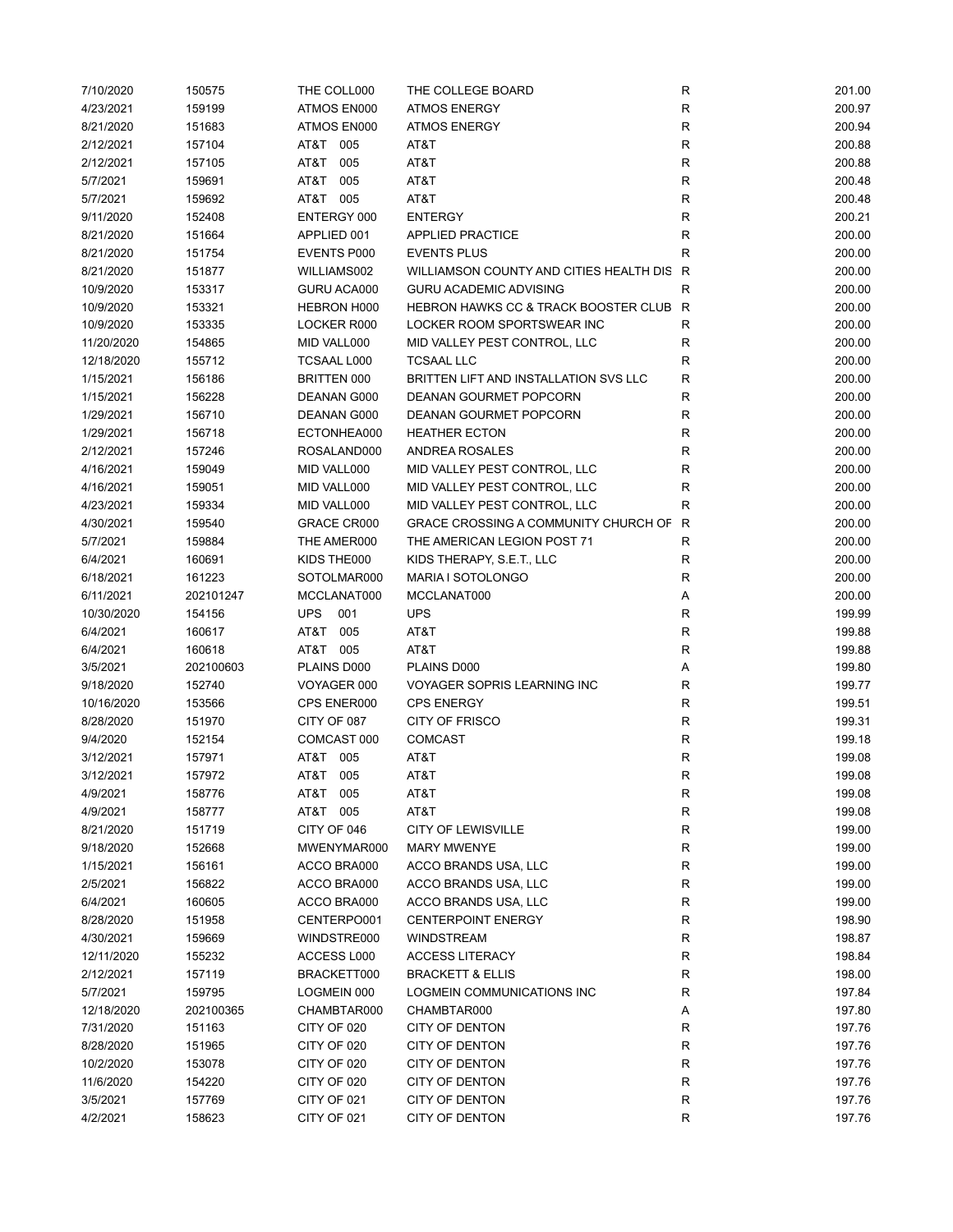| | | | | | |
|---|---|---|---|---|---|
| 7/10/2020 | 150575 | THE COLL000 | THE COLLEGE BOARD | R | 201.00 |
| 4/23/2021 | 159199 | ATMOS EN000 | ATMOS ENERGY | R | 200.97 |
| 8/21/2020 | 151683 | ATMOS EN000 | ATMOS ENERGY | R | 200.94 |
| 2/12/2021 | 157104 | AT&T 005 | AT&T | R | 200.88 |
| 2/12/2021 | 157105 | AT&T 005 | AT&T | R | 200.88 |
| 5/7/2021 | 159691 | AT&T 005 | AT&T | R | 200.48 |
| 5/7/2021 | 159692 | AT&T 005 | AT&T | R | 200.48 |
| 9/11/2020 | 152408 | ENTERGY 000 | ENTERGY | R | 200.21 |
| 8/21/2020 | 151664 | APPLIED 001 | APPLIED PRACTICE | R | 200.00 |
| 8/21/2020 | 151754 | EVENTS P000 | EVENTS PLUS | R | 200.00 |
| 8/21/2020 | 151877 | WILLIAMS002 | WILLIAMSON COUNTY AND CITIES HEALTH DIS | R | 200.00 |
| 10/9/2020 | 153317 | GURU ACA000 | GURU ACADEMIC ADVISING | R | 200.00 |
| 10/9/2020 | 153321 | HEBRON H000 | HEBRON HAWKS CC & TRACK BOOSTER CLUB | R | 200.00 |
| 10/9/2020 | 153335 | LOCKER R000 | LOCKER ROOM SPORTSWEAR INC | R | 200.00 |
| 11/20/2020 | 154865 | MID VALL000 | MID VALLEY PEST CONTROL, LLC | R | 200.00 |
| 12/18/2020 | 155712 | TCSAAL L000 | TCSAAL LLC | R | 200.00 |
| 1/15/2021 | 156186 | BRITTEN 000 | BRITTEN LIFT AND INSTALLATION SVS LLC | R | 200.00 |
| 1/15/2021 | 156228 | DEANAN G000 | DEANAN GOURMET POPCORN | R | 200.00 |
| 1/29/2021 | 156710 | DEANAN G000 | DEANAN GOURMET POPCORN | R | 200.00 |
| 1/29/2021 | 156718 | ECTONHEA000 | HEATHER ECTON | R | 200.00 |
| 2/12/2021 | 157246 | ROSALAND000 | ANDREA ROSALES | R | 200.00 |
| 4/16/2021 | 159049 | MID VALL000 | MID VALLEY PEST CONTROL, LLC | R | 200.00 |
| 4/16/2021 | 159051 | MID VALL000 | MID VALLEY PEST CONTROL, LLC | R | 200.00 |
| 4/23/2021 | 159334 | MID VALL000 | MID VALLEY PEST CONTROL, LLC | R | 200.00 |
| 4/30/2021 | 159540 | GRACE CR000 | GRACE CROSSING A COMMUNITY CHURCH OF | R | 200.00 |
| 5/7/2021 | 159884 | THE AMER000 | THE AMERICAN LEGION POST 71 | R | 200.00 |
| 6/4/2021 | 160691 | KIDS THE000 | KIDS THERAPY, S.E.T., LLC | R | 200.00 |
| 6/18/2021 | 161223 | SOTOLMAR000 | MARIA I SOTOLONGO | R | 200.00 |
| 6/11/2021 | 202101247 | MCCLANAT000 | MCCLANAT000 | A | 200.00 |
| 10/30/2020 | 154156 | UPS 001 | UPS | R | 199.99 |
| 6/4/2021 | 160617 | AT&T 005 | AT&T | R | 199.88 |
| 6/4/2021 | 160618 | AT&T 005 | AT&T | R | 199.88 |
| 3/5/2021 | 202100603 | PLAINS D000 | PLAINS D000 | A | 199.80 |
| 9/18/2020 | 152740 | VOYAGER 000 | VOYAGER SOPRIS LEARNING INC | R | 199.77 |
| 10/16/2020 | 153566 | CPS ENER000 | CPS ENERGY | R | 199.51 |
| 8/28/2020 | 151970 | CITY OF 087 | CITY OF FRISCO | R | 199.31 |
| 9/4/2020 | 152154 | COMCAST 000 | COMCAST | R | 199.18 |
| 3/12/2021 | 157971 | AT&T 005 | AT&T | R | 199.08 |
| 3/12/2021 | 157972 | AT&T 005 | AT&T | R | 199.08 |
| 4/9/2021 | 158776 | AT&T 005 | AT&T | R | 199.08 |
| 4/9/2021 | 158777 | AT&T 005 | AT&T | R | 199.08 |
| 8/21/2020 | 151719 | CITY OF 046 | CITY OF LEWISVILLE | R | 199.00 |
| 9/18/2020 | 152668 | MWENYMAR000 | MARY MWENYE | R | 199.00 |
| 1/15/2021 | 156161 | ACCO BRA000 | ACCO BRANDS USA, LLC | R | 199.00 |
| 2/5/2021 | 156822 | ACCO BRA000 | ACCO BRANDS USA, LLC | R | 199.00 |
| 6/4/2021 | 160605 | ACCO BRA000 | ACCO BRANDS USA, LLC | R | 199.00 |
| 8/28/2020 | 151958 | CENTERPO001 | CENTERPOINT ENERGY | R | 198.90 |
| 4/30/2021 | 159669 | WINDSTRE000 | WINDSTREAM | R | 198.87 |
| 12/11/2020 | 155232 | ACCESS L000 | ACCESS LITERACY | R | 198.84 |
| 2/12/2021 | 157119 | BRACKETT000 | BRACKETT & ELLIS | R | 198.00 |
| 5/7/2021 | 159795 | LOGMEIN 000 | LOGMEIN COMMUNICATIONS INC | R | 197.84 |
| 12/18/2020 | 202100365 | CHAMBTAR000 | CHAMBTAR000 | A | 197.80 |
| 7/31/2020 | 151163 | CITY OF 020 | CITY OF DENTON | R | 197.76 |
| 8/28/2020 | 151965 | CITY OF 020 | CITY OF DENTON | R | 197.76 |
| 10/2/2020 | 153078 | CITY OF 020 | CITY OF DENTON | R | 197.76 |
| 11/6/2020 | 154220 | CITY OF 020 | CITY OF DENTON | R | 197.76 |
| 3/5/2021 | 157769 | CITY OF 021 | CITY OF DENTON | R | 197.76 |
| 4/2/2021 | 158623 | CITY OF 021 | CITY OF DENTON | R | 197.76 |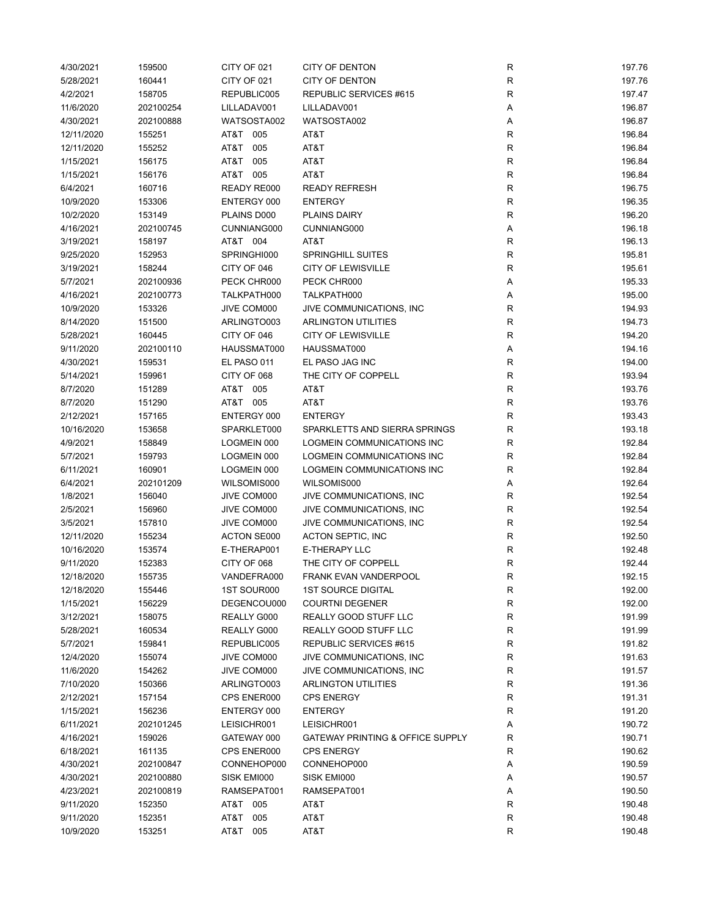| | | | | | |
|---|---|---|---|---|---|
| 4/30/2021 | 159500 | CITY OF 021 | CITY OF DENTON | R | 197.76 |
| 5/28/2021 | 160441 | CITY OF 021 | CITY OF DENTON | R | 197.76 |
| 4/2/2021 | 158705 | REPUBLIC005 | REPUBLIC SERVICES #615 | R | 197.47 |
| 11/6/2020 | 202100254 | LILLADAV001 | LILLADAV001 | A | 196.87 |
| 4/30/2021 | 202100888 | WATSOSTA002 | WATSOSTA002 | A | 196.87 |
| 12/11/2020 | 155251 | AT&T 005 | AT&T | R | 196.84 |
| 12/11/2020 | 155252 | AT&T 005 | AT&T | R | 196.84 |
| 1/15/2021 | 156175 | AT&T 005 | AT&T | R | 196.84 |
| 1/15/2021 | 156176 | AT&T 005 | AT&T | R | 196.84 |
| 6/4/2021 | 160716 | READY RE000 | READY REFRESH | R | 196.75 |
| 10/9/2020 | 153306 | ENTERGY 000 | ENTERGY | R | 196.35 |
| 10/2/2020 | 153149 | PLAINS D000 | PLAINS DAIRY | R | 196.20 |
| 4/16/2021 | 202100745 | CUNNIANG000 | CUNNIANG000 | A | 196.18 |
| 3/19/2021 | 158197 | AT&T 004 | AT&T | R | 196.13 |
| 9/25/2020 | 152953 | SPRINGHI000 | SPRINGHILL SUITES | R | 195.81 |
| 3/19/2021 | 158244 | CITY OF 046 | CITY OF LEWISVILLE | R | 195.61 |
| 5/7/2021 | 202100936 | PECK CHR000 | PECK CHR000 | A | 195.33 |
| 4/16/2021 | 202100773 | TALKPATH000 | TALKPATH000 | A | 195.00 |
| 10/9/2020 | 153326 | JIVE COM000 | JIVE COMMUNICATIONS, INC | R | 194.93 |
| 8/14/2020 | 151500 | ARLINGTO003 | ARLINGTON UTILITIES | R | 194.73 |
| 5/28/2021 | 160445 | CITY OF 046 | CITY OF LEWISVILLE | R | 194.20 |
| 9/11/2020 | 202100110 | HAUSSMAT000 | HAUSSMAT000 | A | 194.16 |
| 4/30/2021 | 159531 | EL PASO 011 | EL PASO JAG INC | R | 194.00 |
| 5/14/2021 | 159961 | CITY OF 068 | THE CITY OF COPPELL | R | 193.94 |
| 8/7/2020 | 151289 | AT&T 005 | AT&T | R | 193.76 |
| 8/7/2020 | 151290 | AT&T 005 | AT&T | R | 193.76 |
| 2/12/2021 | 157165 | ENTERGY 000 | ENTERGY | R | 193.43 |
| 10/16/2020 | 153658 | SPARKLET000 | SPARKLETTS AND SIERRA SPRINGS | R | 193.18 |
| 4/9/2021 | 158849 | LOGMEIN 000 | LOGMEIN COMMUNICATIONS INC | R | 192.84 |
| 5/7/2021 | 159793 | LOGMEIN 000 | LOGMEIN COMMUNICATIONS INC | R | 192.84 |
| 6/11/2021 | 160901 | LOGMEIN 000 | LOGMEIN COMMUNICATIONS INC | R | 192.84 |
| 6/4/2021 | 202101209 | WILSOMIS000 | WILSOMIS000 | A | 192.64 |
| 1/8/2021 | 156040 | JIVE COM000 | JIVE COMMUNICATIONS, INC | R | 192.54 |
| 2/5/2021 | 156960 | JIVE COM000 | JIVE COMMUNICATIONS, INC | R | 192.54 |
| 3/5/2021 | 157810 | JIVE COM000 | JIVE COMMUNICATIONS, INC | R | 192.54 |
| 12/11/2020 | 155234 | ACTON SE000 | ACTON SEPTIC, INC | R | 192.50 |
| 10/16/2020 | 153574 | E-THERAP001 | E-THERAPY LLC | R | 192.48 |
| 9/11/2020 | 152383 | CITY OF 068 | THE CITY OF COPPELL | R | 192.44 |
| 12/18/2020 | 155735 | VANDEFRA000 | FRANK EVAN VANDERPOOL | R | 192.15 |
| 12/18/2020 | 155446 | 1ST SOUR000 | 1ST SOURCE DIGITAL | R | 192.00 |
| 1/15/2021 | 156229 | DEGENCOU000 | COURTNI DEGENER | R | 192.00 |
| 3/12/2021 | 158075 | REALLY G000 | REALLY GOOD STUFF LLC | R | 191.99 |
| 5/28/2021 | 160534 | REALLY G000 | REALLY GOOD STUFF LLC | R | 191.99 |
| 5/7/2021 | 159841 | REPUBLIC005 | REPUBLIC SERVICES #615 | R | 191.82 |
| 12/4/2020 | 155074 | JIVE COM000 | JIVE COMMUNICATIONS, INC | R | 191.63 |
| 11/6/2020 | 154262 | JIVE COM000 | JIVE COMMUNICATIONS, INC | R | 191.57 |
| 7/10/2020 | 150366 | ARLINGTO003 | ARLINGTON UTILITIES | R | 191.36 |
| 2/12/2021 | 157154 | CPS ENER000 | CPS ENERGY | R | 191.31 |
| 1/15/2021 | 156236 | ENTERGY 000 | ENTERGY | R | 191.20 |
| 6/11/2021 | 202101245 | LEISICHR001 | LEISICHR001 | A | 190.72 |
| 4/16/2021 | 159026 | GATEWAY 000 | GATEWAY PRINTING & OFFICE SUPPLY | R | 190.71 |
| 6/18/2021 | 161135 | CPS ENER000 | CPS ENERGY | R | 190.62 |
| 4/30/2021 | 202100847 | CONNEHOP000 | CONNEHOP000 | A | 190.59 |
| 4/30/2021 | 202100880 | SISK EMI000 | SISK EMI000 | A | 190.57 |
| 4/23/2021 | 202100819 | RAMSEPAT001 | RAMSEPAT001 | A | 190.50 |
| 9/11/2020 | 152350 | AT&T 005 | AT&T | R | 190.48 |
| 9/11/2020 | 152351 | AT&T 005 | AT&T | R | 190.48 |
| 10/9/2020 | 153251 | AT&T 005 | AT&T | R | 190.48 |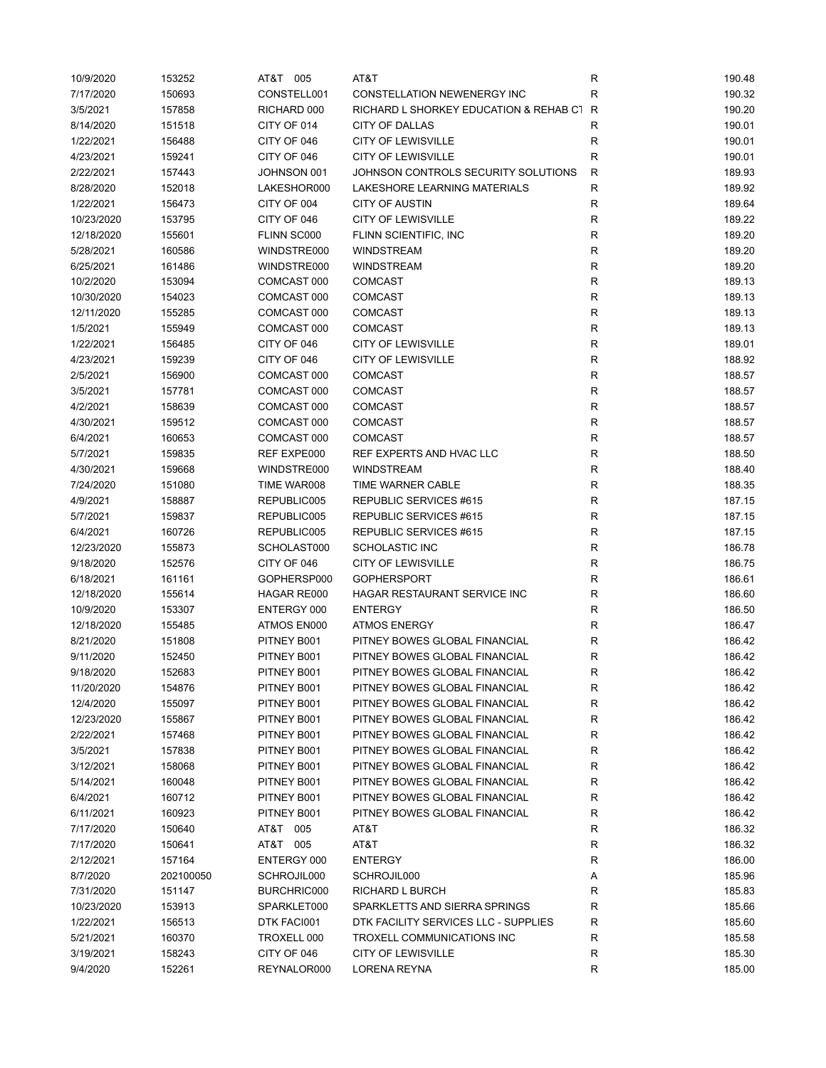| | | | | | |
|---|---|---|---|---|---|
| 10/9/2020 | 153252 | AT&T 005 | AT&T | R | 190.48 |
| 7/17/2020 | 150693 | CONSTELL001 | CONSTELLATION NEWENERGY INC | R | 190.32 |
| 3/5/2021 | 157858 | RICHARD 000 | RICHARD L SHORKEY EDUCATION & REHAB CT | R | 190.20 |
| 8/14/2020 | 151518 | CITY OF 014 | CITY OF DALLAS | R | 190.01 |
| 1/22/2021 | 156488 | CITY OF 046 | CITY OF LEWISVILLE | R | 190.01 |
| 4/23/2021 | 159241 | CITY OF 046 | CITY OF LEWISVILLE | R | 190.01 |
| 2/22/2021 | 157443 | JOHNSON 001 | JOHNSON CONTROLS SECURITY SOLUTIONS | R | 189.93 |
| 8/28/2020 | 152018 | LAKESHOR000 | LAKESHORE LEARNING MATERIALS | R | 189.92 |
| 1/22/2021 | 156473 | CITY OF 004 | CITY OF AUSTIN | R | 189.64 |
| 10/23/2020 | 153795 | CITY OF 046 | CITY OF LEWISVILLE | R | 189.22 |
| 12/18/2020 | 155601 | FLINN SC000 | FLINN SCIENTIFIC, INC | R | 189.20 |
| 5/28/2021 | 160586 | WINDSTRE000 | WINDSTREAM | R | 189.20 |
| 6/25/2021 | 161486 | WINDSTRE000 | WINDSTREAM | R | 189.20 |
| 10/2/2020 | 153094 | COMCAST 000 | COMCAST | R | 189.13 |
| 10/30/2020 | 154023 | COMCAST 000 | COMCAST | R | 189.13 |
| 12/11/2020 | 155285 | COMCAST 000 | COMCAST | R | 189.13 |
| 1/5/2021 | 155949 | COMCAST 000 | COMCAST | R | 189.13 |
| 1/22/2021 | 156485 | CITY OF 046 | CITY OF LEWISVILLE | R | 189.01 |
| 4/23/2021 | 159239 | CITY OF 046 | CITY OF LEWISVILLE | R | 188.92 |
| 2/5/2021 | 156900 | COMCAST 000 | COMCAST | R | 188.57 |
| 3/5/2021 | 157781 | COMCAST 000 | COMCAST | R | 188.57 |
| 4/2/2021 | 158639 | COMCAST 000 | COMCAST | R | 188.57 |
| 4/30/2021 | 159512 | COMCAST 000 | COMCAST | R | 188.57 |
| 6/4/2021 | 160653 | COMCAST 000 | COMCAST | R | 188.57 |
| 5/7/2021 | 159835 | REF EXPE000 | REF EXPERTS AND HVAC LLC | R | 188.50 |
| 4/30/2021 | 159668 | WINDSTRE000 | WINDSTREAM | R | 188.40 |
| 7/24/2020 | 151080 | TIME WAR008 | TIME WARNER CABLE | R | 188.35 |
| 4/9/2021 | 158887 | REPUBLIC005 | REPUBLIC SERVICES #615 | R | 187.15 |
| 5/7/2021 | 159837 | REPUBLIC005 | REPUBLIC SERVICES #615 | R | 187.15 |
| 6/4/2021 | 160726 | REPUBLIC005 | REPUBLIC SERVICES #615 | R | 187.15 |
| 12/23/2020 | 155873 | SCHOLAST000 | SCHOLASTIC INC | R | 186.78 |
| 9/18/2020 | 152576 | CITY OF 046 | CITY OF LEWISVILLE | R | 186.75 |
| 6/18/2021 | 161161 | GOPHERSP000 | GOPHERSPORT | R | 186.61 |
| 12/18/2020 | 155614 | HAGAR RE000 | HAGAR RESTAURANT SERVICE INC | R | 186.60 |
| 10/9/2020 | 153307 | ENTERGY 000 | ENTERGY | R | 186.50 |
| 12/18/2020 | 155485 | ATMOS EN000 | ATMOS ENERGY | R | 186.47 |
| 8/21/2020 | 151808 | PITNEY B001 | PITNEY BOWES GLOBAL FINANCIAL | R | 186.42 |
| 9/11/2020 | 152450 | PITNEY B001 | PITNEY BOWES GLOBAL FINANCIAL | R | 186.42 |
| 9/18/2020 | 152683 | PITNEY B001 | PITNEY BOWES GLOBAL FINANCIAL | R | 186.42 |
| 11/20/2020 | 154876 | PITNEY B001 | PITNEY BOWES GLOBAL FINANCIAL | R | 186.42 |
| 12/4/2020 | 155097 | PITNEY B001 | PITNEY BOWES GLOBAL FINANCIAL | R | 186.42 |
| 12/23/2020 | 155867 | PITNEY B001 | PITNEY BOWES GLOBAL FINANCIAL | R | 186.42 |
| 2/22/2021 | 157468 | PITNEY B001 | PITNEY BOWES GLOBAL FINANCIAL | R | 186.42 |
| 3/5/2021 | 157838 | PITNEY B001 | PITNEY BOWES GLOBAL FINANCIAL | R | 186.42 |
| 3/12/2021 | 158068 | PITNEY B001 | PITNEY BOWES GLOBAL FINANCIAL | R | 186.42 |
| 5/14/2021 | 160048 | PITNEY B001 | PITNEY BOWES GLOBAL FINANCIAL | R | 186.42 |
| 6/4/2021 | 160712 | PITNEY B001 | PITNEY BOWES GLOBAL FINANCIAL | R | 186.42 |
| 6/11/2021 | 160923 | PITNEY B001 | PITNEY BOWES GLOBAL FINANCIAL | R | 186.42 |
| 7/17/2020 | 150640 | AT&T 005 | AT&T | R | 186.32 |
| 7/17/2020 | 150641 | AT&T 005 | AT&T | R | 186.32 |
| 2/12/2021 | 157164 | ENTERGY 000 | ENTERGY | R | 186.00 |
| 8/7/2020 | 202100050 | SCHROJIL000 | SCHROJIL000 | A | 185.96 |
| 7/31/2020 | 151147 | BURCHRIC000 | RICHARD L BURCH | R | 185.83 |
| 10/23/2020 | 153913 | SPARKLET000 | SPARKLETTS AND SIERRA SPRINGS | R | 185.66 |
| 1/22/2021 | 156513 | DTK FACI001 | DTK FACILITY SERVICES LLC - SUPPLIES | R | 185.60 |
| 5/21/2021 | 160370 | TROXELL 000 | TROXELL COMMUNICATIONS INC | R | 185.58 |
| 3/19/2021 | 158243 | CITY OF 046 | CITY OF LEWISVILLE | R | 185.30 |
| 9/4/2020 | 152261 | REYNALOR000 | LORENA REYNA | R | 185.00 |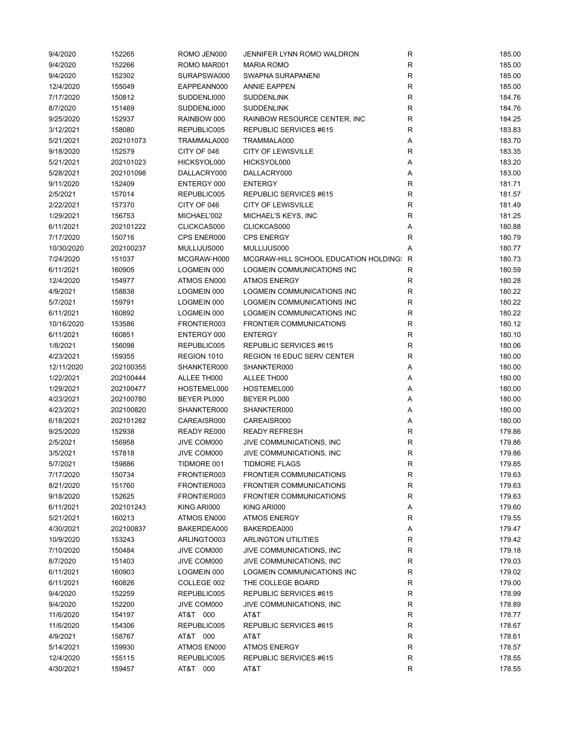| | | | | | |
|---|---|---|---|---|---|
| 9/4/2020 | 152265 | ROMO JEN000 | JENNIFER LYNN ROMO WALDRON | R | 185.00 |
| 9/4/2020 | 152266 | ROMO MAR001 | MARIA ROMO | R | 185.00 |
| 9/4/2020 | 152302 | SURAPSWA000 | SWAPNA SURAPANENI | R | 185.00 |
| 12/4/2020 | 155049 | EAPPEANN000 | ANNIE EAPPEN | R | 185.00 |
| 7/17/2020 | 150812 | SUDDENLI000 | SUDDENLINK | R | 184.76 |
| 8/7/2020 | 151469 | SUDDENLI000 | SUDDENLINK | R | 184.76 |
| 9/25/2020 | 152937 | RAINBOW 000 | RAINBOW RESOURCE CENTER, INC | R | 184.25 |
| 3/12/2021 | 158080 | REPUBLIC005 | REPUBLIC SERVICES #615 | R | 183.83 |
| 5/21/2021 | 202101073 | TRAMMALA000 | TRAMMALA000 | A | 183.70 |
| 9/18/2020 | 152579 | CITY OF 046 | CITY OF LEWISVILLE | R | 183.35 |
| 5/21/2021 | 202101023 | HICKSYOL000 | HICKSYOL000 | A | 183.20 |
| 5/28/2021 | 202101098 | DALLACRY000 | DALLACRY000 | A | 183.00 |
| 9/11/2020 | 152409 | ENTERGY 000 | ENTERGY | R | 181.71 |
| 2/5/2021 | 157014 | REPUBLIC005 | REPUBLIC SERVICES #615 | R | 181.57 |
| 2/22/2021 | 157370 | CITY OF 046 | CITY OF LEWISVILLE | R | 181.49 |
| 1/29/2021 | 156753 | MICHAEL'002 | MICHAEL'S KEYS, INC | R | 181.25 |
| 6/11/2021 | 202101222 | CLICKCAS000 | CLICKCAS000 | A | 180.88 |
| 7/17/2020 | 150716 | CPS ENER000 | CPS ENERGY | R | 180.79 |
| 10/30/2020 | 202100237 | MULLIJUS000 | MULLIJUS000 | A | 180.77 |
| 7/24/2020 | 151037 | MCGRAW-H000 | MCGRAW-HILL SCHOOL EDUCATION HOLDINGS | R | 180.73 |
| 6/11/2021 | 160905 | LOGMEIN 000 | LOGMEIN COMMUNICATIONS INC | R | 180.59 |
| 12/4/2020 | 154977 | ATMOS EN000 | ATMOS ENERGY | R | 180.28 |
| 4/9/2021 | 158838 | LOGMEIN 000 | LOGMEIN COMMUNICATIONS INC | R | 180.22 |
| 5/7/2021 | 159791 | LOGMEIN 000 | LOGMEIN COMMUNICATIONS INC | R | 180.22 |
| 6/11/2021 | 160892 | LOGMEIN 000 | LOGMEIN COMMUNICATIONS INC | R | 180.22 |
| 10/16/2020 | 153586 | FRONTIER003 | FRONTIER COMMUNICATIONS | R | 180.12 |
| 6/11/2021 | 160851 | ENTERGY 000 | ENTERGY | R | 180.10 |
| 1/8/2021 | 156098 | REPUBLIC005 | REPUBLIC SERVICES #615 | R | 180.06 |
| 4/23/2021 | 159355 | REGION 1010 | REGION 16 EDUC SERV CENTER | R | 180.00 |
| 12/11/2020 | 202100355 | SHANKTER000 | SHANKTER000 | A | 180.00 |
| 1/22/2021 | 202100444 | ALLEE TH000 | ALLEE TH000 | A | 180.00 |
| 1/29/2021 | 202100477 | HOSTEMEL000 | HOSTEMEL000 | A | 180.00 |
| 4/23/2021 | 202100780 | BEYER PL000 | BEYER PL000 | A | 180.00 |
| 4/23/2021 | 202100820 | SHANKTER000 | SHANKTER000 | A | 180.00 |
| 6/18/2021 | 202101282 | CAREAISR000 | CAREAISR000 | A | 180.00 |
| 9/25/2020 | 152938 | READY RE000 | READY REFRESH | R | 179.86 |
| 2/5/2021 | 156958 | JIVE COM000 | JIVE COMMUNICATIONS, INC | R | 179.86 |
| 3/5/2021 | 157818 | JIVE COM000 | JIVE COMMUNICATIONS, INC | R | 179.86 |
| 5/7/2021 | 159886 | TIDMORE 001 | TIDMORE FLAGS | R | 179.85 |
| 7/17/2020 | 150734 | FRONTIER003 | FRONTIER COMMUNICATIONS | R | 179.63 |
| 8/21/2020 | 151760 | FRONTIER003 | FRONTIER COMMUNICATIONS | R | 179.63 |
| 9/18/2020 | 152625 | FRONTIER003 | FRONTIER COMMUNICATIONS | R | 179.63 |
| 6/11/2021 | 202101243 | KING ARI000 | KING ARI000 | A | 179.60 |
| 5/21/2021 | 160213 | ATMOS EN000 | ATMOS ENERGY | R | 179.55 |
| 4/30/2021 | 202100837 | BAKERDEA000 | BAKERDEA000 | A | 179.47 |
| 10/9/2020 | 153243 | ARLINGTO003 | ARLINGTON UTILITIES | R | 179.42 |
| 7/10/2020 | 150484 | JIVE COM000 | JIVE COMMUNICATIONS, INC | R | 179.18 |
| 8/7/2020 | 151403 | JIVE COM000 | JIVE COMMUNICATIONS, INC | R | 179.03 |
| 6/11/2021 | 160903 | LOGMEIN 000 | LOGMEIN COMMUNICATIONS INC | R | 179.02 |
| 6/11/2021 | 160826 | COLLEGE 002 | THE COLLEGE BOARD | R | 179.00 |
| 9/4/2020 | 152259 | REPUBLIC005 | REPUBLIC SERVICES #615 | R | 178.99 |
| 9/4/2020 | 152200 | JIVE COM000 | JIVE COMMUNICATIONS, INC | R | 178.89 |
| 11/6/2020 | 154197 | AT&T 000 | AT&T | R | 178.77 |
| 11/6/2020 | 154306 | REPUBLIC005 | REPUBLIC SERVICES #615 | R | 178.67 |
| 4/9/2021 | 158767 | AT&T 000 | AT&T | R | 178.61 |
| 5/14/2021 | 159930 | ATMOS EN000 | ATMOS ENERGY | R | 178.57 |
| 12/4/2020 | 155115 | REPUBLIC005 | REPUBLIC SERVICES #615 | R | 178.55 |
| 4/30/2021 | 159457 | AT&T 000 | AT&T | R | 178.55 |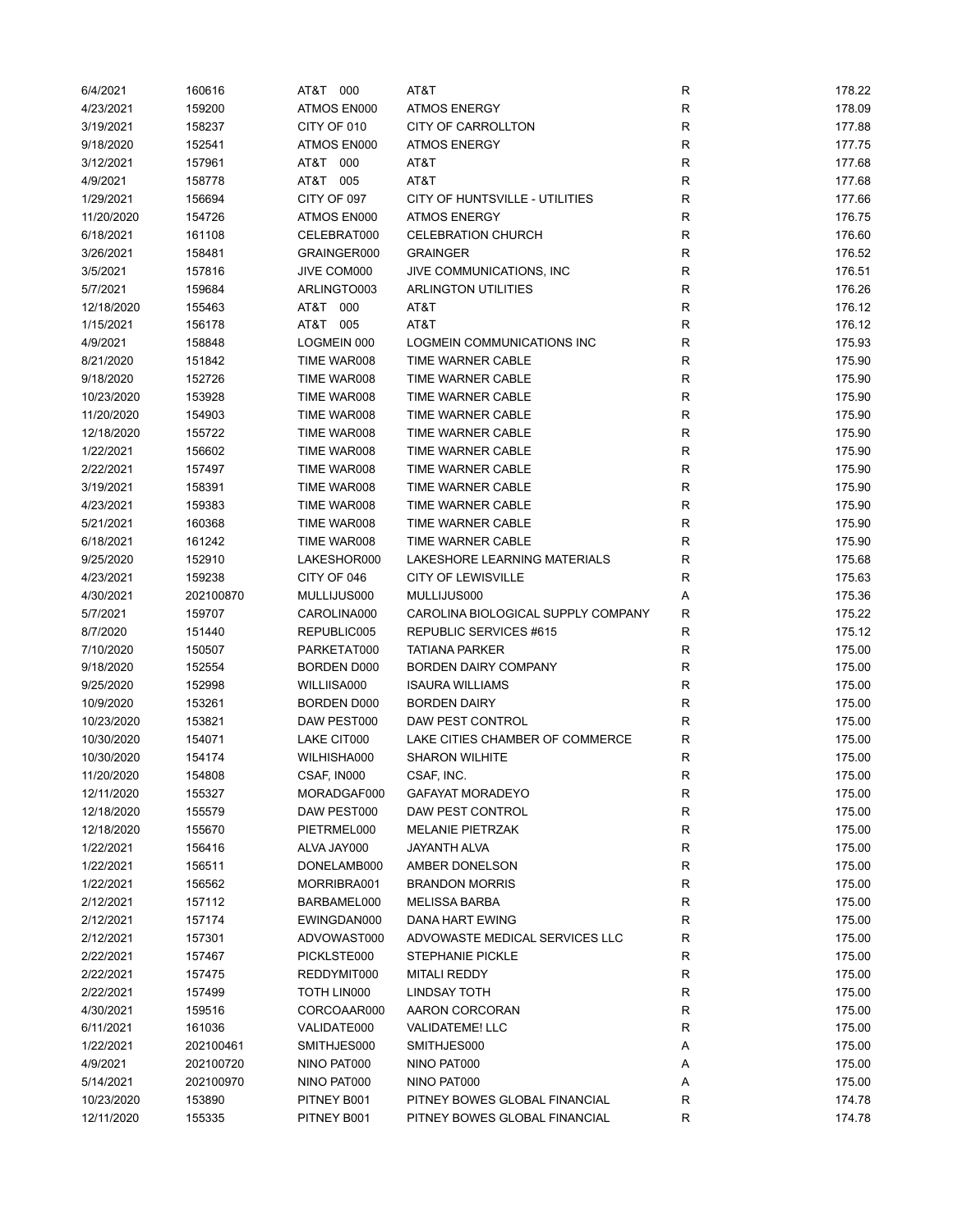| | | | | | |
|---|---|---|---|---|---|
| 6/4/2021 | 160616 | AT&T 000 | AT&T | R | 178.22 |
| 4/23/2021 | 159200 | ATMOS EN000 | ATMOS ENERGY | R | 178.09 |
| 3/19/2021 | 158237 | CITY OF 010 | CITY OF CARROLLTON | R | 177.88 |
| 9/18/2020 | 152541 | ATMOS EN000 | ATMOS ENERGY | R | 177.75 |
| 3/12/2021 | 157961 | AT&T 000 | AT&T | R | 177.68 |
| 4/9/2021 | 158778 | AT&T 005 | AT&T | R | 177.68 |
| 1/29/2021 | 156694 | CITY OF 097 | CITY OF HUNTSVILLE - UTILITIES | R | 177.66 |
| 11/20/2020 | 154726 | ATMOS EN000 | ATMOS ENERGY | R | 176.75 |
| 6/18/2021 | 161108 | CELEBRAT000 | CELEBRATION CHURCH | R | 176.60 |
| 3/26/2021 | 158481 | GRAINGER000 | GRAINGER | R | 176.52 |
| 3/5/2021 | 157816 | JIVE COM000 | JIVE COMMUNICATIONS, INC | R | 176.51 |
| 5/7/2021 | 159684 | ARLINGTO003 | ARLINGTON UTILITIES | R | 176.26 |
| 12/18/2020 | 155463 | AT&T 000 | AT&T | R | 176.12 |
| 1/15/2021 | 156178 | AT&T 005 | AT&T | R | 176.12 |
| 4/9/2021 | 158848 | LOGMEIN 000 | LOGMEIN COMMUNICATIONS INC | R | 175.93 |
| 8/21/2020 | 151842 | TIME WAR008 | TIME WARNER CABLE | R | 175.90 |
| 9/18/2020 | 152726 | TIME WAR008 | TIME WARNER CABLE | R | 175.90 |
| 10/23/2020 | 153928 | TIME WAR008 | TIME WARNER CABLE | R | 175.90 |
| 11/20/2020 | 154903 | TIME WAR008 | TIME WARNER CABLE | R | 175.90 |
| 12/18/2020 | 155722 | TIME WAR008 | TIME WARNER CABLE | R | 175.90 |
| 1/22/2021 | 156602 | TIME WAR008 | TIME WARNER CABLE | R | 175.90 |
| 2/22/2021 | 157497 | TIME WAR008 | TIME WARNER CABLE | R | 175.90 |
| 3/19/2021 | 158391 | TIME WAR008 | TIME WARNER CABLE | R | 175.90 |
| 4/23/2021 | 159383 | TIME WAR008 | TIME WARNER CABLE | R | 175.90 |
| 5/21/2021 | 160368 | TIME WAR008 | TIME WARNER CABLE | R | 175.90 |
| 6/18/2021 | 161242 | TIME WAR008 | TIME WARNER CABLE | R | 175.90 |
| 9/25/2020 | 152910 | LAKESHOR000 | LAKESHORE LEARNING MATERIALS | R | 175.68 |
| 4/23/2021 | 159238 | CITY OF 046 | CITY OF LEWISVILLE | R | 175.63 |
| 4/30/2021 | 202100870 | MULLIJUS000 | MULLIJUS000 | A | 175.36 |
| 5/7/2021 | 159707 | CAROLINA000 | CAROLINA BIOLOGICAL SUPPLY COMPANY | R | 175.22 |
| 8/7/2020 | 151440 | REPUBLIC005 | REPUBLIC SERVICES #615 | R | 175.12 |
| 7/10/2020 | 150507 | PARKETAT000 | TATIANA PARKER | R | 175.00 |
| 9/18/2020 | 152554 | BORDEN D000 | BORDEN DAIRY COMPANY | R | 175.00 |
| 9/25/2020 | 152998 | WILLIISA000 | ISAURA WILLIAMS | R | 175.00 |
| 10/9/2020 | 153261 | BORDEN D000 | BORDEN DAIRY | R | 175.00 |
| 10/23/2020 | 153821 | DAW PEST000 | DAW PEST CONTROL | R | 175.00 |
| 10/30/2020 | 154071 | LAKE CIT000 | LAKE CITIES CHAMBER OF COMMERCE | R | 175.00 |
| 10/30/2020 | 154174 | WILHISHA000 | SHARON WILHITE | R | 175.00 |
| 11/20/2020 | 154808 | CSAF, IN000 | CSAF, INC. | R | 175.00 |
| 12/11/2020 | 155327 | MORADGAF000 | GAFAYAT MORADEYO | R | 175.00 |
| 12/18/2020 | 155579 | DAW PEST000 | DAW PEST CONTROL | R | 175.00 |
| 12/18/2020 | 155670 | PIETRMEL000 | MELANIE PIETRZAK | R | 175.00 |
| 1/22/2021 | 156416 | ALVA JAY000 | JAYANTH ALVA | R | 175.00 |
| 1/22/2021 | 156511 | DONELAMB000 | AMBER DONELSON | R | 175.00 |
| 1/22/2021 | 156562 | MORRIBRA001 | BRANDON MORRIS | R | 175.00 |
| 2/12/2021 | 157112 | BARBAMEL000 | MELISSA BARBA | R | 175.00 |
| 2/12/2021 | 157174 | EWINGDAN000 | DANA HART EWING | R | 175.00 |
| 2/12/2021 | 157301 | ADVOWAST000 | ADVOWASTE MEDICAL SERVICES LLC | R | 175.00 |
| 2/22/2021 | 157467 | PICKLSTE000 | STEPHANIE PICKLE | R | 175.00 |
| 2/22/2021 | 157475 | REDDYMIT000 | MITALI REDDY | R | 175.00 |
| 2/22/2021 | 157499 | TOTH LIN000 | LINDSAY TOTH | R | 175.00 |
| 4/30/2021 | 159516 | CORCOAAR000 | AARON CORCORAN | R | 175.00 |
| 6/11/2021 | 161036 | VALIDATE000 | VALIDATEME! LLC | R | 175.00 |
| 1/22/2021 | 202100461 | SMITHJES000 | SMITHJES000 | A | 175.00 |
| 4/9/2021 | 202100720 | NINO PAT000 | NINO PAT000 | A | 175.00 |
| 5/14/2021 | 202100970 | NINO PAT000 | NINO PAT000 | A | 175.00 |
| 10/23/2020 | 153890 | PITNEY B001 | PITNEY BOWES GLOBAL FINANCIAL | R | 174.78 |
| 12/11/2020 | 155335 | PITNEY B001 | PITNEY BOWES GLOBAL FINANCIAL | R | 174.78 |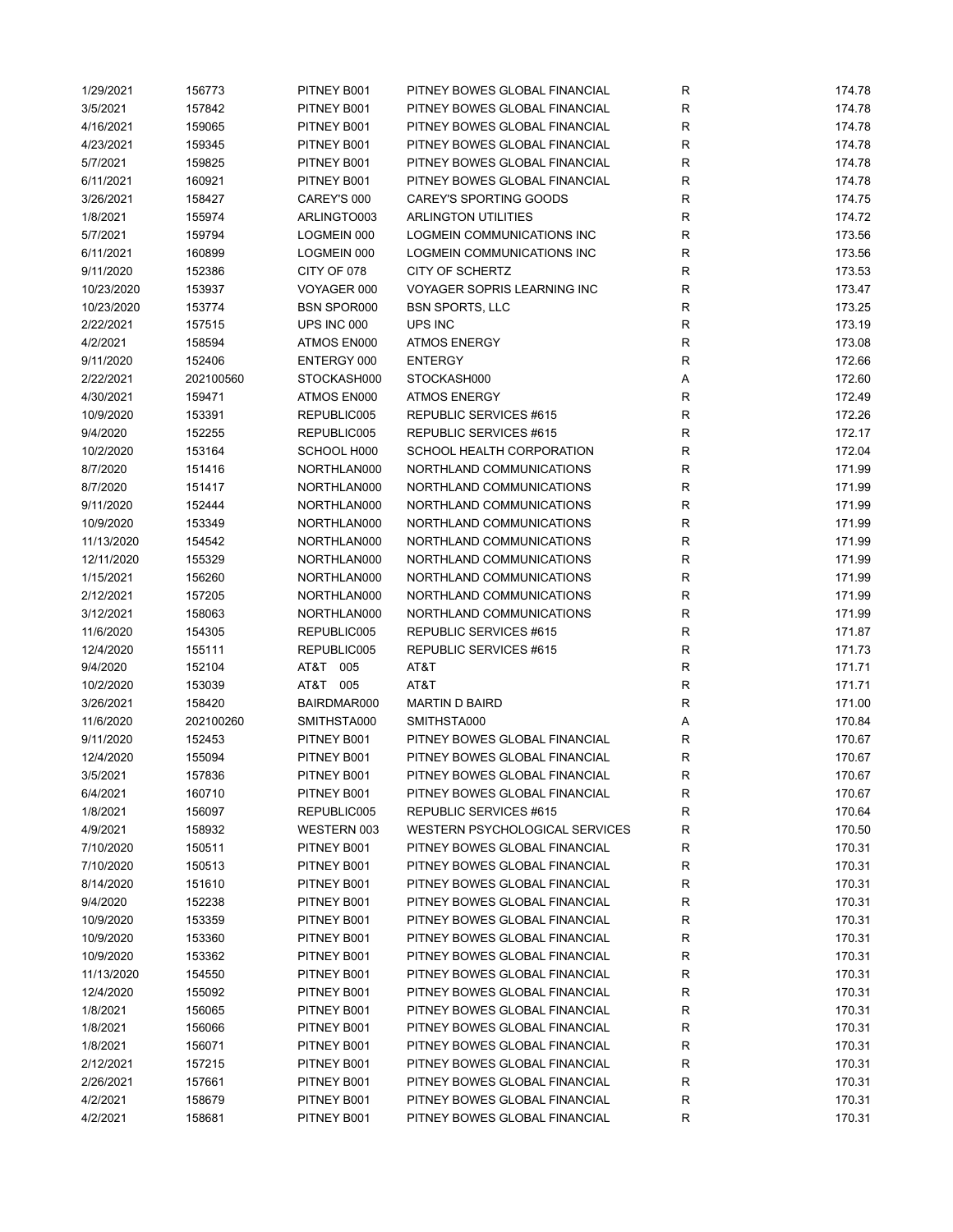| | | | | | |
|---|---|---|---|---|---|
| 1/29/2021 | 156773 | PITNEY B001 | PITNEY BOWES GLOBAL FINANCIAL | R | 174.78 |
| 3/5/2021 | 157842 | PITNEY B001 | PITNEY BOWES GLOBAL FINANCIAL | R | 174.78 |
| 4/16/2021 | 159065 | PITNEY B001 | PITNEY BOWES GLOBAL FINANCIAL | R | 174.78 |
| 4/23/2021 | 159345 | PITNEY B001 | PITNEY BOWES GLOBAL FINANCIAL | R | 174.78 |
| 5/7/2021 | 159825 | PITNEY B001 | PITNEY BOWES GLOBAL FINANCIAL | R | 174.78 |
| 6/11/2021 | 160921 | PITNEY B001 | PITNEY BOWES GLOBAL FINANCIAL | R | 174.78 |
| 3/26/2021 | 158427 | CAREY'S 000 | CAREY'S SPORTING GOODS | R | 174.75 |
| 1/8/2021 | 155974 | ARLINGTO003 | ARLINGTON UTILITIES | R | 174.72 |
| 5/7/2021 | 159794 | LOGMEIN 000 | LOGMEIN COMMUNICATIONS INC | R | 173.56 |
| 6/11/2021 | 160899 | LOGMEIN 000 | LOGMEIN COMMUNICATIONS INC | R | 173.56 |
| 9/11/2020 | 152386 | CITY OF 078 | CITY OF SCHERTZ | R | 173.53 |
| 10/23/2020 | 153937 | VOYAGER 000 | VOYAGER SOPRIS LEARNING INC | R | 173.47 |
| 10/23/2020 | 153774 | BSN SPOR000 | BSN SPORTS, LLC | R | 173.25 |
| 2/22/2021 | 157515 | UPS INC 000 | UPS INC | R | 173.19 |
| 4/2/2021 | 158594 | ATMOS EN000 | ATMOS ENERGY | R | 173.08 |
| 9/11/2020 | 152406 | ENTERGY 000 | ENTERGY | R | 172.66 |
| 2/22/2021 | 202100560 | STOCKASH000 | STOCKASH000 | A | 172.60 |
| 4/30/2021 | 159471 | ATMOS EN000 | ATMOS ENERGY | R | 172.49 |
| 10/9/2020 | 153391 | REPUBLIC005 | REPUBLIC SERVICES #615 | R | 172.26 |
| 9/4/2020 | 152255 | REPUBLIC005 | REPUBLIC SERVICES #615 | R | 172.17 |
| 10/2/2020 | 153164 | SCHOOL H000 | SCHOOL HEALTH CORPORATION | R | 172.04 |
| 8/7/2020 | 151416 | NORTHLAN000 | NORTHLAND COMMUNICATIONS | R | 171.99 |
| 8/7/2020 | 151417 | NORTHLAN000 | NORTHLAND COMMUNICATIONS | R | 171.99 |
| 9/11/2020 | 152444 | NORTHLAN000 | NORTHLAND COMMUNICATIONS | R | 171.99 |
| 10/9/2020 | 153349 | NORTHLAN000 | NORTHLAND COMMUNICATIONS | R | 171.99 |
| 11/13/2020 | 154542 | NORTHLAN000 | NORTHLAND COMMUNICATIONS | R | 171.99 |
| 12/11/2020 | 155329 | NORTHLAN000 | NORTHLAND COMMUNICATIONS | R | 171.99 |
| 1/15/2021 | 156260 | NORTHLAN000 | NORTHLAND COMMUNICATIONS | R | 171.99 |
| 2/12/2021 | 157205 | NORTHLAN000 | NORTHLAND COMMUNICATIONS | R | 171.99 |
| 3/12/2021 | 158063 | NORTHLAN000 | NORTHLAND COMMUNICATIONS | R | 171.99 |
| 11/6/2020 | 154305 | REPUBLIC005 | REPUBLIC SERVICES #615 | R | 171.87 |
| 12/4/2020 | 155111 | REPUBLIC005 | REPUBLIC SERVICES #615 | R | 171.73 |
| 9/4/2020 | 152104 | AT&T 005 | AT&T | R | 171.71 |
| 10/2/2020 | 153039 | AT&T 005 | AT&T | R | 171.71 |
| 3/26/2021 | 158420 | BAIRDMAR000 | MARTIN D BAIRD | R | 171.00 |
| 11/6/2020 | 202100260 | SMITHSTA000 | SMITHSTA000 | A | 170.84 |
| 9/11/2020 | 152453 | PITNEY B001 | PITNEY BOWES GLOBAL FINANCIAL | R | 170.67 |
| 12/4/2020 | 155094 | PITNEY B001 | PITNEY BOWES GLOBAL FINANCIAL | R | 170.67 |
| 3/5/2021 | 157836 | PITNEY B001 | PITNEY BOWES GLOBAL FINANCIAL | R | 170.67 |
| 6/4/2021 | 160710 | PITNEY B001 | PITNEY BOWES GLOBAL FINANCIAL | R | 170.67 |
| 1/8/2021 | 156097 | REPUBLIC005 | REPUBLIC SERVICES #615 | R | 170.64 |
| 4/9/2021 | 158932 | WESTERN 003 | WESTERN PSYCHOLOGICAL SERVICES | R | 170.50 |
| 7/10/2020 | 150511 | PITNEY B001 | PITNEY BOWES GLOBAL FINANCIAL | R | 170.31 |
| 7/10/2020 | 150513 | PITNEY B001 | PITNEY BOWES GLOBAL FINANCIAL | R | 170.31 |
| 8/14/2020 | 151610 | PITNEY B001 | PITNEY BOWES GLOBAL FINANCIAL | R | 170.31 |
| 9/4/2020 | 152238 | PITNEY B001 | PITNEY BOWES GLOBAL FINANCIAL | R | 170.31 |
| 10/9/2020 | 153359 | PITNEY B001 | PITNEY BOWES GLOBAL FINANCIAL | R | 170.31 |
| 10/9/2020 | 153360 | PITNEY B001 | PITNEY BOWES GLOBAL FINANCIAL | R | 170.31 |
| 10/9/2020 | 153362 | PITNEY B001 | PITNEY BOWES GLOBAL FINANCIAL | R | 170.31 |
| 11/13/2020 | 154550 | PITNEY B001 | PITNEY BOWES GLOBAL FINANCIAL | R | 170.31 |
| 12/4/2020 | 155092 | PITNEY B001 | PITNEY BOWES GLOBAL FINANCIAL | R | 170.31 |
| 1/8/2021 | 156065 | PITNEY B001 | PITNEY BOWES GLOBAL FINANCIAL | R | 170.31 |
| 1/8/2021 | 156066 | PITNEY B001 | PITNEY BOWES GLOBAL FINANCIAL | R | 170.31 |
| 1/8/2021 | 156071 | PITNEY B001 | PITNEY BOWES GLOBAL FINANCIAL | R | 170.31 |
| 2/12/2021 | 157215 | PITNEY B001 | PITNEY BOWES GLOBAL FINANCIAL | R | 170.31 |
| 2/26/2021 | 157661 | PITNEY B001 | PITNEY BOWES GLOBAL FINANCIAL | R | 170.31 |
| 4/2/2021 | 158679 | PITNEY B001 | PITNEY BOWES GLOBAL FINANCIAL | R | 170.31 |
| 4/2/2021 | 158681 | PITNEY B001 | PITNEY BOWES GLOBAL FINANCIAL | R | 170.31 |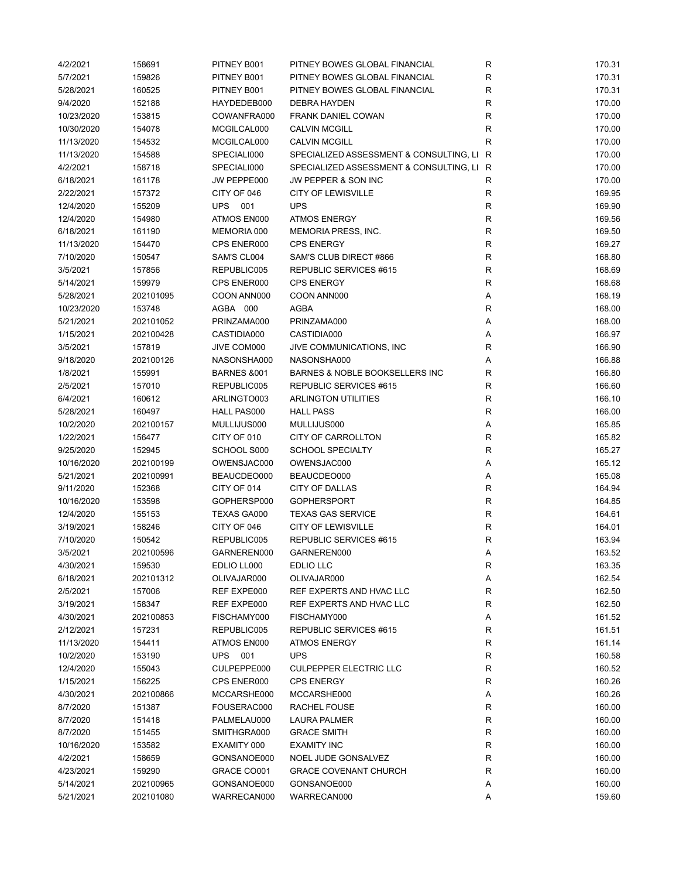| | | | | | |
|---|---|---|---|---|---|
| 4/2/2021 | 158691 | PITNEY B001 | PITNEY BOWES GLOBAL FINANCIAL | R | 170.31 |
| 5/7/2021 | 159826 | PITNEY B001 | PITNEY BOWES GLOBAL FINANCIAL | R | 170.31 |
| 5/28/2021 | 160525 | PITNEY B001 | PITNEY BOWES GLOBAL FINANCIAL | R | 170.31 |
| 9/4/2020 | 152188 | HAYDEDEB000 | DEBRA HAYDEN | R | 170.00 |
| 10/23/2020 | 153815 | COWANFRA000 | FRANK DANIEL COWAN | R | 170.00 |
| 10/30/2020 | 154078 | MCGILCAL000 | CALVIN MCGILL | R | 170.00 |
| 11/13/2020 | 154532 | MCGILCAL000 | CALVIN MCGILL | R | 170.00 |
| 11/13/2020 | 154588 | SPECIALI000 | SPECIALIZED ASSESSMENT & CONSULTING, LI | R | 170.00 |
| 4/2/2021 | 158718 | SPECIALI000 | SPECIALIZED ASSESSMENT & CONSULTING, LI | R | 170.00 |
| 6/18/2021 | 161178 | JW PEPPE000 | JW PEPPER & SON INC | R | 170.00 |
| 2/22/2021 | 157372 | CITY OF 046 | CITY OF LEWISVILLE | R | 169.95 |
| 12/4/2020 | 155209 | UPS 001 | UPS | R | 169.90 |
| 12/4/2020 | 154980 | ATMOS EN000 | ATMOS ENERGY | R | 169.56 |
| 6/18/2021 | 161190 | MEMORIA 000 | MEMORIA PRESS, INC. | R | 169.50 |
| 11/13/2020 | 154470 | CPS ENER000 | CPS ENERGY | R | 169.27 |
| 7/10/2020 | 150547 | SAM'S CL004 | SAM'S CLUB DIRECT #866 | R | 168.80 |
| 3/5/2021 | 157856 | REPUBLIC005 | REPUBLIC SERVICES #615 | R | 168.69 |
| 5/14/2021 | 159979 | CPS ENER000 | CPS ENERGY | R | 168.68 |
| 5/28/2021 | 202101095 | COON ANN000 | COON ANN000 | A | 168.19 |
| 10/23/2020 | 153748 | AGBA 000 | AGBA | R | 168.00 |
| 5/21/2021 | 202101052 | PRINZAMA000 | PRINZAMA000 | A | 168.00 |
| 1/15/2021 | 202100428 | CASTIDIA000 | CASTIDIA000 | A | 166.97 |
| 3/5/2021 | 157819 | JIVE COM000 | JIVE COMMUNICATIONS, INC | R | 166.90 |
| 9/18/2020 | 202100126 | NASONSHA000 | NASONSHA000 | A | 166.88 |
| 1/8/2021 | 155991 | BARNES &001 | BARNES & NOBLE BOOKSELLERS INC | R | 166.80 |
| 2/5/2021 | 157010 | REPUBLIC005 | REPUBLIC SERVICES #615 | R | 166.60 |
| 6/4/2021 | 160612 | ARLINGTO003 | ARLINGTON UTILITIES | R | 166.10 |
| 5/28/2021 | 160497 | HALL PAS000 | HALL PASS | R | 166.00 |
| 10/2/2020 | 202100157 | MULLIJUS000 | MULLIJUS000 | A | 165.85 |
| 1/22/2021 | 156477 | CITY OF 010 | CITY OF CARROLLTON | R | 165.82 |
| 9/25/2020 | 152945 | SCHOOL S000 | SCHOOL SPECIALTY | R | 165.27 |
| 10/16/2020 | 202100199 | OWENSJAC000 | OWENSJAC000 | A | 165.12 |
| 5/21/2021 | 202100991 | BEAUCDEO000 | BEAUCDEO000 | A | 165.08 |
| 9/11/2020 | 152368 | CITY OF 014 | CITY OF DALLAS | R | 164.94 |
| 10/16/2020 | 153598 | GOPHERSP000 | GOPHERSPORT | R | 164.85 |
| 12/4/2020 | 155153 | TEXAS GA000 | TEXAS GAS SERVICE | R | 164.61 |
| 3/19/2021 | 158246 | CITY OF 046 | CITY OF LEWISVILLE | R | 164.01 |
| 7/10/2020 | 150542 | REPUBLIC005 | REPUBLIC SERVICES #615 | R | 163.94 |
| 3/5/2021 | 202100596 | GARNEREN000 | GARNEREN000 | A | 163.52 |
| 4/30/2021 | 159530 | EDLIO LL000 | EDLIO LLC | R | 163.35 |
| 6/18/2021 | 202101312 | OLIVAJAR000 | OLIVAJAR000 | A | 162.54 |
| 2/5/2021 | 157006 | REF EXPE000 | REF EXPERTS AND HVAC LLC | R | 162.50 |
| 3/19/2021 | 158347 | REF EXPE000 | REF EXPERTS AND HVAC LLC | R | 162.50 |
| 4/30/2021 | 202100853 | FISCHAMY000 | FISCHAMY000 | A | 161.52 |
| 2/12/2021 | 157231 | REPUBLIC005 | REPUBLIC SERVICES #615 | R | 161.51 |
| 11/13/2020 | 154411 | ATMOS EN000 | ATMOS ENERGY | R | 161.14 |
| 10/2/2020 | 153190 | UPS 001 | UPS | R | 160.58 |
| 12/4/2020 | 155043 | CULPEPPE000 | CULPEPPER ELECTRIC LLC | R | 160.52 |
| 1/15/2021 | 156225 | CPS ENER000 | CPS ENERGY | R | 160.26 |
| 4/30/2021 | 202100866 | MCCARSHE000 | MCCARSHE000 | A | 160.26 |
| 8/7/2020 | 151387 | FOUSERAC000 | RACHEL FOUSE | R | 160.00 |
| 8/7/2020 | 151418 | PALMELAU000 | LAURA PALMER | R | 160.00 |
| 8/7/2020 | 151455 | SMITHGRA000 | GRACE SMITH | R | 160.00 |
| 10/16/2020 | 153582 | EXAMITY 000 | EXAMITY INC | R | 160.00 |
| 4/2/2021 | 158659 | GONSANOE000 | NOEL JUDE GONSALVEZ | R | 160.00 |
| 4/23/2021 | 159290 | GRACE CO001 | GRACE COVENANT CHURCH | R | 160.00 |
| 5/14/2021 | 202100965 | GONSANOE000 | GONSANOE000 | A | 160.00 |
| 5/21/2021 | 202101080 | WARRECAN000 | WARRECAN000 | A | 159.60 |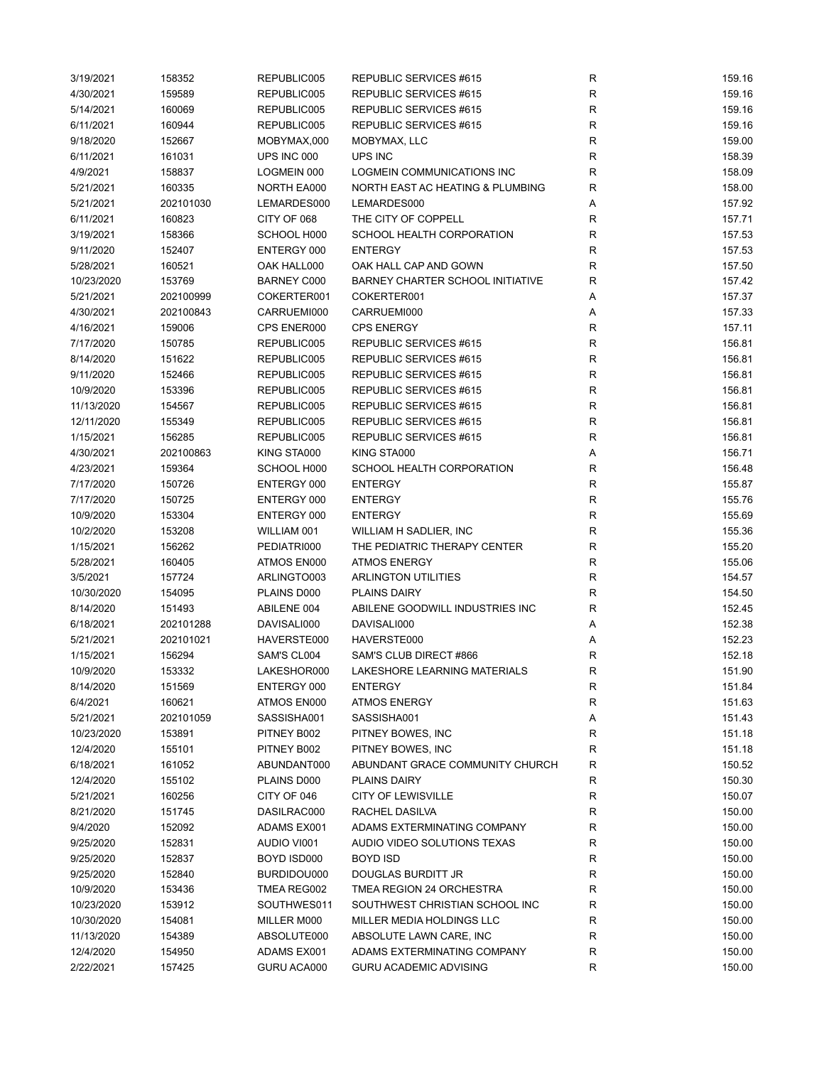| | | | | | |
|---|---|---|---|---|---|
| 3/19/2021 | 158352 | REPUBLIC005 | REPUBLIC SERVICES #615 | R | 159.16 |
| 4/30/2021 | 159589 | REPUBLIC005 | REPUBLIC SERVICES #615 | R | 159.16 |
| 5/14/2021 | 160069 | REPUBLIC005 | REPUBLIC SERVICES #615 | R | 159.16 |
| 6/11/2021 | 160944 | REPUBLIC005 | REPUBLIC SERVICES #615 | R | 159.16 |
| 9/18/2020 | 152667 | MOBYMAX,000 | MOBYMAX, LLC | R | 159.00 |
| 6/11/2021 | 161031 | UPS INC 000 | UPS INC | R | 158.39 |
| 4/9/2021 | 158837 | LOGMEIN 000 | LOGMEIN COMMUNICATIONS INC | R | 158.09 |
| 5/21/2021 | 160335 | NORTH EA000 | NORTH EAST AC HEATING & PLUMBING | R | 158.00 |
| 5/21/2021 | 202101030 | LEMARDES000 | LEMARDES000 | A | 157.92 |
| 6/11/2021 | 160823 | CITY OF 068 | THE CITY OF COPPELL | R | 157.71 |
| 3/19/2021 | 158366 | SCHOOL H000 | SCHOOL HEALTH CORPORATION | R | 157.53 |
| 9/11/2020 | 152407 | ENTERGY 000 | ENTERGY | R | 157.53 |
| 5/28/2021 | 160521 | OAK HALL000 | OAK HALL CAP AND GOWN | R | 157.50 |
| 10/23/2020 | 153769 | BARNEY C000 | BARNEY CHARTER SCHOOL INITIATIVE | R | 157.42 |
| 5/21/2021 | 202100999 | COKERTER001 | COKERTER001 | A | 157.37 |
| 4/30/2021 | 202100843 | CARRUEMI000 | CARRUEMI000 | A | 157.33 |
| 4/16/2021 | 159006 | CPS ENER000 | CPS ENERGY | R | 157.11 |
| 7/17/2020 | 150785 | REPUBLIC005 | REPUBLIC SERVICES #615 | R | 156.81 |
| 8/14/2020 | 151622 | REPUBLIC005 | REPUBLIC SERVICES #615 | R | 156.81 |
| 9/11/2020 | 152466 | REPUBLIC005 | REPUBLIC SERVICES #615 | R | 156.81 |
| 10/9/2020 | 153396 | REPUBLIC005 | REPUBLIC SERVICES #615 | R | 156.81 |
| 11/13/2020 | 154567 | REPUBLIC005 | REPUBLIC SERVICES #615 | R | 156.81 |
| 12/11/2020 | 155349 | REPUBLIC005 | REPUBLIC SERVICES #615 | R | 156.81 |
| 1/15/2021 | 156285 | REPUBLIC005 | REPUBLIC SERVICES #615 | R | 156.81 |
| 4/30/2021 | 202100863 | KING STA000 | KING STA000 | A | 156.71 |
| 4/23/2021 | 159364 | SCHOOL H000 | SCHOOL HEALTH CORPORATION | R | 156.48 |
| 7/17/2020 | 150726 | ENTERGY 000 | ENTERGY | R | 155.87 |
| 7/17/2020 | 150725 | ENTERGY 000 | ENTERGY | R | 155.76 |
| 10/9/2020 | 153304 | ENTERGY 000 | ENTERGY | R | 155.69 |
| 10/2/2020 | 153208 | WILLIAM 001 | WILLIAM H SADLIER, INC | R | 155.36 |
| 1/15/2021 | 156262 | PEDIATRI000 | THE PEDIATRIC THERAPY CENTER | R | 155.20 |
| 5/28/2021 | 160405 | ATMOS EN000 | ATMOS ENERGY | R | 155.06 |
| 3/5/2021 | 157724 | ARLINGTO003 | ARLINGTON UTILITIES | R | 154.57 |
| 10/30/2020 | 154095 | PLAINS D000 | PLAINS DAIRY | R | 154.50 |
| 8/14/2020 | 151493 | ABILENE 004 | ABILENE GOODWILL INDUSTRIES INC | R | 152.45 |
| 6/18/2021 | 202101288 | DAVISALI000 | DAVISALI000 | A | 152.38 |
| 5/21/2021 | 202101021 | HAVERSTE000 | HAVERSTE000 | A | 152.23 |
| 1/15/2021 | 156294 | SAM'S CL004 | SAM'S CLUB DIRECT #866 | R | 152.18 |
| 10/9/2020 | 153332 | LAKESHOR000 | LAKESHORE LEARNING MATERIALS | R | 151.90 |
| 8/14/2020 | 151569 | ENTERGY 000 | ENTERGY | R | 151.84 |
| 6/4/2021 | 160621 | ATMOS EN000 | ATMOS ENERGY | R | 151.63 |
| 5/21/2021 | 202101059 | SASSISHA001 | SASSISHA001 | A | 151.43 |
| 10/23/2020 | 153891 | PITNEY B002 | PITNEY BOWES, INC | R | 151.18 |
| 12/4/2020 | 155101 | PITNEY B002 | PITNEY BOWES, INC | R | 151.18 |
| 6/18/2021 | 161052 | ABUNDANT000 | ABUNDANT GRACE COMMUNITY CHURCH | R | 150.52 |
| 12/4/2020 | 155102 | PLAINS D000 | PLAINS DAIRY | R | 150.30 |
| 5/21/2021 | 160256 | CITY OF 046 | CITY OF LEWISVILLE | R | 150.07 |
| 8/21/2020 | 151745 | DASILRAC000 | RACHEL DASILVA | R | 150.00 |
| 9/4/2020 | 152092 | ADAMS EX001 | ADAMS EXTERMINATING COMPANY | R | 150.00 |
| 9/25/2020 | 152831 | AUDIO VI001 | AUDIO VIDEO SOLUTIONS TEXAS | R | 150.00 |
| 9/25/2020 | 152837 | BOYD ISD000 | BOYD ISD | R | 150.00 |
| 9/25/2020 | 152840 | BURDIDOU000 | DOUGLAS BURDITT JR | R | 150.00 |
| 10/9/2020 | 153436 | TMEA REG002 | TMEA REGION 24 ORCHESTRA | R | 150.00 |
| 10/23/2020 | 153912 | SOUTHWES011 | SOUTHWEST CHRISTIAN SCHOOL INC | R | 150.00 |
| 10/30/2020 | 154081 | MILLER M000 | MILLER MEDIA HOLDINGS LLC | R | 150.00 |
| 11/13/2020 | 154389 | ABSOLUTE000 | ABSOLUTE LAWN CARE, INC | R | 150.00 |
| 12/4/2020 | 154950 | ADAMS EX001 | ADAMS EXTERMINATING COMPANY | R | 150.00 |
| 2/22/2021 | 157425 | GURU ACA000 | GURU ACADEMIC ADVISING | R | 150.00 |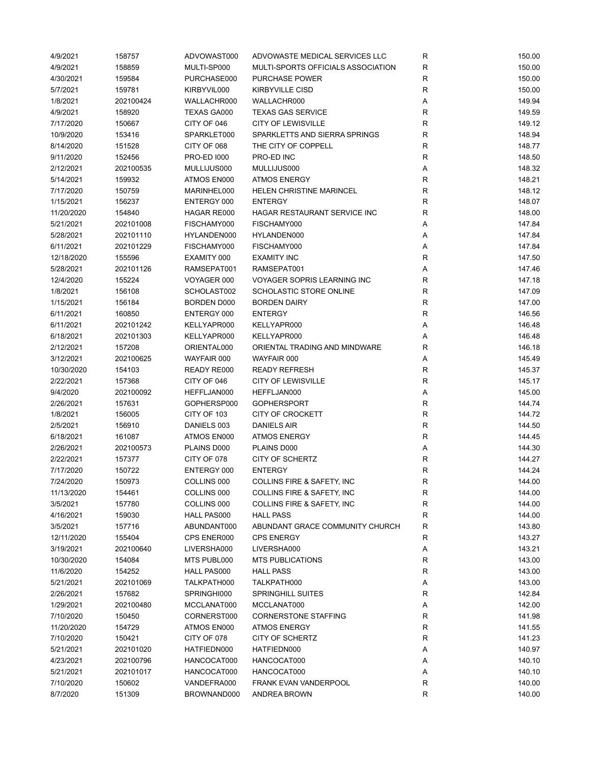| | | | | | |
|---|---|---|---|---|---|
| 4/9/2021 | 158757 | ADVOWAST000 | ADVOWASTE MEDICAL SERVICES LLC | R | 150.00 |
| 4/9/2021 | 158859 | MULTI-SP000 | MULTI-SPORTS OFFICIALS ASSOCIATION | R | 150.00 |
| 4/30/2021 | 159584 | PURCHASE000 | PURCHASE POWER | R | 150.00 |
| 5/7/2021 | 159781 | KIRBYVIL000 | KIRBYVILLE CISD | R | 150.00 |
| 1/8/2021 | 202100424 | WALLACHR000 | WALLACHR000 | A | 149.94 |
| 4/9/2021 | 158920 | TEXAS GA000 | TEXAS GAS SERVICE | R | 149.59 |
| 7/17/2020 | 150667 | CITY OF 046 | CITY OF LEWISVILLE | R | 149.12 |
| 10/9/2020 | 153416 | SPARKLET000 | SPARKLETTS AND SIERRA SPRINGS | R | 148.94 |
| 8/14/2020 | 151528 | CITY OF 068 | THE CITY OF COPPELL | R | 148.77 |
| 9/11/2020 | 152456 | PRO-ED I000 | PRO-ED INC | R | 148.50 |
| 2/12/2021 | 202100535 | MULLIJUS000 | MULLIJUS000 | A | 148.32 |
| 5/14/2021 | 159932 | ATMOS EN000 | ATMOS ENERGY | R | 148.21 |
| 7/17/2020 | 150759 | MARINHEL000 | HELEN CHRISTINE MARINCEL | R | 148.12 |
| 1/15/2021 | 156237 | ENTERGY 000 | ENTERGY | R | 148.07 |
| 11/20/2020 | 154840 | HAGAR RE000 | HAGAR RESTAURANT SERVICE INC | R | 148.00 |
| 5/21/2021 | 202101008 | FISCHAMY000 | FISCHAMY000 | A | 147.84 |
| 5/28/2021 | 202101110 | HYLANDEN000 | HYLANDEN000 | A | 147.84 |
| 6/11/2021 | 202101229 | FISCHAMY000 | FISCHAMY000 | A | 147.84 |
| 12/18/2020 | 155596 | EXAMITY 000 | EXAMITY INC | R | 147.50 |
| 5/28/2021 | 202101126 | RAMSEPAT001 | RAMSEPAT001 | A | 147.46 |
| 12/4/2020 | 155224 | VOYAGER 000 | VOYAGER SOPRIS LEARNING INC | R | 147.18 |
| 1/8/2021 | 156108 | SCHOLAST002 | SCHOLASTIC STORE ONLINE | R | 147.09 |
| 1/15/2021 | 156184 | BORDEN D000 | BORDEN DAIRY | R | 147.00 |
| 6/11/2021 | 160850 | ENTERGY 000 | ENTERGY | R | 146.56 |
| 6/11/2021 | 202101242 | KELLYAPR000 | KELLYAPR000 | A | 146.48 |
| 6/18/2021 | 202101303 | KELLYAPR000 | KELLYAPR000 | A | 146.48 |
| 2/12/2021 | 157208 | ORIENTAL000 | ORIENTAL TRADING AND MINDWARE | R | 146.18 |
| 3/12/2021 | 202100625 | WAYFAIR 000 | WAYFAIR 000 | A | 145.49 |
| 10/30/2020 | 154103 | READY RE000 | READY REFRESH | R | 145.37 |
| 2/22/2021 | 157368 | CITY OF 046 | CITY OF LEWISVILLE | R | 145.17 |
| 9/4/2020 | 202100092 | HEFFLJAN000 | HEFFLJAN000 | A | 145.00 |
| 2/26/2021 | 157631 | GOPHERSP000 | GOPHERSPORT | R | 144.74 |
| 1/8/2021 | 156005 | CITY OF 103 | CITY OF CROCKETT | R | 144.72 |
| 2/5/2021 | 156910 | DANIELS 003 | DANIELS AIR | R | 144.50 |
| 6/18/2021 | 161087 | ATMOS EN000 | ATMOS ENERGY | R | 144.45 |
| 2/26/2021 | 202100573 | PLAINS D000 | PLAINS D000 | A | 144.30 |
| 2/22/2021 | 157377 | CITY OF 078 | CITY OF SCHERTZ | R | 144.27 |
| 7/17/2020 | 150722 | ENTERGY 000 | ENTERGY | R | 144.24 |
| 7/24/2020 | 150973 | COLLINS 000 | COLLINS FIRE & SAFETY, INC | R | 144.00 |
| 11/13/2020 | 154461 | COLLINS 000 | COLLINS FIRE & SAFETY, INC | R | 144.00 |
| 3/5/2021 | 157780 | COLLINS 000 | COLLINS FIRE & SAFETY, INC | R | 144.00 |
| 4/16/2021 | 159030 | HALL PAS000 | HALL PASS | R | 144.00 |
| 3/5/2021 | 157716 | ABUNDANT000 | ABUNDANT GRACE COMMUNITY CHURCH | R | 143.80 |
| 12/11/2020 | 155404 | CPS ENER000 | CPS ENERGY | R | 143.27 |
| 3/19/2021 | 202100640 | LIVERSHA000 | LIVERSHA000 | A | 143.21 |
| 10/30/2020 | 154084 | MTS PUBL000 | MTS PUBLICATIONS | R | 143.00 |
| 11/6/2020 | 154252 | HALL PAS000 | HALL PASS | R | 143.00 |
| 5/21/2021 | 202101069 | TALKPATH000 | TALKPATH000 | A | 143.00 |
| 2/26/2021 | 157682 | SPRINGHI000 | SPRINGHILL SUITES | R | 142.84 |
| 1/29/2021 | 202100480 | MCCLANAT000 | MCCLANAT000 | A | 142.00 |
| 7/10/2020 | 150450 | CORNERST000 | CORNERSTONE STAFFING | R | 141.98 |
| 11/20/2020 | 154729 | ATMOS EN000 | ATMOS ENERGY | R | 141.55 |
| 7/10/2020 | 150421 | CITY OF 078 | CITY OF SCHERTZ | R | 141.23 |
| 5/21/2021 | 202101020 | HATFIEDN000 | HATFIEDN000 | A | 140.97 |
| 4/23/2021 | 202100796 | HANCOCAT000 | HANCOCAT000 | A | 140.10 |
| 5/21/2021 | 202101017 | HANCOCAT000 | HANCOCAT000 | A | 140.10 |
| 7/10/2020 | 150602 | VANDEFRA000 | FRANK EVAN VANDERPOOL | R | 140.00 |
| 8/7/2020 | 151309 | BROWNAND000 | ANDREA BROWN | R | 140.00 |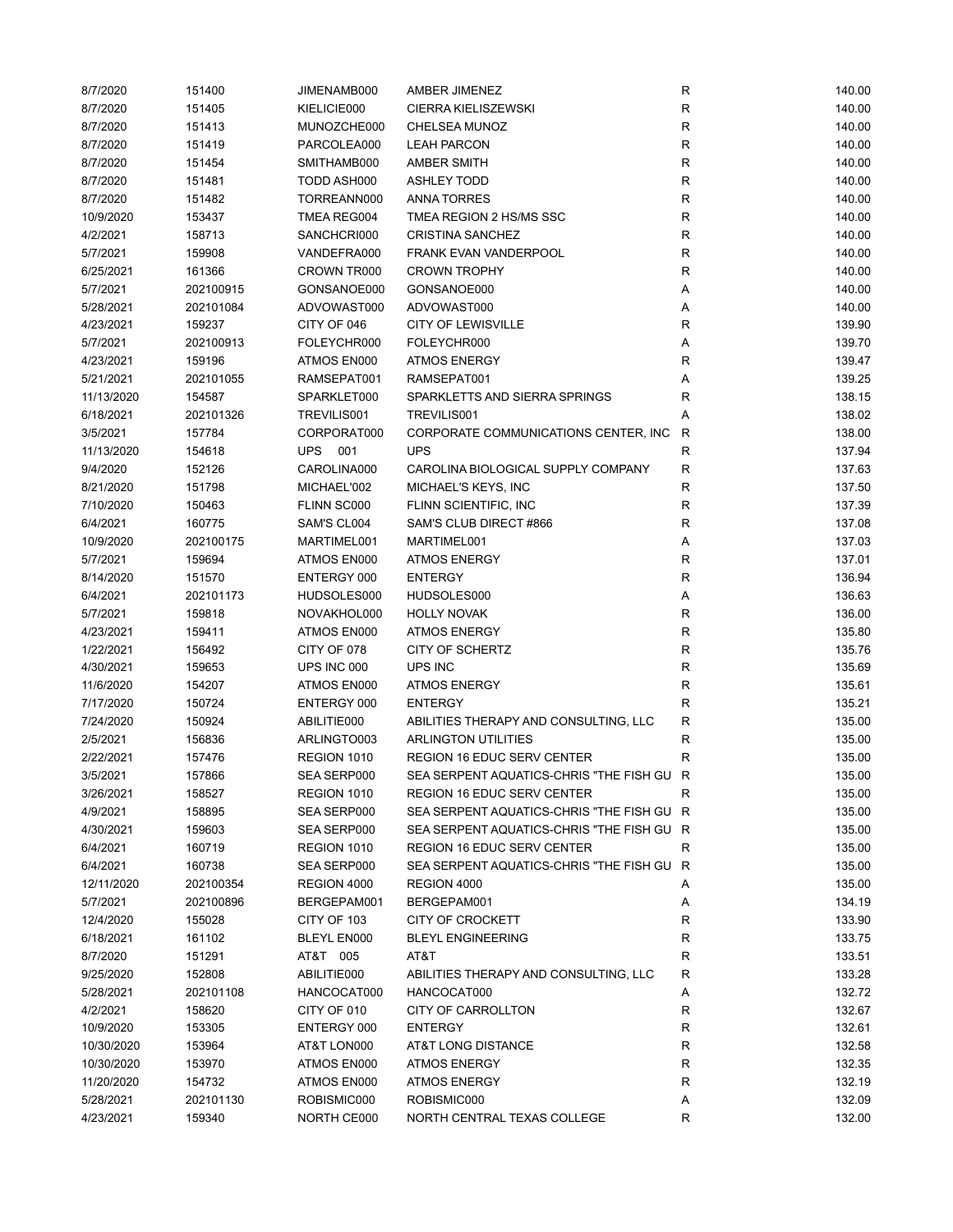| | | | | | |
|---|---|---|---|---|---|
| 8/7/2020 | 151400 | JIMENAMB000 | AMBER JIMENEZ | R | 140.00 |
| 8/7/2020 | 151405 | KIELICIE000 | CIERRA KIELISZEWSKI | R | 140.00 |
| 8/7/2020 | 151413 | MUNOZCHE000 | CHELSEA MUNOZ | R | 140.00 |
| 8/7/2020 | 151419 | PARCOLEA000 | LEAH PARCON | R | 140.00 |
| 8/7/2020 | 151454 | SMITHAMB000 | AMBER SMITH | R | 140.00 |
| 8/7/2020 | 151481 | TODD ASH000 | ASHLEY TODD | R | 140.00 |
| 8/7/2020 | 151482 | TORREANN000 | ANNA TORRES | R | 140.00 |
| 10/9/2020 | 153437 | TMEA REG004 | TMEA REGION 2 HS/MS SSC | R | 140.00 |
| 4/2/2021 | 158713 | SANCHCRI000 | CRISTINA SANCHEZ | R | 140.00 |
| 5/7/2021 | 159908 | VANDEFRA000 | FRANK EVAN VANDERPOOL | R | 140.00 |
| 6/25/2021 | 161366 | CROWN TR000 | CROWN TROPHY | R | 140.00 |
| 5/7/2021 | 202100915 | GONSANOE000 | GONSANOE000 | A | 140.00 |
| 5/28/2021 | 202101084 | ADVOWAST000 | ADVOWAST000 | A | 140.00 |
| 4/23/2021 | 159237 | CITY OF 046 | CITY OF LEWISVILLE | R | 139.90 |
| 5/7/2021 | 202100913 | FOLEYCHR000 | FOLEYCHR000 | A | 139.70 |
| 4/23/2021 | 159196 | ATMOS EN000 | ATMOS ENERGY | R | 139.47 |
| 5/21/2021 | 202101055 | RAMSEPAT001 | RAMSEPAT001 | A | 139.25 |
| 11/13/2020 | 154587 | SPARKLET000 | SPARKLETTS AND SIERRA SPRINGS | R | 138.15 |
| 6/18/2021 | 202101326 | TREVILIS001 | TREVILIS001 | A | 138.02 |
| 3/5/2021 | 157784 | CORPORAT000 | CORPORATE COMMUNICATIONS CENTER, INC | R | 138.00 |
| 11/13/2020 | 154618 | UPS 001 | UPS | R | 137.94 |
| 9/4/2020 | 152126 | CAROLINA000 | CAROLINA BIOLOGICAL SUPPLY COMPANY | R | 137.63 |
| 8/21/2020 | 151798 | MICHAEL'002 | MICHAEL'S KEYS, INC | R | 137.50 |
| 7/10/2020 | 150463 | FLINN SC000 | FLINN SCIENTIFIC, INC | R | 137.39 |
| 6/4/2021 | 160775 | SAM'S CL004 | SAM'S CLUB DIRECT #866 | R | 137.08 |
| 10/9/2020 | 202100175 | MARTIMEL001 | MARTIMEL001 | A | 137.03 |
| 5/7/2021 | 159694 | ATMOS EN000 | ATMOS ENERGY | R | 137.01 |
| 8/14/2020 | 151570 | ENTERGY 000 | ENTERGY | R | 136.94 |
| 6/4/2021 | 202101173 | HUDSOLES000 | HUDSOLES000 | A | 136.63 |
| 5/7/2021 | 159818 | NOVAKHOL000 | HOLLY NOVAK | R | 136.00 |
| 4/23/2021 | 159411 | ATMOS EN000 | ATMOS ENERGY | R | 135.80 |
| 1/22/2021 | 156492 | CITY OF 078 | CITY OF SCHERTZ | R | 135.76 |
| 4/30/2021 | 159653 | UPS INC 000 | UPS INC | R | 135.69 |
| 11/6/2020 | 154207 | ATMOS EN000 | ATMOS ENERGY | R | 135.61 |
| 7/17/2020 | 150724 | ENTERGY 000 | ENTERGY | R | 135.21 |
| 7/24/2020 | 150924 | ABILITIE000 | ABILITIES THERAPY AND CONSULTING, LLC | R | 135.00 |
| 2/5/2021 | 156836 | ARLINGTO003 | ARLINGTON UTILITIES | R | 135.00 |
| 2/22/2021 | 157476 | REGION 1010 | REGION 16 EDUC SERV CENTER | R | 135.00 |
| 3/5/2021 | 157866 | SEA SERP000 | SEA SERPENT AQUATICS-CHRIS "THE FISH GU | R | 135.00 |
| 3/26/2021 | 158527 | REGION 1010 | REGION 16 EDUC SERV CENTER | R | 135.00 |
| 4/9/2021 | 158895 | SEA SERP000 | SEA SERPENT AQUATICS-CHRIS "THE FISH GU | R | 135.00 |
| 4/30/2021 | 159603 | SEA SERP000 | SEA SERPENT AQUATICS-CHRIS "THE FISH GU | R | 135.00 |
| 6/4/2021 | 160719 | REGION 1010 | REGION 16 EDUC SERV CENTER | R | 135.00 |
| 6/4/2021 | 160738 | SEA SERP000 | SEA SERPENT AQUATICS-CHRIS "THE FISH GU | R | 135.00 |
| 12/11/2020 | 202100354 | REGION 4000 | REGION 4000 | A | 135.00 |
| 5/7/2021 | 202100896 | BERGEPAM001 | BERGEPAM001 | A | 134.19 |
| 12/4/2020 | 155028 | CITY OF 103 | CITY OF CROCKETT | R | 133.90 |
| 6/18/2021 | 161102 | BLEYL EN000 | BLEYL ENGINEERING | R | 133.75 |
| 8/7/2020 | 151291 | AT&T 005 | AT&T | R | 133.51 |
| 9/25/2020 | 152808 | ABILITIE000 | ABILITIES THERAPY AND CONSULTING, LLC | R | 133.28 |
| 5/28/2021 | 202101108 | HANCOCAT000 | HANCOCAT000 | A | 132.72 |
| 4/2/2021 | 158620 | CITY OF 010 | CITY OF CARROLLTON | R | 132.67 |
| 10/9/2020 | 153305 | ENTERGY 000 | ENTERGY | R | 132.61 |
| 10/30/2020 | 153964 | AT&T LON000 | AT&T LONG DISTANCE | R | 132.58 |
| 10/30/2020 | 153970 | ATMOS EN000 | ATMOS ENERGY | R | 132.35 |
| 11/20/2020 | 154732 | ATMOS EN000 | ATMOS ENERGY | R | 132.19 |
| 5/28/2021 | 202101130 | ROBISMIC000 | ROBISMIC000 | A | 132.09 |
| 4/23/2021 | 159340 | NORTH CE000 | NORTH CENTRAL TEXAS COLLEGE | R | 132.00 |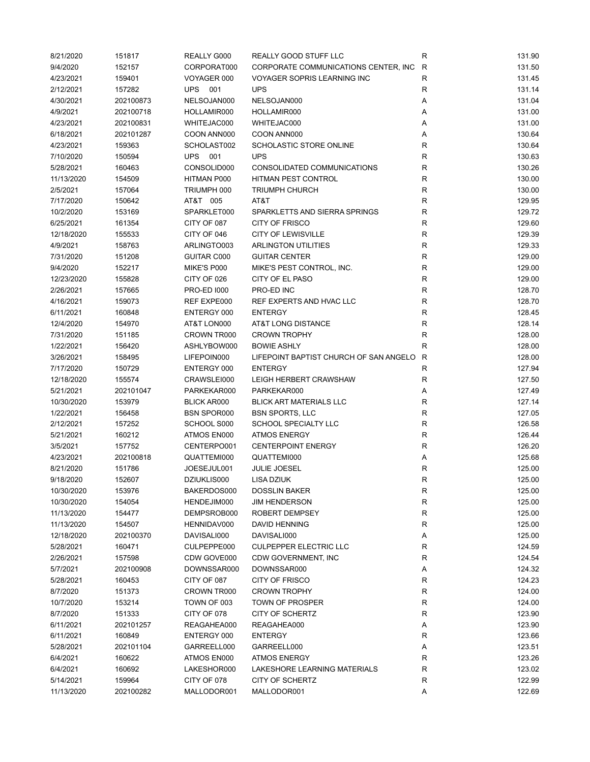| | | | | | |
|---|---|---|---|---|---|
| 8/21/2020 | 151817 | REALLY G000 | REALLY GOOD STUFF LLC | R | 131.90 |
| 9/4/2020 | 152157 | CORPORAT000 | CORPORATE COMMUNICATIONS CENTER, INC | R | 131.50 |
| 4/23/2021 | 159401 | VOYAGER 000 | VOYAGER SOPRIS LEARNING INC | R | 131.45 |
| 2/12/2021 | 157282 | UPS 001 | UPS | R | 131.14 |
| 4/30/2021 | 202100873 | NELSOJAN000 | NELSOJAN000 | A | 131.04 |
| 4/9/2021 | 202100718 | HOLLAMIR000 | HOLLAMIR000 | A | 131.00 |
| 4/23/2021 | 202100831 | WHITEJAC000 | WHITEJAC000 | A | 131.00 |
| 6/18/2021 | 202101287 | COON ANN000 | COON ANN000 | A | 130.64 |
| 4/23/2021 | 159363 | SCHOLAST002 | SCHOLASTIC STORE ONLINE | R | 130.64 |
| 7/10/2020 | 150594 | UPS 001 | UPS | R | 130.63 |
| 5/28/2021 | 160463 | CONSOLID000 | CONSOLIDATED COMMUNICATIONS | R | 130.26 |
| 11/13/2020 | 154509 | HITMAN P000 | HITMAN PEST CONTROL | R | 130.00 |
| 2/5/2021 | 157064 | TRIUMPH 000 | TRIUMPH CHURCH | R | 130.00 |
| 7/17/2020 | 150642 | AT&T 005 | AT&T | R | 129.95 |
| 10/2/2020 | 153169 | SPARKLET000 | SPARKLETTS AND SIERRA SPRINGS | R | 129.72 |
| 6/25/2021 | 161354 | CITY OF 087 | CITY OF FRISCO | R | 129.60 |
| 12/18/2020 | 155533 | CITY OF 046 | CITY OF LEWISVILLE | R | 129.39 |
| 4/9/2021 | 158763 | ARLINGTO003 | ARLINGTON UTILITIES | R | 129.33 |
| 7/31/2020 | 151208 | GUITAR C000 | GUITAR CENTER | R | 129.00 |
| 9/4/2020 | 152217 | MIKE'S P000 | MIKE'S PEST CONTROL, INC. | R | 129.00 |
| 12/23/2020 | 155828 | CITY OF 026 | CITY OF EL PASO | R | 129.00 |
| 2/26/2021 | 157665 | PRO-ED I000 | PRO-ED INC | R | 128.70 |
| 4/16/2021 | 159073 | REF EXPE000 | REF EXPERTS AND HVAC LLC | R | 128.70 |
| 6/11/2021 | 160848 | ENTERGY 000 | ENTERGY | R | 128.45 |
| 12/4/2020 | 154970 | AT&T LON000 | AT&T LONG DISTANCE | R | 128.14 |
| 7/31/2020 | 151185 | CROWN TR000 | CROWN TROPHY | R | 128.00 |
| 1/22/2021 | 156420 | ASHLYBOW000 | BOWIE ASHLY | R | 128.00 |
| 3/26/2021 | 158495 | LIFEPOIN000 | LIFEPOINT BAPTIST CHURCH OF SAN ANGELO | R | 128.00 |
| 7/17/2020 | 150729 | ENTERGY 000 | ENTERGY | R | 127.94 |
| 12/18/2020 | 155574 | CRAWSLEI000 | LEIGH HERBERT CRAWSHAW | R | 127.50 |
| 5/21/2021 | 202101047 | PARKEKAR000 | PARKEKAR000 | A | 127.49 |
| 10/30/2020 | 153979 | BLICK AR000 | BLICK ART MATERIALS LLC | R | 127.14 |
| 1/22/2021 | 156458 | BSN SPOR000 | BSN SPORTS, LLC | R | 127.05 |
| 2/12/2021 | 157252 | SCHOOL S000 | SCHOOL SPECIALTY LLC | R | 126.58 |
| 5/21/2021 | 160212 | ATMOS EN000 | ATMOS ENERGY | R | 126.44 |
| 3/5/2021 | 157752 | CENTERPO001 | CENTERPOINT ENERGY | R | 126.20 |
| 4/23/2021 | 202100818 | QUATTEMI000 | QUATTEMI000 | A | 125.68 |
| 8/21/2020 | 151786 | JOESEJUL001 | JULIE JOESEL | R | 125.00 |
| 9/18/2020 | 152607 | DZIUKLIS000 | LISA DZIUK | R | 125.00 |
| 10/30/2020 | 153976 | BAKERDOS000 | DOSSLIN BAKER | R | 125.00 |
| 10/30/2020 | 154054 | HENDEJIM000 | JIM HENDERSON | R | 125.00 |
| 11/13/2020 | 154477 | DEMPSROB000 | ROBERT DEMPSEY | R | 125.00 |
| 11/13/2020 | 154507 | HENNIDAV000 | DAVID HENNING | R | 125.00 |
| 12/18/2020 | 202100370 | DAVISALI000 | DAVISALI000 | A | 125.00 |
| 5/28/2021 | 160471 | CULPEPPE000 | CULPEPPER ELECTRIC LLC | R | 124.59 |
| 2/26/2021 | 157598 | CDW GOVE000 | CDW GOVERNMENT, INC | R | 124.54 |
| 5/7/2021 | 202100908 | DOWNSSAR000 | DOWNSSAR000 | A | 124.32 |
| 5/28/2021 | 160453 | CITY OF 087 | CITY OF FRISCO | R | 124.23 |
| 8/7/2020 | 151373 | CROWN TR000 | CROWN TROPHY | R | 124.00 |
| 10/7/2020 | 153214 | TOWN OF 003 | TOWN OF PROSPER | R | 124.00 |
| 8/7/2020 | 151333 | CITY OF 078 | CITY OF SCHERTZ | R | 123.90 |
| 6/11/2021 | 202101257 | REAGAHEA000 | REAGAHEA000 | A | 123.90 |
| 6/11/2021 | 160849 | ENTERGY 000 | ENTERGY | R | 123.66 |
| 5/28/2021 | 202101104 | GARREELL000 | GARREELL000 | A | 123.51 |
| 6/4/2021 | 160622 | ATMOS EN000 | ATMOS ENERGY | R | 123.26 |
| 6/4/2021 | 160692 | LAKESHOR000 | LAKESHORE LEARNING MATERIALS | R | 123.02 |
| 5/14/2021 | 159964 | CITY OF 078 | CITY OF SCHERTZ | R | 122.99 |
| 11/13/2020 | 202100282 | MALLODOR001 | MALLODOR001 | A | 122.69 |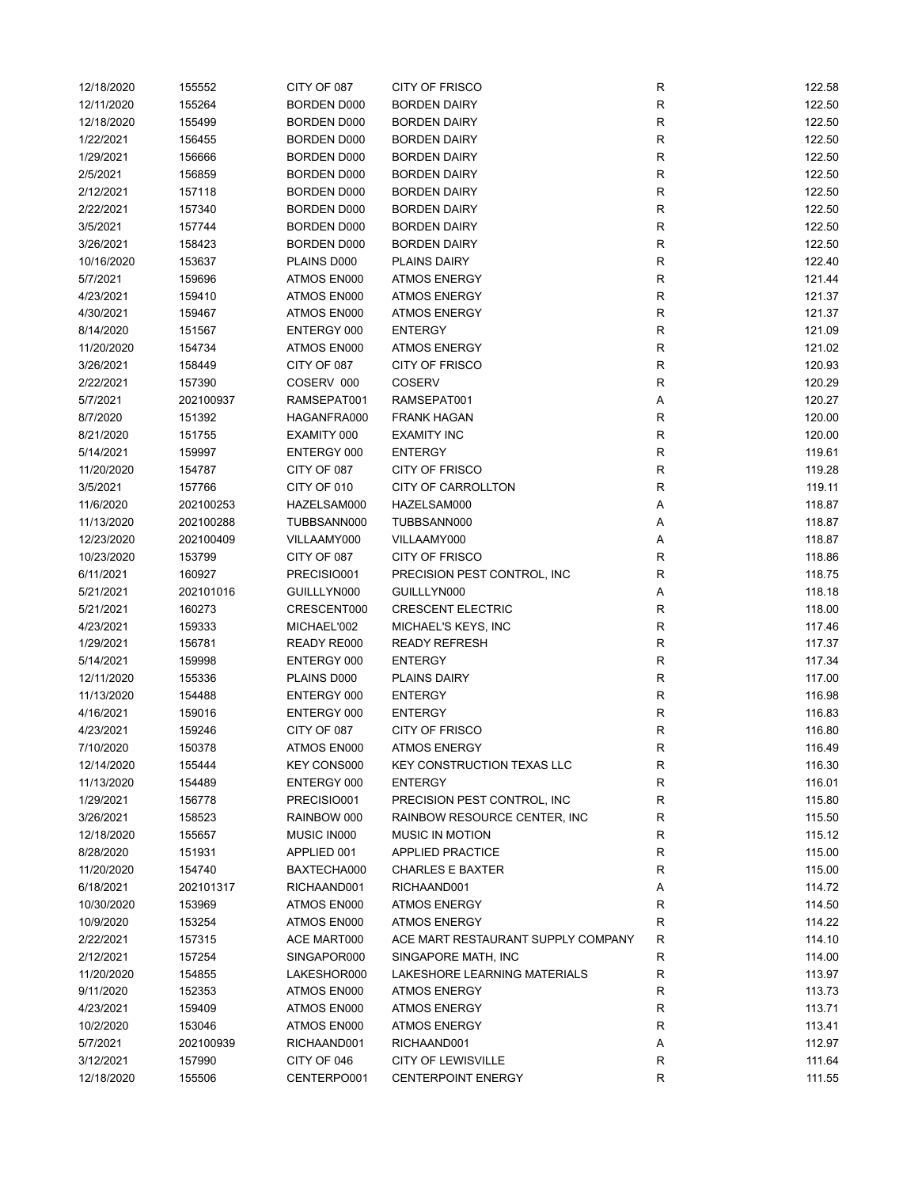| | | | | | |
|---|---|---|---|---|---|
| 12/18/2020 | 155552 | CITY OF 087 | CITY OF FRISCO | R | 122.58 |
| 12/11/2020 | 155264 | BORDEN D000 | BORDEN DAIRY | R | 122.50 |
| 12/18/2020 | 155499 | BORDEN D000 | BORDEN DAIRY | R | 122.50 |
| 1/22/2021 | 156455 | BORDEN D000 | BORDEN DAIRY | R | 122.50 |
| 1/29/2021 | 156666 | BORDEN D000 | BORDEN DAIRY | R | 122.50 |
| 2/5/2021 | 156859 | BORDEN D000 | BORDEN DAIRY | R | 122.50 |
| 2/12/2021 | 157118 | BORDEN D000 | BORDEN DAIRY | R | 122.50 |
| 2/22/2021 | 157340 | BORDEN D000 | BORDEN DAIRY | R | 122.50 |
| 3/5/2021 | 157744 | BORDEN D000 | BORDEN DAIRY | R | 122.50 |
| 3/26/2021 | 158423 | BORDEN D000 | BORDEN DAIRY | R | 122.50 |
| 10/16/2020 | 153637 | PLAINS D000 | PLAINS DAIRY | R | 122.40 |
| 5/7/2021 | 159696 | ATMOS EN000 | ATMOS ENERGY | R | 121.44 |
| 4/23/2021 | 159410 | ATMOS EN000 | ATMOS ENERGY | R | 121.37 |
| 4/30/2021 | 159467 | ATMOS EN000 | ATMOS ENERGY | R | 121.37 |
| 8/14/2020 | 151567 | ENTERGY 000 | ENTERGY | R | 121.09 |
| 11/20/2020 | 154734 | ATMOS EN000 | ATMOS ENERGY | R | 121.02 |
| 3/26/2021 | 158449 | CITY OF 087 | CITY OF FRISCO | R | 120.93 |
| 2/22/2021 | 157390 | COSERV 000 | COSERV | R | 120.29 |
| 5/7/2021 | 202100937 | RAMSEPAT001 | RAMSEPAT001 | A | 120.27 |
| 8/7/2020 | 151392 | HAGANFRA000 | FRANK HAGAN | R | 120.00 |
| 8/21/2020 | 151755 | EXAMITY 000 | EXAMITY INC | R | 120.00 |
| 5/14/2021 | 159997 | ENTERGY 000 | ENTERGY | R | 119.61 |
| 11/20/2020 | 154787 | CITY OF 087 | CITY OF FRISCO | R | 119.28 |
| 3/5/2021 | 157766 | CITY OF 010 | CITY OF CARROLLTON | R | 119.11 |
| 11/6/2020 | 202100253 | HAZELSAM000 | HAZELSAM000 | A | 118.87 |
| 11/13/2020 | 202100288 | TUBBSANN000 | TUBBSANN000 | A | 118.87 |
| 12/23/2020 | 202100409 | VILLAAMY000 | VILLAAMY000 | A | 118.87 |
| 10/23/2020 | 153799 | CITY OF 087 | CITY OF FRISCO | R | 118.86 |
| 6/11/2021 | 160927 | PRECISIO001 | PRECISION PEST CONTROL, INC | R | 118.75 |
| 5/21/2021 | 202101016 | GUILLLYN000 | GUILLLYN000 | A | 118.18 |
| 5/21/2021 | 160273 | CRESCENT000 | CRESCENT ELECTRIC | R | 118.00 |
| 4/23/2021 | 159333 | MICHAEL'002 | MICHAEL'S KEYS, INC | R | 117.46 |
| 1/29/2021 | 156781 | READY RE000 | READY REFRESH | R | 117.37 |
| 5/14/2021 | 159998 | ENTERGY 000 | ENTERGY | R | 117.34 |
| 12/11/2020 | 155336 | PLAINS D000 | PLAINS DAIRY | R | 117.00 |
| 11/13/2020 | 154488 | ENTERGY 000 | ENTERGY | R | 116.98 |
| 4/16/2021 | 159016 | ENTERGY 000 | ENTERGY | R | 116.83 |
| 4/23/2021 | 159246 | CITY OF 087 | CITY OF FRISCO | R | 116.80 |
| 7/10/2020 | 150378 | ATMOS EN000 | ATMOS ENERGY | R | 116.49 |
| 12/14/2020 | 155444 | KEY CONS000 | KEY CONSTRUCTION TEXAS LLC | R | 116.30 |
| 11/13/2020 | 154489 | ENTERGY 000 | ENTERGY | R | 116.01 |
| 1/29/2021 | 156778 | PRECISIO001 | PRECISION PEST CONTROL, INC | R | 115.80 |
| 3/26/2021 | 158523 | RAINBOW 000 | RAINBOW RESOURCE CENTER, INC | R | 115.50 |
| 12/18/2020 | 155657 | MUSIC IN000 | MUSIC IN MOTION | R | 115.12 |
| 8/28/2020 | 151931 | APPLIED 001 | APPLIED PRACTICE | R | 115.00 |
| 11/20/2020 | 154740 | BAXTECHA000 | CHARLES E BAXTER | R | 115.00 |
| 6/18/2021 | 202101317 | RICHAAND001 | RICHAAND001 | A | 114.72 |
| 10/30/2020 | 153969 | ATMOS EN000 | ATMOS ENERGY | R | 114.50 |
| 10/9/2020 | 153254 | ATMOS EN000 | ATMOS ENERGY | R | 114.22 |
| 2/22/2021 | 157315 | ACE MART000 | ACE MART RESTAURANT SUPPLY COMPANY | R | 114.10 |
| 2/12/2021 | 157254 | SINGAPOR000 | SINGAPORE MATH, INC | R | 114.00 |
| 11/20/2020 | 154855 | LAKESHOR000 | LAKESHORE LEARNING MATERIALS | R | 113.97 |
| 9/11/2020 | 152353 | ATMOS EN000 | ATMOS ENERGY | R | 113.73 |
| 4/23/2021 | 159409 | ATMOS EN000 | ATMOS ENERGY | R | 113.71 |
| 10/2/2020 | 153046 | ATMOS EN000 | ATMOS ENERGY | R | 113.41 |
| 5/7/2021 | 202100939 | RICHAAND001 | RICHAAND001 | A | 112.97 |
| 3/12/2021 | 157990 | CITY OF 046 | CITY OF LEWISVILLE | R | 111.64 |
| 12/18/2020 | 155506 | CENTERPO001 | CENTERPOINT ENERGY | R | 111.55 |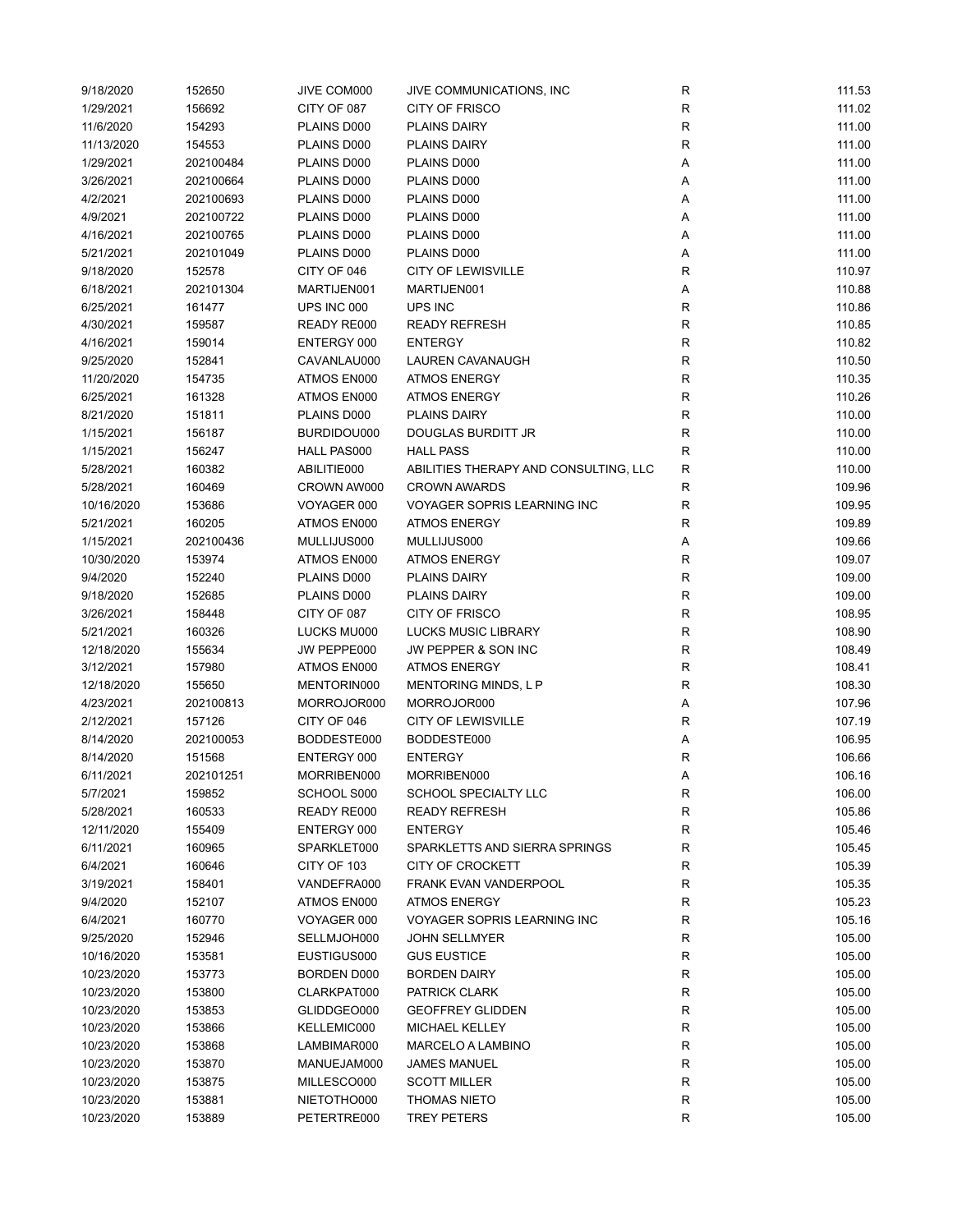| | | | | | |
|---|---|---|---|---|---|
| 9/18/2020 | 152650 | JIVE COM000 | JIVE COMMUNICATIONS, INC | R | 111.53 |
| 1/29/2021 | 156692 | CITY OF 087 | CITY OF FRISCO | R | 111.02 |
| 11/6/2020 | 154293 | PLAINS D000 | PLAINS DAIRY | R | 111.00 |
| 11/13/2020 | 154553 | PLAINS D000 | PLAINS DAIRY | R | 111.00 |
| 1/29/2021 | 202100484 | PLAINS D000 | PLAINS D000 | A | 111.00 |
| 3/26/2021 | 202100664 | PLAINS D000 | PLAINS D000 | A | 111.00 |
| 4/2/2021 | 202100693 | PLAINS D000 | PLAINS D000 | A | 111.00 |
| 4/9/2021 | 202100722 | PLAINS D000 | PLAINS D000 | A | 111.00 |
| 4/16/2021 | 202100765 | PLAINS D000 | PLAINS D000 | A | 111.00 |
| 5/21/2021 | 202101049 | PLAINS D000 | PLAINS D000 | A | 111.00 |
| 9/18/2020 | 152578 | CITY OF 046 | CITY OF LEWISVILLE | R | 110.97 |
| 6/18/2021 | 202101304 | MARTIJEN001 | MARTIJEN001 | A | 110.88 |
| 6/25/2021 | 161477 | UPS INC 000 | UPS INC | R | 110.86 |
| 4/30/2021 | 159587 | READY RE000 | READY REFRESH | R | 110.85 |
| 4/16/2021 | 159014 | ENTERGY 000 | ENTERGY | R | 110.82 |
| 9/25/2020 | 152841 | CAVANLAU000 | LAUREN CAVANAUGH | R | 110.50 |
| 11/20/2020 | 154735 | ATMOS EN000 | ATMOS ENERGY | R | 110.35 |
| 6/25/2021 | 161328 | ATMOS EN000 | ATMOS ENERGY | R | 110.26 |
| 8/21/2020 | 151811 | PLAINS D000 | PLAINS DAIRY | R | 110.00 |
| 1/15/2021 | 156187 | BURDIDOU000 | DOUGLAS BURDITT JR | R | 110.00 |
| 1/15/2021 | 156247 | HALL PAS000 | HALL PASS | R | 110.00 |
| 5/28/2021 | 160382 | ABILITIE000 | ABILITIES THERAPY AND CONSULTING, LLC | R | 110.00 |
| 5/28/2021 | 160469 | CROWN AW000 | CROWN AWARDS | R | 109.96 |
| 10/16/2020 | 153686 | VOYAGER 000 | VOYAGER SOPRIS LEARNING INC | R | 109.95 |
| 5/21/2021 | 160205 | ATMOS EN000 | ATMOS ENERGY | R | 109.89 |
| 1/15/2021 | 202100436 | MULLIJUS000 | MULLIJUS000 | A | 109.66 |
| 10/30/2020 | 153974 | ATMOS EN000 | ATMOS ENERGY | R | 109.07 |
| 9/4/2020 | 152240 | PLAINS D000 | PLAINS DAIRY | R | 109.00 |
| 9/18/2020 | 152685 | PLAINS D000 | PLAINS DAIRY | R | 109.00 |
| 3/26/2021 | 158448 | CITY OF 087 | CITY OF FRISCO | R | 108.95 |
| 5/21/2021 | 160326 | LUCKS MU000 | LUCKS MUSIC LIBRARY | R | 108.90 |
| 12/18/2020 | 155634 | JW PEPPE000 | JW PEPPER & SON INC | R | 108.49 |
| 3/12/2021 | 157980 | ATMOS EN000 | ATMOS ENERGY | R | 108.41 |
| 12/18/2020 | 155650 | MENTORIN000 | MENTORING MINDS, L P | R | 108.30 |
| 4/23/2021 | 202100813 | MORROJOR000 | MORROJOR000 | A | 107.96 |
| 2/12/2021 | 157126 | CITY OF 046 | CITY OF LEWISVILLE | R | 107.19 |
| 8/14/2020 | 202100053 | BODDESTE000 | BODDESTE000 | A | 106.95 |
| 8/14/2020 | 151568 | ENTERGY 000 | ENTERGY | R | 106.66 |
| 6/11/2021 | 202101251 | MORRIBEN000 | MORRIBEN000 | A | 106.16 |
| 5/7/2021 | 159852 | SCHOOL S000 | SCHOOL SPECIALTY LLC | R | 106.00 |
| 5/28/2021 | 160533 | READY RE000 | READY REFRESH | R | 105.86 |
| 12/11/2020 | 155409 | ENTERGY 000 | ENTERGY | R | 105.46 |
| 6/11/2021 | 160965 | SPARKLET000 | SPARKLETTS AND SIERRA SPRINGS | R | 105.45 |
| 6/4/2021 | 160646 | CITY OF 103 | CITY OF CROCKETT | R | 105.39 |
| 3/19/2021 | 158401 | VANDEFRA000 | FRANK EVAN VANDERPOOL | R | 105.35 |
| 9/4/2020 | 152107 | ATMOS EN000 | ATMOS ENERGY | R | 105.23 |
| 6/4/2021 | 160770 | VOYAGER 000 | VOYAGER SOPRIS LEARNING INC | R | 105.16 |
| 9/25/2020 | 152946 | SELLMJOH000 | JOHN SELLMYER | R | 105.00 |
| 10/16/2020 | 153581 | EUSTIGUS000 | GUS EUSTICE | R | 105.00 |
| 10/23/2020 | 153773 | BORDEN D000 | BORDEN DAIRY | R | 105.00 |
| 10/23/2020 | 153800 | CLARKPAT000 | PATRICK CLARK | R | 105.00 |
| 10/23/2020 | 153853 | GLIDDGEO000 | GEOFFREY GLIDDEN | R | 105.00 |
| 10/23/2020 | 153866 | KELLEMIC000 | MICHAEL KELLEY | R | 105.00 |
| 10/23/2020 | 153868 | LAMBIMAR000 | MARCELO A LAMBINO | R | 105.00 |
| 10/23/2020 | 153870 | MANUEJAM000 | JAMES MANUEL | R | 105.00 |
| 10/23/2020 | 153875 | MILLESCO000 | SCOTT MILLER | R | 105.00 |
| 10/23/2020 | 153881 | NIETOTHO000 | THOMAS NIETO | R | 105.00 |
| 10/23/2020 | 153889 | PETERTRE000 | TREY PETERS | R | 105.00 |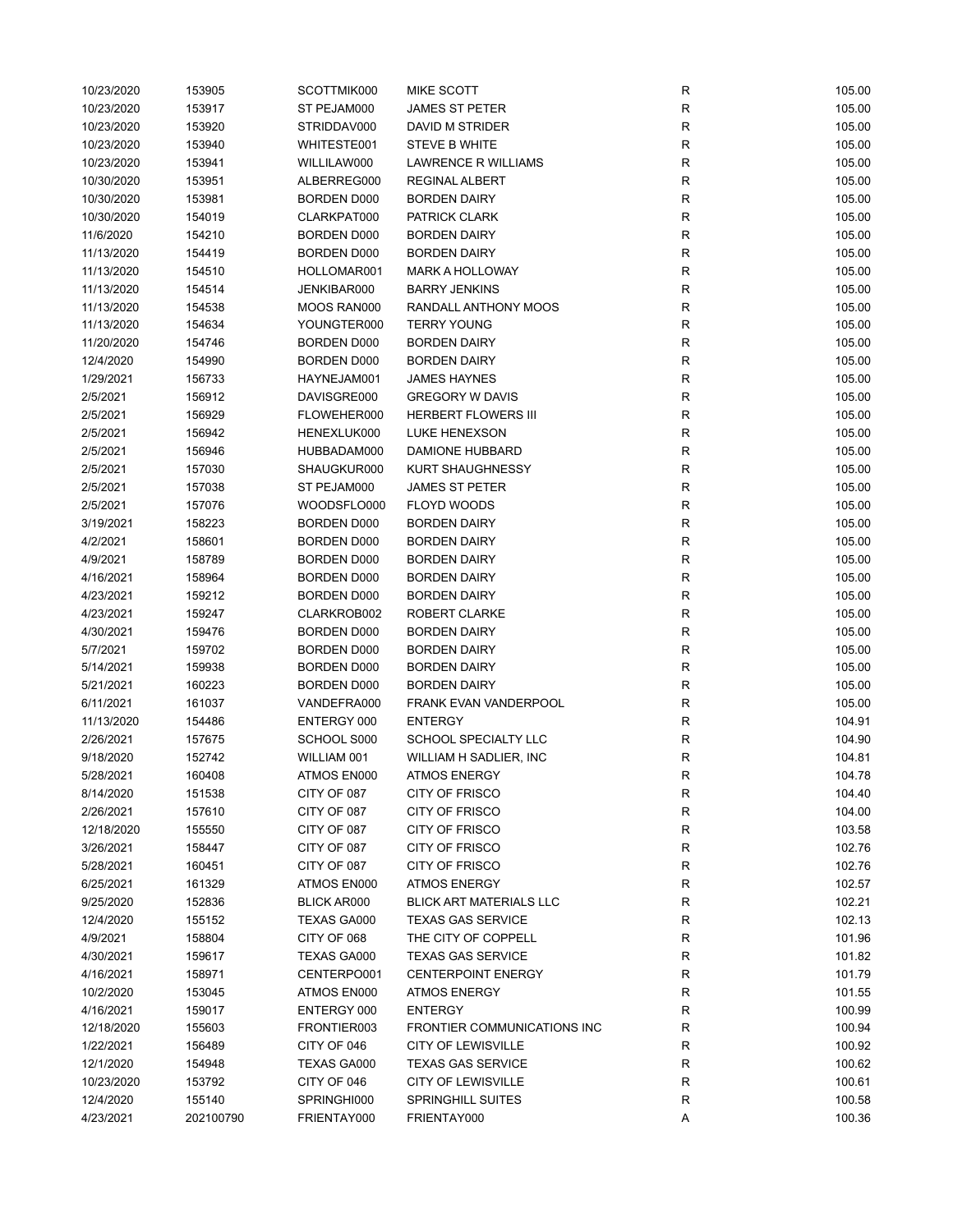| | | | | | |
|---|---|---|---|---|---|
| 10/23/2020 | 153905 | SCOTTMIK000 | MIKE SCOTT | R | 105.00 |
| 10/23/2020 | 153917 | ST PEJAM000 | JAMES ST PETER | R | 105.00 |
| 10/23/2020 | 153920 | STRIDDAV000 | DAVID M STRIDER | R | 105.00 |
| 10/23/2020 | 153940 | WHITESTE001 | STEVE B WHITE | R | 105.00 |
| 10/23/2020 | 153941 | WILLILAW000 | LAWRENCE R WILLIAMS | R | 105.00 |
| 10/30/2020 | 153951 | ALBERREG000 | REGINAL ALBERT | R | 105.00 |
| 10/30/2020 | 153981 | BORDEN D000 | BORDEN DAIRY | R | 105.00 |
| 10/30/2020 | 154019 | CLARKPAT000 | PATRICK CLARK | R | 105.00 |
| 11/6/2020 | 154210 | BORDEN D000 | BORDEN DAIRY | R | 105.00 |
| 11/13/2020 | 154419 | BORDEN D000 | BORDEN DAIRY | R | 105.00 |
| 11/13/2020 | 154510 | HOLLOMAR001 | MARK A HOLLOWAY | R | 105.00 |
| 11/13/2020 | 154514 | JENKIBAR000 | BARRY JENKINS | R | 105.00 |
| 11/13/2020 | 154538 | MOOS RAN000 | RANDALL ANTHONY MOOS | R | 105.00 |
| 11/13/2020 | 154634 | YOUNGTER000 | TERRY YOUNG | R | 105.00 |
| 11/20/2020 | 154746 | BORDEN D000 | BORDEN DAIRY | R | 105.00 |
| 12/4/2020 | 154990 | BORDEN D000 | BORDEN DAIRY | R | 105.00 |
| 1/29/2021 | 156733 | HAYNEJAM001 | JAMES HAYNES | R | 105.00 |
| 2/5/2021 | 156912 | DAVISGRE000 | GREGORY W DAVIS | R | 105.00 |
| 2/5/2021 | 156929 | FLOWEHER000 | HERBERT FLOWERS III | R | 105.00 |
| 2/5/2021 | 156942 | HENEXLUK000 | LUKE HENEXSON | R | 105.00 |
| 2/5/2021 | 156946 | HUBBADAM000 | DAMIONE HUBBARD | R | 105.00 |
| 2/5/2021 | 157030 | SHAUGKUR000 | KURT SHAUGHNESSY | R | 105.00 |
| 2/5/2021 | 157038 | ST PEJAM000 | JAMES ST PETER | R | 105.00 |
| 2/5/2021 | 157076 | WOODSFLO000 | FLOYD WOODS | R | 105.00 |
| 3/19/2021 | 158223 | BORDEN D000 | BORDEN DAIRY | R | 105.00 |
| 4/2/2021 | 158601 | BORDEN D000 | BORDEN DAIRY | R | 105.00 |
| 4/9/2021 | 158789 | BORDEN D000 | BORDEN DAIRY | R | 105.00 |
| 4/16/2021 | 158964 | BORDEN D000 | BORDEN DAIRY | R | 105.00 |
| 4/23/2021 | 159212 | BORDEN D000 | BORDEN DAIRY | R | 105.00 |
| 4/23/2021 | 159247 | CLARKROB002 | ROBERT CLARKE | R | 105.00 |
| 4/30/2021 | 159476 | BORDEN D000 | BORDEN DAIRY | R | 105.00 |
| 5/7/2021 | 159702 | BORDEN D000 | BORDEN DAIRY | R | 105.00 |
| 5/14/2021 | 159938 | BORDEN D000 | BORDEN DAIRY | R | 105.00 |
| 5/21/2021 | 160223 | BORDEN D000 | BORDEN DAIRY | R | 105.00 |
| 6/11/2021 | 161037 | VANDEFRA000 | FRANK EVAN VANDERPOOL | R | 105.00 |
| 11/13/2020 | 154486 | ENTERGY 000 | ENTERGY | R | 104.91 |
| 2/26/2021 | 157675 | SCHOOL S000 | SCHOOL SPECIALTY LLC | R | 104.90 |
| 9/18/2020 | 152742 | WILLIAM 001 | WILLIAM H SADLIER, INC | R | 104.81 |
| 5/28/2021 | 160408 | ATMOS EN000 | ATMOS ENERGY | R | 104.78 |
| 8/14/2020 | 151538 | CITY OF 087 | CITY OF FRISCO | R | 104.40 |
| 2/26/2021 | 157610 | CITY OF 087 | CITY OF FRISCO | R | 104.00 |
| 12/18/2020 | 155550 | CITY OF 087 | CITY OF FRISCO | R | 103.58 |
| 3/26/2021 | 158447 | CITY OF 087 | CITY OF FRISCO | R | 102.76 |
| 5/28/2021 | 160451 | CITY OF 087 | CITY OF FRISCO | R | 102.76 |
| 6/25/2021 | 161329 | ATMOS EN000 | ATMOS ENERGY | R | 102.57 |
| 9/25/2020 | 152836 | BLICK AR000 | BLICK ART MATERIALS LLC | R | 102.21 |
| 12/4/2020 | 155152 | TEXAS GA000 | TEXAS GAS SERVICE | R | 102.13 |
| 4/9/2021 | 158804 | CITY OF 068 | THE CITY OF COPPELL | R | 101.96 |
| 4/30/2021 | 159617 | TEXAS GA000 | TEXAS GAS SERVICE | R | 101.82 |
| 4/16/2021 | 158971 | CENTERPO001 | CENTERPOINT ENERGY | R | 101.79 |
| 10/2/2020 | 153045 | ATMOS EN000 | ATMOS ENERGY | R | 101.55 |
| 4/16/2021 | 159017 | ENTERGY 000 | ENTERGY | R | 100.99 |
| 12/18/2020 | 155603 | FRONTIER003 | FRONTIER COMMUNICATIONS INC | R | 100.94 |
| 1/22/2021 | 156489 | CITY OF 046 | CITY OF LEWISVILLE | R | 100.92 |
| 12/1/2020 | 154948 | TEXAS GA000 | TEXAS GAS SERVICE | R | 100.62 |
| 10/23/2020 | 153792 | CITY OF 046 | CITY OF LEWISVILLE | R | 100.61 |
| 12/4/2020 | 155140 | SPRINGHI000 | SPRINGHILL SUITES | R | 100.58 |
| 4/23/2021 | 202100790 | FRIENTAY000 | FRIENTAY000 | A | 100.36 |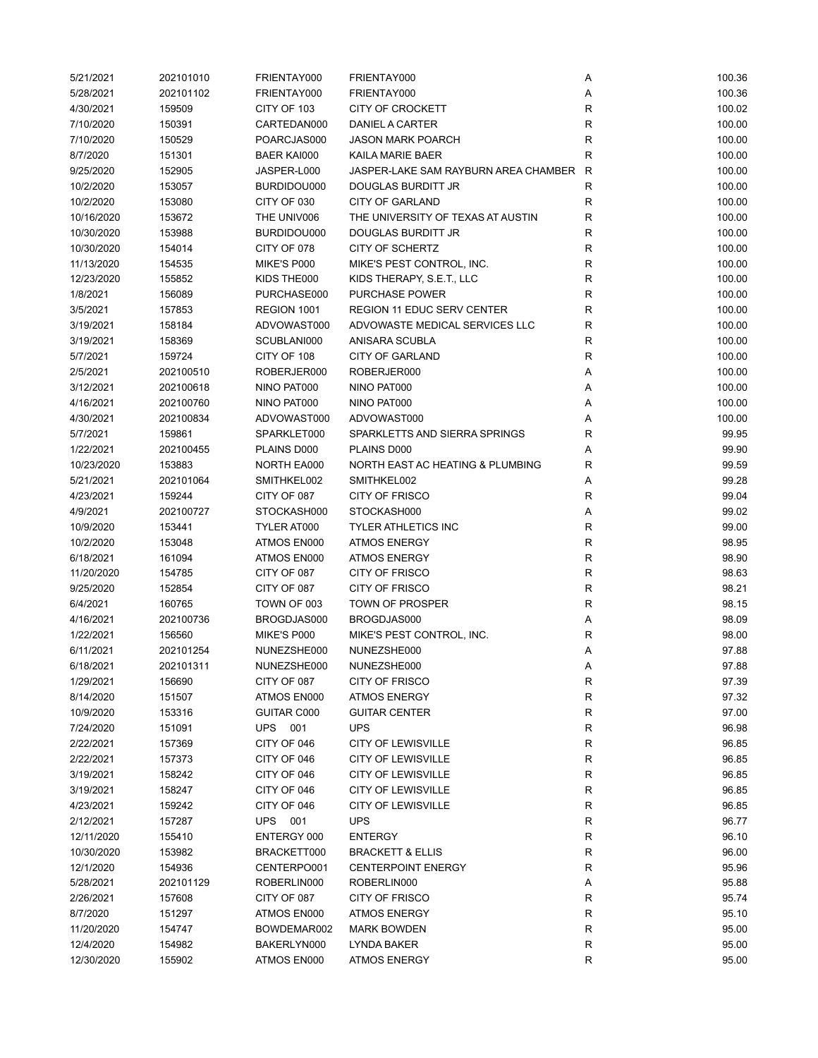| | | | | | |
|---|---|---|---|---|---|
| 5/21/2021 | 202101010 | FRIENTAY000 | FRIENTAY000 | A | 100.36 |
| 5/28/2021 | 202101102 | FRIENTAY000 | FRIENTAY000 | A | 100.36 |
| 4/30/2021 | 159509 | CITY OF 103 | CITY OF CROCKETT | R | 100.02 |
| 7/10/2020 | 150391 | CARTEDAN000 | DANIEL A CARTER | R | 100.00 |
| 7/10/2020 | 150529 | POARCJAS000 | JASON MARK POARCH | R | 100.00 |
| 8/7/2020 | 151301 | BAER KAI000 | KAILA MARIE BAER | R | 100.00 |
| 9/25/2020 | 152905 | JASPER-L000 | JASPER-LAKE SAM RAYBURN AREA CHAMBER | R | 100.00 |
| 10/2/2020 | 153057 | BURDIDOU000 | DOUGLAS BURDITT JR | R | 100.00 |
| 10/2/2020 | 153080 | CITY OF 030 | CITY OF GARLAND | R | 100.00 |
| 10/16/2020 | 153672 | THE UNIV006 | THE UNIVERSITY OF TEXAS AT AUSTIN | R | 100.00 |
| 10/30/2020 | 153988 | BURDIDOU000 | DOUGLAS BURDITT JR | R | 100.00 |
| 10/30/2020 | 154014 | CITY OF 078 | CITY OF SCHERTZ | R | 100.00 |
| 11/13/2020 | 154535 | MIKE'S P000 | MIKE'S PEST CONTROL, INC. | R | 100.00 |
| 12/23/2020 | 155852 | KIDS THE000 | KIDS THERAPY, S.E.T., LLC | R | 100.00 |
| 1/8/2021 | 156089 | PURCHASE000 | PURCHASE POWER | R | 100.00 |
| 3/5/2021 | 157853 | REGION 1001 | REGION 11 EDUC SERV CENTER | R | 100.00 |
| 3/19/2021 | 158184 | ADVOWAST000 | ADVOWASTE MEDICAL SERVICES LLC | R | 100.00 |
| 3/19/2021 | 158369 | SCUBLANI000 | ANISARA SCUBLA | R | 100.00 |
| 5/7/2021 | 159724 | CITY OF 108 | CITY OF GARLAND | R | 100.00 |
| 2/5/2021 | 202100510 | ROBERJER000 | ROBERJER000 | A | 100.00 |
| 3/12/2021 | 202100618 | NINO PAT000 | NINO PAT000 | A | 100.00 |
| 4/16/2021 | 202100760 | NINO PAT000 | NINO PAT000 | A | 100.00 |
| 4/30/2021 | 202100834 | ADVOWAST000 | ADVOWAST000 | A | 100.00 |
| 5/7/2021 | 159861 | SPARKLET000 | SPARKLETTS AND SIERRA SPRINGS | R | 99.95 |
| 1/22/2021 | 202100455 | PLAINS D000 | PLAINS D000 | A | 99.90 |
| 10/23/2020 | 153883 | NORTH EA000 | NORTH EAST AC HEATING & PLUMBING | R | 99.59 |
| 5/21/2021 | 202101064 | SMITHKEL002 | SMITHKEL002 | A | 99.28 |
| 4/23/2021 | 159244 | CITY OF 087 | CITY OF FRISCO | R | 99.04 |
| 4/9/2021 | 202100727 | STOCKASH000 | STOCKASH000 | A | 99.02 |
| 10/9/2020 | 153441 | TYLER AT000 | TYLER ATHLETICS INC | R | 99.00 |
| 10/2/2020 | 153048 | ATMOS EN000 | ATMOS ENERGY | R | 98.95 |
| 6/18/2021 | 161094 | ATMOS EN000 | ATMOS ENERGY | R | 98.90 |
| 11/20/2020 | 154785 | CITY OF 087 | CITY OF FRISCO | R | 98.63 |
| 9/25/2020 | 152854 | CITY OF 087 | CITY OF FRISCO | R | 98.21 |
| 6/4/2021 | 160765 | TOWN OF 003 | TOWN OF PROSPER | R | 98.15 |
| 4/16/2021 | 202100736 | BROGDJAS000 | BROGDJAS000 | A | 98.09 |
| 1/22/2021 | 156560 | MIKE'S P000 | MIKE'S PEST CONTROL, INC. | R | 98.00 |
| 6/11/2021 | 202101254 | NUNEZSHE000 | NUNEZSHE000 | A | 97.88 |
| 6/18/2021 | 202101311 | NUNEZSHE000 | NUNEZSHE000 | A | 97.88 |
| 1/29/2021 | 156690 | CITY OF 087 | CITY OF FRISCO | R | 97.39 |
| 8/14/2020 | 151507 | ATMOS EN000 | ATMOS ENERGY | R | 97.32 |
| 10/9/2020 | 153316 | GUITAR C000 | GUITAR CENTER | R | 97.00 |
| 7/24/2020 | 151091 | UPS 001 | UPS | R | 96.98 |
| 2/22/2021 | 157369 | CITY OF 046 | CITY OF LEWISVILLE | R | 96.85 |
| 2/22/2021 | 157373 | CITY OF 046 | CITY OF LEWISVILLE | R | 96.85 |
| 3/19/2021 | 158242 | CITY OF 046 | CITY OF LEWISVILLE | R | 96.85 |
| 3/19/2021 | 158247 | CITY OF 046 | CITY OF LEWISVILLE | R | 96.85 |
| 4/23/2021 | 159242 | CITY OF 046 | CITY OF LEWISVILLE | R | 96.85 |
| 2/12/2021 | 157287 | UPS 001 | UPS | R | 96.77 |
| 12/11/2020 | 155410 | ENTERGY 000 | ENTERGY | R | 96.10 |
| 10/30/2020 | 153982 | BRACKETT000 | BRACKETT & ELLIS | R | 96.00 |
| 12/1/2020 | 154936 | CENTERPO001 | CENTERPOINT ENERGY | R | 95.96 |
| 5/28/2021 | 202101129 | ROBERLIN000 | ROBERLIN000 | A | 95.88 |
| 2/26/2021 | 157608 | CITY OF 087 | CITY OF FRISCO | R | 95.74 |
| 8/7/2020 | 151297 | ATMOS EN000 | ATMOS ENERGY | R | 95.10 |
| 11/20/2020 | 154747 | BOWDEMAR002 | MARK BOWDEN | R | 95.00 |
| 12/4/2020 | 154982 | BAKERLYN000 | LYNDA BAKER | R | 95.00 |
| 12/30/2020 | 155902 | ATMOS EN000 | ATMOS ENERGY | R | 95.00 |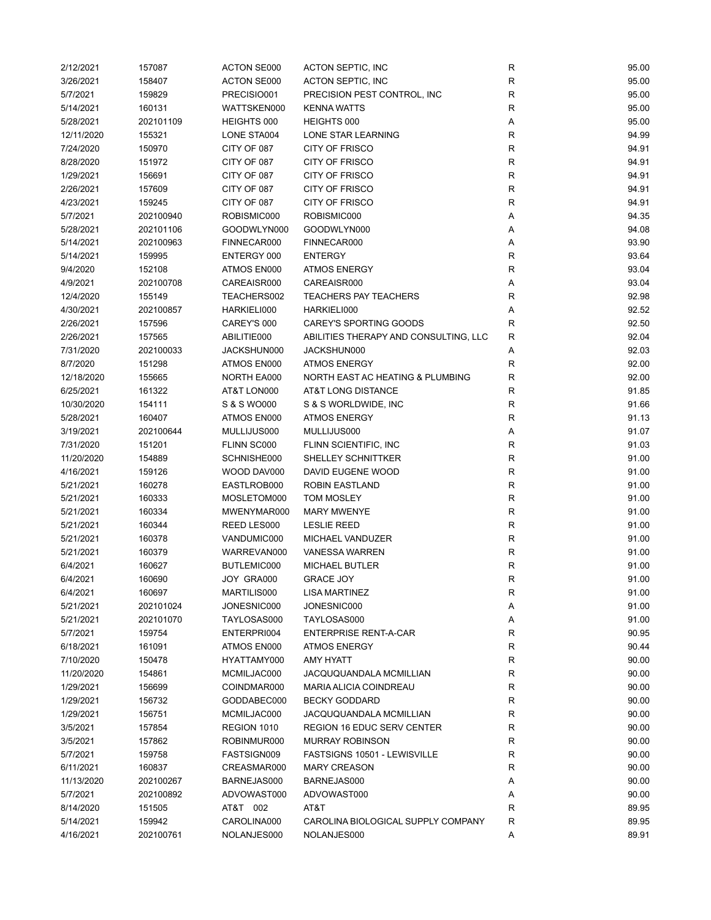| | | | | | |
|---|---|---|---|---|---|
| 2/12/2021 | 157087 | ACTON SE000 | ACTON SEPTIC, INC | R | 95.00 |
| 3/26/2021 | 158407 | ACTON SE000 | ACTON SEPTIC, INC | R | 95.00 |
| 5/7/2021 | 159829 | PRECISIO001 | PRECISION PEST CONTROL, INC | R | 95.00 |
| 5/14/2021 | 160131 | WATTSKEN000 | KENNA WATTS | R | 95.00 |
| 5/28/2021 | 202101109 | HEIGHTS 000 | HEIGHTS 000 | A | 95.00 |
| 12/11/2020 | 155321 | LONE STA004 | LONE STAR LEARNING | R | 94.99 |
| 7/24/2020 | 150970 | CITY OF 087 | CITY OF FRISCO | R | 94.91 |
| 8/28/2020 | 151972 | CITY OF 087 | CITY OF FRISCO | R | 94.91 |
| 1/29/2021 | 156691 | CITY OF 087 | CITY OF FRISCO | R | 94.91 |
| 2/26/2021 | 157609 | CITY OF 087 | CITY OF FRISCO | R | 94.91 |
| 4/23/2021 | 159245 | CITY OF 087 | CITY OF FRISCO | R | 94.91 |
| 5/7/2021 | 202100940 | ROBISMIC000 | ROBISMIC000 | A | 94.35 |
| 5/28/2021 | 202101106 | GOODWLYN000 | GOODWLYN000 | A | 94.08 |
| 5/14/2021 | 202100963 | FINNECAR000 | FINNECAR000 | A | 93.90 |
| 5/14/2021 | 159995 | ENTERGY 000 | ENTERGY | R | 93.64 |
| 9/4/2020 | 152108 | ATMOS EN000 | ATMOS ENERGY | R | 93.04 |
| 4/9/2021 | 202100708 | CAREAISR000 | CAREAISR000 | A | 93.04 |
| 12/4/2020 | 155149 | TEACHERS002 | TEACHERS PAY TEACHERS | R | 92.98 |
| 4/30/2021 | 202100857 | HARKIELI000 | HARKIELI000 | A | 92.52 |
| 2/26/2021 | 157596 | CAREY'S 000 | CAREY'S SPORTING GOODS | R | 92.50 |
| 2/26/2021 | 157565 | ABILITIE000 | ABILITIES THERAPY AND CONSULTING, LLC | R | 92.04 |
| 7/31/2020 | 202100033 | JACKSHUN000 | JACKSHUN000 | A | 92.03 |
| 8/7/2020 | 151298 | ATMOS EN000 | ATMOS ENERGY | R | 92.00 |
| 12/18/2020 | 155665 | NORTH EA000 | NORTH EAST AC HEATING & PLUMBING | R | 92.00 |
| 6/25/2021 | 161322 | AT&T LON000 | AT&T LONG DISTANCE | R | 91.85 |
| 10/30/2020 | 154111 | S & S WO000 | S & S WORLDWIDE, INC | R | 91.66 |
| 5/28/2021 | 160407 | ATMOS EN000 | ATMOS ENERGY | R | 91.13 |
| 3/19/2021 | 202100644 | MULLIJUS000 | MULLIJUS000 | A | 91.07 |
| 7/31/2020 | 151201 | FLINN SC000 | FLINN SCIENTIFIC, INC | R | 91.03 |
| 11/20/2020 | 154889 | SCHNISHE000 | SHELLEY SCHNITTKER | R | 91.00 |
| 4/16/2021 | 159126 | WOOD DAV000 | DAVID EUGENE WOOD | R | 91.00 |
| 5/21/2021 | 160278 | EASTLROB000 | ROBIN EASTLAND | R | 91.00 |
| 5/21/2021 | 160333 | MOSLETOM000 | TOM MOSLEY | R | 91.00 |
| 5/21/2021 | 160334 | MWENYMAR000 | MARY MWENYE | R | 91.00 |
| 5/21/2021 | 160344 | REED LES000 | LESLIE REED | R | 91.00 |
| 5/21/2021 | 160378 | VANDUMIC000 | MICHAEL VANDUZER | R | 91.00 |
| 5/21/2021 | 160379 | WARREVAN000 | VANESSA WARREN | R | 91.00 |
| 6/4/2021 | 160627 | BUTLEMIC000 | MICHAEL BUTLER | R | 91.00 |
| 6/4/2021 | 160690 | JOY GRA000 | GRACE JOY | R | 91.00 |
| 6/4/2021 | 160697 | MARTILIS000 | LISA MARTINEZ | R | 91.00 |
| 5/21/2021 | 202101024 | JONESNIC000 | JONESNIC000 | A | 91.00 |
| 5/21/2021 | 202101070 | TAYLOSAS000 | TAYLOSAS000 | A | 91.00 |
| 5/7/2021 | 159754 | ENTERPRI004 | ENTERPRISE RENT-A-CAR | R | 90.95 |
| 6/18/2021 | 161091 | ATMOS EN000 | ATMOS ENERGY | R | 90.44 |
| 7/10/2020 | 150478 | HYATTAMY000 | AMY HYATT | R | 90.00 |
| 11/20/2020 | 154861 | MCMILJAC000 | JACQUQUANDALA MCMILLIAN | R | 90.00 |
| 1/29/2021 | 156699 | COINDMAR000 | MARIA ALICIA COINDREAU | R | 90.00 |
| 1/29/2021 | 156732 | GODDABEC000 | BECKY GODDARD | R | 90.00 |
| 1/29/2021 | 156751 | MCMILJAC000 | JACQUQUANDALA MCMILLIAN | R | 90.00 |
| 3/5/2021 | 157854 | REGION 1010 | REGION 16 EDUC SERV CENTER | R | 90.00 |
| 3/5/2021 | 157862 | ROBINMUR000 | MURRAY ROBINSON | R | 90.00 |
| 5/7/2021 | 159758 | FASTSIGN009 | FASTSIGNS 10501 - LEWISVILLE | R | 90.00 |
| 6/11/2021 | 160837 | CREASMAR000 | MARY CREASON | R | 90.00 |
| 11/13/2020 | 202100267 | BARNEJAS000 | BARNEJAS000 | A | 90.00 |
| 5/7/2021 | 202100892 | ADVOWAST000 | ADVOWAST000 | A | 90.00 |
| 8/14/2020 | 151505 | AT&T 002 | AT&T | R | 89.95 |
| 5/14/2021 | 159942 | CAROLINA000 | CAROLINA BIOLOGICAL SUPPLY COMPANY | R | 89.95 |
| 4/16/2021 | 202100761 | NOLANJES000 | NOLANJES000 | A | 89.91 |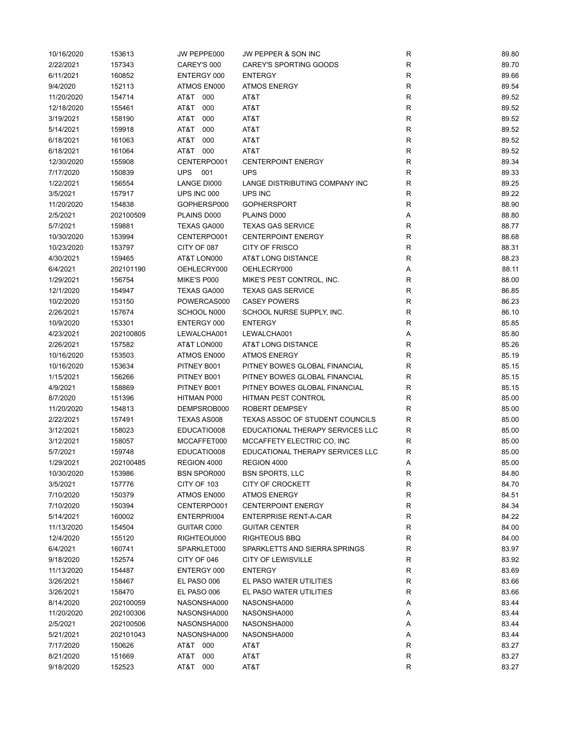| | | | | | |
|---|---|---|---|---|---|
| 10/16/2020 | 153613 | JW PEPPE000 | JW PEPPER & SON INC | R | 89.80 |
| 2/22/2021 | 157343 | CAREY'S 000 | CAREY'S SPORTING GOODS | R | 89.70 |
| 6/11/2021 | 160852 | ENTERGY 000 | ENTERGY | R | 89.66 |
| 9/4/2020 | 152113 | ATMOS EN000 | ATMOS ENERGY | R | 89.54 |
| 11/20/2020 | 154714 | AT&T 000 | AT&T | R | 89.52 |
| 12/18/2020 | 155461 | AT&T 000 | AT&T | R | 89.52 |
| 3/19/2021 | 158190 | AT&T 000 | AT&T | R | 89.52 |
| 5/14/2021 | 159918 | AT&T 000 | AT&T | R | 89.52 |
| 6/18/2021 | 161063 | AT&T 000 | AT&T | R | 89.52 |
| 6/18/2021 | 161064 | AT&T 000 | AT&T | R | 89.52 |
| 12/30/2020 | 155908 | CENTERPO001 | CENTERPOINT ENERGY | R | 89.34 |
| 7/17/2020 | 150839 | UPS 001 | UPS | R | 89.33 |
| 1/22/2021 | 156554 | LANGE DI000 | LANGE DISTRIBUTING COMPANY INC | R | 89.25 |
| 3/5/2021 | 157917 | UPS INC 000 | UPS INC | R | 89.22 |
| 11/20/2020 | 154838 | GOPHERSP000 | GOPHERSPORT | R | 88.90 |
| 2/5/2021 | 202100509 | PLAINS D000 | PLAINS D000 | A | 88.80 |
| 5/7/2021 | 159881 | TEXAS GA000 | TEXAS GAS SERVICE | R | 88.77 |
| 10/30/2020 | 153994 | CENTERPO001 | CENTERPOINT ENERGY | R | 88.68 |
| 10/23/2020 | 153797 | CITY OF 087 | CITY OF FRISCO | R | 88.31 |
| 4/30/2021 | 159465 | AT&T LON000 | AT&T LONG DISTANCE | R | 88.23 |
| 6/4/2021 | 202101190 | OEHLECRY000 | OEHLECRY000 | A | 88.11 |
| 1/29/2021 | 156754 | MIKE'S P000 | MIKE'S PEST CONTROL, INC. | R | 88.00 |
| 12/1/2020 | 154947 | TEXAS GA000 | TEXAS GAS SERVICE | R | 86.85 |
| 10/2/2020 | 153150 | POWERCAS000 | CASEY POWERS | R | 86.23 |
| 2/26/2021 | 157674 | SCHOOL N000 | SCHOOL NURSE SUPPLY, INC. | R | 86.10 |
| 10/9/2020 | 153301 | ENTERGY 000 | ENTERGY | R | 85.85 |
| 4/23/2021 | 202100805 | LEWALCHA001 | LEWALCHA001 | A | 85.80 |
| 2/26/2021 | 157582 | AT&T LON000 | AT&T LONG DISTANCE | R | 85.26 |
| 10/16/2020 | 153503 | ATMOS EN000 | ATMOS ENERGY | R | 85.19 |
| 10/16/2020 | 153634 | PITNEY B001 | PITNEY BOWES GLOBAL FINANCIAL | R | 85.15 |
| 1/15/2021 | 156266 | PITNEY B001 | PITNEY BOWES GLOBAL FINANCIAL | R | 85.15 |
| 4/9/2021 | 158869 | PITNEY B001 | PITNEY BOWES GLOBAL FINANCIAL | R | 85.15 |
| 8/7/2020 | 151396 | HITMAN P000 | HITMAN PEST CONTROL | R | 85.00 |
| 11/20/2020 | 154813 | DEMPSROB000 | ROBERT DEMPSEY | R | 85.00 |
| 2/22/2021 | 157491 | TEXAS AS008 | TEXAS ASSOC OF STUDENT COUNCILS | R | 85.00 |
| 3/12/2021 | 158023 | EDUCATIO008 | EDUCATIONAL THERAPY SERVICES LLC | R | 85.00 |
| 3/12/2021 | 158057 | MCCAFFET000 | MCCAFFETY ELECTRIC CO, INC | R | 85.00 |
| 5/7/2021 | 159748 | EDUCATIO008 | EDUCATIONAL THERAPY SERVICES LLC | R | 85.00 |
| 1/29/2021 | 202100485 | REGION 4000 | REGION 4000 | A | 85.00 |
| 10/30/2020 | 153986 | BSN SPOR000 | BSN SPORTS, LLC | R | 84.80 |
| 3/5/2021 | 157776 | CITY OF 103 | CITY OF CROCKETT | R | 84.70 |
| 7/10/2020 | 150379 | ATMOS EN000 | ATMOS ENERGY | R | 84.51 |
| 7/10/2020 | 150394 | CENTERPO001 | CENTERPOINT ENERGY | R | 84.34 |
| 5/14/2021 | 160002 | ENTERPRI004 | ENTERPRISE RENT-A-CAR | R | 84.22 |
| 11/13/2020 | 154504 | GUITAR C000 | GUITAR CENTER | R | 84.00 |
| 12/4/2020 | 155120 | RIGHTEOU000 | RIGHTEOUS BBQ | R | 84.00 |
| 6/4/2021 | 160741 | SPARKLET000 | SPARKLETTS AND SIERRA SPRINGS | R | 83.97 |
| 9/18/2020 | 152574 | CITY OF 046 | CITY OF LEWISVILLE | R | 83.92 |
| 11/13/2020 | 154487 | ENTERGY 000 | ENTERGY | R | 83.69 |
| 3/26/2021 | 158467 | EL PASO 006 | EL PASO WATER UTILITIES | R | 83.66 |
| 3/26/2021 | 158470 | EL PASO 006 | EL PASO WATER UTILITIES | R | 83.66 |
| 8/14/2020 | 202100059 | NASONSHA000 | NASONSHA000 | A | 83.44 |
| 11/20/2020 | 202100306 | NASONSHA000 | NASONSHA000 | A | 83.44 |
| 2/5/2021 | 202100506 | NASONSHA000 | NASONSHA000 | A | 83.44 |
| 5/21/2021 | 202101043 | NASONSHA000 | NASONSHA000 | A | 83.44 |
| 7/17/2020 | 150626 | AT&T 000 | AT&T | R | 83.27 |
| 8/21/2020 | 151669 | AT&T 000 | AT&T | R | 83.27 |
| 9/18/2020 | 152523 | AT&T 000 | AT&T | R | 83.27 |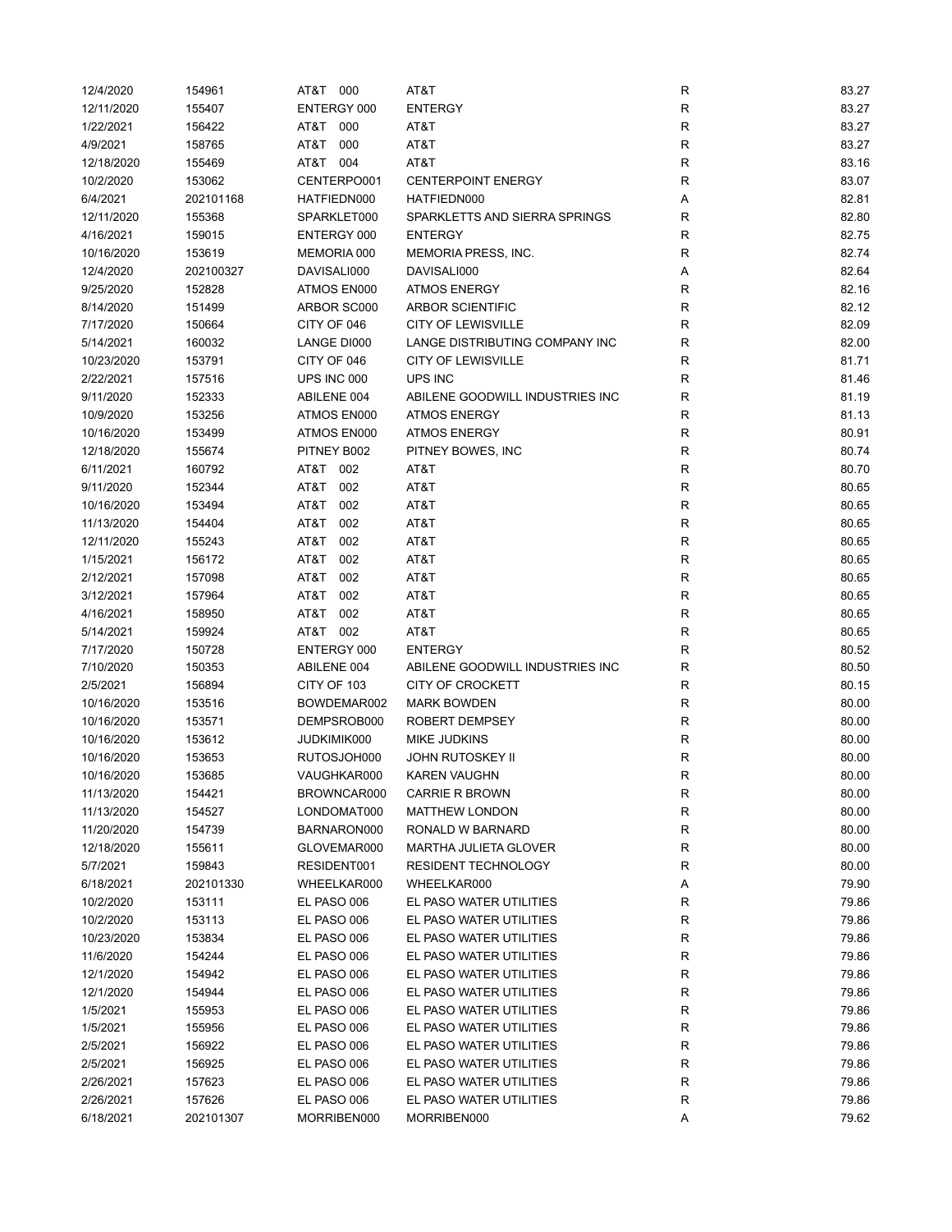| | | | | | |
|---|---|---|---|---|---|
| 12/4/2020 | 154961 | AT&T 000 | AT&T | R | 83.27 |
| 12/11/2020 | 155407 | ENTERGY 000 | ENTERGY | R | 83.27 |
| 1/22/2021 | 156422 | AT&T 000 | AT&T | R | 83.27 |
| 4/9/2021 | 158765 | AT&T 000 | AT&T | R | 83.27 |
| 12/18/2020 | 155469 | AT&T 004 | AT&T | R | 83.16 |
| 10/2/2020 | 153062 | CENTERPO001 | CENTERPOINT ENERGY | R | 83.07 |
| 6/4/2021 | 202101168 | HATFIEDN000 | HATFIEDN000 | A | 82.81 |
| 12/11/2020 | 155368 | SPARKLET000 | SPARKLETTS AND SIERRA SPRINGS | R | 82.80 |
| 4/16/2021 | 159015 | ENTERGY 000 | ENTERGY | R | 82.75 |
| 10/16/2020 | 153619 | MEMORIA 000 | MEMORIA PRESS, INC. | R | 82.74 |
| 12/4/2020 | 202100327 | DAVISALI000 | DAVISALI000 | A | 82.64 |
| 9/25/2020 | 152828 | ATMOS EN000 | ATMOS ENERGY | R | 82.16 |
| 8/14/2020 | 151499 | ARBOR SC000 | ARBOR SCIENTIFIC | R | 82.12 |
| 7/17/2020 | 150664 | CITY OF 046 | CITY OF LEWISVILLE | R | 82.09 |
| 5/14/2021 | 160032 | LANGE DI000 | LANGE DISTRIBUTING COMPANY INC | R | 82.00 |
| 10/23/2020 | 153791 | CITY OF 046 | CITY OF LEWISVILLE | R | 81.71 |
| 2/22/2021 | 157516 | UPS INC 000 | UPS INC | R | 81.46 |
| 9/11/2020 | 152333 | ABILENE 004 | ABILENE GOODWILL INDUSTRIES INC | R | 81.19 |
| 10/9/2020 | 153256 | ATMOS EN000 | ATMOS ENERGY | R | 81.13 |
| 10/16/2020 | 153499 | ATMOS EN000 | ATMOS ENERGY | R | 80.91 |
| 12/18/2020 | 155674 | PITNEY B002 | PITNEY BOWES, INC | R | 80.74 |
| 6/11/2021 | 160792 | AT&T 002 | AT&T | R | 80.70 |
| 9/11/2020 | 152344 | AT&T 002 | AT&T | R | 80.65 |
| 10/16/2020 | 153494 | AT&T 002 | AT&T | R | 80.65 |
| 11/13/2020 | 154404 | AT&T 002 | AT&T | R | 80.65 |
| 12/11/2020 | 155243 | AT&T 002 | AT&T | R | 80.65 |
| 1/15/2021 | 156172 | AT&T 002 | AT&T | R | 80.65 |
| 2/12/2021 | 157098 | AT&T 002 | AT&T | R | 80.65 |
| 3/12/2021 | 157964 | AT&T 002 | AT&T | R | 80.65 |
| 4/16/2021 | 158950 | AT&T 002 | AT&T | R | 80.65 |
| 5/14/2021 | 159924 | AT&T 002 | AT&T | R | 80.65 |
| 7/17/2020 | 150728 | ENTERGY 000 | ENTERGY | R | 80.52 |
| 7/10/2020 | 150353 | ABILENE 004 | ABILENE GOODWILL INDUSTRIES INC | R | 80.50 |
| 2/5/2021 | 156894 | CITY OF 103 | CITY OF CROCKETT | R | 80.15 |
| 10/16/2020 | 153516 | BOWDEMAR002 | MARK BOWDEN | R | 80.00 |
| 10/16/2020 | 153571 | DEMPSROB000 | ROBERT DEMPSEY | R | 80.00 |
| 10/16/2020 | 153612 | JUDKIMIK000 | MIKE JUDKINS | R | 80.00 |
| 10/16/2020 | 153653 | RUTOSJOH000 | JOHN RUTOSKEY II | R | 80.00 |
| 10/16/2020 | 153685 | VAUGHKAR000 | KAREN VAUGHN | R | 80.00 |
| 11/13/2020 | 154421 | BROWNCAR000 | CARRIE R BROWN | R | 80.00 |
| 11/13/2020 | 154527 | LONDOMAT000 | MATTHEW LONDON | R | 80.00 |
| 11/20/2020 | 154739 | BARNARON000 | RONALD W BARNARD | R | 80.00 |
| 12/18/2020 | 155611 | GLOVEMAR000 | MARTHA JULIETA GLOVER | R | 80.00 |
| 5/7/2021 | 159843 | RESIDENT001 | RESIDENT TECHNOLOGY | R | 80.00 |
| 6/18/2021 | 202101330 | WHEELKAR000 | WHEELKAR000 | A | 79.90 |
| 10/2/2020 | 153111 | EL PASO 006 | EL PASO WATER UTILITIES | R | 79.86 |
| 10/2/2020 | 153113 | EL PASO 006 | EL PASO WATER UTILITIES | R | 79.86 |
| 10/23/2020 | 153834 | EL PASO 006 | EL PASO WATER UTILITIES | R | 79.86 |
| 11/6/2020 | 154244 | EL PASO 006 | EL PASO WATER UTILITIES | R | 79.86 |
| 12/1/2020 | 154942 | EL PASO 006 | EL PASO WATER UTILITIES | R | 79.86 |
| 12/1/2020 | 154944 | EL PASO 006 | EL PASO WATER UTILITIES | R | 79.86 |
| 1/5/2021 | 155953 | EL PASO 006 | EL PASO WATER UTILITIES | R | 79.86 |
| 1/5/2021 | 155956 | EL PASO 006 | EL PASO WATER UTILITIES | R | 79.86 |
| 2/5/2021 | 156922 | EL PASO 006 | EL PASO WATER UTILITIES | R | 79.86 |
| 2/5/2021 | 156925 | EL PASO 006 | EL PASO WATER UTILITIES | R | 79.86 |
| 2/26/2021 | 157623 | EL PASO 006 | EL PASO WATER UTILITIES | R | 79.86 |
| 2/26/2021 | 157626 | EL PASO 006 | EL PASO WATER UTILITIES | R | 79.86 |
| 6/18/2021 | 202101307 | MORRIBEN000 | MORRIBEN000 | A | 79.62 |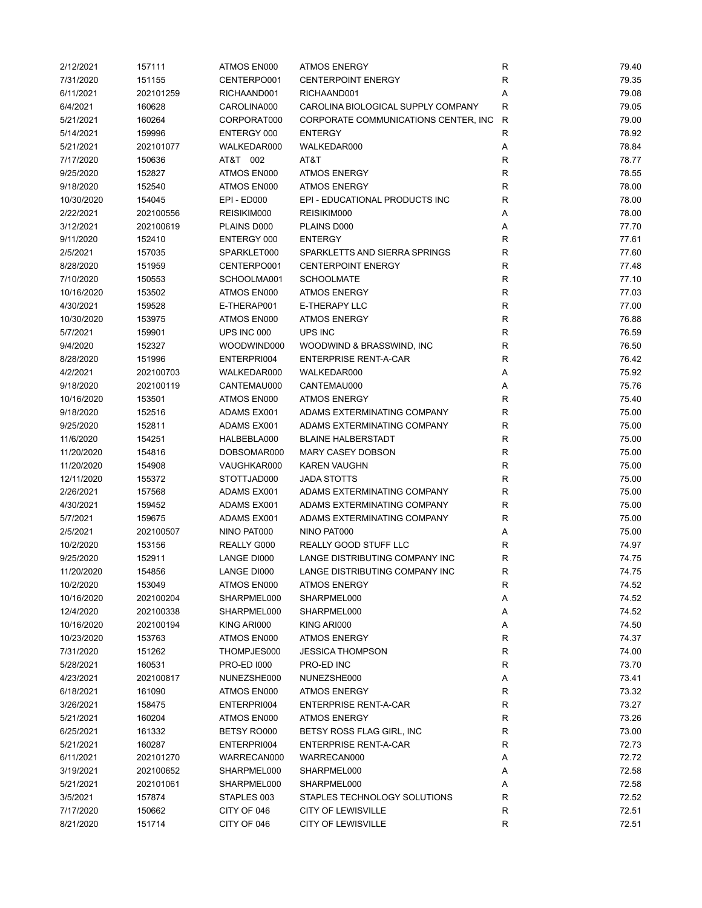| | | | | | |
|---|---|---|---|---|---|
| 2/12/2021 | 157111 | ATMOS EN000 | ATMOS ENERGY | R | 79.40 |
| 7/31/2020 | 151155 | CENTERPO001 | CENTERPOINT ENERGY | R | 79.35 |
| 6/11/2021 | 202101259 | RICHAAND001 | RICHAAND001 | A | 79.08 |
| 6/4/2021 | 160628 | CAROLINA000 | CAROLINA BIOLOGICAL SUPPLY COMPANY | R | 79.05 |
| 5/21/2021 | 160264 | CORPORAT000 | CORPORATE COMMUNICATIONS CENTER, INC | R | 79.00 |
| 5/14/2021 | 159996 | ENTERGY 000 | ENTERGY | R | 78.92 |
| 5/21/2021 | 202101077 | WALKEDAR000 | WALKEDAR000 | A | 78.84 |
| 7/17/2020 | 150636 | AT&T 002 | AT&T | R | 78.77 |
| 9/25/2020 | 152827 | ATMOS EN000 | ATMOS ENERGY | R | 78.55 |
| 9/18/2020 | 152540 | ATMOS EN000 | ATMOS ENERGY | R | 78.00 |
| 10/30/2020 | 154045 | EPI - ED000 | EPI - EDUCATIONAL PRODUCTS INC | R | 78.00 |
| 2/22/2021 | 202100556 | REISIKIM000 | REISIKIM000 | A | 78.00 |
| 3/12/2021 | 202100619 | PLAINS D000 | PLAINS D000 | A | 77.70 |
| 9/11/2020 | 152410 | ENTERGY 000 | ENTERGY | R | 77.61 |
| 2/5/2021 | 157035 | SPARKLET000 | SPARKLETTS AND SIERRA SPRINGS | R | 77.60 |
| 8/28/2020 | 151959 | CENTERPO001 | CENTERPOINT ENERGY | R | 77.48 |
| 7/10/2020 | 150553 | SCHOOLMA001 | SCHOOLMATE | R | 77.10 |
| 10/16/2020 | 153502 | ATMOS EN000 | ATMOS ENERGY | R | 77.03 |
| 4/30/2021 | 159528 | E-THERAP001 | E-THERAPY LLC | R | 77.00 |
| 10/30/2020 | 153975 | ATMOS EN000 | ATMOS ENERGY | R | 76.88 |
| 5/7/2021 | 159901 | UPS INC 000 | UPS INC | R | 76.59 |
| 9/4/2020 | 152327 | WOODWIND000 | WOODWIND & BRASSWIND, INC | R | 76.50 |
| 8/28/2020 | 151996 | ENTERPRI004 | ENTERPRISE RENT-A-CAR | R | 76.42 |
| 4/2/2021 | 202100703 | WALKEDAR000 | WALKEDAR000 | A | 75.92 |
| 9/18/2020 | 202100119 | CANTEMAU000 | CANTEMAU000 | A | 75.76 |
| 10/16/2020 | 153501 | ATMOS EN000 | ATMOS ENERGY | R | 75.40 |
| 9/18/2020 | 152516 | ADAMS EX001 | ADAMS EXTERMINATING COMPANY | R | 75.00 |
| 9/25/2020 | 152811 | ADAMS EX001 | ADAMS EXTERMINATING COMPANY | R | 75.00 |
| 11/6/2020 | 154251 | HALBEBLA000 | BLAINE HALBERSTADT | R | 75.00 |
| 11/20/2020 | 154816 | DOBSOMAR000 | MARY CASEY DOBSON | R | 75.00 |
| 11/20/2020 | 154908 | VAUGHKAR000 | KAREN VAUGHN | R | 75.00 |
| 12/11/2020 | 155372 | STOTTJAD000 | JADA STOTTS | R | 75.00 |
| 2/26/2021 | 157568 | ADAMS EX001 | ADAMS EXTERMINATING COMPANY | R | 75.00 |
| 4/30/2021 | 159452 | ADAMS EX001 | ADAMS EXTERMINATING COMPANY | R | 75.00 |
| 5/7/2021 | 159675 | ADAMS EX001 | ADAMS EXTERMINATING COMPANY | R | 75.00 |
| 2/5/2021 | 202100507 | NINO PAT000 | NINO PAT000 | A | 75.00 |
| 10/2/2020 | 153156 | REALLY G000 | REALLY GOOD STUFF LLC | R | 74.97 |
| 9/25/2020 | 152911 | LANGE DI000 | LANGE DISTRIBUTING COMPANY INC | R | 74.75 |
| 11/20/2020 | 154856 | LANGE DI000 | LANGE DISTRIBUTING COMPANY INC | R | 74.75 |
| 10/2/2020 | 153049 | ATMOS EN000 | ATMOS ENERGY | R | 74.52 |
| 10/16/2020 | 202100204 | SHARPMEL000 | SHARPMEL000 | A | 74.52 |
| 12/4/2020 | 202100338 | SHARPMEL000 | SHARPMEL000 | A | 74.52 |
| 10/16/2020 | 202100194 | KING ARI000 | KING ARI000 | A | 74.50 |
| 10/23/2020 | 153763 | ATMOS EN000 | ATMOS ENERGY | R | 74.37 |
| 7/31/2020 | 151262 | THOMPJES000 | JESSICA THOMPSON | R | 74.00 |
| 5/28/2021 | 160531 | PRO-ED I000 | PRO-ED INC | R | 73.70 |
| 4/23/2021 | 202100817 | NUNEZSHE000 | NUNEZSHE000 | A | 73.41 |
| 6/18/2021 | 161090 | ATMOS EN000 | ATMOS ENERGY | R | 73.32 |
| 3/26/2021 | 158475 | ENTERPRI004 | ENTERPRISE RENT-A-CAR | R | 73.27 |
| 5/21/2021 | 160204 | ATMOS EN000 | ATMOS ENERGY | R | 73.26 |
| 6/25/2021 | 161332 | BETSY RO000 | BETSY ROSS FLAG GIRL, INC | R | 73.00 |
| 5/21/2021 | 160287 | ENTERPRI004 | ENTERPRISE RENT-A-CAR | R | 72.73 |
| 6/11/2021 | 202101270 | WARRECAN000 | WARRECAN000 | A | 72.72 |
| 3/19/2021 | 202100652 | SHARPMEL000 | SHARPMEL000 | A | 72.58 |
| 5/21/2021 | 202101061 | SHARPMEL000 | SHARPMEL000 | A | 72.58 |
| 3/5/2021 | 157874 | STAPLES 003 | STAPLES TECHNOLOGY SOLUTIONS | R | 72.52 |
| 7/17/2020 | 150662 | CITY OF 046 | CITY OF LEWISVILLE | R | 72.51 |
| 8/21/2020 | 151714 | CITY OF 046 | CITY OF LEWISVILLE | R | 72.51 |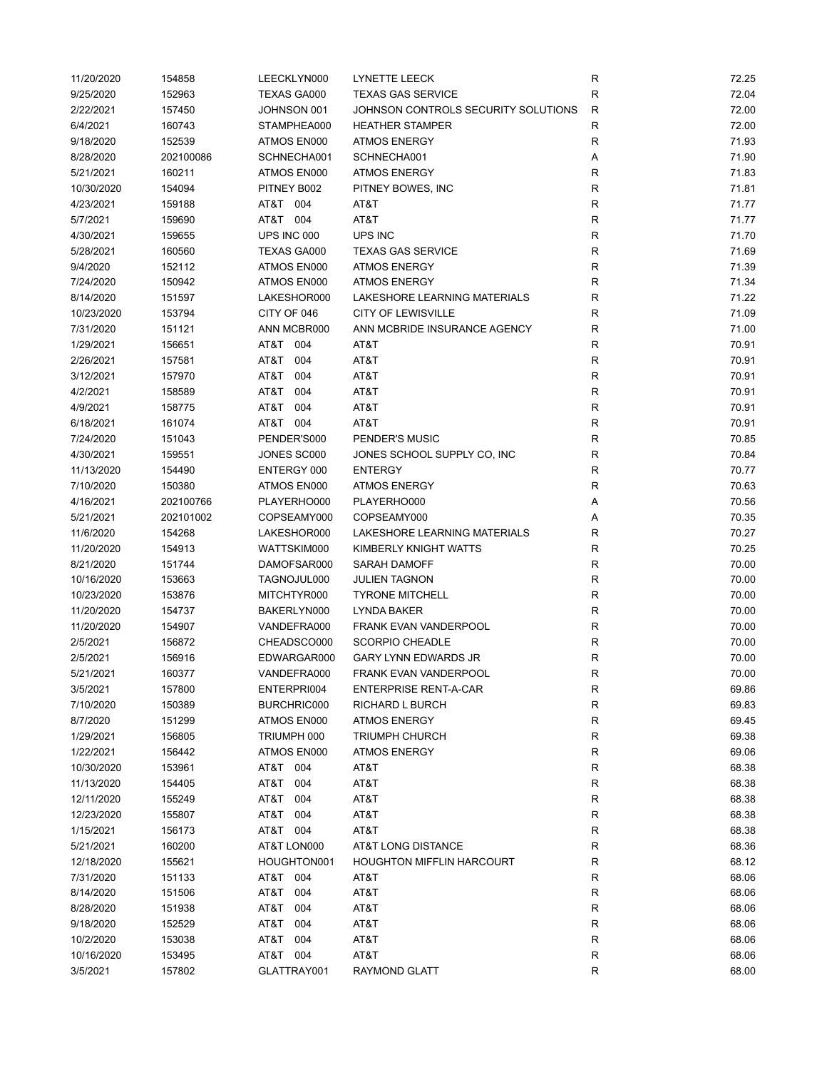| | | | | | |
|---|---|---|---|---|---|
| 11/20/2020 | 154858 | LEECKLYN000 | LYNETTE LEECK | R | 72.25 |
| 9/25/2020 | 152963 | TEXAS GA000 | TEXAS GAS SERVICE | R | 72.04 |
| 2/22/2021 | 157450 | JOHNSON 001 | JOHNSON CONTROLS SECURITY SOLUTIONS | R | 72.00 |
| 6/4/2021 | 160743 | STAMPHEA000 | HEATHER STAMPER | R | 72.00 |
| 9/18/2020 | 152539 | ATMOS EN000 | ATMOS ENERGY | R | 71.93 |
| 8/28/2020 | 202100086 | SCHNECHA001 | SCHNECHA001 | A | 71.90 |
| 5/21/2021 | 160211 | ATMOS EN000 | ATMOS ENERGY | R | 71.83 |
| 10/30/2020 | 154094 | PITNEY B002 | PITNEY BOWES, INC | R | 71.81 |
| 4/23/2021 | 159188 | AT&T 004 | AT&T | R | 71.77 |
| 5/7/2021 | 159690 | AT&T 004 | AT&T | R | 71.77 |
| 4/30/2021 | 159655 | UPS INC 000 | UPS INC | R | 71.70 |
| 5/28/2021 | 160560 | TEXAS GA000 | TEXAS GAS SERVICE | R | 71.69 |
| 9/4/2020 | 152112 | ATMOS EN000 | ATMOS ENERGY | R | 71.39 |
| 7/24/2020 | 150942 | ATMOS EN000 | ATMOS ENERGY | R | 71.34 |
| 8/14/2020 | 151597 | LAKESHOR000 | LAKESHORE LEARNING MATERIALS | R | 71.22 |
| 10/23/2020 | 153794 | CITY OF 046 | CITY OF LEWISVILLE | R | 71.09 |
| 7/31/2020 | 151121 | ANN MCBR000 | ANN MCBRIDE INSURANCE AGENCY | R | 71.00 |
| 1/29/2021 | 156651 | AT&T 004 | AT&T | R | 70.91 |
| 2/26/2021 | 157581 | AT&T 004 | AT&T | R | 70.91 |
| 3/12/2021 | 157970 | AT&T 004 | AT&T | R | 70.91 |
| 4/2/2021 | 158589 | AT&T 004 | AT&T | R | 70.91 |
| 4/9/2021 | 158775 | AT&T 004 | AT&T | R | 70.91 |
| 6/18/2021 | 161074 | AT&T 004 | AT&T | R | 70.91 |
| 7/24/2020 | 151043 | PENDER'S000 | PENDER'S MUSIC | R | 70.85 |
| 4/30/2021 | 159551 | JONES SC000 | JONES SCHOOL SUPPLY CO, INC | R | 70.84 |
| 11/13/2020 | 154490 | ENTERGY 000 | ENTERGY | R | 70.77 |
| 7/10/2020 | 150380 | ATMOS EN000 | ATMOS ENERGY | R | 70.63 |
| 4/16/2021 | 202100766 | PLAYERHO000 | PLAYERHO000 | A | 70.56 |
| 5/21/2021 | 202101002 | COPSEAMY000 | COPSEAMY000 | A | 70.35 |
| 11/6/2020 | 154268 | LAKESHOR000 | LAKESHORE LEARNING MATERIALS | R | 70.27 |
| 11/20/2020 | 154913 | WATTSKIM000 | KIMBERLY KNIGHT WATTS | R | 70.25 |
| 8/21/2020 | 151744 | DAMOFSAR000 | SARAH DAMOFF | R | 70.00 |
| 10/16/2020 | 153663 | TAGNOJUL000 | JULIEN TAGNON | R | 70.00 |
| 10/23/2020 | 153876 | MITCHTYR000 | TYRONE MITCHELL | R | 70.00 |
| 11/20/2020 | 154737 | BAKERLYN000 | LYNDA BAKER | R | 70.00 |
| 11/20/2020 | 154907 | VANDEFRA000 | FRANK EVAN VANDERPOOL | R | 70.00 |
| 2/5/2021 | 156872 | CHEADSCO000 | SCORPIO CHEADLE | R | 70.00 |
| 2/5/2021 | 156916 | EDWARGAR000 | GARY LYNN EDWARDS JR | R | 70.00 |
| 5/21/2021 | 160377 | VANDEFRA000 | FRANK EVAN VANDERPOOL | R | 70.00 |
| 3/5/2021 | 157800 | ENTERPRI004 | ENTERPRISE RENT-A-CAR | R | 69.86 |
| 7/10/2020 | 150389 | BURCHRIC000 | RICHARD L BURCH | R | 69.83 |
| 8/7/2020 | 151299 | ATMOS EN000 | ATMOS ENERGY | R | 69.45 |
| 1/29/2021 | 156805 | TRIUMPH 000 | TRIUMPH CHURCH | R | 69.38 |
| 1/22/2021 | 156442 | ATMOS EN000 | ATMOS ENERGY | R | 69.06 |
| 10/30/2020 | 153961 | AT&T 004 | AT&T | R | 68.38 |
| 11/13/2020 | 154405 | AT&T 004 | AT&T | R | 68.38 |
| 12/11/2020 | 155249 | AT&T 004 | AT&T | R | 68.38 |
| 12/23/2020 | 155807 | AT&T 004 | AT&T | R | 68.38 |
| 1/15/2021 | 156173 | AT&T 004 | AT&T | R | 68.38 |
| 5/21/2021 | 160200 | AT&T LON000 | AT&T LONG DISTANCE | R | 68.36 |
| 12/18/2020 | 155621 | HOUGHTON001 | HOUGHTON MIFFLIN HARCOURT | R | 68.12 |
| 7/31/2020 | 151133 | AT&T 004 | AT&T | R | 68.06 |
| 8/14/2020 | 151506 | AT&T 004 | AT&T | R | 68.06 |
| 8/28/2020 | 151938 | AT&T 004 | AT&T | R | 68.06 |
| 9/18/2020 | 152529 | AT&T 004 | AT&T | R | 68.06 |
| 10/2/2020 | 153038 | AT&T 004 | AT&T | R | 68.06 |
| 10/16/2020 | 153495 | AT&T 004 | AT&T | R | 68.06 |
| 3/5/2021 | 157802 | GLATTRAY001 | RAYMOND GLATT | R | 68.00 |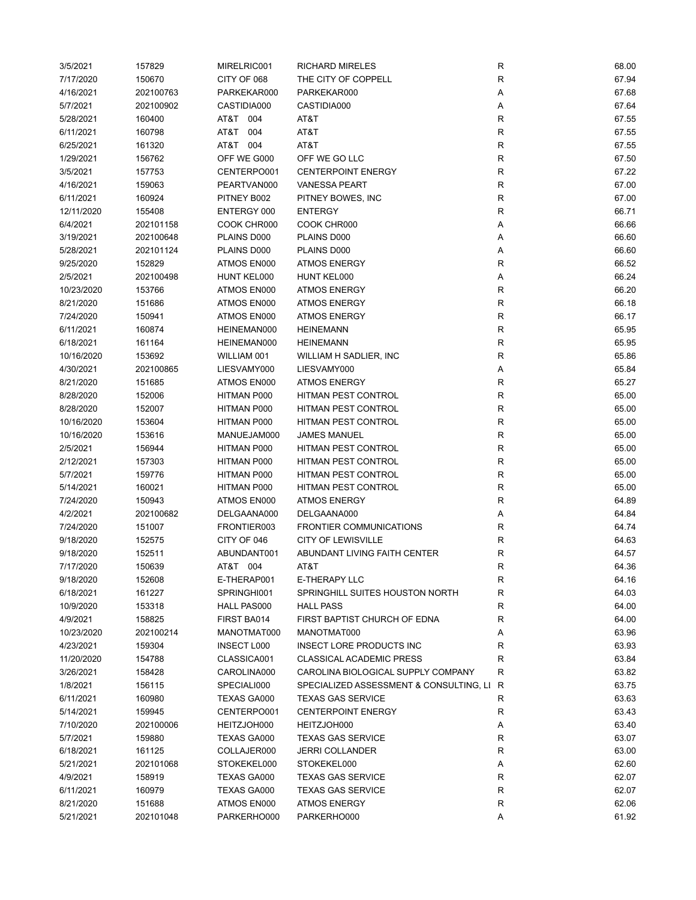| | | | | | |
|---|---|---|---|---|---|
| 3/5/2021 | 157829 | MIRELRIC001 | RICHARD MIRELES | R | 68.00 |
| 7/17/2020 | 150670 | CITY OF 068 | THE CITY OF COPPELL | R | 67.94 |
| 4/16/2021 | 202100763 | PARKEKAR000 | PARKEKAR000 | A | 67.68 |
| 5/7/2021 | 202100902 | CASTIDIA000 | CASTIDIA000 | A | 67.64 |
| 5/28/2021 | 160400 | AT&T 004 | AT&T | R | 67.55 |
| 6/11/2021 | 160798 | AT&T 004 | AT&T | R | 67.55 |
| 6/25/2021 | 161320 | AT&T 004 | AT&T | R | 67.55 |
| 1/29/2021 | 156762 | OFF WE G000 | OFF WE GO LLC | R | 67.50 |
| 3/5/2021 | 157753 | CENTERPO001 | CENTERPOINT ENERGY | R | 67.22 |
| 4/16/2021 | 159063 | PEARTVAN000 | VANESSA PEART | R | 67.00 |
| 6/11/2021 | 160924 | PITNEY B002 | PITNEY BOWES, INC | R | 67.00 |
| 12/11/2020 | 155408 | ENTERGY 000 | ENTERGY | R | 66.71 |
| 6/4/2021 | 202101158 | COOK CHR000 | COOK CHR000 | A | 66.66 |
| 3/19/2021 | 202100648 | PLAINS D000 | PLAINS D000 | A | 66.60 |
| 5/28/2021 | 202101124 | PLAINS D000 | PLAINS D000 | A | 66.60 |
| 9/25/2020 | 152829 | ATMOS EN000 | ATMOS ENERGY | R | 66.52 |
| 2/5/2021 | 202100498 | HUNT KEL000 | HUNT KEL000 | A | 66.24 |
| 10/23/2020 | 153766 | ATMOS EN000 | ATMOS ENERGY | R | 66.20 |
| 8/21/2020 | 151686 | ATMOS EN000 | ATMOS ENERGY | R | 66.18 |
| 7/24/2020 | 150941 | ATMOS EN000 | ATMOS ENERGY | R | 66.17 |
| 6/11/2021 | 160874 | HEINEMAN000 | HEINEMANN | R | 65.95 |
| 6/18/2021 | 161164 | HEINEMAN000 | HEINEMANN | R | 65.95 |
| 10/16/2020 | 153692 | WILLIAM 001 | WILLIAM H SADLIER, INC | R | 65.86 |
| 4/30/2021 | 202100865 | LIESVAMY000 | LIESVAMY000 | A | 65.84 |
| 8/21/2020 | 151685 | ATMOS EN000 | ATMOS ENERGY | R | 65.27 |
| 8/28/2020 | 152006 | HITMAN P000 | HITMAN PEST CONTROL | R | 65.00 |
| 8/28/2020 | 152007 | HITMAN P000 | HITMAN PEST CONTROL | R | 65.00 |
| 10/16/2020 | 153604 | HITMAN P000 | HITMAN PEST CONTROL | R | 65.00 |
| 10/16/2020 | 153616 | MANUEJAM000 | JAMES MANUEL | R | 65.00 |
| 2/5/2021 | 156944 | HITMAN P000 | HITMAN PEST CONTROL | R | 65.00 |
| 2/12/2021 | 157303 | HITMAN P000 | HITMAN PEST CONTROL | R | 65.00 |
| 5/7/2021 | 159776 | HITMAN P000 | HITMAN PEST CONTROL | R | 65.00 |
| 5/14/2021 | 160021 | HITMAN P000 | HITMAN PEST CONTROL | R | 65.00 |
| 7/24/2020 | 150943 | ATMOS EN000 | ATMOS ENERGY | R | 64.89 |
| 4/2/2021 | 202100682 | DELGAANA000 | DELGAANA000 | A | 64.84 |
| 7/24/2020 | 151007 | FRONTIER003 | FRONTIER COMMUNICATIONS | R | 64.74 |
| 9/18/2020 | 152575 | CITY OF 046 | CITY OF LEWISVILLE | R | 64.63 |
| 9/18/2020 | 152511 | ABUNDANT001 | ABUNDANT LIVING FAITH CENTER | R | 64.57 |
| 7/17/2020 | 150639 | AT&T 004 | AT&T | R | 64.36 |
| 9/18/2020 | 152608 | E-THERAP001 | E-THERAPY LLC | R | 64.16 |
| 6/18/2021 | 161227 | SPRINGHI001 | SPRINGHILL SUITES HOUSTON NORTH | R | 64.03 |
| 10/9/2020 | 153318 | HALL PAS000 | HALL PASS | R | 64.00 |
| 4/9/2021 | 158825 | FIRST BA014 | FIRST BAPTIST CHURCH OF EDNA | R | 64.00 |
| 10/23/2020 | 202100214 | MANOTMAT000 | MANOTMAT000 | A | 63.96 |
| 4/23/2021 | 159304 | INSECT L000 | INSECT LORE PRODUCTS INC | R | 63.93 |
| 11/20/2020 | 154788 | CLASSICA001 | CLASSICAL ACADEMIC PRESS | R | 63.84 |
| 3/26/2021 | 158428 | CAROLINA000 | CAROLINA BIOLOGICAL SUPPLY COMPANY | R | 63.82 |
| 1/8/2021 | 156115 | SPECIALI000 | SPECIALIZED ASSESSMENT & CONSULTING, LI | R | 63.75 |
| 6/11/2021 | 160980 | TEXAS GA000 | TEXAS GAS SERVICE | R | 63.63 |
| 5/14/2021 | 159945 | CENTERPO001 | CENTERPOINT ENERGY | R | 63.43 |
| 7/10/2020 | 202100006 | HEITZJOH000 | HEITZJOH000 | A | 63.40 |
| 5/7/2021 | 159880 | TEXAS GA000 | TEXAS GAS SERVICE | R | 63.07 |
| 6/18/2021 | 161125 | COLLAJER000 | JERRI COLLANDER | R | 63.00 |
| 5/21/2021 | 202101068 | STOKEKEL000 | STOKEKEL000 | A | 62.60 |
| 4/9/2021 | 158919 | TEXAS GA000 | TEXAS GAS SERVICE | R | 62.07 |
| 6/11/2021 | 160979 | TEXAS GA000 | TEXAS GAS SERVICE | R | 62.07 |
| 8/21/2020 | 151688 | ATMOS EN000 | ATMOS ENERGY | R | 62.06 |
| 5/21/2021 | 202101048 | PARKERHO000 | PARKERHO000 | A | 61.92 |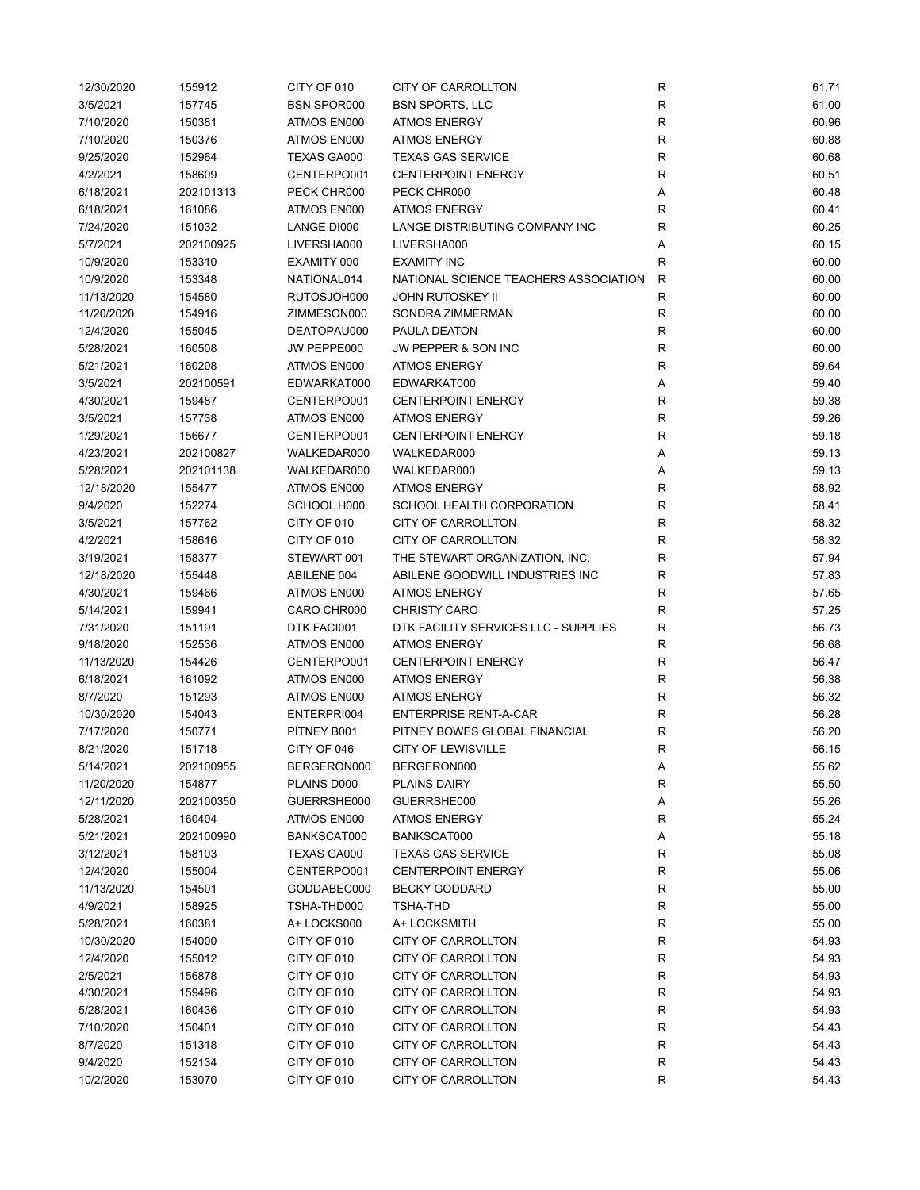| | | | | | |
|---|---|---|---|---|---|
| 12/30/2020 | 155912 | CITY OF 010 | CITY OF CARROLLTON | R | 61.71 |
| 3/5/2021 | 157745 | BSN SPOR000 | BSN SPORTS, LLC | R | 61.00 |
| 7/10/2020 | 150381 | ATMOS EN000 | ATMOS ENERGY | R | 60.96 |
| 7/10/2020 | 150376 | ATMOS EN000 | ATMOS ENERGY | R | 60.88 |
| 9/25/2020 | 152964 | TEXAS GA000 | TEXAS GAS SERVICE | R | 60.68 |
| 4/2/2021 | 158609 | CENTERPO001 | CENTERPOINT ENERGY | R | 60.51 |
| 6/18/2021 | 202101313 | PECK CHR000 | PECK CHR000 | A | 60.48 |
| 6/18/2021 | 161086 | ATMOS EN000 | ATMOS ENERGY | R | 60.41 |
| 7/24/2020 | 151032 | LANGE DI000 | LANGE DISTRIBUTING COMPANY INC | R | 60.25 |
| 5/7/2021 | 202100925 | LIVERSHA000 | LIVERSHA000 | A | 60.15 |
| 10/9/2020 | 153310 | EXAMITY 000 | EXAMITY INC | R | 60.00 |
| 10/9/2020 | 153348 | NATIONAL014 | NATIONAL SCIENCE TEACHERS ASSOCIATION | R | 60.00 |
| 11/13/2020 | 154580 | RUTOSJOH000 | JOHN RUTOSKEY II | R | 60.00 |
| 11/20/2020 | 154916 | ZIMMESON000 | SONDRA ZIMMERMAN | R | 60.00 |
| 12/4/2020 | 155045 | DEATOPAU000 | PAULA DEATON | R | 60.00 |
| 5/28/2021 | 160508 | JW PEPPE000 | JW PEPPER & SON INC | R | 60.00 |
| 5/21/2021 | 160208 | ATMOS EN000 | ATMOS ENERGY | R | 59.64 |
| 3/5/2021 | 202100591 | EDWARKAT000 | EDWARKAT000 | A | 59.40 |
| 4/30/2021 | 159487 | CENTERPO001 | CENTERPOINT ENERGY | R | 59.38 |
| 3/5/2021 | 157738 | ATMOS EN000 | ATMOS ENERGY | R | 59.26 |
| 1/29/2021 | 156677 | CENTERPO001 | CENTERPOINT ENERGY | R | 59.18 |
| 4/23/2021 | 202100827 | WALKEDAR000 | WALKEDAR000 | A | 59.13 |
| 5/28/2021 | 202101138 | WALKEDAR000 | WALKEDAR000 | A | 59.13 |
| 12/18/2020 | 155477 | ATMOS EN000 | ATMOS ENERGY | R | 58.92 |
| 9/4/2020 | 152274 | SCHOOL H000 | SCHOOL HEALTH CORPORATION | R | 58.41 |
| 3/5/2021 | 157762 | CITY OF 010 | CITY OF CARROLLTON | R | 58.32 |
| 4/2/2021 | 158616 | CITY OF 010 | CITY OF CARROLLTON | R | 58.32 |
| 3/19/2021 | 158377 | STEWART 001 | THE STEWART ORGANIZATION, INC. | R | 57.94 |
| 12/18/2020 | 155448 | ABILENE 004 | ABILENE GOODWILL INDUSTRIES INC | R | 57.83 |
| 4/30/2021 | 159466 | ATMOS EN000 | ATMOS ENERGY | R | 57.65 |
| 5/14/2021 | 159941 | CARO CHR000 | CHRISTY CARO | R | 57.25 |
| 7/31/2020 | 151191 | DTK FACI001 | DTK FACILITY SERVICES LLC - SUPPLIES | R | 56.73 |
| 9/18/2020 | 152536 | ATMOS EN000 | ATMOS ENERGY | R | 56.68 |
| 11/13/2020 | 154426 | CENTERPO001 | CENTERPOINT ENERGY | R | 56.47 |
| 6/18/2021 | 161092 | ATMOS EN000 | ATMOS ENERGY | R | 56.38 |
| 8/7/2020 | 151293 | ATMOS EN000 | ATMOS ENERGY | R | 56.32 |
| 10/30/2020 | 154043 | ENTERPRI004 | ENTERPRISE RENT-A-CAR | R | 56.28 |
| 7/17/2020 | 150771 | PITNEY B001 | PITNEY BOWES GLOBAL FINANCIAL | R | 56.20 |
| 8/21/2020 | 151718 | CITY OF 046 | CITY OF LEWISVILLE | R | 56.15 |
| 5/14/2021 | 202100955 | BERGERON000 | BERGERON000 | A | 55.62 |
| 11/20/2020 | 154877 | PLAINS D000 | PLAINS DAIRY | R | 55.50 |
| 12/11/2020 | 202100350 | GUERRSHE000 | GUERRSHE000 | A | 55.26 |
| 5/28/2021 | 160404 | ATMOS EN000 | ATMOS ENERGY | R | 55.24 |
| 5/21/2021 | 202100990 | BANKSCAT000 | BANKSCAT000 | A | 55.18 |
| 3/12/2021 | 158103 | TEXAS GA000 | TEXAS GAS SERVICE | R | 55.08 |
| 12/4/2020 | 155004 | CENTERPO001 | CENTERPOINT ENERGY | R | 55.06 |
| 11/13/2020 | 154501 | GODDABEC000 | BECKY GODDARD | R | 55.00 |
| 4/9/2021 | 158925 | TSHA-THD000 | TSHA-THD | R | 55.00 |
| 5/28/2021 | 160381 | A+ LOCKS000 | A+ LOCKSMITH | R | 55.00 |
| 10/30/2020 | 154000 | CITY OF 010 | CITY OF CARROLLTON | R | 54.93 |
| 12/4/2020 | 155012 | CITY OF 010 | CITY OF CARROLLTON | R | 54.93 |
| 2/5/2021 | 156878 | CITY OF 010 | CITY OF CARROLLTON | R | 54.93 |
| 4/30/2021 | 159496 | CITY OF 010 | CITY OF CARROLLTON | R | 54.93 |
| 5/28/2021 | 160436 | CITY OF 010 | CITY OF CARROLLTON | R | 54.93 |
| 7/10/2020 | 150401 | CITY OF 010 | CITY OF CARROLLTON | R | 54.43 |
| 8/7/2020 | 151318 | CITY OF 010 | CITY OF CARROLLTON | R | 54.43 |
| 9/4/2020 | 152134 | CITY OF 010 | CITY OF CARROLLTON | R | 54.43 |
| 10/2/2020 | 153070 | CITY OF 010 | CITY OF CARROLLTON | R | 54.43 |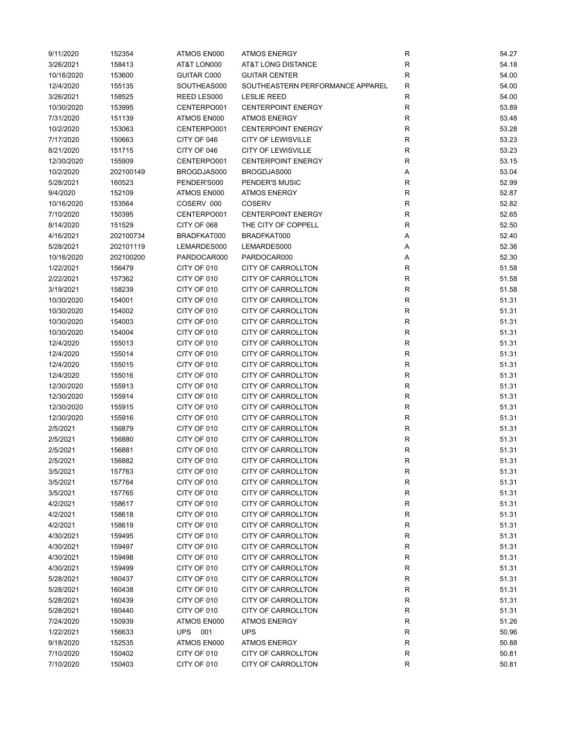| | | | | | |
|---|---|---|---|---|---|
| 9/11/2020 | 152354 | ATMOS EN000 | ATMOS ENERGY | R | 54.27 |
| 3/26/2021 | 158413 | AT&T LON000 | AT&T LONG DISTANCE | R | 54.18 |
| 10/16/2020 | 153600 | GUITAR C000 | GUITAR CENTER | R | 54.00 |
| 12/4/2020 | 155135 | SOUTHEAS000 | SOUTHEASTERN PERFORMANCE APPAREL | R | 54.00 |
| 3/26/2021 | 158525 | REED LES000 | LESLIE REED | R | 54.00 |
| 10/30/2020 | 153995 | CENTERPO001 | CENTERPOINT ENERGY | R | 53.89 |
| 7/31/2020 | 151139 | ATMOS EN000 | ATMOS ENERGY | R | 53.48 |
| 10/2/2020 | 153063 | CENTERPO001 | CENTERPOINT ENERGY | R | 53.28 |
| 7/17/2020 | 150663 | CITY OF 046 | CITY OF LEWISVILLE | R | 53.23 |
| 8/21/2020 | 151715 | CITY OF 046 | CITY OF LEWISVILLE | R | 53.23 |
| 12/30/2020 | 155909 | CENTERPO001 | CENTERPOINT ENERGY | R | 53.15 |
| 10/2/2020 | 202100149 | BROGDJAS000 | BROGDJAS000 | A | 53.04 |
| 5/28/2021 | 160523 | PENDER'S000 | PENDER'S MUSIC | R | 52.99 |
| 9/4/2020 | 152109 | ATMOS EN000 | ATMOS ENERGY | R | 52.87 |
| 10/16/2020 | 153564 | COSERV 000 | COSERV | R | 52.82 |
| 7/10/2020 | 150395 | CENTERPO001 | CENTERPOINT ENERGY | R | 52.65 |
| 8/14/2020 | 151529 | CITY OF 068 | THE CITY OF COPPELL | R | 52.50 |
| 4/16/2021 | 202100734 | BRADFKAT000 | BRADFKAT000 | A | 52.40 |
| 5/28/2021 | 202101119 | LEMARDES000 | LEMARDES000 | A | 52.36 |
| 10/16/2020 | 202100200 | PARDOCAR000 | PARDOCAR000 | A | 52.30 |
| 1/22/2021 | 156479 | CITY OF 010 | CITY OF CARROLLTON | R | 51.58 |
| 2/22/2021 | 157362 | CITY OF 010 | CITY OF CARROLLTON | R | 51.58 |
| 3/19/2021 | 158239 | CITY OF 010 | CITY OF CARROLLTON | R | 51.58 |
| 10/30/2020 | 154001 | CITY OF 010 | CITY OF CARROLLTON | R | 51.31 |
| 10/30/2020 | 154002 | CITY OF 010 | CITY OF CARROLLTON | R | 51.31 |
| 10/30/2020 | 154003 | CITY OF 010 | CITY OF CARROLLTON | R | 51.31 |
| 10/30/2020 | 154004 | CITY OF 010 | CITY OF CARROLLTON | R | 51.31 |
| 12/4/2020 | 155013 | CITY OF 010 | CITY OF CARROLLTON | R | 51.31 |
| 12/4/2020 | 155014 | CITY OF 010 | CITY OF CARROLLTON | R | 51.31 |
| 12/4/2020 | 155015 | CITY OF 010 | CITY OF CARROLLTON | R | 51.31 |
| 12/4/2020 | 155016 | CITY OF 010 | CITY OF CARROLLTON | R | 51.31 |
| 12/30/2020 | 155913 | CITY OF 010 | CITY OF CARROLLTON | R | 51.31 |
| 12/30/2020 | 155914 | CITY OF 010 | CITY OF CARROLLTON | R | 51.31 |
| 12/30/2020 | 155915 | CITY OF 010 | CITY OF CARROLLTON | R | 51.31 |
| 12/30/2020 | 155916 | CITY OF 010 | CITY OF CARROLLTON | R | 51.31 |
| 2/5/2021 | 156879 | CITY OF 010 | CITY OF CARROLLTON | R | 51.31 |
| 2/5/2021 | 156880 | CITY OF 010 | CITY OF CARROLLTON | R | 51.31 |
| 2/5/2021 | 156881 | CITY OF 010 | CITY OF CARROLLTON | R | 51.31 |
| 2/5/2021 | 156882 | CITY OF 010 | CITY OF CARROLLTON | R | 51.31 |
| 3/5/2021 | 157763 | CITY OF 010 | CITY OF CARROLLTON | R | 51.31 |
| 3/5/2021 | 157764 | CITY OF 010 | CITY OF CARROLLTON | R | 51.31 |
| 3/5/2021 | 157765 | CITY OF 010 | CITY OF CARROLLTON | R | 51.31 |
| 4/2/2021 | 158617 | CITY OF 010 | CITY OF CARROLLTON | R | 51.31 |
| 4/2/2021 | 158618 | CITY OF 010 | CITY OF CARROLLTON | R | 51.31 |
| 4/2/2021 | 158619 | CITY OF 010 | CITY OF CARROLLTON | R | 51.31 |
| 4/30/2021 | 159495 | CITY OF 010 | CITY OF CARROLLTON | R | 51.31 |
| 4/30/2021 | 159497 | CITY OF 010 | CITY OF CARROLLTON | R | 51.31 |
| 4/30/2021 | 159498 | CITY OF 010 | CITY OF CARROLLTON | R | 51.31 |
| 4/30/2021 | 159499 | CITY OF 010 | CITY OF CARROLLTON | R | 51.31 |
| 5/28/2021 | 160437 | CITY OF 010 | CITY OF CARROLLTON | R | 51.31 |
| 5/28/2021 | 160438 | CITY OF 010 | CITY OF CARROLLTON | R | 51.31 |
| 5/28/2021 | 160439 | CITY OF 010 | CITY OF CARROLLTON | R | 51.31 |
| 5/28/2021 | 160440 | CITY OF 010 | CITY OF CARROLLTON | R | 51.31 |
| 7/24/2020 | 150939 | ATMOS EN000 | ATMOS ENERGY | R | 51.26 |
| 1/22/2021 | 156633 | UPS 001 | UPS | R | 50.96 |
| 9/18/2020 | 152535 | ATMOS EN000 | ATMOS ENERGY | R | 50.88 |
| 7/10/2020 | 150402 | CITY OF 010 | CITY OF CARROLLTON | R | 50.81 |
| 7/10/2020 | 150403 | CITY OF 010 | CITY OF CARROLLTON | R | 50.81 |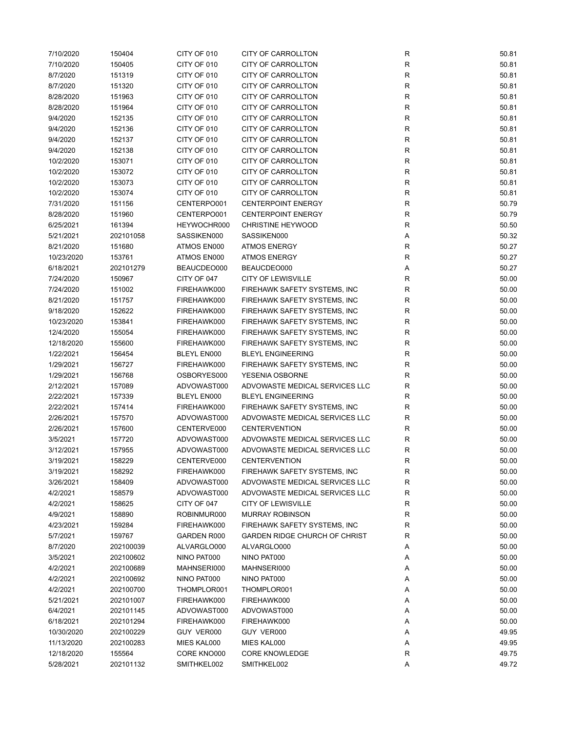| | | | | | |
|---|---|---|---|---|---|
| 7/10/2020 | 150404 | CITY OF 010 | CITY OF CARROLLTON | R | 50.81 |
| 7/10/2020 | 150405 | CITY OF 010 | CITY OF CARROLLTON | R | 50.81 |
| 8/7/2020 | 151319 | CITY OF 010 | CITY OF CARROLLTON | R | 50.81 |
| 8/7/2020 | 151320 | CITY OF 010 | CITY OF CARROLLTON | R | 50.81 |
| 8/28/2020 | 151963 | CITY OF 010 | CITY OF CARROLLTON | R | 50.81 |
| 8/28/2020 | 151964 | CITY OF 010 | CITY OF CARROLLTON | R | 50.81 |
| 9/4/2020 | 152135 | CITY OF 010 | CITY OF CARROLLTON | R | 50.81 |
| 9/4/2020 | 152136 | CITY OF 010 | CITY OF CARROLLTON | R | 50.81 |
| 9/4/2020 | 152137 | CITY OF 010 | CITY OF CARROLLTON | R | 50.81 |
| 9/4/2020 | 152138 | CITY OF 010 | CITY OF CARROLLTON | R | 50.81 |
| 10/2/2020 | 153071 | CITY OF 010 | CITY OF CARROLLTON | R | 50.81 |
| 10/2/2020 | 153072 | CITY OF 010 | CITY OF CARROLLTON | R | 50.81 |
| 10/2/2020 | 153073 | CITY OF 010 | CITY OF CARROLLTON | R | 50.81 |
| 10/2/2020 | 153074 | CITY OF 010 | CITY OF CARROLLTON | R | 50.81 |
| 7/31/2020 | 151156 | CENTERPO001 | CENTERPOINT ENERGY | R | 50.79 |
| 8/28/2020 | 151960 | CENTERPO001 | CENTERPOINT ENERGY | R | 50.79 |
| 6/25/2021 | 161394 | HEYWOCHR000 | CHRISTINE HEYWOOD | R | 50.50 |
| 5/21/2021 | 202101058 | SASSIKEN000 | SASSIKEN000 | A | 50.32 |
| 8/21/2020 | 151680 | ATMOS EN000 | ATMOS ENERGY | R | 50.27 |
| 10/23/2020 | 153761 | ATMOS EN000 | ATMOS ENERGY | R | 50.27 |
| 6/18/2021 | 202101279 | BEAUCDEO000 | BEAUCDEO000 | A | 50.27 |
| 7/24/2020 | 150967 | CITY OF 047 | CITY OF LEWISVILLE | R | 50.00 |
| 7/24/2020 | 151002 | FIREHAWK000 | FIREHAWK SAFETY SYSTEMS, INC | R | 50.00 |
| 8/21/2020 | 151757 | FIREHAWK000 | FIREHAWK SAFETY SYSTEMS, INC | R | 50.00 |
| 9/18/2020 | 152622 | FIREHAWK000 | FIREHAWK SAFETY SYSTEMS, INC | R | 50.00 |
| 10/23/2020 | 153841 | FIREHAWK000 | FIREHAWK SAFETY SYSTEMS, INC | R | 50.00 |
| 12/4/2020 | 155054 | FIREHAWK000 | FIREHAWK SAFETY SYSTEMS, INC | R | 50.00 |
| 12/18/2020 | 155600 | FIREHAWK000 | FIREHAWK SAFETY SYSTEMS, INC | R | 50.00 |
| 1/22/2021 | 156454 | BLEYL EN000 | BLEYL ENGINEERING | R | 50.00 |
| 1/29/2021 | 156727 | FIREHAWK000 | FIREHAWK SAFETY SYSTEMS, INC | R | 50.00 |
| 1/29/2021 | 156768 | OSBORYES000 | YESENIA OSBORNE | R | 50.00 |
| 2/12/2021 | 157089 | ADVOWAST000 | ADVOWASTE MEDICAL SERVICES LLC | R | 50.00 |
| 2/22/2021 | 157339 | BLEYL EN000 | BLEYL ENGINEERING | R | 50.00 |
| 2/22/2021 | 157414 | FIREHAWK000 | FIREHAWK SAFETY SYSTEMS, INC | R | 50.00 |
| 2/26/2021 | 157570 | ADVOWAST000 | ADVOWASTE MEDICAL SERVICES LLC | R | 50.00 |
| 2/26/2021 | 157600 | CENTERVE000 | CENTERVENTION | R | 50.00 |
| 3/5/2021 | 157720 | ADVOWAST000 | ADVOWASTE MEDICAL SERVICES LLC | R | 50.00 |
| 3/12/2021 | 157955 | ADVOWAST000 | ADVOWASTE MEDICAL SERVICES LLC | R | 50.00 |
| 3/19/2021 | 158229 | CENTERVE000 | CENTERVENTION | R | 50.00 |
| 3/19/2021 | 158292 | FIREHAWK000 | FIREHAWK SAFETY SYSTEMS, INC | R | 50.00 |
| 3/26/2021 | 158409 | ADVOWAST000 | ADVOWASTE MEDICAL SERVICES LLC | R | 50.00 |
| 4/2/2021 | 158579 | ADVOWAST000 | ADVOWASTE MEDICAL SERVICES LLC | R | 50.00 |
| 4/2/2021 | 158625 | CITY OF 047 | CITY OF LEWISVILLE | R | 50.00 |
| 4/9/2021 | 158890 | ROBINMUR000 | MURRAY ROBINSON | R | 50.00 |
| 4/23/2021 | 159284 | FIREHAWK000 | FIREHAWK SAFETY SYSTEMS, INC | R | 50.00 |
| 5/7/2021 | 159767 | GARDEN R000 | GARDEN RIDGE CHURCH OF CHRIST | R | 50.00 |
| 8/7/2020 | 202100039 | ALVARGLO000 | ALVARGLO000 | A | 50.00 |
| 3/5/2021 | 202100602 | NINO PAT000 | NINO PAT000 | A | 50.00 |
| 4/2/2021 | 202100689 | MAHNSERI000 | MAHNSERI000 | A | 50.00 |
| 4/2/2021 | 202100692 | NINO PAT000 | NINO PAT000 | A | 50.00 |
| 4/2/2021 | 202100700 | THOMPLOR001 | THOMPLOR001 | A | 50.00 |
| 5/21/2021 | 202101007 | FIREHAWK000 | FIREHAWK000 | A | 50.00 |
| 6/4/2021 | 202101145 | ADVOWAST000 | ADVOWAST000 | A | 50.00 |
| 6/18/2021 | 202101294 | FIREHAWK000 | FIREHAWK000 | A | 50.00 |
| 10/30/2020 | 202100229 | GUY VER000 | GUY VER000 | A | 49.95 |
| 11/13/2020 | 202100283 | MIES KAL000 | MIES KAL000 | A | 49.95 |
| 12/18/2020 | 155564 | CORE KNO000 | CORE KNOWLEDGE | R | 49.75 |
| 5/28/2021 | 202101132 | SMITHKEL002 | SMITHKEL002 | A | 49.72 |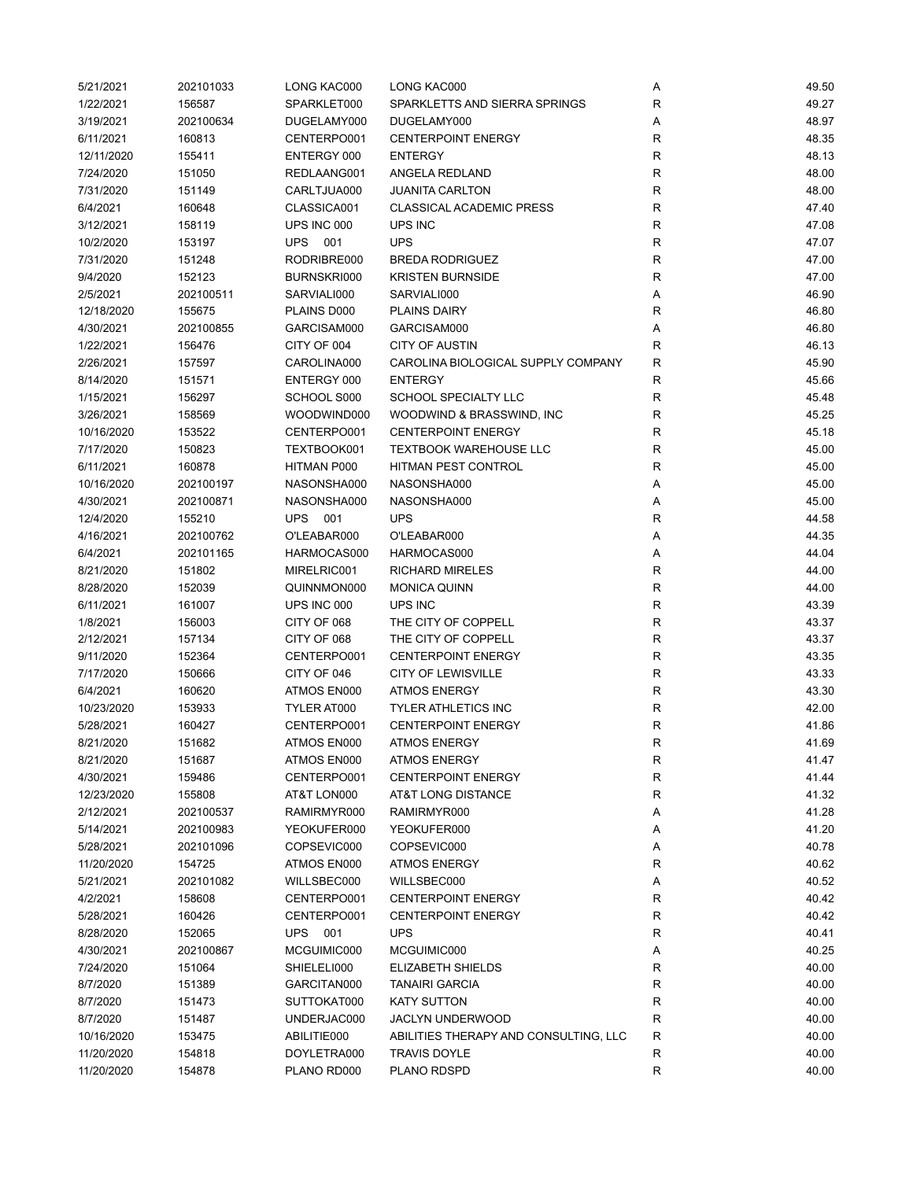| | | | | | |
|---|---|---|---|---|---|
| 5/21/2021 | 202101033 | LONG KAC000 | LONG KAC000 | A | 49.50 |
| 1/22/2021 | 156587 | SPARKLET000 | SPARKLETTS AND SIERRA SPRINGS | R | 49.27 |
| 3/19/2021 | 202100634 | DUGELAMY000 | DUGELAMY000 | A | 48.97 |
| 6/11/2021 | 160813 | CENTERPO001 | CENTERPOINT ENERGY | R | 48.35 |
| 12/11/2020 | 155411 | ENTERGY 000 | ENTERGY | R | 48.13 |
| 7/24/2020 | 151050 | REDLAANG001 | ANGELA REDLAND | R | 48.00 |
| 7/31/2020 | 151149 | CARLTJUA000 | JUANITA CARLTON | R | 48.00 |
| 6/4/2021 | 160648 | CLASSICA001 | CLASSICAL ACADEMIC PRESS | R | 47.40 |
| 3/12/2021 | 158119 | UPS INC 000 | UPS INC | R | 47.08 |
| 10/2/2020 | 153197 | UPS 001 | UPS | R | 47.07 |
| 7/31/2020 | 151248 | RODRIBRE000 | BREDA RODRIGUEZ | R | 47.00 |
| 9/4/2020 | 152123 | BURNSKRI000 | KRISTEN BURNSIDE | R | 47.00 |
| 2/5/2021 | 202100511 | SARVIALI000 | SARVIALI000 | A | 46.90 |
| 12/18/2020 | 155675 | PLAINS D000 | PLAINS DAIRY | R | 46.80 |
| 4/30/2021 | 202100855 | GARCISAM000 | GARCISAM000 | A | 46.80 |
| 1/22/2021 | 156476 | CITY OF 004 | CITY OF AUSTIN | R | 46.13 |
| 2/26/2021 | 157597 | CAROLINA000 | CAROLINA BIOLOGICAL SUPPLY COMPANY | R | 45.90 |
| 8/14/2020 | 151571 | ENTERGY 000 | ENTERGY | R | 45.66 |
| 1/15/2021 | 156297 | SCHOOL S000 | SCHOOL SPECIALTY LLC | R | 45.48 |
| 3/26/2021 | 158569 | WOODWIND000 | WOODWIND & BRASSWIND, INC | R | 45.25 |
| 10/16/2020 | 153522 | CENTERPO001 | CENTERPOINT ENERGY | R | 45.18 |
| 7/17/2020 | 150823 | TEXTBOOK001 | TEXTBOOK WAREHOUSE LLC | R | 45.00 |
| 6/11/2021 | 160878 | HITMAN P000 | HITMAN PEST CONTROL | R | 45.00 |
| 10/16/2020 | 202100197 | NASONSHA000 | NASONSHA000 | A | 45.00 |
| 4/30/2021 | 202100871 | NASONSHA000 | NASONSHA000 | A | 45.00 |
| 12/4/2020 | 155210 | UPS 001 | UPS | R | 44.58 |
| 4/16/2021 | 202100762 | O'LEABAR000 | O'LEABAR000 | A | 44.35 |
| 6/4/2021 | 202101165 | HARMOCAS000 | HARMOCAS000 | A | 44.04 |
| 8/21/2020 | 151802 | MIRELRIC001 | RICHARD MIRELES | R | 44.00 |
| 8/28/2020 | 152039 | QUINNMON000 | MONICA QUINN | R | 44.00 |
| 6/11/2021 | 161007 | UPS INC 000 | UPS INC | R | 43.39 |
| 1/8/2021 | 156003 | CITY OF 068 | THE CITY OF COPPELL | R | 43.37 |
| 2/12/2021 | 157134 | CITY OF 068 | THE CITY OF COPPELL | R | 43.37 |
| 9/11/2020 | 152364 | CENTERPO001 | CENTERPOINT ENERGY | R | 43.35 |
| 7/17/2020 | 150666 | CITY OF 046 | CITY OF LEWISVILLE | R | 43.33 |
| 6/4/2021 | 160620 | ATMOS EN000 | ATMOS ENERGY | R | 43.30 |
| 10/23/2020 | 153933 | TYLER AT000 | TYLER ATHLETICS INC | R | 42.00 |
| 5/28/2021 | 160427 | CENTERPO001 | CENTERPOINT ENERGY | R | 41.86 |
| 8/21/2020 | 151682 | ATMOS EN000 | ATMOS ENERGY | R | 41.69 |
| 8/21/2020 | 151687 | ATMOS EN000 | ATMOS ENERGY | R | 41.47 |
| 4/30/2021 | 159486 | CENTERPO001 | CENTERPOINT ENERGY | R | 41.44 |
| 12/23/2020 | 155808 | AT&T LON000 | AT&T LONG DISTANCE | R | 41.32 |
| 2/12/2021 | 202100537 | RAMIRMYR000 | RAMIRMYR000 | A | 41.28 |
| 5/14/2021 | 202100983 | YEOKUFER000 | YEOKUFER000 | A | 41.20 |
| 5/28/2021 | 202101096 | COPSEVIC000 | COPSEVIC000 | A | 40.78 |
| 11/20/2020 | 154725 | ATMOS EN000 | ATMOS ENERGY | R | 40.62 |
| 5/21/2021 | 202101082 | WILLSBEC000 | WILLSBEC000 | A | 40.52 |
| 4/2/2021 | 158608 | CENTERPO001 | CENTERPOINT ENERGY | R | 40.42 |
| 5/28/2021 | 160426 | CENTERPO001 | CENTERPOINT ENERGY | R | 40.42 |
| 8/28/2020 | 152065 | UPS 001 | UPS | R | 40.41 |
| 4/30/2021 | 202100867 | MCGUIMIC000 | MCGUIMIC000 | A | 40.25 |
| 7/24/2020 | 151064 | SHIELELI000 | ELIZABETH SHIELDS | R | 40.00 |
| 8/7/2020 | 151389 | GARCITAN000 | TANAIRI GARCIA | R | 40.00 |
| 8/7/2020 | 151473 | SUTTOKAT000 | KATY SUTTON | R | 40.00 |
| 8/7/2020 | 151487 | UNDERJAC000 | JACLYN UNDERWOOD | R | 40.00 |
| 10/16/2020 | 153475 | ABILITIE000 | ABILITIES THERAPY AND CONSULTING, LLC | R | 40.00 |
| 11/20/2020 | 154818 | DOYLETRA000 | TRAVIS DOYLE | R | 40.00 |
| 11/20/2020 | 154878 | PLANO RD000 | PLANO RDSPD | R | 40.00 |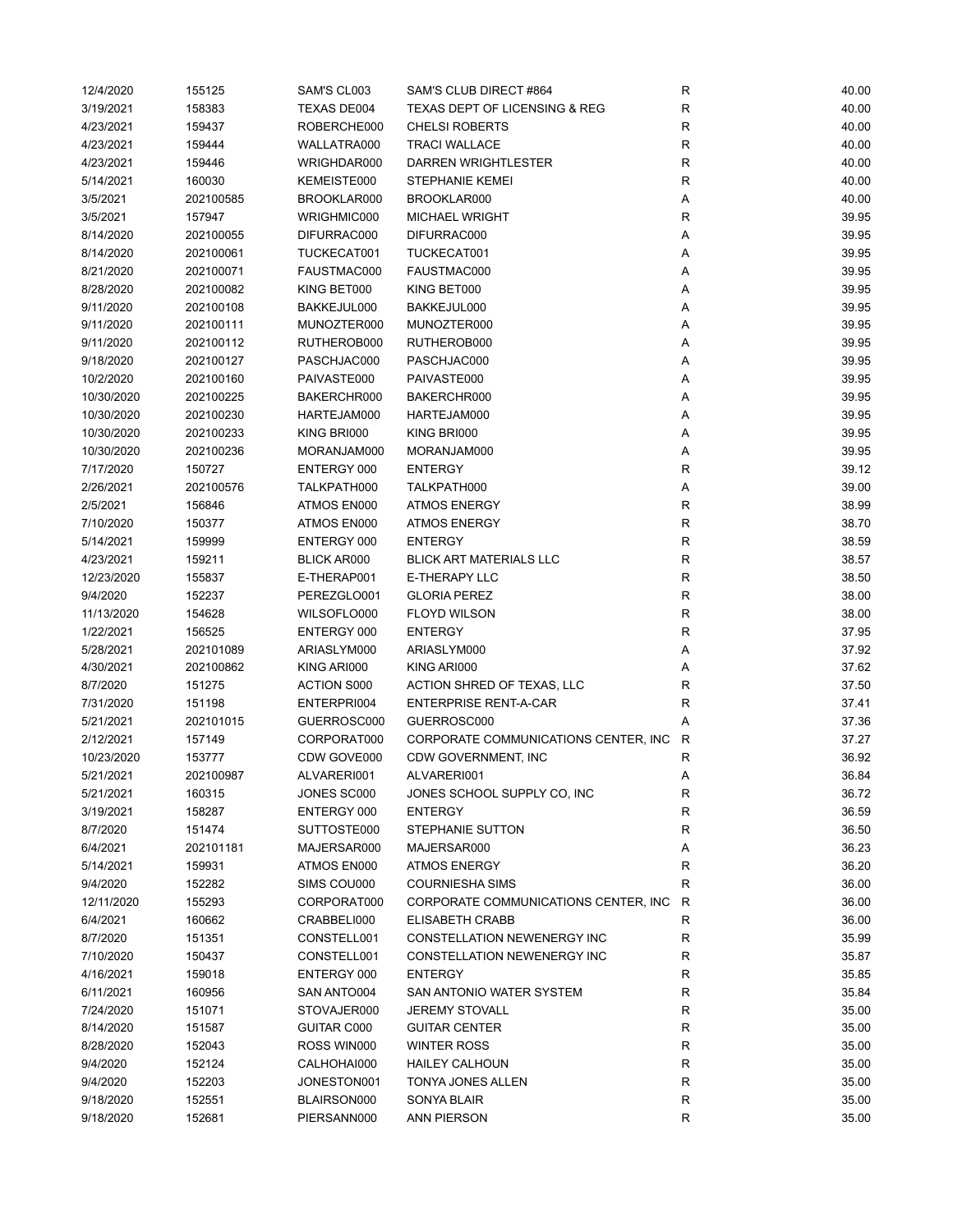| | | | | | |
|---|---|---|---|---|---|
| 12/4/2020 | 155125 | SAM'S CL003 | SAM'S CLUB DIRECT #864 | R | 40.00 |
| 3/19/2021 | 158383 | TEXAS DE004 | TEXAS DEPT OF LICENSING & REG | R | 40.00 |
| 4/23/2021 | 159437 | ROBERCHE000 | CHELSI ROBERTS | R | 40.00 |
| 4/23/2021 | 159444 | WALLATRA000 | TRACI WALLACE | R | 40.00 |
| 4/23/2021 | 159446 | WRIGHDAR000 | DARREN WRIGHTLESTER | R | 40.00 |
| 5/14/2021 | 160030 | KEMEISTE000 | STEPHANIE KEMEI | R | 40.00 |
| 3/5/2021 | 202100585 | BROOKLAR000 | BROOKLAR000 | A | 40.00 |
| 3/5/2021 | 157947 | WRIGHMIC000 | MICHAEL WRIGHT | R | 39.95 |
| 8/14/2020 | 202100055 | DIFURRAC000 | DIFURRAC000 | A | 39.95 |
| 8/14/2020 | 202100061 | TUCKECAT001 | TUCKECAT001 | A | 39.95 |
| 8/21/2020 | 202100071 | FAUSTMAC000 | FAUSTMAC000 | A | 39.95 |
| 8/28/2020 | 202100082 | KING BET000 | KING BET000 | A | 39.95 |
| 9/11/2020 | 202100108 | BAKKEJUL000 | BAKKEJUL000 | A | 39.95 |
| 9/11/2020 | 202100111 | MUNOZTER000 | MUNOZTER000 | A | 39.95 |
| 9/11/2020 | 202100112 | RUTHEROB000 | RUTHEROB000 | A | 39.95 |
| 9/18/2020 | 202100127 | PASCHJAC000 | PASCHJAC000 | A | 39.95 |
| 10/2/2020 | 202100160 | PAIVASTE000 | PAIVASTE000 | A | 39.95 |
| 10/30/2020 | 202100225 | BAKERCHR000 | BAKERCHR000 | A | 39.95 |
| 10/30/2020 | 202100230 | HARTEJAM000 | HARTEJAM000 | A | 39.95 |
| 10/30/2020 | 202100233 | KING BRI000 | KING BRI000 | A | 39.95 |
| 10/30/2020 | 202100236 | MORANJAM000 | MORANJAM000 | A | 39.95 |
| 7/17/2020 | 150727 | ENTERGY 000 | ENTERGY | R | 39.12 |
| 2/26/2021 | 202100576 | TALKPATH000 | TALKPATH000 | A | 39.00 |
| 2/5/2021 | 156846 | ATMOS EN000 | ATMOS ENERGY | R | 38.99 |
| 7/10/2020 | 150377 | ATMOS EN000 | ATMOS ENERGY | R | 38.70 |
| 5/14/2021 | 159999 | ENTERGY 000 | ENTERGY | R | 38.59 |
| 4/23/2021 | 159211 | BLICK AR000 | BLICK ART MATERIALS LLC | R | 38.57 |
| 12/23/2020 | 155837 | E-THERAP001 | E-THERAPY LLC | R | 38.50 |
| 9/4/2020 | 152237 | PEREZGLO001 | GLORIA PEREZ | R | 38.00 |
| 11/13/2020 | 154628 | WILSOFLO000 | FLOYD WILSON | R | 38.00 |
| 1/22/2021 | 156525 | ENTERGY 000 | ENTERGY | R | 37.95 |
| 5/28/2021 | 202101089 | ARIASLYM000 | ARIASLYM000 | A | 37.92 |
| 4/30/2021 | 202100862 | KING ARI000 | KING ARI000 | A | 37.62 |
| 8/7/2020 | 151275 | ACTION S000 | ACTION SHRED OF TEXAS, LLC | R | 37.50 |
| 7/31/2020 | 151198 | ENTERPRI004 | ENTERPRISE RENT-A-CAR | R | 37.41 |
| 5/21/2021 | 202101015 | GUERROSC000 | GUERROSC000 | A | 37.36 |
| 2/12/2021 | 157149 | CORPORAT000 | CORPORATE COMMUNICATIONS CENTER, INC | R | 37.27 |
| 10/23/2020 | 153777 | CDW GOVE000 | CDW GOVERNMENT, INC | R | 36.92 |
| 5/21/2021 | 202100987 | ALVARERI001 | ALVARERI001 | A | 36.84 |
| 5/21/2021 | 160315 | JONES SC000 | JONES SCHOOL SUPPLY CO, INC | R | 36.72 |
| 3/19/2021 | 158287 | ENTERGY 000 | ENTERGY | R | 36.59 |
| 8/7/2020 | 151474 | SUTTOSTE000 | STEPHANIE SUTTON | R | 36.50 |
| 6/4/2021 | 202101181 | MAJERSAR000 | MAJERSAR000 | A | 36.23 |
| 5/14/2021 | 159931 | ATMOS EN000 | ATMOS ENERGY | R | 36.20 |
| 9/4/2020 | 152282 | SIMS COU000 | COURNIESHA SIMS | R | 36.00 |
| 12/11/2020 | 155293 | CORPORAT000 | CORPORATE COMMUNICATIONS CENTER, INC | R | 36.00 |
| 6/4/2021 | 160662 | CRABBELI000 | ELISABETH CRABB | R | 36.00 |
| 8/7/2020 | 151351 | CONSTELL001 | CONSTELLATION NEWENERGY INC | R | 35.99 |
| 7/10/2020 | 150437 | CONSTELL001 | CONSTELLATION NEWENERGY INC | R | 35.87 |
| 4/16/2021 | 159018 | ENTERGY 000 | ENTERGY | R | 35.85 |
| 6/11/2021 | 160956 | SAN ANTO004 | SAN ANTONIO WATER SYSTEM | R | 35.84 |
| 7/24/2020 | 151071 | STOVAJER000 | JEREMY STOVALL | R | 35.00 |
| 8/14/2020 | 151587 | GUITAR C000 | GUITAR CENTER | R | 35.00 |
| 8/28/2020 | 152043 | ROSS WIN000 | WINTER ROSS | R | 35.00 |
| 9/4/2020 | 152124 | CALHOHAI000 | HAILEY CALHOUN | R | 35.00 |
| 9/4/2020 | 152203 | JONESTON001 | TONYA JONES ALLEN | R | 35.00 |
| 9/18/2020 | 152551 | BLAIRSON000 | SONYA BLAIR | R | 35.00 |
| 9/18/2020 | 152681 | PIERSANN000 | ANN PIERSON | R | 35.00 |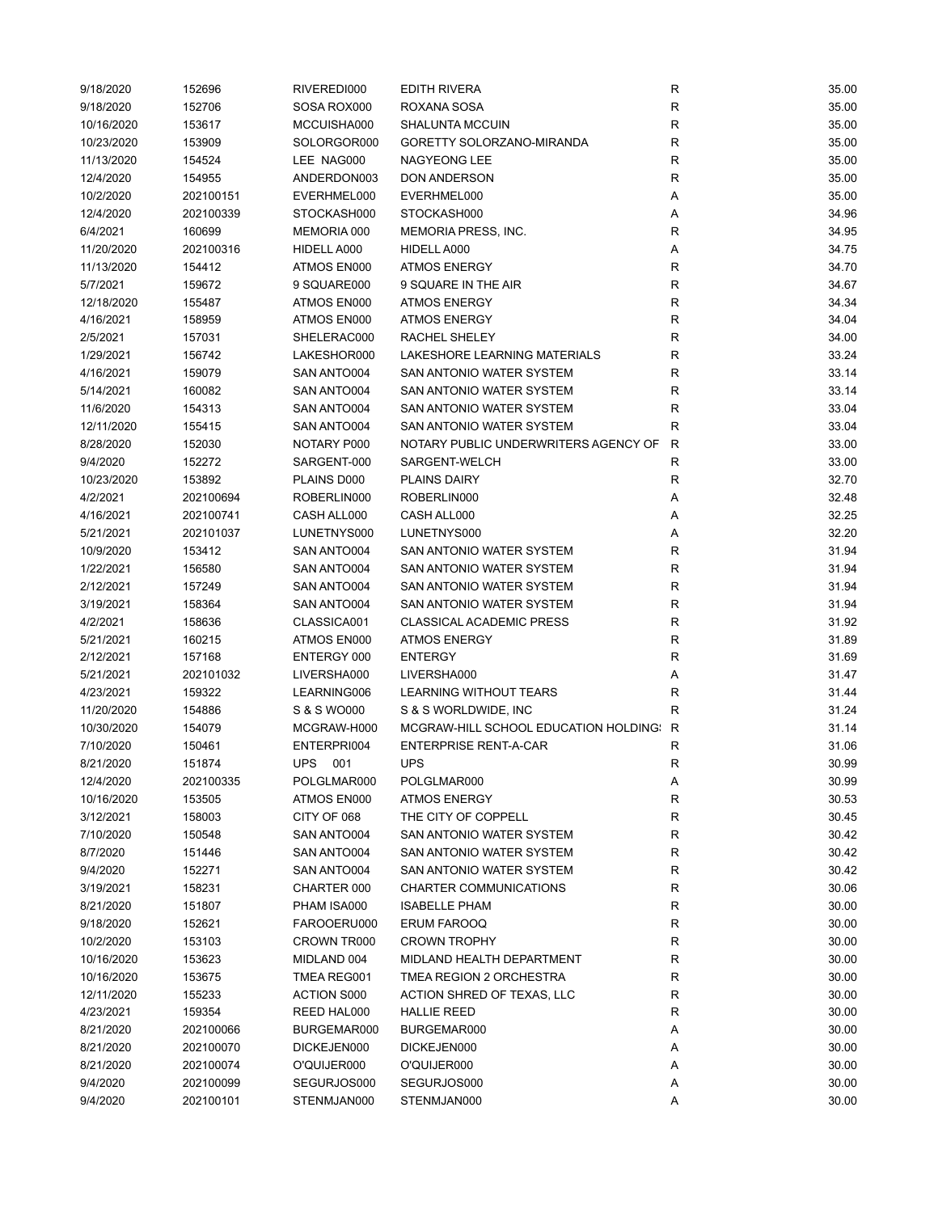| | | | | | |
|---|---|---|---|---|---|
| 9/18/2020 | 152696 | RIVEREDI000 | EDITH RIVERA | R | 35.00 |
| 9/18/2020 | 152706 | SOSA ROX000 | ROXANA SOSA | R | 35.00 |
| 10/16/2020 | 153617 | MCCUISHA000 | SHALUNTA MCCUIN | R | 35.00 |
| 10/23/2020 | 153909 | SOLORGOR000 | GORETTY SOLORZANO-MIRANDA | R | 35.00 |
| 11/13/2020 | 154524 | LEE NAG000 | NAGYEONG LEE | R | 35.00 |
| 12/4/2020 | 154955 | ANDERDON003 | DON ANDERSON | R | 35.00 |
| 10/2/2020 | 202100151 | EVERHMEL000 | EVERHMEL000 | A | 35.00 |
| 12/4/2020 | 202100339 | STOCKASH000 | STOCKASH000 | A | 34.96 |
| 6/4/2021 | 160699 | MEMORIA 000 | MEMORIA PRESS, INC. | R | 34.95 |
| 11/20/2020 | 202100316 | HIDELL A000 | HIDELL A000 | A | 34.75 |
| 11/13/2020 | 154412 | ATMOS EN000 | ATMOS ENERGY | R | 34.70 |
| 5/7/2021 | 159672 | 9 SQUARE000 | 9 SQUARE IN THE AIR | R | 34.67 |
| 12/18/2020 | 155487 | ATMOS EN000 | ATMOS ENERGY | R | 34.34 |
| 4/16/2021 | 158959 | ATMOS EN000 | ATMOS ENERGY | R | 34.04 |
| 2/5/2021 | 157031 | SHELERAC000 | RACHEL SHELEY | R | 34.00 |
| 1/29/2021 | 156742 | LAKESHOR000 | LAKESHORE LEARNING MATERIALS | R | 33.24 |
| 4/16/2021 | 159079 | SAN ANTO004 | SAN ANTONIO WATER SYSTEM | R | 33.14 |
| 5/14/2021 | 160082 | SAN ANTO004 | SAN ANTONIO WATER SYSTEM | R | 33.14 |
| 11/6/2020 | 154313 | SAN ANTO004 | SAN ANTONIO WATER SYSTEM | R | 33.04 |
| 12/11/2020 | 155415 | SAN ANTO004 | SAN ANTONIO WATER SYSTEM | R | 33.04 |
| 8/28/2020 | 152030 | NOTARY P000 | NOTARY PUBLIC UNDERWRITERS AGENCY OF | R | 33.00 |
| 9/4/2020 | 152272 | SARGENT-000 | SARGENT-WELCH | R | 33.00 |
| 10/23/2020 | 153892 | PLAINS D000 | PLAINS DAIRY | R | 32.70 |
| 4/2/2021 | 202100694 | ROBERLIN000 | ROBERLIN000 | A | 32.48 |
| 4/16/2021 | 202100741 | CASH ALL000 | CASH ALL000 | A | 32.25 |
| 5/21/2021 | 202101037 | LUNETNYS000 | LUNETNYS000 | A | 32.20 |
| 10/9/2020 | 153412 | SAN ANTO004 | SAN ANTONIO WATER SYSTEM | R | 31.94 |
| 1/22/2021 | 156580 | SAN ANTO004 | SAN ANTONIO WATER SYSTEM | R | 31.94 |
| 2/12/2021 | 157249 | SAN ANTO004 | SAN ANTONIO WATER SYSTEM | R | 31.94 |
| 3/19/2021 | 158364 | SAN ANTO004 | SAN ANTONIO WATER SYSTEM | R | 31.94 |
| 4/2/2021 | 158636 | CLASSICA001 | CLASSICAL ACADEMIC PRESS | R | 31.92 |
| 5/21/2021 | 160215 | ATMOS EN000 | ATMOS ENERGY | R | 31.89 |
| 2/12/2021 | 157168 | ENTERGY 000 | ENTERGY | R | 31.69 |
| 5/21/2021 | 202101032 | LIVERSHA000 | LIVERSHA000 | A | 31.47 |
| 4/23/2021 | 159322 | LEARNING006 | LEARNING WITHOUT TEARS | R | 31.44 |
| 11/20/2020 | 154886 | S & S WO000 | S & S WORLDWIDE, INC | R | 31.24 |
| 10/30/2020 | 154079 | MCGRAW-H000 | MCGRAW-HILL SCHOOL EDUCATION HOLDING: | R | 31.14 |
| 7/10/2020 | 150461 | ENTERPRI004 | ENTERPRISE RENT-A-CAR | R | 31.06 |
| 8/21/2020 | 151874 | UPS 001 | UPS | R | 30.99 |
| 12/4/2020 | 202100335 | POLGLMAR000 | POLGLMAR000 | A | 30.99 |
| 10/16/2020 | 153505 | ATMOS EN000 | ATMOS ENERGY | R | 30.53 |
| 3/12/2021 | 158003 | CITY OF 068 | THE CITY OF COPPELL | R | 30.45 |
| 7/10/2020 | 150548 | SAN ANTO004 | SAN ANTONIO WATER SYSTEM | R | 30.42 |
| 8/7/2020 | 151446 | SAN ANTO004 | SAN ANTONIO WATER SYSTEM | R | 30.42 |
| 9/4/2020 | 152271 | SAN ANTO004 | SAN ANTONIO WATER SYSTEM | R | 30.42 |
| 3/19/2021 | 158231 | CHARTER 000 | CHARTER COMMUNICATIONS | R | 30.06 |
| 8/21/2020 | 151807 | PHAM ISA000 | ISABELLE PHAM | R | 30.00 |
| 9/18/2020 | 152621 | FAROOERU000 | ERUM FAROOQ | R | 30.00 |
| 10/2/2020 | 153103 | CROWN TR000 | CROWN TROPHY | R | 30.00 |
| 10/16/2020 | 153623 | MIDLAND 004 | MIDLAND HEALTH DEPARTMENT | R | 30.00 |
| 10/16/2020 | 153675 | TMEA REG001 | TMEA REGION 2 ORCHESTRA | R | 30.00 |
| 12/11/2020 | 155233 | ACTION S000 | ACTION SHRED OF TEXAS, LLC | R | 30.00 |
| 4/23/2021 | 159354 | REED HAL000 | HALLIE REED | R | 30.00 |
| 8/21/2020 | 202100066 | BURGEMAR000 | BURGEMAR000 | A | 30.00 |
| 8/21/2020 | 202100070 | DICKEJEN000 | DICKEJEN000 | A | 30.00 |
| 8/21/2020 | 202100074 | O'QUIJER000 | O'QUIJER000 | A | 30.00 |
| 9/4/2020 | 202100099 | SEGURJOS000 | SEGURJOS000 | A | 30.00 |
| 9/4/2020 | 202100101 | STENMJAN000 | STENMJAN000 | A | 30.00 |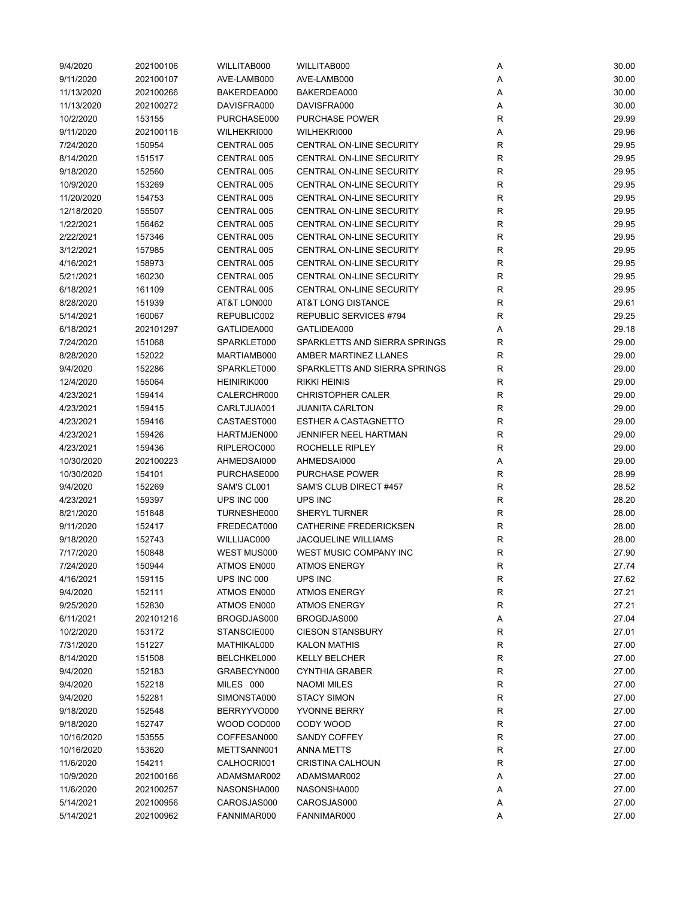| | | | | | |
|---|---|---|---|---|---|
| 9/4/2020 | 202100106 | WILLITAB000 | WILLITAB000 | A | 30.00 |
| 9/11/2020 | 202100107 | AVE-LAMB000 | AVE-LAMB000 | A | 30.00 |
| 11/13/2020 | 202100266 | BAKERDEA000 | BAKERDEA000 | A | 30.00 |
| 11/13/2020 | 202100272 | DAVISFRA000 | DAVISFRA000 | A | 30.00 |
| 10/2/2020 | 153155 | PURCHASE000 | PURCHASE POWER | R | 29.99 |
| 9/11/2020 | 202100116 | WILHEKRI000 | WILHEKRI000 | A | 29.96 |
| 7/24/2020 | 150954 | CENTRAL 005 | CENTRAL ON-LINE SECURITY | R | 29.95 |
| 8/14/2020 | 151517 | CENTRAL 005 | CENTRAL ON-LINE SECURITY | R | 29.95 |
| 9/18/2020 | 152560 | CENTRAL 005 | CENTRAL ON-LINE SECURITY | R | 29.95 |
| 10/9/2020 | 153269 | CENTRAL 005 | CENTRAL ON-LINE SECURITY | R | 29.95 |
| 11/20/2020 | 154753 | CENTRAL 005 | CENTRAL ON-LINE SECURITY | R | 29.95 |
| 12/18/2020 | 155507 | CENTRAL 005 | CENTRAL ON-LINE SECURITY | R | 29.95 |
| 1/22/2021 | 156462 | CENTRAL 005 | CENTRAL ON-LINE SECURITY | R | 29.95 |
| 2/22/2021 | 157346 | CENTRAL 005 | CENTRAL ON-LINE SECURITY | R | 29.95 |
| 3/12/2021 | 157985 | CENTRAL 005 | CENTRAL ON-LINE SECURITY | R | 29.95 |
| 4/16/2021 | 158973 | CENTRAL 005 | CENTRAL ON-LINE SECURITY | R | 29.95 |
| 5/21/2021 | 160230 | CENTRAL 005 | CENTRAL ON-LINE SECURITY | R | 29.95 |
| 6/18/2021 | 161109 | CENTRAL 005 | CENTRAL ON-LINE SECURITY | R | 29.95 |
| 8/28/2020 | 151939 | AT&T LON000 | AT&T LONG DISTANCE | R | 29.61 |
| 5/14/2021 | 160067 | REPUBLIC002 | REPUBLIC SERVICES #794 | R | 29.25 |
| 6/18/2021 | 202101297 | GATLIDEA000 | GATLIDEA000 | A | 29.18 |
| 7/24/2020 | 151068 | SPARKLET000 | SPARKLETTS AND SIERRA SPRINGS | R | 29.00 |
| 8/28/2020 | 152022 | MARTIAMB000 | AMBER MARTINEZ LLANES | R | 29.00 |
| 9/4/2020 | 152286 | SPARKLET000 | SPARKLETTS AND SIERRA SPRINGS | R | 29.00 |
| 12/4/2020 | 155064 | HEINIRIK000 | RIKKI HEINIS | R | 29.00 |
| 4/23/2021 | 159414 | CALERCHR000 | CHRISTOPHER CALER | R | 29.00 |
| 4/23/2021 | 159415 | CARLTJUA001 | JUANITA CARLTON | R | 29.00 |
| 4/23/2021 | 159416 | CASTAEST000 | ESTHER A CASTAGNETTO | R | 29.00 |
| 4/23/2021 | 159426 | HARTMJEN000 | JENNIFER NEEL HARTMAN | R | 29.00 |
| 4/23/2021 | 159436 | RIPLEROC000 | ROCHELLE RIPLEY | R | 29.00 |
| 10/30/2020 | 202100223 | AHMEDSAI000 | AHMEDSAI000 | A | 29.00 |
| 10/30/2020 | 154101 | PURCHASE000 | PURCHASE POWER | R | 28.99 |
| 9/4/2020 | 152269 | SAM'S CL001 | SAM'S CLUB DIRECT #457 | R | 28.52 |
| 4/23/2021 | 159397 | UPS INC 000 | UPS INC | R | 28.20 |
| 8/21/2020 | 151848 | TURNESHE000 | SHERYL TURNER | R | 28.00 |
| 9/11/2020 | 152417 | FREDECAT000 | CATHERINE FREDERICKSEN | R | 28.00 |
| 9/18/2020 | 152743 | WILLIJAC000 | JACQUELINE WILLIAMS | R | 28.00 |
| 7/17/2020 | 150848 | WEST MUS000 | WEST MUSIC COMPANY INC | R | 27.90 |
| 7/24/2020 | 150944 | ATMOS EN000 | ATMOS ENERGY | R | 27.74 |
| 4/16/2021 | 159115 | UPS INC 000 | UPS INC | R | 27.62 |
| 9/4/2020 | 152111 | ATMOS EN000 | ATMOS ENERGY | R | 27.21 |
| 9/25/2020 | 152830 | ATMOS EN000 | ATMOS ENERGY | R | 27.21 |
| 6/11/2021 | 202101216 | BROGDJAS000 | BROGDJAS000 | A | 27.04 |
| 10/2/2020 | 153172 | STANSCIE000 | CIESON STANSBURY | R | 27.01 |
| 7/31/2020 | 151227 | MATHIKAL000 | KALON MATHIS | R | 27.00 |
| 8/14/2020 | 151508 | BELCHKEL000 | KELLY BELCHER | R | 27.00 |
| 9/4/2020 | 152183 | GRABECYN000 | CYNTHIA GRABER | R | 27.00 |
| 9/4/2020 | 152218 | MILES 000 | NAOMI MILES | R | 27.00 |
| 9/4/2020 | 152281 | SIMONSTA000 | STACY SIMON | R | 27.00 |
| 9/18/2020 | 152548 | BERRYYVO000 | YVONNE BERRY | R | 27.00 |
| 9/18/2020 | 152747 | WOOD COD000 | CODY WOOD | R | 27.00 |
| 10/16/2020 | 153555 | COFFESAN000 | SANDY COFFEY | R | 27.00 |
| 10/16/2020 | 153620 | METTSANN001 | ANNA METTS | R | 27.00 |
| 11/6/2020 | 154211 | CALHOCRI001 | CRISTINA CALHOUN | R | 27.00 |
| 10/9/2020 | 202100166 | ADAMSMAR002 | ADAMSMAR002 | A | 27.00 |
| 11/6/2020 | 202100257 | NASONSHA000 | NASONSHA000 | A | 27.00 |
| 5/14/2021 | 202100956 | CAROSJAS000 | CAROSJAS000 | A | 27.00 |
| 5/14/2021 | 202100962 | FANNIMAR000 | FANNIMAR000 | A | 27.00 |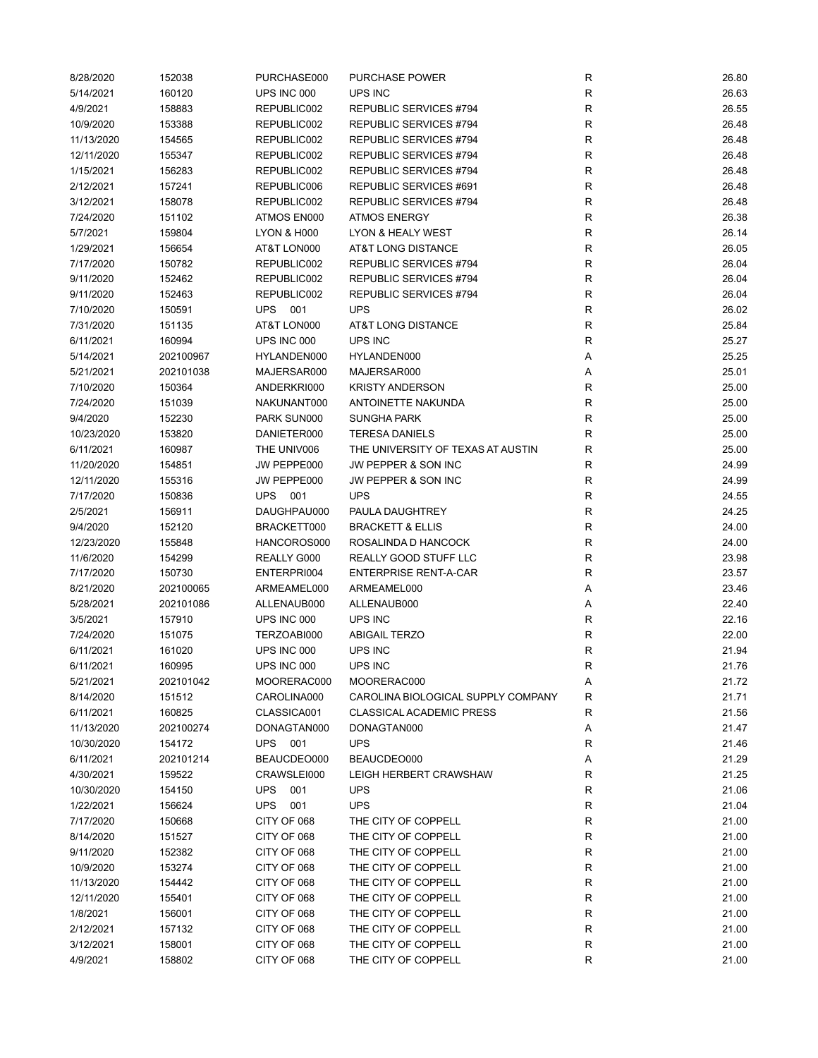| | | | | | |
|---|---|---|---|---|---|
| 8/28/2020 | 152038 | PURCHASE000 | PURCHASE POWER | R | 26.80 |
| 5/14/2021 | 160120 | UPS INC 000 | UPS INC | R | 26.63 |
| 4/9/2021 | 158883 | REPUBLIC002 | REPUBLIC SERVICES #794 | R | 26.55 |
| 10/9/2020 | 153388 | REPUBLIC002 | REPUBLIC SERVICES #794 | R | 26.48 |
| 11/13/2020 | 154565 | REPUBLIC002 | REPUBLIC SERVICES #794 | R | 26.48 |
| 12/11/2020 | 155347 | REPUBLIC002 | REPUBLIC SERVICES #794 | R | 26.48 |
| 1/15/2021 | 156283 | REPUBLIC002 | REPUBLIC SERVICES #794 | R | 26.48 |
| 2/12/2021 | 157241 | REPUBLIC006 | REPUBLIC SERVICES #691 | R | 26.48 |
| 3/12/2021 | 158078 | REPUBLIC002 | REPUBLIC SERVICES #794 | R | 26.48 |
| 7/24/2020 | 151102 | ATMOS EN000 | ATMOS ENERGY | R | 26.38 |
| 5/7/2021 | 159804 | LYON & H000 | LYON & HEALY WEST | R | 26.14 |
| 1/29/2021 | 156654 | AT&T LON000 | AT&T LONG DISTANCE | R | 26.05 |
| 7/17/2020 | 150782 | REPUBLIC002 | REPUBLIC SERVICES #794 | R | 26.04 |
| 9/11/2020 | 152462 | REPUBLIC002 | REPUBLIC SERVICES #794 | R | 26.04 |
| 9/11/2020 | 152463 | REPUBLIC002 | REPUBLIC SERVICES #794 | R | 26.04 |
| 7/10/2020 | 150591 | UPS 001 | UPS | R | 26.02 |
| 7/31/2020 | 151135 | AT&T LON000 | AT&T LONG DISTANCE | R | 25.84 |
| 6/11/2021 | 160994 | UPS INC 000 | UPS INC | R | 25.27 |
| 5/14/2021 | 202100967 | HYLANDEN000 | HYLANDEN000 | A | 25.25 |
| 5/21/2021 | 202101038 | MAJERSAR000 | MAJERSAR000 | A | 25.01 |
| 7/10/2020 | 150364 | ANDERKRI000 | KRISTY ANDERSON | R | 25.00 |
| 7/24/2020 | 151039 | NAKUNANT000 | ANTOINETTE NAKUNDA | R | 25.00 |
| 9/4/2020 | 152230 | PARK SUN000 | SUNGHA PARK | R | 25.00 |
| 10/23/2020 | 153820 | DANIETER000 | TERESA DANIELS | R | 25.00 |
| 6/11/2021 | 160987 | THE UNIV006 | THE UNIVERSITY OF TEXAS AT AUSTIN | R | 25.00 |
| 11/20/2020 | 154851 | JW PEPPE000 | JW PEPPER & SON INC | R | 24.99 |
| 12/11/2020 | 155316 | JW PEPPE000 | JW PEPPER & SON INC | R | 24.99 |
| 7/17/2020 | 150836 | UPS 001 | UPS | R | 24.55 |
| 2/5/2021 | 156911 | DAUGHPAU000 | PAULA DAUGHTREY | R | 24.25 |
| 9/4/2020 | 152120 | BRACKETT000 | BRACKETT & ELLIS | R | 24.00 |
| 12/23/2020 | 155848 | HANCOROS000 | ROSALINDA D HANCOCK | R | 24.00 |
| 11/6/2020 | 154299 | REALLY G000 | REALLY GOOD STUFF LLC | R | 23.98 |
| 7/17/2020 | 150730 | ENTERPRI004 | ENTERPRISE RENT-A-CAR | R | 23.57 |
| 8/21/2020 | 202100065 | ARMEAMEL000 | ARMEAMEL000 | A | 23.46 |
| 5/28/2021 | 202101086 | ALLENAUB000 | ALLENAUB000 | A | 22.40 |
| 3/5/2021 | 157910 | UPS INC 000 | UPS INC | R | 22.16 |
| 7/24/2020 | 151075 | TERZOABI000 | ABIGAIL TERZO | R | 22.00 |
| 6/11/2021 | 161020 | UPS INC 000 | UPS INC | R | 21.94 |
| 6/11/2021 | 160995 | UPS INC 000 | UPS INC | R | 21.76 |
| 5/21/2021 | 202101042 | MOORERAC000 | MOORERAC000 | A | 21.72 |
| 8/14/2020 | 151512 | CAROLINA000 | CAROLINA BIOLOGICAL SUPPLY COMPANY | R | 21.71 |
| 6/11/2021 | 160825 | CLASSICA001 | CLASSICAL ACADEMIC PRESS | R | 21.56 |
| 11/13/2020 | 202100274 | DONAGTAN000 | DONAGTAN000 | A | 21.47 |
| 10/30/2020 | 154172 | UPS 001 | UPS | R | 21.46 |
| 6/11/2021 | 202101214 | BEAUCDEO000 | BEAUCDEO000 | A | 21.29 |
| 4/30/2021 | 159522 | CRAWSLEI000 | LEIGH HERBERT CRAWSHAW | R | 21.25 |
| 10/30/2020 | 154150 | UPS 001 | UPS | R | 21.06 |
| 1/22/2021 | 156624 | UPS 001 | UPS | R | 21.04 |
| 7/17/2020 | 150668 | CITY OF 068 | THE CITY OF COPPELL | R | 21.00 |
| 8/14/2020 | 151527 | CITY OF 068 | THE CITY OF COPPELL | R | 21.00 |
| 9/11/2020 | 152382 | CITY OF 068 | THE CITY OF COPPELL | R | 21.00 |
| 10/9/2020 | 153274 | CITY OF 068 | THE CITY OF COPPELL | R | 21.00 |
| 11/13/2020 | 154442 | CITY OF 068 | THE CITY OF COPPELL | R | 21.00 |
| 12/11/2020 | 155401 | CITY OF 068 | THE CITY OF COPPELL | R | 21.00 |
| 1/8/2021 | 156001 | CITY OF 068 | THE CITY OF COPPELL | R | 21.00 |
| 2/12/2021 | 157132 | CITY OF 068 | THE CITY OF COPPELL | R | 21.00 |
| 3/12/2021 | 158001 | CITY OF 068 | THE CITY OF COPPELL | R | 21.00 |
| 4/9/2021 | 158802 | CITY OF 068 | THE CITY OF COPPELL | R | 21.00 |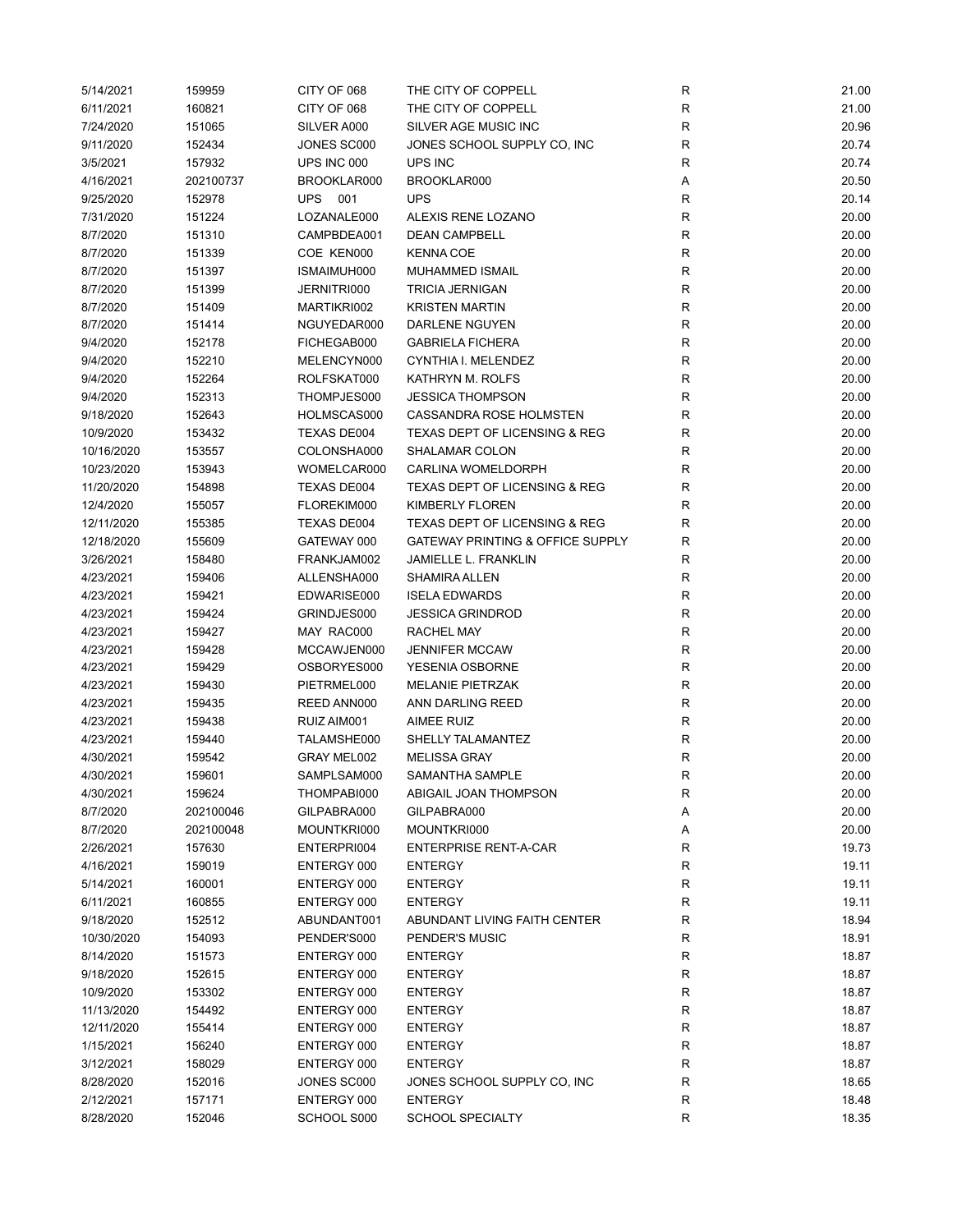| | | | | | |
|---|---|---|---|---|---|
| 5/14/2021 | 159959 | CITY OF 068 | THE CITY OF COPPELL | R | 21.00 |
| 6/11/2021 | 160821 | CITY OF 068 | THE CITY OF COPPELL | R | 21.00 |
| 7/24/2020 | 151065 | SILVER A000 | SILVER AGE MUSIC INC | R | 20.96 |
| 9/11/2020 | 152434 | JONES SC000 | JONES SCHOOL SUPPLY CO, INC | R | 20.74 |
| 3/5/2021 | 157932 | UPS INC 000 | UPS INC | R | 20.74 |
| 4/16/2021 | 202100737 | BROOKLAR000 | BROOKLAR000 | A | 20.50 |
| 9/25/2020 | 152978 | UPS 001 | UPS | R | 20.14 |
| 7/31/2020 | 151224 | LOZANALE000 | ALEXIS RENE LOZANO | R | 20.00 |
| 8/7/2020 | 151310 | CAMPBDEA001 | DEAN CAMPBELL | R | 20.00 |
| 8/7/2020 | 151339 | COE KEN000 | KENNA COE | R | 20.00 |
| 8/7/2020 | 151397 | ISMAIMUH000 | MUHAMMED ISMAIL | R | 20.00 |
| 8/7/2020 | 151399 | JERNITRI000 | TRICIA JERNIGAN | R | 20.00 |
| 8/7/2020 | 151409 | MARTIKRI002 | KRISTEN MARTIN | R | 20.00 |
| 8/7/2020 | 151414 | NGUYEDAR000 | DARLENE NGUYEN | R | 20.00 |
| 9/4/2020 | 152178 | FICHEGAB000 | GABRIELA FICHERA | R | 20.00 |
| 9/4/2020 | 152210 | MELENCYN000 | CYNTHIA I. MELENDEZ | R | 20.00 |
| 9/4/2020 | 152264 | ROLFSKAT000 | KATHRYN M. ROLFS | R | 20.00 |
| 9/4/2020 | 152313 | THOMPJES000 | JESSICA THOMPSON | R | 20.00 |
| 9/18/2020 | 152643 | HOLMSCAS000 | CASSANDRA ROSE HOLMSTEN | R | 20.00 |
| 10/9/2020 | 153432 | TEXAS DE004 | TEXAS DEPT OF LICENSING & REG | R | 20.00 |
| 10/16/2020 | 153557 | COLONSHA000 | SHALAMAR COLON | R | 20.00 |
| 10/23/2020 | 153943 | WOMELCAR000 | CARLINA WOMELDORPH | R | 20.00 |
| 11/20/2020 | 154898 | TEXAS DE004 | TEXAS DEPT OF LICENSING & REG | R | 20.00 |
| 12/4/2020 | 155057 | FLOREKIM000 | KIMBERLY FLOREN | R | 20.00 |
| 12/11/2020 | 155385 | TEXAS DE004 | TEXAS DEPT OF LICENSING & REG | R | 20.00 |
| 12/18/2020 | 155609 | GATEWAY 000 | GATEWAY PRINTING & OFFICE SUPPLY | R | 20.00 |
| 3/26/2021 | 158480 | FRANKJAM002 | JAMIELLE L. FRANKLIN | R | 20.00 |
| 4/23/2021 | 159406 | ALLENSHA000 | SHAMIRA ALLEN | R | 20.00 |
| 4/23/2021 | 159421 | EDWARISE000 | ISELA EDWARDS | R | 20.00 |
| 4/23/2021 | 159424 | GRINDJES000 | JESSICA GRINDROD | R | 20.00 |
| 4/23/2021 | 159427 | MAY RAC000 | RACHEL MAY | R | 20.00 |
| 4/23/2021 | 159428 | MCCAWJEN000 | JENNIFER MCCAW | R | 20.00 |
| 4/23/2021 | 159429 | OSBORYES000 | YESENIA OSBORNE | R | 20.00 |
| 4/23/2021 | 159430 | PIETRMEL000 | MELANIE PIETRZAK | R | 20.00 |
| 4/23/2021 | 159435 | REED ANN000 | ANN DARLING REED | R | 20.00 |
| 4/23/2021 | 159438 | RUIZ AIM001 | AIMEE RUIZ | R | 20.00 |
| 4/23/2021 | 159440 | TALAMSHE000 | SHELLY TALAMANTEZ | R | 20.00 |
| 4/30/2021 | 159542 | GRAY MEL002 | MELISSA GRAY | R | 20.00 |
| 4/30/2021 | 159601 | SAMPLSAM000 | SAMANTHA SAMPLE | R | 20.00 |
| 4/30/2021 | 159624 | THOMPABI000 | ABIGAIL JOAN THOMPSON | R | 20.00 |
| 8/7/2020 | 202100046 | GILPABRA000 | GILPABRA000 | A | 20.00 |
| 8/7/2020 | 202100048 | MOUNTKRI000 | MOUNTKRI000 | A | 20.00 |
| 2/26/2021 | 157630 | ENTERPRI004 | ENTERPRISE RENT-A-CAR | R | 19.73 |
| 4/16/2021 | 159019 | ENTERGY 000 | ENTERGY | R | 19.11 |
| 5/14/2021 | 160001 | ENTERGY 000 | ENTERGY | R | 19.11 |
| 6/11/2021 | 160855 | ENTERGY 000 | ENTERGY | R | 19.11 |
| 9/18/2020 | 152512 | ABUNDANT001 | ABUNDANT LIVING FAITH CENTER | R | 18.94 |
| 10/30/2020 | 154093 | PENDER'S000 | PENDER'S MUSIC | R | 18.91 |
| 8/14/2020 | 151573 | ENTERGY 000 | ENTERGY | R | 18.87 |
| 9/18/2020 | 152615 | ENTERGY 000 | ENTERGY | R | 18.87 |
| 10/9/2020 | 153302 | ENTERGY 000 | ENTERGY | R | 18.87 |
| 11/13/2020 | 154492 | ENTERGY 000 | ENTERGY | R | 18.87 |
| 12/11/2020 | 155414 | ENTERGY 000 | ENTERGY | R | 18.87 |
| 1/15/2021 | 156240 | ENTERGY 000 | ENTERGY | R | 18.87 |
| 3/12/2021 | 158029 | ENTERGY 000 | ENTERGY | R | 18.87 |
| 8/28/2020 | 152016 | JONES SC000 | JONES SCHOOL SUPPLY CO, INC | R | 18.65 |
| 2/12/2021 | 157171 | ENTERGY 000 | ENTERGY | R | 18.48 |
| 8/28/2020 | 152046 | SCHOOL S000 | SCHOOL SPECIALTY | R | 18.35 |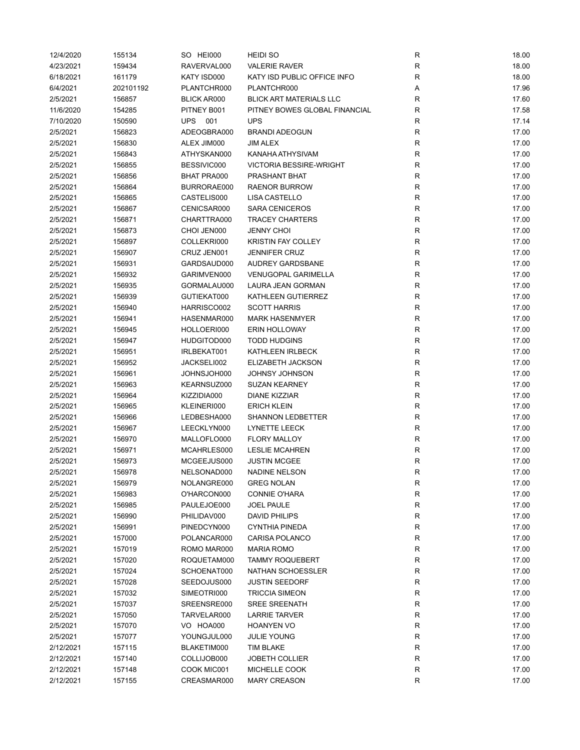| | | | | | |
|---|---|---|---|---|---|
| 12/4/2020 | 155134 | SO HEI000 | HEIDI SO | R | 18.00 |
| 4/23/2021 | 159434 | RAVERVAL000 | VALERIE RAVER | R | 18.00 |
| 6/18/2021 | 161179 | KATY ISD000 | KATY ISD PUBLIC OFFICE INFO | R | 18.00 |
| 6/4/2021 | 202101192 | PLANTCHR000 | PLANTCHR000 | A | 17.96 |
| 2/5/2021 | 156857 | BLICK AR000 | BLICK ART MATERIALS LLC | R | 17.60 |
| 11/6/2020 | 154285 | PITNEY B001 | PITNEY BOWES GLOBAL FINANCIAL | R | 17.58 |
| 7/10/2020 | 150590 | UPS 001 | UPS | R | 17.14 |
| 2/5/2021 | 156823 | ADEOGBRA000 | BRANDI ADEOGUN | R | 17.00 |
| 2/5/2021 | 156830 | ALEX JIM000 | JIM ALEX | R | 17.00 |
| 2/5/2021 | 156843 | ATHYSKAN000 | KANAHA ATHYSIVAM | R | 17.00 |
| 2/5/2021 | 156855 | BESSIVIC000 | VICTORIA BESSIRE-WRIGHT | R | 17.00 |
| 2/5/2021 | 156856 | BHAT PRA000 | PRASHANT BHAT | R | 17.00 |
| 2/5/2021 | 156864 | BURRORAE000 | RAENOR BURROW | R | 17.00 |
| 2/5/2021 | 156865 | CASTELIS000 | LISA CASTELLO | R | 17.00 |
| 2/5/2021 | 156867 | CENICSAR000 | SARA CENICEROS | R | 17.00 |
| 2/5/2021 | 156871 | CHARTTRA000 | TRACEY CHARTERS | R | 17.00 |
| 2/5/2021 | 156873 | CHOI JEN000 | JENNY CHOI | R | 17.00 |
| 2/5/2021 | 156897 | COLLEKRI000 | KRISTIN FAY COLLEY | R | 17.00 |
| 2/5/2021 | 156907 | CRUZ JEN001 | JENNIFER CRUZ | R | 17.00 |
| 2/5/2021 | 156931 | GARDSAUD000 | AUDREY GARDSBANE | R | 17.00 |
| 2/5/2021 | 156932 | GARIMVEN000 | VENUGOPAL GARIMELLA | R | 17.00 |
| 2/5/2021 | 156935 | GORMALAU000 | LAURA JEAN GORMAN | R | 17.00 |
| 2/5/2021 | 156939 | GUTIEKAT000 | KATHLEEN GUTIERREZ | R | 17.00 |
| 2/5/2021 | 156940 | HARRISCO002 | SCOTT HARRIS | R | 17.00 |
| 2/5/2021 | 156941 | HASENMAR000 | MARK HASENMYER | R | 17.00 |
| 2/5/2021 | 156945 | HOLLOERI000 | ERIN HOLLOWAY | R | 17.00 |
| 2/5/2021 | 156947 | HUDGITOD000 | TODD HUDGINS | R | 17.00 |
| 2/5/2021 | 156951 | IRLBEKAT001 | KATHLEEN IRLBECK | R | 17.00 |
| 2/5/2021 | 156952 | JACKSELI002 | ELIZABETH JACKSON | R | 17.00 |
| 2/5/2021 | 156961 | JOHNSJOH000 | JOHNSY JOHNSON | R | 17.00 |
| 2/5/2021 | 156963 | KEARNSUZ000 | SUZAN KEARNEY | R | 17.00 |
| 2/5/2021 | 156964 | KIZZIDIA000 | DIANE KIZZIAR | R | 17.00 |
| 2/5/2021 | 156965 | KLEINERI000 | ERICH KLEIN | R | 17.00 |
| 2/5/2021 | 156966 | LEDBESHA000 | SHANNON LEDBETTER | R | 17.00 |
| 2/5/2021 | 156967 | LEECKLYN000 | LYNETTE LEECK | R | 17.00 |
| 2/5/2021 | 156970 | MALLOFLO000 | FLORY MALLOY | R | 17.00 |
| 2/5/2021 | 156971 | MCAHRLES000 | LESLIE MCAHREN | R | 17.00 |
| 2/5/2021 | 156973 | MCGEEJUS000 | JUSTIN MCGEE | R | 17.00 |
| 2/5/2021 | 156978 | NELSONAD000 | NADINE NELSON | R | 17.00 |
| 2/5/2021 | 156979 | NOLANGRE000 | GREG NOLAN | R | 17.00 |
| 2/5/2021 | 156983 | O'HARCON000 | CONNIE O'HARA | R | 17.00 |
| 2/5/2021 | 156985 | PAULEJOE000 | JOEL PAULE | R | 17.00 |
| 2/5/2021 | 156990 | PHILIDAV000 | DAVID PHILIPS | R | 17.00 |
| 2/5/2021 | 156991 | PINEDCYN000 | CYNTHIA PINEDA | R | 17.00 |
| 2/5/2021 | 157000 | POLANCAR000 | CARISA POLANCO | R | 17.00 |
| 2/5/2021 | 157019 | ROMO MAR000 | MARIA ROMO | R | 17.00 |
| 2/5/2021 | 157020 | ROQUETAM000 | TAMMY ROQUEBERT | R | 17.00 |
| 2/5/2021 | 157024 | SCHOENAT000 | NATHAN SCHOESSLER | R | 17.00 |
| 2/5/2021 | 157028 | SEEDOJUS000 | JUSTIN SEEDORF | R | 17.00 |
| 2/5/2021 | 157032 | SIMEOTRI000 | TRICCIA SIMEON | R | 17.00 |
| 2/5/2021 | 157037 | SREENSRE000 | SREE SREENATH | R | 17.00 |
| 2/5/2021 | 157050 | TARVELAR000 | LARRIE TARVER | R | 17.00 |
| 2/5/2021 | 157070 | VO HOA000 | HOANYEN VO | R | 17.00 |
| 2/5/2021 | 157077 | YOUNGJUL000 | JULIE YOUNG | R | 17.00 |
| 2/12/2021 | 157115 | BLAKETIM000 | TIM BLAKE | R | 17.00 |
| 2/12/2021 | 157140 | COLLIJOB000 | JOBETH COLLIER | R | 17.00 |
| 2/12/2021 | 157148 | COOK MIC001 | MICHELLE COOK | R | 17.00 |
| 2/12/2021 | 157155 | CREASMAR000 | MARY CREASON | R | 17.00 |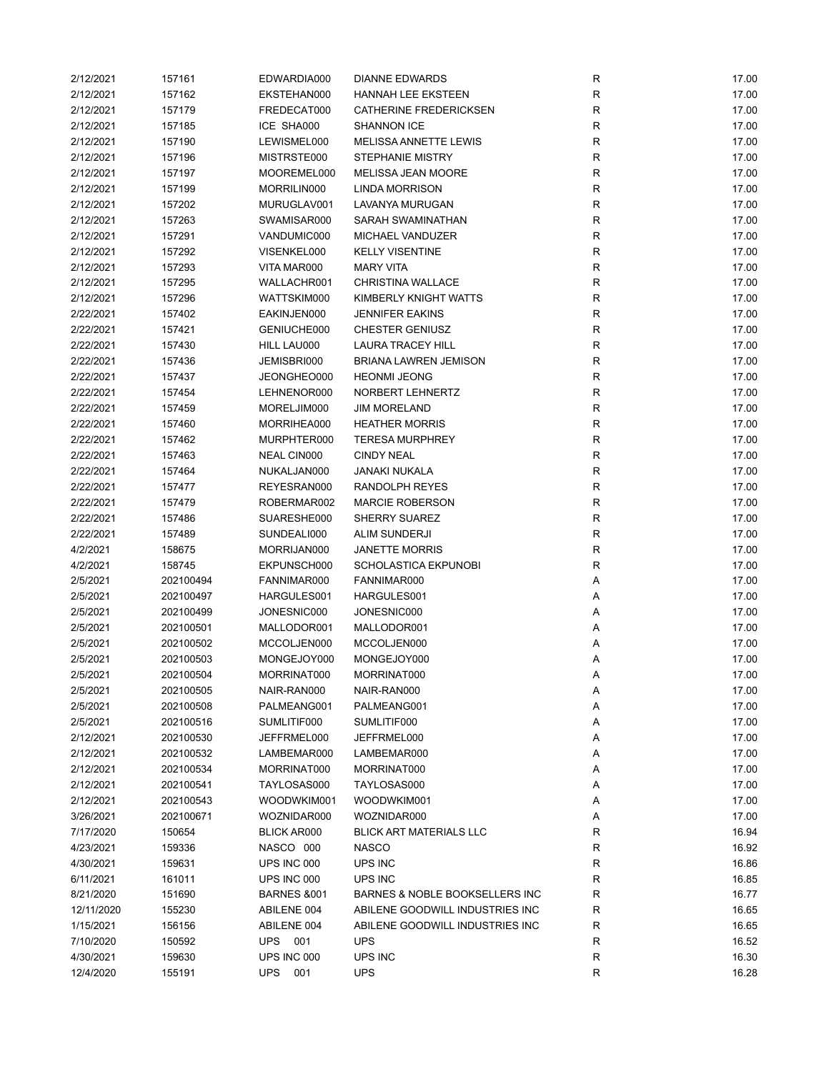| | | | | | |
|---|---|---|---|---|---|
| 2/12/2021 | 157161 | EDWARDIA000 | DIANNE EDWARDS | R | 17.00 |
| 2/12/2021 | 157162 | EKSTEHAN000 | HANNAH LEE EKSTEEN | R | 17.00 |
| 2/12/2021 | 157179 | FREDECAT000 | CATHERINE FREDERICKSEN | R | 17.00 |
| 2/12/2021 | 157185 | ICE SHA000 | SHANNON ICE | R | 17.00 |
| 2/12/2021 | 157190 | LEWISMEL000 | MELISSA ANNETTE LEWIS | R | 17.00 |
| 2/12/2021 | 157196 | MISTRSTE000 | STEPHANIE MISTRY | R | 17.00 |
| 2/12/2021 | 157197 | MOOREMEL000 | MELISSA JEAN MOORE | R | 17.00 |
| 2/12/2021 | 157199 | MORRILIN000 | LINDA MORRISON | R | 17.00 |
| 2/12/2021 | 157202 | MURUGLAV001 | LAVANYA MURUGAN | R | 17.00 |
| 2/12/2021 | 157263 | SWAMISAR000 | SARAH SWAMINATHAN | R | 17.00 |
| 2/12/2021 | 157291 | VANDUMIC000 | MICHAEL VANDUZER | R | 17.00 |
| 2/12/2021 | 157292 | VISENKEL000 | KELLY VISENTINE | R | 17.00 |
| 2/12/2021 | 157293 | VITA MAR000 | MARY VITA | R | 17.00 |
| 2/12/2021 | 157295 | WALLACHR001 | CHRISTINA WALLACE | R | 17.00 |
| 2/12/2021 | 157296 | WATTSKIM000 | KIMBERLY KNIGHT WATTS | R | 17.00 |
| 2/22/2021 | 157402 | EAKINJEN000 | JENNIFER EAKINS | R | 17.00 |
| 2/22/2021 | 157421 | GENIUCHE000 | CHESTER GENIUSZ | R | 17.00 |
| 2/22/2021 | 157430 | HILL LAU000 | LAURA TRACEY HILL | R | 17.00 |
| 2/22/2021 | 157436 | JEMISBRI000 | BRIANA LAWREN JEMISON | R | 17.00 |
| 2/22/2021 | 157437 | JEONGHEO000 | HEONMI JEONG | R | 17.00 |
| 2/22/2021 | 157454 | LEHNENOR000 | NORBERT LEHNERTZ | R | 17.00 |
| 2/22/2021 | 157459 | MORELJIM000 | JIM MORELAND | R | 17.00 |
| 2/22/2021 | 157460 | MORRIHEA000 | HEATHER MORRIS | R | 17.00 |
| 2/22/2021 | 157462 | MURPHTER000 | TERESA MURPHREY | R | 17.00 |
| 2/22/2021 | 157463 | NEAL CIN000 | CINDY NEAL | R | 17.00 |
| 2/22/2021 | 157464 | NUKALJAN000 | JANAKI NUKALA | R | 17.00 |
| 2/22/2021 | 157477 | REYESRAN000 | RANDOLPH REYES | R | 17.00 |
| 2/22/2021 | 157479 | ROBERMAR002 | MARCIE ROBERSON | R | 17.00 |
| 2/22/2021 | 157486 | SUARESHE000 | SHERRY SUAREZ | R | 17.00 |
| 2/22/2021 | 157489 | SUNDEALI000 | ALIM SUNDERJI | R | 17.00 |
| 4/2/2021 | 158675 | MORRIJAN000 | JANETTE MORRIS | R | 17.00 |
| 4/2/2021 | 158745 | EKPUNSCH000 | SCHOLASTICA EKPUNOBI | R | 17.00 |
| 2/5/2021 | 202100494 | FANNIMAR000 | FANNIMAR000 | A | 17.00 |
| 2/5/2021 | 202100497 | HARGULES001 | HARGULES001 | A | 17.00 |
| 2/5/2021 | 202100499 | JONESNIC000 | JONESNIC000 | A | 17.00 |
| 2/5/2021 | 202100501 | MALLODOR001 | MALLODOR001 | A | 17.00 |
| 2/5/2021 | 202100502 | MCCOLJEN000 | MCCOLJEN000 | A | 17.00 |
| 2/5/2021 | 202100503 | MONGEJOY000 | MONGEJOY000 | A | 17.00 |
| 2/5/2021 | 202100504 | MORRINAT000 | MORRINAT000 | A | 17.00 |
| 2/5/2021 | 202100505 | NAIR-RAN000 | NAIR-RAN000 | A | 17.00 |
| 2/5/2021 | 202100508 | PALMEANG001 | PALMEANG001 | A | 17.00 |
| 2/5/2021 | 202100516 | SUMLITIF000 | SUMLITIF000 | A | 17.00 |
| 2/12/2021 | 202100530 | JEFFRMEL000 | JEFFRMEL000 | A | 17.00 |
| 2/12/2021 | 202100532 | LAMBEMAR000 | LAMBEMAR000 | A | 17.00 |
| 2/12/2021 | 202100534 | MORRINAT000 | MORRINAT000 | A | 17.00 |
| 2/12/2021 | 202100541 | TAYLOSAS000 | TAYLOSAS000 | A | 17.00 |
| 2/12/2021 | 202100543 | WOODWKIM001 | WOODWKIM001 | A | 17.00 |
| 3/26/2021 | 202100671 | WOZNIDAR000 | WOZNIDAR000 | A | 17.00 |
| 7/17/2020 | 150654 | BLICK AR000 | BLICK ART MATERIALS LLC | R | 16.94 |
| 4/23/2021 | 159336 | NASCO 000 | NASCO | R | 16.92 |
| 4/30/2021 | 159631 | UPS INC 000 | UPS INC | R | 16.86 |
| 6/11/2021 | 161011 | UPS INC 000 | UPS INC | R | 16.85 |
| 8/21/2020 | 151690 | BARNES &001 | BARNES & NOBLE BOOKSELLERS INC | R | 16.77 |
| 12/11/2020 | 155230 | ABILENE 004 | ABILENE GOODWILL INDUSTRIES INC | R | 16.65 |
| 1/15/2021 | 156156 | ABILENE 004 | ABILENE GOODWILL INDUSTRIES INC | R | 16.65 |
| 7/10/2020 | 150592 | UPS 001 | UPS | R | 16.52 |
| 4/30/2021 | 159630 | UPS INC 000 | UPS INC | R | 16.30 |
| 12/4/2020 | 155191 | UPS 001 | UPS | R | 16.28 |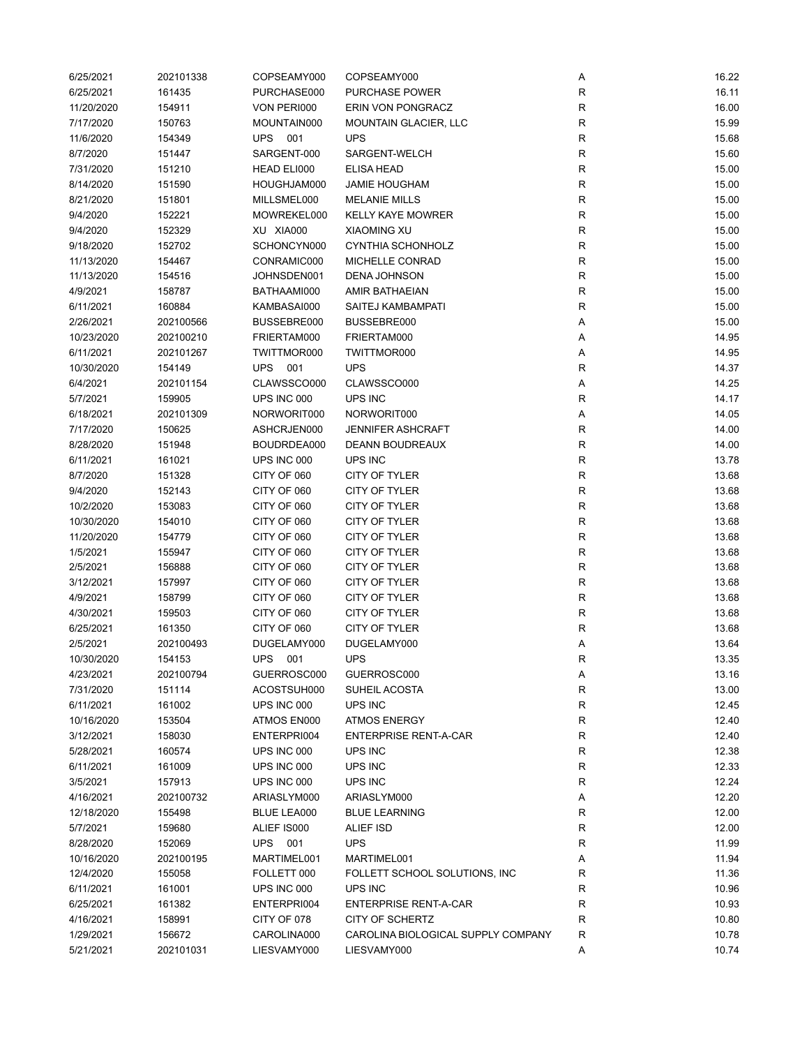| | | | | | |
|---|---|---|---|---|---|
| 6/25/2021 | 202101338 | COPSEAMY000 | COPSEAMY000 | A | 16.22 |
| 6/25/2021 | 161435 | PURCHASE000 | PURCHASE POWER | R | 16.11 |
| 11/20/2020 | 154911 | VON PERI000 | ERIN VON PONGRACZ | R | 16.00 |
| 7/17/2020 | 150763 | MOUNTAIN000 | MOUNTAIN GLACIER, LLC | R | 15.99 |
| 11/6/2020 | 154349 | UPS 001 | UPS | R | 15.68 |
| 8/7/2020 | 151447 | SARGENT-000 | SARGENT-WELCH | R | 15.60 |
| 7/31/2020 | 151210 | HEAD ELI000 | ELISA HEAD | R | 15.00 |
| 8/14/2020 | 151590 | HOUGHJAM000 | JAMIE HOUGHAM | R | 15.00 |
| 8/21/2020 | 151801 | MILLSMEL000 | MELANIE MILLS | R | 15.00 |
| 9/4/2020 | 152221 | MOWREKEL000 | KELLY KAYE MOWRER | R | 15.00 |
| 9/4/2020 | 152329 | XU XIA000 | XIAOMING XU | R | 15.00 |
| 9/18/2020 | 152702 | SCHONCYN000 | CYNTHIA SCHONHOLZ | R | 15.00 |
| 11/13/2020 | 154467 | CONRAMIC000 | MICHELLE CONRAD | R | 15.00 |
| 11/13/2020 | 154516 | JOHNSDEN001 | DENA JOHNSON | R | 15.00 |
| 4/9/2021 | 158787 | BATHAAMI000 | AMIR BATHAEIAN | R | 15.00 |
| 6/11/2021 | 160884 | KAMBASAI000 | SAITEJ KAMBAMPATI | R | 15.00 |
| 2/26/2021 | 202100566 | BUSSEBRE000 | BUSSEBRE000 | A | 15.00 |
| 10/23/2020 | 202100210 | FRIERTAM000 | FRIERTAM000 | A | 14.95 |
| 6/11/2021 | 202101267 | TWITTMOR000 | TWITTMOR000 | A | 14.95 |
| 10/30/2020 | 154149 | UPS 001 | UPS | R | 14.37 |
| 6/4/2021 | 202101154 | CLAWSSCO000 | CLAWSSCO000 | A | 14.25 |
| 5/7/2021 | 159905 | UPS INC 000 | UPS INC | R | 14.17 |
| 6/18/2021 | 202101309 | NORWORIT000 | NORWORIT000 | A | 14.05 |
| 7/17/2020 | 150625 | ASHCRJEN000 | JENNIFER ASHCRAFT | R | 14.00 |
| 8/28/2020 | 151948 | BOUDRDEA000 | DEANN BOUDREAUX | R | 14.00 |
| 6/11/2021 | 161021 | UPS INC 000 | UPS INC | R | 13.78 |
| 8/7/2020 | 151328 | CITY OF 060 | CITY OF TYLER | R | 13.68 |
| 9/4/2020 | 152143 | CITY OF 060 | CITY OF TYLER | R | 13.68 |
| 10/2/2020 | 153083 | CITY OF 060 | CITY OF TYLER | R | 13.68 |
| 10/30/2020 | 154010 | CITY OF 060 | CITY OF TYLER | R | 13.68 |
| 11/20/2020 | 154779 | CITY OF 060 | CITY OF TYLER | R | 13.68 |
| 1/5/2021 | 155947 | CITY OF 060 | CITY OF TYLER | R | 13.68 |
| 2/5/2021 | 156888 | CITY OF 060 | CITY OF TYLER | R | 13.68 |
| 3/12/2021 | 157997 | CITY OF 060 | CITY OF TYLER | R | 13.68 |
| 4/9/2021 | 158799 | CITY OF 060 | CITY OF TYLER | R | 13.68 |
| 4/30/2021 | 159503 | CITY OF 060 | CITY OF TYLER | R | 13.68 |
| 6/25/2021 | 161350 | CITY OF 060 | CITY OF TYLER | R | 13.68 |
| 2/5/2021 | 202100493 | DUGELAMY000 | DUGELAMY000 | A | 13.64 |
| 10/30/2020 | 154153 | UPS 001 | UPS | R | 13.35 |
| 4/23/2021 | 202100794 | GUERROSC000 | GUERROSC000 | A | 13.16 |
| 7/31/2020 | 151114 | ACOSTSUH000 | SUHEIL ACOSTA | R | 13.00 |
| 6/11/2021 | 161002 | UPS INC 000 | UPS INC | R | 12.45 |
| 10/16/2020 | 153504 | ATMOS EN000 | ATMOS ENERGY | R | 12.40 |
| 3/12/2021 | 158030 | ENTERPRI004 | ENTERPRISE RENT-A-CAR | R | 12.40 |
| 5/28/2021 | 160574 | UPS INC 000 | UPS INC | R | 12.38 |
| 6/11/2021 | 161009 | UPS INC 000 | UPS INC | R | 12.33 |
| 3/5/2021 | 157913 | UPS INC 000 | UPS INC | R | 12.24 |
| 4/16/2021 | 202100732 | ARIASLYM000 | ARIASLYM000 | A | 12.20 |
| 12/18/2020 | 155498 | BLUE LEA000 | BLUE LEARNING | R | 12.00 |
| 5/7/2021 | 159680 | ALIEF IS000 | ALIEF ISD | R | 12.00 |
| 8/28/2020 | 152069 | UPS 001 | UPS | R | 11.99 |
| 10/16/2020 | 202100195 | MARTIMEL001 | MARTIMEL001 | A | 11.94 |
| 12/4/2020 | 155058 | FOLLETT 000 | FOLLETT SCHOOL SOLUTIONS, INC | R | 11.36 |
| 6/11/2021 | 161001 | UPS INC 000 | UPS INC | R | 10.96 |
| 6/25/2021 | 161382 | ENTERPRI004 | ENTERPRISE RENT-A-CAR | R | 10.93 |
| 4/16/2021 | 158991 | CITY OF 078 | CITY OF SCHERTZ | R | 10.80 |
| 1/29/2021 | 156672 | CAROLINA000 | CAROLINA BIOLOGICAL SUPPLY COMPANY | R | 10.78 |
| 5/21/2021 | 202101031 | LIESVAMY000 | LIESVAMY000 | A | 10.74 |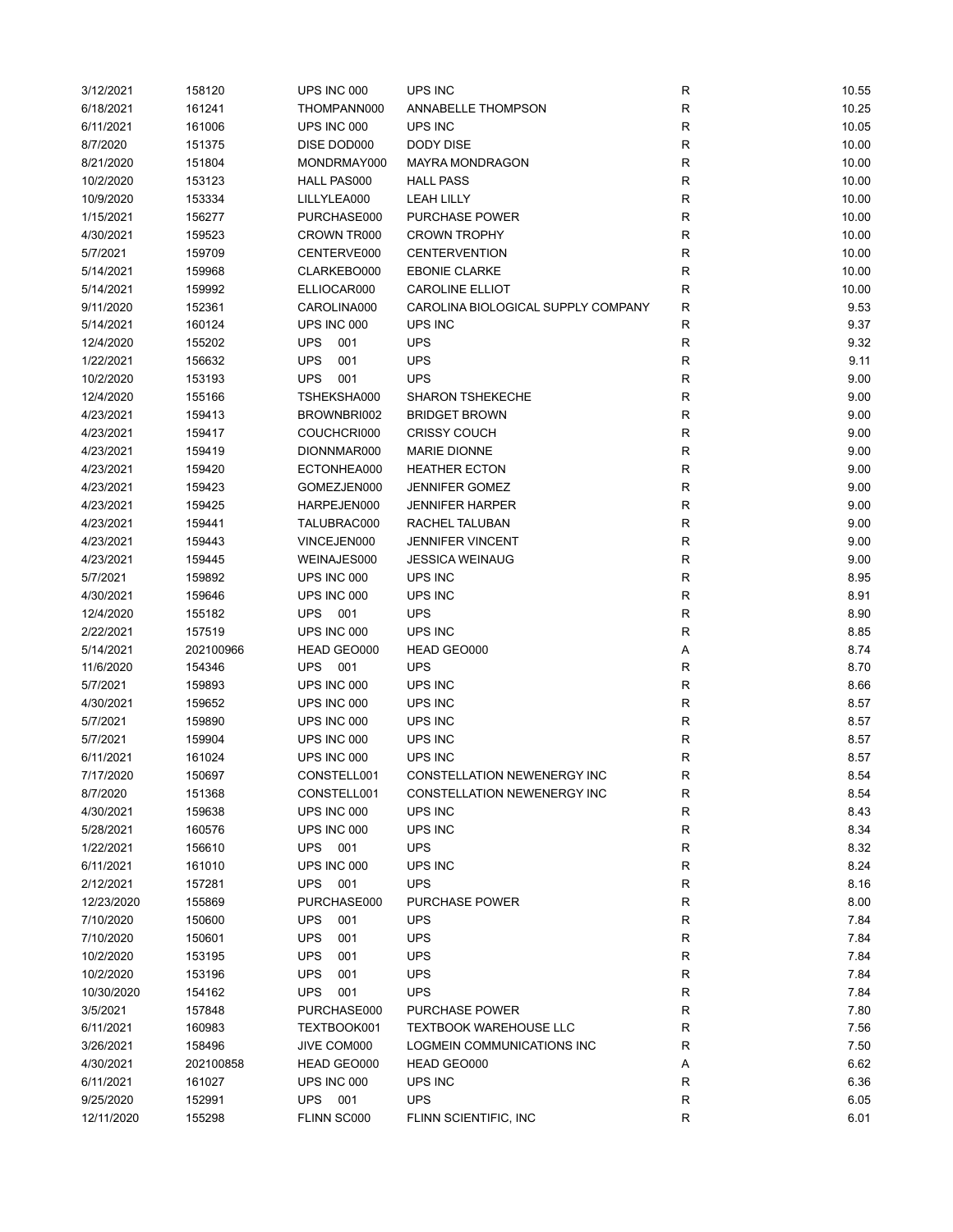| | | | | | |
|---|---|---|---|---|---|
| 3/12/2021 | 158120 | UPS INC 000 | UPS INC | R | 10.55 |
| 6/18/2021 | 161241 | THOMPANN000 | ANNABELLE THOMPSON | R | 10.25 |
| 6/11/2021 | 161006 | UPS INC 000 | UPS INC | R | 10.05 |
| 8/7/2020 | 151375 | DISE DOD000 | DODY DISE | R | 10.00 |
| 8/21/2020 | 151804 | MONDRMAY000 | MAYRA MONDRAGON | R | 10.00 |
| 10/2/2020 | 153123 | HALL PAS000 | HALL PASS | R | 10.00 |
| 10/9/2020 | 153334 | LILLYLEA000 | LEAH LILLY | R | 10.00 |
| 1/15/2021 | 156277 | PURCHASE000 | PURCHASE POWER | R | 10.00 |
| 4/30/2021 | 159523 | CROWN TR000 | CROWN TROPHY | R | 10.00 |
| 5/7/2021 | 159709 | CENTERVE000 | CENTERVENTION | R | 10.00 |
| 5/14/2021 | 159968 | CLARKEBO000 | EBONIE CLARKE | R | 10.00 |
| 5/14/2021 | 159992 | ELLIOCAR000 | CAROLINE ELLIOT | R | 10.00 |
| 9/11/2020 | 152361 | CAROLINA000 | CAROLINA BIOLOGICAL SUPPLY COMPANY | R | 9.53 |
| 5/14/2021 | 160124 | UPS INC 000 | UPS INC | R | 9.37 |
| 12/4/2020 | 155202 | UPS 001 | UPS | R | 9.32 |
| 1/22/2021 | 156632 | UPS 001 | UPS | R | 9.11 |
| 10/2/2020 | 153193 | UPS 001 | UPS | R | 9.00 |
| 12/4/2020 | 155166 | TSHEKSHA000 | SHARON TSHEKECHE | R | 9.00 |
| 4/23/2021 | 159413 | BROWNBRI002 | BRIDGET BROWN | R | 9.00 |
| 4/23/2021 | 159417 | COUCHCRI000 | CRISSY COUCH | R | 9.00 |
| 4/23/2021 | 159419 | DIONNMAR000 | MARIE DIONNE | R | 9.00 |
| 4/23/2021 | 159420 | ECTONHEA000 | HEATHER ECTON | R | 9.00 |
| 4/23/2021 | 159423 | GOMEZJEN000 | JENNIFER GOMEZ | R | 9.00 |
| 4/23/2021 | 159425 | HARPEJEN000 | JENNIFER HARPER | R | 9.00 |
| 4/23/2021 | 159441 | TALUBRAC000 | RACHEL TALUBAN | R | 9.00 |
| 4/23/2021 | 159443 | VINCEJEN000 | JENNIFER VINCENT | R | 9.00 |
| 4/23/2021 | 159445 | WEINAJES000 | JESSICA WEINAUG | R | 9.00 |
| 5/7/2021 | 159892 | UPS INC 000 | UPS INC | R | 8.95 |
| 4/30/2021 | 159646 | UPS INC 000 | UPS INC | R | 8.91 |
| 12/4/2020 | 155182 | UPS 001 | UPS | R | 8.90 |
| 2/22/2021 | 157519 | UPS INC 000 | UPS INC | R | 8.85 |
| 5/14/2021 | 202100966 | HEAD GEO000 | HEAD GEO000 | A | 8.74 |
| 11/6/2020 | 154346 | UPS 001 | UPS | R | 8.70 |
| 5/7/2021 | 159893 | UPS INC 000 | UPS INC | R | 8.66 |
| 4/30/2021 | 159652 | UPS INC 000 | UPS INC | R | 8.57 |
| 5/7/2021 | 159890 | UPS INC 000 | UPS INC | R | 8.57 |
| 5/7/2021 | 159904 | UPS INC 000 | UPS INC | R | 8.57 |
| 6/11/2021 | 161024 | UPS INC 000 | UPS INC | R | 8.57 |
| 7/17/2020 | 150697 | CONSTELL001 | CONSTELLATION NEWENERGY INC | R | 8.54 |
| 8/7/2020 | 151368 | CONSTELL001 | CONSTELLATION NEWENERGY INC | R | 8.54 |
| 4/30/2021 | 159638 | UPS INC 000 | UPS INC | R | 8.43 |
| 5/28/2021 | 160576 | UPS INC 000 | UPS INC | R | 8.34 |
| 1/22/2021 | 156610 | UPS 001 | UPS | R | 8.32 |
| 6/11/2021 | 161010 | UPS INC 000 | UPS INC | R | 8.24 |
| 2/12/2021 | 157281 | UPS 001 | UPS | R | 8.16 |
| 12/23/2020 | 155869 | PURCHASE000 | PURCHASE POWER | R | 8.00 |
| 7/10/2020 | 150600 | UPS 001 | UPS | R | 7.84 |
| 7/10/2020 | 150601 | UPS 001 | UPS | R | 7.84 |
| 10/2/2020 | 153195 | UPS 001 | UPS | R | 7.84 |
| 10/2/2020 | 153196 | UPS 001 | UPS | R | 7.84 |
| 10/30/2020 | 154162 | UPS 001 | UPS | R | 7.84 |
| 3/5/2021 | 157848 | PURCHASE000 | PURCHASE POWER | R | 7.80 |
| 6/11/2021 | 160983 | TEXTBOOK001 | TEXTBOOK WAREHOUSE LLC | R | 7.56 |
| 3/26/2021 | 158496 | JIVE COM000 | LOGMEIN COMMUNICATIONS INC | R | 7.50 |
| 4/30/2021 | 202100858 | HEAD GEO000 | HEAD GEO000 | A | 6.62 |
| 6/11/2021 | 161027 | UPS INC 000 | UPS INC | R | 6.36 |
| 9/25/2020 | 152991 | UPS 001 | UPS | R | 6.05 |
| 12/11/2020 | 155298 | FLINN SC000 | FLINN SCIENTIFIC, INC | R | 6.01 |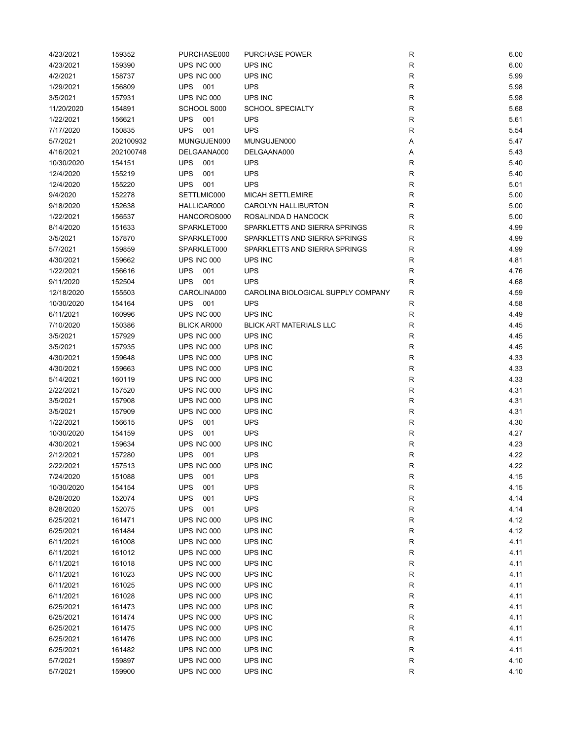| | | | | | |
|---|---|---|---|---|---|
| 4/23/2021 | 159352 | PURCHASE000 | PURCHASE POWER | R | 6.00 |
| 4/23/2021 | 159390 | UPS INC 000 | UPS INC | R | 6.00 |
| 4/2/2021 | 158737 | UPS INC 000 | UPS INC | R | 5.99 |
| 1/29/2021 | 156809 | UPS 001 | UPS | R | 5.98 |
| 3/5/2021 | 157931 | UPS INC 000 | UPS INC | R | 5.98 |
| 11/20/2020 | 154891 | SCHOOL S000 | SCHOOL SPECIALTY | R | 5.68 |
| 1/22/2021 | 156621 | UPS 001 | UPS | R | 5.61 |
| 7/17/2020 | 150835 | UPS 001 | UPS | R | 5.54 |
| 5/7/2021 | 202100932 | MUNGUJEN000 | MUNGUJEN000 | A | 5.47 |
| 4/16/2021 | 202100748 | DELGAANA000 | DELGAANA000 | A | 5.43 |
| 10/30/2020 | 154151 | UPS 001 | UPS | R | 5.40 |
| 12/4/2020 | 155219 | UPS 001 | UPS | R | 5.40 |
| 12/4/2020 | 155220 | UPS 001 | UPS | R | 5.01 |
| 9/4/2020 | 152278 | SETTLMIC000 | MICAH SETTLEMIRE | R | 5.00 |
| 9/18/2020 | 152638 | HALLICAR000 | CAROLYN HALLIBURTON | R | 5.00 |
| 1/22/2021 | 156537 | HANCOROS000 | ROSALINDA D HANCOCK | R | 5.00 |
| 8/14/2020 | 151633 | SPARKLET000 | SPARKLETTS AND SIERRA SPRINGS | R | 4.99 |
| 3/5/2021 | 157870 | SPARKLET000 | SPARKLETTS AND SIERRA SPRINGS | R | 4.99 |
| 5/7/2021 | 159859 | SPARKLET000 | SPARKLETTS AND SIERRA SPRINGS | R | 4.99 |
| 4/30/2021 | 159662 | UPS INC 000 | UPS INC | R | 4.81 |
| 1/22/2021 | 156616 | UPS 001 | UPS | R | 4.76 |
| 9/11/2020 | 152504 | UPS 001 | UPS | R | 4.68 |
| 12/18/2020 | 155503 | CAROLINA000 | CAROLINA BIOLOGICAL SUPPLY COMPANY | R | 4.59 |
| 10/30/2020 | 154164 | UPS 001 | UPS | R | 4.58 |
| 6/11/2021 | 160996 | UPS INC 000 | UPS INC | R | 4.49 |
| 7/10/2020 | 150386 | BLICK AR000 | BLICK ART MATERIALS LLC | R | 4.45 |
| 3/5/2021 | 157929 | UPS INC 000 | UPS INC | R | 4.45 |
| 3/5/2021 | 157935 | UPS INC 000 | UPS INC | R | 4.45 |
| 4/30/2021 | 159648 | UPS INC 000 | UPS INC | R | 4.33 |
| 4/30/2021 | 159663 | UPS INC 000 | UPS INC | R | 4.33 |
| 5/14/2021 | 160119 | UPS INC 000 | UPS INC | R | 4.33 |
| 2/22/2021 | 157520 | UPS INC 000 | UPS INC | R | 4.31 |
| 3/5/2021 | 157908 | UPS INC 000 | UPS INC | R | 4.31 |
| 3/5/2021 | 157909 | UPS INC 000 | UPS INC | R | 4.31 |
| 1/22/2021 | 156615 | UPS 001 | UPS | R | 4.30 |
| 10/30/2020 | 154159 | UPS 001 | UPS | R | 4.27 |
| 4/30/2021 | 159634 | UPS INC 000 | UPS INC | R | 4.23 |
| 2/12/2021 | 157280 | UPS 001 | UPS | R | 4.22 |
| 2/22/2021 | 157513 | UPS INC 000 | UPS INC | R | 4.22 |
| 7/24/2020 | 151088 | UPS 001 | UPS | R | 4.15 |
| 10/30/2020 | 154154 | UPS 001 | UPS | R | 4.15 |
| 8/28/2020 | 152074 | UPS 001 | UPS | R | 4.14 |
| 8/28/2020 | 152075 | UPS 001 | UPS | R | 4.14 |
| 6/25/2021 | 161471 | UPS INC 000 | UPS INC | R | 4.12 |
| 6/25/2021 | 161484 | UPS INC 000 | UPS INC | R | 4.12 |
| 6/11/2021 | 161008 | UPS INC 000 | UPS INC | R | 4.11 |
| 6/11/2021 | 161012 | UPS INC 000 | UPS INC | R | 4.11 |
| 6/11/2021 | 161018 | UPS INC 000 | UPS INC | R | 4.11 |
| 6/11/2021 | 161023 | UPS INC 000 | UPS INC | R | 4.11 |
| 6/11/2021 | 161025 | UPS INC 000 | UPS INC | R | 4.11 |
| 6/11/2021 | 161028 | UPS INC 000 | UPS INC | R | 4.11 |
| 6/25/2021 | 161473 | UPS INC 000 | UPS INC | R | 4.11 |
| 6/25/2021 | 161474 | UPS INC 000 | UPS INC | R | 4.11 |
| 6/25/2021 | 161475 | UPS INC 000 | UPS INC | R | 4.11 |
| 6/25/2021 | 161476 | UPS INC 000 | UPS INC | R | 4.11 |
| 6/25/2021 | 161482 | UPS INC 000 | UPS INC | R | 4.11 |
| 5/7/2021 | 159897 | UPS INC 000 | UPS INC | R | 4.10 |
| 5/7/2021 | 159900 | UPS INC 000 | UPS INC | R | 4.10 |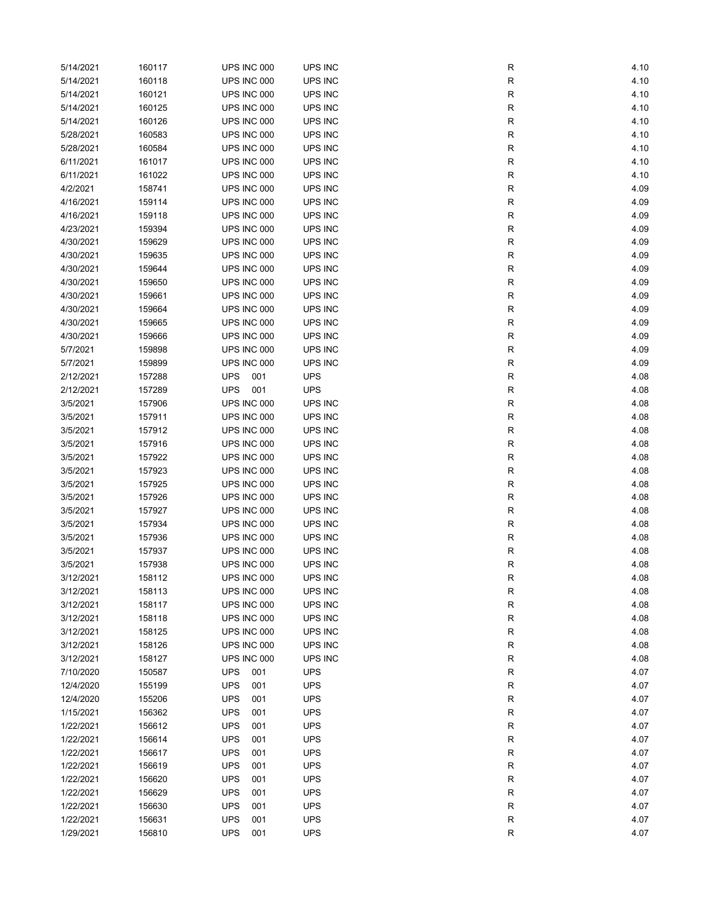| | | | | | |
|---|---|---|---|---|---|
| 5/14/2021 | 160117 | UPS INC 000 | UPS INC | R | 4.10 |
| 5/14/2021 | 160118 | UPS INC 000 | UPS INC | R | 4.10 |
| 5/14/2021 | 160121 | UPS INC 000 | UPS INC | R | 4.10 |
| 5/14/2021 | 160125 | UPS INC 000 | UPS INC | R | 4.10 |
| 5/14/2021 | 160126 | UPS INC 000 | UPS INC | R | 4.10 |
| 5/28/2021 | 160583 | UPS INC 000 | UPS INC | R | 4.10 |
| 5/28/2021 | 160584 | UPS INC 000 | UPS INC | R | 4.10 |
| 6/11/2021 | 161017 | UPS INC 000 | UPS INC | R | 4.10 |
| 6/11/2021 | 161022 | UPS INC 000 | UPS INC | R | 4.10 |
| 4/2/2021 | 158741 | UPS INC 000 | UPS INC | R | 4.09 |
| 4/16/2021 | 159114 | UPS INC 000 | UPS INC | R | 4.09 |
| 4/16/2021 | 159118 | UPS INC 000 | UPS INC | R | 4.09 |
| 4/23/2021 | 159394 | UPS INC 000 | UPS INC | R | 4.09 |
| 4/30/2021 | 159629 | UPS INC 000 | UPS INC | R | 4.09 |
| 4/30/2021 | 159635 | UPS INC 000 | UPS INC | R | 4.09 |
| 4/30/2021 | 159644 | UPS INC 000 | UPS INC | R | 4.09 |
| 4/30/2021 | 159650 | UPS INC 000 | UPS INC | R | 4.09 |
| 4/30/2021 | 159661 | UPS INC 000 | UPS INC | R | 4.09 |
| 4/30/2021 | 159664 | UPS INC 000 | UPS INC | R | 4.09 |
| 4/30/2021 | 159665 | UPS INC 000 | UPS INC | R | 4.09 |
| 4/30/2021 | 159666 | UPS INC 000 | UPS INC | R | 4.09 |
| 5/7/2021 | 159898 | UPS INC 000 | UPS INC | R | 4.09 |
| 5/7/2021 | 159899 | UPS INC 000 | UPS INC | R | 4.09 |
| 2/12/2021 | 157288 | UPS 001 | UPS | R | 4.08 |
| 2/12/2021 | 157289 | UPS 001 | UPS | R | 4.08 |
| 3/5/2021 | 157906 | UPS INC 000 | UPS INC | R | 4.08 |
| 3/5/2021 | 157911 | UPS INC 000 | UPS INC | R | 4.08 |
| 3/5/2021 | 157912 | UPS INC 000 | UPS INC | R | 4.08 |
| 3/5/2021 | 157916 | UPS INC 000 | UPS INC | R | 4.08 |
| 3/5/2021 | 157922 | UPS INC 000 | UPS INC | R | 4.08 |
| 3/5/2021 | 157923 | UPS INC 000 | UPS INC | R | 4.08 |
| 3/5/2021 | 157925 | UPS INC 000 | UPS INC | R | 4.08 |
| 3/5/2021 | 157926 | UPS INC 000 | UPS INC | R | 4.08 |
| 3/5/2021 | 157927 | UPS INC 000 | UPS INC | R | 4.08 |
| 3/5/2021 | 157934 | UPS INC 000 | UPS INC | R | 4.08 |
| 3/5/2021 | 157936 | UPS INC 000 | UPS INC | R | 4.08 |
| 3/5/2021 | 157937 | UPS INC 000 | UPS INC | R | 4.08 |
| 3/5/2021 | 157938 | UPS INC 000 | UPS INC | R | 4.08 |
| 3/12/2021 | 158112 | UPS INC 000 | UPS INC | R | 4.08 |
| 3/12/2021 | 158113 | UPS INC 000 | UPS INC | R | 4.08 |
| 3/12/2021 | 158117 | UPS INC 000 | UPS INC | R | 4.08 |
| 3/12/2021 | 158118 | UPS INC 000 | UPS INC | R | 4.08 |
| 3/12/2021 | 158125 | UPS INC 000 | UPS INC | R | 4.08 |
| 3/12/2021 | 158126 | UPS INC 000 | UPS INC | R | 4.08 |
| 3/12/2021 | 158127 | UPS INC 000 | UPS INC | R | 4.08 |
| 7/10/2020 | 150587 | UPS 001 | UPS | R | 4.07 |
| 12/4/2020 | 155199 | UPS 001 | UPS | R | 4.07 |
| 12/4/2020 | 155206 | UPS 001 | UPS | R | 4.07 |
| 1/15/2021 | 156362 | UPS 001 | UPS | R | 4.07 |
| 1/22/2021 | 156612 | UPS 001 | UPS | R | 4.07 |
| 1/22/2021 | 156614 | UPS 001 | UPS | R | 4.07 |
| 1/22/2021 | 156617 | UPS 001 | UPS | R | 4.07 |
| 1/22/2021 | 156619 | UPS 001 | UPS | R | 4.07 |
| 1/22/2021 | 156620 | UPS 001 | UPS | R | 4.07 |
| 1/22/2021 | 156629 | UPS 001 | UPS | R | 4.07 |
| 1/22/2021 | 156630 | UPS 001 | UPS | R | 4.07 |
| 1/22/2021 | 156631 | UPS 001 | UPS | R | 4.07 |
| 1/29/2021 | 156810 | UPS 001 | UPS | R | 4.07 |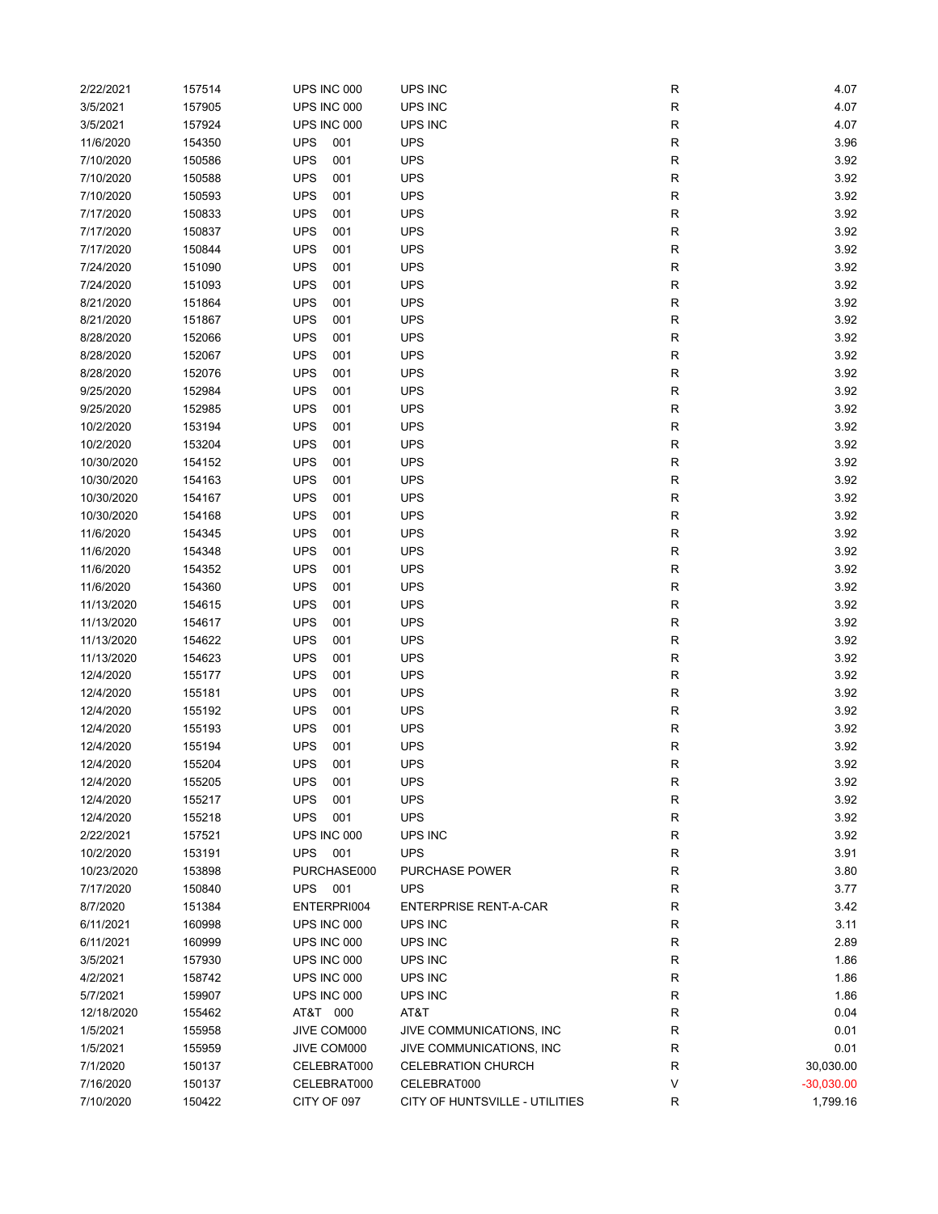| | | | | | |
|---|---|---|---|---|---|
| 2/22/2021 | 157514 | UPS INC 000 | UPS INC | R | 4.07 |
| 3/5/2021 | 157905 | UPS INC 000 | UPS INC | R | 4.07 |
| 3/5/2021 | 157924 | UPS INC 000 | UPS INC | R | 4.07 |
| 11/6/2020 | 154350 | UPS 001 | UPS | R | 3.96 |
| 7/10/2020 | 150586 | UPS 001 | UPS | R | 3.92 |
| 7/10/2020 | 150588 | UPS 001 | UPS | R | 3.92 |
| 7/10/2020 | 150593 | UPS 001 | UPS | R | 3.92 |
| 7/17/2020 | 150833 | UPS 001 | UPS | R | 3.92 |
| 7/17/2020 | 150837 | UPS 001 | UPS | R | 3.92 |
| 7/17/2020 | 150844 | UPS 001 | UPS | R | 3.92 |
| 7/24/2020 | 151090 | UPS 001 | UPS | R | 3.92 |
| 7/24/2020 | 151093 | UPS 001 | UPS | R | 3.92 |
| 8/21/2020 | 151864 | UPS 001 | UPS | R | 3.92 |
| 8/21/2020 | 151867 | UPS 001 | UPS | R | 3.92 |
| 8/28/2020 | 152066 | UPS 001 | UPS | R | 3.92 |
| 8/28/2020 | 152067 | UPS 001 | UPS | R | 3.92 |
| 8/28/2020 | 152076 | UPS 001 | UPS | R | 3.92 |
| 9/25/2020 | 152984 | UPS 001 | UPS | R | 3.92 |
| 9/25/2020 | 152985 | UPS 001 | UPS | R | 3.92 |
| 10/2/2020 | 153194 | UPS 001 | UPS | R | 3.92 |
| 10/2/2020 | 153204 | UPS 001 | UPS | R | 3.92 |
| 10/30/2020 | 154152 | UPS 001 | UPS | R | 3.92 |
| 10/30/2020 | 154163 | UPS 001 | UPS | R | 3.92 |
| 10/30/2020 | 154167 | UPS 001 | UPS | R | 3.92 |
| 10/30/2020 | 154168 | UPS 001 | UPS | R | 3.92 |
| 11/6/2020 | 154345 | UPS 001 | UPS | R | 3.92 |
| 11/6/2020 | 154348 | UPS 001 | UPS | R | 3.92 |
| 11/6/2020 | 154352 | UPS 001 | UPS | R | 3.92 |
| 11/6/2020 | 154360 | UPS 001 | UPS | R | 3.92 |
| 11/13/2020 | 154615 | UPS 001 | UPS | R | 3.92 |
| 11/13/2020 | 154617 | UPS 001 | UPS | R | 3.92 |
| 11/13/2020 | 154622 | UPS 001 | UPS | R | 3.92 |
| 11/13/2020 | 154623 | UPS 001 | UPS | R | 3.92 |
| 12/4/2020 | 155177 | UPS 001 | UPS | R | 3.92 |
| 12/4/2020 | 155181 | UPS 001 | UPS | R | 3.92 |
| 12/4/2020 | 155192 | UPS 001 | UPS | R | 3.92 |
| 12/4/2020 | 155193 | UPS 001 | UPS | R | 3.92 |
| 12/4/2020 | 155194 | UPS 001 | UPS | R | 3.92 |
| 12/4/2020 | 155204 | UPS 001 | UPS | R | 3.92 |
| 12/4/2020 | 155205 | UPS 001 | UPS | R | 3.92 |
| 12/4/2020 | 155217 | UPS 001 | UPS | R | 3.92 |
| 12/4/2020 | 155218 | UPS 001 | UPS | R | 3.92 |
| 2/22/2021 | 157521 | UPS INC 000 | UPS INC | R | 3.92 |
| 10/2/2020 | 153191 | UPS 001 | UPS | R | 3.91 |
| 10/23/2020 | 153898 | PURCHASE000 | PURCHASE POWER | R | 3.80 |
| 7/17/2020 | 150840 | UPS 001 | UPS | R | 3.77 |
| 8/7/2020 | 151384 | ENTERPRI004 | ENTERPRISE RENT-A-CAR | R | 3.42 |
| 6/11/2021 | 160998 | UPS INC 000 | UPS INC | R | 3.11 |
| 6/11/2021 | 160999 | UPS INC 000 | UPS INC | R | 2.89 |
| 3/5/2021 | 157930 | UPS INC 000 | UPS INC | R | 1.86 |
| 4/2/2021 | 158742 | UPS INC 000 | UPS INC | R | 1.86 |
| 5/7/2021 | 159907 | UPS INC 000 | UPS INC | R | 1.86 |
| 12/18/2020 | 155462 | AT&T 000 | AT&T | R | 0.04 |
| 1/5/2021 | 155958 | JIVE COM000 | JIVE COMMUNICATIONS, INC | R | 0.01 |
| 1/5/2021 | 155959 | JIVE COM000 | JIVE COMMUNICATIONS, INC | R | 0.01 |
| 7/1/2020 | 150137 | CELEBRAT000 | CELEBRATION CHURCH | R | 30,030.00 |
| 7/16/2020 | 150137 | CELEBRAT000 | CELEBRAT000 | V | -30,030.00 |
| 7/10/2020 | 150422 | CITY OF 097 | CITY OF HUNTSVILLE - UTILITIES | R | 1,799.16 |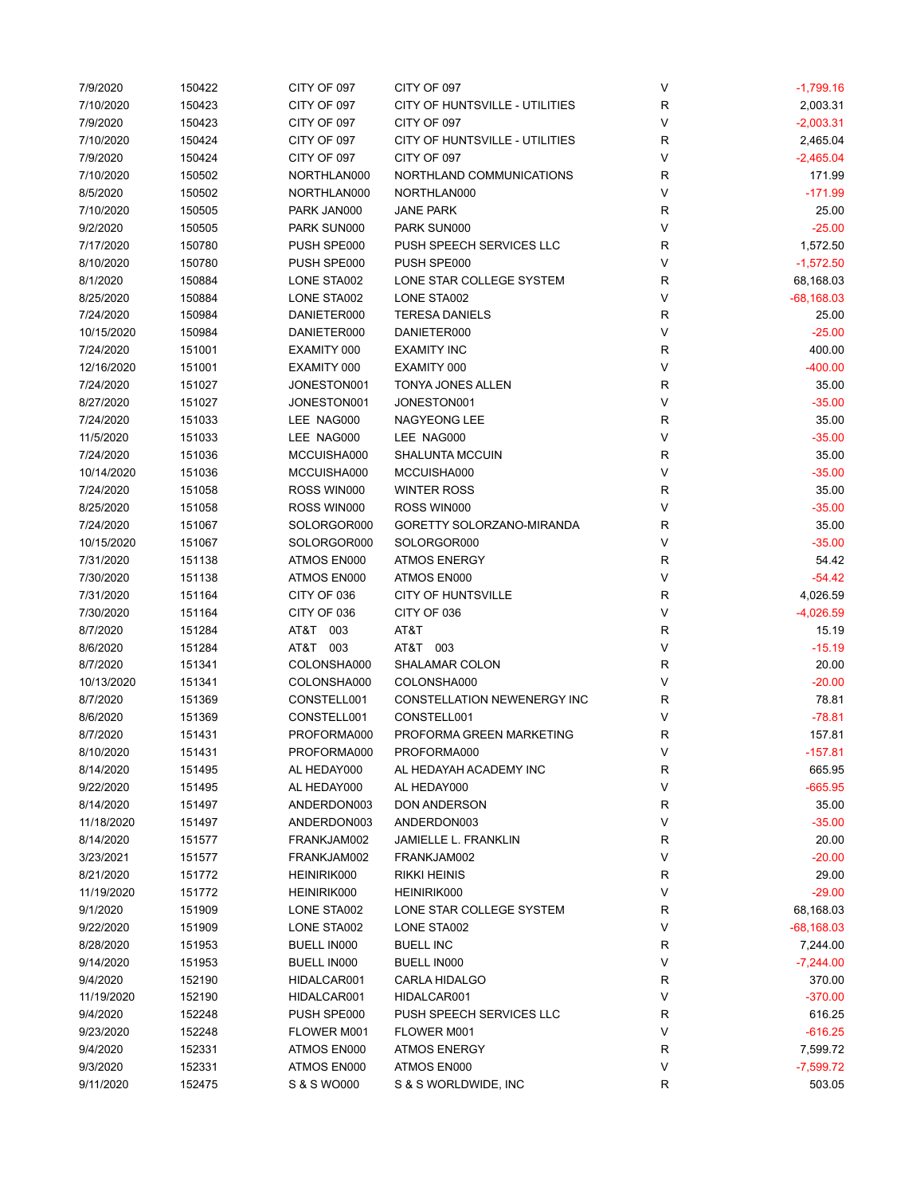| | | | | | |
|---|---|---|---|---|---|
| 7/9/2020 | 150422 | CITY OF 097 | CITY OF 097 | V | -1,799.16 |
| 7/10/2020 | 150423 | CITY OF 097 | CITY OF HUNTSVILLE - UTILITIES | R | 2,003.31 |
| 7/9/2020 | 150423 | CITY OF 097 | CITY OF 097 | V | -2,003.31 |
| 7/10/2020 | 150424 | CITY OF 097 | CITY OF HUNTSVILLE - UTILITIES | R | 2,465.04 |
| 7/9/2020 | 150424 | CITY OF 097 | CITY OF 097 | V | -2,465.04 |
| 7/10/2020 | 150502 | NORTHLAN000 | NORTHLAND COMMUNICATIONS | R | 171.99 |
| 8/5/2020 | 150502 | NORTHLAN000 | NORTHLAN000 | V | -171.99 |
| 7/10/2020 | 150505 | PARK JAN000 | JANE PARK | R | 25.00 |
| 9/2/2020 | 150505 | PARK SUN000 | PARK SUN000 | V | -25.00 |
| 7/17/2020 | 150780 | PUSH SPE000 | PUSH SPEECH SERVICES LLC | R | 1,572.50 |
| 8/10/2020 | 150780 | PUSH SPE000 | PUSH SPE000 | V | -1,572.50 |
| 8/1/2020 | 150884 | LONE STA002 | LONE STAR COLLEGE SYSTEM | R | 68,168.03 |
| 8/25/2020 | 150884 | LONE STA002 | LONE STA002 | V | -68,168.03 |
| 7/24/2020 | 150984 | DANIETER000 | TERESA DANIELS | R | 25.00 |
| 10/15/2020 | 150984 | DANIETER000 | DANIETER000 | V | -25.00 |
| 7/24/2020 | 151001 | EXAMITY 000 | EXAMITY INC | R | 400.00 |
| 12/16/2020 | 151001 | EXAMITY 000 | EXAMITY 000 | V | -400.00 |
| 7/24/2020 | 151027 | JONESTON001 | TONYA JONES ALLEN | R | 35.00 |
| 8/27/2020 | 151027 | JONESTON001 | JONESTON001 | V | -35.00 |
| 7/24/2020 | 151033 | LEE NAG000 | NAGYEONG LEE | R | 35.00 |
| 11/5/2020 | 151033 | LEE NAG000 | LEE NAG000 | V | -35.00 |
| 7/24/2020 | 151036 | MCCUISHA000 | SHALUNTA MCCUIN | R | 35.00 |
| 10/14/2020 | 151036 | MCCUISHA000 | MCCUISHA000 | V | -35.00 |
| 7/24/2020 | 151058 | ROSS WIN000 | WINTER ROSS | R | 35.00 |
| 8/25/2020 | 151058 | ROSS WIN000 | ROSS WIN000 | V | -35.00 |
| 7/24/2020 | 151067 | SOLORGOR000 | GORETTY SOLORZANO-MIRANDA | R | 35.00 |
| 10/15/2020 | 151067 | SOLORGOR000 | SOLORGOR000 | V | -35.00 |
| 7/31/2020 | 151138 | ATMOS EN000 | ATMOS ENERGY | R | 54.42 |
| 7/30/2020 | 151138 | ATMOS EN000 | ATMOS EN000 | V | -54.42 |
| 7/31/2020 | 151164 | CITY OF 036 | CITY OF HUNTSVILLE | R | 4,026.59 |
| 7/30/2020 | 151164 | CITY OF 036 | CITY OF 036 | V | -4,026.59 |
| 8/7/2020 | 151284 | AT&T 003 | AT&T | R | 15.19 |
| 8/6/2020 | 151284 | AT&T 003 | AT&T 003 | V | -15.19 |
| 8/7/2020 | 151341 | COLONSHA000 | SHALAMAR COLON | R | 20.00 |
| 10/13/2020 | 151341 | COLONSHA000 | COLONSHA000 | V | -20.00 |
| 8/7/2020 | 151369 | CONSTELL001 | CONSTELLATION NEWENERGY INC | R | 78.81 |
| 8/6/2020 | 151369 | CONSTELL001 | CONSTELL001 | V | -78.81 |
| 8/7/2020 | 151431 | PROFORMA000 | PROFORMA GREEN MARKETING | R | 157.81 |
| 8/10/2020 | 151431 | PROFORMA000 | PROFORMA000 | V | -157.81 |
| 8/14/2020 | 151495 | AL HEDAY000 | AL HEDAYAH ACADEMY INC | R | 665.95 |
| 9/22/2020 | 151495 | AL HEDAY000 | AL HEDAY000 | V | -665.95 |
| 8/14/2020 | 151497 | ANDERDON003 | DON ANDERSON | R | 35.00 |
| 11/18/2020 | 151497 | ANDERDON003 | ANDERDON003 | V | -35.00 |
| 8/14/2020 | 151577 | FRANKJAM002 | JAMIELLE L. FRANKLIN | R | 20.00 |
| 3/23/2021 | 151577 | FRANKJAM002 | FRANKJAM002 | V | -20.00 |
| 8/21/2020 | 151772 | HEINIRIK000 | RIKKI HEINIS | R | 29.00 |
| 11/19/2020 | 151772 | HEINIRIK000 | HEINIRIK000 | V | -29.00 |
| 9/1/2020 | 151909 | LONE STA002 | LONE STAR COLLEGE SYSTEM | R | 68,168.03 |
| 9/22/2020 | 151909 | LONE STA002 | LONE STA002 | V | -68,168.03 |
| 8/28/2020 | 151953 | BUELL IN000 | BUELL INC | R | 7,244.00 |
| 9/14/2020 | 151953 | BUELL IN000 | BUELL IN000 | V | -7,244.00 |
| 9/4/2020 | 152190 | HIDALCAR001 | CARLA HIDALGO | R | 370.00 |
| 11/19/2020 | 152190 | HIDALCAR001 | HIDALCAR001 | V | -370.00 |
| 9/4/2020 | 152248 | PUSH SPE000 | PUSH SPEECH SERVICES LLC | R | 616.25 |
| 9/23/2020 | 152248 | FLOWER M001 | FLOWER M001 | V | -616.25 |
| 9/4/2020 | 152331 | ATMOS EN000 | ATMOS ENERGY | R | 7,599.72 |
| 9/3/2020 | 152331 | ATMOS EN000 | ATMOS EN000 | V | -7,599.72 |
| 9/11/2020 | 152475 | S & S WO000 | S & S WORLDWIDE, INC | R | 503.05 |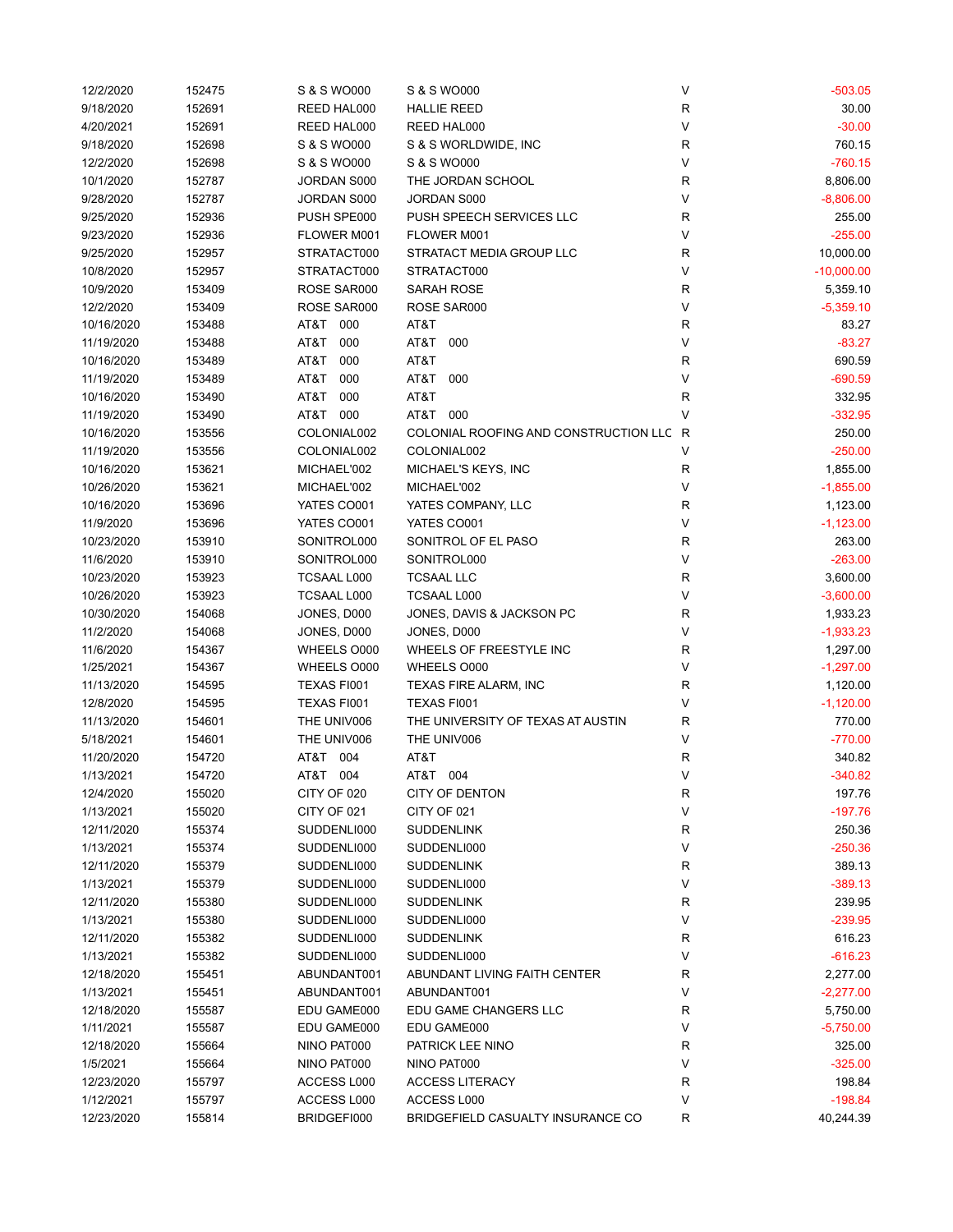| | | | | | |
|---|---|---|---|---|---|
| 12/2/2020 | 152475 | S & S WO000 | S & S WO000 | V | -503.05 |
| 9/18/2020 | 152691 | REED HAL000 | HALLIE REED | R | 30.00 |
| 4/20/2021 | 152691 | REED HAL000 | REED HAL000 | V | -30.00 |
| 9/18/2020 | 152698 | S & S WO000 | S & S WORLDWIDE, INC | R | 760.15 |
| 12/2/2020 | 152698 | S & S WO000 | S & S WO000 | V | -760.15 |
| 10/1/2020 | 152787 | JORDAN S000 | THE JORDAN SCHOOL | R | 8,806.00 |
| 9/28/2020 | 152787 | JORDAN S000 | JORDAN S000 | V | -8,806.00 |
| 9/25/2020 | 152936 | PUSH SPE000 | PUSH SPEECH SERVICES LLC | R | 255.00 |
| 9/23/2020 | 152936 | FLOWER M001 | FLOWER M001 | V | -255.00 |
| 9/25/2020 | 152957 | STRATACT000 | STRATACT MEDIA GROUP LLC | R | 10,000.00 |
| 10/8/2020 | 152957 | STRATACT000 | STRATACT000 | V | -10,000.00 |
| 10/9/2020 | 153409 | ROSE SAR000 | SARAH ROSE | R | 5,359.10 |
| 12/2/2020 | 153409 | ROSE SAR000 | ROSE SAR000 | V | -5,359.10 |
| 10/16/2020 | 153488 | AT&T 000 | AT&T | R | 83.27 |
| 11/19/2020 | 153488 | AT&T 000 | AT&T 000 | V | -83.27 |
| 10/16/2020 | 153489 | AT&T 000 | AT&T | R | 690.59 |
| 11/19/2020 | 153489 | AT&T 000 | AT&T 000 | V | -690.59 |
| 10/16/2020 | 153490 | AT&T 000 | AT&T | R | 332.95 |
| 11/19/2020 | 153490 | AT&T 000 | AT&T 000 | V | -332.95 |
| 10/16/2020 | 153556 | COLONIAL002 | COLONIAL ROOFING AND CONSTRUCTION LLC | R | 250.00 |
| 11/19/2020 | 153556 | COLONIAL002 | COLONIAL002 | V | -250.00 |
| 10/16/2020 | 153621 | MICHAEL'002 | MICHAEL'S KEYS, INC | R | 1,855.00 |
| 10/26/2020 | 153621 | MICHAEL'002 | MICHAEL'002 | V | -1,855.00 |
| 10/16/2020 | 153696 | YATES CO001 | YATES COMPANY, LLC | R | 1,123.00 |
| 11/9/2020 | 153696 | YATES CO001 | YATES CO001 | V | -1,123.00 |
| 10/23/2020 | 153910 | SONITROL000 | SONITROL OF EL PASO | R | 263.00 |
| 11/6/2020 | 153910 | SONITROL000 | SONITROL000 | V | -263.00 |
| 10/23/2020 | 153923 | TCSAAL L000 | TCSAAL LLC | R | 3,600.00 |
| 10/26/2020 | 153923 | TCSAAL L000 | TCSAAL L000 | V | -3,600.00 |
| 10/30/2020 | 154068 | JONES, D000 | JONES, DAVIS & JACKSON PC | R | 1,933.23 |
| 11/2/2020 | 154068 | JONES, D000 | JONES, D000 | V | -1,933.23 |
| 11/6/2020 | 154367 | WHEELS O000 | WHEELS OF FREESTYLE INC | R | 1,297.00 |
| 1/25/2021 | 154367 | WHEELS O000 | WHEELS O000 | V | -1,297.00 |
| 11/13/2020 | 154595 | TEXAS FI001 | TEXAS FIRE ALARM, INC | R | 1,120.00 |
| 12/8/2020 | 154595 | TEXAS FI001 | TEXAS FI001 | V | -1,120.00 |
| 11/13/2020 | 154601 | THE UNIV006 | THE UNIVERSITY OF TEXAS AT AUSTIN | R | 770.00 |
| 5/18/2021 | 154601 | THE UNIV006 | THE UNIV006 | V | -770.00 |
| 11/20/2020 | 154720 | AT&T 004 | AT&T | R | 340.82 |
| 1/13/2021 | 154720 | AT&T 004 | AT&T 004 | V | -340.82 |
| 12/4/2020 | 155020 | CITY OF 020 | CITY OF DENTON | R | 197.76 |
| 1/13/2021 | 155020 | CITY OF 021 | CITY OF 021 | V | -197.76 |
| 12/11/2020 | 155374 | SUDDENLI000 | SUDDENLINK | R | 250.36 |
| 1/13/2021 | 155374 | SUDDENLI000 | SUDDENLI000 | V | -250.36 |
| 12/11/2020 | 155379 | SUDDENLI000 | SUDDENLINK | R | 389.13 |
| 1/13/2021 | 155379 | SUDDENLI000 | SUDDENLI000 | V | -389.13 |
| 12/11/2020 | 155380 | SUDDENLI000 | SUDDENLINK | R | 239.95 |
| 1/13/2021 | 155380 | SUDDENLI000 | SUDDENLI000 | V | -239.95 |
| 12/11/2020 | 155382 | SUDDENLI000 | SUDDENLINK | R | 616.23 |
| 1/13/2021 | 155382 | SUDDENLI000 | SUDDENLI000 | V | -616.23 |
| 12/18/2020 | 155451 | ABUNDANT001 | ABUNDANT LIVING FAITH CENTER | R | 2,277.00 |
| 1/13/2021 | 155451 | ABUNDANT001 | ABUNDANT001 | V | -2,277.00 |
| 12/18/2020 | 155587 | EDU GAME000 | EDU GAME CHANGERS LLC | R | 5,750.00 |
| 1/11/2021 | 155587 | EDU GAME000 | EDU GAME000 | V | -5,750.00 |
| 12/18/2020 | 155664 | NINO PAT000 | PATRICK LEE NINO | R | 325.00 |
| 1/5/2021 | 155664 | NINO PAT000 | NINO PAT000 | V | -325.00 |
| 12/23/2020 | 155797 | ACCESS L000 | ACCESS LITERACY | R | 198.84 |
| 1/12/2021 | 155797 | ACCESS L000 | ACCESS L000 | V | -198.84 |
| 12/23/2020 | 155814 | BRIDGEFI000 | BRIDGEFIELD CASUALTY INSURANCE CO | R | 40,244.39 |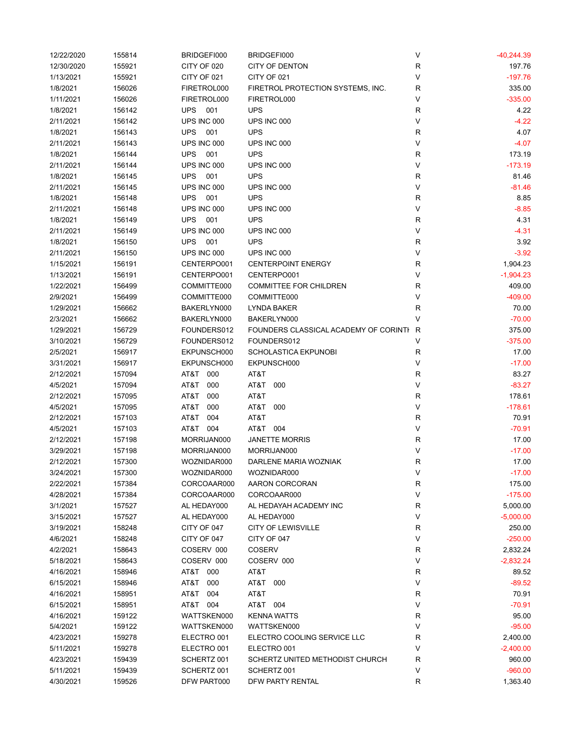| | | | | | |
|---|---|---|---|---|---|
| 12/22/2020 | 155814 | BRIDGEFI000 | BRIDGEFI000 | V | -40,244.39 |
| 12/30/2020 | 155921 | CITY OF 020 | CITY OF DENTON | R | 197.76 |
| 1/13/2021 | 155921 | CITY OF 021 | CITY OF 021 | V | -197.76 |
| 1/8/2021 | 156026 | FIRETROL000 | FIRETROL PROTECTION SYSTEMS, INC. | R | 335.00 |
| 1/11/2021 | 156026 | FIRETROL000 | FIRETROL000 | V | -335.00 |
| 1/8/2021 | 156142 | UPS 001 | UPS | R | 4.22 |
| 2/11/2021 | 156142 | UPS INC 000 | UPS INC 000 | V | -4.22 |
| 1/8/2021 | 156143 | UPS 001 | UPS | R | 4.07 |
| 2/11/2021 | 156143 | UPS INC 000 | UPS INC 000 | V | -4.07 |
| 1/8/2021 | 156144 | UPS 001 | UPS | R | 173.19 |
| 2/11/2021 | 156144 | UPS INC 000 | UPS INC 000 | V | -173.19 |
| 1/8/2021 | 156145 | UPS 001 | UPS | R | 81.46 |
| 2/11/2021 | 156145 | UPS INC 000 | UPS INC 000 | V | -81.46 |
| 1/8/2021 | 156148 | UPS 001 | UPS | R | 8.85 |
| 2/11/2021 | 156148 | UPS INC 000 | UPS INC 000 | V | -8.85 |
| 1/8/2021 | 156149 | UPS 001 | UPS | R | 4.31 |
| 2/11/2021 | 156149 | UPS INC 000 | UPS INC 000 | V | -4.31 |
| 1/8/2021 | 156150 | UPS 001 | UPS | R | 3.92 |
| 2/11/2021 | 156150 | UPS INC 000 | UPS INC 000 | V | -3.92 |
| 1/15/2021 | 156191 | CENTERPO001 | CENTERPOINT ENERGY | R | 1,904.23 |
| 1/13/2021 | 156191 | CENTERPO001 | CENTERPO001 | V | -1,904.23 |
| 1/22/2021 | 156499 | COMMITTE000 | COMMITTEE FOR CHILDREN | R | 409.00 |
| 2/9/2021 | 156499 | COMMITTE000 | COMMITTE000 | V | -409.00 |
| 1/29/2021 | 156662 | BAKERLYN000 | LYNDA BAKER | R | 70.00 |
| 2/3/2021 | 156662 | BAKERLYN000 | BAKERLYN000 | V | -70.00 |
| 1/29/2021 | 156729 | FOUNDERS012 | FOUNDERS CLASSICAL ACADEMY OF CORINTH | R | 375.00 |
| 3/10/2021 | 156729 | FOUNDERS012 | FOUNDERS012 | V | -375.00 |
| 2/5/2021 | 156917 | EKPUNSCH000 | SCHOLASTICA EKPUNOBI | R | 17.00 |
| 3/31/2021 | 156917 | EKPUNSCH000 | EKPUNSCH000 | V | -17.00 |
| 2/12/2021 | 157094 | AT&T 000 | AT&T | R | 83.27 |
| 4/5/2021 | 157094 | AT&T 000 | AT&T 000 | V | -83.27 |
| 2/12/2021 | 157095 | AT&T 000 | AT&T | R | 178.61 |
| 4/5/2021 | 157095 | AT&T 000 | AT&T 000 | V | -178.61 |
| 2/12/2021 | 157103 | AT&T 004 | AT&T | R | 70.91 |
| 4/5/2021 | 157103 | AT&T 004 | AT&T 004 | V | -70.91 |
| 2/12/2021 | 157198 | MORRIJAN000 | JANETTE MORRIS | R | 17.00 |
| 3/29/2021 | 157198 | MORRIJAN000 | MORRIJAN000 | V | -17.00 |
| 2/12/2021 | 157300 | WOZNIDAR000 | DARLENE MARIA WOZNIAK | R | 17.00 |
| 3/24/2021 | 157300 | WOZNIDAR000 | WOZNIDAR000 | V | -17.00 |
| 2/22/2021 | 157384 | CORCOAAR000 | AARON CORCORAN | R | 175.00 |
| 4/28/2021 | 157384 | CORCOAAR000 | CORCOAAR000 | V | -175.00 |
| 3/1/2021 | 157527 | AL HEDAY000 | AL HEDAYAH ACADEMY INC | R | 5,000.00 |
| 3/15/2021 | 157527 | AL HEDAY000 | AL HEDAY000 | V | -5,000.00 |
| 3/19/2021 | 158248 | CITY OF 047 | CITY OF LEWISVILLE | R | 250.00 |
| 4/6/2021 | 158248 | CITY OF 047 | CITY OF 047 | V | -250.00 |
| 4/2/2021 | 158643 | COSERV 000 | COSERV | R | 2,832.24 |
| 5/18/2021 | 158643 | COSERV 000 | COSERV 000 | V | -2,832.24 |
| 4/16/2021 | 158946 | AT&T 000 | AT&T | R | 89.52 |
| 6/15/2021 | 158946 | AT&T 000 | AT&T 000 | V | -89.52 |
| 4/16/2021 | 158951 | AT&T 004 | AT&T | R | 70.91 |
| 6/15/2021 | 158951 | AT&T 004 | AT&T 004 | V | -70.91 |
| 4/16/2021 | 159122 | WATTSKEN000 | KENNA WATTS | R | 95.00 |
| 5/4/2021 | 159122 | WATTSKEN000 | WATTSKEN000 | V | -95.00 |
| 4/23/2021 | 159278 | ELECTRO 001 | ELECTRO COOLING SERVICE LLC | R | 2,400.00 |
| 5/11/2021 | 159278 | ELECTRO 001 | ELECTRO 001 | V | -2,400.00 |
| 4/23/2021 | 159439 | SCHERTZ 001 | SCHERTZ UNITED METHODIST CHURCH | R | 960.00 |
| 5/11/2021 | 159439 | SCHERTZ 001 | SCHERTZ 001 | V | -960.00 |
| 4/30/2021 | 159526 | DFW PART000 | DFW PARTY RENTAL | R | 1,363.40 |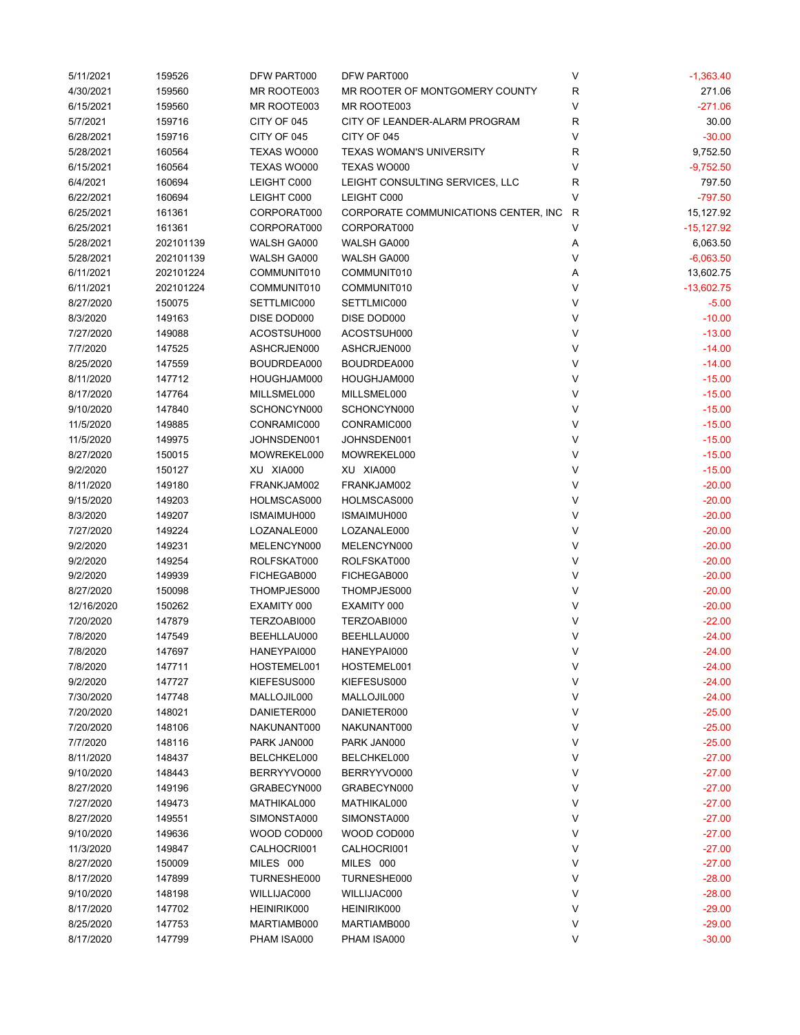| | | | | | |
|---|---|---|---|---|---|
| 5/11/2021 | 159526 | DFW PART000 | DFW PART000 | V | -1,363.40 |
| 4/30/2021 | 159560 | MR ROOTE003 | MR ROOTER OF MONTGOMERY COUNTY | R | 271.06 |
| 6/15/2021 | 159560 | MR ROOTE003 | MR ROOTE003 | V | -271.06 |
| 5/7/2021 | 159716 | CITY OF 045 | CITY OF LEANDER-ALARM PROGRAM | R | 30.00 |
| 6/28/2021 | 159716 | CITY OF 045 | CITY OF 045 | V | -30.00 |
| 5/28/2021 | 160564 | TEXAS WO000 | TEXAS WOMAN'S UNIVERSITY | R | 9,752.50 |
| 6/15/2021 | 160564 | TEXAS WO000 | TEXAS WO000 | V | -9,752.50 |
| 6/4/2021 | 160694 | LEIGHT C000 | LEIGHT CONSULTING SERVICES, LLC | R | 797.50 |
| 6/22/2021 | 160694 | LEIGHT C000 | LEIGHT C000 | V | -797.50 |
| 6/25/2021 | 161361 | CORPORAT000 | CORPORATE COMMUNICATIONS CENTER, INC | R | 15,127.92 |
| 6/25/2021 | 161361 | CORPORAT000 | CORPORAT000 | V | -15,127.92 |
| 5/28/2021 | 202101139 | WALSH GA000 | WALSH GA000 | A | 6,063.50 |
| 5/28/2021 | 202101139 | WALSH GA000 | WALSH GA000 | V | -6,063.50 |
| 6/11/2021 | 202101224 | COMMUNIT010 | COMMUNIT010 | A | 13,602.75 |
| 6/11/2021 | 202101224 | COMMUNIT010 | COMMUNIT010 | V | -13,602.75 |
| 8/27/2020 | 150075 | SETTLMIC000 | SETTLMIC000 | V | -5.00 |
| 8/3/2020 | 149163 | DISE DOD000 | DISE DOD000 | V | -10.00 |
| 7/27/2020 | 149088 | ACOSTSUH000 | ACOSTSUH000 | V | -13.00 |
| 7/7/2020 | 147525 | ASHCRJEN000 | ASHCRJEN000 | V | -14.00 |
| 8/25/2020 | 147559 | BOUDRDEA000 | BOUDRDEA000 | V | -14.00 |
| 8/11/2020 | 147712 | HOUGHJAM000 | HOUGHJAM000 | V | -15.00 |
| 8/17/2020 | 147764 | MILLSMEL000 | MILLSMEL000 | V | -15.00 |
| 9/10/2020 | 147840 | SCHONCYN000 | SCHONCYN000 | V | -15.00 |
| 11/5/2020 | 149885 | CONRAMIC000 | CONRAMIC000 | V | -15.00 |
| 11/5/2020 | 149975 | JOHNSDEN001 | JOHNSDEN001 | V | -15.00 |
| 8/27/2020 | 150015 | MOWREKEL000 | MOWREKEL000 | V | -15.00 |
| 9/2/2020 | 150127 | XU XIA000 | XU XIA000 | V | -15.00 |
| 8/11/2020 | 149180 | FRANKJAM002 | FRANKJAM002 | V | -20.00 |
| 9/15/2020 | 149203 | HOLMSCAS000 | HOLMSCAS000 | V | -20.00 |
| 8/3/2020 | 149207 | ISMAIMUH000 | ISMAIMUH000 | V | -20.00 |
| 7/27/2020 | 149224 | LOZANALE000 | LOZANALE000 | V | -20.00 |
| 9/2/2020 | 149231 | MELENCYN000 | MELENCYN000 | V | -20.00 |
| 9/2/2020 | 149254 | ROLFSKAT000 | ROLFSKAT000 | V | -20.00 |
| 9/2/2020 | 149939 | FICHEGAB000 | FICHEGAB000 | V | -20.00 |
| 8/27/2020 | 150098 | THOMPJES000 | THOMPJES000 | V | -20.00 |
| 12/16/2020 | 150262 | EXAMITY 000 | EXAMITY 000 | V | -20.00 |
| 7/20/2020 | 147879 | TERZOABI000 | TERZOABI000 | V | -22.00 |
| 7/8/2020 | 147549 | BEEHLLAU000 | BEEHLLAU000 | V | -24.00 |
| 7/8/2020 | 147697 | HANEYPAI000 | HANEYPAI000 | V | -24.00 |
| 7/8/2020 | 147711 | HOSTEMEL001 | HOSTEMEL001 | V | -24.00 |
| 9/2/2020 | 147727 | KIEFESUS000 | KIEFESUS000 | V | -24.00 |
| 7/30/2020 | 147748 | MALLOJIL000 | MALLOJIL000 | V | -24.00 |
| 7/20/2020 | 148021 | DANIETER000 | DANIETER000 | V | -25.00 |
| 7/20/2020 | 148106 | NAKUNANT000 | NAKUNANT000 | V | -25.00 |
| 7/7/2020 | 148116 | PARK JAN000 | PARK JAN000 | V | -25.00 |
| 8/11/2020 | 148437 | BELCHKEL000 | BELCHKEL000 | V | -27.00 |
| 9/10/2020 | 148443 | BERRYYVO000 | BERRYYVO000 | V | -27.00 |
| 8/27/2020 | 149196 | GRABECYN000 | GRABECYN000 | V | -27.00 |
| 7/27/2020 | 149473 | MATHIKAL000 | MATHIKAL000 | V | -27.00 |
| 8/27/2020 | 149551 | SIMONSTA000 | SIMONSTA000 | V | -27.00 |
| 9/10/2020 | 149636 | WOOD COD000 | WOOD COD000 | V | -27.00 |
| 11/3/2020 | 149847 | CALHOCRI001 | CALHOCRI001 | V | -27.00 |
| 8/27/2020 | 150009 | MILES 000 | MILES 000 | V | -27.00 |
| 8/17/2020 | 147899 | TURNESHE000 | TURNESHE000 | V | -28.00 |
| 9/10/2020 | 148198 | WILLIJAC000 | WILLIJAC000 | V | -28.00 |
| 8/17/2020 | 147702 | HEINIRIK000 | HEINIRIK000 | V | -29.00 |
| 8/25/2020 | 147753 | MARTIAMB000 | MARTIAMB000 | V | -29.00 |
| 8/17/2020 | 147799 | PHAM ISA000 | PHAM ISA000 | V | -30.00 |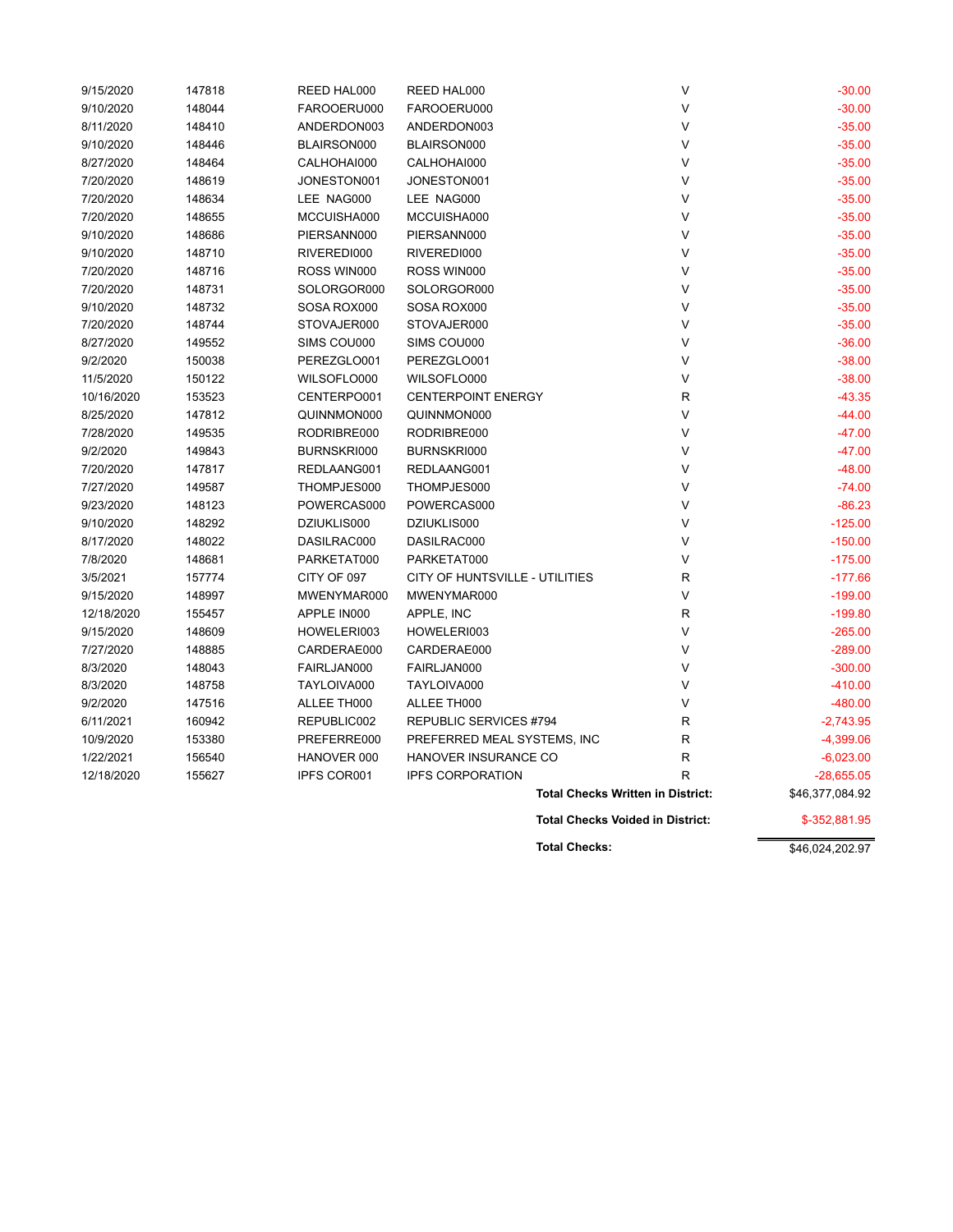| | | | | | |
|---|---|---|---|---|---|
| 9/15/2020 | 147818 | REED HAL000 | REED HAL000 | V | -30.00 |
| 9/10/2020 | 148044 | FAROOERU000 | FAROOERU000 | V | -30.00 |
| 8/11/2020 | 148410 | ANDERDON003 | ANDERDON003 | V | -35.00 |
| 9/10/2020 | 148446 | BLAIRSON000 | BLAIRSON000 | V | -35.00 |
| 8/27/2020 | 148464 | CALHOHAI000 | CALHOHAI000 | V | -35.00 |
| 7/20/2020 | 148619 | JONESTON001 | JONESTON001 | V | -35.00 |
| 7/20/2020 | 148634 | LEE NAG000 | LEE NAG000 | V | -35.00 |
| 7/20/2020 | 148655 | MCCUISHA000 | MCCUISHA000 | V | -35.00 |
| 9/10/2020 | 148686 | PIERSANN000 | PIERSANN000 | V | -35.00 |
| 9/10/2020 | 148710 | RIVEREDI000 | RIVEREDI000 | V | -35.00 |
| 7/20/2020 | 148716 | ROSS WIN000 | ROSS WIN000 | V | -35.00 |
| 7/20/2020 | 148731 | SOLORGOR000 | SOLORGOR000 | V | -35.00 |
| 9/10/2020 | 148732 | SOSA ROX000 | SOSA ROX000 | V | -35.00 |
| 7/20/2020 | 148744 | STOVAJER000 | STOVAJER000 | V | -35.00 |
| 8/27/2020 | 149552 | SIMS COU000 | SIMS COU000 | V | -36.00 |
| 9/2/2020 | 150038 | PEREZGLO001 | PEREZGLO001 | V | -38.00 |
| 11/5/2020 | 150122 | WILSOFLO000 | WILSOFLO000 | V | -38.00 |
| 10/16/2020 | 153523 | CENTERPO001 | CENTERPOINT ENERGY | R | -43.35 |
| 8/25/2020 | 147812 | QUINNMON000 | QUINNMON000 | V | -44.00 |
| 7/28/2020 | 149535 | RODRIBRE000 | RODRIBRE000 | V | -47.00 |
| 9/2/2020 | 149843 | BURNSKRI000 | BURNSKRI000 | V | -47.00 |
| 7/20/2020 | 147817 | REDLAANG001 | REDLAANG001 | V | -48.00 |
| 7/27/2020 | 149587 | THOMPJES000 | THOMPJES000 | V | -74.00 |
| 9/23/2020 | 148123 | POWERCAS000 | POWERCAS000 | V | -86.23 |
| 9/10/2020 | 148292 | DZIUKLIS000 | DZIUKLIS000 | V | -125.00 |
| 8/17/2020 | 148022 | DASILRAC000 | DASILRAC000 | V | -150.00 |
| 7/8/2020 | 148681 | PARKETAT000 | PARKETAT000 | V | -175.00 |
| 3/5/2021 | 157774 | CITY OF 097 | CITY OF HUNTSVILLE - UTILITIES | R | -177.66 |
| 9/15/2020 | 148997 | MWENYMAR000 | MWENYMAR000 | V | -199.00 |
| 12/18/2020 | 155457 | APPLE IN000 | APPLE, INC | R | -199.80 |
| 9/15/2020 | 148609 | HOWELERI003 | HOWELERI003 | V | -265.00 |
| 7/27/2020 | 148885 | CARDERAE000 | CARDERAE000 | V | -289.00 |
| 8/3/2020 | 148043 | FAIRLJAN000 | FAIRLJAN000 | V | -300.00 |
| 8/3/2020 | 148758 | TAYLOIVA000 | TAYLOIVA000 | V | -410.00 |
| 9/2/2020 | 147516 | ALLEE TH000 | ALLEE TH000 | V | -480.00 |
| 6/11/2021 | 160942 | REPUBLIC002 | REPUBLIC SERVICES #794 | R | -2,743.95 |
| 10/9/2020 | 153380 | PREFERRE000 | PREFERRED MEAL SYSTEMS, INC | R | -4,399.06 |
| 1/22/2021 | 156540 | HANOVER 000 | HANOVER INSURANCE CO | R | -6,023.00 |
| 12/18/2020 | 155627 | IPFS COR001 | IPFS CORPORATION | R | -28,655.05 |
| | | | **Total Checks Written in District:** | | $46,377,084.92 |
| | | | **Total Checks Voided in District:** | | $-352,881.95 |
| | | | **Total Checks:** | | $46,024,202.97 |